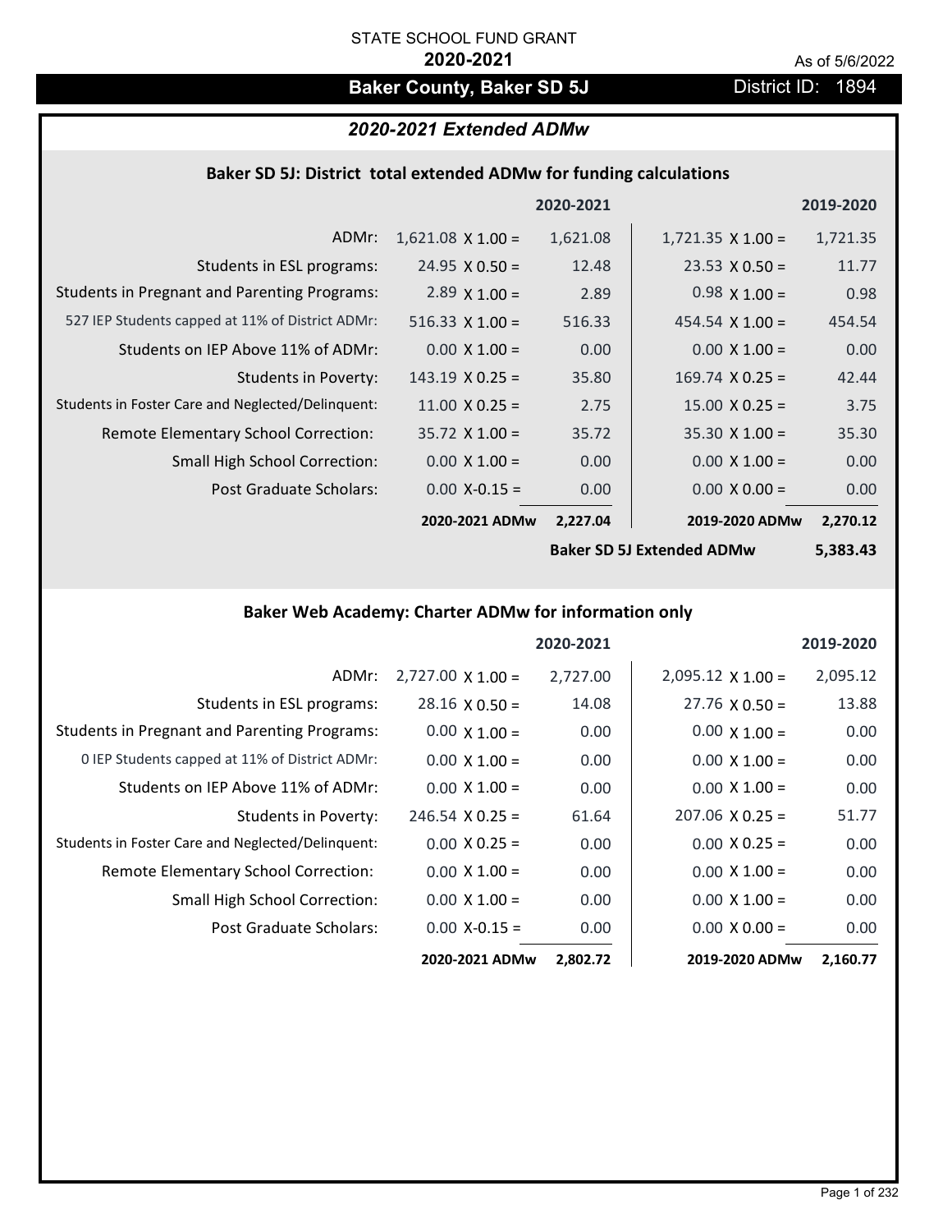STATE SCHOOL FUND GRANT

**2020-2021**

As of 5/6/2022

# Baker County, Baker SD 5J

District ID: 1894

## *2020-2021 Extended ADMw*

### Baker SD 5J: District total extended ADMw for funding calculations

| | 2020-2021 | | 2019-2020 | |
|---|---|---|---|---|
| ADMr: | 1,621.08 X 1.00 = | 1,621.08 | 1,721.35 X 1.00 = | 1,721.35 |
| Students in ESL programs: | 24.95 X 0.50 = | 12.48 | 23.53 X 0.50 = | 11.77 |
| Students in Pregnant and Parenting Programs: | 2.89 X 1.00 = | 2.89 | 0.98 X 1.00 = | 0.98 |
| 527 IEP Students capped at 11% of District ADMr: | 516.33 X 1.00 = | 516.33 | 454.54 X 1.00 = | 454.54 |
| Students on IEP Above 11% of ADMr: | 0.00 X 1.00 = | 0.00 | 0.00 X 1.00 = | 0.00 |
| Students in Poverty: | 143.19 X 0.25 = | 35.80 | 169.74 X 0.25 = | 42.44 |
| Students in Foster Care and Neglected/Delinquent: | 11.00 X 0.25 = | 2.75 | 15.00 X 0.25 = | 3.75 |
| Remote Elementary School Correction: | 35.72 X 1.00 = | 35.72 | 35.30 X 1.00 = | 35.30 |
| Small High School Correction: | 0.00 X 1.00 = | 0.00 | 0.00 X 1.00 = | 0.00 |
| Post Graduate Scholars: | 0.00 X-0.15 = | 0.00 | 0.00 X 0.00 = | 0.00 |
| | **2020-2021 ADMw** | **2,227.04** | **2019-2020 ADMw** | **2,270.12** |
| | | | **Baker SD 5J Extended ADMw** | **5,383.43** |

### Baker Web Academy: Charter ADMw for information only

| | 2020-2021 | | 2019-2020 | |
|---|---|---|---|---|
| ADMr: | 2,727.00 X 1.00 = | 2,727.00 | 2,095.12 X 1.00 = | 2,095.12 |
| Students in ESL programs: | 28.16 X 0.50 = | 14.08 | 27.76 X 0.50 = | 13.88 |
| Students in Pregnant and Parenting Programs: | 0.00 X 1.00 = | 0.00 | 0.00 X 1.00 = | 0.00 |
| 0 IEP Students capped at 11% of District ADMr: | 0.00 X 1.00 = | 0.00 | 0.00 X 1.00 = | 0.00 |
| Students on IEP Above 11% of ADMr: | 0.00 X 1.00 = | 0.00 | 0.00 X 1.00 = | 0.00 |
| Students in Poverty: | 246.54 X 0.25 = | 61.64 | 207.06 X 0.25 = | 51.77 |
| Students in Foster Care and Neglected/Delinquent: | 0.00 X 0.25 = | 0.00 | 0.00 X 0.25 = | 0.00 |
| Remote Elementary School Correction: | 0.00 X 1.00 = | 0.00 | 0.00 X 1.00 = | 0.00 |
| Small High School Correction: | 0.00 X 1.00 = | 0.00 | 0.00 X 1.00 = | 0.00 |
| Post Graduate Scholars: | 0.00 X-0.15 = | 0.00 | 0.00 X 0.00 = | 0.00 |
| | **2020-2021 ADMw** | **2,802.72** | **2019-2020 ADMw** | **2,160.77** |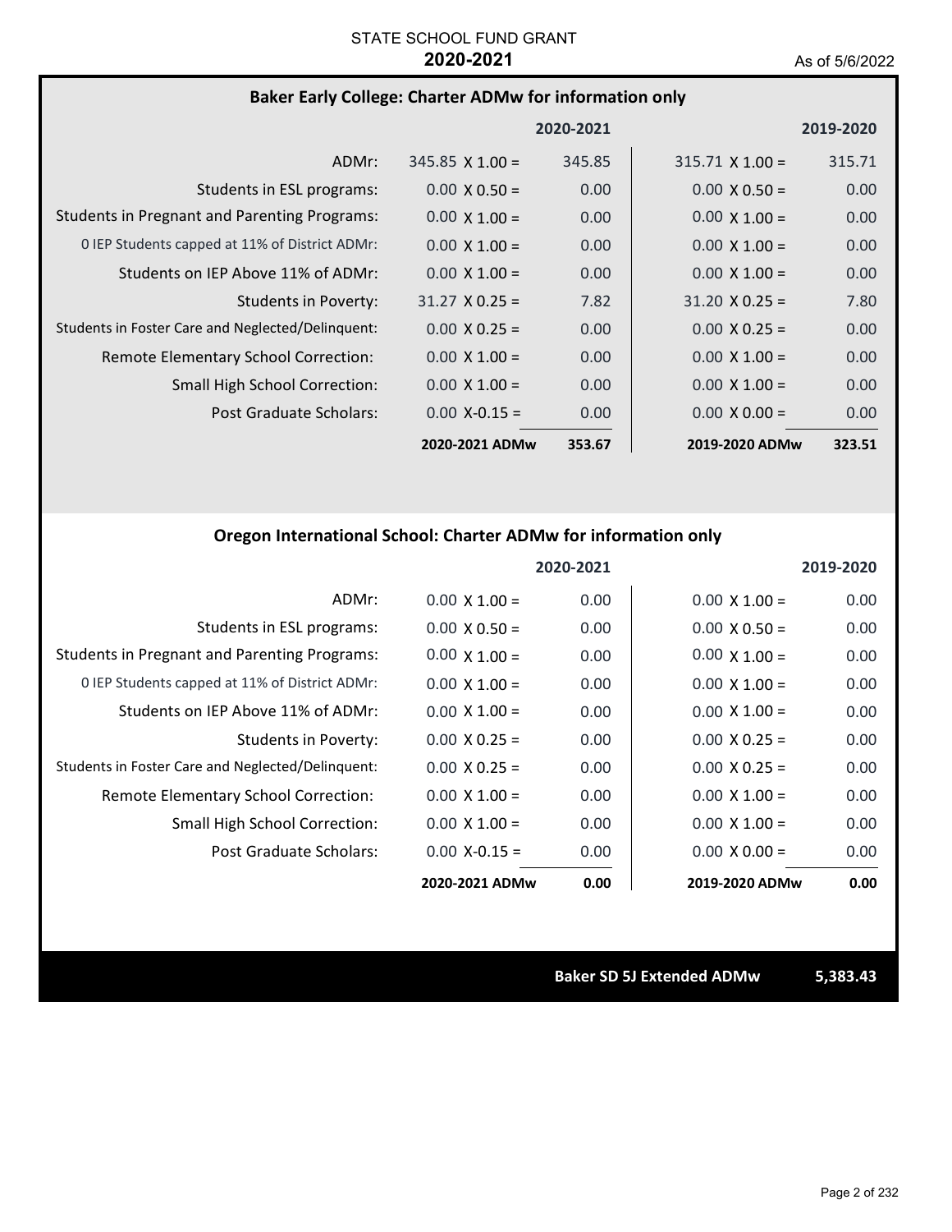STATE SCHOOL FUND GRANT
**2020-2021**

As of 5/6/2022

## Baker Early College: Charter ADMw for information only

| | 2020-2021 | | 2019-2020 | |
|---|---|---|---|---|
| ADMr: | 345.85 X 1.00 = | 345.85 | 315.71 X 1.00 = | 315.71 |
| Students in ESL programs: | 0.00 X 0.50 = | 0.00 | 0.00 X 0.50 = | 0.00 |
| Students in Pregnant and Parenting Programs: | 0.00 X 1.00 = | 0.00 | 0.00 X 1.00 = | 0.00 |
| 0 IEP Students capped at 11% of District ADMr: | 0.00 X 1.00 = | 0.00 | 0.00 X 1.00 = | 0.00 |
| Students on IEP Above 11% of ADMr: | 0.00 X 1.00 = | 0.00 | 0.00 X 1.00 = | 0.00 |
| Students in Poverty: | 31.27 X 0.25 = | 7.82 | 31.20 X 0.25 = | 7.80 |
| Students in Foster Care and Neglected/Delinquent: | 0.00 X 0.25 = | 0.00 | 0.00 X 0.25 = | 0.00 |
| Remote Elementary School Correction: | 0.00 X 1.00 = | 0.00 | 0.00 X 1.00 = | 0.00 |
| Small High School Correction: | 0.00 X 1.00 = | 0.00 | 0.00 X 1.00 = | 0.00 |
| Post Graduate Scholars: | 0.00 X-0.15 = | 0.00 | 0.00 X 0.00 = | 0.00 |
| | **2020-2021 ADMw** | **353.67** | **2019-2020 ADMw** | **323.51** |

## Oregon International School: Charter ADMw for information only

| | 2020-2021 | | 2019-2020 | |
|---|---|---|---|---|
| ADMr: | 0.00 X 1.00 = | 0.00 | 0.00 X 1.00 = | 0.00 |
| Students in ESL programs: | 0.00 X 0.50 = | 0.00 | 0.00 X 0.50 = | 0.00 |
| Students in Pregnant and Parenting Programs: | 0.00 X 1.00 = | 0.00 | 0.00 X 1.00 = | 0.00 |
| 0 IEP Students capped at 11% of District ADMr: | 0.00 X 1.00 = | 0.00 | 0.00 X 1.00 = | 0.00 |
| Students on IEP Above 11% of ADMr: | 0.00 X 1.00 = | 0.00 | 0.00 X 1.00 = | 0.00 |
| Students in Poverty: | 0.00 X 0.25 = | 0.00 | 0.00 X 0.25 = | 0.00 |
| Students in Foster Care and Neglected/Delinquent: | 0.00 X 0.25 = | 0.00 | 0.00 X 0.25 = | 0.00 |
| Remote Elementary School Correction: | 0.00 X 1.00 = | 0.00 | 0.00 X 1.00 = | 0.00 |
| Small High School Correction: | 0.00 X 1.00 = | 0.00 | 0.00 X 1.00 = | 0.00 |
| Post Graduate Scholars: | 0.00 X-0.15 = | 0.00 | 0.00 X 0.00 = | 0.00 |
| | **2020-2021 ADMw** | **0.00** | **2019-2020 ADMw** | **0.00** |

**Baker SD 5J Extended ADMw** **5,383.43**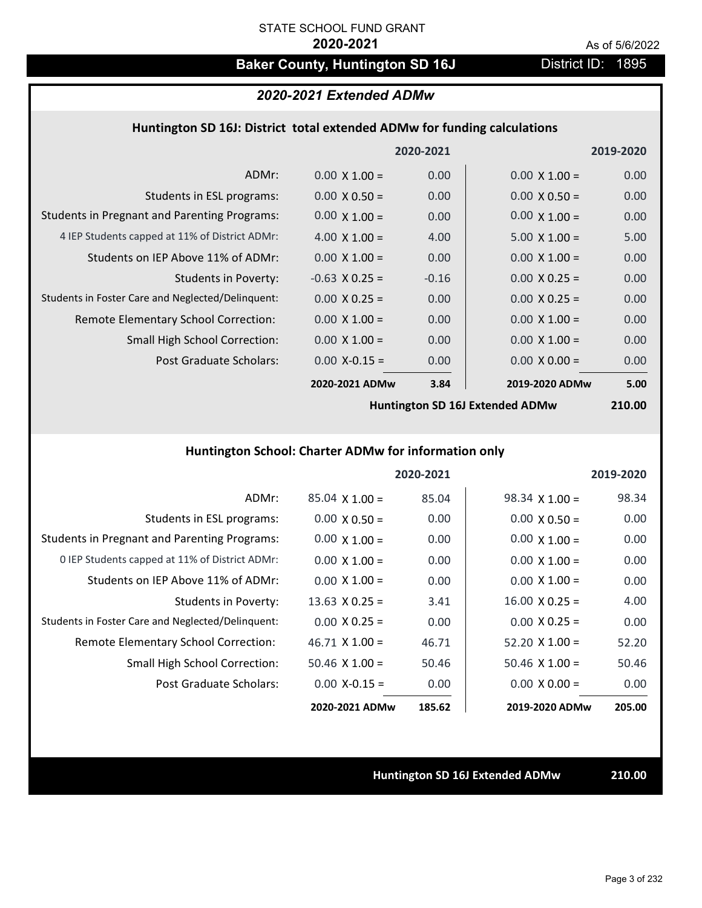STATE SCHOOL FUND GRANT

**2020-2021**

As of 5/6/2022

## Baker County, Huntington SD 16J

District ID: 1895

### *2020-2021 Extended ADMw*

#### Huntington SD 16J: District total extended ADMw for funding calculations

| | | 2020-2021 | | 2019-2020 |
|---|---|---|---|---|
| ADMr: | 0.00 X 1.00 = | 0.00 | 0.00 X 1.00 = | 0.00 |
| Students in ESL programs: | 0.00 X 0.50 = | 0.00 | 0.00 X 0.50 = | 0.00 |
| Students in Pregnant and Parenting Programs: | 0.00 X 1.00 = | 0.00 | 0.00 X 1.00 = | 0.00 |
| 4 IEP Students capped at 11% of District ADMr: | 4.00 X 1.00 = | 4.00 | 5.00 X 1.00 = | 5.00 |
| Students on IEP Above 11% of ADMr: | 0.00 X 1.00 = | 0.00 | 0.00 X 1.00 = | 0.00 |
| Students in Poverty: | -0.63 X 0.25 = | -0.16 | 0.00 X 0.25 = | 0.00 |
| Students in Foster Care and Neglected/Delinquent: | 0.00 X 0.25 = | 0.00 | 0.00 X 0.25 = | 0.00 |
| Remote Elementary School Correction: | 0.00 X 1.00 = | 0.00 | 0.00 X 1.00 = | 0.00 |
| Small High School Correction: | 0.00 X 1.00 = | 0.00 | 0.00 X 1.00 = | 0.00 |
| Post Graduate Scholars: | 0.00 X-0.15 = | 0.00 | 0.00 X 0.00 = | 0.00 |
| | **2020-2021 ADMw** | **3.84** | **2019-2020 ADMw** | **5.00** |

**Huntington SD 16J Extended ADMw** **210.00**

#### Huntington School: Charter ADMw for information only

| | | 2020-2021 | | 2019-2020 |
|---|---|---|---|---|
| ADMr: | 85.04 X 1.00 = | 85.04 | 98.34 X 1.00 = | 98.34 |
| Students in ESL programs: | 0.00 X 0.50 = | 0.00 | 0.00 X 0.50 = | 0.00 |
| Students in Pregnant and Parenting Programs: | 0.00 X 1.00 = | 0.00 | 0.00 X 1.00 = | 0.00 |
| 0 IEP Students capped at 11% of District ADMr: | 0.00 X 1.00 = | 0.00 | 0.00 X 1.00 = | 0.00 |
| Students on IEP Above 11% of ADMr: | 0.00 X 1.00 = | 0.00 | 0.00 X 1.00 = | 0.00 |
| Students in Poverty: | 13.63 X 0.25 = | 3.41 | 16.00 X 0.25 = | 4.00 |
| Students in Foster Care and Neglected/Delinquent: | 0.00 X 0.25 = | 0.00 | 0.00 X 0.25 = | 0.00 |
| Remote Elementary School Correction: | 46.71 X 1.00 = | 46.71 | 52.20 X 1.00 = | 52.20 |
| Small High School Correction: | 50.46 X 1.00 = | 50.46 | 50.46 X 1.00 = | 50.46 |
| Post Graduate Scholars: | 0.00 X-0.15 = | 0.00 | 0.00 X 0.00 = | 0.00 |
| | **2020-2021 ADMw** | **185.62** | **2019-2020 ADMw** | **205.00** |

**Huntington SD 16J Extended ADMw** **210.00**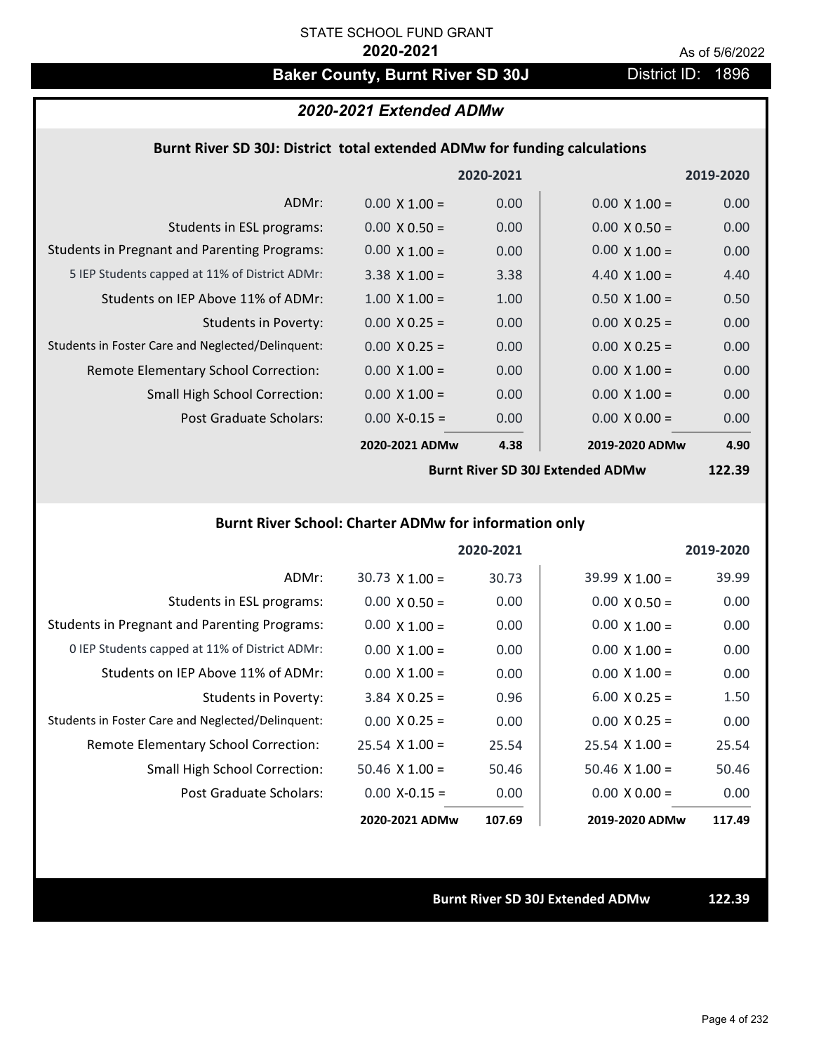STATE SCHOOL FUND GRANT

**2020-2021**

As of 5/6/2022

## Baker County, Burnt River SD 30J

District ID: 1896

### *2020-2021 Extended ADMw*

#### Burnt River SD 30J: District total extended ADMw for funding calculations

| | 2020-2021 | | 2019-2020 | |
|---|---|---|---|---|
| ADMr: | 0.00 X 1.00 = | 0.00 | 0.00 X 1.00 = | 0.00 |
| Students in ESL programs: | 0.00 X 0.50 = | 0.00 | 0.00 X 0.50 = | 0.00 |
| Students in Pregnant and Parenting Programs: | 0.00 X 1.00 = | 0.00 | 0.00 X 1.00 = | 0.00 |
| 5 IEP Students capped at 11% of District ADMr: | 3.38 X 1.00 = | 3.38 | 4.40 X 1.00 = | 4.40 |
| Students on IEP Above 11% of ADMr: | 1.00 X 1.00 = | 1.00 | 0.50 X 1.00 = | 0.50 |
| Students in Poverty: | 0.00 X 0.25 = | 0.00 | 0.00 X 0.25 = | 0.00 |
| Students in Foster Care and Neglected/Delinquent: | 0.00 X 0.25 = | 0.00 | 0.00 X 0.25 = | 0.00 |
| Remote Elementary School Correction: | 0.00 X 1.00 = | 0.00 | 0.00 X 1.00 = | 0.00 |
| Small High School Correction: | 0.00 X 1.00 = | 0.00 | 0.00 X 1.00 = | 0.00 |
| Post Graduate Scholars: | 0.00 X-0.15 = | 0.00 | 0.00 X 0.00 = | 0.00 |
| | **2020-2021 ADMw** | **4.38** | **2019-2020 ADMw** | **4.90** |
| | | | **Burnt River SD 30J Extended ADMw** | **122.39** |

#### Burnt River School: Charter ADMw for information only

| | 2020-2021 | | 2019-2020 | |
|---|---|---|---|---|
| ADMr: | 30.73 X 1.00 = | 30.73 | 39.99 X 1.00 = | 39.99 |
| Students in ESL programs: | 0.00 X 0.50 = | 0.00 | 0.00 X 0.50 = | 0.00 |
| Students in Pregnant and Parenting Programs: | 0.00 X 1.00 = | 0.00 | 0.00 X 1.00 = | 0.00 |
| 0 IEP Students capped at 11% of District ADMr: | 0.00 X 1.00 = | 0.00 | 0.00 X 1.00 = | 0.00 |
| Students on IEP Above 11% of ADMr: | 0.00 X 1.00 = | 0.00 | 0.00 X 1.00 = | 0.00 |
| Students in Poverty: | 3.84 X 0.25 = | 0.96 | 6.00 X 0.25 = | 1.50 |
| Students in Foster Care and Neglected/Delinquent: | 0.00 X 0.25 = | 0.00 | 0.00 X 0.25 = | 0.00 |
| Remote Elementary School Correction: | 25.54 X 1.00 = | 25.54 | 25.54 X 1.00 = | 25.54 |
| Small High School Correction: | 50.46 X 1.00 = | 50.46 | 50.46 X 1.00 = | 50.46 |
| Post Graduate Scholars: | 0.00 X-0.15 = | 0.00 | 0.00 X 0.00 = | 0.00 |
| | **2020-2021 ADMw** | **107.69** | **2019-2020 ADMw** | **117.49** |

**Burnt River SD 30J Extended ADMw** **122.39**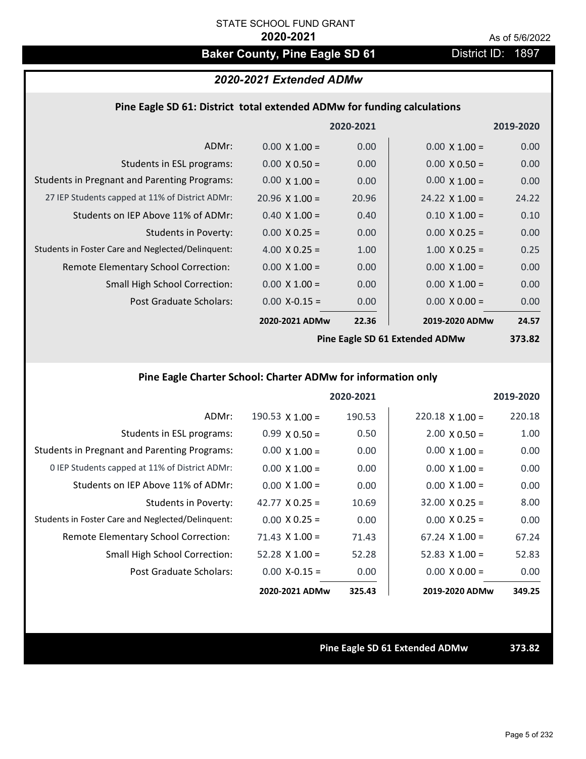STATE SCHOOL FUND GRANT

**2020-2021**

As of 5/6/2022

# Baker County, Pine Eagle SD 61

District ID: 1897

## *2020-2021 Extended ADMw*

### Pine Eagle SD 61: District total extended ADMw for funding calculations

| | | 2020-2021 | | 2019-2020 |
|---|---|---|---|---|
| ADMr: | 0.00 X 1.00 = | 0.00 | 0.00 X 1.00 = | 0.00 |
| Students in ESL programs: | 0.00 X 0.50 = | 0.00 | 0.00 X 0.50 = | 0.00 |
| Students in Pregnant and Parenting Programs: | 0.00 X 1.00 = | 0.00 | 0.00 X 1.00 = | 0.00 |
| 27 IEP Students capped at 11% of District ADMr: | 20.96 X 1.00 = | 20.96 | 24.22 X 1.00 = | 24.22 |
| Students on IEP Above 11% of ADMr: | 0.40 X 1.00 = | 0.40 | 0.10 X 1.00 = | 0.10 |
| Students in Poverty: | 0.00 X 0.25 = | 0.00 | 0.00 X 0.25 = | 0.00 |
| Students in Foster Care and Neglected/Delinquent: | 4.00 X 0.25 = | 1.00 | 1.00 X 0.25 = | 0.25 |
| Remote Elementary School Correction: | 0.00 X 1.00 = | 0.00 | 0.00 X 1.00 = | 0.00 |
| Small High School Correction: | 0.00 X 1.00 = | 0.00 | 0.00 X 1.00 = | 0.00 |
| Post Graduate Scholars: | 0.00 X-0.15 = | 0.00 | 0.00 X 0.00 = | 0.00 |
| | **2020-2021 ADMw** | **22.36** | **2019-2020 ADMw** | **24.57** |
| | | | **Pine Eagle SD 61 Extended ADMw** | **373.82** |

### Pine Eagle Charter School: Charter ADMw for information only

| | | 2020-2021 | | 2019-2020 |
|---|---|---|---|---|
| ADMr: | 190.53 X 1.00 = | 190.53 | 220.18 X 1.00 = | 220.18 |
| Students in ESL programs: | 0.99 X 0.50 = | 0.50 | 2.00 X 0.50 = | 1.00 |
| Students in Pregnant and Parenting Programs: | 0.00 X 1.00 = | 0.00 | 0.00 X 1.00 = | 0.00 |
| 0 IEP Students capped at 11% of District ADMr: | 0.00 X 1.00 = | 0.00 | 0.00 X 1.00 = | 0.00 |
| Students on IEP Above 11% of ADMr: | 0.00 X 1.00 = | 0.00 | 0.00 X 1.00 = | 0.00 |
| Students in Poverty: | 42.77 X 0.25 = | 10.69 | 32.00 X 0.25 = | 8.00 |
| Students in Foster Care and Neglected/Delinquent: | 0.00 X 0.25 = | 0.00 | 0.00 X 0.25 = | 0.00 |
| Remote Elementary School Correction: | 71.43 X 1.00 = | 71.43 | 67.24 X 1.00 = | 67.24 |
| Small High School Correction: | 52.28 X 1.00 = | 52.28 | 52.83 X 1.00 = | 52.83 |
| Post Graduate Scholars: | 0.00 X-0.15 = | 0.00 | 0.00 X 0.00 = | 0.00 |
| | **2020-2021 ADMw** | **325.43** | **2019-2020 ADMw** | **349.25** |

**Pine Eagle SD 61 Extended ADMw** **373.82**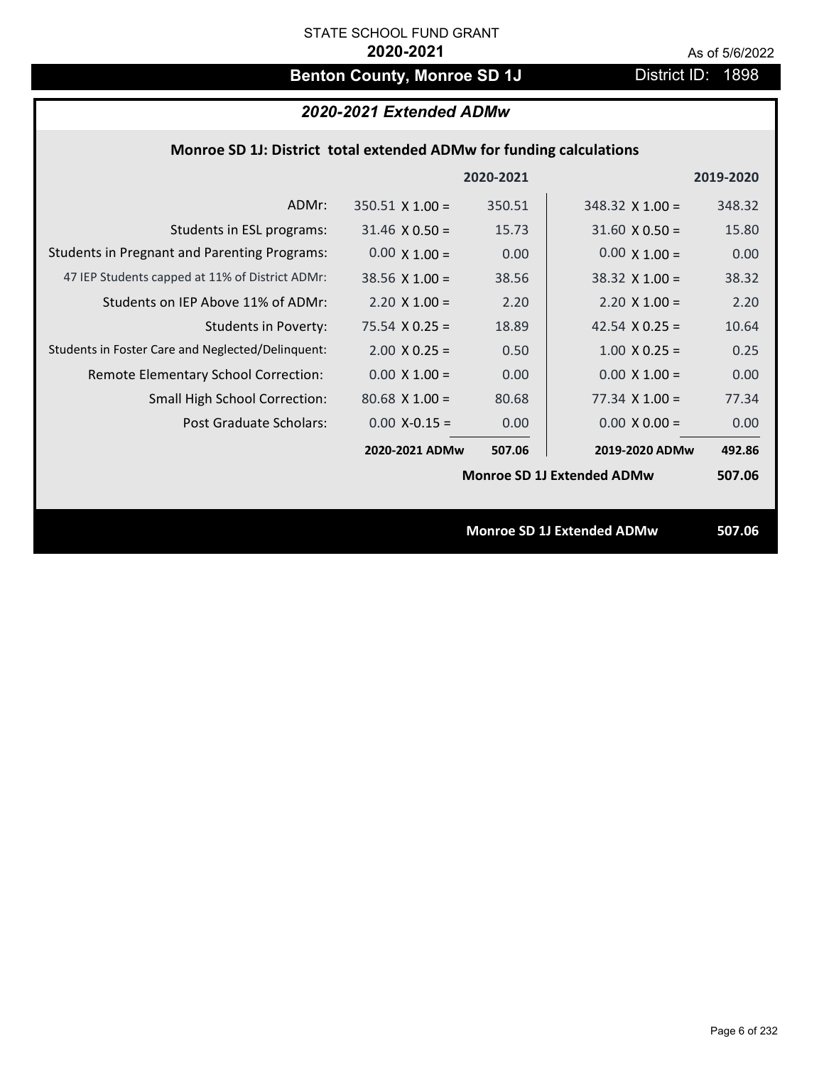STATE SCHOOL FUND GRANT

**2020-2021**

As of 5/6/2022

## Benton County, Monroe SD 1J

District ID: 1898

### *2020-2021 Extended ADMw*

**Monroe SD 1J: District total extended ADMw for funding calculations**

| | | 2020-2021 | | 2019-2020 |
|---|---|---|---|---|
| ADMr: | 350.51 X 1.00 = | 350.51 | 348.32 X 1.00 = | 348.32 |
| Students in ESL programs: | 31.46 X 0.50 = | 15.73 | 31.60 X 0.50 = | 15.80 |
| Students in Pregnant and Parenting Programs: | 0.00 X 1.00 = | 0.00 | 0.00 X 1.00 = | 0.00 |
| 47 IEP Students capped at 11% of District ADMr: | 38.56 X 1.00 = | 38.56 | 38.32 X 1.00 = | 38.32 |
| Students on IEP Above 11% of ADMr: | 2.20 X 1.00 = | 2.20 | 2.20 X 1.00 = | 2.20 |
| Students in Poverty: | 75.54 X 0.25 = | 18.89 | 42.54 X 0.25 = | 10.64 |
| Students in Foster Care and Neglected/Delinquent: | 2.00 X 0.25 = | 0.50 | 1.00 X 0.25 = | 0.25 |
| Remote Elementary School Correction: | 0.00 X 1.00 = | 0.00 | 0.00 X 1.00 = | 0.00 |
| Small High School Correction: | 80.68 X 1.00 = | 80.68 | 77.34 X 1.00 = | 77.34 |
| Post Graduate Scholars: | 0.00 X-0.15 = | 0.00 | 0.00 X 0.00 = | 0.00 |
| | **2020-2021 ADMw** | **507.06** | **2019-2020 ADMw** | **492.86** |
| | | | **Monroe SD 1J Extended ADMw** | **507.06** |

**Monroe SD 1J Extended ADMw 507.06**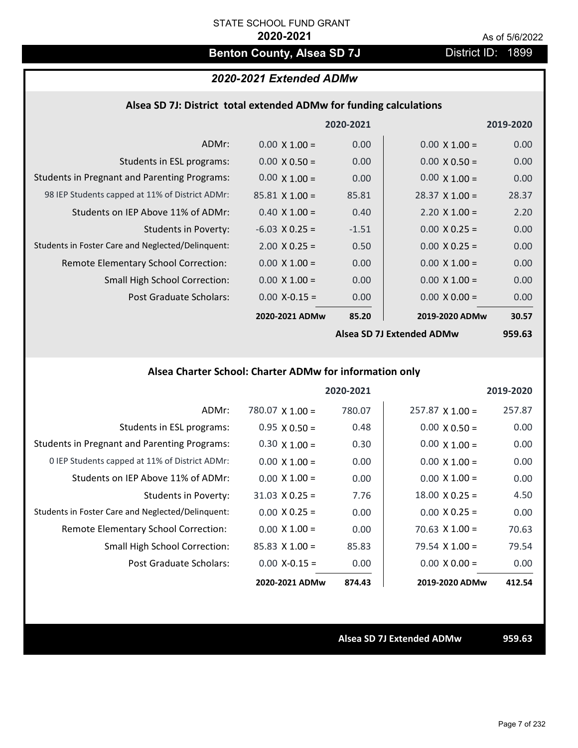STATE SCHOOL FUND GRANT

**2020-2021**

As of 5/6/2022

## Benton County, Alsea SD 7J

District ID: 1899

### *2020-2021 Extended ADMw*

#### Alsea SD 7J: District total extended ADMw for funding calculations

| | 2020-2021 | | 2019-2020 | |
|---|---|---|---|---|
| ADMr: | 0.00 X 1.00 = | 0.00 | 0.00 X 1.00 = | 0.00 |
| Students in ESL programs: | 0.00 X 0.50 = | 0.00 | 0.00 X 0.50 = | 0.00 |
| Students in Pregnant and Parenting Programs: | 0.00 X 1.00 = | 0.00 | 0.00 X 1.00 = | 0.00 |
| 98 IEP Students capped at 11% of District ADMr: | 85.81 X 1.00 = | 85.81 | 28.37 X 1.00 = | 28.37 |
| Students on IEP Above 11% of ADMr: | 0.40 X 1.00 = | 0.40 | 2.20 X 1.00 = | 2.20 |
| Students in Poverty: | -6.03 X 0.25 = | -1.51 | 0.00 X 0.25 = | 0.00 |
| Students in Foster Care and Neglected/Delinquent: | 2.00 X 0.25 = | 0.50 | 0.00 X 0.25 = | 0.00 |
| Remote Elementary School Correction: | 0.00 X 1.00 = | 0.00 | 0.00 X 1.00 = | 0.00 |
| Small High School Correction: | 0.00 X 1.00 = | 0.00 | 0.00 X 1.00 = | 0.00 |
| Post Graduate Scholars: | 0.00 X-0.15 = | 0.00 | 0.00 X 0.00 = | 0.00 |
| | **2020-2021 ADMw** | **85.20** | **2019-2020 ADMw** | **30.57** |
| | | | **Alsea SD 7J Extended ADMw** | **959.63** |

#### Alsea Charter School: Charter ADMw for information only

| | 2020-2021 | | 2019-2020 | |
|---|---|---|---|---|
| ADMr: | 780.07 X 1.00 = | 780.07 | 257.87 X 1.00 = | 257.87 |
| Students in ESL programs: | 0.95 X 0.50 = | 0.48 | 0.00 X 0.50 = | 0.00 |
| Students in Pregnant and Parenting Programs: | 0.30 X 1.00 = | 0.30 | 0.00 X 1.00 = | 0.00 |
| 0 IEP Students capped at 11% of District ADMr: | 0.00 X 1.00 = | 0.00 | 0.00 X 1.00 = | 0.00 |
| Students on IEP Above 11% of ADMr: | 0.00 X 1.00 = | 0.00 | 0.00 X 1.00 = | 0.00 |
| Students in Poverty: | 31.03 X 0.25 = | 7.76 | 18.00 X 0.25 = | 4.50 |
| Students in Foster Care and Neglected/Delinquent: | 0.00 X 0.25 = | 0.00 | 0.00 X 0.25 = | 0.00 |
| Remote Elementary School Correction: | 0.00 X 1.00 = | 0.00 | 70.63 X 1.00 = | 70.63 |
| Small High School Correction: | 85.83 X 1.00 = | 85.83 | 79.54 X 1.00 = | 79.54 |
| Post Graduate Scholars: | 0.00 X-0.15 = | 0.00 | 0.00 X 0.00 = | 0.00 |
| | **2020-2021 ADMw** | **874.43** | **2019-2020 ADMw** | **412.54** |

**Alsea SD 7J Extended ADMw** **959.63**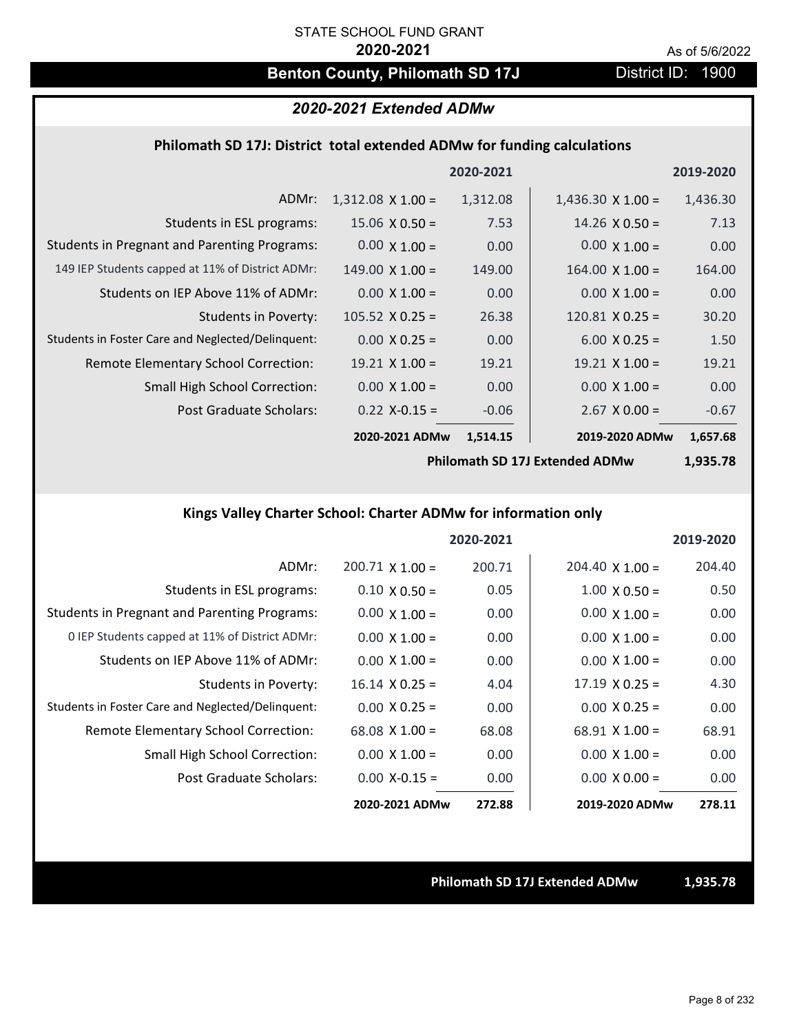STATE SCHOOL FUND GRANT

**2020-2021**

As of 5/6/2022

# Benton County, Philomath SD 17J

District ID: 1900

## *2020-2021 Extended ADMw*

### Philomath SD 17J: District total extended ADMw for funding calculations

| | | 2020-2021 | | 2019-2020 |
|---|---|---|---|---|
| ADMr: | 1,312.08 X 1.00 = | 1,312.08 | 1,436.30 X 1.00 = | 1,436.30 |
| Students in ESL programs: | 15.06 X 0.50 = | 7.53 | 14.26 X 0.50 = | 7.13 |
| Students in Pregnant and Parenting Programs: | 0.00 X 1.00 = | 0.00 | 0.00 X 1.00 = | 0.00 |
| 149 IEP Students capped at 11% of District ADMr: | 149.00 X 1.00 = | 149.00 | 164.00 X 1.00 = | 164.00 |
| Students on IEP Above 11% of ADMr: | 0.00 X 1.00 = | 0.00 | 0.00 X 1.00 = | 0.00 |
| Students in Poverty: | 105.52 X 0.25 = | 26.38 | 120.81 X 0.25 = | 30.20 |
| Students in Foster Care and Neglected/Delinquent: | 0.00 X 0.25 = | 0.00 | 6.00 X 0.25 = | 1.50 |
| Remote Elementary School Correction: | 19.21 X 1.00 = | 19.21 | 19.21 X 1.00 = | 19.21 |
| Small High School Correction: | 0.00 X 1.00 = | 0.00 | 0.00 X 1.00 = | 0.00 |
| Post Graduate Scholars: | 0.22 X-0.15 = | -0.06 | 2.67 X 0.00 = | -0.67 |
| | **2020-2021 ADMw** | **1,514.15** | **2019-2020 ADMw** | **1,657.68** |
| | | | **Philomath SD 17J Extended ADMw** | **1,935.78** |

### Kings Valley Charter School: Charter ADMw for information only

| | | 2020-2021 | | 2019-2020 |
|---|---|---|---|---|
| ADMr: | 200.71 X 1.00 = | 200.71 | 204.40 X 1.00 = | 204.40 |
| Students in ESL programs: | 0.10 X 0.50 = | 0.05 | 1.00 X 0.50 = | 0.50 |
| Students in Pregnant and Parenting Programs: | 0.00 X 1.00 = | 0.00 | 0.00 X 1.00 = | 0.00 |
| 0 IEP Students capped at 11% of District ADMr: | 0.00 X 1.00 = | 0.00 | 0.00 X 1.00 = | 0.00 |
| Students on IEP Above 11% of ADMr: | 0.00 X 1.00 = | 0.00 | 0.00 X 1.00 = | 0.00 |
| Students in Poverty: | 16.14 X 0.25 = | 4.04 | 17.19 X 0.25 = | 4.30 |
| Students in Foster Care and Neglected/Delinquent: | 0.00 X 0.25 = | 0.00 | 0.00 X 0.25 = | 0.00 |
| Remote Elementary School Correction: | 68.08 X 1.00 = | 68.08 | 68.91 X 1.00 = | 68.91 |
| Small High School Correction: | 0.00 X 1.00 = | 0.00 | 0.00 X 1.00 = | 0.00 |
| Post Graduate Scholars: | 0.00 X-0.15 = | 0.00 | 0.00 X 0.00 = | 0.00 |
| | **2020-2021 ADMw** | **272.88** | **2019-2020 ADMw** | **278.11** |

**Philomath SD 17J Extended ADMw** **1,935.78**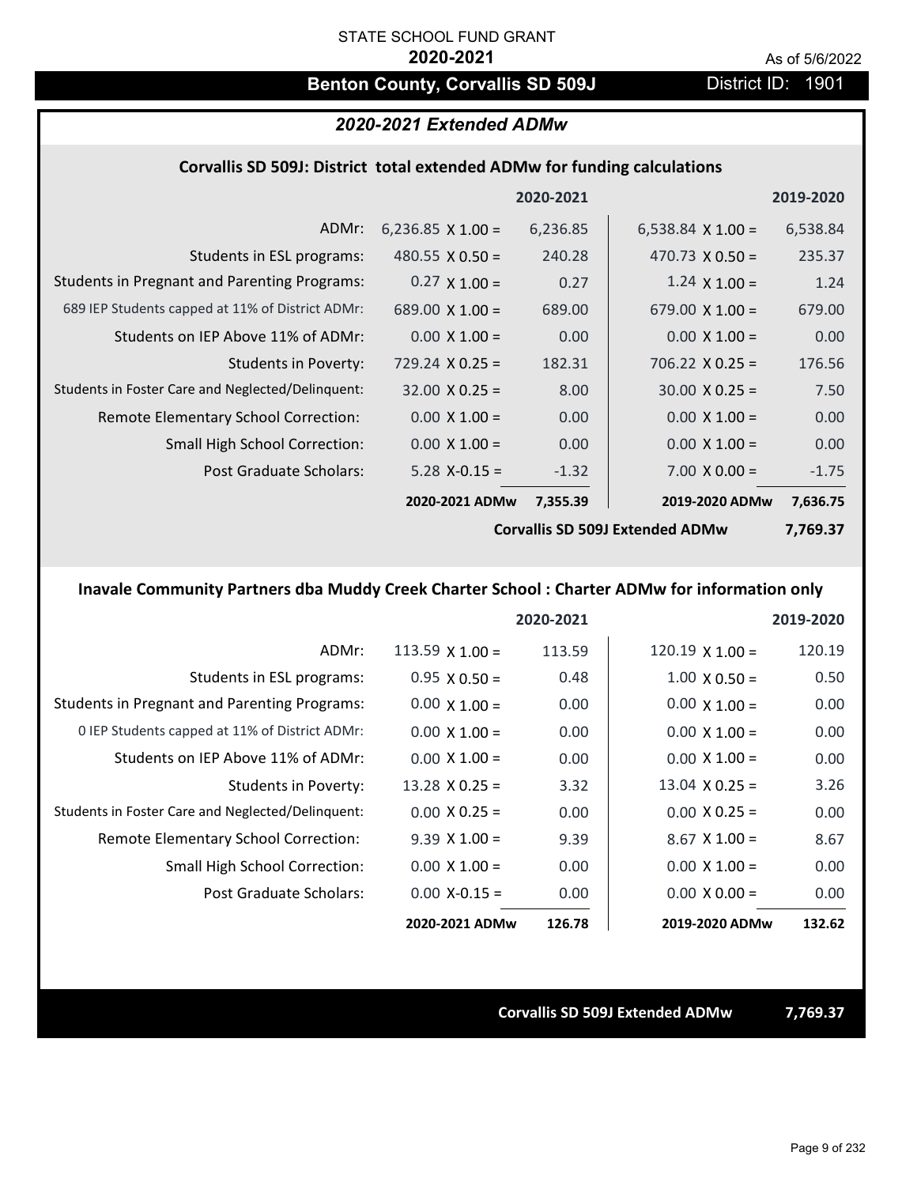STATE SCHOOL FUND GRANT

**2020-2021**

As of 5/6/2022

## Benton County, Corvallis SD 509J

District ID: 1901

### *2020-2021 Extended ADMw*

#### Corvallis SD 509J: District total extended ADMw for funding calculations

| | | 2020-2021 | | 2019-2020 |
|---|---|---|---|---|
| ADMr: | 6,236.85 X 1.00 = | 6,236.85 | 6,538.84 X 1.00 = | 6,538.84 |
| Students in ESL programs: | 480.55 X 0.50 = | 240.28 | 470.73 X 0.50 = | 235.37 |
| Students in Pregnant and Parenting Programs: | 0.27 X 1.00 = | 0.27 | 1.24 X 1.00 = | 1.24 |
| 689 IEP Students capped at 11% of District ADMr: | 689.00 X 1.00 = | 689.00 | 679.00 X 1.00 = | 679.00 |
| Students on IEP Above 11% of ADMr: | 0.00 X 1.00 = | 0.00 | 0.00 X 1.00 = | 0.00 |
| Students in Poverty: | 729.24 X 0.25 = | 182.31 | 706.22 X 0.25 = | 176.56 |
| Students in Foster Care and Neglected/Delinquent: | 32.00 X 0.25 = | 8.00 | 30.00 X 0.25 = | 7.50 |
| Remote Elementary School Correction: | 0.00 X 1.00 = | 0.00 | 0.00 X 1.00 = | 0.00 |
| Small High School Correction: | 0.00 X 1.00 = | 0.00 | 0.00 X 1.00 = | 0.00 |
| Post Graduate Scholars: | 5.28 X-0.15 = | -1.32 | 7.00 X 0.00 = | -1.75 |
| | **2020-2021 ADMw** | **7,355.39** | **2019-2020 ADMw** | **7,636.75** |
| | | | **Corvallis SD 509J Extended ADMw** | **7,769.37** |

#### Inavale Community Partners dba Muddy Creek Charter School : Charter ADMw for information only

| | | 2020-2021 | | 2019-2020 |
|---|---|---|---|---|
| ADMr: | 113.59 X 1.00 = | 113.59 | 120.19 X 1.00 = | 120.19 |
| Students in ESL programs: | 0.95 X 0.50 = | 0.48 | 1.00 X 0.50 = | 0.50 |
| Students in Pregnant and Parenting Programs: | 0.00 X 1.00 = | 0.00 | 0.00 X 1.00 = | 0.00 |
| 0 IEP Students capped at 11% of District ADMr: | 0.00 X 1.00 = | 0.00 | 0.00 X 1.00 = | 0.00 |
| Students on IEP Above 11% of ADMr: | 0.00 X 1.00 = | 0.00 | 0.00 X 1.00 = | 0.00 |
| Students in Poverty: | 13.28 X 0.25 = | 3.32 | 13.04 X 0.25 = | 3.26 |
| Students in Foster Care and Neglected/Delinquent: | 0.00 X 0.25 = | 0.00 | 0.00 X 0.25 = | 0.00 |
| Remote Elementary School Correction: | 9.39 X 1.00 = | 9.39 | 8.67 X 1.00 = | 8.67 |
| Small High School Correction: | 0.00 X 1.00 = | 0.00 | 0.00 X 1.00 = | 0.00 |
| Post Graduate Scholars: | 0.00 X-0.15 = | 0.00 | 0.00 X 0.00 = | 0.00 |
| | **2020-2021 ADMw** | **126.78** | **2019-2020 ADMw** | **132.62** |

**Corvallis SD 509J Extended ADMw** **7,769.37**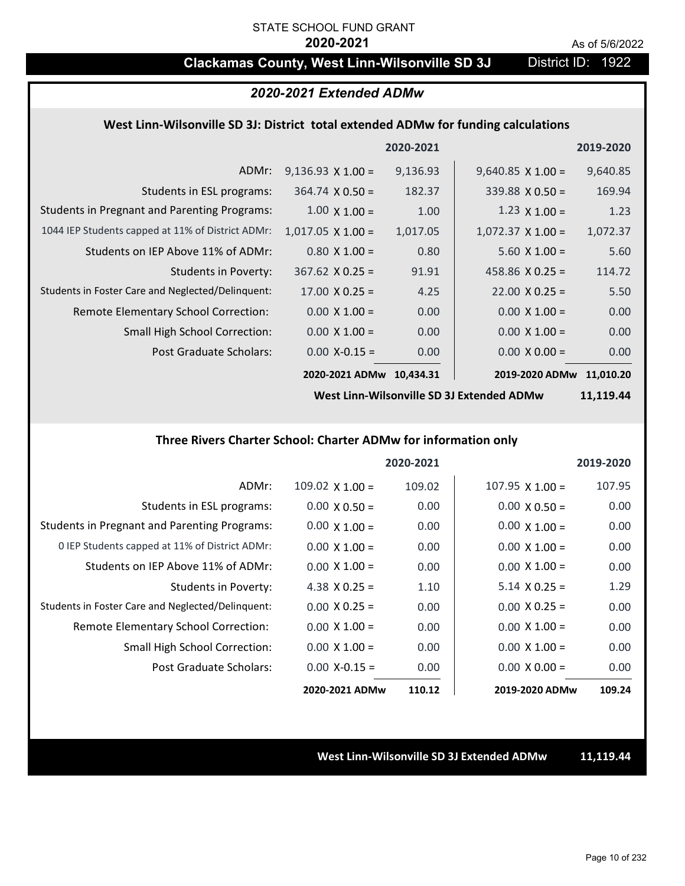STATE SCHOOL FUND GRANT

**2020-2021**

As of 5/6/2022

## Clackamas County, West Linn-Wilsonville SD 3J — District ID: 1922

### *2020-2021 Extended ADMw*

#### West Linn-Wilsonville SD 3J: District total extended ADMw for funding calculations

| | | 2020-2021 | | 2019-2020 |
|---|---|---|---|---|
| ADMr: | 9,136.93 X 1.00 = | 9,136.93 | 9,640.85 X 1.00 = | 9,640.85 |
| Students in ESL programs: | 364.74 X 0.50 = | 182.37 | 339.88 X 0.50 = | 169.94 |
| Students in Pregnant and Parenting Programs: | 1.00 X 1.00 = | 1.00 | 1.23 X 1.00 = | 1.23 |
| 1044 IEP Students capped at 11% of District ADMr: | 1,017.05 X 1.00 = | 1,017.05 | 1,072.37 X 1.00 = | 1,072.37 |
| Students on IEP Above 11% of ADMr: | 0.80 X 1.00 = | 0.80 | 5.60 X 1.00 = | 5.60 |
| Students in Poverty: | 367.62 X 0.25 = | 91.91 | 458.86 X 0.25 = | 114.72 |
| Students in Foster Care and Neglected/Delinquent: | 17.00 X 0.25 = | 4.25 | 22.00 X 0.25 = | 5.50 |
| Remote Elementary School Correction: | 0.00 X 1.00 = | 0.00 | 0.00 X 1.00 = | 0.00 |
| Small High School Correction: | 0.00 X 1.00 = | 0.00 | 0.00 X 1.00 = | 0.00 |
| Post Graduate Scholars: | 0.00 X-0.15 = | 0.00 | 0.00 X 0.00 = | 0.00 |
| | **2020-2021 ADMw** | **10,434.31** | **2019-2020 ADMw** | **11,010.20** |
| | | | **West Linn-Wilsonville SD 3J Extended ADMw** | **11,119.44** |

#### Three Rivers Charter School: Charter ADMw for information only

| | | 2020-2021 | | 2019-2020 |
|---|---|---|---|---|
| ADMr: | 109.02 X 1.00 = | 109.02 | 107.95 X 1.00 = | 107.95 |
| Students in ESL programs: | 0.00 X 0.50 = | 0.00 | 0.00 X 0.50 = | 0.00 |
| Students in Pregnant and Parenting Programs: | 0.00 X 1.00 = | 0.00 | 0.00 X 1.00 = | 0.00 |
| 0 IEP Students capped at 11% of District ADMr: | 0.00 X 1.00 = | 0.00 | 0.00 X 1.00 = | 0.00 |
| Students on IEP Above 11% of ADMr: | 0.00 X 1.00 = | 0.00 | 0.00 X 1.00 = | 0.00 |
| Students in Poverty: | 4.38 X 0.25 = | 1.10 | 5.14 X 0.25 = | 1.29 |
| Students in Foster Care and Neglected/Delinquent: | 0.00 X 0.25 = | 0.00 | 0.00 X 0.25 = | 0.00 |
| Remote Elementary School Correction: | 0.00 X 1.00 = | 0.00 | 0.00 X 1.00 = | 0.00 |
| Small High School Correction: | 0.00 X 1.00 = | 0.00 | 0.00 X 1.00 = | 0.00 |
| Post Graduate Scholars: | 0.00 X-0.15 = | 0.00 | 0.00 X 0.00 = | 0.00 |
| | **2020-2021 ADMw** | **110.12** | **2019-2020 ADMw** | **109.24** |

**West Linn-Wilsonville SD 3J Extended ADMw 11,119.44**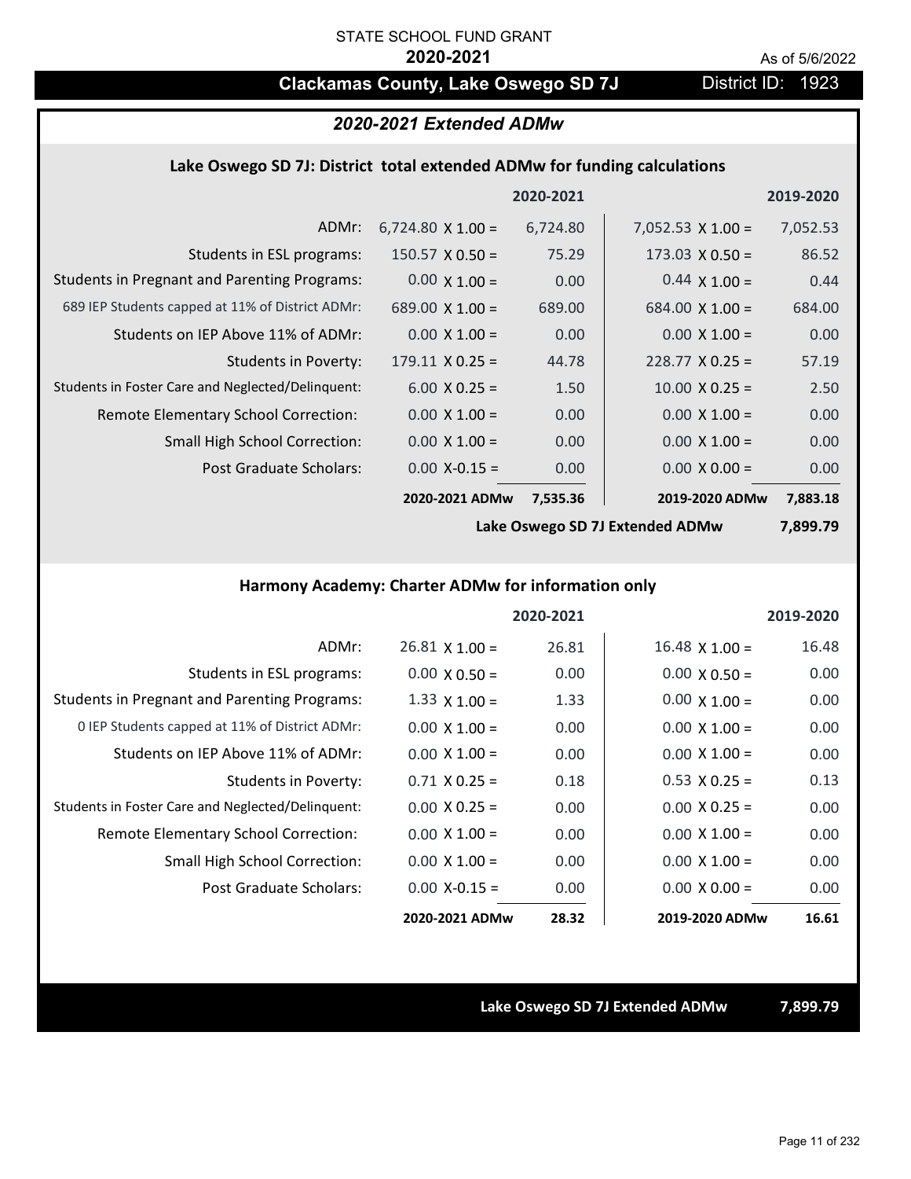STATE SCHOOL FUND GRANT

**2020-2021**

As of 5/6/2022

## Clackamas County, Lake Oswego SD 7J

District ID: 1923

### 2020-2021 Extended ADMw

#### Lake Oswego SD 7J: District total extended ADMw for funding calculations

| | 2020-2021 | | 2019-2020 | |
|---|---|---|---|---|
| ADMr: | 6,724.80 X 1.00 = | 6,724.80 | 7,052.53 X 1.00 = | 7,052.53 |
| Students in ESL programs: | 150.57 X 0.50 = | 75.29 | 173.03 X 0.50 = | 86.52 |
| Students in Pregnant and Parenting Programs: | 0.00 X 1.00 = | 0.00 | 0.44 X 1.00 = | 0.44 |
| 689 IEP Students capped at 11% of District ADMr: | 689.00 X 1.00 = | 689.00 | 684.00 X 1.00 = | 684.00 |
| Students on IEP Above 11% of ADMr: | 0.00 X 1.00 = | 0.00 | 0.00 X 1.00 = | 0.00 |
| Students in Poverty: | 179.11 X 0.25 = | 44.78 | 228.77 X 0.25 = | 57.19 |
| Students in Foster Care and Neglected/Delinquent: | 6.00 X 0.25 = | 1.50 | 10.00 X 0.25 = | 2.50 |
| Remote Elementary School Correction: | 0.00 X 1.00 = | 0.00 | 0.00 X 1.00 = | 0.00 |
| Small High School Correction: | 0.00 X 1.00 = | 0.00 | 0.00 X 1.00 = | 0.00 |
| Post Graduate Scholars: | 0.00 X-0.15 = | 0.00 | 0.00 X 0.00 = | 0.00 |
| | **2020-2021 ADMw** | **7,535.36** | **2019-2020 ADMw** | **7,883.18** |
| | | | **Lake Oswego SD 7J Extended ADMw** | **7,899.79** |

#### Harmony Academy: Charter ADMw for information only

| | 2020-2021 | | 2019-2020 | |
|---|---|---|---|---|
| ADMr: | 26.81 X 1.00 = | 26.81 | 16.48 X 1.00 = | 16.48 |
| Students in ESL programs: | 0.00 X 0.50 = | 0.00 | 0.00 X 0.50 = | 0.00 |
| Students in Pregnant and Parenting Programs: | 1.33 X 1.00 = | 1.33 | 0.00 X 1.00 = | 0.00 |
| 0 IEP Students capped at 11% of District ADMr: | 0.00 X 1.00 = | 0.00 | 0.00 X 1.00 = | 0.00 |
| Students on IEP Above 11% of ADMr: | 0.00 X 1.00 = | 0.00 | 0.00 X 1.00 = | 0.00 |
| Students in Poverty: | 0.71 X 0.25 = | 0.18 | 0.53 X 0.25 = | 0.13 |
| Students in Foster Care and Neglected/Delinquent: | 0.00 X 0.25 = | 0.00 | 0.00 X 0.25 = | 0.00 |
| Remote Elementary School Correction: | 0.00 X 1.00 = | 0.00 | 0.00 X 1.00 = | 0.00 |
| Small High School Correction: | 0.00 X 1.00 = | 0.00 | 0.00 X 1.00 = | 0.00 |
| Post Graduate Scholars: | 0.00 X-0.15 = | 0.00 | 0.00 X 0.00 = | 0.00 |
| | **2020-2021 ADMw** | **28.32** | **2019-2020 ADMw** | **16.61** |

**Lake Oswego SD 7J Extended ADMw** **7,899.79**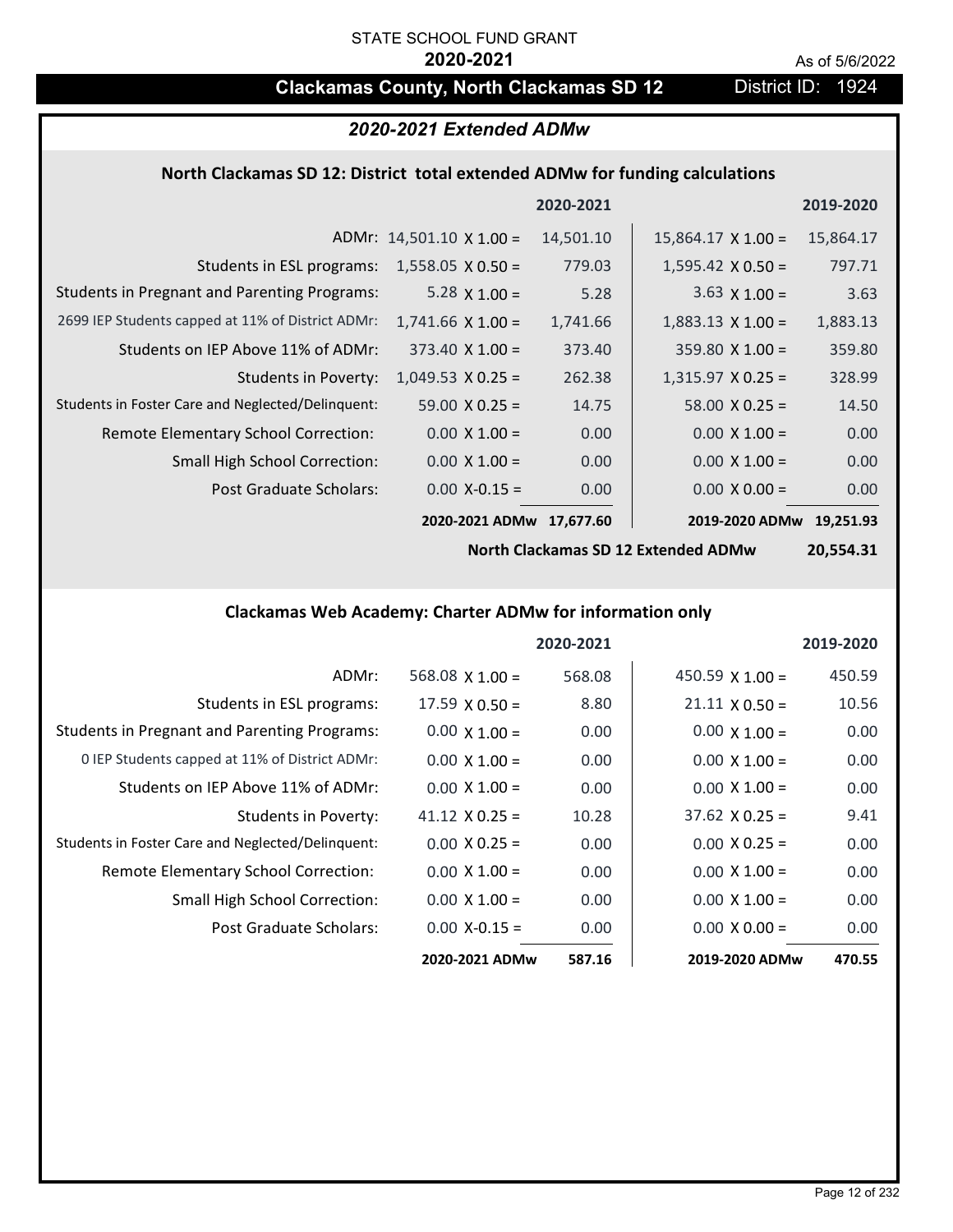STATE SCHOOL FUND GRANT

**2020-2021**

As of 5/6/2022

# Clackamas County, North Clackamas SD 12 — District ID: 1924

## *2020-2021 Extended ADMw*

### North Clackamas SD 12: District total extended ADMw for funding calculations

| | | 2020-2021 | | 2019-2020 |
|---|---|---|---|---|
| ADMr: | 14,501.10 X 1.00 = | 14,501.10 | 15,864.17 X 1.00 = | 15,864.17 |
| Students in ESL programs: | 1,558.05 X 0.50 = | 779.03 | 1,595.42 X 0.50 = | 797.71 |
| Students in Pregnant and Parenting Programs: | 5.28 X 1.00 = | 5.28 | 3.63 X 1.00 = | 3.63 |
| 2699 IEP Students capped at 11% of District ADMr: | 1,741.66 X 1.00 = | 1,741.66 | 1,883.13 X 1.00 = | 1,883.13 |
| Students on IEP Above 11% of ADMr: | 373.40 X 1.00 = | 373.40 | 359.80 X 1.00 = | 359.80 |
| Students in Poverty: | 1,049.53 X 0.25 = | 262.38 | 1,315.97 X 0.25 = | 328.99 |
| Students in Foster Care and Neglected/Delinquent: | 59.00 X 0.25 = | 14.75 | 58.00 X 0.25 = | 14.50 |
| Remote Elementary School Correction: | 0.00 X 1.00 = | 0.00 | 0.00 X 1.00 = | 0.00 |
| Small High School Correction: | 0.00 X 1.00 = | 0.00 | 0.00 X 1.00 = | 0.00 |
| Post Graduate Scholars: | 0.00 X-0.15 = | 0.00 | 0.00 X 0.00 = | 0.00 |
| | **2020-2021 ADMw** | **17,677.60** | **2019-2020 ADMw** | **19,251.93** |
| | | | **North Clackamas SD 12 Extended ADMw** | **20,554.31** |

### Clackamas Web Academy: Charter ADMw for information only

| | | 2020-2021 | | 2019-2020 |
|---|---|---|---|---|
| ADMr: | 568.08 X 1.00 = | 568.08 | 450.59 X 1.00 = | 450.59 |
| Students in ESL programs: | 17.59 X 0.50 = | 8.80 | 21.11 X 0.50 = | 10.56 |
| Students in Pregnant and Parenting Programs: | 0.00 X 1.00 = | 0.00 | 0.00 X 1.00 = | 0.00 |
| 0 IEP Students capped at 11% of District ADMr: | 0.00 X 1.00 = | 0.00 | 0.00 X 1.00 = | 0.00 |
| Students on IEP Above 11% of ADMr: | 0.00 X 1.00 = | 0.00 | 0.00 X 1.00 = | 0.00 |
| Students in Poverty: | 41.12 X 0.25 = | 10.28 | 37.62 X 0.25 = | 9.41 |
| Students in Foster Care and Neglected/Delinquent: | 0.00 X 0.25 = | 0.00 | 0.00 X 0.25 = | 0.00 |
| Remote Elementary School Correction: | 0.00 X 1.00 = | 0.00 | 0.00 X 1.00 = | 0.00 |
| Small High School Correction: | 0.00 X 1.00 = | 0.00 | 0.00 X 1.00 = | 0.00 |
| Post Graduate Scholars: | 0.00 X-0.15 = | 0.00 | 0.00 X 0.00 = | 0.00 |
| | **2020-2021 ADMw** | **587.16** | **2019-2020 ADMw** | **470.55** |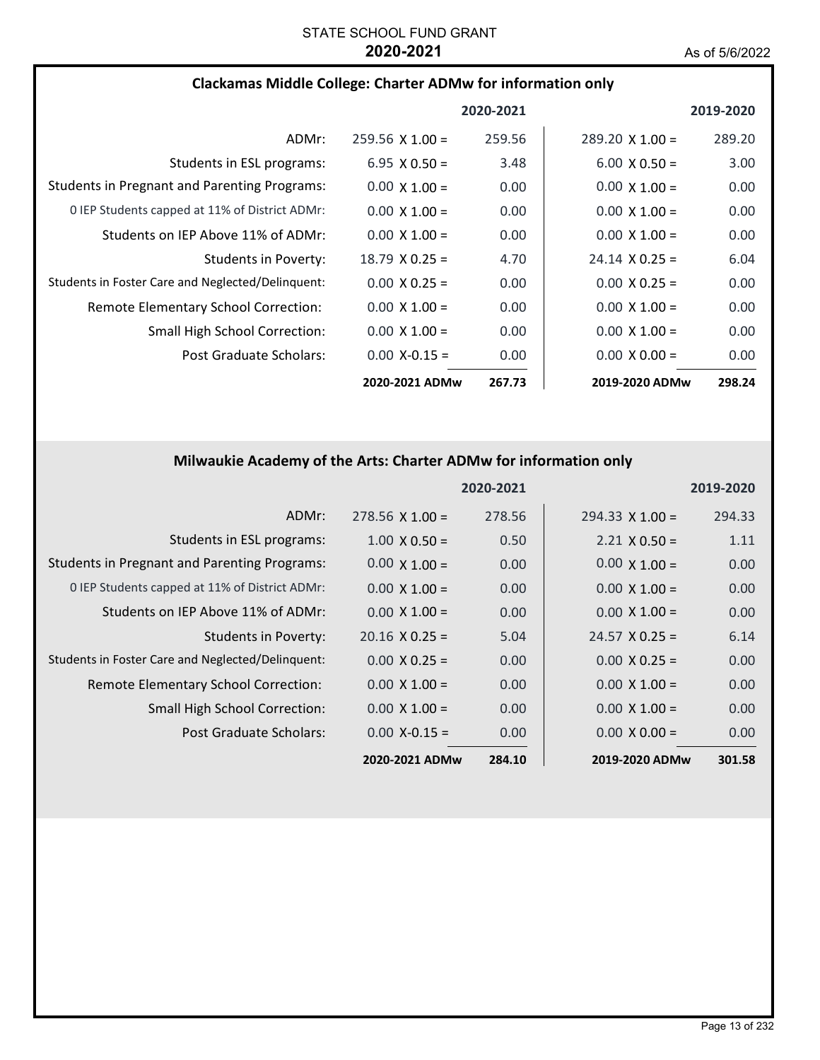STATE SCHOOL FUND GRANT

**2020-2021**

As of 5/6/2022

### Clackamas Middle College: Charter ADMw for information only

| | 2020-2021 | | 2019-2020 | |
|---|---|---|---|---|
| ADMr: | 259.56 X 1.00 = | 259.56 | 289.20 X 1.00 = | 289.20 |
| Students in ESL programs: | 6.95 X 0.50 = | 3.48 | 6.00 X 0.50 = | 3.00 |
| Students in Pregnant and Parenting Programs: | 0.00 X 1.00 = | 0.00 | 0.00 X 1.00 = | 0.00 |
| 0 IEP Students capped at 11% of District ADMr: | 0.00 X 1.00 = | 0.00 | 0.00 X 1.00 = | 0.00 |
| Students on IEP Above 11% of ADMr: | 0.00 X 1.00 = | 0.00 | 0.00 X 1.00 = | 0.00 |
| Students in Poverty: | 18.79 X 0.25 = | 4.70 | 24.14 X 0.25 = | 6.04 |
| Students in Foster Care and Neglected/Delinquent: | 0.00 X 0.25 = | 0.00 | 0.00 X 0.25 = | 0.00 |
| Remote Elementary School Correction: | 0.00 X 1.00 = | 0.00 | 0.00 X 1.00 = | 0.00 |
| Small High School Correction: | 0.00 X 1.00 = | 0.00 | 0.00 X 1.00 = | 0.00 |
| Post Graduate Scholars: | 0.00 X-0.15 = | 0.00 | 0.00 X 0.00 = | 0.00 |
| | **2020-2021 ADMw** | **267.73** | **2019-2020 ADMw** | **298.24** |

### Milwaukie Academy of the Arts: Charter ADMw for information only

| | 2020-2021 | | 2019-2020 | |
|---|---|---|---|---|
| ADMr: | 278.56 X 1.00 = | 278.56 | 294.33 X 1.00 = | 294.33 |
| Students in ESL programs: | 1.00 X 0.50 = | 0.50 | 2.21 X 0.50 = | 1.11 |
| Students in Pregnant and Parenting Programs: | 0.00 X 1.00 = | 0.00 | 0.00 X 1.00 = | 0.00 |
| 0 IEP Students capped at 11% of District ADMr: | 0.00 X 1.00 = | 0.00 | 0.00 X 1.00 = | 0.00 |
| Students on IEP Above 11% of ADMr: | 0.00 X 1.00 = | 0.00 | 0.00 X 1.00 = | 0.00 |
| Students in Poverty: | 20.16 X 0.25 = | 5.04 | 24.57 X 0.25 = | 6.14 |
| Students in Foster Care and Neglected/Delinquent: | 0.00 X 0.25 = | 0.00 | 0.00 X 0.25 = | 0.00 |
| Remote Elementary School Correction: | 0.00 X 1.00 = | 0.00 | 0.00 X 1.00 = | 0.00 |
| Small High School Correction: | 0.00 X 1.00 = | 0.00 | 0.00 X 1.00 = | 0.00 |
| Post Graduate Scholars: | 0.00 X-0.15 = | 0.00 | 0.00 X 0.00 = | 0.00 |
| | **2020-2021 ADMw** | **284.10** | **2019-2020 ADMw** | **301.58** |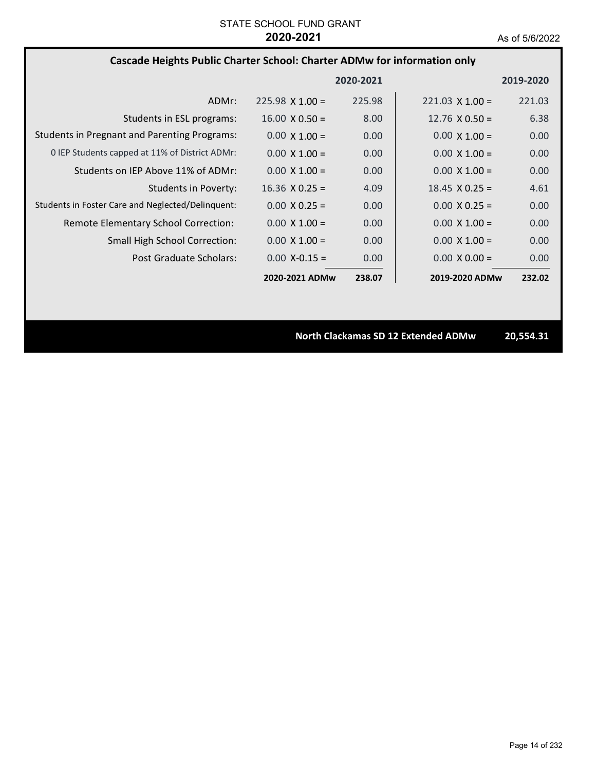STATE SCHOOL FUND GRANT

**2020-2021**

As of 5/6/2022

## Cascade Heights Public Charter School: Charter ADMw for information only

| | 2020-2021 | | 2019-2020 | |
|---|---|---|---|---|
| ADMr: | 225.98 X 1.00 = | 225.98 | 221.03 X 1.00 = | 221.03 |
| Students in ESL programs: | 16.00 X 0.50 = | 8.00 | 12.76 X 0.50 = | 6.38 |
| Students in Pregnant and Parenting Programs: | 0.00 X 1.00 = | 0.00 | 0.00 X 1.00 = | 0.00 |
| 0 IEP Students capped at 11% of District ADMr: | 0.00 X 1.00 = | 0.00 | 0.00 X 1.00 = | 0.00 |
| Students on IEP Above 11% of ADMr: | 0.00 X 1.00 = | 0.00 | 0.00 X 1.00 = | 0.00 |
| Students in Poverty: | 16.36 X 0.25 = | 4.09 | 18.45 X 0.25 = | 4.61 |
| Students in Foster Care and Neglected/Delinquent: | 0.00 X 0.25 = | 0.00 | 0.00 X 0.25 = | 0.00 |
| Remote Elementary School Correction: | 0.00 X 1.00 = | 0.00 | 0.00 X 1.00 = | 0.00 |
| Small High School Correction: | 0.00 X 1.00 = | 0.00 | 0.00 X 1.00 = | 0.00 |
| Post Graduate Scholars: | 0.00 X-0.15 = | 0.00 | 0.00 X 0.00 = | 0.00 |
| | **2020-2021 ADMw** | **238.07** | **2019-2020 ADMw** | **232.02** |

**North Clackamas SD 12 Extended ADMw** **20,554.31**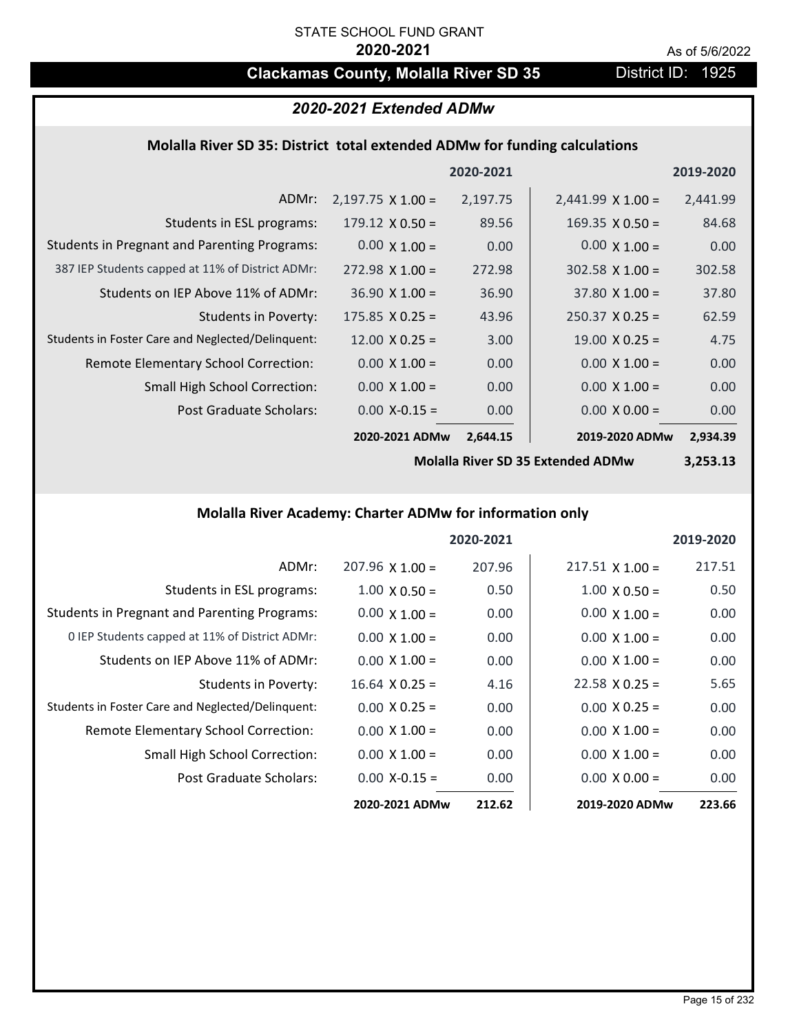STATE SCHOOL FUND GRANT

**2020-2021**

As of 5/6/2022

# Clackamas County, Molalla River SD 35

District ID: 1925

## *2020-2021 Extended ADMw*

### Molalla River SD 35: District total extended ADMw for funding calculations

| | | 2020-2021 | | 2019-2020 |
|---|---|---|---|---|
| ADMr: | 2,197.75 X 1.00 = | 2,197.75 | 2,441.99 X 1.00 = | 2,441.99 |
| Students in ESL programs: | 179.12 X 0.50 = | 89.56 | 169.35 X 0.50 = | 84.68 |
| Students in Pregnant and Parenting Programs: | 0.00 X 1.00 = | 0.00 | 0.00 X 1.00 = | 0.00 |
| 387 IEP Students capped at 11% of District ADMr: | 272.98 X 1.00 = | 272.98 | 302.58 X 1.00 = | 302.58 |
| Students on IEP Above 11% of ADMr: | 36.90 X 1.00 = | 36.90 | 37.80 X 1.00 = | 37.80 |
| Students in Poverty: | 175.85 X 0.25 = | 43.96 | 250.37 X 0.25 = | 62.59 |
| Students in Foster Care and Neglected/Delinquent: | 12.00 X 0.25 = | 3.00 | 19.00 X 0.25 = | 4.75 |
| Remote Elementary School Correction: | 0.00 X 1.00 = | 0.00 | 0.00 X 1.00 = | 0.00 |
| Small High School Correction: | 0.00 X 1.00 = | 0.00 | 0.00 X 1.00 = | 0.00 |
| Post Graduate Scholars: | 0.00 X-0.15 = | 0.00 | 0.00 X 0.00 = | 0.00 |
| | **2020-2021 ADMw** | **2,644.15** | **2019-2020 ADMw** | **2,934.39** |
| | | | **Molalla River SD 35 Extended ADMw** | **3,253.13** |

### Molalla River Academy: Charter ADMw for information only

| | | 2020-2021 | | 2019-2020 |
|---|---|---|---|---|
| ADMr: | 207.96 X 1.00 = | 207.96 | 217.51 X 1.00 = | 217.51 |
| Students in ESL programs: | 1.00 X 0.50 = | 0.50 | 1.00 X 0.50 = | 0.50 |
| Students in Pregnant and Parenting Programs: | 0.00 X 1.00 = | 0.00 | 0.00 X 1.00 = | 0.00 |
| 0 IEP Students capped at 11% of District ADMr: | 0.00 X 1.00 = | 0.00 | 0.00 X 1.00 = | 0.00 |
| Students on IEP Above 11% of ADMr: | 0.00 X 1.00 = | 0.00 | 0.00 X 1.00 = | 0.00 |
| Students in Poverty: | 16.64 X 0.25 = | 4.16 | 22.58 X 0.25 = | 5.65 |
| Students in Foster Care and Neglected/Delinquent: | 0.00 X 0.25 = | 0.00 | 0.00 X 0.25 = | 0.00 |
| Remote Elementary School Correction: | 0.00 X 1.00 = | 0.00 | 0.00 X 1.00 = | 0.00 |
| Small High School Correction: | 0.00 X 1.00 = | 0.00 | 0.00 X 1.00 = | 0.00 |
| Post Graduate Scholars: | 0.00 X-0.15 = | 0.00 | 0.00 X 0.00 = | 0.00 |
| | **2020-2021 ADMw** | **212.62** | **2019-2020 ADMw** | **223.66** |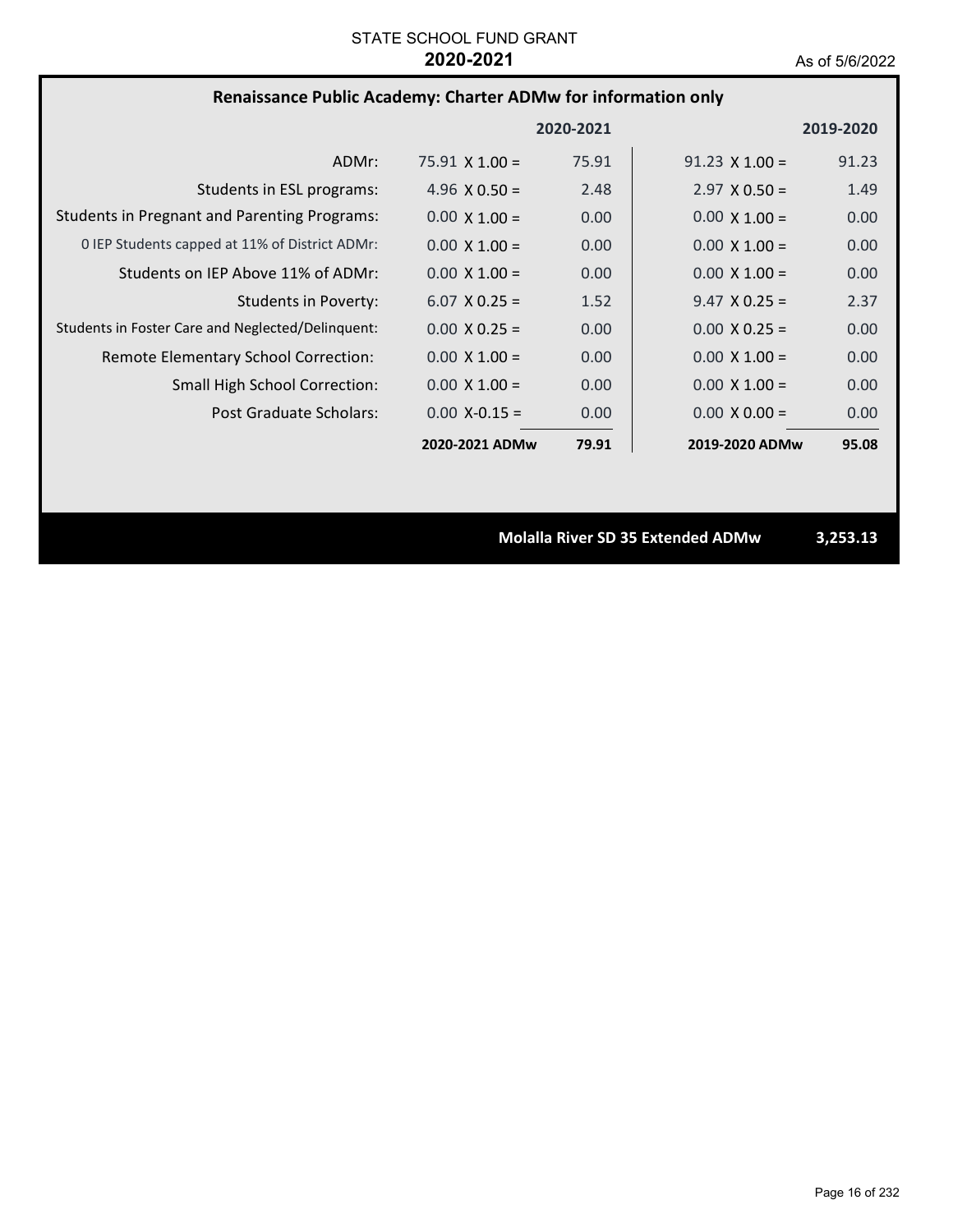STATE SCHOOL FUND GRANT

**2020-2021**

As of 5/6/2022

## Renaissance Public Academy: Charter ADMw for information only

| | | 2020-2021 | | 2019-2020 |
|---|---|---|---|---|
| ADMr: | 75.91 X 1.00 = | 75.91 | 91.23 X 1.00 = | 91.23 |
| Students in ESL programs: | 4.96 X 0.50 = | 2.48 | 2.97 X 0.50 = | 1.49 |
| Students in Pregnant and Parenting Programs: | 0.00 X 1.00 = | 0.00 | 0.00 X 1.00 = | 0.00 |
| 0 IEP Students capped at 11% of District ADMr: | 0.00 X 1.00 = | 0.00 | 0.00 X 1.00 = | 0.00 |
| Students on IEP Above 11% of ADMr: | 0.00 X 1.00 = | 0.00 | 0.00 X 1.00 = | 0.00 |
| Students in Poverty: | 6.07 X 0.25 = | 1.52 | 9.47 X 0.25 = | 2.37 |
| Students in Foster Care and Neglected/Delinquent: | 0.00 X 0.25 = | 0.00 | 0.00 X 0.25 = | 0.00 |
| Remote Elementary School Correction: | 0.00 X 1.00 = | 0.00 | 0.00 X 1.00 = | 0.00 |
| Small High School Correction: | 0.00 X 1.00 = | 0.00 | 0.00 X 1.00 = | 0.00 |
| Post Graduate Scholars: | 0.00 X-0.15 = | 0.00 | 0.00 X 0.00 = | 0.00 |
| | **2020-2021 ADMw** | **79.91** | **2019-2020 ADMw** | **95.08** |

**Molalla River SD 35 Extended ADMw** **3,253.13**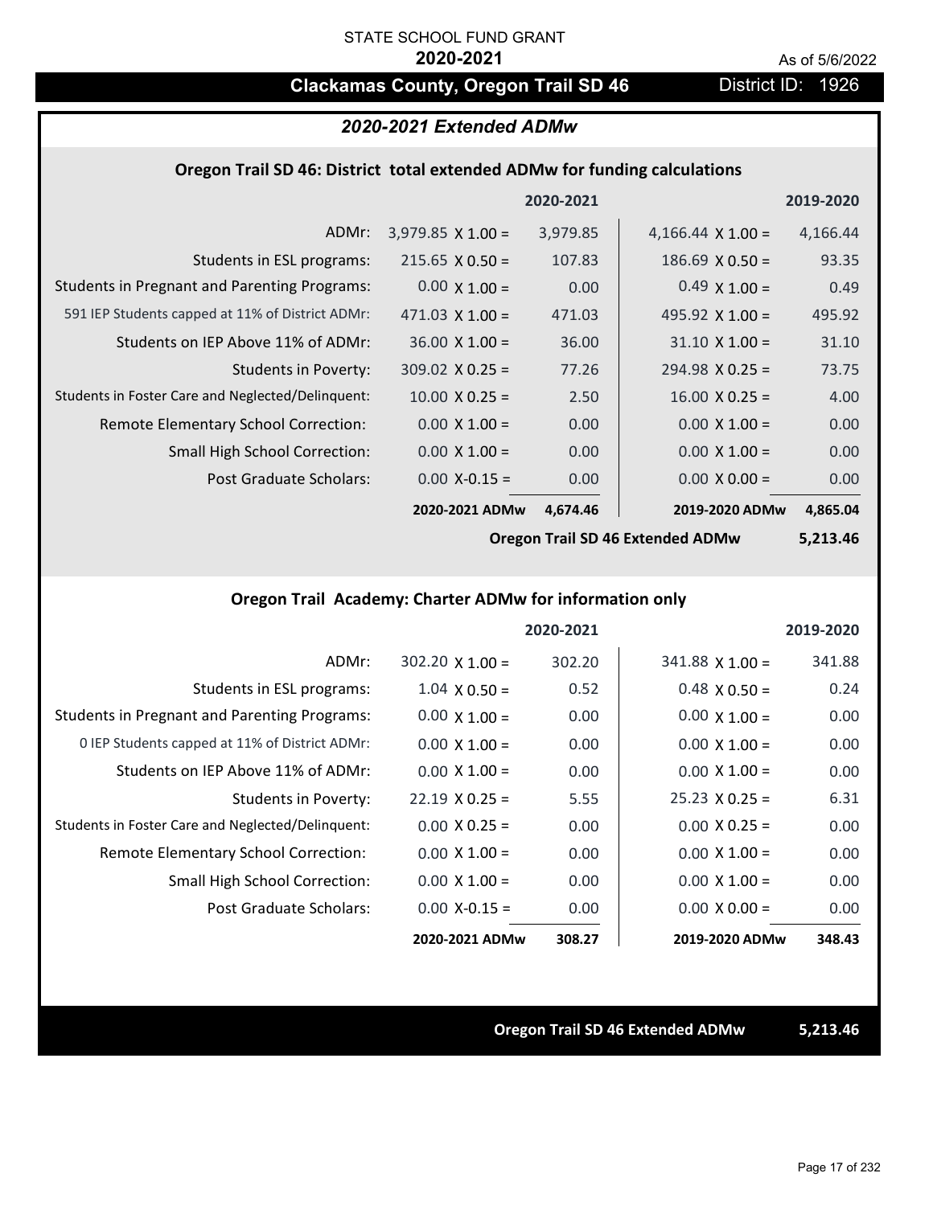STATE SCHOOL FUND GRANT

**2020-2021**

As of 5/6/2022

# Clackamas County, Oregon Trail SD 46

District ID: 1926

## *2020-2021 Extended ADMw*

### Oregon Trail SD 46: District total extended ADMw for funding calculations

| | | 2020-2021 | | 2019-2020 |
|---|---|---|---|---|
| ADMr: | 3,979.85 X 1.00 = | 3,979.85 | 4,166.44 X 1.00 = | 4,166.44 |
| Students in ESL programs: | 215.65 X 0.50 = | 107.83 | 186.69 X 0.50 = | 93.35 |
| Students in Pregnant and Parenting Programs: | 0.00 X 1.00 = | 0.00 | 0.49 X 1.00 = | 0.49 |
| 591 IEP Students capped at 11% of District ADMr: | 471.03 X 1.00 = | 471.03 | 495.92 X 1.00 = | 495.92 |
| Students on IEP Above 11% of ADMr: | 36.00 X 1.00 = | 36.00 | 31.10 X 1.00 = | 31.10 |
| Students in Poverty: | 309.02 X 0.25 = | 77.26 | 294.98 X 0.25 = | 73.75 |
| Students in Foster Care and Neglected/Delinquent: | 10.00 X 0.25 = | 2.50 | 16.00 X 0.25 = | 4.00 |
| Remote Elementary School Correction: | 0.00 X 1.00 = | 0.00 | 0.00 X 1.00 = | 0.00 |
| Small High School Correction: | 0.00 X 1.00 = | 0.00 | 0.00 X 1.00 = | 0.00 |
| Post Graduate Scholars: | 0.00 X-0.15 = | 0.00 | 0.00 X 0.00 = | 0.00 |
| | **2020-2021 ADMw** | **4,674.46** | **2019-2020 ADMw** | **4,865.04** |
| | | | **Oregon Trail SD 46 Extended ADMw** | **5,213.46** |

### Oregon Trail Academy: Charter ADMw for information only

| | | 2020-2021 | | 2019-2020 |
|---|---|---|---|---|
| ADMr: | 302.20 X 1.00 = | 302.20 | 341.88 X 1.00 = | 341.88 |
| Students in ESL programs: | 1.04 X 0.50 = | 0.52 | 0.48 X 0.50 = | 0.24 |
| Students in Pregnant and Parenting Programs: | 0.00 X 1.00 = | 0.00 | 0.00 X 1.00 = | 0.00 |
| 0 IEP Students capped at 11% of District ADMr: | 0.00 X 1.00 = | 0.00 | 0.00 X 1.00 = | 0.00 |
| Students on IEP Above 11% of ADMr: | 0.00 X 1.00 = | 0.00 | 0.00 X 1.00 = | 0.00 |
| Students in Poverty: | 22.19 X 0.25 = | 5.55 | 25.23 X 0.25 = | 6.31 |
| Students in Foster Care and Neglected/Delinquent: | 0.00 X 0.25 = | 0.00 | 0.00 X 0.25 = | 0.00 |
| Remote Elementary School Correction: | 0.00 X 1.00 = | 0.00 | 0.00 X 1.00 = | 0.00 |
| Small High School Correction: | 0.00 X 1.00 = | 0.00 | 0.00 X 1.00 = | 0.00 |
| Post Graduate Scholars: | 0.00 X-0.15 = | 0.00 | 0.00 X 0.00 = | 0.00 |
| | **2020-2021 ADMw** | **308.27** | **2019-2020 ADMw** | **348.43** |

**Oregon Trail SD 46 Extended ADMw** **5,213.46**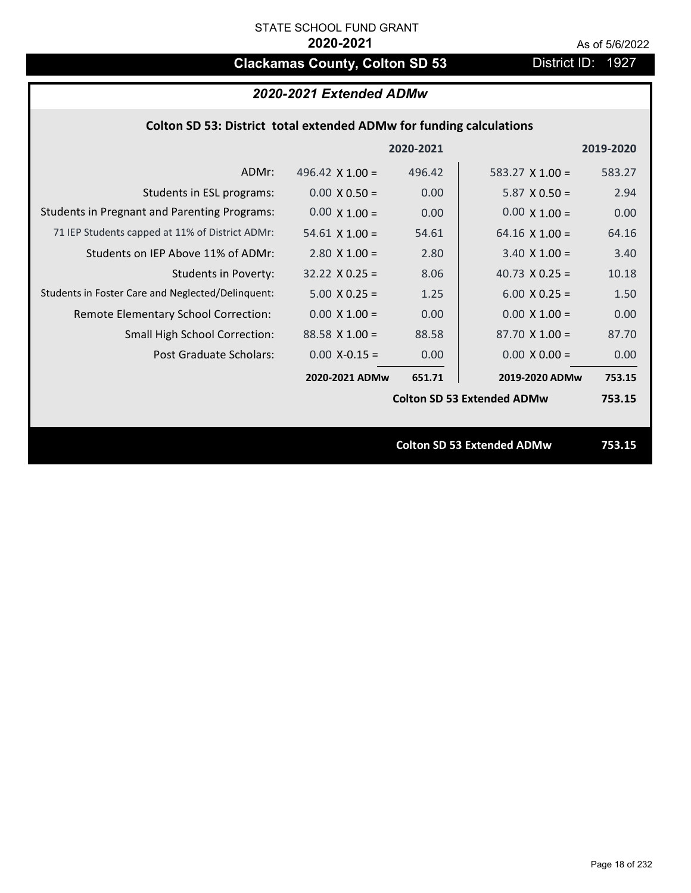STATE SCHOOL FUND GRANT

**2020-2021**

As of 5/6/2022

# Clackamas County, Colton SD 53

District ID: 1927

## *2020-2021 Extended ADMw*

### Colton SD 53: District total extended ADMw for funding calculations

| | 2020-2021 | | 2019-2020 | |
|---|---|---|---|---|
| ADMr: | 496.42 X 1.00 = | 496.42 | 583.27 X 1.00 = | 583.27 |
| Students in ESL programs: | 0.00 X 0.50 = | 0.00 | 5.87 X 0.50 = | 2.94 |
| Students in Pregnant and Parenting Programs: | 0.00 X 1.00 = | 0.00 | 0.00 X 1.00 = | 0.00 |
| 71 IEP Students capped at 11% of District ADMr: | 54.61 X 1.00 = | 54.61 | 64.16 X 1.00 = | 64.16 |
| Students on IEP Above 11% of ADMr: | 2.80 X 1.00 = | 2.80 | 3.40 X 1.00 = | 3.40 |
| Students in Poverty: | 32.22 X 0.25 = | 8.06 | 40.73 X 0.25 = | 10.18 |
| Students in Foster Care and Neglected/Delinquent: | 5.00 X 0.25 = | 1.25 | 6.00 X 0.25 = | 1.50 |
| Remote Elementary School Correction: | 0.00 X 1.00 = | 0.00 | 0.00 X 1.00 = | 0.00 |
| Small High School Correction: | 88.58 X 1.00 = | 88.58 | 87.70 X 1.00 = | 87.70 |
| Post Graduate Scholars: | 0.00 X-0.15 = | 0.00 | 0.00 X 0.00 = | 0.00 |
| | **2020-2021 ADMw** | **651.71** | **2019-2020 ADMw** | **753.15** |
| | | | **Colton SD 53 Extended ADMw** | **753.15** |

**Colton SD 53 Extended ADMw** **753.15**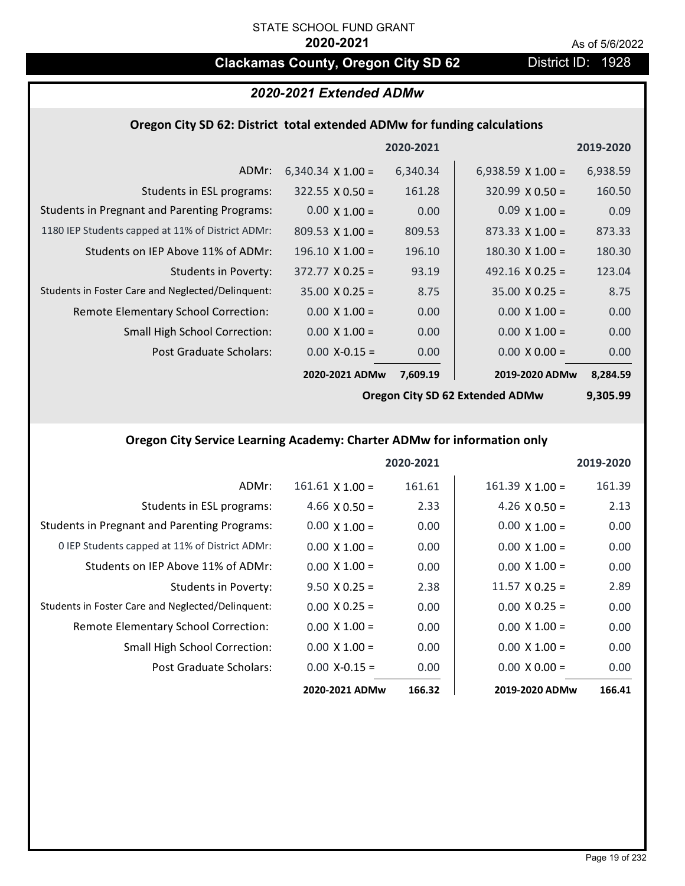STATE SCHOOL FUND GRANT

**2020-2021**

As of 5/6/2022

## Clackamas County, Oregon City SD 62

District ID: 1928

### *2020-2021 Extended ADMw*

#### Oregon City SD 62: District total extended ADMw for funding calculations

| | | 2020-2021 | | 2019-2020 |
|---|---|---|---|---|
| ADMr: | 6,340.34 X 1.00 = | 6,340.34 | 6,938.59 X 1.00 = | 6,938.59 |
| Students in ESL programs: | 322.55 X 0.50 = | 161.28 | 320.99 X 0.50 = | 160.50 |
| Students in Pregnant and Parenting Programs: | 0.00 X 1.00 = | 0.00 | 0.09 X 1.00 = | 0.09 |
| 1180 IEP Students capped at 11% of District ADMr: | 809.53 X 1.00 = | 809.53 | 873.33 X 1.00 = | 873.33 |
| Students on IEP Above 11% of ADMr: | 196.10 X 1.00 = | 196.10 | 180.30 X 1.00 = | 180.30 |
| Students in Poverty: | 372.77 X 0.25 = | 93.19 | 492.16 X 0.25 = | 123.04 |
| Students in Foster Care and Neglected/Delinquent: | 35.00 X 0.25 = | 8.75 | 35.00 X 0.25 = | 8.75 |
| Remote Elementary School Correction: | 0.00 X 1.00 = | 0.00 | 0.00 X 1.00 = | 0.00 |
| Small High School Correction: | 0.00 X 1.00 = | 0.00 | 0.00 X 1.00 = | 0.00 |
| Post Graduate Scholars: | 0.00 X-0.15 = | 0.00 | 0.00 X 0.00 = | 0.00 |
| | **2020-2021 ADMw** | **7,609.19** | **2019-2020 ADMw** | **8,284.59** |
| | | | **Oregon City SD 62 Extended ADMw** | **9,305.99** |

#### Oregon City Service Learning Academy: Charter ADMw for information only

| | | 2020-2021 | | 2019-2020 |
|---|---|---|---|---|
| ADMr: | 161.61 X 1.00 = | 161.61 | 161.39 X 1.00 = | 161.39 |
| Students in ESL programs: | 4.66 X 0.50 = | 2.33 | 4.26 X 0.50 = | 2.13 |
| Students in Pregnant and Parenting Programs: | 0.00 X 1.00 = | 0.00 | 0.00 X 1.00 = | 0.00 |
| 0 IEP Students capped at 11% of District ADMr: | 0.00 X 1.00 = | 0.00 | 0.00 X 1.00 = | 0.00 |
| Students on IEP Above 11% of ADMr: | 0.00 X 1.00 = | 0.00 | 0.00 X 1.00 = | 0.00 |
| Students in Poverty: | 9.50 X 0.25 = | 2.38 | 11.57 X 0.25 = | 2.89 |
| Students in Foster Care and Neglected/Delinquent: | 0.00 X 0.25 = | 0.00 | 0.00 X 0.25 = | 0.00 |
| Remote Elementary School Correction: | 0.00 X 1.00 = | 0.00 | 0.00 X 1.00 = | 0.00 |
| Small High School Correction: | 0.00 X 1.00 = | 0.00 | 0.00 X 1.00 = | 0.00 |
| Post Graduate Scholars: | 0.00 X-0.15 = | 0.00 | 0.00 X 0.00 = | 0.00 |
| | **2020-2021 ADMw** | **166.32** | **2019-2020 ADMw** | **166.41** |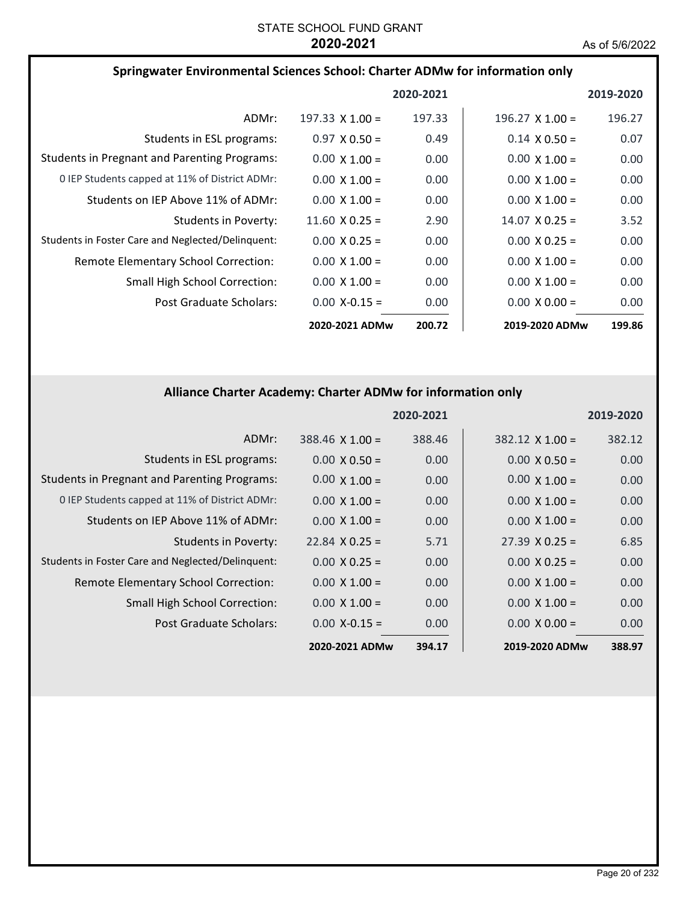STATE SCHOOL FUND GRANT
**2020-2021**

As of 5/6/2022

## Springwater Environmental Sciences School: Charter ADMw for information only

| | 2020-2021 | | 2019-2020 | |
|---|---|---|---|---|
| ADMr: | 197.33 X 1.00 = | 197.33 | 196.27 X 1.00 = | 196.27 |
| Students in ESL programs: | 0.97 X 0.50 = | 0.49 | 0.14 X 0.50 = | 0.07 |
| Students in Pregnant and Parenting Programs: | 0.00 X 1.00 = | 0.00 | 0.00 X 1.00 = | 0.00 |
| 0 IEP Students capped at 11% of District ADMr: | 0.00 X 1.00 = | 0.00 | 0.00 X 1.00 = | 0.00 |
| Students on IEP Above 11% of ADMr: | 0.00 X 1.00 = | 0.00 | 0.00 X 1.00 = | 0.00 |
| Students in Poverty: | 11.60 X 0.25 = | 2.90 | 14.07 X 0.25 = | 3.52 |
| Students in Foster Care and Neglected/Delinquent: | 0.00 X 0.25 = | 0.00 | 0.00 X 0.25 = | 0.00 |
| Remote Elementary School Correction: | 0.00 X 1.00 = | 0.00 | 0.00 X 1.00 = | 0.00 |
| Small High School Correction: | 0.00 X 1.00 = | 0.00 | 0.00 X 1.00 = | 0.00 |
| Post Graduate Scholars: | 0.00 X-0.15 = | 0.00 | 0.00 X 0.00 = | 0.00 |
| | **2020-2021 ADMw** | **200.72** | **2019-2020 ADMw** | **199.86** |

## Alliance Charter Academy: Charter ADMw for information only

| | 2020-2021 | | 2019-2020 | |
|---|---|---|---|---|
| ADMr: | 388.46 X 1.00 = | 388.46 | 382.12 X 1.00 = | 382.12 |
| Students in ESL programs: | 0.00 X 0.50 = | 0.00 | 0.00 X 0.50 = | 0.00 |
| Students in Pregnant and Parenting Programs: | 0.00 X 1.00 = | 0.00 | 0.00 X 1.00 = | 0.00 |
| 0 IEP Students capped at 11% of District ADMr: | 0.00 X 1.00 = | 0.00 | 0.00 X 1.00 = | 0.00 |
| Students on IEP Above 11% of ADMr: | 0.00 X 1.00 = | 0.00 | 0.00 X 1.00 = | 0.00 |
| Students in Poverty: | 22.84 X 0.25 = | 5.71 | 27.39 X 0.25 = | 6.85 |
| Students in Foster Care and Neglected/Delinquent: | 0.00 X 0.25 = | 0.00 | 0.00 X 0.25 = | 0.00 |
| Remote Elementary School Correction: | 0.00 X 1.00 = | 0.00 | 0.00 X 1.00 = | 0.00 |
| Small High School Correction: | 0.00 X 1.00 = | 0.00 | 0.00 X 1.00 = | 0.00 |
| Post Graduate Scholars: | 0.00 X-0.15 = | 0.00 | 0.00 X 0.00 = | 0.00 |
| | **2020-2021 ADMw** | **394.17** | **2019-2020 ADMw** | **388.97** |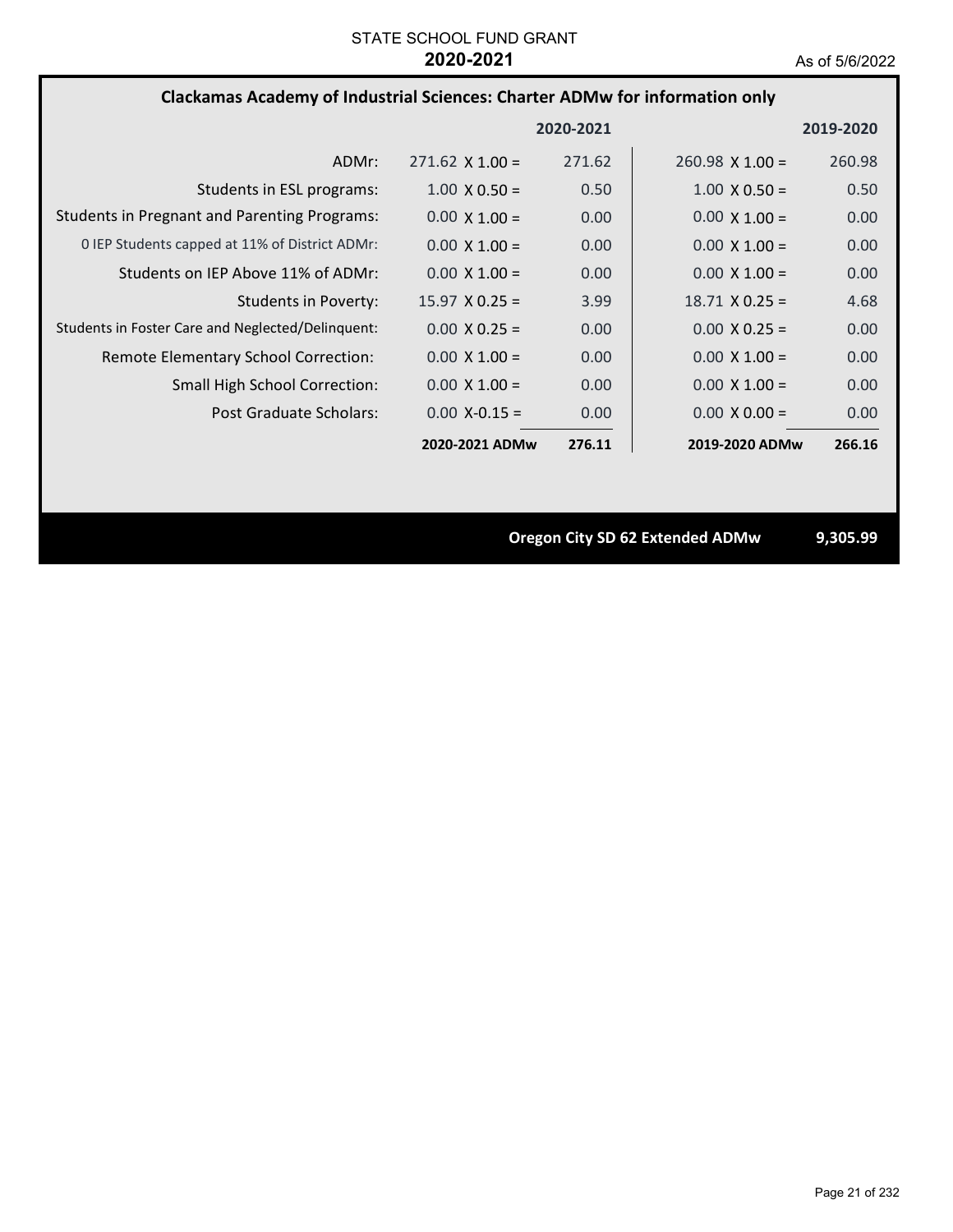STATE SCHOOL FUND GRANT

**2020-2021**

As of 5/6/2022

## Clackamas Academy of Industrial Sciences: Charter ADMw for information only

| | 2020-2021 | | 2019-2020 | |
|---|---|---|---|---|
| ADMr: | 271.62 X 1.00 = | 271.62 | 260.98 X 1.00 = | 260.98 |
| Students in ESL programs: | 1.00 X 0.50 = | 0.50 | 1.00 X 0.50 = | 0.50 |
| Students in Pregnant and Parenting Programs: | 0.00 X 1.00 = | 0.00 | 0.00 X 1.00 = | 0.00 |
| 0 IEP Students capped at 11% of District ADMr: | 0.00 X 1.00 = | 0.00 | 0.00 X 1.00 = | 0.00 |
| Students on IEP Above 11% of ADMr: | 0.00 X 1.00 = | 0.00 | 0.00 X 1.00 = | 0.00 |
| Students in Poverty: | 15.97 X 0.25 = | 3.99 | 18.71 X 0.25 = | 4.68 |
| Students in Foster Care and Neglected/Delinquent: | 0.00 X 0.25 = | 0.00 | 0.00 X 0.25 = | 0.00 |
| Remote Elementary School Correction: | 0.00 X 1.00 = | 0.00 | 0.00 X 1.00 = | 0.00 |
| Small High School Correction: | 0.00 X 1.00 = | 0.00 | 0.00 X 1.00 = | 0.00 |
| Post Graduate Scholars: | 0.00 X-0.15 = | 0.00 | 0.00 X 0.00 = | 0.00 |
| | **2020-2021 ADMw** | **276.11** | **2019-2020 ADMw** | **266.16** |

**Oregon City SD 62 Extended ADMw 9,305.99**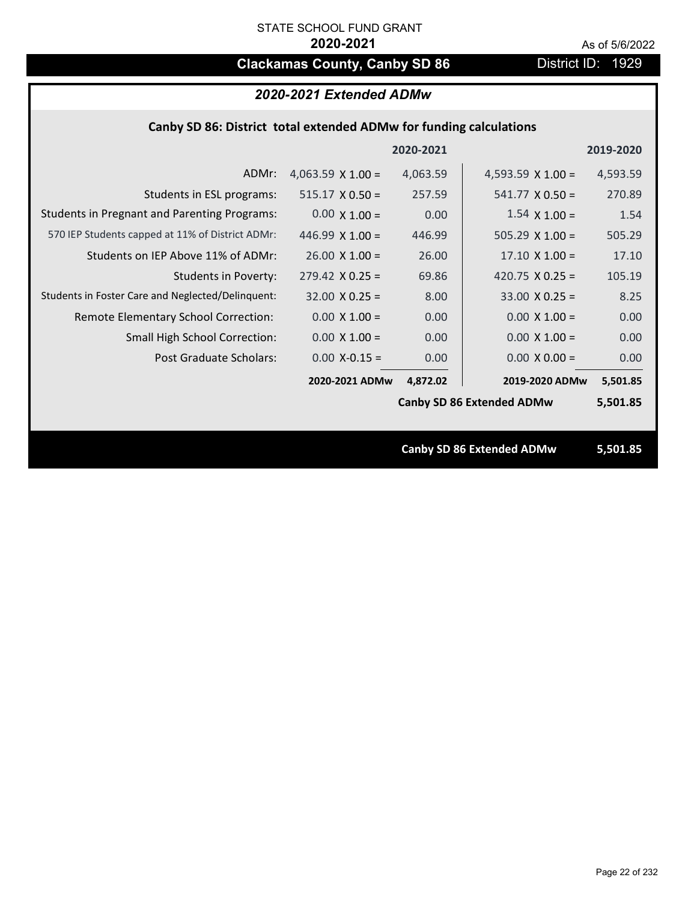STATE SCHOOL FUND GRANT

**2020-2021**

As of 5/6/2022

# Clackamas County, Canby SD 86

District ID: 1929

## *2020-2021 Extended ADMw*

### Canby SD 86: District total extended ADMw for funding calculations

| | | 2020-2021 | | 2019-2020 |
|---|---|---|---|---|
| ADMr: | 4,063.59 X 1.00 = | 4,063.59 | 4,593.59 X 1.00 = | 4,593.59 |
| Students in ESL programs: | 515.17 X 0.50 = | 257.59 | 541.77 X 0.50 = | 270.89 |
| Students in Pregnant and Parenting Programs: | 0.00 X 1.00 = | 0.00 | 1.54 X 1.00 = | 1.54 |
| 570 IEP Students capped at 11% of District ADMr: | 446.99 X 1.00 = | 446.99 | 505.29 X 1.00 = | 505.29 |
| Students on IEP Above 11% of ADMr: | 26.00 X 1.00 = | 26.00 | 17.10 X 1.00 = | 17.10 |
| Students in Poverty: | 279.42 X 0.25 = | 69.86 | 420.75 X 0.25 = | 105.19 |
| Students in Foster Care and Neglected/Delinquent: | 32.00 X 0.25 = | 8.00 | 33.00 X 0.25 = | 8.25 |
| Remote Elementary School Correction: | 0.00 X 1.00 = | 0.00 | 0.00 X 1.00 = | 0.00 |
| Small High School Correction: | 0.00 X 1.00 = | 0.00 | 0.00 X 1.00 = | 0.00 |
| Post Graduate Scholars: | 0.00 X-0.15 = | 0.00 | 0.00 X 0.00 = | 0.00 |
| | **2020-2021 ADMw** | **4,872.02** | **2019-2020 ADMw** | **5,501.85** |
| | | | **Canby SD 86 Extended ADMw** | **5,501.85** |

**Canby SD 86 Extended ADMw 5,501.85**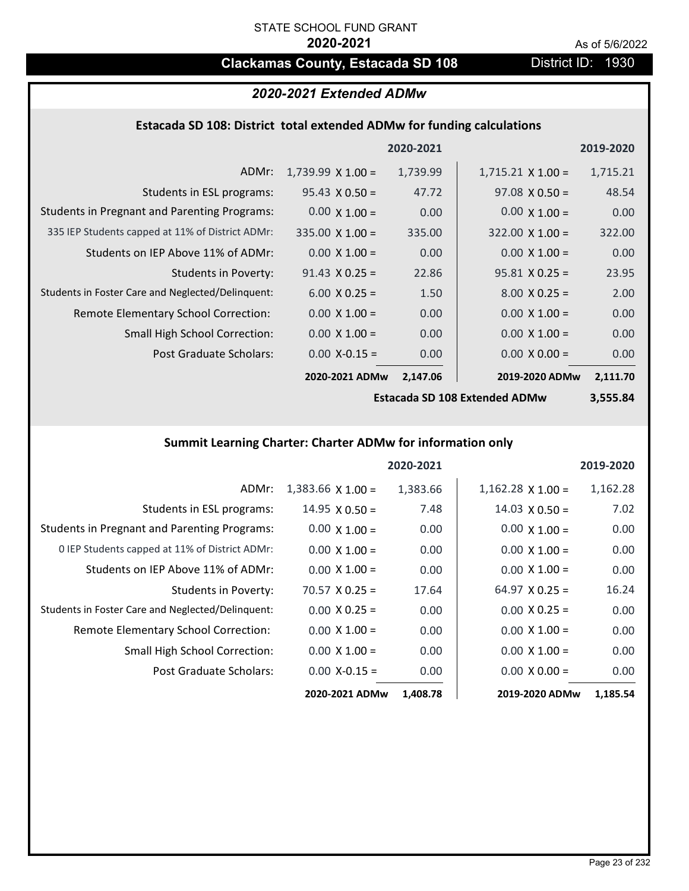STATE SCHOOL FUND GRANT

**2020-2021**

As of 5/6/2022

## Clackamas County, Estacada SD 108

District ID: 1930

### *2020-2021 Extended ADMw*

#### Estacada SD 108: District total extended ADMw for funding calculations

| | 2020-2021 | | 2019-2020 | |
|---|---|---|---|---|
| ADMr: | 1,739.99 X 1.00 = | 1,739.99 | 1,715.21 X 1.00 = | 1,715.21 |
| Students in ESL programs: | 95.43 X 0.50 = | 47.72 | 97.08 X 0.50 = | 48.54 |
| Students in Pregnant and Parenting Programs: | 0.00 X 1.00 = | 0.00 | 0.00 X 1.00 = | 0.00 |
| 335 IEP Students capped at 11% of District ADMr: | 335.00 X 1.00 = | 335.00 | 322.00 X 1.00 = | 322.00 |
| Students on IEP Above 11% of ADMr: | 0.00 X 1.00 = | 0.00 | 0.00 X 1.00 = | 0.00 |
| Students in Poverty: | 91.43 X 0.25 = | 22.86 | 95.81 X 0.25 = | 23.95 |
| Students in Foster Care and Neglected/Delinquent: | 6.00 X 0.25 = | 1.50 | 8.00 X 0.25 = | 2.00 |
| Remote Elementary School Correction: | 0.00 X 1.00 = | 0.00 | 0.00 X 1.00 = | 0.00 |
| Small High School Correction: | 0.00 X 1.00 = | 0.00 | 0.00 X 1.00 = | 0.00 |
| Post Graduate Scholars: | 0.00 X-0.15 = | 0.00 | 0.00 X 0.00 = | 0.00 |
| | **2020-2021 ADMw** | **2,147.06** | **2019-2020 ADMw** | **2,111.70** |
| | | **Estacada SD 108 Extended ADMw** | | **3,555.84** |

#### Summit Learning Charter: Charter ADMw for information only

| | 2020-2021 | | 2019-2020 | |
|---|---|---|---|---|
| ADMr: | 1,383.66 X 1.00 = | 1,383.66 | 1,162.28 X 1.00 = | 1,162.28 |
| Students in ESL programs: | 14.95 X 0.50 = | 7.48 | 14.03 X 0.50 = | 7.02 |
| Students in Pregnant and Parenting Programs: | 0.00 X 1.00 = | 0.00 | 0.00 X 1.00 = | 0.00 |
| 0 IEP Students capped at 11% of District ADMr: | 0.00 X 1.00 = | 0.00 | 0.00 X 1.00 = | 0.00 |
| Students on IEP Above 11% of ADMr: | 0.00 X 1.00 = | 0.00 | 0.00 X 1.00 = | 0.00 |
| Students in Poverty: | 70.57 X 0.25 = | 17.64 | 64.97 X 0.25 = | 16.24 |
| Students in Foster Care and Neglected/Delinquent: | 0.00 X 0.25 = | 0.00 | 0.00 X 0.25 = | 0.00 |
| Remote Elementary School Correction: | 0.00 X 1.00 = | 0.00 | 0.00 X 1.00 = | 0.00 |
| Small High School Correction: | 0.00 X 1.00 = | 0.00 | 0.00 X 1.00 = | 0.00 |
| Post Graduate Scholars: | 0.00 X-0.15 = | 0.00 | 0.00 X 0.00 = | 0.00 |
| | **2020-2021 ADMw** | **1,408.78** | **2019-2020 ADMw** | **1,185.54** |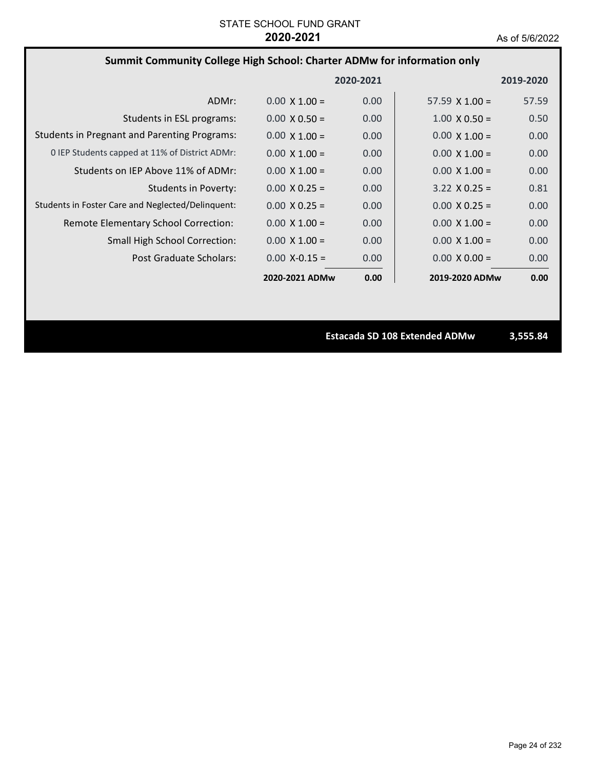STATE SCHOOL FUND GRANT

**2020-2021**

As of 5/6/2022

## Summit Community College High School: Charter ADMw for information only

| | 2020-2021 | | 2019-2020 | |
|---|---|---|---|---|
| ADMr: | 0.00 X 1.00 = | 0.00 | 57.59 X 1.00 = | 57.59 |
| Students in ESL programs: | 0.00 X 0.50 = | 0.00 | 1.00 X 0.50 = | 0.50 |
| Students in Pregnant and Parenting Programs: | 0.00 X 1.00 = | 0.00 | 0.00 X 1.00 = | 0.00 |
| 0 IEP Students capped at 11% of District ADMr: | 0.00 X 1.00 = | 0.00 | 0.00 X 1.00 = | 0.00 |
| Students on IEP Above 11% of ADMr: | 0.00 X 1.00 = | 0.00 | 0.00 X 1.00 = | 0.00 |
| Students in Poverty: | 0.00 X 0.25 = | 0.00 | 3.22 X 0.25 = | 0.81 |
| Students in Foster Care and Neglected/Delinquent: | 0.00 X 0.25 = | 0.00 | 0.00 X 0.25 = | 0.00 |
| Remote Elementary School Correction: | 0.00 X 1.00 = | 0.00 | 0.00 X 1.00 = | 0.00 |
| Small High School Correction: | 0.00 X 1.00 = | 0.00 | 0.00 X 1.00 = | 0.00 |
| Post Graduate Scholars: | 0.00 X-0.15 = | 0.00 | 0.00 X 0.00 = | 0.00 |
| | **2020-2021 ADMw** | **0.00** | **2019-2020 ADMw** | **0.00** |

**Estacada SD 108 Extended ADMw** **3,555.84**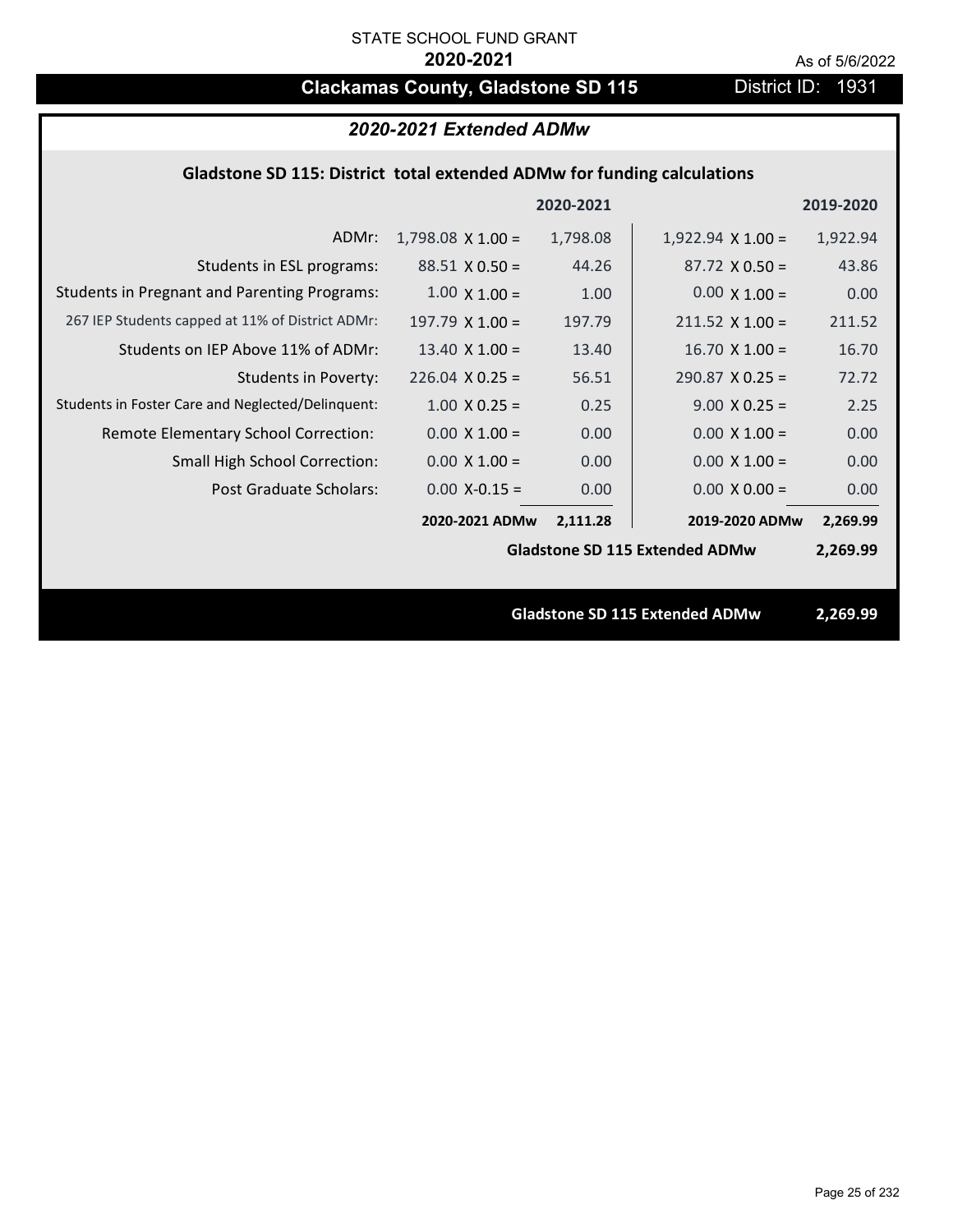STATE SCHOOL FUND GRANT

**2020-2021**

As of 5/6/2022

# Clackamas County, Gladstone SD 115

District ID: 1931

## *2020-2021 Extended ADMw*

### Gladstone SD 115: District total extended ADMw for funding calculations

| | 2020-2021 | | 2019-2020 | |
|---|---|---|---|---|
| ADMr: | 1,798.08 X 1.00 = | 1,798.08 | 1,922.94 X 1.00 = | 1,922.94 |
| Students in ESL programs: | 88.51 X 0.50 = | 44.26 | 87.72 X 0.50 = | 43.86 |
| Students in Pregnant and Parenting Programs: | 1.00 X 1.00 = | 1.00 | 0.00 X 1.00 = | 0.00 |
| 267 IEP Students capped at 11% of District ADMr: | 197.79 X 1.00 = | 197.79 | 211.52 X 1.00 = | 211.52 |
| Students on IEP Above 11% of ADMr: | 13.40 X 1.00 = | 13.40 | 16.70 X 1.00 = | 16.70 |
| Students in Poverty: | 226.04 X 0.25 = | 56.51 | 290.87 X 0.25 = | 72.72 |
| Students in Foster Care and Neglected/Delinquent: | 1.00 X 0.25 = | 0.25 | 9.00 X 0.25 = | 2.25 |
| Remote Elementary School Correction: | 0.00 X 1.00 = | 0.00 | 0.00 X 1.00 = | 0.00 |
| Small High School Correction: | 0.00 X 1.00 = | 0.00 | 0.00 X 1.00 = | 0.00 |
| Post Graduate Scholars: | 0.00 X-0.15 = | 0.00 | 0.00 X 0.00 = | 0.00 |
| | **2020-2021 ADMw** | **2,111.28** | **2019-2020 ADMw** | **2,269.99** |
| | | | **Gladstone SD 115 Extended ADMw** | **2,269.99** |

**Gladstone SD 115 Extended ADMw 2,269.99**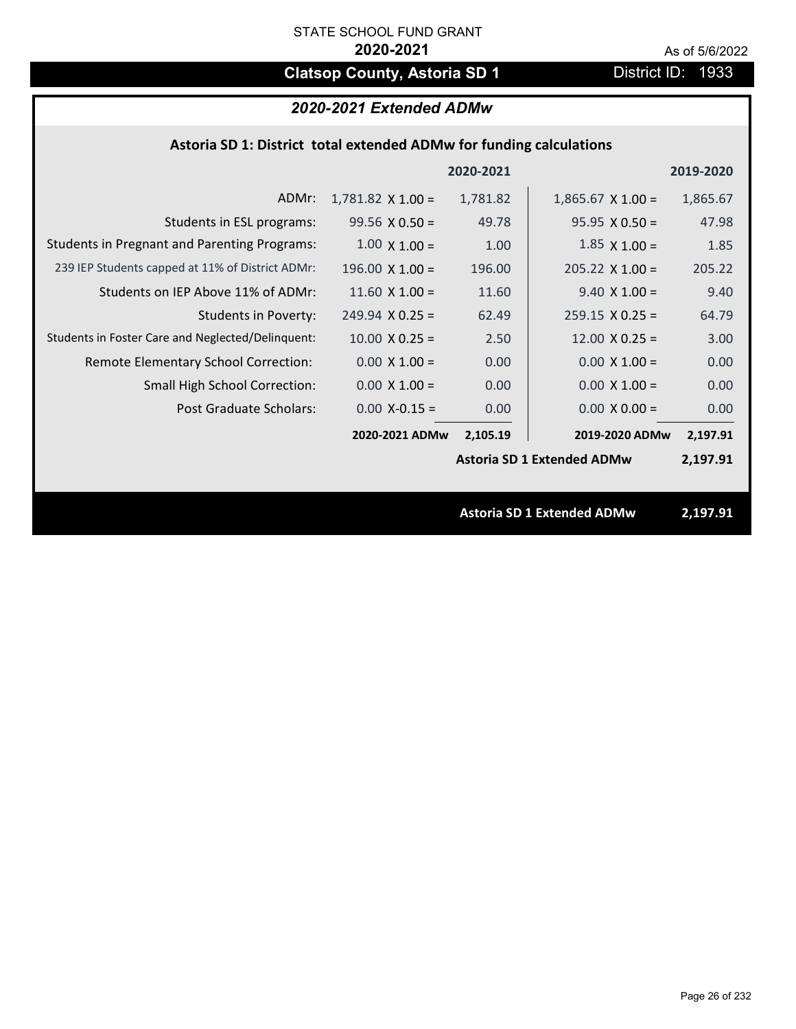STATE SCHOOL FUND GRANT

**2020-2021**

As of 5/6/2022

## Clatsop County, Astoria SD 1

District ID: 1933

### *2020-2021 Extended ADMw*

**Astoria SD 1: District total extended ADMw for funding calculations**

| | | 2020-2021 | | 2019-2020 |
|---|---|---|---|---|
| ADMr: | 1,781.82 X 1.00 = | 1,781.82 | 1,865.67 X 1.00 = | 1,865.67 |
| Students in ESL programs: | 99.56 X 0.50 = | 49.78 | 95.95 X 0.50 = | 47.98 |
| Students in Pregnant and Parenting Programs: | 1.00 X 1.00 = | 1.00 | 1.85 X 1.00 = | 1.85 |
| 239 IEP Students capped at 11% of District ADMr: | 196.00 X 1.00 = | 196.00 | 205.22 X 1.00 = | 205.22 |
| Students on IEP Above 11% of ADMr: | 11.60 X 1.00 = | 11.60 | 9.40 X 1.00 = | 9.40 |
| Students in Poverty: | 249.94 X 0.25 = | 62.49 | 259.15 X 0.25 = | 64.79 |
| Students in Foster Care and Neglected/Delinquent: | 10.00 X 0.25 = | 2.50 | 12.00 X 0.25 = | 3.00 |
| Remote Elementary School Correction: | 0.00 X 1.00 = | 0.00 | 0.00 X 1.00 = | 0.00 |
| Small High School Correction: | 0.00 X 1.00 = | 0.00 | 0.00 X 1.00 = | 0.00 |
| Post Graduate Scholars: | 0.00 X-0.15 = | 0.00 | 0.00 X 0.00 = | 0.00 |
| | **2020-2021 ADMw** | **2,105.19** | **2019-2020 ADMw** | **2,197.91** |
| | | | **Astoria SD 1 Extended ADMw** | **2,197.91** |

**Astoria SD 1 Extended ADMw** **2,197.91**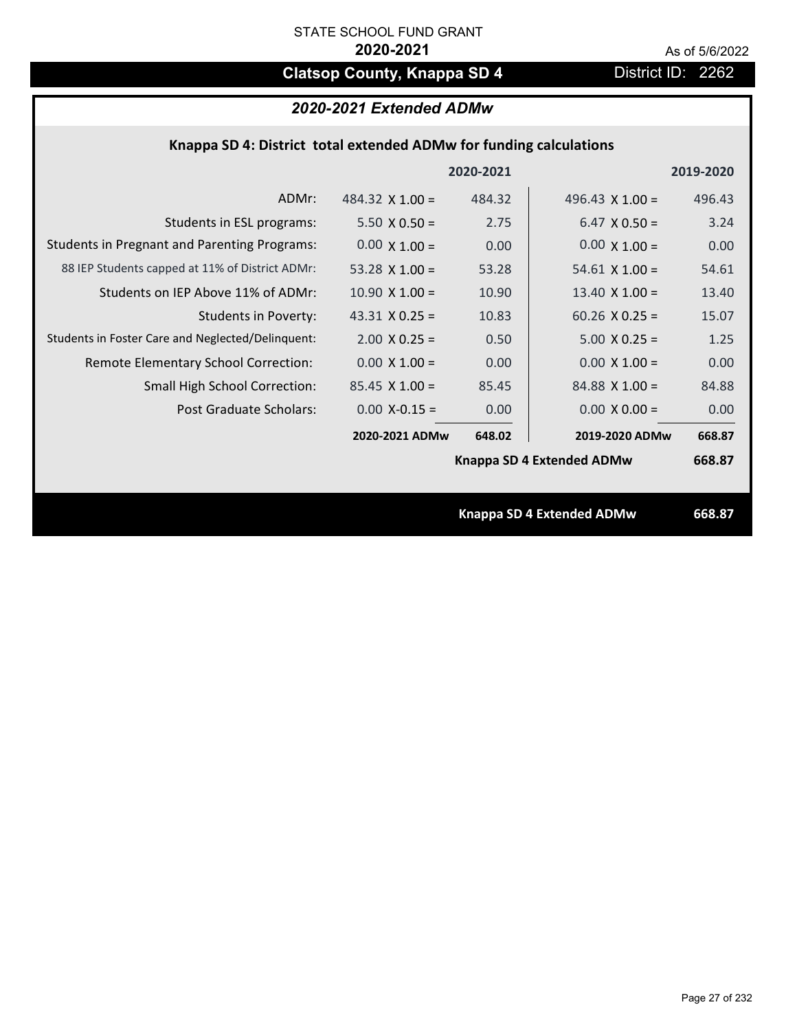STATE SCHOOL FUND GRANT

**2020-2021**

As of 5/6/2022

# Clatsop County, Knappa SD 4

District ID: 2262

## *2020-2021 Extended ADMw*

### Knappa SD 4: District total extended ADMw for funding calculations

| | | 2020-2021 | | 2019-2020 |
|---|---|---|---|---|
| ADMr: | 484.32 X 1.00 = | 484.32 | 496.43 X 1.00 = | 496.43 |
| Students in ESL programs: | 5.50 X 0.50 = | 2.75 | 6.47 X 0.50 = | 3.24 |
| Students in Pregnant and Parenting Programs: | 0.00 X 1.00 = | 0.00 | 0.00 X 1.00 = | 0.00 |
| 88 IEP Students capped at 11% of District ADMr: | 53.28 X 1.00 = | 53.28 | 54.61 X 1.00 = | 54.61 |
| Students on IEP Above 11% of ADMr: | 10.90 X 1.00 = | 10.90 | 13.40 X 1.00 = | 13.40 |
| Students in Poverty: | 43.31 X 0.25 = | 10.83 | 60.26 X 0.25 = | 15.07 |
| Students in Foster Care and Neglected/Delinquent: | 2.00 X 0.25 = | 0.50 | 5.00 X 0.25 = | 1.25 |
| Remote Elementary School Correction: | 0.00 X 1.00 = | 0.00 | 0.00 X 1.00 = | 0.00 |
| Small High School Correction: | 85.45 X 1.00 = | 85.45 | 84.88 X 1.00 = | 84.88 |
| Post Graduate Scholars: | 0.00 X-0.15 = | 0.00 | 0.00 X 0.00 = | 0.00 |
| | **2020-2021 ADMw** | **648.02** | **2019-2020 ADMw** | **668.87** |
| | | | **Knappa SD 4 Extended ADMw** | **668.87** |

**Knappa SD 4 Extended ADMw** **668.87**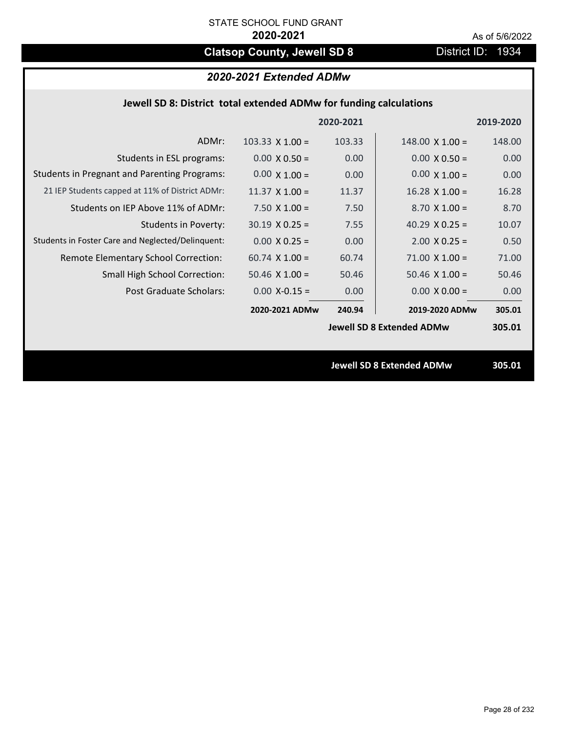STATE SCHOOL FUND GRANT

**2020-2021**

As of 5/6/2022

# Clatsop County, Jewell SD 8

District ID: 1934

## *2020-2021 Extended ADMw*

### Jewell SD 8: District total extended ADMw for funding calculations

| | | 2020-2021 | | 2019-2020 |
|---|---|---|---|---|
| ADMr: | 103.33 X 1.00 = | 103.33 | 148.00 X 1.00 = | 148.00 |
| Students in ESL programs: | 0.00 X 0.50 = | 0.00 | 0.00 X 0.50 = | 0.00 |
| Students in Pregnant and Parenting Programs: | 0.00 X 1.00 = | 0.00 | 0.00 X 1.00 = | 0.00 |
| 21 IEP Students capped at 11% of District ADMr: | 11.37 X 1.00 = | 11.37 | 16.28 X 1.00 = | 16.28 |
| Students on IEP Above 11% of ADMr: | 7.50 X 1.00 = | 7.50 | 8.70 X 1.00 = | 8.70 |
| Students in Poverty: | 30.19 X 0.25 = | 7.55 | 40.29 X 0.25 = | 10.07 |
| Students in Foster Care and Neglected/Delinquent: | 0.00 X 0.25 = | 0.00 | 2.00 X 0.25 = | 0.50 |
| Remote Elementary School Correction: | 60.74 X 1.00 = | 60.74 | 71.00 X 1.00 = | 71.00 |
| Small High School Correction: | 50.46 X 1.00 = | 50.46 | 50.46 X 1.00 = | 50.46 |
| Post Graduate Scholars: | 0.00 X-0.15 = | 0.00 | 0.00 X 0.00 = | 0.00 |
| | **2020-2021 ADMw** | **240.94** | **2019-2020 ADMw** | **305.01** |
| | | | **Jewell SD 8 Extended ADMw** | **305.01** |

**Jewell SD 8 Extended ADMw** **305.01**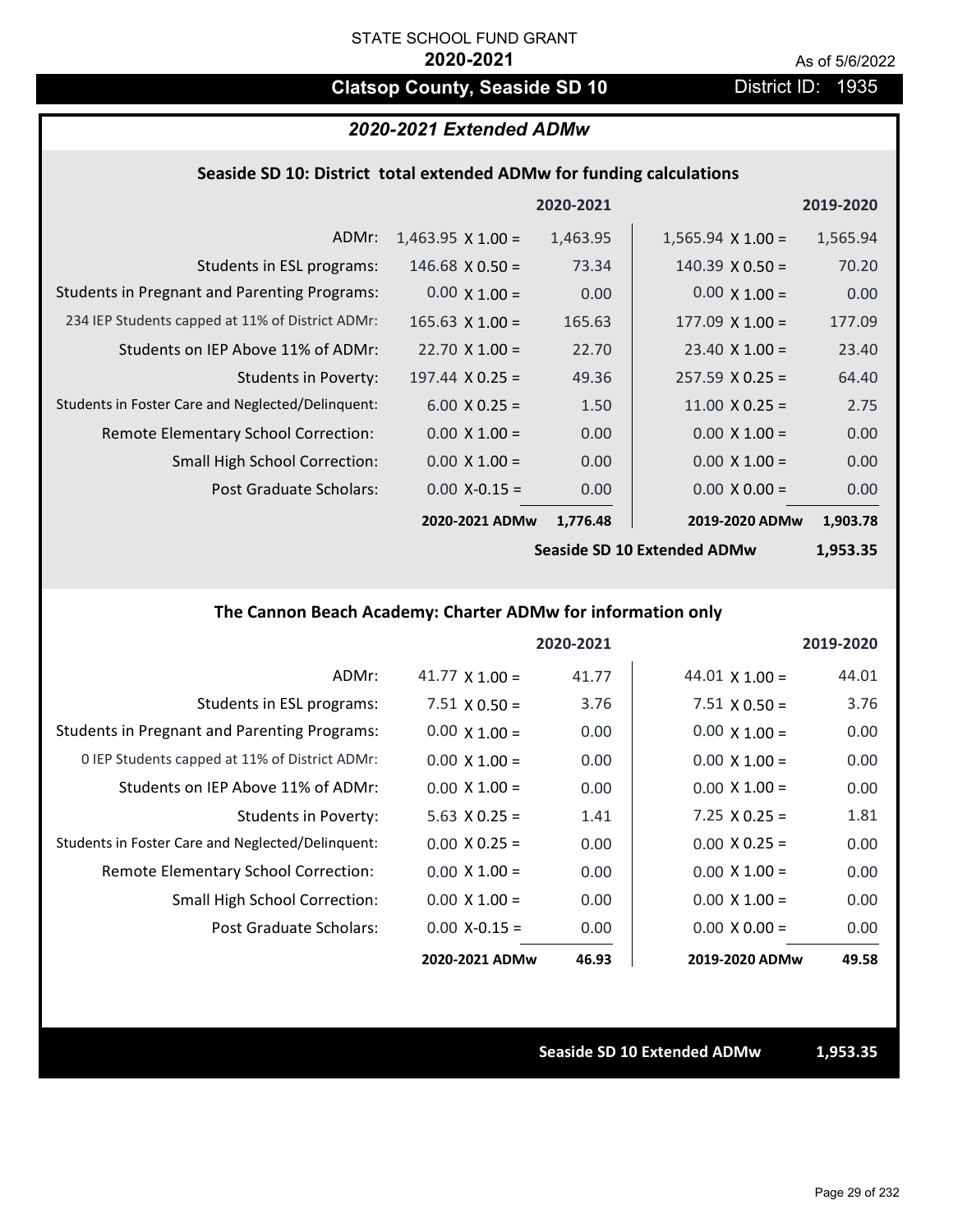STATE SCHOOL FUND GRANT

**2020-2021**

As of 5/6/2022

## Clatsop County, Seaside SD 10

District ID: 1935

### *2020-2021 Extended ADMw*

#### Seaside SD 10: District total extended ADMw for funding calculations

| | | 2020-2021 | | 2019-2020 |
|---|---|---|---|---|
| ADMr: | 1,463.95 X 1.00 = | 1,463.95 | 1,565.94 X 1.00 = | 1,565.94 |
| Students in ESL programs: | 146.68 X 0.50 = | 73.34 | 140.39 X 0.50 = | 70.20 |
| Students in Pregnant and Parenting Programs: | 0.00 X 1.00 = | 0.00 | 0.00 X 1.00 = | 0.00 |
| 234 IEP Students capped at 11% of District ADMr: | 165.63 X 1.00 = | 165.63 | 177.09 X 1.00 = | 177.09 |
| Students on IEP Above 11% of ADMr: | 22.70 X 1.00 = | 22.70 | 23.40 X 1.00 = | 23.40 |
| Students in Poverty: | 197.44 X 0.25 = | 49.36 | 257.59 X 0.25 = | 64.40 |
| Students in Foster Care and Neglected/Delinquent: | 6.00 X 0.25 = | 1.50 | 11.00 X 0.25 = | 2.75 |
| Remote Elementary School Correction: | 0.00 X 1.00 = | 0.00 | 0.00 X 1.00 = | 0.00 |
| Small High School Correction: | 0.00 X 1.00 = | 0.00 | 0.00 X 1.00 = | 0.00 |
| Post Graduate Scholars: | 0.00 X-0.15 = | 0.00 | 0.00 X 0.00 = | 0.00 |
| | **2020-2021 ADMw** | **1,776.48** | **2019-2020 ADMw** | **1,903.78** |
| | | | **Seaside SD 10 Extended ADMw** | **1,953.35** |

#### The Cannon Beach Academy: Charter ADMw for information only

| | | 2020-2021 | | 2019-2020 |
|---|---|---|---|---|
| ADMr: | 41.77 X 1.00 = | 41.77 | 44.01 X 1.00 = | 44.01 |
| Students in ESL programs: | 7.51 X 0.50 = | 3.76 | 7.51 X 0.50 = | 3.76 |
| Students in Pregnant and Parenting Programs: | 0.00 X 1.00 = | 0.00 | 0.00 X 1.00 = | 0.00 |
| 0 IEP Students capped at 11% of District ADMr: | 0.00 X 1.00 = | 0.00 | 0.00 X 1.00 = | 0.00 |
| Students on IEP Above 11% of ADMr: | 0.00 X 1.00 = | 0.00 | 0.00 X 1.00 = | 0.00 |
| Students in Poverty: | 5.63 X 0.25 = | 1.41 | 7.25 X 0.25 = | 1.81 |
| Students in Foster Care and Neglected/Delinquent: | 0.00 X 0.25 = | 0.00 | 0.00 X 0.25 = | 0.00 |
| Remote Elementary School Correction: | 0.00 X 1.00 = | 0.00 | 0.00 X 1.00 = | 0.00 |
| Small High School Correction: | 0.00 X 1.00 = | 0.00 | 0.00 X 1.00 = | 0.00 |
| Post Graduate Scholars: | 0.00 X-0.15 = | 0.00 | 0.00 X 0.00 = | 0.00 |
| | **2020-2021 ADMw** | **46.93** | **2019-2020 ADMw** | **49.58** |

**Seaside SD 10 Extended ADMw** **1,953.35**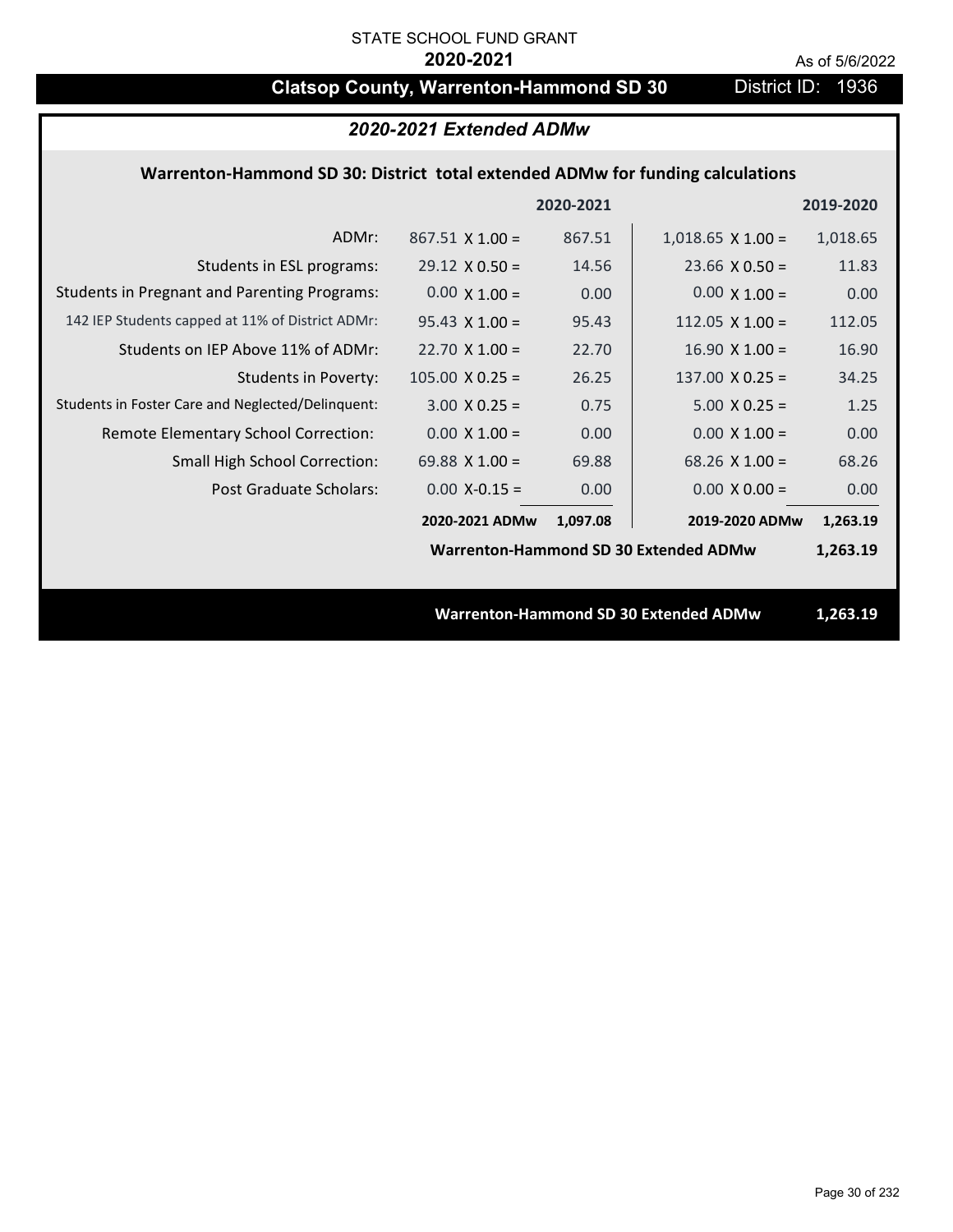STATE SCHOOL FUND GRANT

**2020-2021**

As of 5/6/2022

## Clatsop County, Warrenton-Hammond SD 30 — District ID: 1936

### *2020-2021 Extended ADMw*

**Warrenton-Hammond SD 30: District total extended ADMw for funding calculations**

| | 2020-2021 | | 2019-2020 | |
|---|---|---|---|---|
| ADMr: | 867.51 X 1.00 = | 867.51 | 1,018.65 X 1.00 = | 1,018.65 |
| Students in ESL programs: | 29.12 X 0.50 = | 14.56 | 23.66 X 0.50 = | 11.83 |
| Students in Pregnant and Parenting Programs: | 0.00 X 1.00 = | 0.00 | 0.00 X 1.00 = | 0.00 |
| 142 IEP Students capped at 11% of District ADMr: | 95.43 X 1.00 = | 95.43 | 112.05 X 1.00 = | 112.05 |
| Students on IEP Above 11% of ADMr: | 22.70 X 1.00 = | 22.70 | 16.90 X 1.00 = | 16.90 |
| Students in Poverty: | 105.00 X 0.25 = | 26.25 | 137.00 X 0.25 = | 34.25 |
| Students in Foster Care and Neglected/Delinquent: | 3.00 X 0.25 = | 0.75 | 5.00 X 0.25 = | 1.25 |
| Remote Elementary School Correction: | 0.00 X 1.00 = | 0.00 | 0.00 X 1.00 = | 0.00 |
| Small High School Correction: | 69.88 X 1.00 = | 69.88 | 68.26 X 1.00 = | 68.26 |
| Post Graduate Scholars: | 0.00 X-0.15 = | 0.00 | 0.00 X 0.00 = | 0.00 |
| | **2020-2021 ADMw** | **1,097.08** | **2019-2020 ADMw** | **1,263.19** |
| | | | **Warrenton-Hammond SD 30 Extended ADMw** | **1,263.19** |

**Warrenton-Hammond SD 30 Extended ADMw 1,263.19**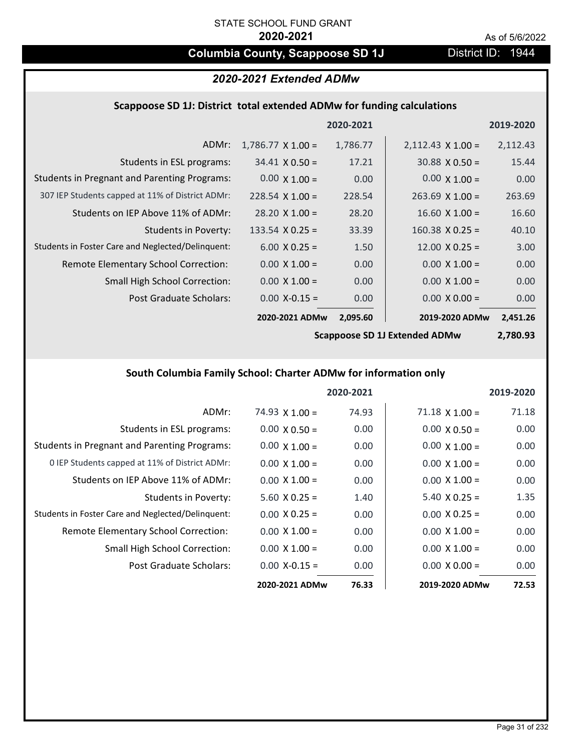STATE SCHOOL FUND GRANT

**2020-2021**

As of 5/6/2022

# Columbia County, Scappoose SD 1J

District ID: 1944

## *2020-2021 Extended ADMw*

### Scappoose SD 1J: District total extended ADMw for funding calculations

| | 2020-2021 | | 2019-2020 | |
|---|---|---|---|---|
| ADMr: | 1,786.77 X 1.00 = | 1,786.77 | 2,112.43 X 1.00 = | 2,112.43 |
| Students in ESL programs: | 34.41 X 0.50 = | 17.21 | 30.88 X 0.50 = | 15.44 |
| Students in Pregnant and Parenting Programs: | 0.00 X 1.00 = | 0.00 | 0.00 X 1.00 = | 0.00 |
| 307 IEP Students capped at 11% of District ADMr: | 228.54 X 1.00 = | 228.54 | 263.69 X 1.00 = | 263.69 |
| Students on IEP Above 11% of ADMr: | 28.20 X 1.00 = | 28.20 | 16.60 X 1.00 = | 16.60 |
| Students in Poverty: | 133.54 X 0.25 = | 33.39 | 160.38 X 0.25 = | 40.10 |
| Students in Foster Care and Neglected/Delinquent: | 6.00 X 0.25 = | 1.50 | 12.00 X 0.25 = | 3.00 |
| Remote Elementary School Correction: | 0.00 X 1.00 = | 0.00 | 0.00 X 1.00 = | 0.00 |
| Small High School Correction: | 0.00 X 1.00 = | 0.00 | 0.00 X 1.00 = | 0.00 |
| Post Graduate Scholars: | 0.00 X-0.15 = | 0.00 | 0.00 X 0.00 = | 0.00 |
| | **2020-2021 ADMw** | **2,095.60** | **2019-2020 ADMw** | **2,451.26** |
| | | | **Scappoose SD 1J Extended ADMw** | **2,780.93** |

### South Columbia Family School: Charter ADMw for information only

| | 2020-2021 | | 2019-2020 | |
|---|---|---|---|---|
| ADMr: | 74.93 X 1.00 = | 74.93 | 71.18 X 1.00 = | 71.18 |
| Students in ESL programs: | 0.00 X 0.50 = | 0.00 | 0.00 X 0.50 = | 0.00 |
| Students in Pregnant and Parenting Programs: | 0.00 X 1.00 = | 0.00 | 0.00 X 1.00 = | 0.00 |
| 0 IEP Students capped at 11% of District ADMr: | 0.00 X 1.00 = | 0.00 | 0.00 X 1.00 = | 0.00 |
| Students on IEP Above 11% of ADMr: | 0.00 X 1.00 = | 0.00 | 0.00 X 1.00 = | 0.00 |
| Students in Poverty: | 5.60 X 0.25 = | 1.40 | 5.40 X 0.25 = | 1.35 |
| Students in Foster Care and Neglected/Delinquent: | 0.00 X 0.25 = | 0.00 | 0.00 X 0.25 = | 0.00 |
| Remote Elementary School Correction: | 0.00 X 1.00 = | 0.00 | 0.00 X 1.00 = | 0.00 |
| Small High School Correction: | 0.00 X 1.00 = | 0.00 | 0.00 X 1.00 = | 0.00 |
| Post Graduate Scholars: | 0.00 X-0.15 = | 0.00 | 0.00 X 0.00 = | 0.00 |
| | **2020-2021 ADMw** | **76.33** | **2019-2020 ADMw** | **72.53** |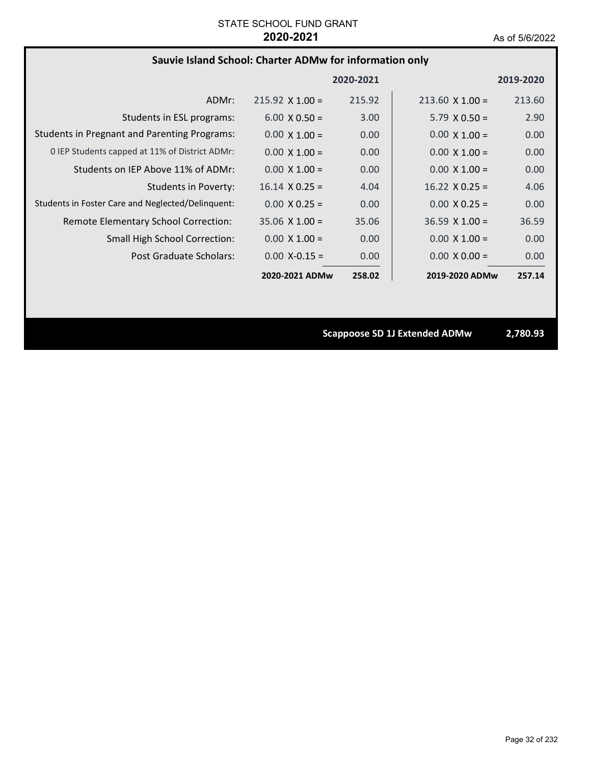STATE SCHOOL FUND GRANT

**2020-2021**

As of 5/6/2022

## Sauvie Island School: Charter ADMw for information only

| | 2020-2021 | | 2019-2020 | |
|---|---|---|---|---|
| ADMr: | 215.92 X 1.00 = | 215.92 | 213.60 X 1.00 = | 213.60 |
| Students in ESL programs: | 6.00 X 0.50 = | 3.00 | 5.79 X 0.50 = | 2.90 |
| Students in Pregnant and Parenting Programs: | 0.00 X 1.00 = | 0.00 | 0.00 X 1.00 = | 0.00 |
| 0 IEP Students capped at 11% of District ADMr: | 0.00 X 1.00 = | 0.00 | 0.00 X 1.00 = | 0.00 |
| Students on IEP Above 11% of ADMr: | 0.00 X 1.00 = | 0.00 | 0.00 X 1.00 = | 0.00 |
| Students in Poverty: | 16.14 X 0.25 = | 4.04 | 16.22 X 0.25 = | 4.06 |
| Students in Foster Care and Neglected/Delinquent: | 0.00 X 0.25 = | 0.00 | 0.00 X 0.25 = | 0.00 |
| Remote Elementary School Correction: | 35.06 X 1.00 = | 35.06 | 36.59 X 1.00 = | 36.59 |
| Small High School Correction: | 0.00 X 1.00 = | 0.00 | 0.00 X 1.00 = | 0.00 |
| Post Graduate Scholars: | 0.00 X-0.15 = | 0.00 | 0.00 X 0.00 = | 0.00 |
| | **2020-2021 ADMw** | **258.02** | **2019-2020 ADMw** | **257.14** |

**Scappoose SD 1J Extended ADMw** **2,780.93**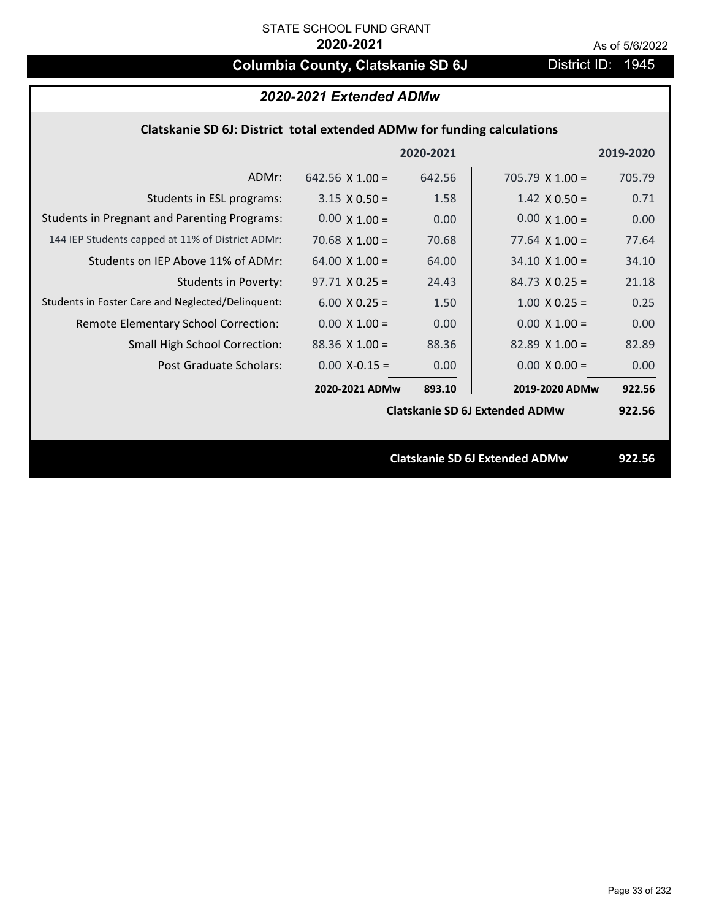STATE SCHOOL FUND GRANT

**2020-2021**

As of 5/6/2022

# Columbia County, Clatskanie SD 6J

District ID: 1945

## *2020-2021 Extended ADMw*

### Clatskanie SD 6J: District total extended ADMw for funding calculations

| | 2020-2021 | | 2019-2020 | |
|---|---|---|---|---|
| ADMr: | 642.56 X 1.00 = | 642.56 | 705.79 X 1.00 = | 705.79 |
| Students in ESL programs: | 3.15 X 0.50 = | 1.58 | 1.42 X 0.50 = | 0.71 |
| Students in Pregnant and Parenting Programs: | 0.00 X 1.00 = | 0.00 | 0.00 X 1.00 = | 0.00 |
| 144 IEP Students capped at 11% of District ADMr: | 70.68 X 1.00 = | 70.68 | 77.64 X 1.00 = | 77.64 |
| Students on IEP Above 11% of ADMr: | 64.00 X 1.00 = | 64.00 | 34.10 X 1.00 = | 34.10 |
| Students in Poverty: | 97.71 X 0.25 = | 24.43 | 84.73 X 0.25 = | 21.18 |
| Students in Foster Care and Neglected/Delinquent: | 6.00 X 0.25 = | 1.50 | 1.00 X 0.25 = | 0.25 |
| Remote Elementary School Correction: | 0.00 X 1.00 = | 0.00 | 0.00 X 1.00 = | 0.00 |
| Small High School Correction: | 88.36 X 1.00 = | 88.36 | 82.89 X 1.00 = | 82.89 |
| Post Graduate Scholars: | 0.00 X-0.15 = | 0.00 | 0.00 X 0.00 = | 0.00 |
| | **2020-2021 ADMw** | **893.10** | **2019-2020 ADMw** | **922.56** |
| | | | **Clatskanie SD 6J Extended ADMw** | **922.56** |

**Clatskanie SD 6J Extended ADMw** **922.56**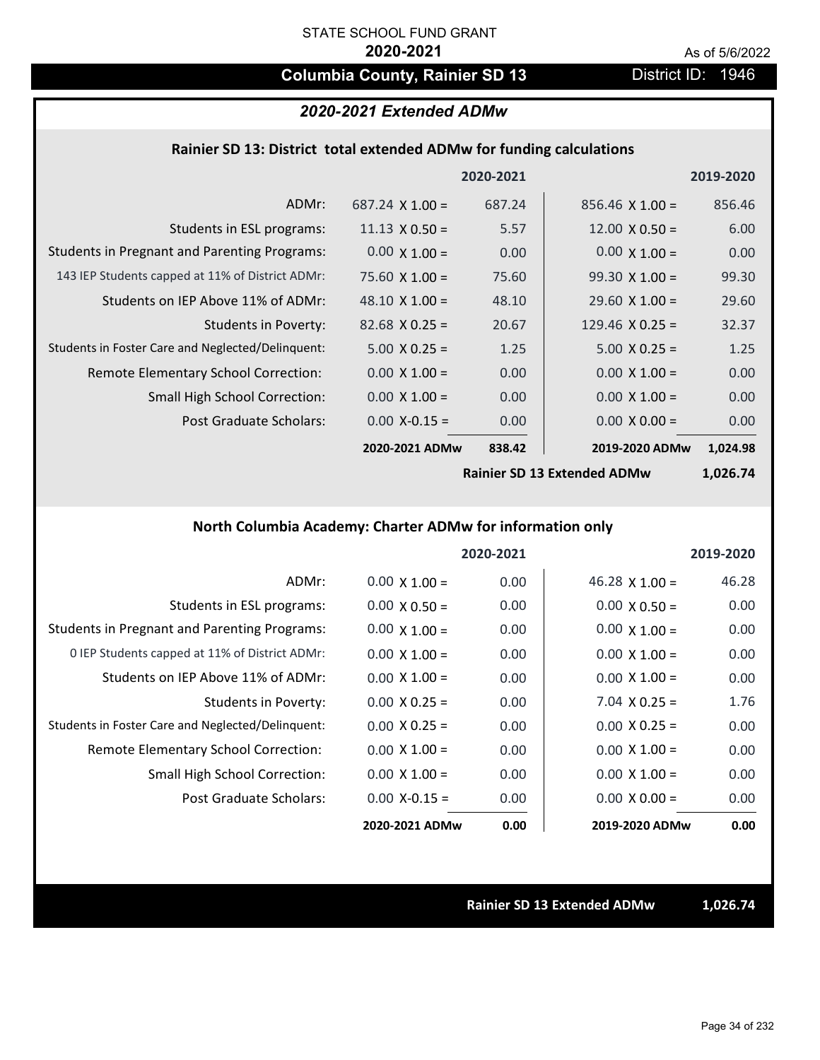STATE SCHOOL FUND GRANT

**2020-2021**

As of 5/6/2022

# Columbia County, Rainier SD 13

District ID: 1946

## *2020-2021 Extended ADMw*

### Rainier SD 13: District total extended ADMw for funding calculations

| | | 2020-2021 | | 2019-2020 |
|---|---|---|---|---|
| ADMr: | 687.24 X 1.00 = | 687.24 | 856.46 X 1.00 = | 856.46 |
| Students in ESL programs: | 11.13 X 0.50 = | 5.57 | 12.00 X 0.50 = | 6.00 |
| Students in Pregnant and Parenting Programs: | 0.00 X 1.00 = | 0.00 | 0.00 X 1.00 = | 0.00 |
| 143 IEP Students capped at 11% of District ADMr: | 75.60 X 1.00 = | 75.60 | 99.30 X 1.00 = | 99.30 |
| Students on IEP Above 11% of ADMr: | 48.10 X 1.00 = | 48.10 | 29.60 X 1.00 = | 29.60 |
| Students in Poverty: | 82.68 X 0.25 = | 20.67 | 129.46 X 0.25 = | 32.37 |
| Students in Foster Care and Neglected/Delinquent: | 5.00 X 0.25 = | 1.25 | 5.00 X 0.25 = | 1.25 |
| Remote Elementary School Correction: | 0.00 X 1.00 = | 0.00 | 0.00 X 1.00 = | 0.00 |
| Small High School Correction: | 0.00 X 1.00 = | 0.00 | 0.00 X 1.00 = | 0.00 |
| Post Graduate Scholars: | 0.00 X-0.15 = | 0.00 | 0.00 X 0.00 = | 0.00 |
| | **2020-2021 ADMw** | **838.42** | **2019-2020 ADMw** | **1,024.98** |
| | | | **Rainier SD 13 Extended ADMw** | **1,026.74** |

### North Columbia Academy: Charter ADMw for information only

| | | 2020-2021 | | 2019-2020 |
|---|---|---|---|---|
| ADMr: | 0.00 X 1.00 = | 0.00 | 46.28 X 1.00 = | 46.28 |
| Students in ESL programs: | 0.00 X 0.50 = | 0.00 | 0.00 X 0.50 = | 0.00 |
| Students in Pregnant and Parenting Programs: | 0.00 X 1.00 = | 0.00 | 0.00 X 1.00 = | 0.00 |
| 0 IEP Students capped at 11% of District ADMr: | 0.00 X 1.00 = | 0.00 | 0.00 X 1.00 = | 0.00 |
| Students on IEP Above 11% of ADMr: | 0.00 X 1.00 = | 0.00 | 0.00 X 1.00 = | 0.00 |
| Students in Poverty: | 0.00 X 0.25 = | 0.00 | 7.04 X 0.25 = | 1.76 |
| Students in Foster Care and Neglected/Delinquent: | 0.00 X 0.25 = | 0.00 | 0.00 X 0.25 = | 0.00 |
| Remote Elementary School Correction: | 0.00 X 1.00 = | 0.00 | 0.00 X 1.00 = | 0.00 |
| Small High School Correction: | 0.00 X 1.00 = | 0.00 | 0.00 X 1.00 = | 0.00 |
| Post Graduate Scholars: | 0.00 X-0.15 = | 0.00 | 0.00 X 0.00 = | 0.00 |
| | **2020-2021 ADMw** | **0.00** | **2019-2020 ADMw** | **0.00** |

**Rainier SD 13 Extended ADMw 1,026.74**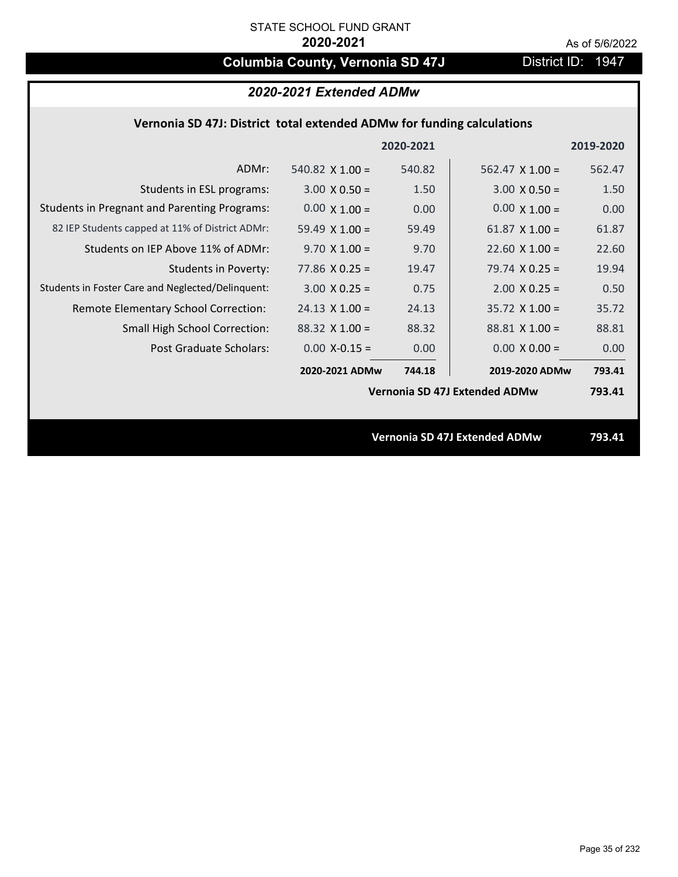STATE SCHOOL FUND GRANT

**2020-2021**

As of 5/6/2022

# Columbia County, Vernonia SD 47J

District ID: 1947

## *2020-2021 Extended ADMw*

### Vernonia SD 47J: District total extended ADMw for funding calculations

| | 2020-2021 | | 2019-2020 | |
|---|---|---|---|---|
| ADMr: | 540.82 X 1.00 = | 540.82 | 562.47 X 1.00 = | 562.47 |
| Students in ESL programs: | 3.00 X 0.50 = | 1.50 | 3.00 X 0.50 = | 1.50 |
| Students in Pregnant and Parenting Programs: | 0.00 X 1.00 = | 0.00 | 0.00 X 1.00 = | 0.00 |
| 82 IEP Students capped at 11% of District ADMr: | 59.49 X 1.00 = | 59.49 | 61.87 X 1.00 = | 61.87 |
| Students on IEP Above 11% of ADMr: | 9.70 X 1.00 = | 9.70 | 22.60 X 1.00 = | 22.60 |
| Students in Poverty: | 77.86 X 0.25 = | 19.47 | 79.74 X 0.25 = | 19.94 |
| Students in Foster Care and Neglected/Delinquent: | 3.00 X 0.25 = | 0.75 | 2.00 X 0.25 = | 0.50 |
| Remote Elementary School Correction: | 24.13 X 1.00 = | 24.13 | 35.72 X 1.00 = | 35.72 |
| Small High School Correction: | 88.32 X 1.00 = | 88.32 | 88.81 X 1.00 = | 88.81 |
| Post Graduate Scholars: | 0.00 X-0.15 = | 0.00 | 0.00 X 0.00 = | 0.00 |
| | **2020-2021 ADMw** | **744.18** | **2019-2020 ADMw** | **793.41** |
| | | | **Vernonia SD 47J Extended ADMw** | **793.41** |

**Vernonia SD 47J Extended ADMw** **793.41**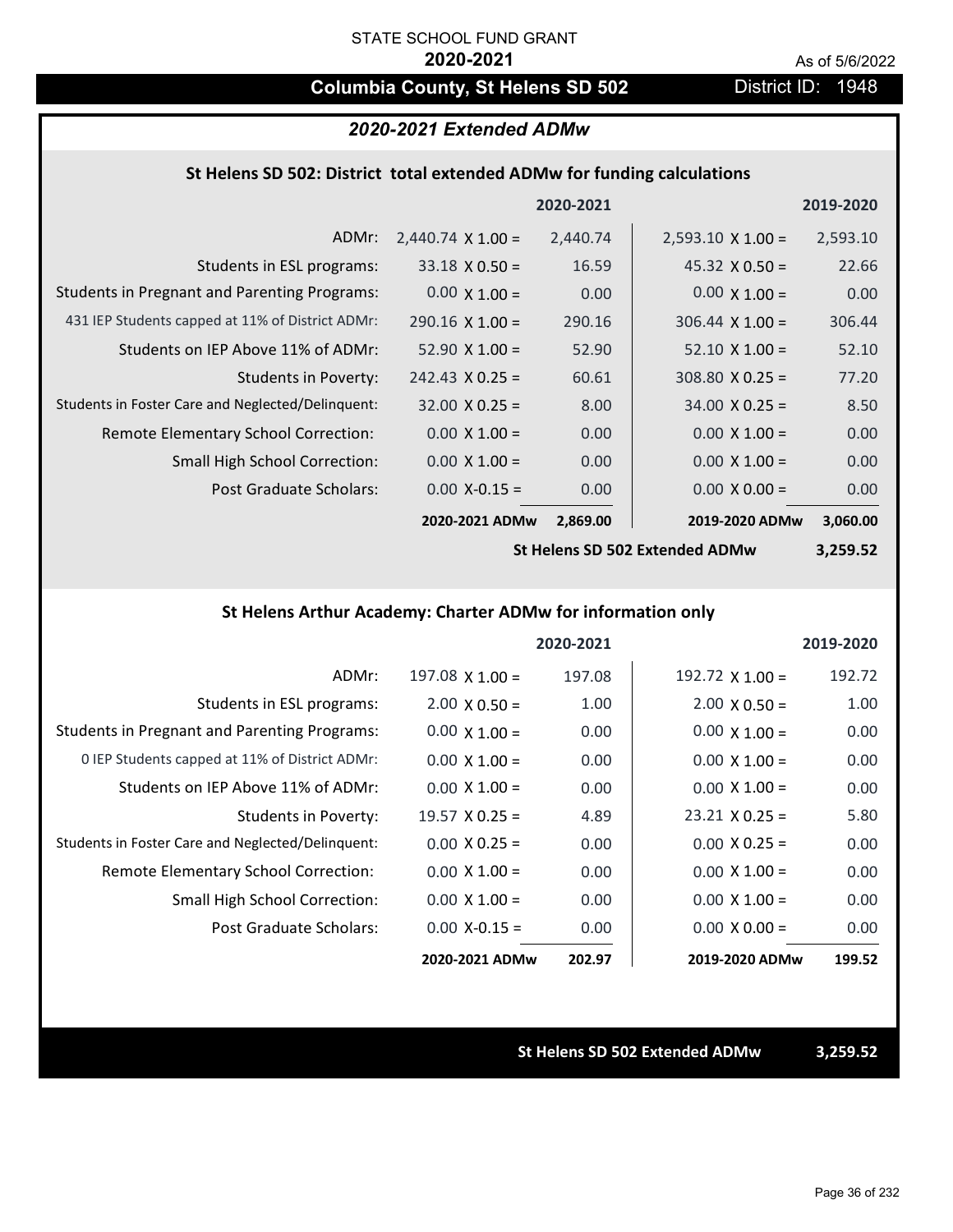STATE SCHOOL FUND GRANT

**2020-2021**

As of 5/6/2022

## Columbia County, St Helens SD 502

District ID: 1948

### *2020-2021 Extended ADMw*

#### St Helens SD 502: District total extended ADMw for funding calculations

| | | 2020-2021 | | 2019-2020 |
|---|---|---|---|---|
| ADMr: | 2,440.74 X 1.00 = | 2,440.74 | 2,593.10 X 1.00 = | 2,593.10 |
| Students in ESL programs: | 33.18 X 0.50 = | 16.59 | 45.32 X 0.50 = | 22.66 |
| Students in Pregnant and Parenting Programs: | 0.00 X 1.00 = | 0.00 | 0.00 X 1.00 = | 0.00 |
| 431 IEP Students capped at 11% of District ADMr: | 290.16 X 1.00 = | 290.16 | 306.44 X 1.00 = | 306.44 |
| Students on IEP Above 11% of ADMr: | 52.90 X 1.00 = | 52.90 | 52.10 X 1.00 = | 52.10 |
| Students in Poverty: | 242.43 X 0.25 = | 60.61 | 308.80 X 0.25 = | 77.20 |
| Students in Foster Care and Neglected/Delinquent: | 32.00 X 0.25 = | 8.00 | 34.00 X 0.25 = | 8.50 |
| Remote Elementary School Correction: | 0.00 X 1.00 = | 0.00 | 0.00 X 1.00 = | 0.00 |
| Small High School Correction: | 0.00 X 1.00 = | 0.00 | 0.00 X 1.00 = | 0.00 |
| Post Graduate Scholars: | 0.00 X-0.15 = | 0.00 | 0.00 X 0.00 = | 0.00 |
| | **2020-2021 ADMw** | **2,869.00** | **2019-2020 ADMw** | **3,060.00** |
| | | | **St Helens SD 502 Extended ADMw** | **3,259.52** |

#### St Helens Arthur Academy: Charter ADMw for information only

| | | 2020-2021 | | 2019-2020 |
|---|---|---|---|---|
| ADMr: | 197.08 X 1.00 = | 197.08 | 192.72 X 1.00 = | 192.72 |
| Students in ESL programs: | 2.00 X 0.50 = | 1.00 | 2.00 X 0.50 = | 1.00 |
| Students in Pregnant and Parenting Programs: | 0.00 X 1.00 = | 0.00 | 0.00 X 1.00 = | 0.00 |
| 0 IEP Students capped at 11% of District ADMr: | 0.00 X 1.00 = | 0.00 | 0.00 X 1.00 = | 0.00 |
| Students on IEP Above 11% of ADMr: | 0.00 X 1.00 = | 0.00 | 0.00 X 1.00 = | 0.00 |
| Students in Poverty: | 19.57 X 0.25 = | 4.89 | 23.21 X 0.25 = | 5.80 |
| Students in Foster Care and Neglected/Delinquent: | 0.00 X 0.25 = | 0.00 | 0.00 X 0.25 = | 0.00 |
| Remote Elementary School Correction: | 0.00 X 1.00 = | 0.00 | 0.00 X 1.00 = | 0.00 |
| Small High School Correction: | 0.00 X 1.00 = | 0.00 | 0.00 X 1.00 = | 0.00 |
| Post Graduate Scholars: | 0.00 X-0.15 = | 0.00 | 0.00 X 0.00 = | 0.00 |
| | **2020-2021 ADMw** | **202.97** | **2019-2020 ADMw** | **199.52** |

**St Helens SD 502 Extended ADMw** **3,259.52**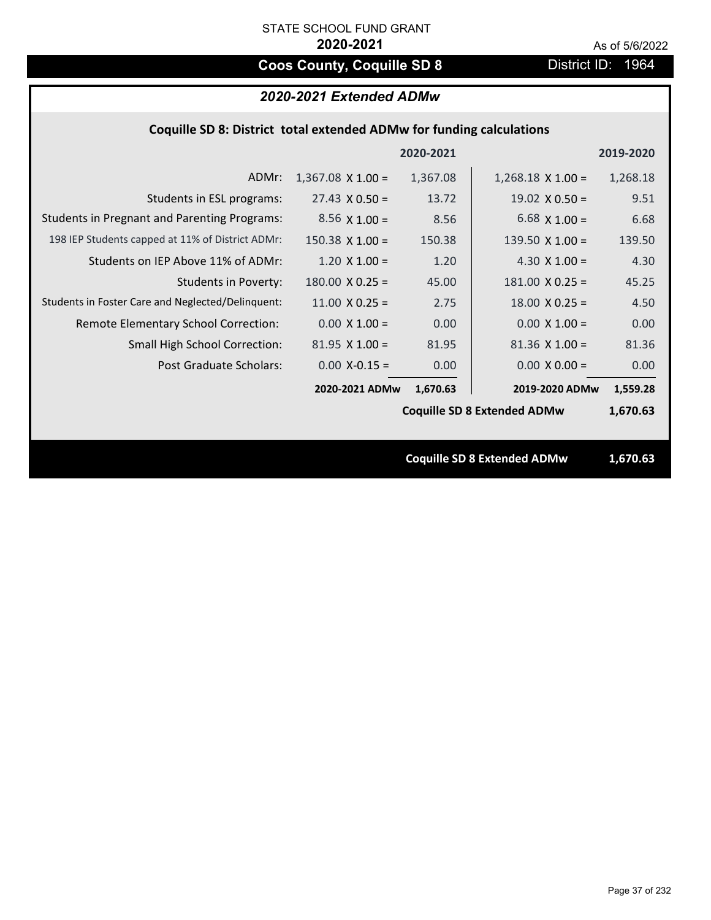STATE SCHOOL FUND GRANT

**2020-2021**

As of 5/6/2022

# Coos County, Coquille SD 8

District ID: 1964

## *2020-2021 Extended ADMw*

### Coquille SD 8: District total extended ADMw for funding calculations

| | | 2020-2021 | | 2019-2020 |
|---|---|---|---|---|
| ADMr: | 1,367.08 X 1.00 = | 1,367.08 | 1,268.18 X 1.00 = | 1,268.18 |
| Students in ESL programs: | 27.43 X 0.50 = | 13.72 | 19.02 X 0.50 = | 9.51 |
| Students in Pregnant and Parenting Programs: | 8.56 X 1.00 = | 8.56 | 6.68 X 1.00 = | 6.68 |
| 198 IEP Students capped at 11% of District ADMr: | 150.38 X 1.00 = | 150.38 | 139.50 X 1.00 = | 139.50 |
| Students on IEP Above 11% of ADMr: | 1.20 X 1.00 = | 1.20 | 4.30 X 1.00 = | 4.30 |
| Students in Poverty: | 180.00 X 0.25 = | 45.00 | 181.00 X 0.25 = | 45.25 |
| Students in Foster Care and Neglected/Delinquent: | 11.00 X 0.25 = | 2.75 | 18.00 X 0.25 = | 4.50 |
| Remote Elementary School Correction: | 0.00 X 1.00 = | 0.00 | 0.00 X 1.00 = | 0.00 |
| Small High School Correction: | 81.95 X 1.00 = | 81.95 | 81.36 X 1.00 = | 81.36 |
| Post Graduate Scholars: | 0.00 X-0.15 = | 0.00 | 0.00 X 0.00 = | 0.00 |
| | **2020-2021 ADMw** | **1,670.63** | **2019-2020 ADMw** | **1,559.28** |
| | | | **Coquille SD 8 Extended ADMw** | **1,670.63** |

**Coquille SD 8 Extended ADMw 1,670.63**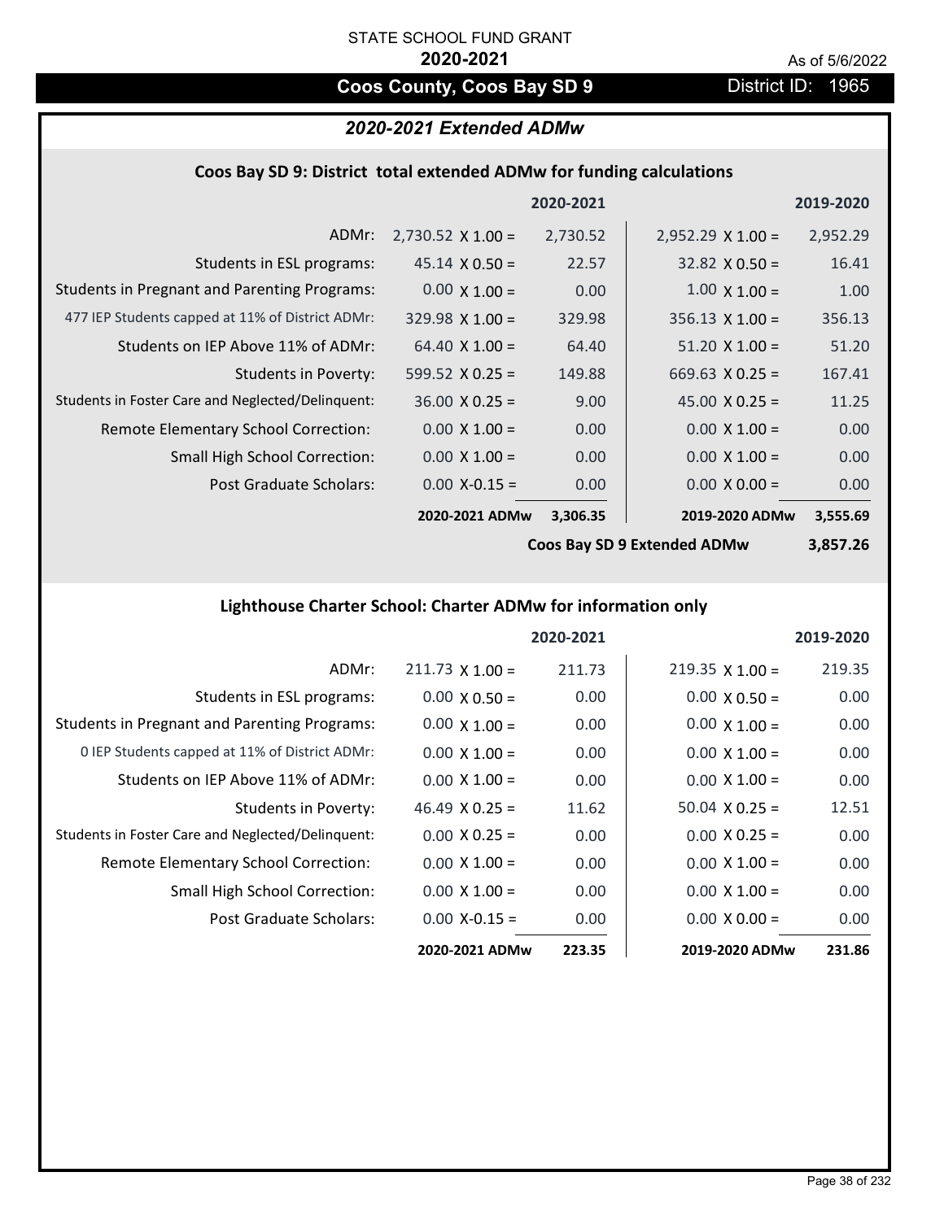STATE SCHOOL FUND GRANT

**2020-2021**

As of 5/6/2022

## Coos County, Coos Bay SD 9

District ID: 1965

### *2020-2021 Extended ADMw*

#### Coos Bay SD 9: District total extended ADMw for funding calculations

| | | 2020-2021 | | 2019-2020 |
|---|---|---|---|---|
| ADMr: | 2,730.52 X 1.00 = | 2,730.52 | 2,952.29 X 1.00 = | 2,952.29 |
| Students in ESL programs: | 45.14 X 0.50 = | 22.57 | 32.82 X 0.50 = | 16.41 |
| Students in Pregnant and Parenting Programs: | 0.00 X 1.00 = | 0.00 | 1.00 X 1.00 = | 1.00 |
| 477 IEP Students capped at 11% of District ADMr: | 329.98 X 1.00 = | 329.98 | 356.13 X 1.00 = | 356.13 |
| Students on IEP Above 11% of ADMr: | 64.40 X 1.00 = | 64.40 | 51.20 X 1.00 = | 51.20 |
| Students in Poverty: | 599.52 X 0.25 = | 149.88 | 669.63 X 0.25 = | 167.41 |
| Students in Foster Care and Neglected/Delinquent: | 36.00 X 0.25 = | 9.00 | 45.00 X 0.25 = | 11.25 |
| Remote Elementary School Correction: | 0.00 X 1.00 = | 0.00 | 0.00 X 1.00 = | 0.00 |
| Small High School Correction: | 0.00 X 1.00 = | 0.00 | 0.00 X 1.00 = | 0.00 |
| Post Graduate Scholars: | 0.00 X-0.15 = | 0.00 | 0.00 X 0.00 = | 0.00 |
| | **2020-2021 ADMw** | **3,306.35** | **2019-2020 ADMw** | **3,555.69** |
| | | | **Coos Bay SD 9 Extended ADMw** | **3,857.26** |

#### Lighthouse Charter School: Charter ADMw for information only

| | | 2020-2021 | | 2019-2020 |
|---|---|---|---|---|
| ADMr: | 211.73 X 1.00 = | 211.73 | 219.35 X 1.00 = | 219.35 |
| Students in ESL programs: | 0.00 X 0.50 = | 0.00 | 0.00 X 0.50 = | 0.00 |
| Students in Pregnant and Parenting Programs: | 0.00 X 1.00 = | 0.00 | 0.00 X 1.00 = | 0.00 |
| 0 IEP Students capped at 11% of District ADMr: | 0.00 X 1.00 = | 0.00 | 0.00 X 1.00 = | 0.00 |
| Students on IEP Above 11% of ADMr: | 0.00 X 1.00 = | 0.00 | 0.00 X 1.00 = | 0.00 |
| Students in Poverty: | 46.49 X 0.25 = | 11.62 | 50.04 X 0.25 = | 12.51 |
| Students in Foster Care and Neglected/Delinquent: | 0.00 X 0.25 = | 0.00 | 0.00 X 0.25 = | 0.00 |
| Remote Elementary School Correction: | 0.00 X 1.00 = | 0.00 | 0.00 X 1.00 = | 0.00 |
| Small High School Correction: | 0.00 X 1.00 = | 0.00 | 0.00 X 1.00 = | 0.00 |
| Post Graduate Scholars: | 0.00 X-0.15 = | 0.00 | 0.00 X 0.00 = | 0.00 |
| | **2020-2021 ADMw** | **223.35** | **2019-2020 ADMw** | **231.86** |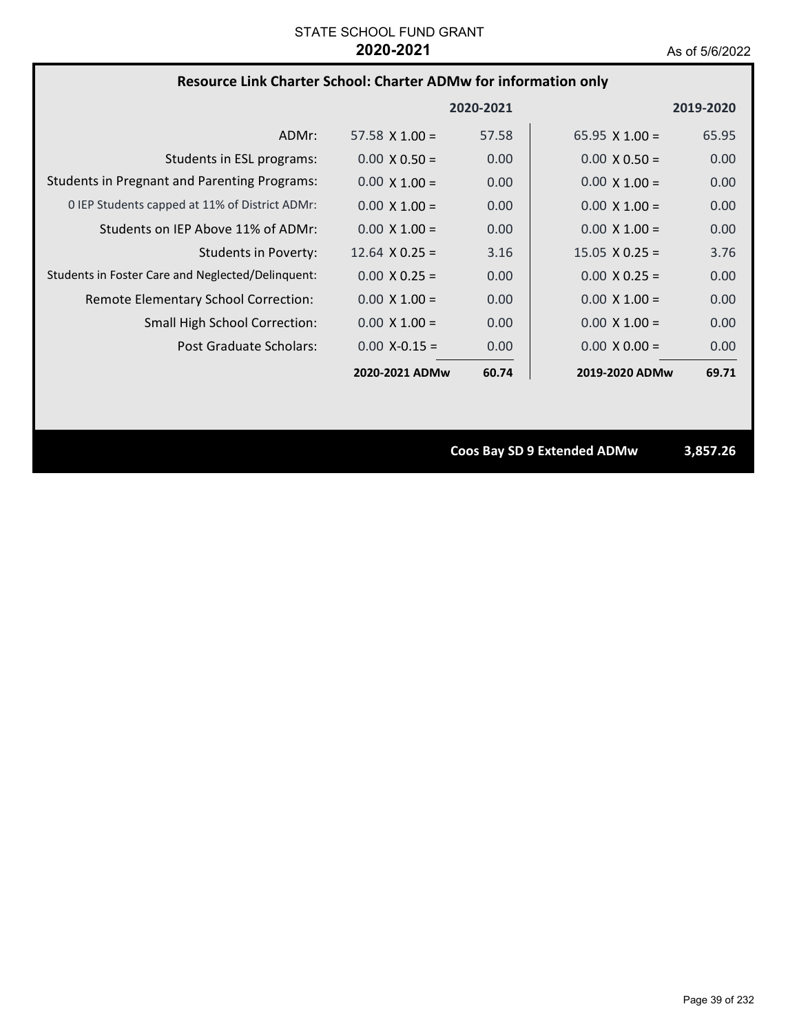STATE SCHOOL FUND GRANT
**2020-2021**
As of 5/6/2022

## Resource Link Charter School: Charter ADMw for information only

| | 2020-2021 | | 2019-2020 | |
|---|---|---|---|---|
| ADMr: | 57.58 X 1.00 = | 57.58 | 65.95 X 1.00 = | 65.95 |
| Students in ESL programs: | 0.00 X 0.50 = | 0.00 | 0.00 X 0.50 = | 0.00 |
| Students in Pregnant and Parenting Programs: | 0.00 X 1.00 = | 0.00 | 0.00 X 1.00 = | 0.00 |
| 0 IEP Students capped at 11% of District ADMr: | 0.00 X 1.00 = | 0.00 | 0.00 X 1.00 = | 0.00 |
| Students on IEP Above 11% of ADMr: | 0.00 X 1.00 = | 0.00 | 0.00 X 1.00 = | 0.00 |
| Students in Poverty: | 12.64 X 0.25 = | 3.16 | 15.05 X 0.25 = | 3.76 |
| Students in Foster Care and Neglected/Delinquent: | 0.00 X 0.25 = | 0.00 | 0.00 X 0.25 = | 0.00 |
| Remote Elementary School Correction: | 0.00 X 1.00 = | 0.00 | 0.00 X 1.00 = | 0.00 |
| Small High School Correction: | 0.00 X 1.00 = | 0.00 | 0.00 X 1.00 = | 0.00 |
| Post Graduate Scholars: | 0.00 X-0.15 = | 0.00 | 0.00 X 0.00 = | 0.00 |
| | **2020-2021 ADMw** | **60.74** | **2019-2020 ADMw** | **69.71** |

**Coos Bay SD 9 Extended ADMw** **3,857.26**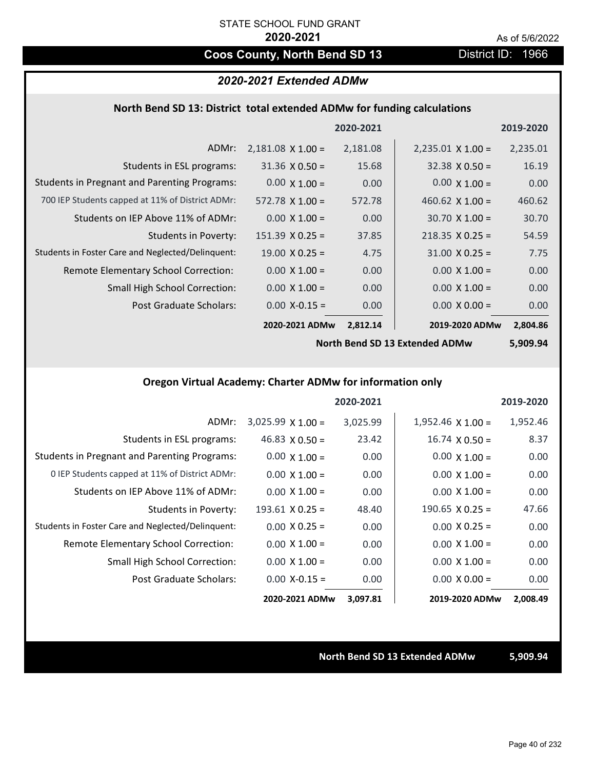STATE SCHOOL FUND GRANT

**2020-2021**

As of 5/6/2022

## Coos County, North Bend SD 13 — District ID: 1966

### *2020-2021 Extended ADMw*

#### North Bend SD 13: District total extended ADMw for funding calculations

| | | 2020-2021 | | 2019-2020 |
|---|---|---|---|---|
| ADMr: | 2,181.08 X 1.00 = | 2,181.08 | 2,235.01 X 1.00 = | 2,235.01 |
| Students in ESL programs: | 31.36 X 0.50 = | 15.68 | 32.38 X 0.50 = | 16.19 |
| Students in Pregnant and Parenting Programs: | 0.00 X 1.00 = | 0.00 | 0.00 X 1.00 = | 0.00 |
| 700 IEP Students capped at 11% of District ADMr: | 572.78 X 1.00 = | 572.78 | 460.62 X 1.00 = | 460.62 |
| Students on IEP Above 11% of ADMr: | 0.00 X 1.00 = | 0.00 | 30.70 X 1.00 = | 30.70 |
| Students in Poverty: | 151.39 X 0.25 = | 37.85 | 218.35 X 0.25 = | 54.59 |
| Students in Foster Care and Neglected/Delinquent: | 19.00 X 0.25 = | 4.75 | 31.00 X 0.25 = | 7.75 |
| Remote Elementary School Correction: | 0.00 X 1.00 = | 0.00 | 0.00 X 1.00 = | 0.00 |
| Small High School Correction: | 0.00 X 1.00 = | 0.00 | 0.00 X 1.00 = | 0.00 |
| Post Graduate Scholars: | 0.00 X-0.15 = | 0.00 | 0.00 X 0.00 = | 0.00 |
| | **2020-2021 ADMw** | **2,812.14** | **2019-2020 ADMw** | **2,804.86** |
| | | | **North Bend SD 13 Extended ADMw** | **5,909.94** |

#### Oregon Virtual Academy: Charter ADMw for information only

| | | 2020-2021 | | 2019-2020 |
|---|---|---|---|---|
| ADMr: | 3,025.99 X 1.00 = | 3,025.99 | 1,952.46 X 1.00 = | 1,952.46 |
| Students in ESL programs: | 46.83 X 0.50 = | 23.42 | 16.74 X 0.50 = | 8.37 |
| Students in Pregnant and Parenting Programs: | 0.00 X 1.00 = | 0.00 | 0.00 X 1.00 = | 0.00 |
| 0 IEP Students capped at 11% of District ADMr: | 0.00 X 1.00 = | 0.00 | 0.00 X 1.00 = | 0.00 |
| Students on IEP Above 11% of ADMr: | 0.00 X 1.00 = | 0.00 | 0.00 X 1.00 = | 0.00 |
| Students in Poverty: | 193.61 X 0.25 = | 48.40 | 190.65 X 0.25 = | 47.66 |
| Students in Foster Care and Neglected/Delinquent: | 0.00 X 0.25 = | 0.00 | 0.00 X 0.25 = | 0.00 |
| Remote Elementary School Correction: | 0.00 X 1.00 = | 0.00 | 0.00 X 1.00 = | 0.00 |
| Small High School Correction: | 0.00 X 1.00 = | 0.00 | 0.00 X 1.00 = | 0.00 |
| Post Graduate Scholars: | 0.00 X-0.15 = | 0.00 | 0.00 X 0.00 = | 0.00 |
| | **2020-2021 ADMw** | **3,097.81** | **2019-2020 ADMw** | **2,008.49** |

**North Bend SD 13 Extended ADMw** **5,909.94**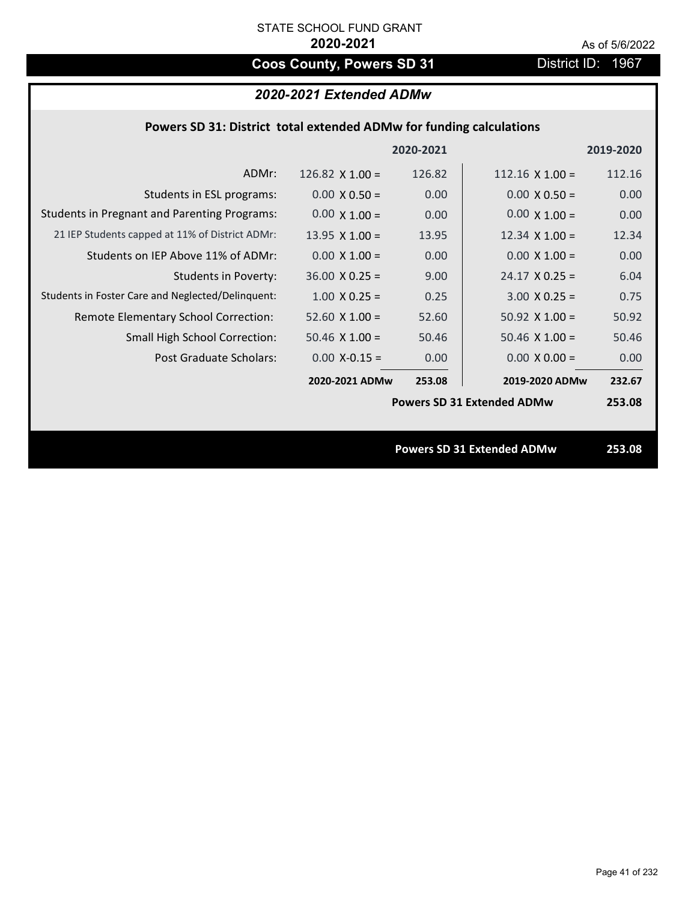STATE SCHOOL FUND GRANT

**2020-2021**

As of 5/6/2022

# Coos County, Powers SD 31

District ID: 1967

## *2020-2021 Extended ADMw*

### Powers SD 31: District total extended ADMw for funding calculations

| | 2020-2021 | | 2019-2020 | |
|---|---|---|---|---|
| ADMr: | 126.82 X 1.00 = | 126.82 | 112.16 X 1.00 = | 112.16 |
| Students in ESL programs: | 0.00 X 0.50 = | 0.00 | 0.00 X 0.50 = | 0.00 |
| Students in Pregnant and Parenting Programs: | 0.00 X 1.00 = | 0.00 | 0.00 X 1.00 = | 0.00 |
| 21 IEP Students capped at 11% of District ADMr: | 13.95 X 1.00 = | 13.95 | 12.34 X 1.00 = | 12.34 |
| Students on IEP Above 11% of ADMr: | 0.00 X 1.00 = | 0.00 | 0.00 X 1.00 = | 0.00 |
| Students in Poverty: | 36.00 X 0.25 = | 9.00 | 24.17 X 0.25 = | 6.04 |
| Students in Foster Care and Neglected/Delinquent: | 1.00 X 0.25 = | 0.25 | 3.00 X 0.25 = | 0.75 |
| Remote Elementary School Correction: | 52.60 X 1.00 = | 52.60 | 50.92 X 1.00 = | 50.92 |
| Small High School Correction: | 50.46 X 1.00 = | 50.46 | 50.46 X 1.00 = | 50.46 |
| Post Graduate Scholars: | 0.00 X-0.15 = | 0.00 | 0.00 X 0.00 = | 0.00 |
| | **2020-2021 ADMw** | **253.08** | **2019-2020 ADMw** | **232.67** |
| | | | **Powers SD 31 Extended ADMw** | **253.08** |

**Powers SD 31 Extended ADMw 253.08**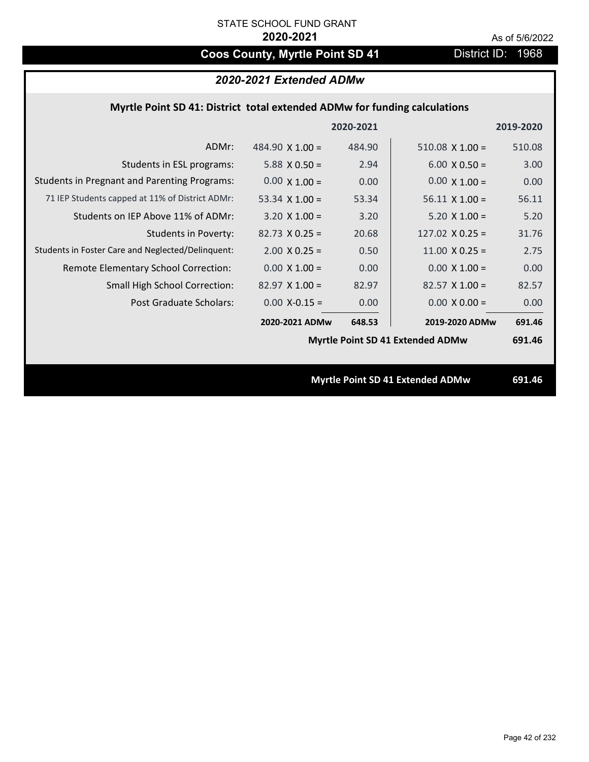STATE SCHOOL FUND GRANT

**2020-2021**

As of 5/6/2022

## Coos County, Myrtle Point SD 41

District ID: 1968

### *2020-2021 Extended ADMw*

**Myrtle Point SD 41: District total extended ADMw for funding calculations**

| | | 2020-2021 | | 2019-2020 |
|---|---|---|---|---|
| ADMr: | 484.90 X 1.00 = | 484.90 | 510.08 X 1.00 = | 510.08 |
| Students in ESL programs: | 5.88 X 0.50 = | 2.94 | 6.00 X 0.50 = | 3.00 |
| Students in Pregnant and Parenting Programs: | 0.00 X 1.00 = | 0.00 | 0.00 X 1.00 = | 0.00 |
| 71 IEP Students capped at 11% of District ADMr: | 53.34 X 1.00 = | 53.34 | 56.11 X 1.00 = | 56.11 |
| Students on IEP Above 11% of ADMr: | 3.20 X 1.00 = | 3.20 | 5.20 X 1.00 = | 5.20 |
| Students in Poverty: | 82.73 X 0.25 = | 20.68 | 127.02 X 0.25 = | 31.76 |
| Students in Foster Care and Neglected/Delinquent: | 2.00 X 0.25 = | 0.50 | 11.00 X 0.25 = | 2.75 |
| Remote Elementary School Correction: | 0.00 X 1.00 = | 0.00 | 0.00 X 1.00 = | 0.00 |
| Small High School Correction: | 82.97 X 1.00 = | 82.97 | 82.57 X 1.00 = | 82.57 |
| Post Graduate Scholars: | 0.00 X-0.15 = | 0.00 | 0.00 X 0.00 = | 0.00 |
| | **2020-2021 ADMw** | **648.53** | **2019-2020 ADMw** | **691.46** |
| | | | **Myrtle Point SD 41 Extended ADMw** | **691.46** |

**Myrtle Point SD 41 Extended ADMw** **691.46**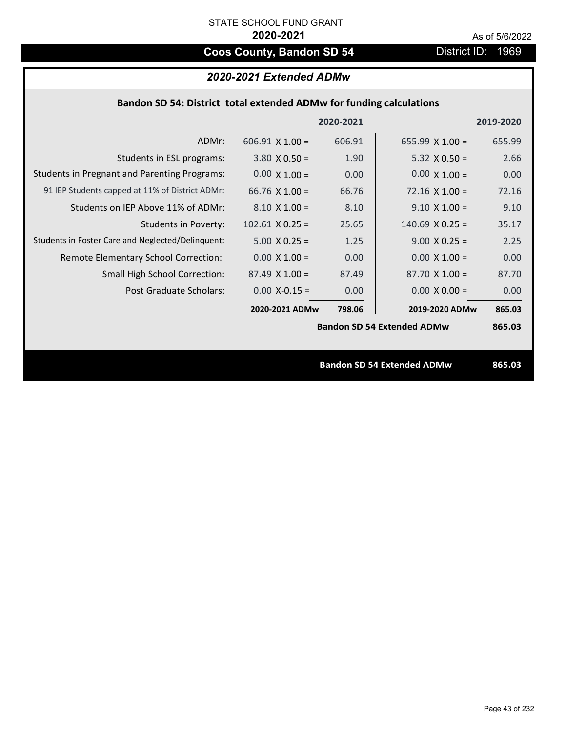STATE SCHOOL FUND GRANT

**2020-2021**

As of 5/6/2022

# Coos County, Bandon SD 54

District ID: 1969

## *2020-2021 Extended ADMw*

### Bandon SD 54: District total extended ADMw for funding calculations

| | | 2020-2021 | | 2019-2020 |
|---|---|---|---|---|
| ADMr: | 606.91 X 1.00 = | 606.91 | 655.99 X 1.00 = | 655.99 |
| Students in ESL programs: | 3.80 X 0.50 = | 1.90 | 5.32 X 0.50 = | 2.66 |
| Students in Pregnant and Parenting Programs: | 0.00 X 1.00 = | 0.00 | 0.00 X 1.00 = | 0.00 |
| 91 IEP Students capped at 11% of District ADMr: | 66.76 X 1.00 = | 66.76 | 72.16 X 1.00 = | 72.16 |
| Students on IEP Above 11% of ADMr: | 8.10 X 1.00 = | 8.10 | 9.10 X 1.00 = | 9.10 |
| Students in Poverty: | 102.61 X 0.25 = | 25.65 | 140.69 X 0.25 = | 35.17 |
| Students in Foster Care and Neglected/Delinquent: | 5.00 X 0.25 = | 1.25 | 9.00 X 0.25 = | 2.25 |
| Remote Elementary School Correction: | 0.00 X 1.00 = | 0.00 | 0.00 X 1.00 = | 0.00 |
| Small High School Correction: | 87.49 X 1.00 = | 87.49 | 87.70 X 1.00 = | 87.70 |
| Post Graduate Scholars: | 0.00 X-0.15 = | 0.00 | 0.00 X 0.00 = | 0.00 |
| | **2020-2021 ADMw** | **798.06** | **2019-2020 ADMw** | **865.03** |
| | | | **Bandon SD 54 Extended ADMw** | **865.03** |

**Bandon SD 54 Extended ADMw 865.03**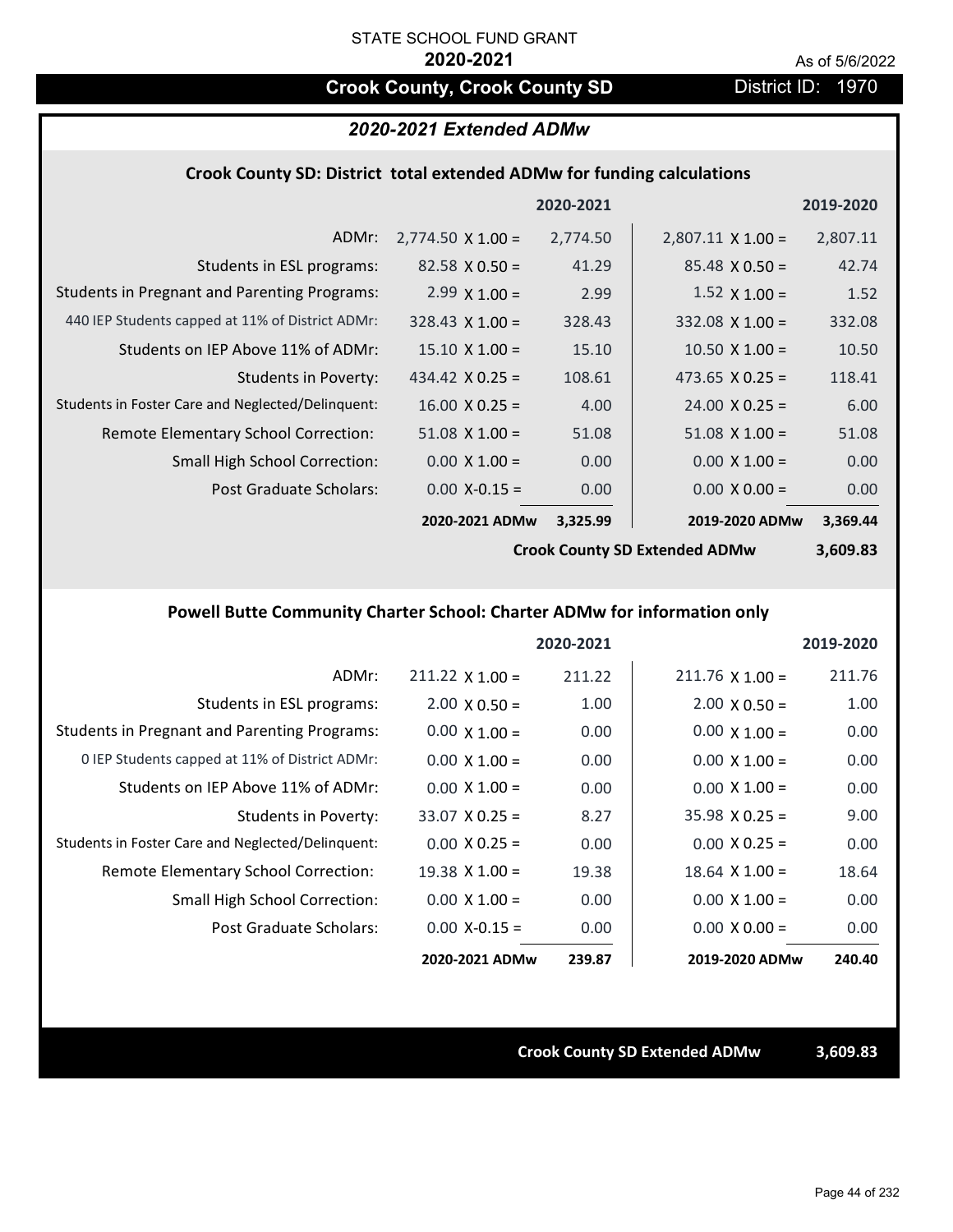STATE SCHOOL FUND GRANT

**2020-2021**

As of 5/6/2022

# Crook County, Crook County SD

District ID: 1970

## *2020-2021 Extended ADMw*

### Crook County SD: District total extended ADMw for funding calculations

| | 2020-2021 | | 2019-2020 | |
|---|---|---|---|---|
| ADMr: | 2,774.50 X 1.00 = | 2,774.50 | 2,807.11 X 1.00 = | 2,807.11 |
| Students in ESL programs: | 82.58 X 0.50 = | 41.29 | 85.48 X 0.50 = | 42.74 |
| Students in Pregnant and Parenting Programs: | 2.99 X 1.00 = | 2.99 | 1.52 X 1.00 = | 1.52 |
| 440 IEP Students capped at 11% of District ADMr: | 328.43 X 1.00 = | 328.43 | 332.08 X 1.00 = | 332.08 |
| Students on IEP Above 11% of ADMr: | 15.10 X 1.00 = | 15.10 | 10.50 X 1.00 = | 10.50 |
| Students in Poverty: | 434.42 X 0.25 = | 108.61 | 473.65 X 0.25 = | 118.41 |
| Students in Foster Care and Neglected/Delinquent: | 16.00 X 0.25 = | 4.00 | 24.00 X 0.25 = | 6.00 |
| Remote Elementary School Correction: | 51.08 X 1.00 = | 51.08 | 51.08 X 1.00 = | 51.08 |
| Small High School Correction: | 0.00 X 1.00 = | 0.00 | 0.00 X 1.00 = | 0.00 |
| Post Graduate Scholars: | 0.00 X-0.15 = | 0.00 | 0.00 X 0.00 = | 0.00 |
| | **2020-2021 ADMw** | **3,325.99** | **2019-2020 ADMw** | **3,369.44** |
| | | | **Crook County SD Extended ADMw** | **3,609.83** |

### Powell Butte Community Charter School: Charter ADMw for information only

| | 2020-2021 | | 2019-2020 | |
|---|---|---|---|---|
| ADMr: | 211.22 X 1.00 = | 211.22 | 211.76 X 1.00 = | 211.76 |
| Students in ESL programs: | 2.00 X 0.50 = | 1.00 | 2.00 X 0.50 = | 1.00 |
| Students in Pregnant and Parenting Programs: | 0.00 X 1.00 = | 0.00 | 0.00 X 1.00 = | 0.00 |
| 0 IEP Students capped at 11% of District ADMr: | 0.00 X 1.00 = | 0.00 | 0.00 X 1.00 = | 0.00 |
| Students on IEP Above 11% of ADMr: | 0.00 X 1.00 = | 0.00 | 0.00 X 1.00 = | 0.00 |
| Students in Poverty: | 33.07 X 0.25 = | 8.27 | 35.98 X 0.25 = | 9.00 |
| Students in Foster Care and Neglected/Delinquent: | 0.00 X 0.25 = | 0.00 | 0.00 X 0.25 = | 0.00 |
| Remote Elementary School Correction: | 19.38 X 1.00 = | 19.38 | 18.64 X 1.00 = | 18.64 |
| Small High School Correction: | 0.00 X 1.00 = | 0.00 | 0.00 X 1.00 = | 0.00 |
| Post Graduate Scholars: | 0.00 X-0.15 = | 0.00 | 0.00 X 0.00 = | 0.00 |
| | **2020-2021 ADMw** | **239.87** | **2019-2020 ADMw** | **240.40** |

**Crook County SD Extended ADMw** **3,609.83**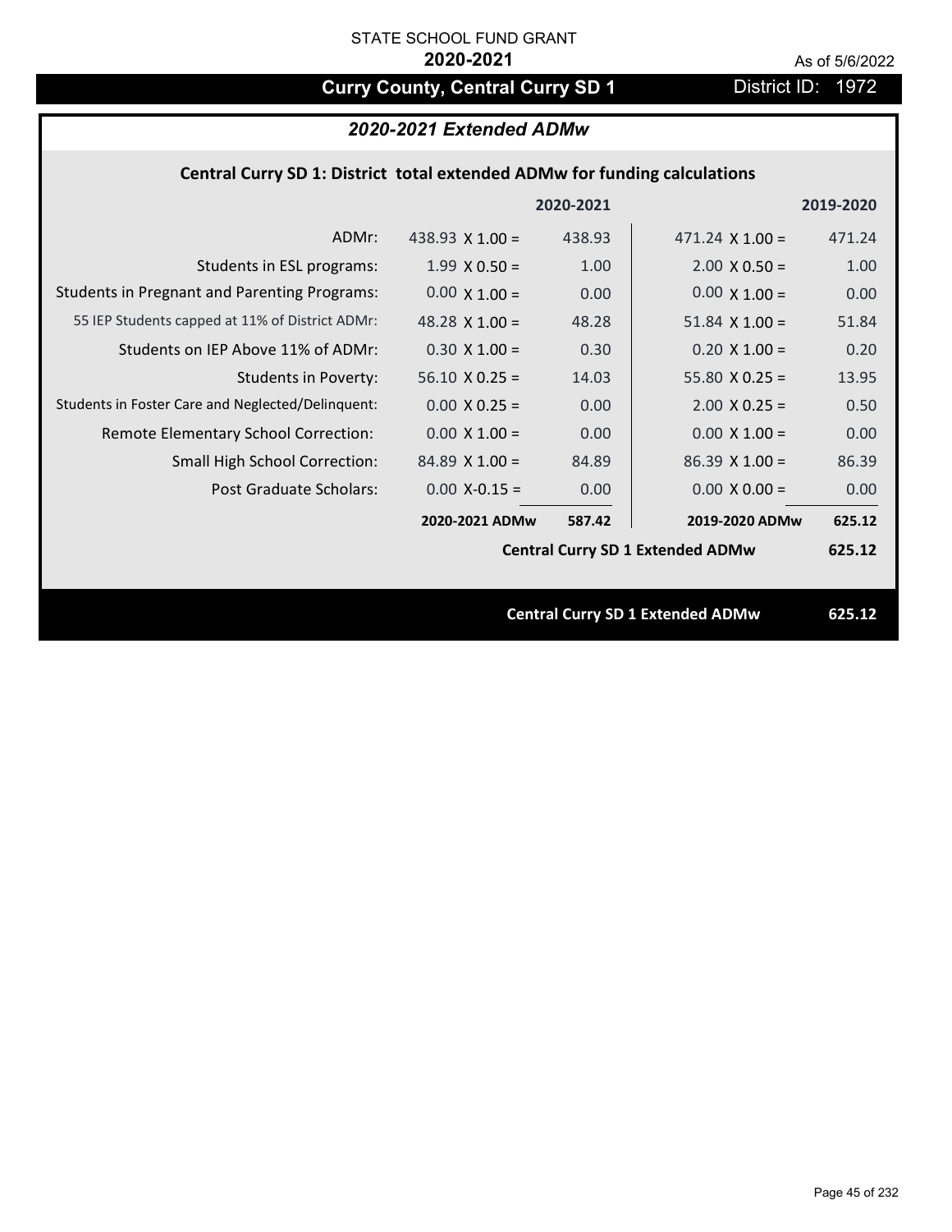STATE SCHOOL FUND GRANT

**2020-2021**

As of 5/6/2022

# Curry County, Central Curry SD 1

District ID: 1972

## *2020-2021 Extended ADMw*

### Central Curry SD 1: District total extended ADMw for funding calculations

| | | 2020-2021 | | 2019-2020 |
|---|---|---|---|---|
| ADMr: | 438.93 X 1.00 = | 438.93 | 471.24 X 1.00 = | 471.24 |
| Students in ESL programs: | 1.99 X 0.50 = | 1.00 | 2.00 X 0.50 = | 1.00 |
| Students in Pregnant and Parenting Programs: | 0.00 X 1.00 = | 0.00 | 0.00 X 1.00 = | 0.00 |
| 55 IEP Students capped at 11% of District ADMr: | 48.28 X 1.00 = | 48.28 | 51.84 X 1.00 = | 51.84 |
| Students on IEP Above 11% of ADMr: | 0.30 X 1.00 = | 0.30 | 0.20 X 1.00 = | 0.20 |
| Students in Poverty: | 56.10 X 0.25 = | 14.03 | 55.80 X 0.25 = | 13.95 |
| Students in Foster Care and Neglected/Delinquent: | 0.00 X 0.25 = | 0.00 | 2.00 X 0.25 = | 0.50 |
| Remote Elementary School Correction: | 0.00 X 1.00 = | 0.00 | 0.00 X 1.00 = | 0.00 |
| Small High School Correction: | 84.89 X 1.00 = | 84.89 | 86.39 X 1.00 = | 86.39 |
| Post Graduate Scholars: | 0.00 X-0.15 = | 0.00 | 0.00 X 0.00 = | 0.00 |
| | **2020-2021 ADMw** | **587.42** | **2019-2020 ADMw** | **625.12** |
| | | | **Central Curry SD 1 Extended ADMw** | **625.12** |

**Central Curry SD 1 Extended ADMw 625.12**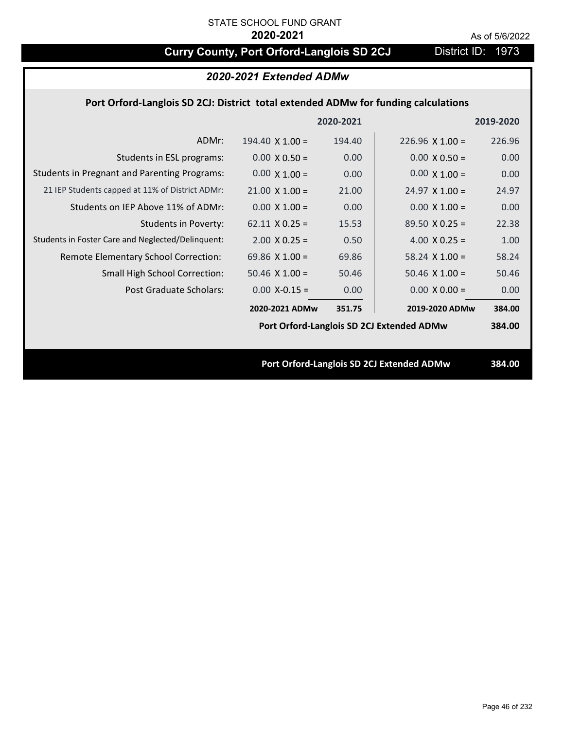STATE SCHOOL FUND GRANT

**2020-2021**

As of 5/6/2022

# Curry County, Port Orford-Langlois SD 2CJ

District ID: 1973

## *2020-2021 Extended ADMw*

### Port Orford-Langlois SD 2CJ: District total extended ADMw for funding calculations

| | 2020-2021 | | 2019-2020 | |
|---|---|---|---|---|
| ADMr: | 194.40 X 1.00 = | 194.40 | 226.96 X 1.00 = | 226.96 |
| Students in ESL programs: | 0.00 X 0.50 = | 0.00 | 0.00 X 0.50 = | 0.00 |
| Students in Pregnant and Parenting Programs: | 0.00 X 1.00 = | 0.00 | 0.00 X 1.00 = | 0.00 |
| 21 IEP Students capped at 11% of District ADMr: | 21.00 X 1.00 = | 21.00 | 24.97 X 1.00 = | 24.97 |
| Students on IEP Above 11% of ADMr: | 0.00 X 1.00 = | 0.00 | 0.00 X 1.00 = | 0.00 |
| Students in Poverty: | 62.11 X 0.25 = | 15.53 | 89.50 X 0.25 = | 22.38 |
| Students in Foster Care and Neglected/Delinquent: | 2.00 X 0.25 = | 0.50 | 4.00 X 0.25 = | 1.00 |
| Remote Elementary School Correction: | 69.86 X 1.00 = | 69.86 | 58.24 X 1.00 = | 58.24 |
| Small High School Correction: | 50.46 X 1.00 = | 50.46 | 50.46 X 1.00 = | 50.46 |
| Post Graduate Scholars: | 0.00 X-0.15 = | 0.00 | 0.00 X 0.00 = | 0.00 |
| | **2020-2021 ADMw** | **351.75** | **2019-2020 ADMw** | **384.00** |
| | | | **Port Orford-Langlois SD 2CJ Extended ADMw** | **384.00** |

**Port Orford-Langlois SD 2CJ Extended ADMw** **384.00**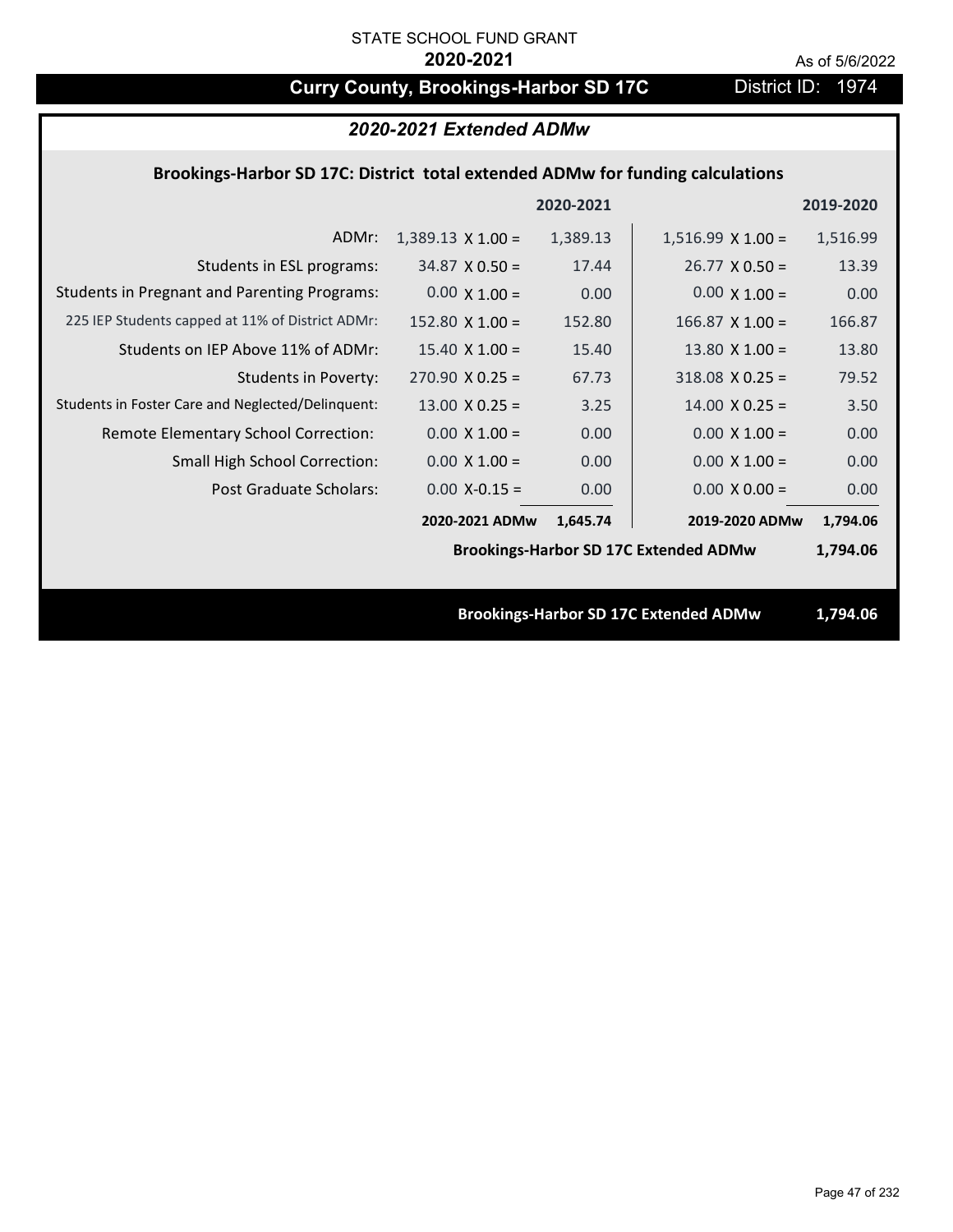STATE SCHOOL FUND GRANT

**2020-2021**

As of 5/6/2022

# Curry County, Brookings-Harbor SD 17C

District ID: 1974

## *2020-2021 Extended ADMw*

### Brookings-Harbor SD 17C: District total extended ADMw for funding calculations

| | 2020-2021 | | 2019-2020 | |
|---|---|---|---|---|
| ADMr: | 1,389.13 X 1.00 = | 1,389.13 | 1,516.99 X 1.00 = | 1,516.99 |
| Students in ESL programs: | 34.87 X 0.50 = | 17.44 | 26.77 X 0.50 = | 13.39 |
| Students in Pregnant and Parenting Programs: | 0.00 X 1.00 = | 0.00 | 0.00 X 1.00 = | 0.00 |
| 225 IEP Students capped at 11% of District ADMr: | 152.80 X 1.00 = | 152.80 | 166.87 X 1.00 = | 166.87 |
| Students on IEP Above 11% of ADMr: | 15.40 X 1.00 = | 15.40 | 13.80 X 1.00 = | 13.80 |
| Students in Poverty: | 270.90 X 0.25 = | 67.73 | 318.08 X 0.25 = | 79.52 |
| Students in Foster Care and Neglected/Delinquent: | 13.00 X 0.25 = | 3.25 | 14.00 X 0.25 = | 3.50 |
| Remote Elementary School Correction: | 0.00 X 1.00 = | 0.00 | 0.00 X 1.00 = | 0.00 |
| Small High School Correction: | 0.00 X 1.00 = | 0.00 | 0.00 X 1.00 = | 0.00 |
| Post Graduate Scholars: | 0.00 X-0.15 = | 0.00 | 0.00 X 0.00 = | 0.00 |
| | **2020-2021 ADMw** | **1,645.74** | **2019-2020 ADMw** | **1,794.06** |
| | | | **Brookings-Harbor SD 17C Extended ADMw** | **1,794.06** |

**Brookings-Harbor SD 17C Extended ADMw** **1,794.06**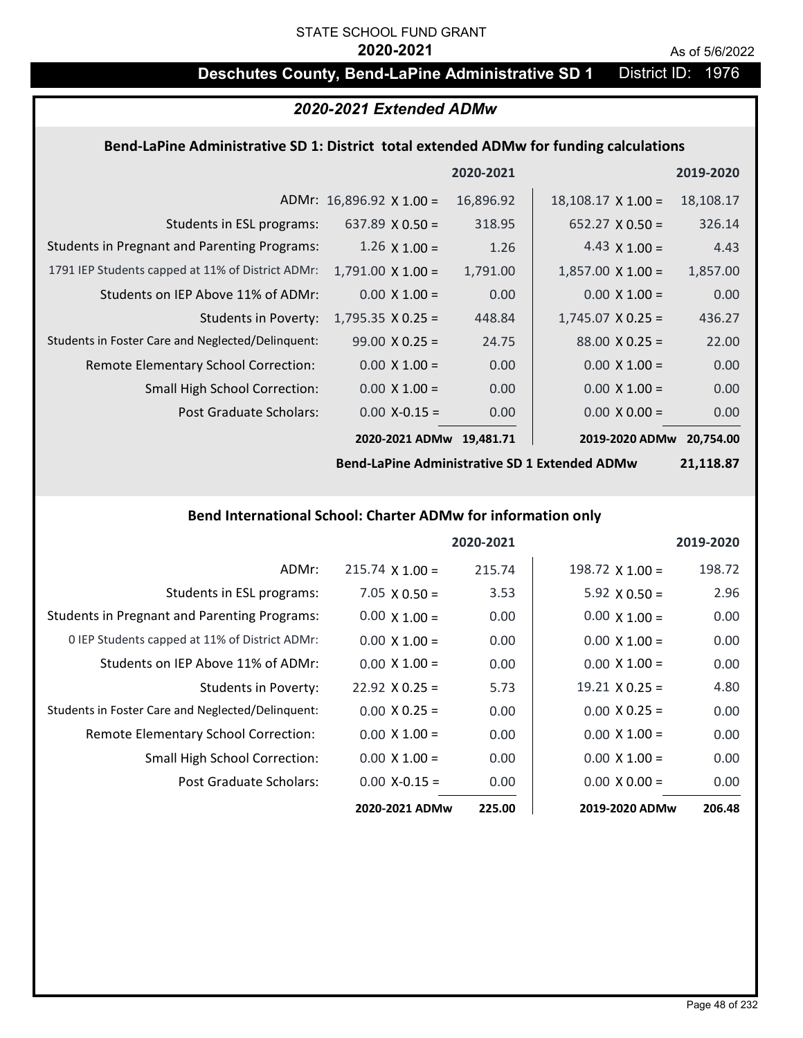STATE SCHOOL FUND GRANT

**2020-2021**

As of 5/6/2022

## Deschutes County, Bend-LaPine Administrative SD 1 — District ID: 1976

### *2020-2021 Extended ADMw*

#### Bend-LaPine Administrative SD 1: District total extended ADMw for funding calculations

| | 2020-2021 | | 2019-2020 | |
|---|---|---|---|---|
| ADMr: | 16,896.92 X 1.00 = | 16,896.92 | 18,108.17 X 1.00 = | 18,108.17 |
| Students in ESL programs: | 637.89 X 0.50 = | 318.95 | 652.27 X 0.50 = | 326.14 |
| Students in Pregnant and Parenting Programs: | 1.26 X 1.00 = | 1.26 | 4.43 X 1.00 = | 4.43 |
| 1791 IEP Students capped at 11% of District ADMr: | 1,791.00 X 1.00 = | 1,791.00 | 1,857.00 X 1.00 = | 1,857.00 |
| Students on IEP Above 11% of ADMr: | 0.00 X 1.00 = | 0.00 | 0.00 X 1.00 = | 0.00 |
| Students in Poverty: | 1,795.35 X 0.25 = | 448.84 | 1,745.07 X 0.25 = | 436.27 |
| Students in Foster Care and Neglected/Delinquent: | 99.00 X 0.25 = | 24.75 | 88.00 X 0.25 = | 22.00 |
| Remote Elementary School Correction: | 0.00 X 1.00 = | 0.00 | 0.00 X 1.00 = | 0.00 |
| Small High School Correction: | 0.00 X 1.00 = | 0.00 | 0.00 X 1.00 = | 0.00 |
| Post Graduate Scholars: | 0.00 X-0.15 = | 0.00 | 0.00 X 0.00 = | 0.00 |
| | **2020-2021 ADMw** | **19,481.71** | **2019-2020 ADMw** | **20,754.00** |
| | **Bend-LaPine Administrative SD 1 Extended ADMw** | | | **21,118.87** |

#### Bend International School: Charter ADMw for information only

| | 2020-2021 | | 2019-2020 | |
|---|---|---|---|---|
| ADMr: | 215.74 X 1.00 = | 215.74 | 198.72 X 1.00 = | 198.72 |
| Students in ESL programs: | 7.05 X 0.50 = | 3.53 | 5.92 X 0.50 = | 2.96 |
| Students in Pregnant and Parenting Programs: | 0.00 X 1.00 = | 0.00 | 0.00 X 1.00 = | 0.00 |
| 0 IEP Students capped at 11% of District ADMr: | 0.00 X 1.00 = | 0.00 | 0.00 X 1.00 = | 0.00 |
| Students on IEP Above 11% of ADMr: | 0.00 X 1.00 = | 0.00 | 0.00 X 1.00 = | 0.00 |
| Students in Poverty: | 22.92 X 0.25 = | 5.73 | 19.21 X 0.25 = | 4.80 |
| Students in Foster Care and Neglected/Delinquent: | 0.00 X 0.25 = | 0.00 | 0.00 X 0.25 = | 0.00 |
| Remote Elementary School Correction: | 0.00 X 1.00 = | 0.00 | 0.00 X 1.00 = | 0.00 |
| Small High School Correction: | 0.00 X 1.00 = | 0.00 | 0.00 X 1.00 = | 0.00 |
| Post Graduate Scholars: | 0.00 X-0.15 = | 0.00 | 0.00 X 0.00 = | 0.00 |
| | **2020-2021 ADMw** | **225.00** | **2019-2020 ADMw** | **206.48** |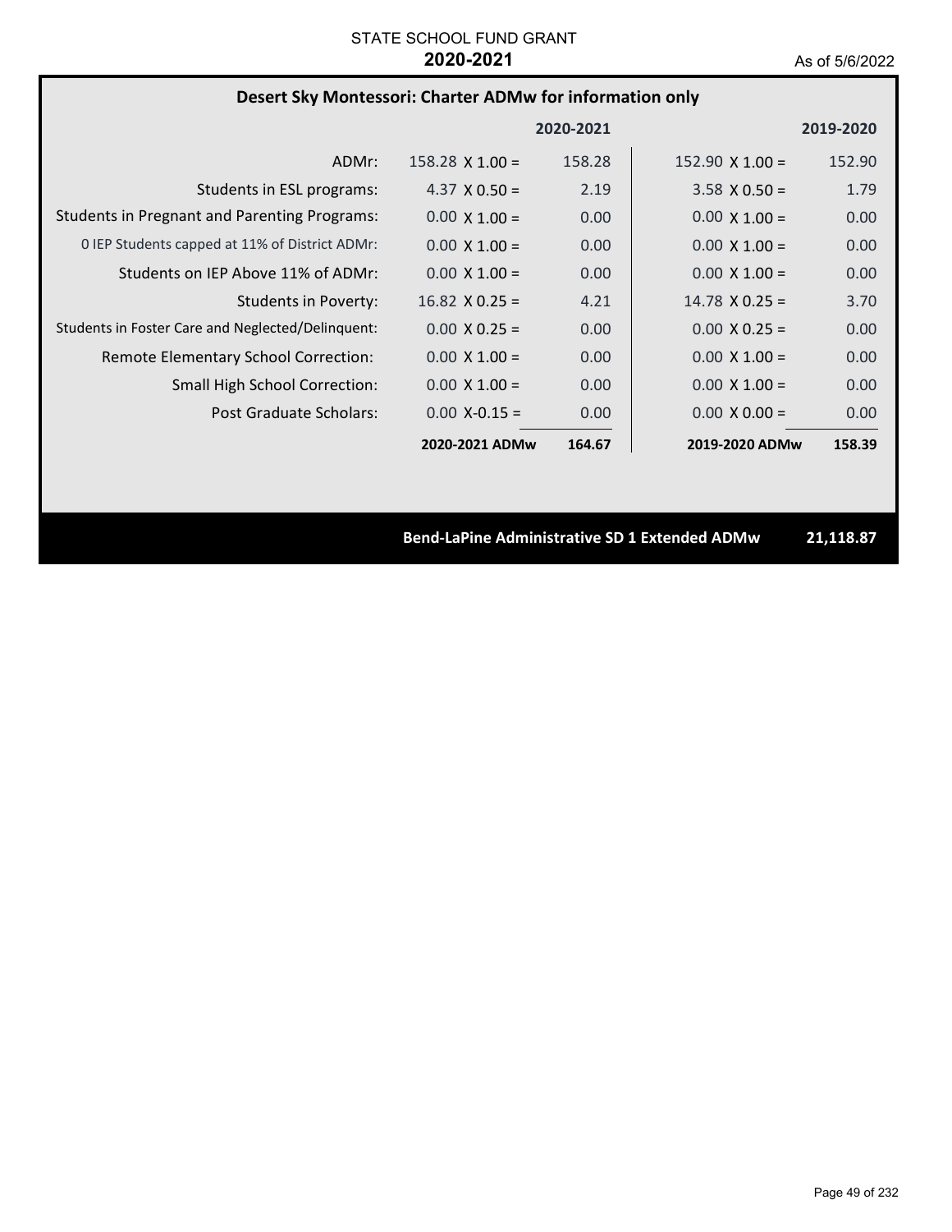STATE SCHOOL FUND GRANT

**2020-2021**

As of 5/6/2022

## Desert Sky Montessori: Charter ADMw for information only

| | 2020-2021 | | 2019-2020 | |
|---|---|---|---|---|
| ADMr: | 158.28 X 1.00 = | 158.28 | 152.90 X 1.00 = | 152.90 |
| Students in ESL programs: | 4.37 X 0.50 = | 2.19 | 3.58 X 0.50 = | 1.79 |
| Students in Pregnant and Parenting Programs: | 0.00 X 1.00 = | 0.00 | 0.00 X 1.00 = | 0.00 |
| 0 IEP Students capped at 11% of District ADMr: | 0.00 X 1.00 = | 0.00 | 0.00 X 1.00 = | 0.00 |
| Students on IEP Above 11% of ADMr: | 0.00 X 1.00 = | 0.00 | 0.00 X 1.00 = | 0.00 |
| Students in Poverty: | 16.82 X 0.25 = | 4.21 | 14.78 X 0.25 = | 3.70 |
| Students in Foster Care and Neglected/Delinquent: | 0.00 X 0.25 = | 0.00 | 0.00 X 0.25 = | 0.00 |
| Remote Elementary School Correction: | 0.00 X 1.00 = | 0.00 | 0.00 X 1.00 = | 0.00 |
| Small High School Correction: | 0.00 X 1.00 = | 0.00 | 0.00 X 1.00 = | 0.00 |
| Post Graduate Scholars: | 0.00 X-0.15 = | 0.00 | 0.00 X 0.00 = | 0.00 |
| | **2020-2021 ADMw** | **164.67** | **2019-2020 ADMw** | **158.39** |

**Bend-LaPine Administrative SD 1 Extended ADMw 21,118.87**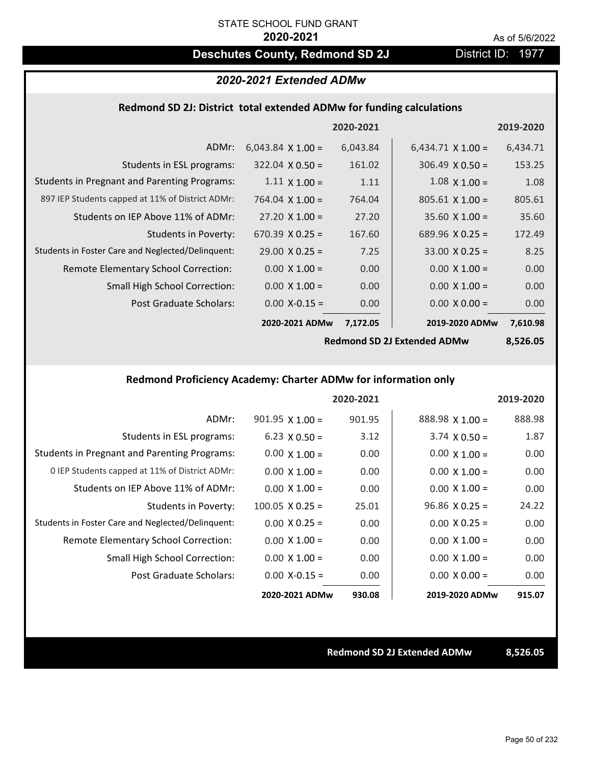STATE SCHOOL FUND GRANT

**2020-2021**

As of 5/6/2022

# Deschutes County, Redmond SD 2J

District ID: 1977

## *2020-2021 Extended ADMw*

### Redmond SD 2J: District total extended ADMw for funding calculations

| | 2020-2021 | | 2019-2020 | |
|---|---|---|---|---|
| ADMr: | 6,043.84 X 1.00 = | 6,043.84 | 6,434.71 X 1.00 = | 6,434.71 |
| Students in ESL programs: | 322.04 X 0.50 = | 161.02 | 306.49 X 0.50 = | 153.25 |
| Students in Pregnant and Parenting Programs: | 1.11 X 1.00 = | 1.11 | 1.08 X 1.00 = | 1.08 |
| 897 IEP Students capped at 11% of District ADMr: | 764.04 X 1.00 = | 764.04 | 805.61 X 1.00 = | 805.61 |
| Students on IEP Above 11% of ADMr: | 27.20 X 1.00 = | 27.20 | 35.60 X 1.00 = | 35.60 |
| Students in Poverty: | 670.39 X 0.25 = | 167.60 | 689.96 X 0.25 = | 172.49 |
| Students in Foster Care and Neglected/Delinquent: | 29.00 X 0.25 = | 7.25 | 33.00 X 0.25 = | 8.25 |
| Remote Elementary School Correction: | 0.00 X 1.00 = | 0.00 | 0.00 X 1.00 = | 0.00 |
| Small High School Correction: | 0.00 X 1.00 = | 0.00 | 0.00 X 1.00 = | 0.00 |
| Post Graduate Scholars: | 0.00 X-0.15 = | 0.00 | 0.00 X 0.00 = | 0.00 |
| | **2020-2021 ADMw** | **7,172.05** | **2019-2020 ADMw** | **7,610.98** |
| | | | **Redmond SD 2J Extended ADMw** | **8,526.05** |

### Redmond Proficiency Academy: Charter ADMw for information only

| | 2020-2021 | | 2019-2020 | |
|---|---|---|---|---|
| ADMr: | 901.95 X 1.00 = | 901.95 | 888.98 X 1.00 = | 888.98 |
| Students in ESL programs: | 6.23 X 0.50 = | 3.12 | 3.74 X 0.50 = | 1.87 |
| Students in Pregnant and Parenting Programs: | 0.00 X 1.00 = | 0.00 | 0.00 X 1.00 = | 0.00 |
| 0 IEP Students capped at 11% of District ADMr: | 0.00 X 1.00 = | 0.00 | 0.00 X 1.00 = | 0.00 |
| Students on IEP Above 11% of ADMr: | 0.00 X 1.00 = | 0.00 | 0.00 X 1.00 = | 0.00 |
| Students in Poverty: | 100.05 X 0.25 = | 25.01 | 96.86 X 0.25 = | 24.22 |
| Students in Foster Care and Neglected/Delinquent: | 0.00 X 0.25 = | 0.00 | 0.00 X 0.25 = | 0.00 |
| Remote Elementary School Correction: | 0.00 X 1.00 = | 0.00 | 0.00 X 1.00 = | 0.00 |
| Small High School Correction: | 0.00 X 1.00 = | 0.00 | 0.00 X 1.00 = | 0.00 |
| Post Graduate Scholars: | 0.00 X-0.15 = | 0.00 | 0.00 X 0.00 = | 0.00 |
| | **2020-2021 ADMw** | **930.08** | **2019-2020 ADMw** | **915.07** |

**Redmond SD 2J Extended ADMw 8,526.05**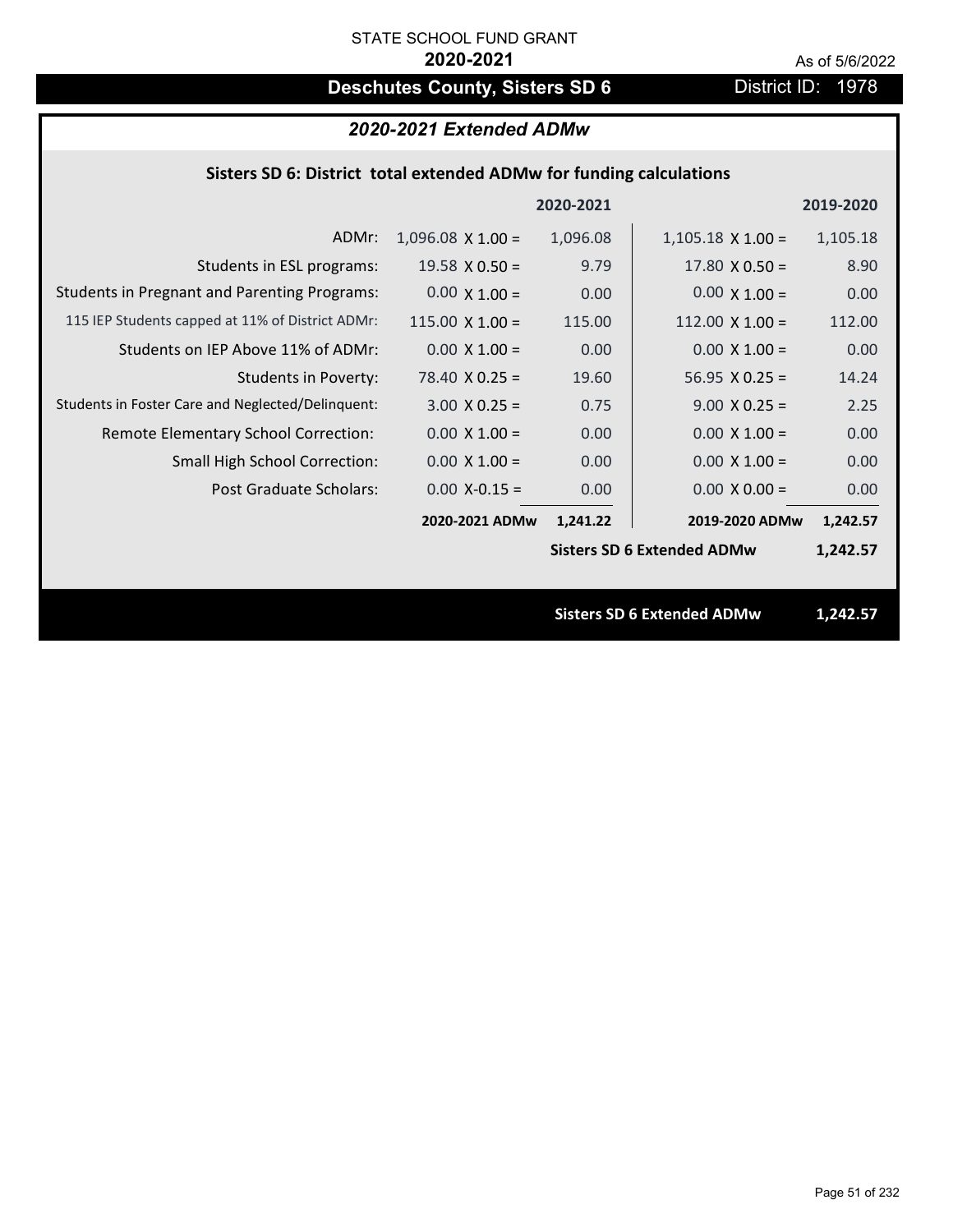STATE SCHOOL FUND GRANT

**2020-2021**

As of 5/6/2022

# Deschutes County, Sisters SD 6

District ID: 1978

## *2020-2021 Extended ADMw*

### Sisters SD 6: District total extended ADMw for funding calculations

| | | 2020-2021 | | 2019-2020 |
|---|---|---|---|---|
| ADMr: | 1,096.08 X 1.00 = | 1,096.08 | 1,105.18 X 1.00 = | 1,105.18 |
| Students in ESL programs: | 19.58 X 0.50 = | 9.79 | 17.80 X 0.50 = | 8.90 |
| Students in Pregnant and Parenting Programs: | 0.00 X 1.00 = | 0.00 | 0.00 X 1.00 = | 0.00 |
| 115 IEP Students capped at 11% of District ADMr: | 115.00 X 1.00 = | 115.00 | 112.00 X 1.00 = | 112.00 |
| Students on IEP Above 11% of ADMr: | 0.00 X 1.00 = | 0.00 | 0.00 X 1.00 = | 0.00 |
| Students in Poverty: | 78.40 X 0.25 = | 19.60 | 56.95 X 0.25 = | 14.24 |
| Students in Foster Care and Neglected/Delinquent: | 3.00 X 0.25 = | 0.75 | 9.00 X 0.25 = | 2.25 |
| Remote Elementary School Correction: | 0.00 X 1.00 = | 0.00 | 0.00 X 1.00 = | 0.00 |
| Small High School Correction: | 0.00 X 1.00 = | 0.00 | 0.00 X 1.00 = | 0.00 |
| Post Graduate Scholars: | 0.00 X-0.15 = | 0.00 | 0.00 X 0.00 = | 0.00 |
| | **2020-2021 ADMw** | **1,241.22** | **2019-2020 ADMw** | **1,242.57** |
| | | | **Sisters SD 6 Extended ADMw** | **1,242.57** |

**Sisters SD 6 Extended ADMw** **1,242.57**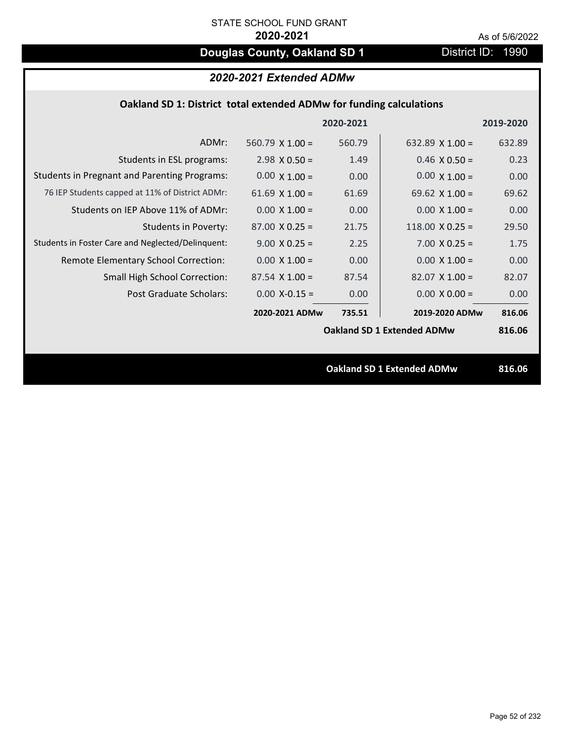STATE SCHOOL FUND GRANT

**2020-2021**

As of 5/6/2022

# Douglas County, Oakland SD 1

District ID: 1990

## *2020-2021 Extended ADMw*

### Oakland SD 1: District total extended ADMw for funding calculations

| | 2020-2021 | | 2019-2020 | |
|---|---|---|---|---|
| ADMr: | 560.79 X 1.00 = | 560.79 | 632.89 X 1.00 = | 632.89 |
| Students in ESL programs: | 2.98 X 0.50 = | 1.49 | 0.46 X 0.50 = | 0.23 |
| Students in Pregnant and Parenting Programs: | 0.00 X 1.00 = | 0.00 | 0.00 X 1.00 = | 0.00 |
| 76 IEP Students capped at 11% of District ADMr: | 61.69 X 1.00 = | 61.69 | 69.62 X 1.00 = | 69.62 |
| Students on IEP Above 11% of ADMr: | 0.00 X 1.00 = | 0.00 | 0.00 X 1.00 = | 0.00 |
| Students in Poverty: | 87.00 X 0.25 = | 21.75 | 118.00 X 0.25 = | 29.50 |
| Students in Foster Care and Neglected/Delinquent: | 9.00 X 0.25 = | 2.25 | 7.00 X 0.25 = | 1.75 |
| Remote Elementary School Correction: | 0.00 X 1.00 = | 0.00 | 0.00 X 1.00 = | 0.00 |
| Small High School Correction: | 87.54 X 1.00 = | 87.54 | 82.07 X 1.00 = | 82.07 |
| Post Graduate Scholars: | 0.00 X-0.15 = | 0.00 | 0.00 X 0.00 = | 0.00 |
| | **2020-2021 ADMw** | **735.51** | **2019-2020 ADMw** | **816.06** |
| | | | **Oakland SD 1 Extended ADMw** | **816.06** |

**Oakland SD 1 Extended ADMw** **816.06**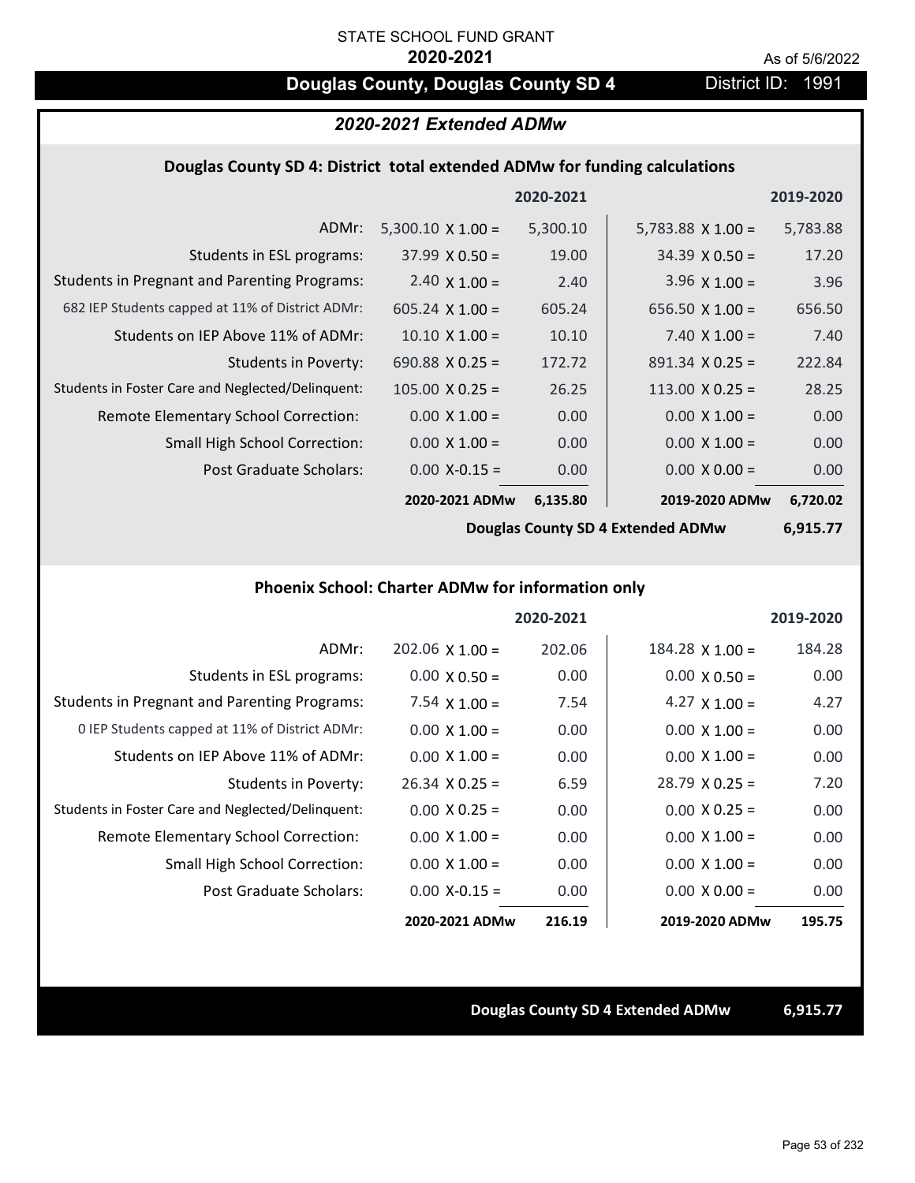STATE SCHOOL FUND GRANT

**2020-2021**

As of 5/6/2022

# Douglas County, Douglas County SD 4

District ID: 1991

## *2020-2021 Extended ADMw*

### Douglas County SD 4: District total extended ADMw for funding calculations

| | 2020-2021 | | 2019-2020 | |
|---|---|---|---|---|
| ADMr: | 5,300.10 X 1.00 = | 5,300.10 | 5,783.88 X 1.00 = | 5,783.88 |
| Students in ESL programs: | 37.99 X 0.50 = | 19.00 | 34.39 X 0.50 = | 17.20 |
| Students in Pregnant and Parenting Programs: | 2.40 X 1.00 = | 2.40 | 3.96 X 1.00 = | 3.96 |
| 682 IEP Students capped at 11% of District ADMr: | 605.24 X 1.00 = | 605.24 | 656.50 X 1.00 = | 656.50 |
| Students on IEP Above 11% of ADMr: | 10.10 X 1.00 = | 10.10 | 7.40 X 1.00 = | 7.40 |
| Students in Poverty: | 690.88 X 0.25 = | 172.72 | 891.34 X 0.25 = | 222.84 |
| Students in Foster Care and Neglected/Delinquent: | 105.00 X 0.25 = | 26.25 | 113.00 X 0.25 = | 28.25 |
| Remote Elementary School Correction: | 0.00 X 1.00 = | 0.00 | 0.00 X 1.00 = | 0.00 |
| Small High School Correction: | 0.00 X 1.00 = | 0.00 | 0.00 X 1.00 = | 0.00 |
| Post Graduate Scholars: | 0.00 X-0.15 = | 0.00 | 0.00 X 0.00 = | 0.00 |
| | **2020-2021 ADMw** | **6,135.80** | **2019-2020 ADMw** | **6,720.02** |
| | | | **Douglas County SD 4 Extended ADMw** | **6,915.77** |

### Phoenix School: Charter ADMw for information only

| | 2020-2021 | | 2019-2020 | |
|---|---|---|---|---|
| ADMr: | 202.06 X 1.00 = | 202.06 | 184.28 X 1.00 = | 184.28 |
| Students in ESL programs: | 0.00 X 0.50 = | 0.00 | 0.00 X 0.50 = | 0.00 |
| Students in Pregnant and Parenting Programs: | 7.54 X 1.00 = | 7.54 | 4.27 X 1.00 = | 4.27 |
| 0 IEP Students capped at 11% of District ADMr: | 0.00 X 1.00 = | 0.00 | 0.00 X 1.00 = | 0.00 |
| Students on IEP Above 11% of ADMr: | 0.00 X 1.00 = | 0.00 | 0.00 X 1.00 = | 0.00 |
| Students in Poverty: | 26.34 X 0.25 = | 6.59 | 28.79 X 0.25 = | 7.20 |
| Students in Foster Care and Neglected/Delinquent: | 0.00 X 0.25 = | 0.00 | 0.00 X 0.25 = | 0.00 |
| Remote Elementary School Correction: | 0.00 X 1.00 = | 0.00 | 0.00 X 1.00 = | 0.00 |
| Small High School Correction: | 0.00 X 1.00 = | 0.00 | 0.00 X 1.00 = | 0.00 |
| Post Graduate Scholars: | 0.00 X-0.15 = | 0.00 | 0.00 X 0.00 = | 0.00 |
| | **2020-2021 ADMw** | **216.19** | **2019-2020 ADMw** | **195.75** |

**Douglas County SD 4 Extended ADMw** **6,915.77**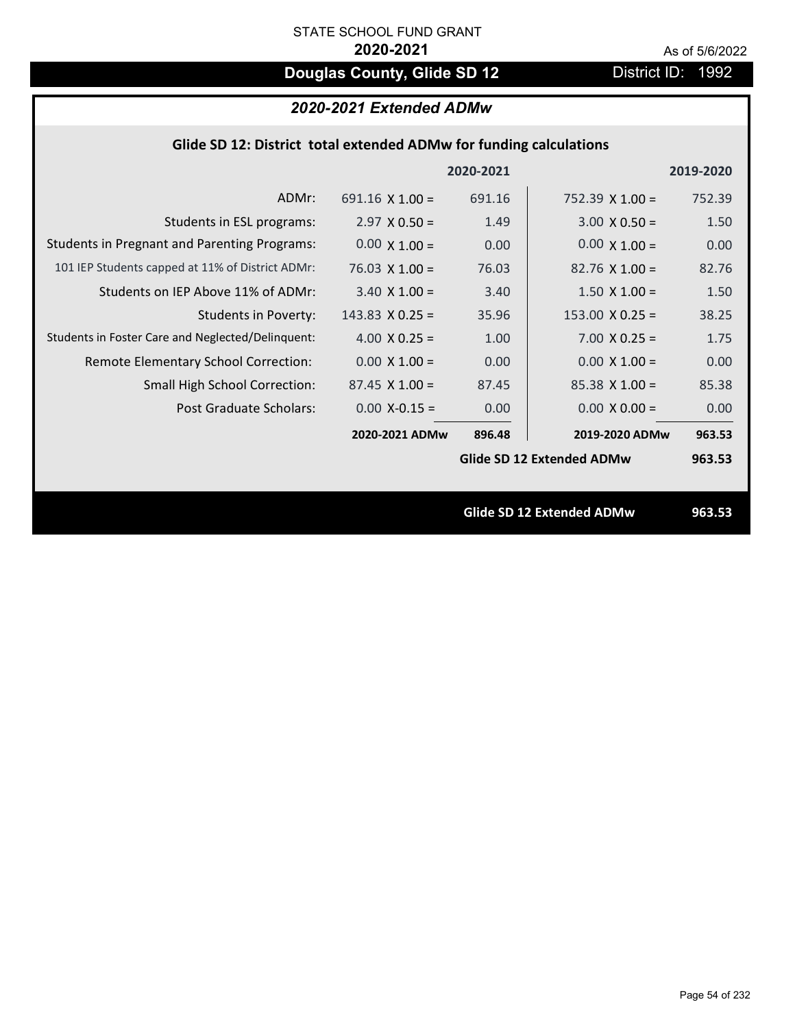STATE SCHOOL FUND GRANT

**2020-2021**

As of 5/6/2022

# Douglas County, Glide SD 12

District ID: 1992

## *2020-2021 Extended ADMw*

### Glide SD 12: District total extended ADMw for funding calculations

| | | 2020-2021 | | 2019-2020 |
|---|---|---|---|---|
| ADMr: | 691.16 X 1.00 = | 691.16 | 752.39 X 1.00 = | 752.39 |
| Students in ESL programs: | 2.97 X 0.50 = | 1.49 | 3.00 X 0.50 = | 1.50 |
| Students in Pregnant and Parenting Programs: | 0.00 X 1.00 = | 0.00 | 0.00 X 1.00 = | 0.00 |
| 101 IEP Students capped at 11% of District ADMr: | 76.03 X 1.00 = | 76.03 | 82.76 X 1.00 = | 82.76 |
| Students on IEP Above 11% of ADMr: | 3.40 X 1.00 = | 3.40 | 1.50 X 1.00 = | 1.50 |
| Students in Poverty: | 143.83 X 0.25 = | 35.96 | 153.00 X 0.25 = | 38.25 |
| Students in Foster Care and Neglected/Delinquent: | 4.00 X 0.25 = | 1.00 | 7.00 X 0.25 = | 1.75 |
| Remote Elementary School Correction: | 0.00 X 1.00 = | 0.00 | 0.00 X 1.00 = | 0.00 |
| Small High School Correction: | 87.45 X 1.00 = | 87.45 | 85.38 X 1.00 = | 85.38 |
| Post Graduate Scholars: | 0.00 X-0.15 = | 0.00 | 0.00 X 0.00 = | 0.00 |
| | **2020-2021 ADMw** | **896.48** | **2019-2020 ADMw** | **963.53** |
| | | | **Glide SD 12 Extended ADMw** | **963.53** |

**Glide SD 12 Extended ADMw** **963.53**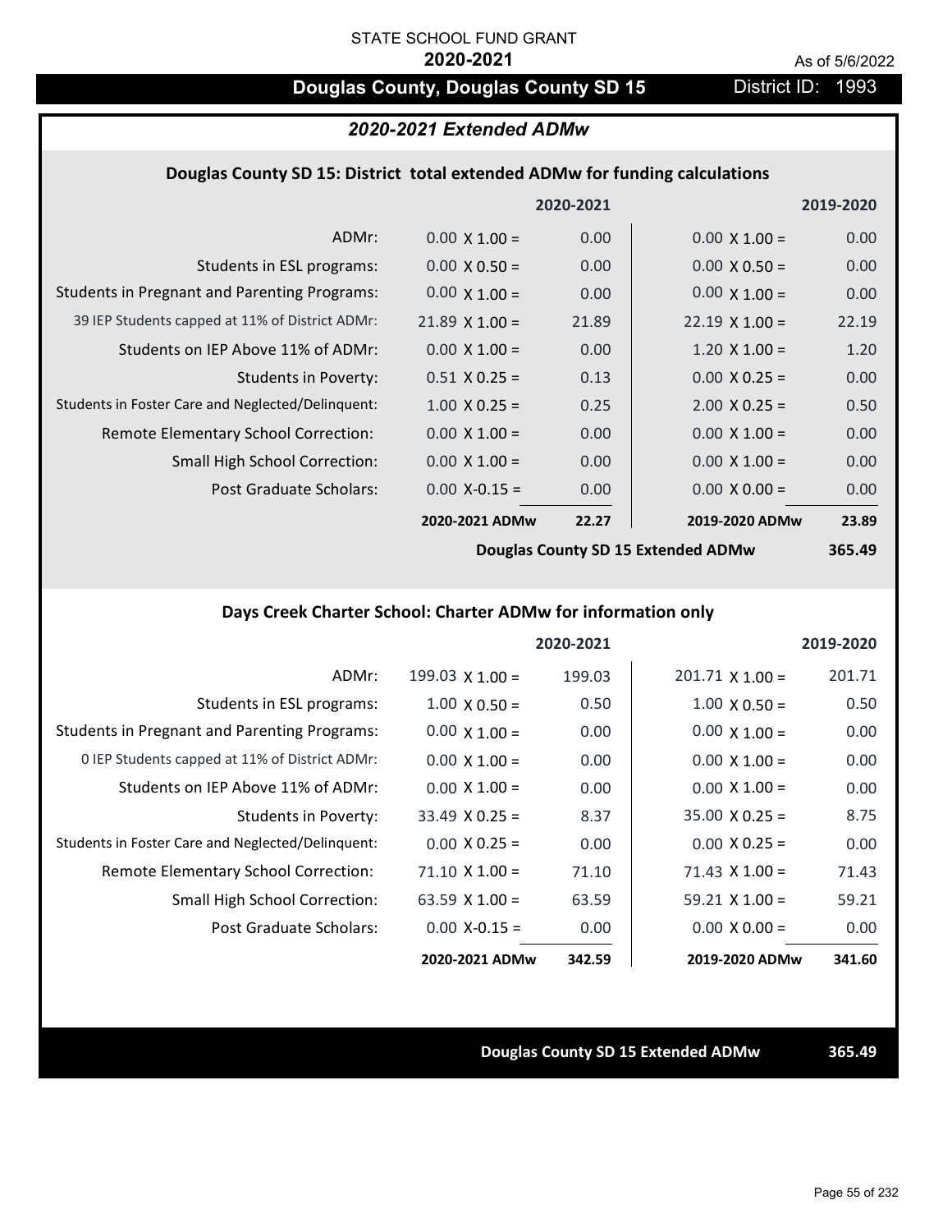STATE SCHOOL FUND GRANT

**2020-2021**

As of 5/6/2022

# Douglas County, Douglas County SD 15

District ID: 1993

## *2020-2021 Extended ADMw*

### Douglas County SD 15: District total extended ADMw for funding calculations

| | 2020-2021 | | 2019-2020 | |
|---|---|---|---|---|
| ADMr: | 0.00 X 1.00 = | 0.00 | 0.00 X 1.00 = | 0.00 |
| Students in ESL programs: | 0.00 X 0.50 = | 0.00 | 0.00 X 0.50 = | 0.00 |
| Students in Pregnant and Parenting Programs: | 0.00 X 1.00 = | 0.00 | 0.00 X 1.00 = | 0.00 |
| 39 IEP Students capped at 11% of District ADMr: | 21.89 X 1.00 = | 21.89 | 22.19 X 1.00 = | 22.19 |
| Students on IEP Above 11% of ADMr: | 0.00 X 1.00 = | 0.00 | 1.20 X 1.00 = | 1.20 |
| Students in Poverty: | 0.51 X 0.25 = | 0.13 | 0.00 X 0.25 = | 0.00 |
| Students in Foster Care and Neglected/Delinquent: | 1.00 X 0.25 = | 0.25 | 2.00 X 0.25 = | 0.50 |
| Remote Elementary School Correction: | 0.00 X 1.00 = | 0.00 | 0.00 X 1.00 = | 0.00 |
| Small High School Correction: | 0.00 X 1.00 = | 0.00 | 0.00 X 1.00 = | 0.00 |
| Post Graduate Scholars: | 0.00 X-0.15 = | 0.00 | 0.00 X 0.00 = | 0.00 |
| | **2020-2021 ADMw** | **22.27** | **2019-2020 ADMw** | **23.89** |
| | | | **Douglas County SD 15 Extended ADMw** | **365.49** |

### Days Creek Charter School: Charter ADMw for information only

| | 2020-2021 | | 2019-2020 | |
|---|---|---|---|---|
| ADMr: | 199.03 X 1.00 = | 199.03 | 201.71 X 1.00 = | 201.71 |
| Students in ESL programs: | 1.00 X 0.50 = | 0.50 | 1.00 X 0.50 = | 0.50 |
| Students in Pregnant and Parenting Programs: | 0.00 X 1.00 = | 0.00 | 0.00 X 1.00 = | 0.00 |
| 0 IEP Students capped at 11% of District ADMr: | 0.00 X 1.00 = | 0.00 | 0.00 X 1.00 = | 0.00 |
| Students on IEP Above 11% of ADMr: | 0.00 X 1.00 = | 0.00 | 0.00 X 1.00 = | 0.00 |
| Students in Poverty: | 33.49 X 0.25 = | 8.37 | 35.00 X 0.25 = | 8.75 |
| Students in Foster Care and Neglected/Delinquent: | 0.00 X 0.25 = | 0.00 | 0.00 X 0.25 = | 0.00 |
| Remote Elementary School Correction: | 71.10 X 1.00 = | 71.10 | 71.43 X 1.00 = | 71.43 |
| Small High School Correction: | 63.59 X 1.00 = | 63.59 | 59.21 X 1.00 = | 59.21 |
| Post Graduate Scholars: | 0.00 X-0.15 = | 0.00 | 0.00 X 0.00 = | 0.00 |
| | **2020-2021 ADMw** | **342.59** | **2019-2020 ADMw** | **341.60** |

**Douglas County SD 15 Extended ADMw** **365.49**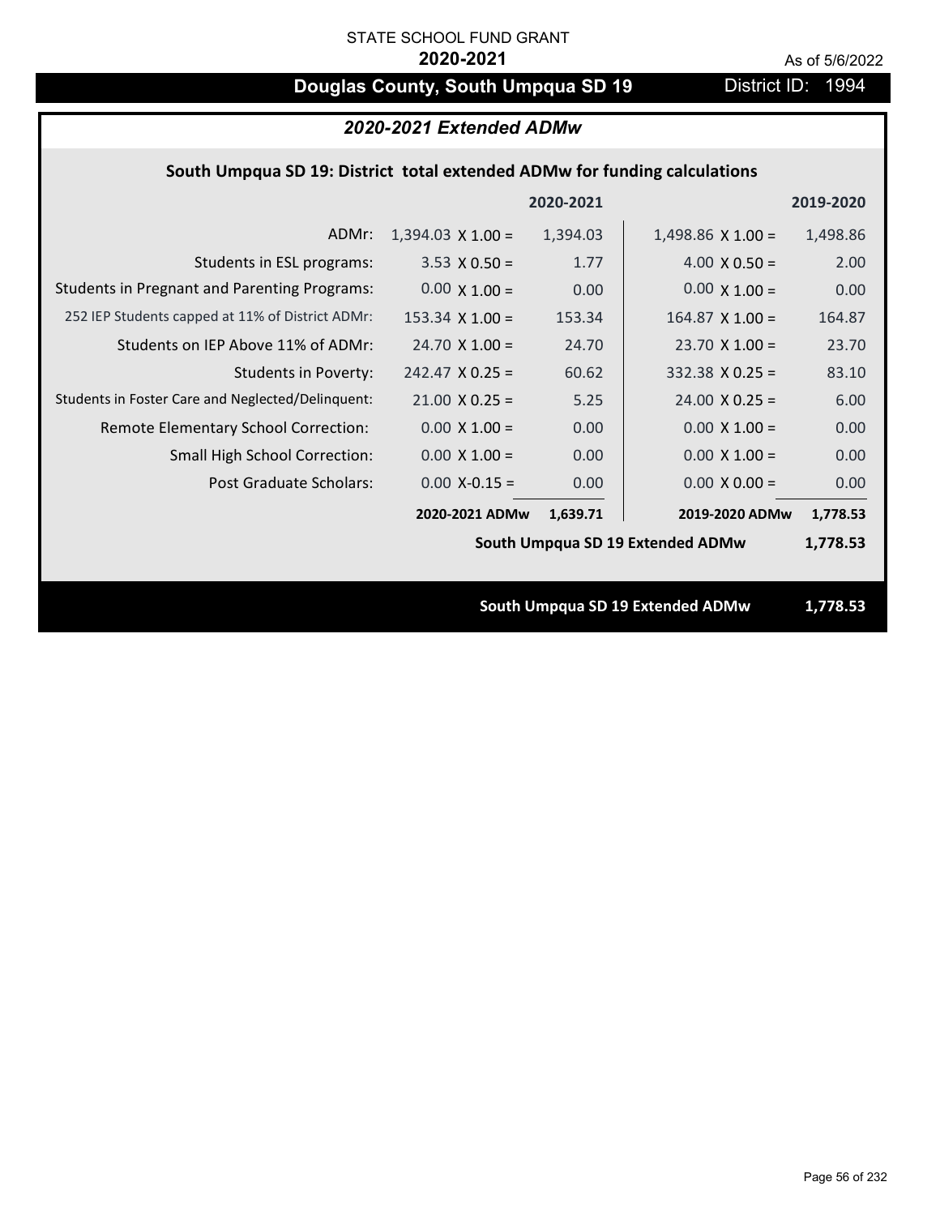STATE SCHOOL FUND GRANT

**2020-2021**

As of 5/6/2022

# Douglas County, South Umpqua SD 19

District ID: 1994

## *2020-2021 Extended ADMw*

### South Umpqua SD 19: District total extended ADMw for funding calculations

| | | 2020-2021 | | 2019-2020 |
|---|---|---|---|---|
| ADMr: | 1,394.03 X 1.00 = | 1,394.03 | 1,498.86 X 1.00 = | 1,498.86 |
| Students in ESL programs: | 3.53 X 0.50 = | 1.77 | 4.00 X 0.50 = | 2.00 |
| Students in Pregnant and Parenting Programs: | 0.00 X 1.00 = | 0.00 | 0.00 X 1.00 = | 0.00 |
| 252 IEP Students capped at 11% of District ADMr: | 153.34 X 1.00 = | 153.34 | 164.87 X 1.00 = | 164.87 |
| Students on IEP Above 11% of ADMr: | 24.70 X 1.00 = | 24.70 | 23.70 X 1.00 = | 23.70 |
| Students in Poverty: | 242.47 X 0.25 = | 60.62 | 332.38 X 0.25 = | 83.10 |
| Students in Foster Care and Neglected/Delinquent: | 21.00 X 0.25 = | 5.25 | 24.00 X 0.25 = | 6.00 |
| Remote Elementary School Correction: | 0.00 X 1.00 = | 0.00 | 0.00 X 1.00 = | 0.00 |
| Small High School Correction: | 0.00 X 1.00 = | 0.00 | 0.00 X 1.00 = | 0.00 |
| Post Graduate Scholars: | 0.00 X-0.15 = | 0.00 | 0.00 X 0.00 = | 0.00 |
| | **2020-2021 ADMw** | **1,639.71** | **2019-2020 ADMw** | **1,778.53** |
| | | | **South Umpqua SD 19 Extended ADMw** | **1,778.53** |

**South Umpqua SD 19 Extended ADMw** **1,778.53**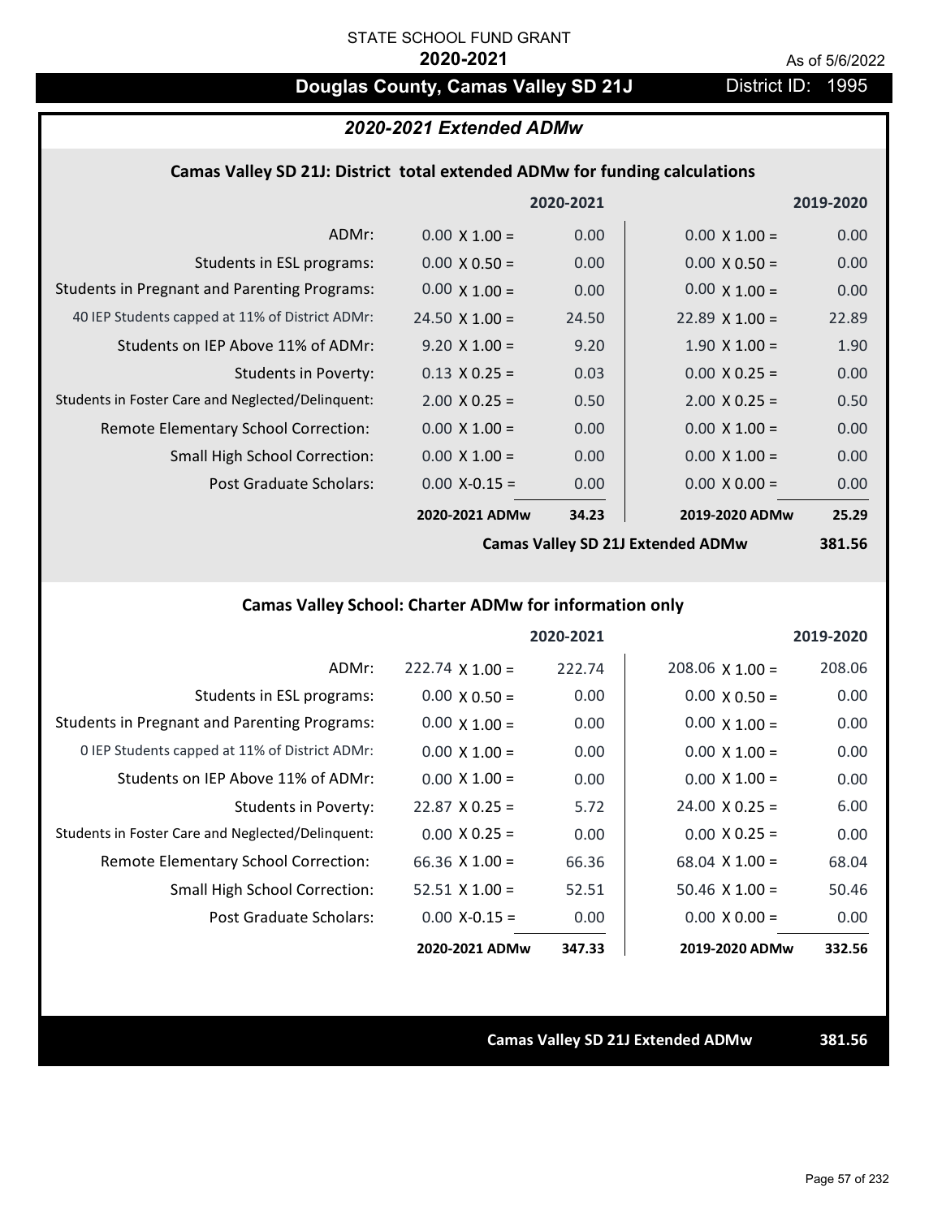STATE SCHOOL FUND GRANT

**2020-2021**

As of 5/6/2022

# Douglas County, Camas Valley SD 21J

District ID: 1995

## *2020-2021 Extended ADMw*

### Camas Valley SD 21J: District total extended ADMw for funding calculations

| | | 2020-2021 | | 2019-2020 |
|---|---|---|---|---|
| ADMr: | 0.00 X 1.00 = | 0.00 | 0.00 X 1.00 = | 0.00 |
| Students in ESL programs: | 0.00 X 0.50 = | 0.00 | 0.00 X 0.50 = | 0.00 |
| Students in Pregnant and Parenting Programs: | 0.00 X 1.00 = | 0.00 | 0.00 X 1.00 = | 0.00 |
| 40 IEP Students capped at 11% of District ADMr: | 24.50 X 1.00 = | 24.50 | 22.89 X 1.00 = | 22.89 |
| Students on IEP Above 11% of ADMr: | 9.20 X 1.00 = | 9.20 | 1.90 X 1.00 = | 1.90 |
| Students in Poverty: | 0.13 X 0.25 = | 0.03 | 0.00 X 0.25 = | 0.00 |
| Students in Foster Care and Neglected/Delinquent: | 2.00 X 0.25 = | 0.50 | 2.00 X 0.25 = | 0.50 |
| Remote Elementary School Correction: | 0.00 X 1.00 = | 0.00 | 0.00 X 1.00 = | 0.00 |
| Small High School Correction: | 0.00 X 1.00 = | 0.00 | 0.00 X 1.00 = | 0.00 |
| Post Graduate Scholars: | 0.00 X-0.15 = | 0.00 | 0.00 X 0.00 = | 0.00 |
| | **2020-2021 ADMw** | **34.23** | **2019-2020 ADMw** | **25.29** |
| | | | **Camas Valley SD 21J Extended ADMw** | **381.56** |

### Camas Valley School: Charter ADMw for information only

| | | 2020-2021 | | 2019-2020 |
|---|---|---|---|---|
| ADMr: | 222.74 X 1.00 = | 222.74 | 208.06 X 1.00 = | 208.06 |
| Students in ESL programs: | 0.00 X 0.50 = | 0.00 | 0.00 X 0.50 = | 0.00 |
| Students in Pregnant and Parenting Programs: | 0.00 X 1.00 = | 0.00 | 0.00 X 1.00 = | 0.00 |
| 0 IEP Students capped at 11% of District ADMr: | 0.00 X 1.00 = | 0.00 | 0.00 X 1.00 = | 0.00 |
| Students on IEP Above 11% of ADMr: | 0.00 X 1.00 = | 0.00 | 0.00 X 1.00 = | 0.00 |
| Students in Poverty: | 22.87 X 0.25 = | 5.72 | 24.00 X 0.25 = | 6.00 |
| Students in Foster Care and Neglected/Delinquent: | 0.00 X 0.25 = | 0.00 | 0.00 X 0.25 = | 0.00 |
| Remote Elementary School Correction: | 66.36 X 1.00 = | 66.36 | 68.04 X 1.00 = | 68.04 |
| Small High School Correction: | 52.51 X 1.00 = | 52.51 | 50.46 X 1.00 = | 50.46 |
| Post Graduate Scholars: | 0.00 X-0.15 = | 0.00 | 0.00 X 0.00 = | 0.00 |
| | **2020-2021 ADMw** | **347.33** | **2019-2020 ADMw** | **332.56** |

**Camas Valley SD 21J Extended ADMw** **381.56**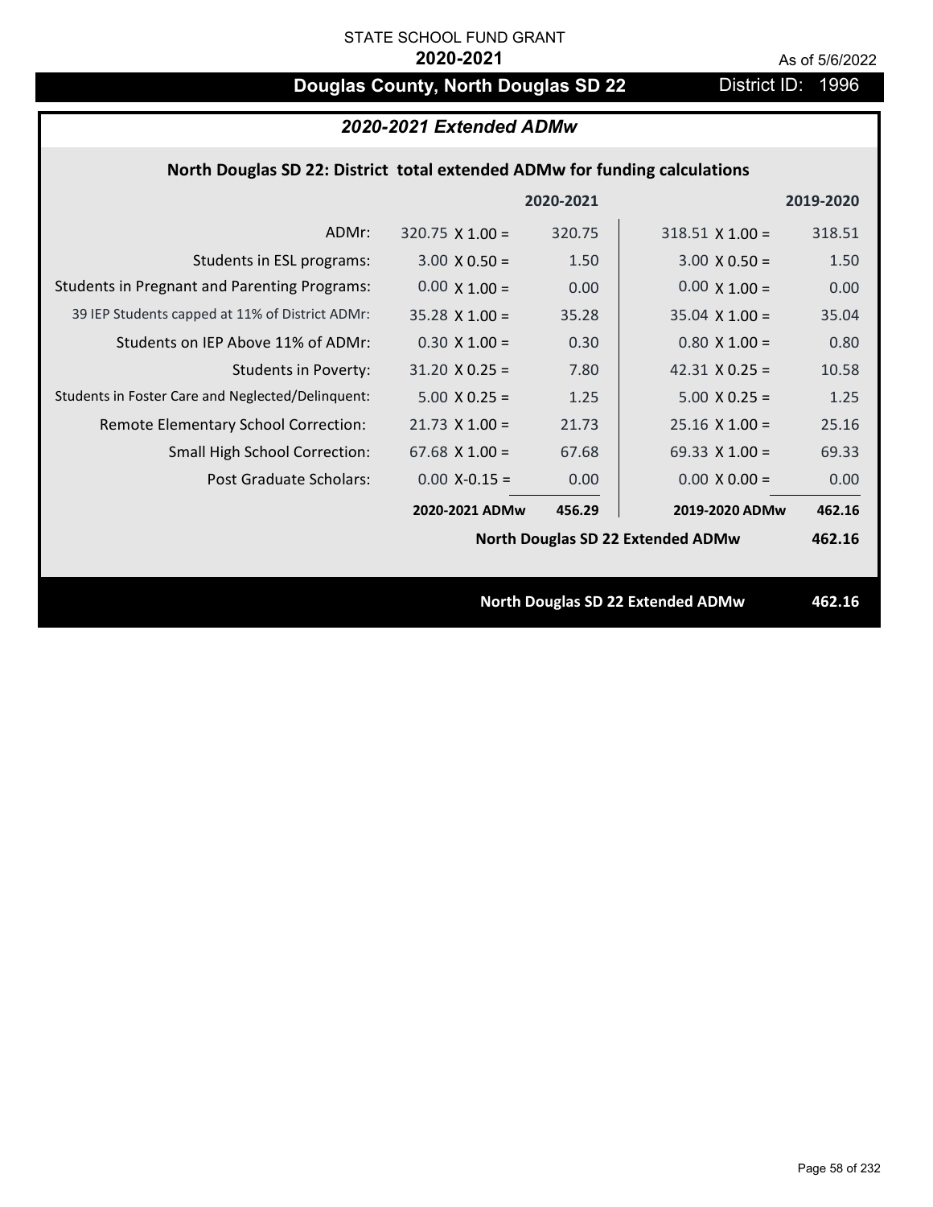STATE SCHOOL FUND GRANT

**2020-2021**

As of 5/6/2022

# Douglas County, North Douglas SD 22

District ID: 1996

## *2020-2021 Extended ADMw*

### North Douglas SD 22: District total extended ADMw for funding calculations

| | 2020-2021 | | 2019-2020 | |
|---|---|---|---|---|
| ADMr: | 320.75 X 1.00 = | 320.75 | 318.51 X 1.00 = | 318.51 |
| Students in ESL programs: | 3.00 X 0.50 = | 1.50 | 3.00 X 0.50 = | 1.50 |
| Students in Pregnant and Parenting Programs: | 0.00 X 1.00 = | 0.00 | 0.00 X 1.00 = | 0.00 |
| 39 IEP Students capped at 11% of District ADMr: | 35.28 X 1.00 = | 35.28 | 35.04 X 1.00 = | 35.04 |
| Students on IEP Above 11% of ADMr: | 0.30 X 1.00 = | 0.30 | 0.80 X 1.00 = | 0.80 |
| Students in Poverty: | 31.20 X 0.25 = | 7.80 | 42.31 X 0.25 = | 10.58 |
| Students in Foster Care and Neglected/Delinquent: | 5.00 X 0.25 = | 1.25 | 5.00 X 0.25 = | 1.25 |
| Remote Elementary School Correction: | 21.73 X 1.00 = | 21.73 | 25.16 X 1.00 = | 25.16 |
| Small High School Correction: | 67.68 X 1.00 = | 67.68 | 69.33 X 1.00 = | 69.33 |
| Post Graduate Scholars: | 0.00 X-0.15 = | 0.00 | 0.00 X 0.00 = | 0.00 |
| | **2020-2021 ADMw** | **456.29** | **2019-2020 ADMw** | **462.16** |
| | | | **North Douglas SD 22 Extended ADMw** | **462.16** |

**North Douglas SD 22 Extended ADMw** **462.16**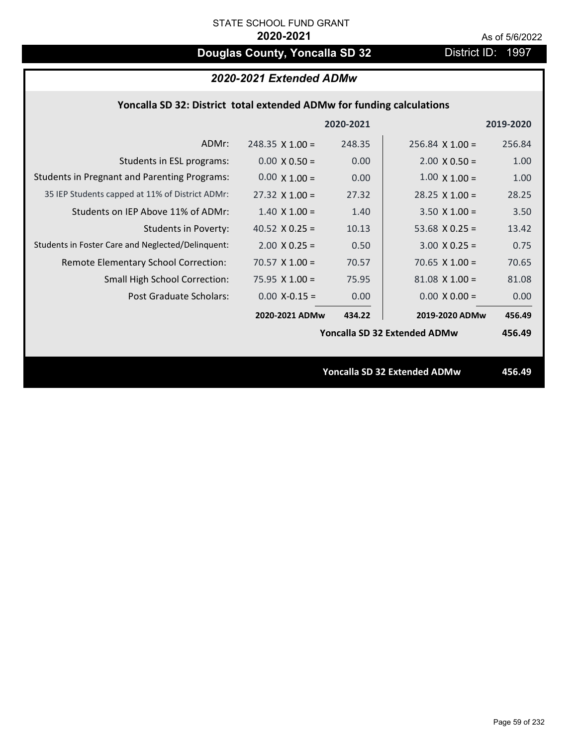STATE SCHOOL FUND GRANT

**2020-2021**

As of 5/6/2022

# Douglas County, Yoncalla SD 32

District ID: 1997

## *2020-2021 Extended ADMw*

### Yoncalla SD 32: District total extended ADMw for funding calculations

| | | 2020-2021 | | 2019-2020 |
|---|---|---|---|---|
| ADMr: | 248.35 X 1.00 = | 248.35 | 256.84 X 1.00 = | 256.84 |
| Students in ESL programs: | 0.00 X 0.50 = | 0.00 | 2.00 X 0.50 = | 1.00 |
| Students in Pregnant and Parenting Programs: | 0.00 X 1.00 = | 0.00 | 1.00 X 1.00 = | 1.00 |
| 35 IEP Students capped at 11% of District ADMr: | 27.32 X 1.00 = | 27.32 | 28.25 X 1.00 = | 28.25 |
| Students on IEP Above 11% of ADMr: | 1.40 X 1.00 = | 1.40 | 3.50 X 1.00 = | 3.50 |
| Students in Poverty: | 40.52 X 0.25 = | 10.13 | 53.68 X 0.25 = | 13.42 |
| Students in Foster Care and Neglected/Delinquent: | 2.00 X 0.25 = | 0.50 | 3.00 X 0.25 = | 0.75 |
| Remote Elementary School Correction: | 70.57 X 1.00 = | 70.57 | 70.65 X 1.00 = | 70.65 |
| Small High School Correction: | 75.95 X 1.00 = | 75.95 | 81.08 X 1.00 = | 81.08 |
| Post Graduate Scholars: | 0.00 X-0.15 = | 0.00 | 0.00 X 0.00 = | 0.00 |
| | **2020-2021 ADMw** | **434.22** | **2019-2020 ADMw** | **456.49** |
| | | | **Yoncalla SD 32 Extended ADMw** | **456.49** |

**Yoncalla SD 32 Extended ADMw 456.49**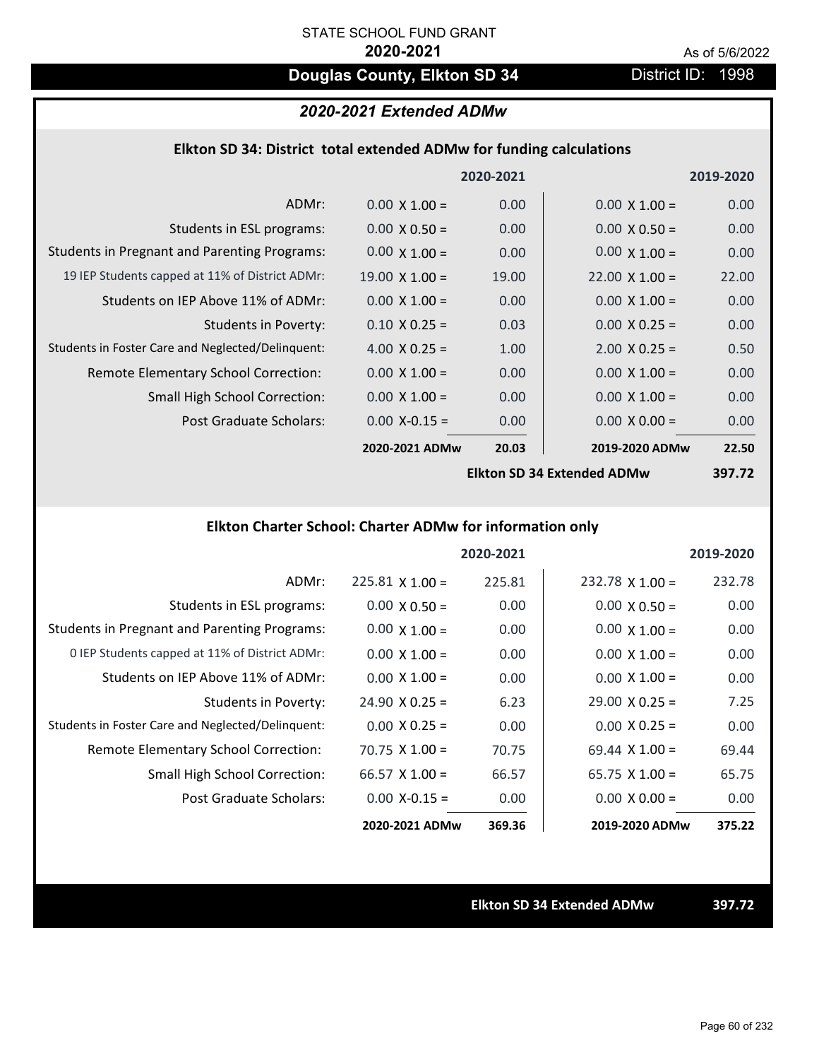STATE SCHOOL FUND GRANT

**2020-2021**

As of 5/6/2022

# Douglas County, Elkton SD 34

District ID: 1998

## *2020-2021 Extended ADMw*

### Elkton SD 34: District total extended ADMw for funding calculations

| | | 2020-2021 | | 2019-2020 |
|---|---|---|---|---|
| ADMr: | 0.00 X 1.00 = | 0.00 | 0.00 X 1.00 = | 0.00 |
| Students in ESL programs: | 0.00 X 0.50 = | 0.00 | 0.00 X 0.50 = | 0.00 |
| Students in Pregnant and Parenting Programs: | 0.00 X 1.00 = | 0.00 | 0.00 X 1.00 = | 0.00 |
| 19 IEP Students capped at 11% of District ADMr: | 19.00 X 1.00 = | 19.00 | 22.00 X 1.00 = | 22.00 |
| Students on IEP Above 11% of ADMr: | 0.00 X 1.00 = | 0.00 | 0.00 X 1.00 = | 0.00 |
| Students in Poverty: | 0.10 X 0.25 = | 0.03 | 0.00 X 0.25 = | 0.00 |
| Students in Foster Care and Neglected/Delinquent: | 4.00 X 0.25 = | 1.00 | 2.00 X 0.25 = | 0.50 |
| Remote Elementary School Correction: | 0.00 X 1.00 = | 0.00 | 0.00 X 1.00 = | 0.00 |
| Small High School Correction: | 0.00 X 1.00 = | 0.00 | 0.00 X 1.00 = | 0.00 |
| Post Graduate Scholars: | 0.00 X-0.15 = | 0.00 | 0.00 X 0.00 = | 0.00 |
| | **2020-2021 ADMw** | **20.03** | **2019-2020 ADMw** | **22.50** |
| | | | **Elkton SD 34 Extended ADMw** | **397.72** |

### Elkton Charter School: Charter ADMw for information only

| | | 2020-2021 | | 2019-2020 |
|---|---|---|---|---|
| ADMr: | 225.81 X 1.00 = | 225.81 | 232.78 X 1.00 = | 232.78 |
| Students in ESL programs: | 0.00 X 0.50 = | 0.00 | 0.00 X 0.50 = | 0.00 |
| Students in Pregnant and Parenting Programs: | 0.00 X 1.00 = | 0.00 | 0.00 X 1.00 = | 0.00 |
| 0 IEP Students capped at 11% of District ADMr: | 0.00 X 1.00 = | 0.00 | 0.00 X 1.00 = | 0.00 |
| Students on IEP Above 11% of ADMr: | 0.00 X 1.00 = | 0.00 | 0.00 X 1.00 = | 0.00 |
| Students in Poverty: | 24.90 X 0.25 = | 6.23 | 29.00 X 0.25 = | 7.25 |
| Students in Foster Care and Neglected/Delinquent: | 0.00 X 0.25 = | 0.00 | 0.00 X 0.25 = | 0.00 |
| Remote Elementary School Correction: | 70.75 X 1.00 = | 70.75 | 69.44 X 1.00 = | 69.44 |
| Small High School Correction: | 66.57 X 1.00 = | 66.57 | 65.75 X 1.00 = | 65.75 |
| Post Graduate Scholars: | 0.00 X-0.15 = | 0.00 | 0.00 X 0.00 = | 0.00 |
| | **2020-2021 ADMw** | **369.36** | **2019-2020 ADMw** | **375.22** |

**Elkton SD 34 Extended ADMw** **397.72**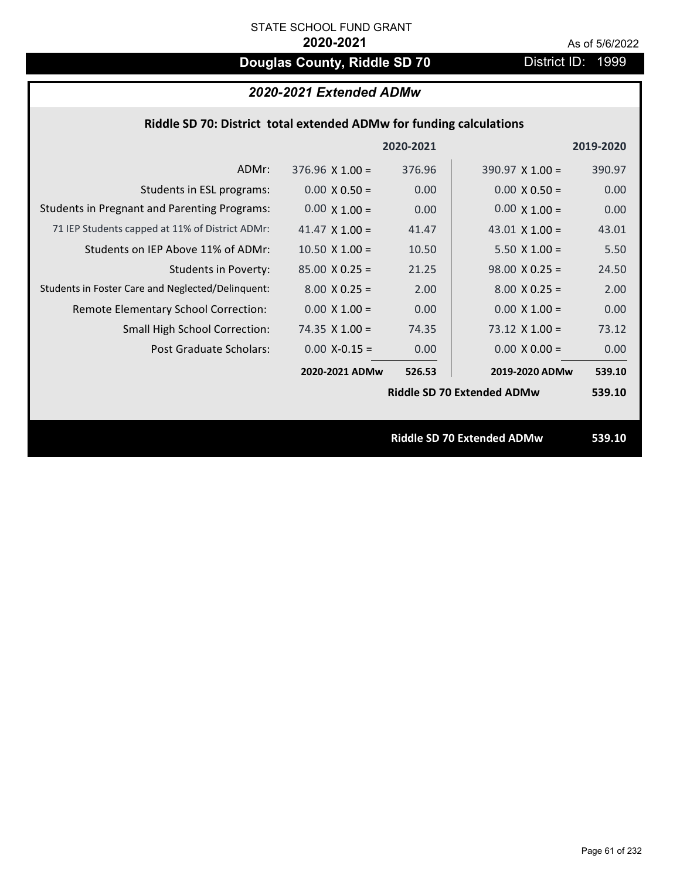STATE SCHOOL FUND GRANT

**2020-2021**

As of 5/6/2022

# Douglas County, Riddle SD 70

District ID: 1999

## *2020-2021 Extended ADMw*

### Riddle SD 70: District total extended ADMw for funding calculations

| | | 2020-2021 | | 2019-2020 |
|---|---|---|---|---|
| ADMr: | 376.96 X 1.00 = | 376.96 | 390.97 X 1.00 = | 390.97 |
| Students in ESL programs: | 0.00 X 0.50 = | 0.00 | 0.00 X 0.50 = | 0.00 |
| Students in Pregnant and Parenting Programs: | 0.00 X 1.00 = | 0.00 | 0.00 X 1.00 = | 0.00 |
| 71 IEP Students capped at 11% of District ADMr: | 41.47 X 1.00 = | 41.47 | 43.01 X 1.00 = | 43.01 |
| Students on IEP Above 11% of ADMr: | 10.50 X 1.00 = | 10.50 | 5.50 X 1.00 = | 5.50 |
| Students in Poverty: | 85.00 X 0.25 = | 21.25 | 98.00 X 0.25 = | 24.50 |
| Students in Foster Care and Neglected/Delinquent: | 8.00 X 0.25 = | 2.00 | 8.00 X 0.25 = | 2.00 |
| Remote Elementary School Correction: | 0.00 X 1.00 = | 0.00 | 0.00 X 1.00 = | 0.00 |
| Small High School Correction: | 74.35 X 1.00 = | 74.35 | 73.12 X 1.00 = | 73.12 |
| Post Graduate Scholars: | 0.00 X-0.15 = | 0.00 | 0.00 X 0.00 = | 0.00 |
| | **2020-2021 ADMw** | **526.53** | **2019-2020 ADMw** | **539.10** |
| | | | **Riddle SD 70 Extended ADMw** | **539.10** |

**Riddle SD 70 Extended ADMw** **539.10**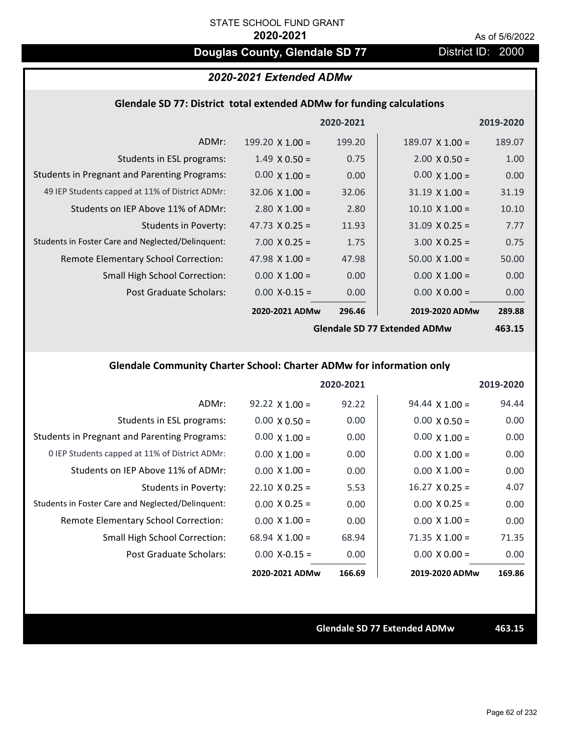STATE SCHOOL FUND GRANT

**2020-2021**

As of 5/6/2022

# Douglas County, Glendale SD 77

District ID: 2000

## *2020-2021 Extended ADMw*

### Glendale SD 77: District total extended ADMw for funding calculations

| | 2020-2021 | | 2019-2020 | |
|---|---|---|---|---|
| ADMr: | 199.20 X 1.00 = | 199.20 | 189.07 X 1.00 = | 189.07 |
| Students in ESL programs: | 1.49 X 0.50 = | 0.75 | 2.00 X 0.50 = | 1.00 |
| Students in Pregnant and Parenting Programs: | 0.00 X 1.00 = | 0.00 | 0.00 X 1.00 = | 0.00 |
| 49 IEP Students capped at 11% of District ADMr: | 32.06 X 1.00 = | 32.06 | 31.19 X 1.00 = | 31.19 |
| Students on IEP Above 11% of ADMr: | 2.80 X 1.00 = | 2.80 | 10.10 X 1.00 = | 10.10 |
| Students in Poverty: | 47.73 X 0.25 = | 11.93 | 31.09 X 0.25 = | 7.77 |
| Students in Foster Care and Neglected/Delinquent: | 7.00 X 0.25 = | 1.75 | 3.00 X 0.25 = | 0.75 |
| Remote Elementary School Correction: | 47.98 X 1.00 = | 47.98 | 50.00 X 1.00 = | 50.00 |
| Small High School Correction: | 0.00 X 1.00 = | 0.00 | 0.00 X 1.00 = | 0.00 |
| Post Graduate Scholars: | 0.00 X-0.15 = | 0.00 | 0.00 X 0.00 = | 0.00 |
| | **2020-2021 ADMw** | **296.46** | **2019-2020 ADMw** | **289.88** |
| | | | **Glendale SD 77 Extended ADMw** | **463.15** |

### Glendale Community Charter School: Charter ADMw for information only

| | 2020-2021 | | 2019-2020 | |
|---|---|---|---|---|
| ADMr: | 92.22 X 1.00 = | 92.22 | 94.44 X 1.00 = | 94.44 |
| Students in ESL programs: | 0.00 X 0.50 = | 0.00 | 0.00 X 0.50 = | 0.00 |
| Students in Pregnant and Parenting Programs: | 0.00 X 1.00 = | 0.00 | 0.00 X 1.00 = | 0.00 |
| 0 IEP Students capped at 11% of District ADMr: | 0.00 X 1.00 = | 0.00 | 0.00 X 1.00 = | 0.00 |
| Students on IEP Above 11% of ADMr: | 0.00 X 1.00 = | 0.00 | 0.00 X 1.00 = | 0.00 |
| Students in Poverty: | 22.10 X 0.25 = | 5.53 | 16.27 X 0.25 = | 4.07 |
| Students in Foster Care and Neglected/Delinquent: | 0.00 X 0.25 = | 0.00 | 0.00 X 0.25 = | 0.00 |
| Remote Elementary School Correction: | 0.00 X 1.00 = | 0.00 | 0.00 X 1.00 = | 0.00 |
| Small High School Correction: | 68.94 X 1.00 = | 68.94 | 71.35 X 1.00 = | 71.35 |
| Post Graduate Scholars: | 0.00 X-0.15 = | 0.00 | 0.00 X 0.00 = | 0.00 |
| | **2020-2021 ADMw** | **166.69** | **2019-2020 ADMw** | **169.86** |

**Glendale SD 77 Extended ADMw** **463.15**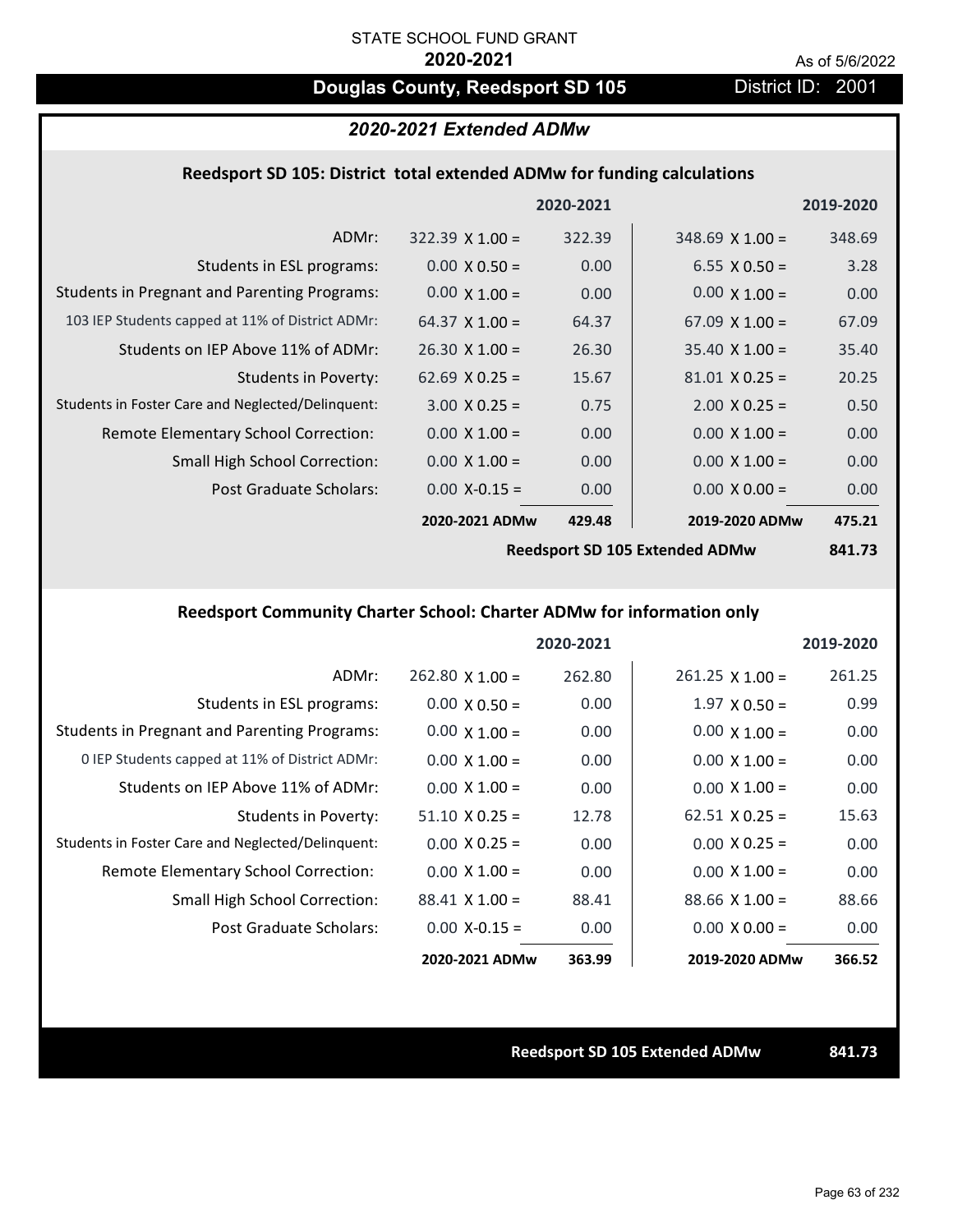STATE SCHOOL FUND GRANT

**2020-2021**

As of 5/6/2022

# Douglas County, Reedsport SD 105

District ID: 2001

## *2020-2021 Extended ADMw*

### Reedsport SD 105: District total extended ADMw for funding calculations

| | 2020-2021 | | 2019-2020 | |
|---|---|---|---|---|
| ADMr: | 322.39 X 1.00 = | 322.39 | 348.69 X 1.00 = | 348.69 |
| Students in ESL programs: | 0.00 X 0.50 = | 0.00 | 6.55 X 0.50 = | 3.28 |
| Students in Pregnant and Parenting Programs: | 0.00 X 1.00 = | 0.00 | 0.00 X 1.00 = | 0.00 |
| 103 IEP Students capped at 11% of District ADMr: | 64.37 X 1.00 = | 64.37 | 67.09 X 1.00 = | 67.09 |
| Students on IEP Above 11% of ADMr: | 26.30 X 1.00 = | 26.30 | 35.40 X 1.00 = | 35.40 |
| Students in Poverty: | 62.69 X 0.25 = | 15.67 | 81.01 X 0.25 = | 20.25 |
| Students in Foster Care and Neglected/Delinquent: | 3.00 X 0.25 = | 0.75 | 2.00 X 0.25 = | 0.50 |
| Remote Elementary School Correction: | 0.00 X 1.00 = | 0.00 | 0.00 X 1.00 = | 0.00 |
| Small High School Correction: | 0.00 X 1.00 = | 0.00 | 0.00 X 1.00 = | 0.00 |
| Post Graduate Scholars: | 0.00 X-0.15 = | 0.00 | 0.00 X 0.00 = | 0.00 |
| | **2020-2021 ADMw** | **429.48** | **2019-2020 ADMw** | **475.21** |
| | | | **Reedsport SD 105 Extended ADMw** | **841.73** |

### Reedsport Community Charter School: Charter ADMw for information only

| | 2020-2021 | | 2019-2020 | |
|---|---|---|---|---|
| ADMr: | 262.80 X 1.00 = | 262.80 | 261.25 X 1.00 = | 261.25 |
| Students in ESL programs: | 0.00 X 0.50 = | 0.00 | 1.97 X 0.50 = | 0.99 |
| Students in Pregnant and Parenting Programs: | 0.00 X 1.00 = | 0.00 | 0.00 X 1.00 = | 0.00 |
| 0 IEP Students capped at 11% of District ADMr: | 0.00 X 1.00 = | 0.00 | 0.00 X 1.00 = | 0.00 |
| Students on IEP Above 11% of ADMr: | 0.00 X 1.00 = | 0.00 | 0.00 X 1.00 = | 0.00 |
| Students in Poverty: | 51.10 X 0.25 = | 12.78 | 62.51 X 0.25 = | 15.63 |
| Students in Foster Care and Neglected/Delinquent: | 0.00 X 0.25 = | 0.00 | 0.00 X 0.25 = | 0.00 |
| Remote Elementary School Correction: | 0.00 X 1.00 = | 0.00 | 0.00 X 1.00 = | 0.00 |
| Small High School Correction: | 88.41 X 1.00 = | 88.41 | 88.66 X 1.00 = | 88.66 |
| Post Graduate Scholars: | 0.00 X-0.15 = | 0.00 | 0.00 X 0.00 = | 0.00 |
| | **2020-2021 ADMw** | **363.99** | **2019-2020 ADMw** | **366.52** |

**Reedsport SD 105 Extended ADMw** **841.73**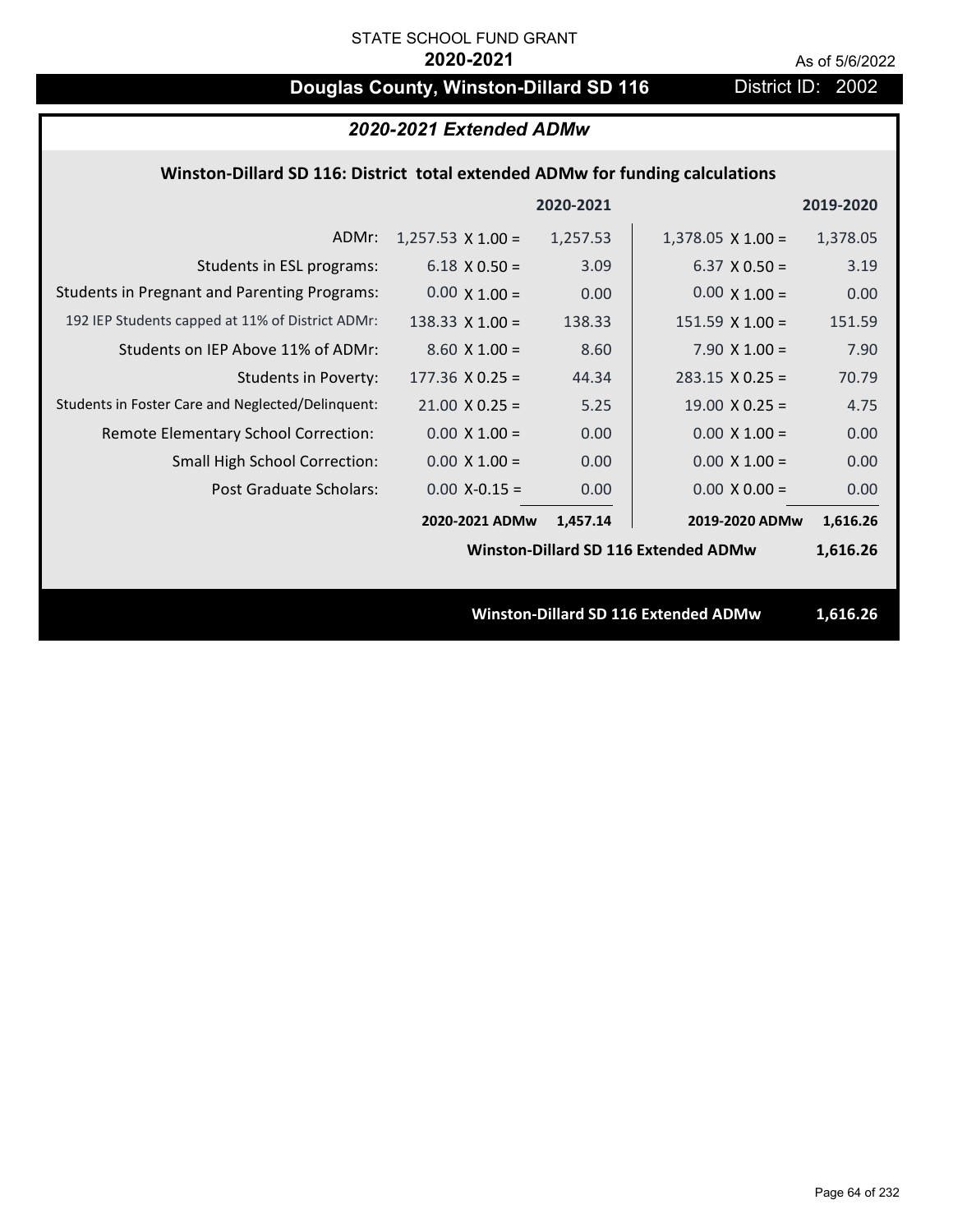STATE SCHOOL FUND GRANT

**2020-2021**

As of 5/6/2022

# Douglas County, Winston-Dillard SD 116

District ID: 2002

## *2020-2021 Extended ADMw*

### Winston-Dillard SD 116: District total extended ADMw for funding calculations

| | | 2020-2021 | | 2019-2020 |
|---|---|---|---|---|
| ADMr: | 1,257.53 X 1.00 = | 1,257.53 | 1,378.05 X 1.00 = | 1,378.05 |
| Students in ESL programs: | 6.18 X 0.50 = | 3.09 | 6.37 X 0.50 = | 3.19 |
| Students in Pregnant and Parenting Programs: | 0.00 X 1.00 = | 0.00 | 0.00 X 1.00 = | 0.00 |
| 192 IEP Students capped at 11% of District ADMr: | 138.33 X 1.00 = | 138.33 | 151.59 X 1.00 = | 151.59 |
| Students on IEP Above 11% of ADMr: | 8.60 X 1.00 = | 8.60 | 7.90 X 1.00 = | 7.90 |
| Students in Poverty: | 177.36 X 0.25 = | 44.34 | 283.15 X 0.25 = | 70.79 |
| Students in Foster Care and Neglected/Delinquent: | 21.00 X 0.25 = | 5.25 | 19.00 X 0.25 = | 4.75 |
| Remote Elementary School Correction: | 0.00 X 1.00 = | 0.00 | 0.00 X 1.00 = | 0.00 |
| Small High School Correction: | 0.00 X 1.00 = | 0.00 | 0.00 X 1.00 = | 0.00 |
| Post Graduate Scholars: | 0.00 X-0.15 = | 0.00 | 0.00 X 0.00 = | 0.00 |
| | **2020-2021 ADMw** | **1,457.14** | **2019-2020 ADMw** | **1,616.26** |
| | | | **Winston-Dillard SD 116 Extended ADMw** | **1,616.26** |

**Winston-Dillard SD 116 Extended ADMw 1,616.26**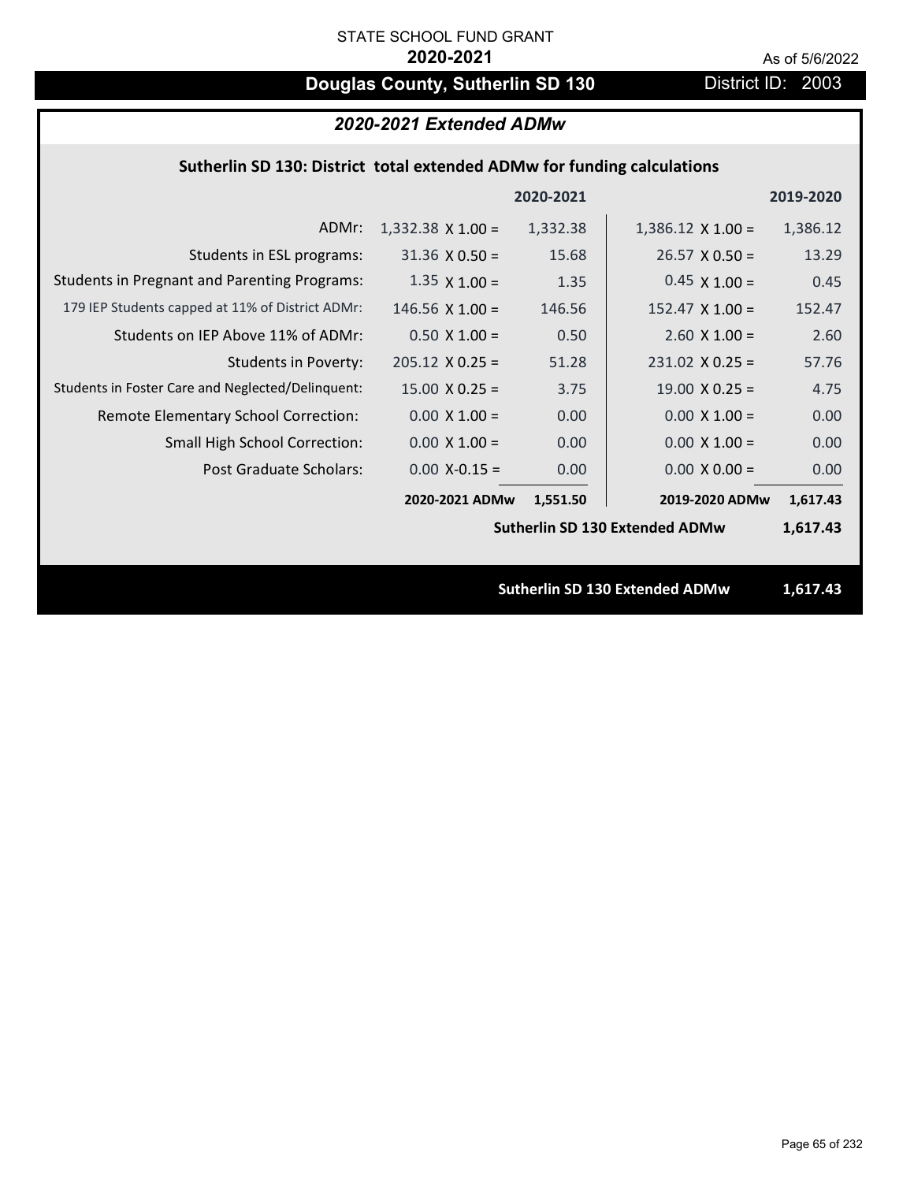STATE SCHOOL FUND GRANT

**2020-2021**

As of 5/6/2022

# Douglas County, Sutherlin SD 130

District ID: 2003

## *2020-2021 Extended ADMw*

### Sutherlin SD 130: District total extended ADMw for funding calculations

| | 2020-2021 | | 2019-2020 | |
|---|---|---|---|---|
| ADMr: | 1,332.38 X 1.00 = | 1,332.38 | 1,386.12 X 1.00 = | 1,386.12 |
| Students in ESL programs: | 31.36 X 0.50 = | 15.68 | 26.57 X 0.50 = | 13.29 |
| Students in Pregnant and Parenting Programs: | 1.35 X 1.00 = | 1.35 | 0.45 X 1.00 = | 0.45 |
| 179 IEP Students capped at 11% of District ADMr: | 146.56 X 1.00 = | 146.56 | 152.47 X 1.00 = | 152.47 |
| Students on IEP Above 11% of ADMr: | 0.50 X 1.00 = | 0.50 | 2.60 X 1.00 = | 2.60 |
| Students in Poverty: | 205.12 X 0.25 = | 51.28 | 231.02 X 0.25 = | 57.76 |
| Students in Foster Care and Neglected/Delinquent: | 15.00 X 0.25 = | 3.75 | 19.00 X 0.25 = | 4.75 |
| Remote Elementary School Correction: | 0.00 X 1.00 = | 0.00 | 0.00 X 1.00 = | 0.00 |
| Small High School Correction: | 0.00 X 1.00 = | 0.00 | 0.00 X 1.00 = | 0.00 |
| Post Graduate Scholars: | 0.00 X-0.15 = | 0.00 | 0.00 X 0.00 = | 0.00 |
| | **2020-2021 ADMw** | **1,551.50** | **2019-2020 ADMw** | **1,617.43** |
| | | | **Sutherlin SD 130 Extended ADMw** | **1,617.43** |

**Sutherlin SD 130 Extended ADMw 1,617.43**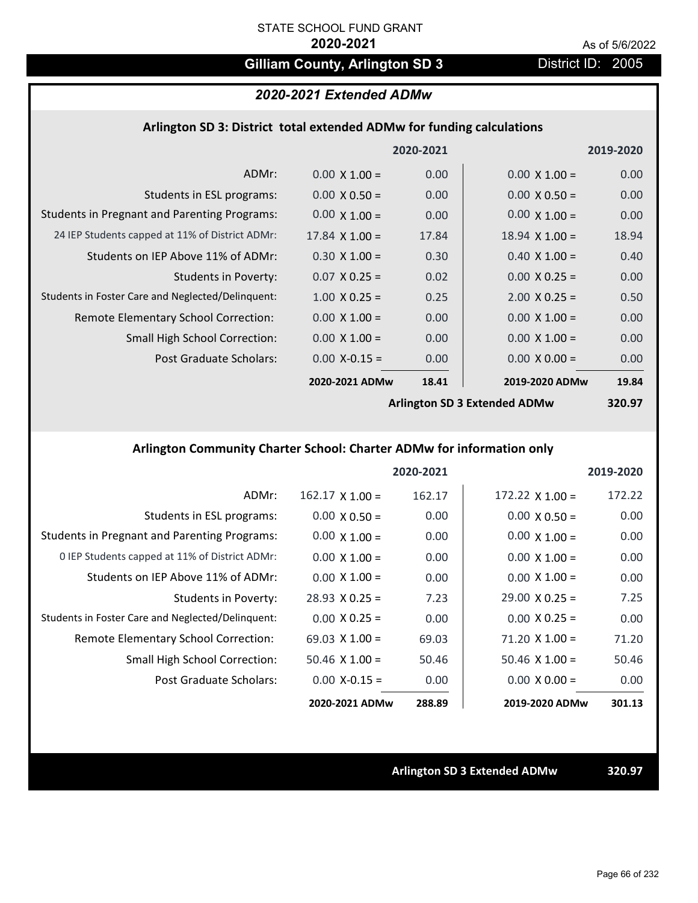STATE SCHOOL FUND GRANT

**2020-2021**

As of 5/6/2022

# Gilliam County, Arlington SD 3

District ID: 2005

## *2020-2021 Extended ADMw*

### Arlington SD 3: District total extended ADMw for funding calculations

| | 2020-2021 | | 2019-2020 | |
|---|---|---|---|---|
| ADMr: | 0.00 X 1.00 = | 0.00 | 0.00 X 1.00 = | 0.00 |
| Students in ESL programs: | 0.00 X 0.50 = | 0.00 | 0.00 X 0.50 = | 0.00 |
| Students in Pregnant and Parenting Programs: | 0.00 X 1.00 = | 0.00 | 0.00 X 1.00 = | 0.00 |
| 24 IEP Students capped at 11% of District ADMr: | 17.84 X 1.00 = | 17.84 | 18.94 X 1.00 = | 18.94 |
| Students on IEP Above 11% of ADMr: | 0.30 X 1.00 = | 0.30 | 0.40 X 1.00 = | 0.40 |
| Students in Poverty: | 0.07 X 0.25 = | 0.02 | 0.00 X 0.25 = | 0.00 |
| Students in Foster Care and Neglected/Delinquent: | 1.00 X 0.25 = | 0.25 | 2.00 X 0.25 = | 0.50 |
| Remote Elementary School Correction: | 0.00 X 1.00 = | 0.00 | 0.00 X 1.00 = | 0.00 |
| Small High School Correction: | 0.00 X 1.00 = | 0.00 | 0.00 X 1.00 = | 0.00 |
| Post Graduate Scholars: | 0.00 X-0.15 = | 0.00 | 0.00 X 0.00 = | 0.00 |
| | **2020-2021 ADMw** | **18.41** | **2019-2020 ADMw** | **19.84** |
| | | | **Arlington SD 3 Extended ADMw** | **320.97** |

### Arlington Community Charter School: Charter ADMw for information only

| | 2020-2021 | | 2019-2020 | |
|---|---|---|---|---|
| ADMr: | 162.17 X 1.00 = | 162.17 | 172.22 X 1.00 = | 172.22 |
| Students in ESL programs: | 0.00 X 0.50 = | 0.00 | 0.00 X 0.50 = | 0.00 |
| Students in Pregnant and Parenting Programs: | 0.00 X 1.00 = | 0.00 | 0.00 X 1.00 = | 0.00 |
| 0 IEP Students capped at 11% of District ADMr: | 0.00 X 1.00 = | 0.00 | 0.00 X 1.00 = | 0.00 |
| Students on IEP Above 11% of ADMr: | 0.00 X 1.00 = | 0.00 | 0.00 X 1.00 = | 0.00 |
| Students in Poverty: | 28.93 X 0.25 = | 7.23 | 29.00 X 0.25 = | 7.25 |
| Students in Foster Care and Neglected/Delinquent: | 0.00 X 0.25 = | 0.00 | 0.00 X 0.25 = | 0.00 |
| Remote Elementary School Correction: | 69.03 X 1.00 = | 69.03 | 71.20 X 1.00 = | 71.20 |
| Small High School Correction: | 50.46 X 1.00 = | 50.46 | 50.46 X 1.00 = | 50.46 |
| Post Graduate Scholars: | 0.00 X-0.15 = | 0.00 | 0.00 X 0.00 = | 0.00 |
| | **2020-2021 ADMw** | **288.89** | **2019-2020 ADMw** | **301.13** |

**Arlington SD 3 Extended ADMw** **320.97**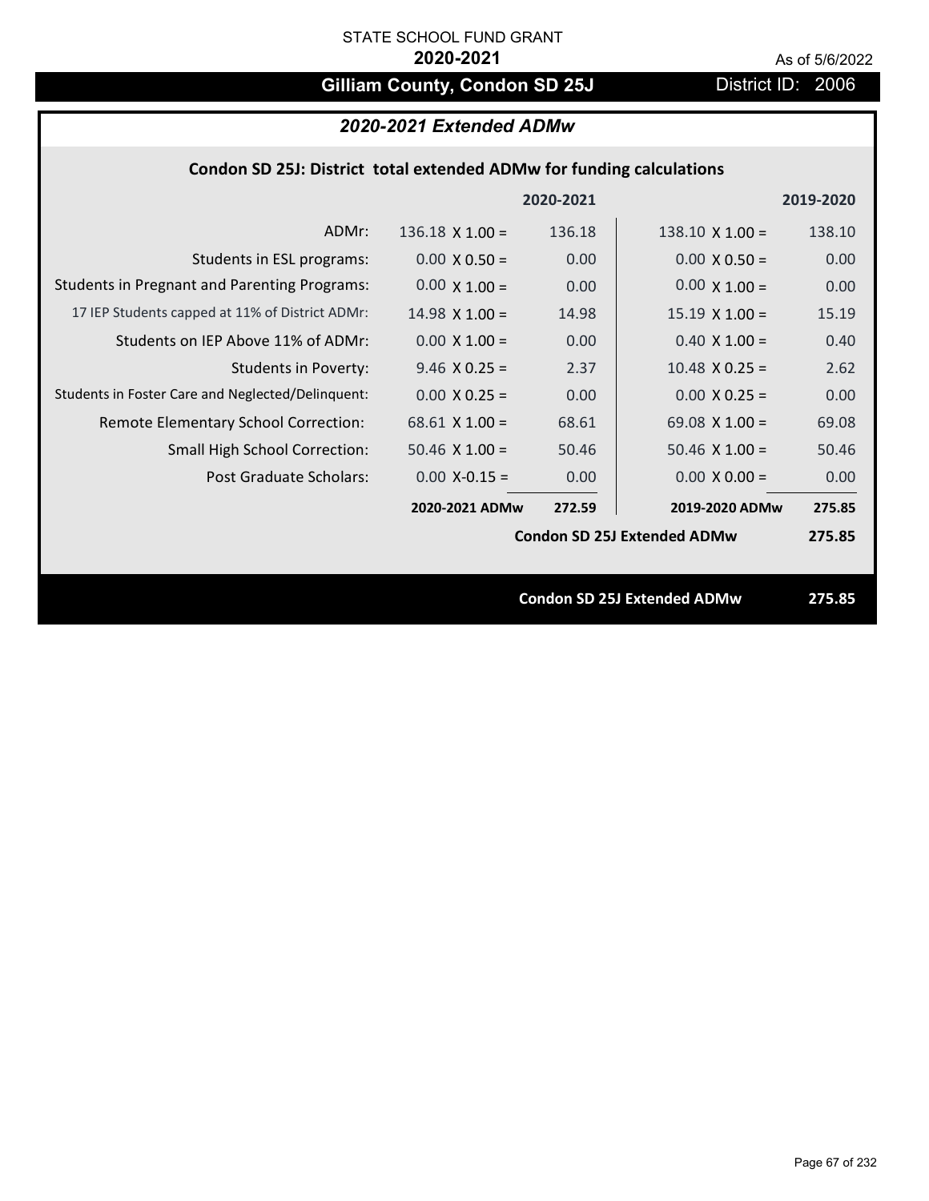STATE SCHOOL FUND GRANT

**2020-2021**

As of 5/6/2022

# Gilliam County, Condon SD 25J

District ID: 2006

## *2020-2021 Extended ADMw*

### Condon SD 25J: District total extended ADMw for funding calculations

| | | 2020-2021 | | 2019-2020 |
|---|---|---|---|---|
| ADMr: | 136.18 X 1.00 = | 136.18 | 138.10 X 1.00 = | 138.10 |
| Students in ESL programs: | 0.00 X 0.50 = | 0.00 | 0.00 X 0.50 = | 0.00 |
| Students in Pregnant and Parenting Programs: | 0.00 X 1.00 = | 0.00 | 0.00 X 1.00 = | 0.00 |
| 17 IEP Students capped at 11% of District ADMr: | 14.98 X 1.00 = | 14.98 | 15.19 X 1.00 = | 15.19 |
| Students on IEP Above 11% of ADMr: | 0.00 X 1.00 = | 0.00 | 0.40 X 1.00 = | 0.40 |
| Students in Poverty: | 9.46 X 0.25 = | 2.37 | 10.48 X 0.25 = | 2.62 |
| Students in Foster Care and Neglected/Delinquent: | 0.00 X 0.25 = | 0.00 | 0.00 X 0.25 = | 0.00 |
| Remote Elementary School Correction: | 68.61 X 1.00 = | 68.61 | 69.08 X 1.00 = | 69.08 |
| Small High School Correction: | 50.46 X 1.00 = | 50.46 | 50.46 X 1.00 = | 50.46 |
| Post Graduate Scholars: | 0.00 X-0.15 = | 0.00 | 0.00 X 0.00 = | 0.00 |
| | **2020-2021 ADMw** | **272.59** | **2019-2020 ADMw** | **275.85** |
| | | | **Condon SD 25J Extended ADMw** | **275.85** |

**Condon SD 25J Extended ADMw** **275.85**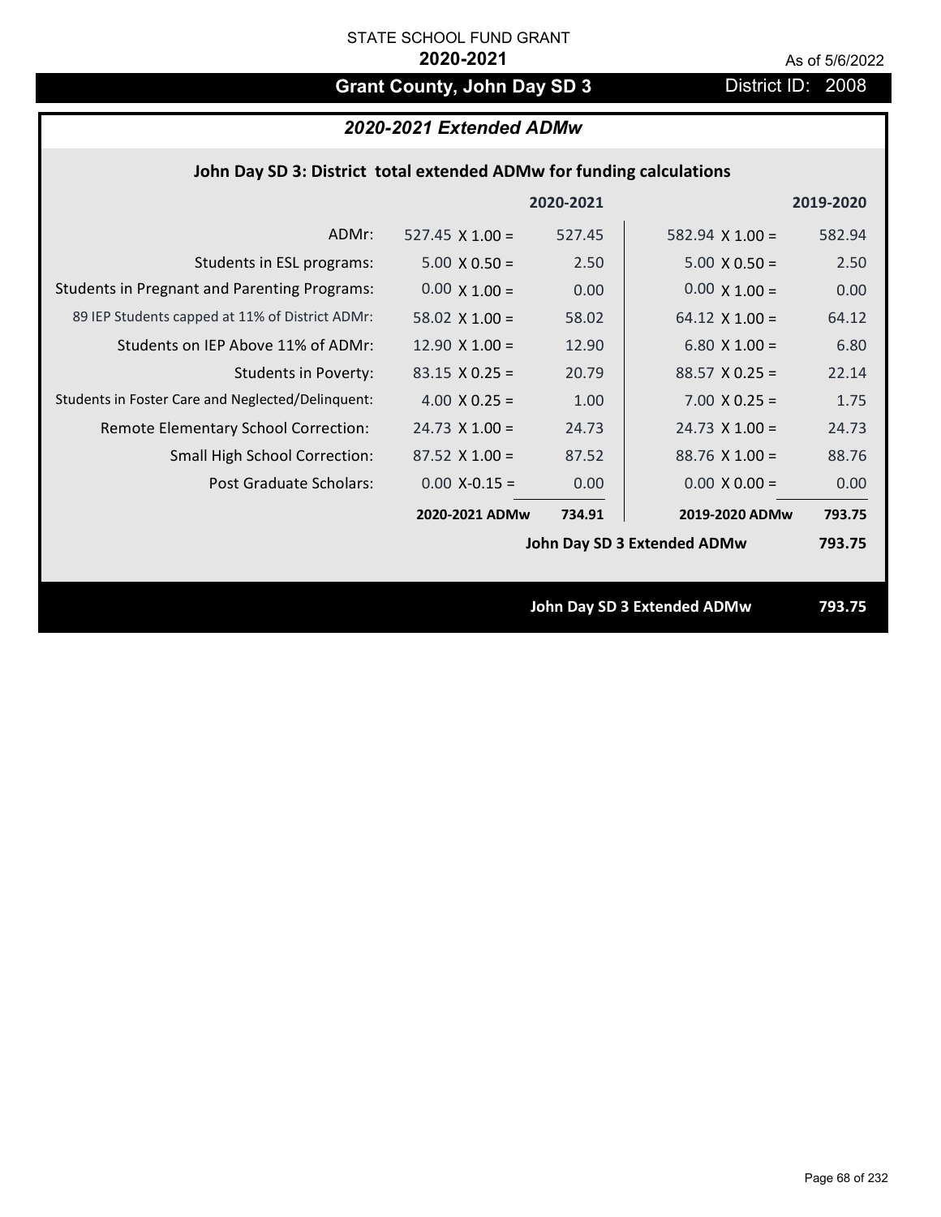STATE SCHOOL FUND GRANT

**2020-2021**

As of 5/6/2022

# Grant County, John Day SD 3

District ID: 2008

## *2020-2021 Extended ADMw*

### John Day SD 3: District total extended ADMw for funding calculations

| | | 2020-2021 | | 2019-2020 |
|---|---|---|---|---|
| ADMr: | 527.45 X 1.00 = | 527.45 | 582.94 X 1.00 = | 582.94 |
| Students in ESL programs: | 5.00 X 0.50 = | 2.50 | 5.00 X 0.50 = | 2.50 |
| Students in Pregnant and Parenting Programs: | 0.00 X 1.00 = | 0.00 | 0.00 X 1.00 = | 0.00 |
| 89 IEP Students capped at 11% of District ADMr: | 58.02 X 1.00 = | 58.02 | 64.12 X 1.00 = | 64.12 |
| Students on IEP Above 11% of ADMr: | 12.90 X 1.00 = | 12.90 | 6.80 X 1.00 = | 6.80 |
| Students in Poverty: | 83.15 X 0.25 = | 20.79 | 88.57 X 0.25 = | 22.14 |
| Students in Foster Care and Neglected/Delinquent: | 4.00 X 0.25 = | 1.00 | 7.00 X 0.25 = | 1.75 |
| Remote Elementary School Correction: | 24.73 X 1.00 = | 24.73 | 24.73 X 1.00 = | 24.73 |
| Small High School Correction: | 87.52 X 1.00 = | 87.52 | 88.76 X 1.00 = | 88.76 |
| Post Graduate Scholars: | 0.00 X-0.15 = | 0.00 | 0.00 X 0.00 = | 0.00 |
| | **2020-2021 ADMw** | **734.91** | **2019-2020 ADMw** | **793.75** |
| | | | **John Day SD 3 Extended ADMw** | **793.75** |

**John Day SD 3 Extended ADMw** **793.75**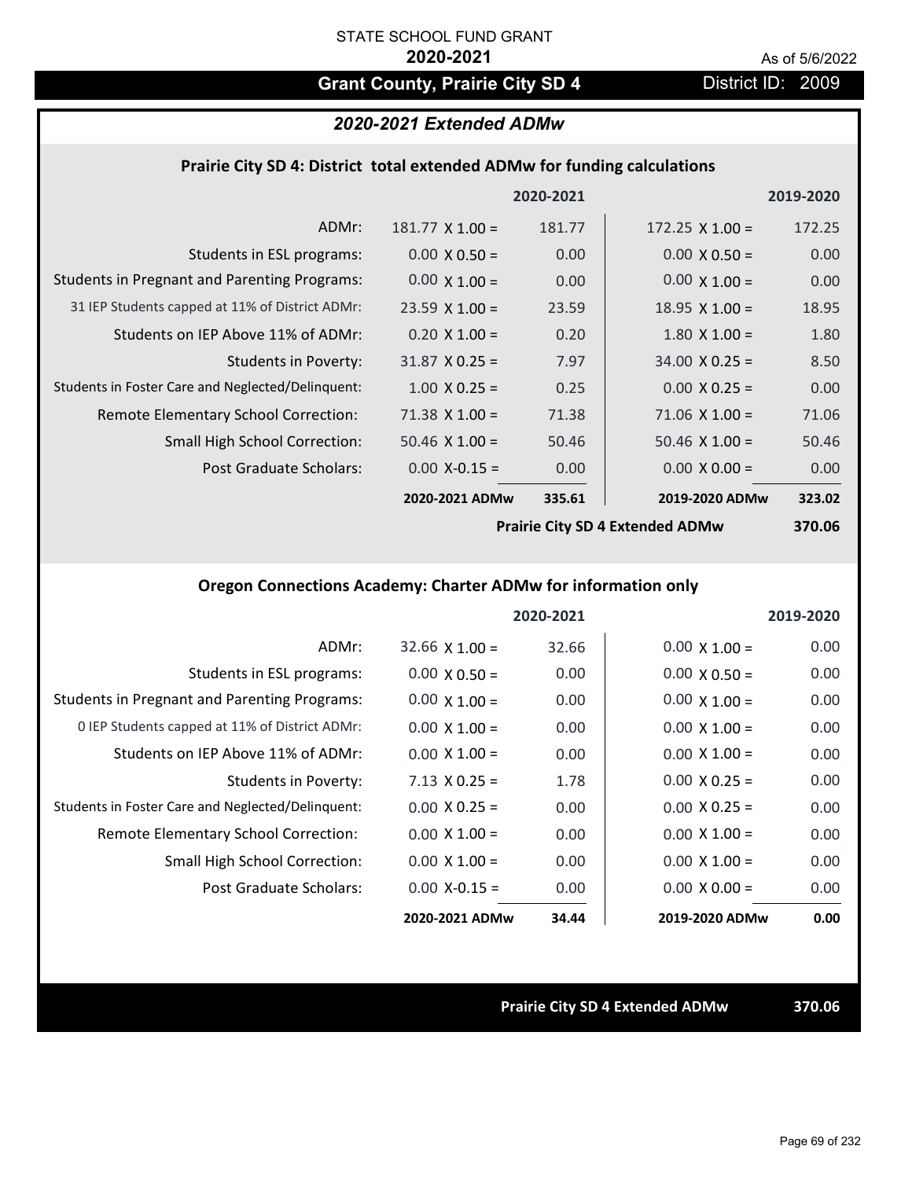STATE SCHOOL FUND GRANT

**2020-2021**

As of 5/6/2022

# Grant County, Prairie City SD 4

District ID: 2009

## *2020-2021 Extended ADMw*

### Prairie City SD 4: District total extended ADMw for funding calculations

| | 2020-2021 | | 2019-2020 | |
|---|---|---|---|---|
| ADMr: | 181.77 X 1.00 = | 181.77 | 172.25 X 1.00 = | 172.25 |
| Students in ESL programs: | 0.00 X 0.50 = | 0.00 | 0.00 X 0.50 = | 0.00 |
| Students in Pregnant and Parenting Programs: | 0.00 X 1.00 = | 0.00 | 0.00 X 1.00 = | 0.00 |
| 31 IEP Students capped at 11% of District ADMr: | 23.59 X 1.00 = | 23.59 | 18.95 X 1.00 = | 18.95 |
| Students on IEP Above 11% of ADMr: | 0.20 X 1.00 = | 0.20 | 1.80 X 1.00 = | 1.80 |
| Students in Poverty: | 31.87 X 0.25 = | 7.97 | 34.00 X 0.25 = | 8.50 |
| Students in Foster Care and Neglected/Delinquent: | 1.00 X 0.25 = | 0.25 | 0.00 X 0.25 = | 0.00 |
| Remote Elementary School Correction: | 71.38 X 1.00 = | 71.38 | 71.06 X 1.00 = | 71.06 |
| Small High School Correction: | 50.46 X 1.00 = | 50.46 | 50.46 X 1.00 = | 50.46 |
| Post Graduate Scholars: | 0.00 X-0.15 = | 0.00 | 0.00 X 0.00 = | 0.00 |
| | **2020-2021 ADMw** | **335.61** | **2019-2020 ADMw** | **323.02** |
| | | | **Prairie City SD 4 Extended ADMw** | **370.06** |

### Oregon Connections Academy: Charter ADMw for information only

| | 2020-2021 | | 2019-2020 | |
|---|---|---|---|---|
| ADMr: | 32.66 X 1.00 = | 32.66 | 0.00 X 1.00 = | 0.00 |
| Students in ESL programs: | 0.00 X 0.50 = | 0.00 | 0.00 X 0.50 = | 0.00 |
| Students in Pregnant and Parenting Programs: | 0.00 X 1.00 = | 0.00 | 0.00 X 1.00 = | 0.00 |
| 0 IEP Students capped at 11% of District ADMr: | 0.00 X 1.00 = | 0.00 | 0.00 X 1.00 = | 0.00 |
| Students on IEP Above 11% of ADMr: | 0.00 X 1.00 = | 0.00 | 0.00 X 1.00 = | 0.00 |
| Students in Poverty: | 7.13 X 0.25 = | 1.78 | 0.00 X 0.25 = | 0.00 |
| Students in Foster Care and Neglected/Delinquent: | 0.00 X 0.25 = | 0.00 | 0.00 X 0.25 = | 0.00 |
| Remote Elementary School Correction: | 0.00 X 1.00 = | 0.00 | 0.00 X 1.00 = | 0.00 |
| Small High School Correction: | 0.00 X 1.00 = | 0.00 | 0.00 X 1.00 = | 0.00 |
| Post Graduate Scholars: | 0.00 X-0.15 = | 0.00 | 0.00 X 0.00 = | 0.00 |
| | **2020-2021 ADMw** | **34.44** | **2019-2020 ADMw** | **0.00** |

**Prairie City SD 4 Extended ADMw** **370.06**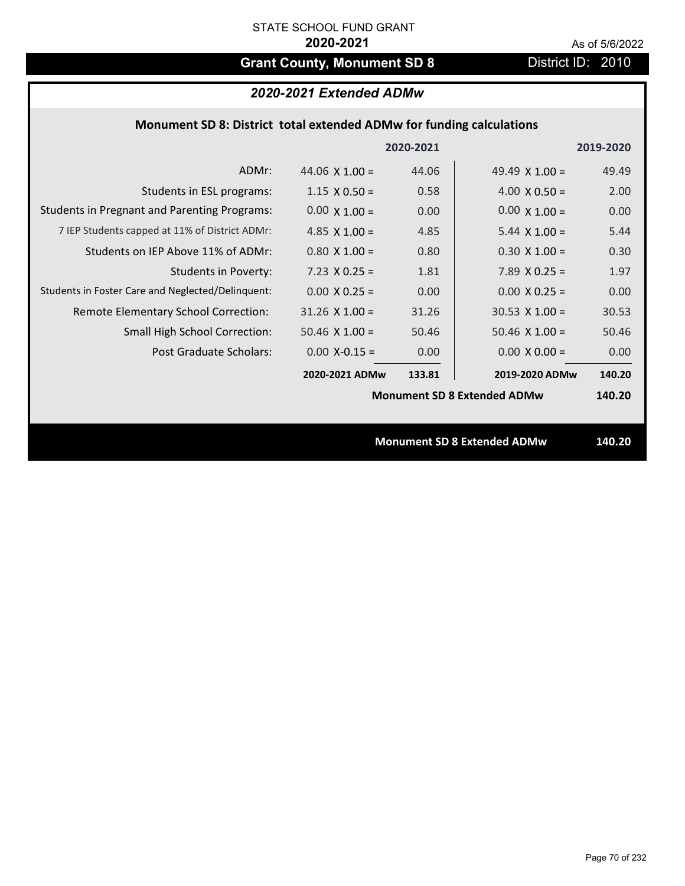STATE SCHOOL FUND GRANT

**2020-2021**

As of 5/6/2022

# Grant County, Monument SD 8

District ID: 2010

## *2020-2021 Extended ADMw*

### Monument SD 8: District total extended ADMw for funding calculations

| | | 2020-2021 | | 2019-2020 |
|---|---|---|---|---|
| ADMr: | 44.06 X 1.00 = | 44.06 | 49.49 X 1.00 = | 49.49 |
| Students in ESL programs: | 1.15 X 0.50 = | 0.58 | 4.00 X 0.50 = | 2.00 |
| Students in Pregnant and Parenting Programs: | 0.00 X 1.00 = | 0.00 | 0.00 X 1.00 = | 0.00 |
| 7 IEP Students capped at 11% of District ADMr: | 4.85 X 1.00 = | 4.85 | 5.44 X 1.00 = | 5.44 |
| Students on IEP Above 11% of ADMr: | 0.80 X 1.00 = | 0.80 | 0.30 X 1.00 = | 0.30 |
| Students in Poverty: | 7.23 X 0.25 = | 1.81 | 7.89 X 0.25 = | 1.97 |
| Students in Foster Care and Neglected/Delinquent: | 0.00 X 0.25 = | 0.00 | 0.00 X 0.25 = | 0.00 |
| Remote Elementary School Correction: | 31.26 X 1.00 = | 31.26 | 30.53 X 1.00 = | 30.53 |
| Small High School Correction: | 50.46 X 1.00 = | 50.46 | 50.46 X 1.00 = | 50.46 |
| Post Graduate Scholars: | 0.00 X-0.15 = | 0.00 | 0.00 X 0.00 = | 0.00 |
| | **2020-2021 ADMw** | **133.81** | **2019-2020 ADMw** | **140.20** |
| | | | **Monument SD 8 Extended ADMw** | **140.20** |

**Monument SD 8 Extended ADMw 140.20**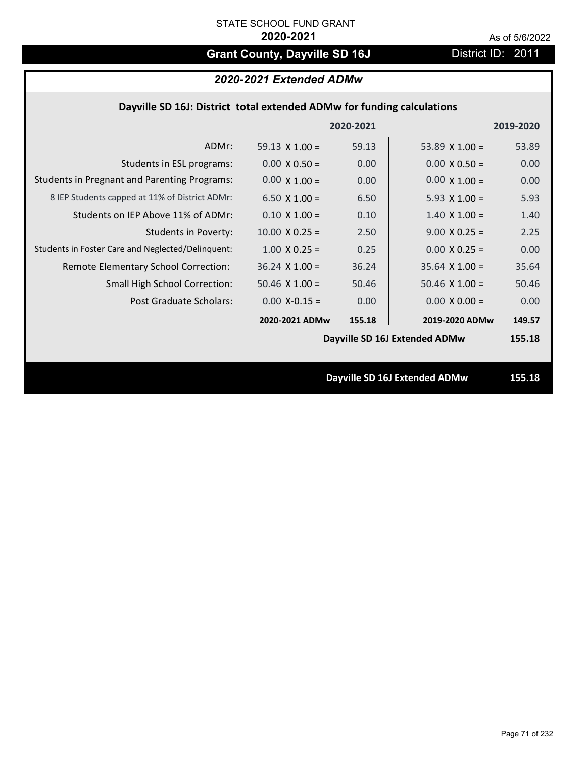STATE SCHOOL FUND GRANT

**2020-2021**

As of 5/6/2022

# Grant County, Dayville SD 16J

District ID: 2011

## *2020-2021 Extended ADMw*

### Dayville SD 16J: District total extended ADMw for funding calculations

| | | 2020-2021 | | 2019-2020 |
|---|---|---|---|---|
| ADMr: | 59.13 X 1.00 = | 59.13 | 53.89 X 1.00 = | 53.89 |
| Students in ESL programs: | 0.00 X 0.50 = | 0.00 | 0.00 X 0.50 = | 0.00 |
| Students in Pregnant and Parenting Programs: | 0.00 X 1.00 = | 0.00 | 0.00 X 1.00 = | 0.00 |
| 8 IEP Students capped at 11% of District ADMr: | 6.50 X 1.00 = | 6.50 | 5.93 X 1.00 = | 5.93 |
| Students on IEP Above 11% of ADMr: | 0.10 X 1.00 = | 0.10 | 1.40 X 1.00 = | 1.40 |
| Students in Poverty: | 10.00 X 0.25 = | 2.50 | 9.00 X 0.25 = | 2.25 |
| Students in Foster Care and Neglected/Delinquent: | 1.00 X 0.25 = | 0.25 | 0.00 X 0.25 = | 0.00 |
| Remote Elementary School Correction: | 36.24 X 1.00 = | 36.24 | 35.64 X 1.00 = | 35.64 |
| Small High School Correction: | 50.46 X 1.00 = | 50.46 | 50.46 X 1.00 = | 50.46 |
| Post Graduate Scholars: | 0.00 X-0.15 = | 0.00 | 0.00 X 0.00 = | 0.00 |
| | **2020-2021 ADMw** | **155.18** | **2019-2020 ADMw** | **149.57** |
| | | | **Dayville SD 16J Extended ADMw** | **155.18** |

**Dayville SD 16J Extended ADMw 155.18**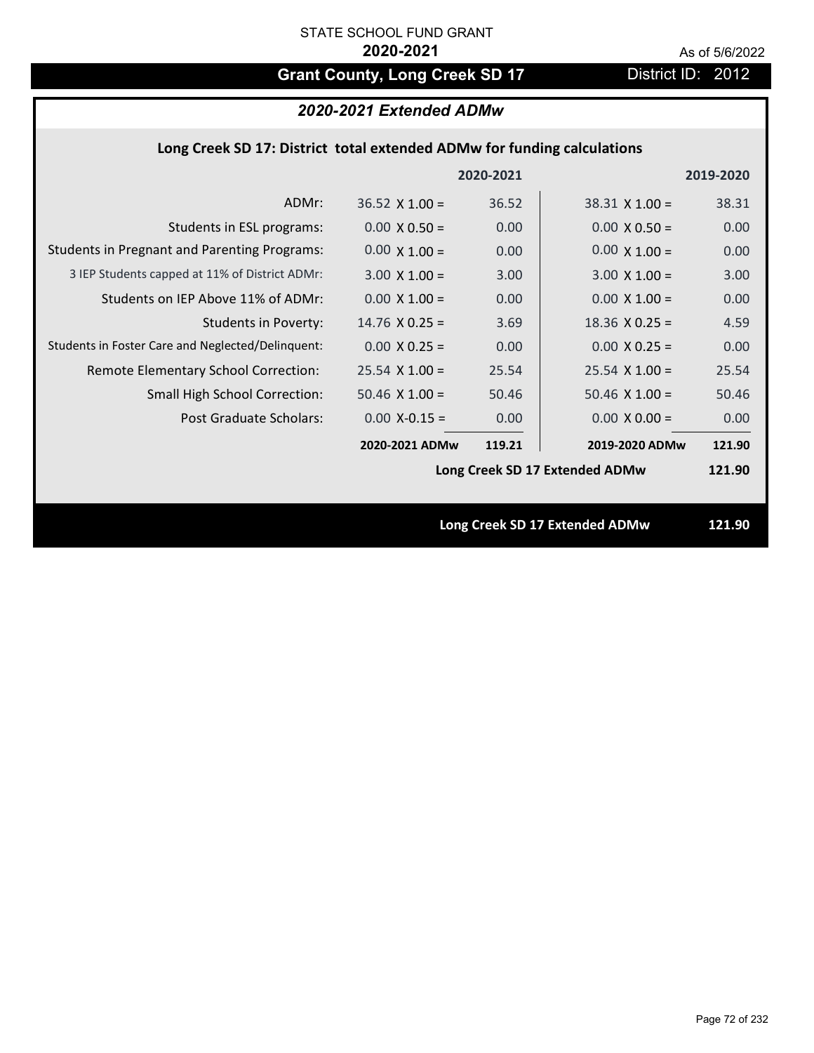STATE SCHOOL FUND GRANT

**2020-2021**

As of 5/6/2022

# Grant County, Long Creek SD 17

District ID: 2012

## *2020-2021 Extended ADMw*

### Long Creek SD 17: District total extended ADMw for funding calculations

| | | 2020-2021 | | 2019-2020 |
|---|---|---|---|---|
| ADMr: | 36.52 X 1.00 = | 36.52 | 38.31 X 1.00 = | 38.31 |
| Students in ESL programs: | 0.00 X 0.50 = | 0.00 | 0.00 X 0.50 = | 0.00 |
| Students in Pregnant and Parenting Programs: | 0.00 X 1.00 = | 0.00 | 0.00 X 1.00 = | 0.00 |
| 3 IEP Students capped at 11% of District ADMr: | 3.00 X 1.00 = | 3.00 | 3.00 X 1.00 = | 3.00 |
| Students on IEP Above 11% of ADMr: | 0.00 X 1.00 = | 0.00 | 0.00 X 1.00 = | 0.00 |
| Students in Poverty: | 14.76 X 0.25 = | 3.69 | 18.36 X 0.25 = | 4.59 |
| Students in Foster Care and Neglected/Delinquent: | 0.00 X 0.25 = | 0.00 | 0.00 X 0.25 = | 0.00 |
| Remote Elementary School Correction: | 25.54 X 1.00 = | 25.54 | 25.54 X 1.00 = | 25.54 |
| Small High School Correction: | 50.46 X 1.00 = | 50.46 | 50.46 X 1.00 = | 50.46 |
| Post Graduate Scholars: | 0.00 X-0.15 = | 0.00 | 0.00 X 0.00 = | 0.00 |
| | **2020-2021 ADMw** | **119.21** | **2019-2020 ADMw** | **121.90** |
| | | | **Long Creek SD 17 Extended ADMw** | **121.90** |

**Long Creek SD 17 Extended ADMw** **121.90**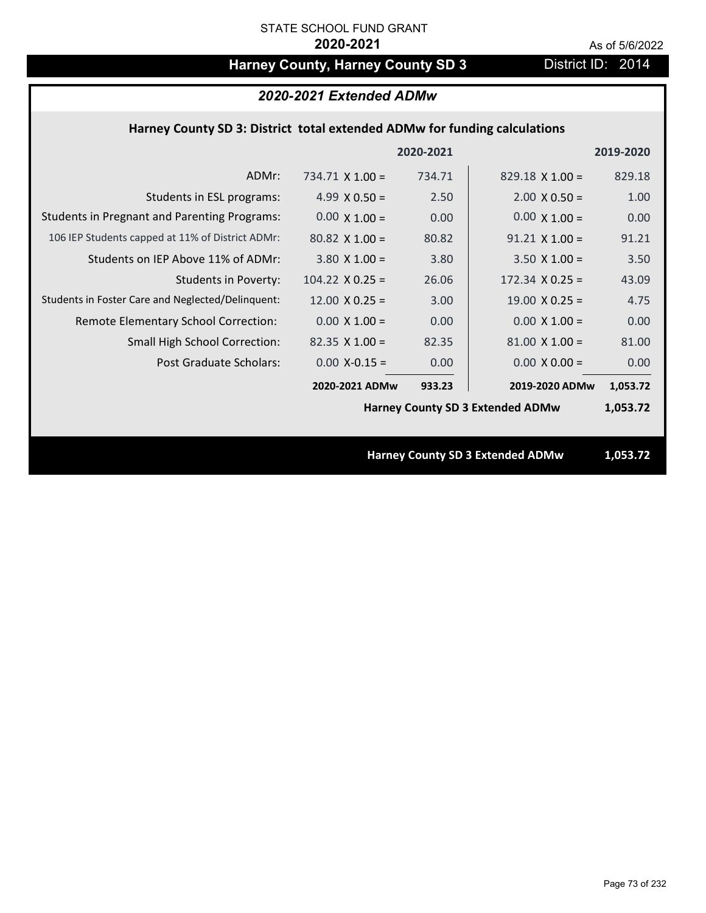STATE SCHOOL FUND GRANT

**2020-2021**

As of 5/6/2022

# Harney County, Harney County SD 3

District ID: 2014

## *2020-2021 Extended ADMw*

### Harney County SD 3: District total extended ADMw for funding calculations

| | 2020-2021 | | 2019-2020 | |
|---|---|---|---|---|
| ADMr: | 734.71 X 1.00 = | 734.71 | 829.18 X 1.00 = | 829.18 |
| Students in ESL programs: | 4.99 X 0.50 = | 2.50 | 2.00 X 0.50 = | 1.00 |
| Students in Pregnant and Parenting Programs: | 0.00 X 1.00 = | 0.00 | 0.00 X 1.00 = | 0.00 |
| 106 IEP Students capped at 11% of District ADMr: | 80.82 X 1.00 = | 80.82 | 91.21 X 1.00 = | 91.21 |
| Students on IEP Above 11% of ADMr: | 3.80 X 1.00 = | 3.80 | 3.50 X 1.00 = | 3.50 |
| Students in Poverty: | 104.22 X 0.25 = | 26.06 | 172.34 X 0.25 = | 43.09 |
| Students in Foster Care and Neglected/Delinquent: | 12.00 X 0.25 = | 3.00 | 19.00 X 0.25 = | 4.75 |
| Remote Elementary School Correction: | 0.00 X 1.00 = | 0.00 | 0.00 X 1.00 = | 0.00 |
| Small High School Correction: | 82.35 X 1.00 = | 82.35 | 81.00 X 1.00 = | 81.00 |
| Post Graduate Scholars: | 0.00 X-0.15 = | 0.00 | 0.00 X 0.00 = | 0.00 |
| | **2020-2021 ADMw** | **933.23** | **2019-2020 ADMw** | **1,053.72** |
| | | | **Harney County SD 3 Extended ADMw** | **1,053.72** |

**Harney County SD 3 Extended ADMw** **1,053.72**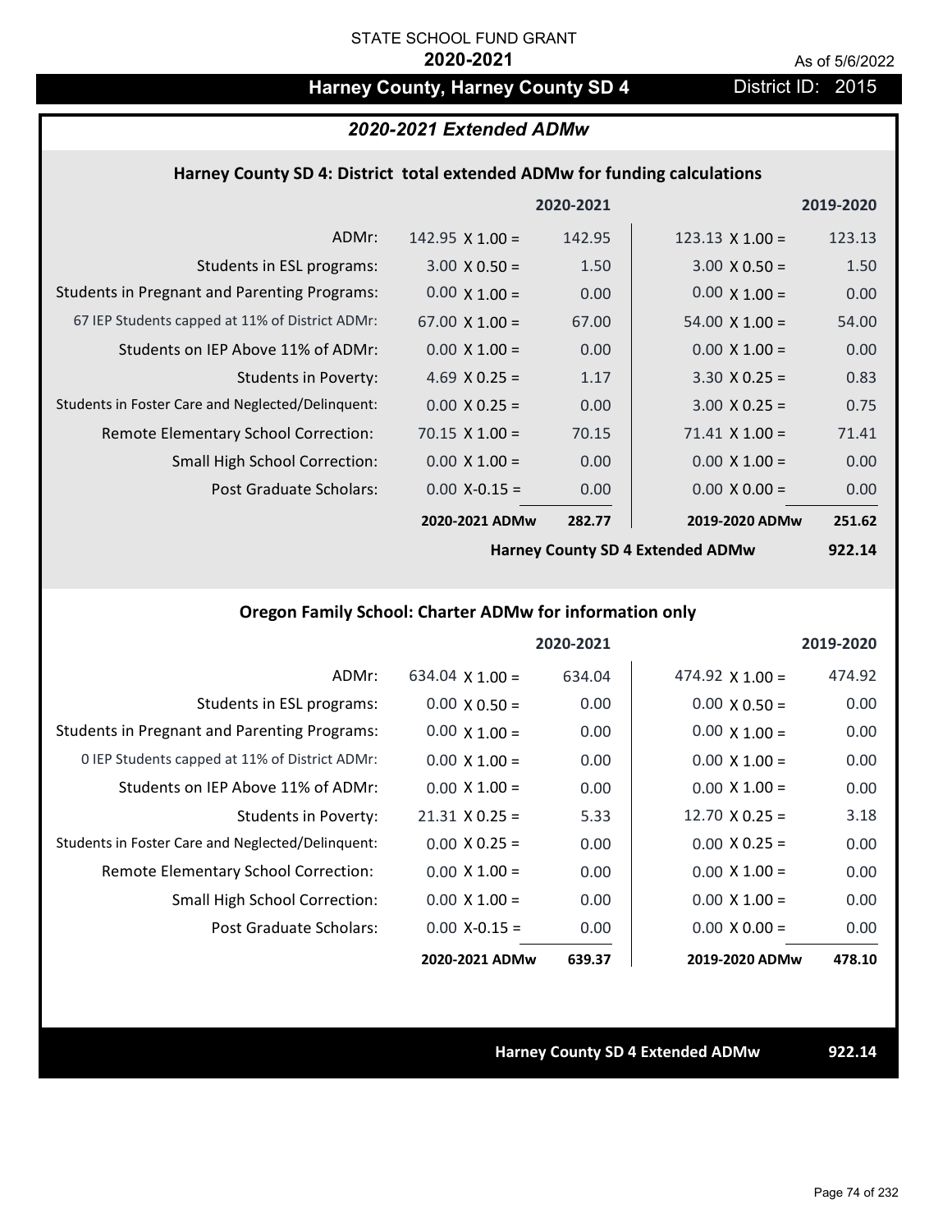STATE SCHOOL FUND GRANT

**2020-2021**

As of 5/6/2022

# Harney County, Harney County SD 4

District ID: 2015

## *2020-2021 Extended ADMw*

### Harney County SD 4: District total extended ADMw for funding calculations

| | | 2020-2021 | | 2019-2020 |
|---|---|---|---|---|
| ADMr: | 142.95 X 1.00 = | 142.95 | 123.13 X 1.00 = | 123.13 |
| Students in ESL programs: | 3.00 X 0.50 = | 1.50 | 3.00 X 0.50 = | 1.50 |
| Students in Pregnant and Parenting Programs: | 0.00 X 1.00 = | 0.00 | 0.00 X 1.00 = | 0.00 |
| 67 IEP Students capped at 11% of District ADMr: | 67.00 X 1.00 = | 67.00 | 54.00 X 1.00 = | 54.00 |
| Students on IEP Above 11% of ADMr: | 0.00 X 1.00 = | 0.00 | 0.00 X 1.00 = | 0.00 |
| Students in Poverty: | 4.69 X 0.25 = | 1.17 | 3.30 X 0.25 = | 0.83 |
| Students in Foster Care and Neglected/Delinquent: | 0.00 X 0.25 = | 0.00 | 3.00 X 0.25 = | 0.75 |
| Remote Elementary School Correction: | 70.15 X 1.00 = | 70.15 | 71.41 X 1.00 = | 71.41 |
| Small High School Correction: | 0.00 X 1.00 = | 0.00 | 0.00 X 1.00 = | 0.00 |
| Post Graduate Scholars: | 0.00 X-0.15 = | 0.00 | 0.00 X 0.00 = | 0.00 |
| | **2020-2021 ADMw** | **282.77** | **2019-2020 ADMw** | **251.62** |
| | | **Harney County SD 4 Extended ADMw** | | **922.14** |

### Oregon Family School: Charter ADMw for information only

| | | 2020-2021 | | 2019-2020 |
|---|---|---|---|---|
| ADMr: | 634.04 X 1.00 = | 634.04 | 474.92 X 1.00 = | 474.92 |
| Students in ESL programs: | 0.00 X 0.50 = | 0.00 | 0.00 X 0.50 = | 0.00 |
| Students in Pregnant and Parenting Programs: | 0.00 X 1.00 = | 0.00 | 0.00 X 1.00 = | 0.00 |
| 0 IEP Students capped at 11% of District ADMr: | 0.00 X 1.00 = | 0.00 | 0.00 X 1.00 = | 0.00 |
| Students on IEP Above 11% of ADMr: | 0.00 X 1.00 = | 0.00 | 0.00 X 1.00 = | 0.00 |
| Students in Poverty: | 21.31 X 0.25 = | 5.33 | 12.70 X 0.25 = | 3.18 |
| Students in Foster Care and Neglected/Delinquent: | 0.00 X 0.25 = | 0.00 | 0.00 X 0.25 = | 0.00 |
| Remote Elementary School Correction: | 0.00 X 1.00 = | 0.00 | 0.00 X 1.00 = | 0.00 |
| Small High School Correction: | 0.00 X 1.00 = | 0.00 | 0.00 X 1.00 = | 0.00 |
| Post Graduate Scholars: | 0.00 X-0.15 = | 0.00 | 0.00 X 0.00 = | 0.00 |
| | **2020-2021 ADMw** | **639.37** | **2019-2020 ADMw** | **478.10** |

**Harney County SD 4 Extended ADMw** **922.14**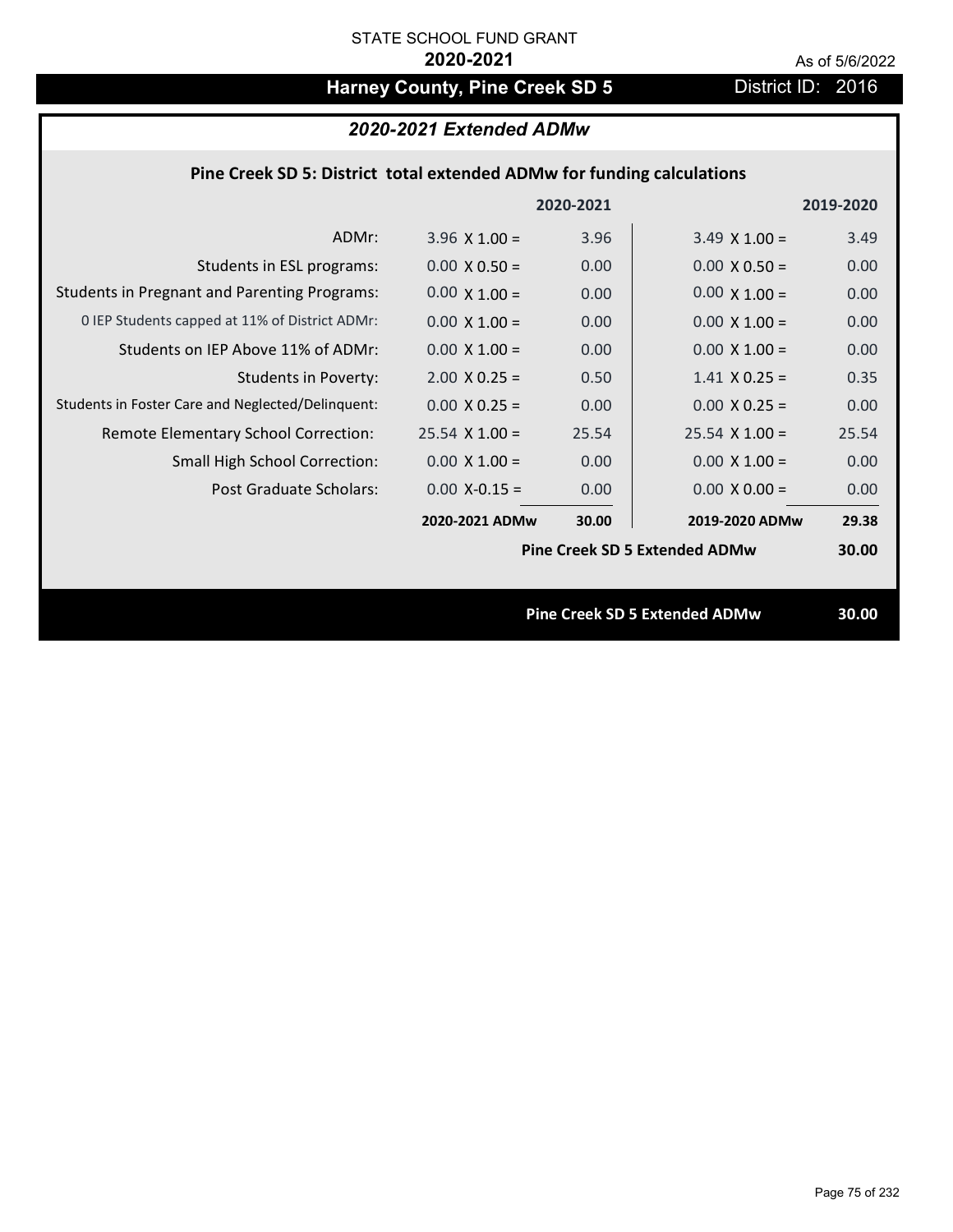STATE SCHOOL FUND GRANT

**2020-2021**

As of 5/6/2022

## Harney County, Pine Creek SD 5

District ID: 2016

### *2020-2021 Extended ADMw*

**Pine Creek SD 5: District total extended ADMw for funding calculations**

| | | 2020-2021 | | 2019-2020 |
|---|---|---|---|---|
| ADMr: | 3.96 X 1.00 = | 3.96 | 3.49 X 1.00 = | 3.49 |
| Students in ESL programs: | 0.00 X 0.50 = | 0.00 | 0.00 X 0.50 = | 0.00 |
| Students in Pregnant and Parenting Programs: | 0.00 X 1.00 = | 0.00 | 0.00 X 1.00 = | 0.00 |
| 0 IEP Students capped at 11% of District ADMr: | 0.00 X 1.00 = | 0.00 | 0.00 X 1.00 = | 0.00 |
| Students on IEP Above 11% of ADMr: | 0.00 X 1.00 = | 0.00 | 0.00 X 1.00 = | 0.00 |
| Students in Poverty: | 2.00 X 0.25 = | 0.50 | 1.41 X 0.25 = | 0.35 |
| Students in Foster Care and Neglected/Delinquent: | 0.00 X 0.25 = | 0.00 | 0.00 X 0.25 = | 0.00 |
| Remote Elementary School Correction: | 25.54 X 1.00 = | 25.54 | 25.54 X 1.00 = | 25.54 |
| Small High School Correction: | 0.00 X 1.00 = | 0.00 | 0.00 X 1.00 = | 0.00 |
| Post Graduate Scholars: | 0.00 X-0.15 = | 0.00 | 0.00 X 0.00 = | 0.00 |
| | **2020-2021 ADMw** | **30.00** | **2019-2020 ADMw** | **29.38** |
| | | | **Pine Creek SD 5 Extended ADMw** | **30.00** |

**Pine Creek SD 5 Extended ADMw** **30.00**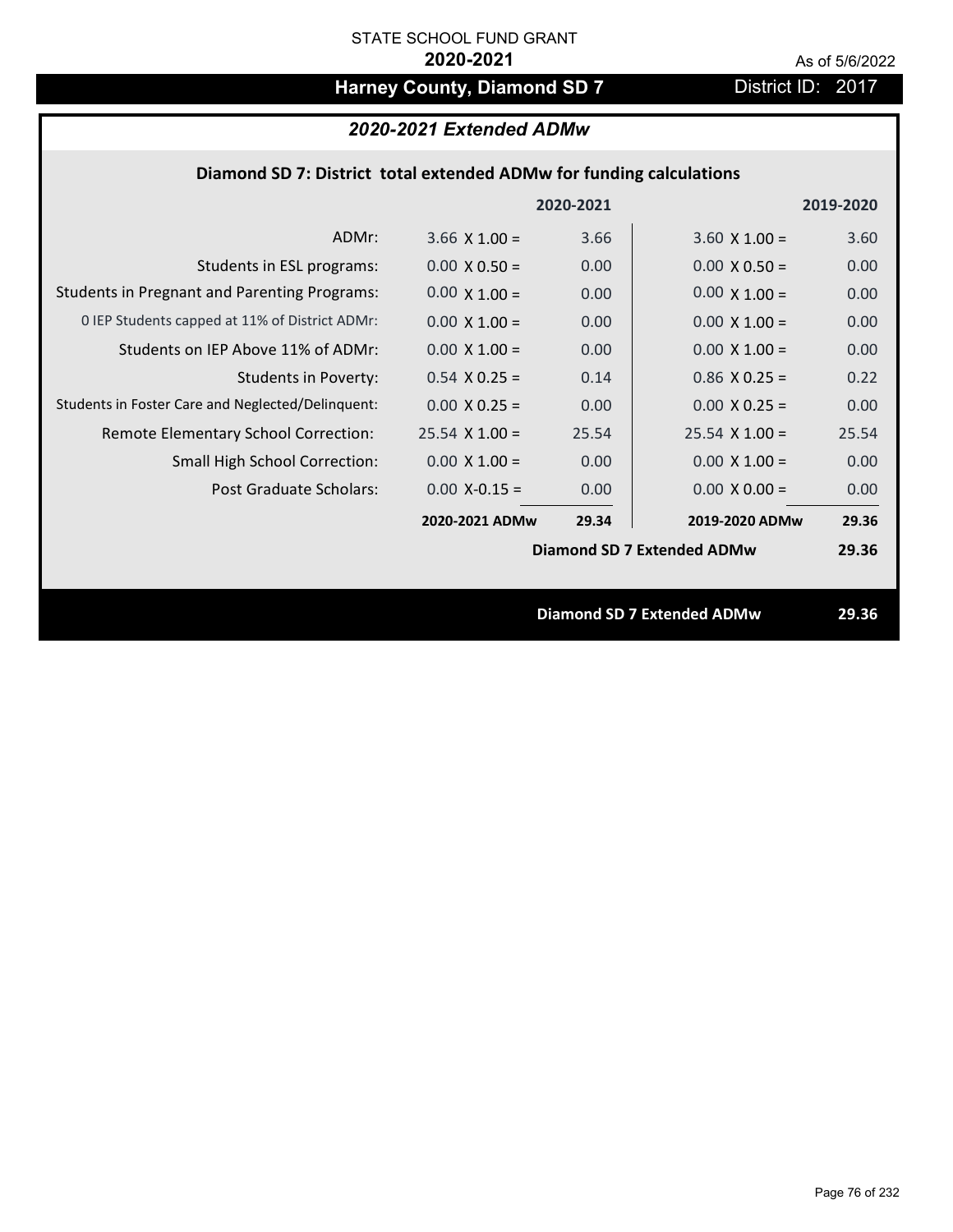STATE SCHOOL FUND GRANT

**2020-2021**

As of 5/6/2022

# Harney County, Diamond SD 7

District ID: 2017

## *2020-2021 Extended ADMw*

### Diamond SD 7: District total extended ADMw for funding calculations

| | 2020-2021 | | 2019-2020 | |
|---|---|---|---|---|
| ADMr: | 3.66 X 1.00 = | 3.66 | 3.60 X 1.00 = | 3.60 |
| Students in ESL programs: | 0.00 X 0.50 = | 0.00 | 0.00 X 0.50 = | 0.00 |
| Students in Pregnant and Parenting Programs: | 0.00 X 1.00 = | 0.00 | 0.00 X 1.00 = | 0.00 |
| 0 IEP Students capped at 11% of District ADMr: | 0.00 X 1.00 = | 0.00 | 0.00 X 1.00 = | 0.00 |
| Students on IEP Above 11% of ADMr: | 0.00 X 1.00 = | 0.00 | 0.00 X 1.00 = | 0.00 |
| Students in Poverty: | 0.54 X 0.25 = | 0.14 | 0.86 X 0.25 = | 0.22 |
| Students in Foster Care and Neglected/Delinquent: | 0.00 X 0.25 = | 0.00 | 0.00 X 0.25 = | 0.00 |
| Remote Elementary School Correction: | 25.54 X 1.00 = | 25.54 | 25.54 X 1.00 = | 25.54 |
| Small High School Correction: | 0.00 X 1.00 = | 0.00 | 0.00 X 1.00 = | 0.00 |
| Post Graduate Scholars: | 0.00 X-0.15 = | 0.00 | 0.00 X 0.00 = | 0.00 |
| | **2020-2021 ADMw** | **29.34** | **2019-2020 ADMw** | **29.36** |
| | | | **Diamond SD 7 Extended ADMw** | **29.36** |

**Diamond SD 7 Extended ADMw** **29.36**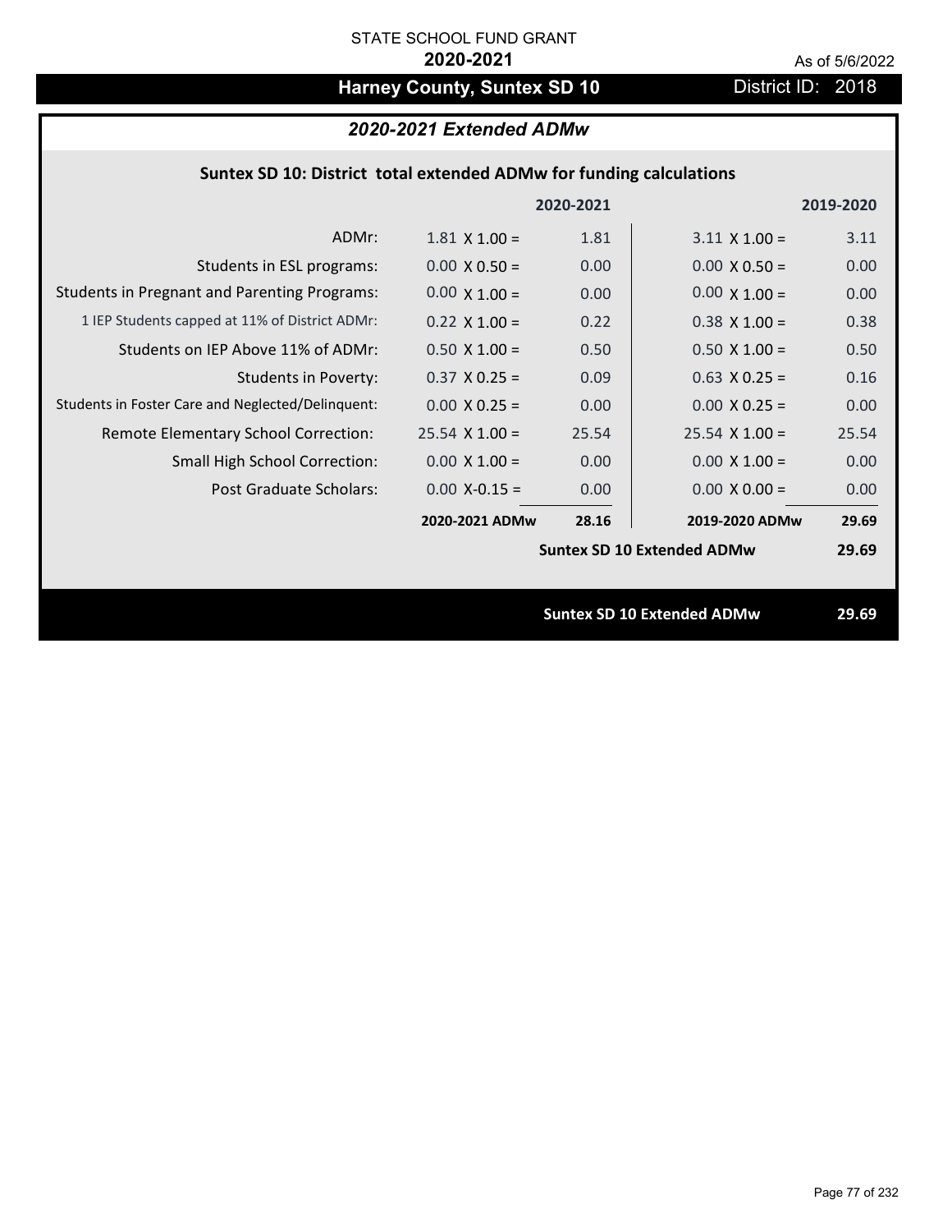STATE SCHOOL FUND GRANT

**2020-2021**

As of 5/6/2022

# Harney County, Suntex SD 10

District ID: 2018

## *2020-2021 Extended ADMw*

### Suntex SD 10: District total extended ADMw for funding calculations

| | | 2020-2021 | | 2019-2020 |
|---|---|---|---|---|
| ADMr: | 1.81 X 1.00 = | 1.81 | 3.11 X 1.00 = | 3.11 |
| Students in ESL programs: | 0.00 X 0.50 = | 0.00 | 0.00 X 0.50 = | 0.00 |
| Students in Pregnant and Parenting Programs: | 0.00 X 1.00 = | 0.00 | 0.00 X 1.00 = | 0.00 |
| 1 IEP Students capped at 11% of District ADMr: | 0.22 X 1.00 = | 0.22 | 0.38 X 1.00 = | 0.38 |
| Students on IEP Above 11% of ADMr: | 0.50 X 1.00 = | 0.50 | 0.50 X 1.00 = | 0.50 |
| Students in Poverty: | 0.37 X 0.25 = | 0.09 | 0.63 X 0.25 = | 0.16 |
| Students in Foster Care and Neglected/Delinquent: | 0.00 X 0.25 = | 0.00 | 0.00 X 0.25 = | 0.00 |
| Remote Elementary School Correction: | 25.54 X 1.00 = | 25.54 | 25.54 X 1.00 = | 25.54 |
| Small High School Correction: | 0.00 X 1.00 = | 0.00 | 0.00 X 1.00 = | 0.00 |
| Post Graduate Scholars: | 0.00 X-0.15 = | 0.00 | 0.00 X 0.00 = | 0.00 |
| | **2020-2021 ADMw** | **28.16** | **2019-2020 ADMw** | **29.69** |
| | | | **Suntex SD 10 Extended ADMw** | **29.69** |

**Suntex SD 10 Extended ADMw** **29.69**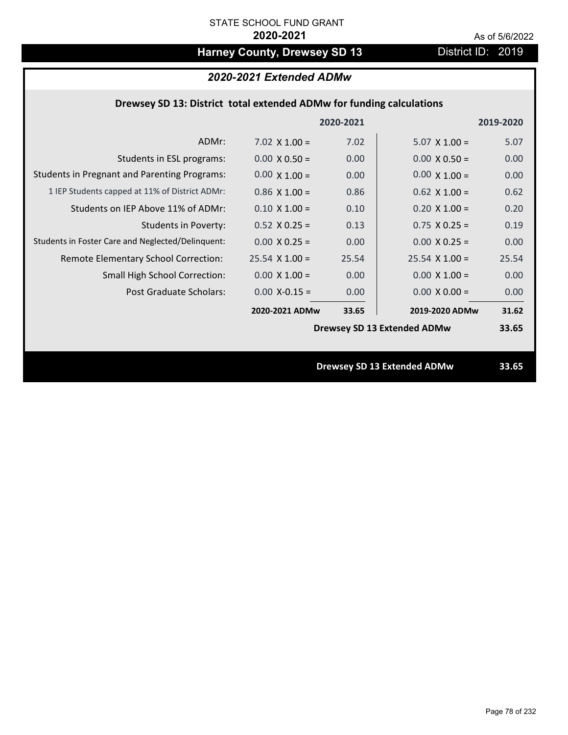STATE SCHOOL FUND GRANT

**2020-2021**

As of 5/6/2022

# Harney County, Drewsey SD 13

District ID: 2019

## *2020-2021 Extended ADMw*

### Drewsey SD 13: District total extended ADMw for funding calculations

| | 2020-2021 | | 2019-2020 | |
|---|---|---|---|---|
| ADMr: | 7.02 X 1.00 = | 7.02 | 5.07 X 1.00 = | 5.07 |
| Students in ESL programs: | 0.00 X 0.50 = | 0.00 | 0.00 X 0.50 = | 0.00 |
| Students in Pregnant and Parenting Programs: | 0.00 X 1.00 = | 0.00 | 0.00 X 1.00 = | 0.00 |
| 1 IEP Students capped at 11% of District ADMr: | 0.86 X 1.00 = | 0.86 | 0.62 X 1.00 = | 0.62 |
| Students on IEP Above 11% of ADMr: | 0.10 X 1.00 = | 0.10 | 0.20 X 1.00 = | 0.20 |
| Students in Poverty: | 0.52 X 0.25 = | 0.13 | 0.75 X 0.25 = | 0.19 |
| Students in Foster Care and Neglected/Delinquent: | 0.00 X 0.25 = | 0.00 | 0.00 X 0.25 = | 0.00 |
| Remote Elementary School Correction: | 25.54 X 1.00 = | 25.54 | 25.54 X 1.00 = | 25.54 |
| Small High School Correction: | 0.00 X 1.00 = | 0.00 | 0.00 X 1.00 = | 0.00 |
| Post Graduate Scholars: | 0.00 X-0.15 = | 0.00 | 0.00 X 0.00 = | 0.00 |
| | **2020-2021 ADMw** | **33.65** | **2019-2020 ADMw** | **31.62** |
| | | | **Drewsey SD 13 Extended ADMw** | **33.65** |

**Drewsey SD 13 Extended ADMw 33.65**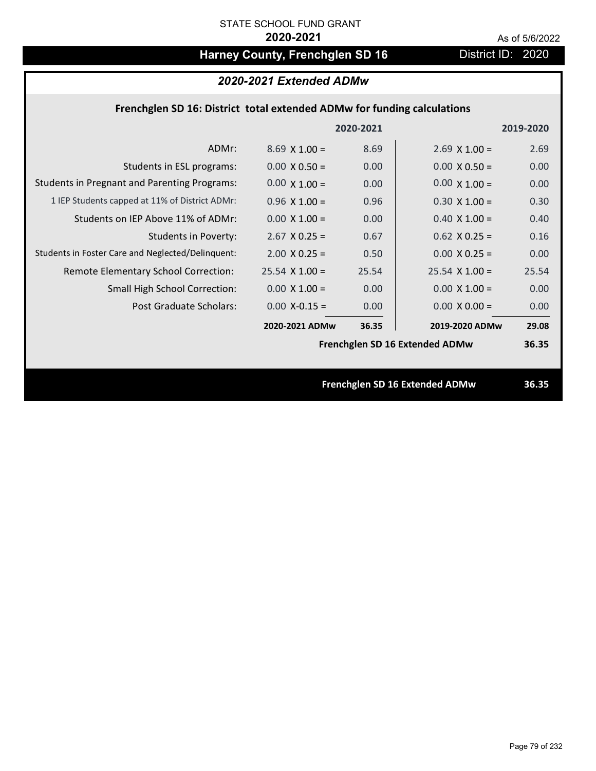STATE SCHOOL FUND GRANT

**2020-2021**

As of 5/6/2022

# Harney County, Frenchglen SD 16

District ID: 2020

## *2020-2021 Extended ADMw*

### Frenchglen SD 16: District total extended ADMw for funding calculations

| | | 2020-2021 | | 2019-2020 |
|---|---|---|---|---|
| ADMr: | 8.69 X 1.00 = | 8.69 | 2.69 X 1.00 = | 2.69 |
| Students in ESL programs: | 0.00 X 0.50 = | 0.00 | 0.00 X 0.50 = | 0.00 |
| Students in Pregnant and Parenting Programs: | 0.00 X 1.00 = | 0.00 | 0.00 X 1.00 = | 0.00 |
| 1 IEP Students capped at 11% of District ADMr: | 0.96 X 1.00 = | 0.96 | 0.30 X 1.00 = | 0.30 |
| Students on IEP Above 11% of ADMr: | 0.00 X 1.00 = | 0.00 | 0.40 X 1.00 = | 0.40 |
| Students in Poverty: | 2.67 X 0.25 = | 0.67 | 0.62 X 0.25 = | 0.16 |
| Students in Foster Care and Neglected/Delinquent: | 2.00 X 0.25 = | 0.50 | 0.00 X 0.25 = | 0.00 |
| Remote Elementary School Correction: | 25.54 X 1.00 = | 25.54 | 25.54 X 1.00 = | 25.54 |
| Small High School Correction: | 0.00 X 1.00 = | 0.00 | 0.00 X 1.00 = | 0.00 |
| Post Graduate Scholars: | 0.00 X-0.15 = | 0.00 | 0.00 X 0.00 = | 0.00 |
| | **2020-2021 ADMw** | **36.35** | **2019-2020 ADMw** | **29.08** |
| | | | **Frenchglen SD 16 Extended ADMw** | **36.35** |

**Frenchglen SD 16 Extended ADMw 36.35**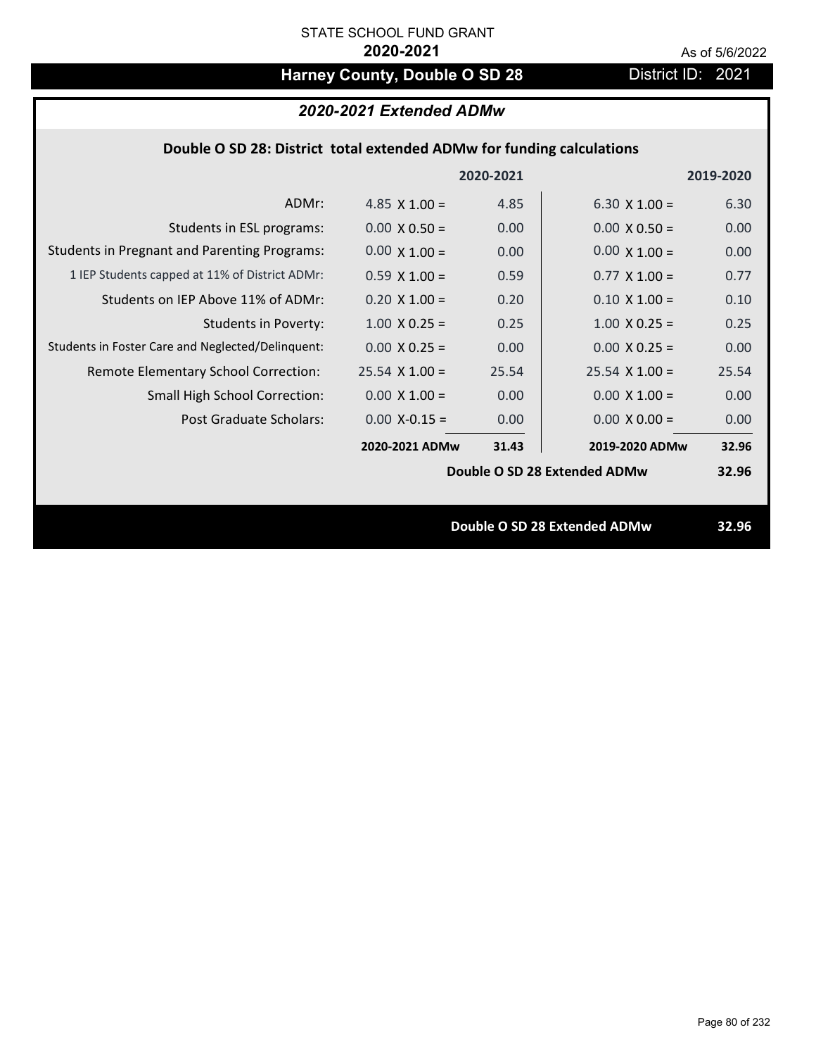STATE SCHOOL FUND GRANT

**2020-2021**

As of 5/6/2022

# Harney County, Double O SD 28

District ID: 2021

## *2020-2021 Extended ADMw*

### Double O SD 28: District total extended ADMw for funding calculations

| | 2020-2021 | | 2019-2020 | |
|---|---|---|---|---|
| ADMr: | 4.85 X 1.00 = | 4.85 | 6.30 X 1.00 = | 6.30 |
| Students in ESL programs: | 0.00 X 0.50 = | 0.00 | 0.00 X 0.50 = | 0.00 |
| Students in Pregnant and Parenting Programs: | 0.00 X 1.00 = | 0.00 | 0.00 X 1.00 = | 0.00 |
| 1 IEP Students capped at 11% of District ADMr: | 0.59 X 1.00 = | 0.59 | 0.77 X 1.00 = | 0.77 |
| Students on IEP Above 11% of ADMr: | 0.20 X 1.00 = | 0.20 | 0.10 X 1.00 = | 0.10 |
| Students in Poverty: | 1.00 X 0.25 = | 0.25 | 1.00 X 0.25 = | 0.25 |
| Students in Foster Care and Neglected/Delinquent: | 0.00 X 0.25 = | 0.00 | 0.00 X 0.25 = | 0.00 |
| Remote Elementary School Correction: | 25.54 X 1.00 = | 25.54 | 25.54 X 1.00 = | 25.54 |
| Small High School Correction: | 0.00 X 1.00 = | 0.00 | 0.00 X 1.00 = | 0.00 |
| Post Graduate Scholars: | 0.00 X-0.15 = | 0.00 | 0.00 X 0.00 = | 0.00 |
| | **2020-2021 ADMw** | **31.43** | **2019-2020 ADMw** | **32.96** |
| | | | **Double O SD 28 Extended ADMw** | **32.96** |

**Double O SD 28 Extended ADMw** **32.96**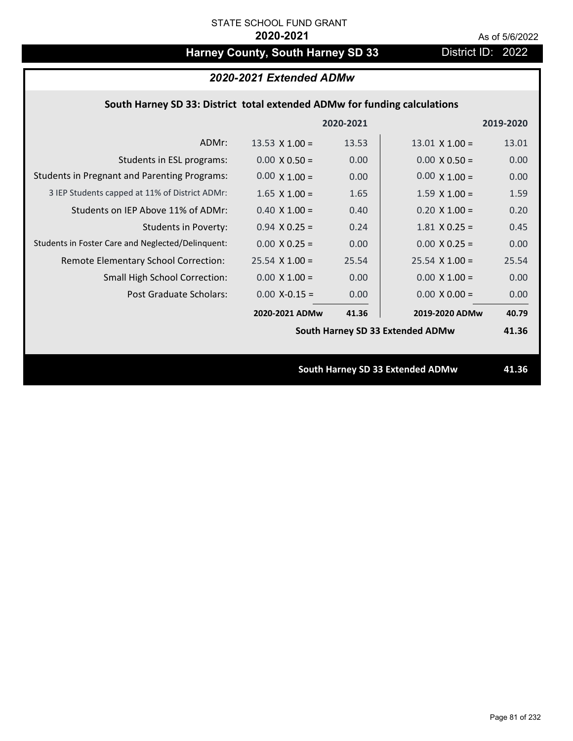STATE SCHOOL FUND GRANT

**2020-2021**

As of 5/6/2022

# Harney County, South Harney SD 33

District ID: 2022

## *2020-2021 Extended ADMw*

### South Harney SD 33: District total extended ADMw for funding calculations

| | 2020-2021 | | 2019-2020 | |
|---|---|---|---|---|
| ADMr: | 13.53 X 1.00 = | 13.53 | 13.01 X 1.00 = | 13.01 |
| Students in ESL programs: | 0.00 X 0.50 = | 0.00 | 0.00 X 0.50 = | 0.00 |
| Students in Pregnant and Parenting Programs: | 0.00 X 1.00 = | 0.00 | 0.00 X 1.00 = | 0.00 |
| 3 IEP Students capped at 11% of District ADMr: | 1.65 X 1.00 = | 1.65 | 1.59 X 1.00 = | 1.59 |
| Students on IEP Above 11% of ADMr: | 0.40 X 1.00 = | 0.40 | 0.20 X 1.00 = | 0.20 |
| Students in Poverty: | 0.94 X 0.25 = | 0.24 | 1.81 X 0.25 = | 0.45 |
| Students in Foster Care and Neglected/Delinquent: | 0.00 X 0.25 = | 0.00 | 0.00 X 0.25 = | 0.00 |
| Remote Elementary School Correction: | 25.54 X 1.00 = | 25.54 | 25.54 X 1.00 = | 25.54 |
| Small High School Correction: | 0.00 X 1.00 = | 0.00 | 0.00 X 1.00 = | 0.00 |
| Post Graduate Scholars: | 0.00 X-0.15 = | 0.00 | 0.00 X 0.00 = | 0.00 |
| | **2020-2021 ADMw** | **41.36** | **2019-2020 ADMw** | **40.79** |
| | | | **South Harney SD 33 Extended ADMw** | **41.36** |

**South Harney SD 33 Extended ADMw** **41.36**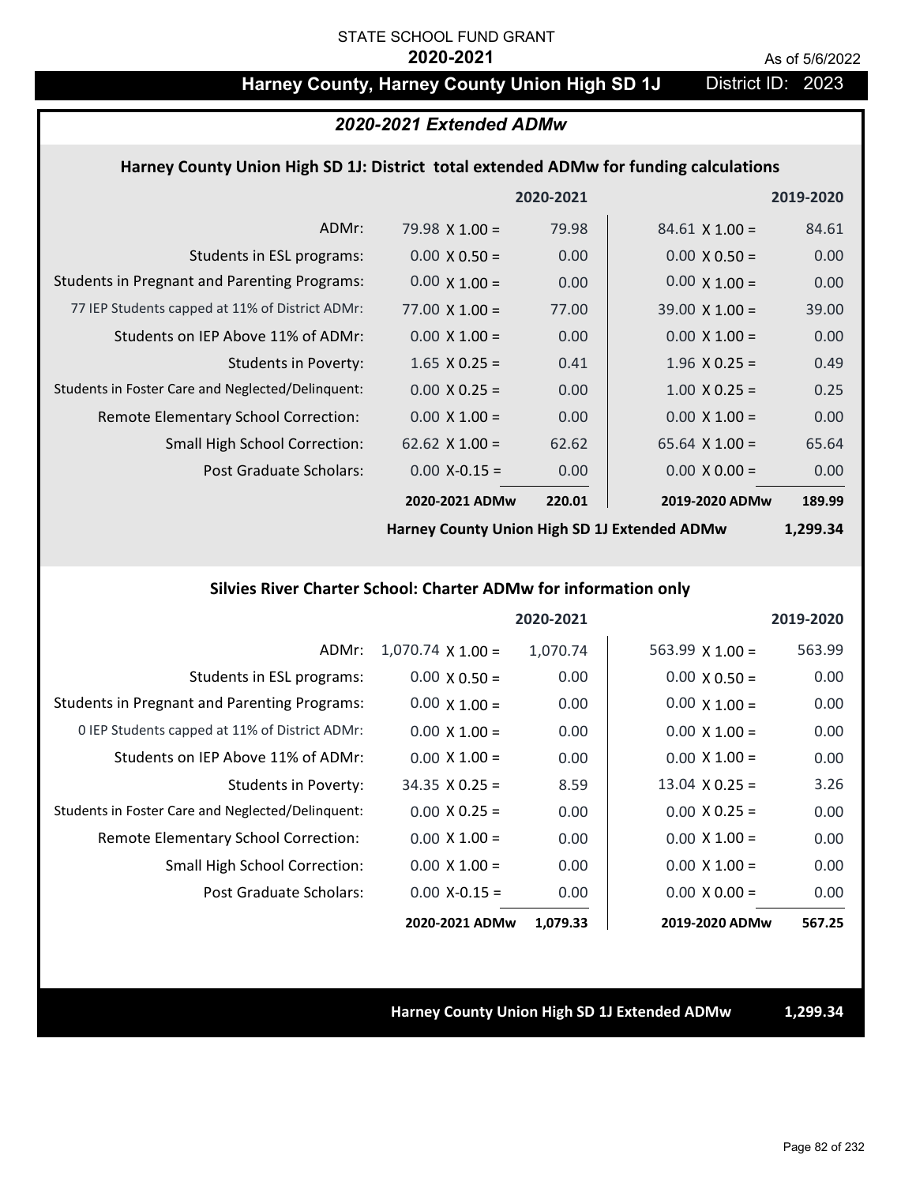STATE SCHOOL FUND GRANT

**2020-2021**

As of 5/6/2022

## Harney County, Harney County Union High SD 1J — District ID: 2023

### *2020-2021 Extended ADMw*

#### Harney County Union High SD 1J: District total extended ADMw for funding calculations

| | | 2020-2021 | | 2019-2020 |
|---|---|---|---|---|
| ADMr: | 79.98 X 1.00 = | 79.98 | 84.61 X 1.00 = | 84.61 |
| Students in ESL programs: | 0.00 X 0.50 = | 0.00 | 0.00 X 0.50 = | 0.00 |
| Students in Pregnant and Parenting Programs: | 0.00 X 1.00 = | 0.00 | 0.00 X 1.00 = | 0.00 |
| 77 IEP Students capped at 11% of District ADMr: | 77.00 X 1.00 = | 77.00 | 39.00 X 1.00 = | 39.00 |
| Students on IEP Above 11% of ADMr: | 0.00 X 1.00 = | 0.00 | 0.00 X 1.00 = | 0.00 |
| Students in Poverty: | 1.65 X 0.25 = | 0.41 | 1.96 X 0.25 = | 0.49 |
| Students in Foster Care and Neglected/Delinquent: | 0.00 X 0.25 = | 0.00 | 1.00 X 0.25 = | 0.25 |
| Remote Elementary School Correction: | 0.00 X 1.00 = | 0.00 | 0.00 X 1.00 = | 0.00 |
| Small High School Correction: | 62.62 X 1.00 = | 62.62 | 65.64 X 1.00 = | 65.64 |
| Post Graduate Scholars: | 0.00 X-0.15 = | 0.00 | 0.00 X 0.00 = | 0.00 |
| | **2020-2021 ADMw** | **220.01** | **2019-2020 ADMw** | **189.99** |

**Harney County Union High SD 1J Extended ADMw** **1,299.34**

#### Silvies River Charter School: Charter ADMw for information only

| | | 2020-2021 | | 2019-2020 |
|---|---|---|---|---|
| ADMr: | 1,070.74 X 1.00 = | 1,070.74 | 563.99 X 1.00 = | 563.99 |
| Students in ESL programs: | 0.00 X 0.50 = | 0.00 | 0.00 X 0.50 = | 0.00 |
| Students in Pregnant and Parenting Programs: | 0.00 X 1.00 = | 0.00 | 0.00 X 1.00 = | 0.00 |
| 0 IEP Students capped at 11% of District ADMr: | 0.00 X 1.00 = | 0.00 | 0.00 X 1.00 = | 0.00 |
| Students on IEP Above 11% of ADMr: | 0.00 X 1.00 = | 0.00 | 0.00 X 1.00 = | 0.00 |
| Students in Poverty: | 34.35 X 0.25 = | 8.59 | 13.04 X 0.25 = | 3.26 |
| Students in Foster Care and Neglected/Delinquent: | 0.00 X 0.25 = | 0.00 | 0.00 X 0.25 = | 0.00 |
| Remote Elementary School Correction: | 0.00 X 1.00 = | 0.00 | 0.00 X 1.00 = | 0.00 |
| Small High School Correction: | 0.00 X 1.00 = | 0.00 | 0.00 X 1.00 = | 0.00 |
| Post Graduate Scholars: | 0.00 X-0.15 = | 0.00 | 0.00 X 0.00 = | 0.00 |
| | **2020-2021 ADMw** | **1,079.33** | **2019-2020 ADMw** | **567.25** |

**Harney County Union High SD 1J Extended ADMw** **1,299.34**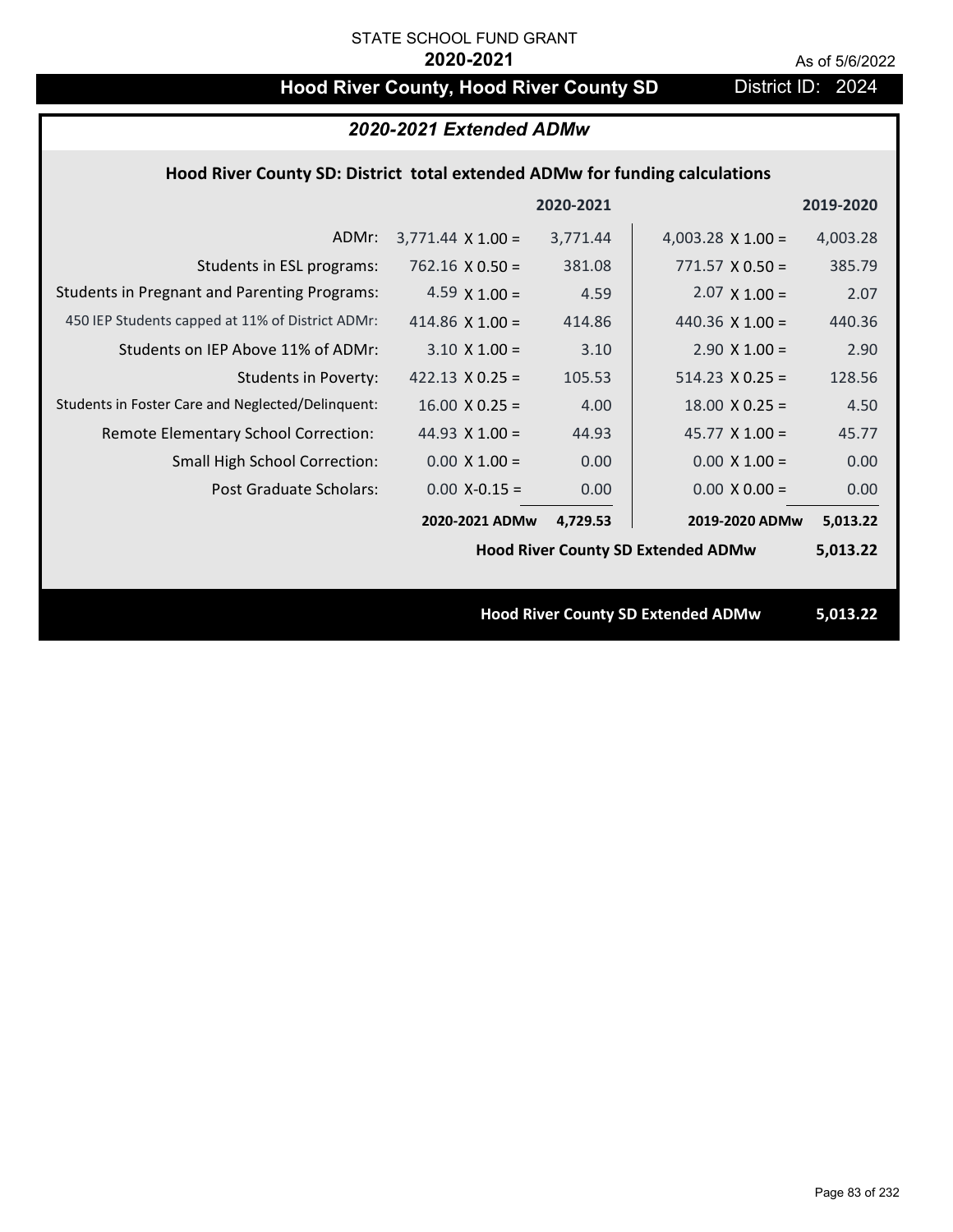STATE SCHOOL FUND GRANT

**2020-2021**

As of 5/6/2022

# Hood River County, Hood River County SD

District ID: 2024

## *2020-2021 Extended ADMw*

### Hood River County SD: District total extended ADMw for funding calculations

| | | 2020-2021 | | 2019-2020 |
|---|---|---|---|---|
| ADMr: | 3,771.44 X 1.00 = | 3,771.44 | 4,003.28 X 1.00 = | 4,003.28 |
| Students in ESL programs: | 762.16 X 0.50 = | 381.08 | 771.57 X 0.50 = | 385.79 |
| Students in Pregnant and Parenting Programs: | 4.59 X 1.00 = | 4.59 | 2.07 X 1.00 = | 2.07 |
| 450 IEP Students capped at 11% of District ADMr: | 414.86 X 1.00 = | 414.86 | 440.36 X 1.00 = | 440.36 |
| Students on IEP Above 11% of ADMr: | 3.10 X 1.00 = | 3.10 | 2.90 X 1.00 = | 2.90 |
| Students in Poverty: | 422.13 X 0.25 = | 105.53 | 514.23 X 0.25 = | 128.56 |
| Students in Foster Care and Neglected/Delinquent: | 16.00 X 0.25 = | 4.00 | 18.00 X 0.25 = | 4.50 |
| Remote Elementary School Correction: | 44.93 X 1.00 = | 44.93 | 45.77 X 1.00 = | 45.77 |
| Small High School Correction: | 0.00 X 1.00 = | 0.00 | 0.00 X 1.00 = | 0.00 |
| Post Graduate Scholars: | 0.00 X-0.15 = | 0.00 | 0.00 X 0.00 = | 0.00 |
| | **2020-2021 ADMw** | **4,729.53** | **2019-2020 ADMw** | **5,013.22** |
| | | | **Hood River County SD Extended ADMw** | **5,013.22** |

**Hood River County SD Extended ADMw 5,013.22**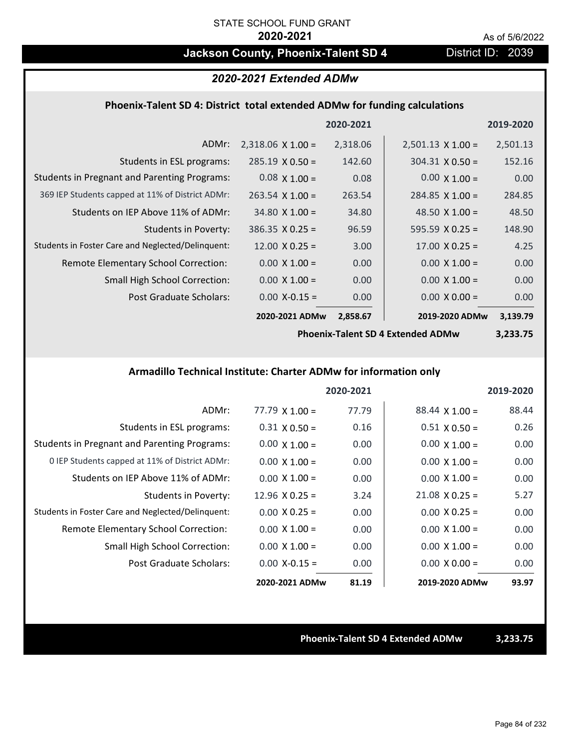STATE SCHOOL FUND GRANT

**2020-2021**

As of 5/6/2022

## Jackson County, Phoenix-Talent SD 4

District ID: 2039

### *2020-2021 Extended ADMw*

#### Phoenix-Talent SD 4: District total extended ADMw for funding calculations

| | | 2020-2021 | | 2019-2020 |
|---|---|---|---|---|
| ADMr: | 2,318.06 X 1.00 = | 2,318.06 | 2,501.13 X 1.00 = | 2,501.13 |
| Students in ESL programs: | 285.19 X 0.50 = | 142.60 | 304.31 X 0.50 = | 152.16 |
| Students in Pregnant and Parenting Programs: | 0.08 X 1.00 = | 0.08 | 0.00 X 1.00 = | 0.00 |
| 369 IEP Students capped at 11% of District ADMr: | 263.54 X 1.00 = | 263.54 | 284.85 X 1.00 = | 284.85 |
| Students on IEP Above 11% of ADMr: | 34.80 X 1.00 = | 34.80 | 48.50 X 1.00 = | 48.50 |
| Students in Poverty: | 386.35 X 0.25 = | 96.59 | 595.59 X 0.25 = | 148.90 |
| Students in Foster Care and Neglected/Delinquent: | 12.00 X 0.25 = | 3.00 | 17.00 X 0.25 = | 4.25 |
| Remote Elementary School Correction: | 0.00 X 1.00 = | 0.00 | 0.00 X 1.00 = | 0.00 |
| Small High School Correction: | 0.00 X 1.00 = | 0.00 | 0.00 X 1.00 = | 0.00 |
| Post Graduate Scholars: | 0.00 X-0.15 = | 0.00 | 0.00 X 0.00 = | 0.00 |
| | **2020-2021 ADMw** | **2,858.67** | **2019-2020 ADMw** | **3,139.79** |

**Phoenix-Talent SD 4 Extended ADMw** **3,233.75**

#### Armadillo Technical Institute: Charter ADMw for information only

| | | 2020-2021 | | 2019-2020 |
|---|---|---|---|---|
| ADMr: | 77.79 X 1.00 = | 77.79 | 88.44 X 1.00 = | 88.44 |
| Students in ESL programs: | 0.31 X 0.50 = | 0.16 | 0.51 X 0.50 = | 0.26 |
| Students in Pregnant and Parenting Programs: | 0.00 X 1.00 = | 0.00 | 0.00 X 1.00 = | 0.00 |
| 0 IEP Students capped at 11% of District ADMr: | 0.00 X 1.00 = | 0.00 | 0.00 X 1.00 = | 0.00 |
| Students on IEP Above 11% of ADMr: | 0.00 X 1.00 = | 0.00 | 0.00 X 1.00 = | 0.00 |
| Students in Poverty: | 12.96 X 0.25 = | 3.24 | 21.08 X 0.25 = | 5.27 |
| Students in Foster Care and Neglected/Delinquent: | 0.00 X 0.25 = | 0.00 | 0.00 X 0.25 = | 0.00 |
| Remote Elementary School Correction: | 0.00 X 1.00 = | 0.00 | 0.00 X 1.00 = | 0.00 |
| Small High School Correction: | 0.00 X 1.00 = | 0.00 | 0.00 X 1.00 = | 0.00 |
| Post Graduate Scholars: | 0.00 X-0.15 = | 0.00 | 0.00 X 0.00 = | 0.00 |
| | **2020-2021 ADMw** | **81.19** | **2019-2020 ADMw** | **93.97** |

**Phoenix-Talent SD 4 Extended ADMw** **3,233.75**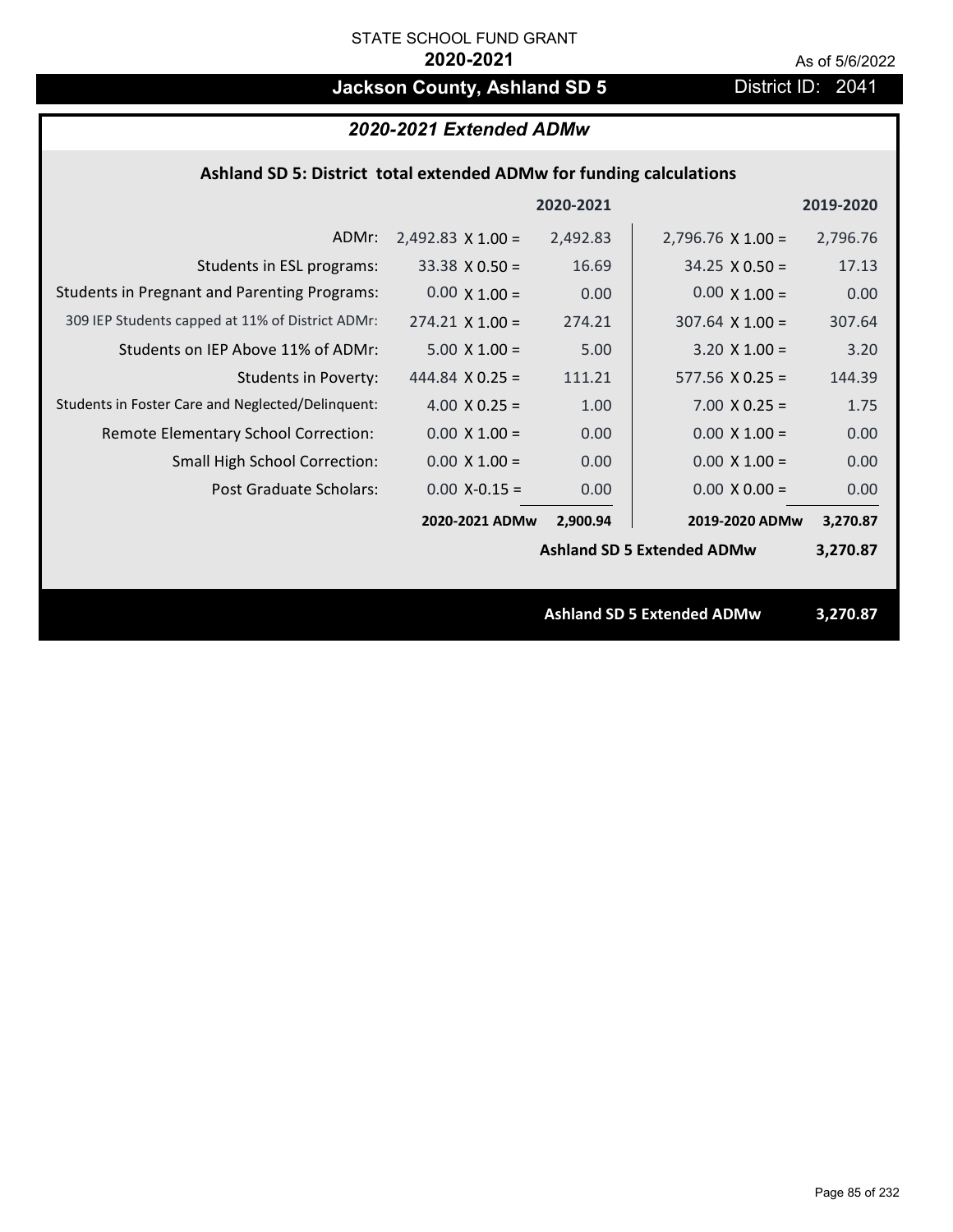STATE SCHOOL FUND GRANT

**2020-2021**

As of 5/6/2022

# Jackson County, Ashland SD 5

District ID: 2041

## *2020-2021 Extended ADMw*

### Ashland SD 5: District total extended ADMw for funding calculations

| | 2020-2021 | | 2019-2020 | |
|---|---|---|---|---|
| ADMr: | 2,492.83 X 1.00 = | 2,492.83 | 2,796.76 X 1.00 = | 2,796.76 |
| Students in ESL programs: | 33.38 X 0.50 = | 16.69 | 34.25 X 0.50 = | 17.13 |
| Students in Pregnant and Parenting Programs: | 0.00 X 1.00 = | 0.00 | 0.00 X 1.00 = | 0.00 |
| 309 IEP Students capped at 11% of District ADMr: | 274.21 X 1.00 = | 274.21 | 307.64 X 1.00 = | 307.64 |
| Students on IEP Above 11% of ADMr: | 5.00 X 1.00 = | 5.00 | 3.20 X 1.00 = | 3.20 |
| Students in Poverty: | 444.84 X 0.25 = | 111.21 | 577.56 X 0.25 = | 144.39 |
| Students in Foster Care and Neglected/Delinquent: | 4.00 X 0.25 = | 1.00 | 7.00 X 0.25 = | 1.75 |
| Remote Elementary School Correction: | 0.00 X 1.00 = | 0.00 | 0.00 X 1.00 = | 0.00 |
| Small High School Correction: | 0.00 X 1.00 = | 0.00 | 0.00 X 1.00 = | 0.00 |
| Post Graduate Scholars: | 0.00 X-0.15 = | 0.00 | 0.00 X 0.00 = | 0.00 |
| | **2020-2021 ADMw** | **2,900.94** | **2019-2020 ADMw** | **3,270.87** |
| | | | **Ashland SD 5 Extended ADMw** | **3,270.87** |

**Ashland SD 5 Extended ADMw 3,270.87**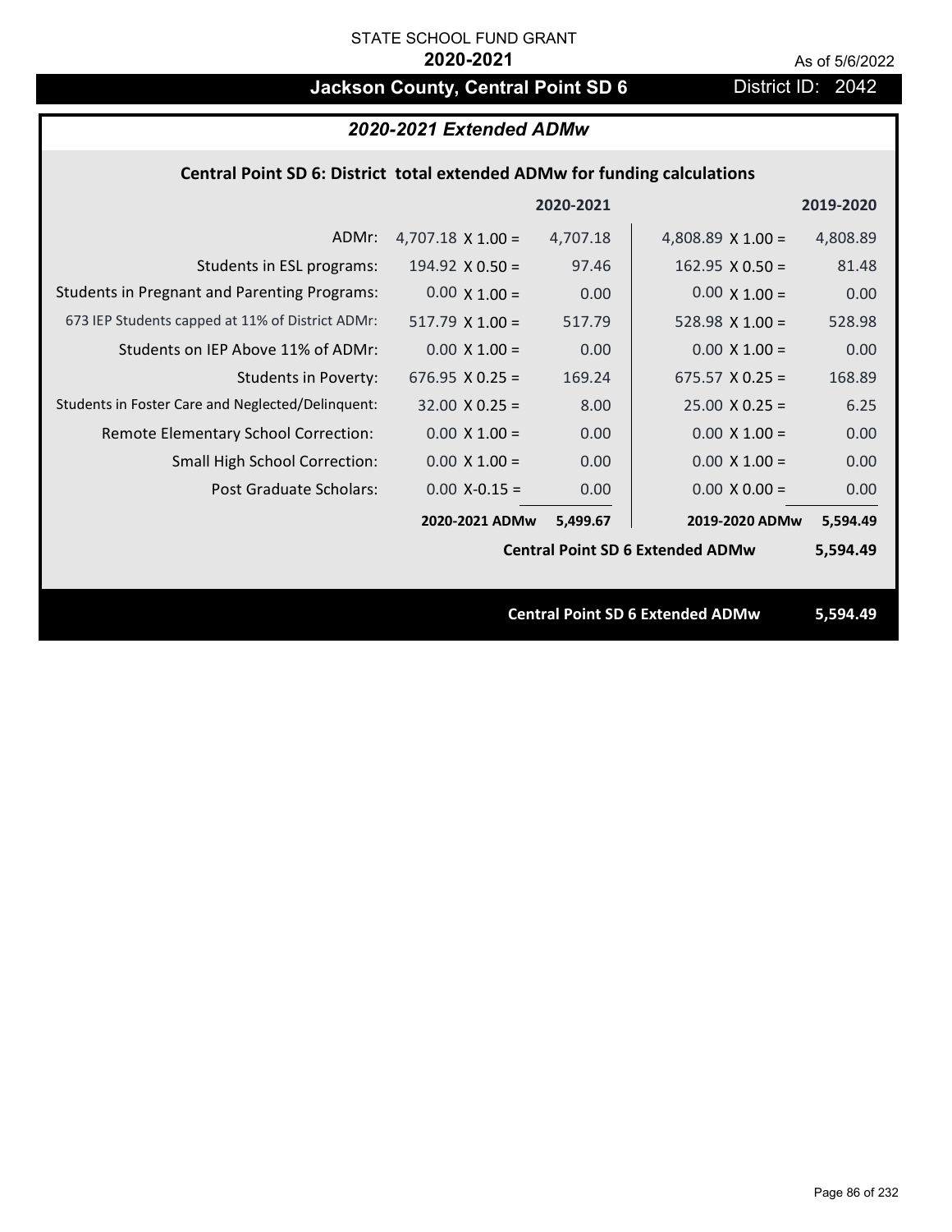STATE SCHOOL FUND GRANT

**2020-2021**

As of 5/6/2022

# Jackson County, Central Point SD 6

District ID: 2042

## *2020-2021 Extended ADMw*

### Central Point SD 6: District total extended ADMw for funding calculations

| | | 2020-2021 | | 2019-2020 |
|---|---|---|---|---|
| ADMr: | 4,707.18 X 1.00 = | 4,707.18 | 4,808.89 X 1.00 = | 4,808.89 |
| Students in ESL programs: | 194.92 X 0.50 = | 97.46 | 162.95 X 0.50 = | 81.48 |
| Students in Pregnant and Parenting Programs: | 0.00 X 1.00 = | 0.00 | 0.00 X 1.00 = | 0.00 |
| 673 IEP Students capped at 11% of District ADMr: | 517.79 X 1.00 = | 517.79 | 528.98 X 1.00 = | 528.98 |
| Students on IEP Above 11% of ADMr: | 0.00 X 1.00 = | 0.00 | 0.00 X 1.00 = | 0.00 |
| Students in Poverty: | 676.95 X 0.25 = | 169.24 | 675.57 X 0.25 = | 168.89 |
| Students in Foster Care and Neglected/Delinquent: | 32.00 X 0.25 = | 8.00 | 25.00 X 0.25 = | 6.25 |
| Remote Elementary School Correction: | 0.00 X 1.00 = | 0.00 | 0.00 X 1.00 = | 0.00 |
| Small High School Correction: | 0.00 X 1.00 = | 0.00 | 0.00 X 1.00 = | 0.00 |
| Post Graduate Scholars: | 0.00 X-0.15 = | 0.00 | 0.00 X 0.00 = | 0.00 |
| | **2020-2021 ADMw** | **5,499.67** | **2019-2020 ADMw** | **5,594.49** |
| | | | **Central Point SD 6 Extended ADMw** | **5,594.49** |

**Central Point SD 6 Extended ADMw** **5,594.49**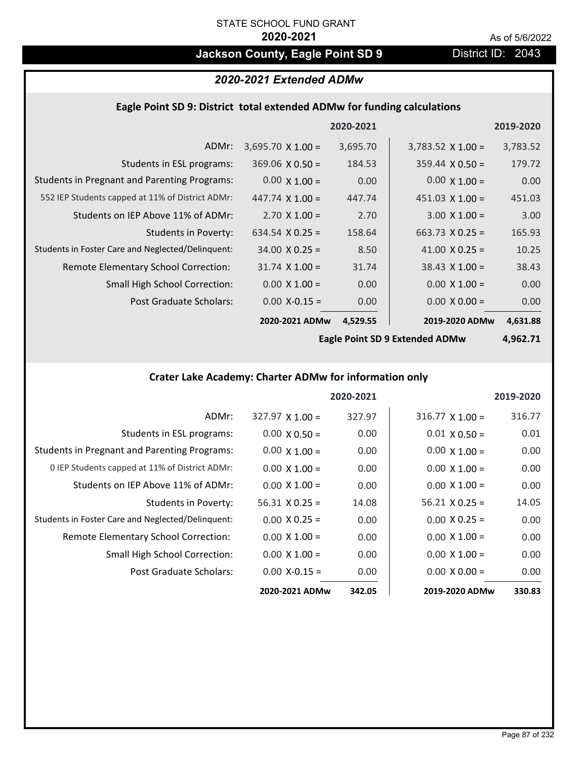STATE SCHOOL FUND GRANT

**2020-2021**

As of 5/6/2022

# Jackson County, Eagle Point SD 9

District ID: 2043

## *2020-2021 Extended ADMw*

### Eagle Point SD 9: District total extended ADMw for funding calculations

| | 2020-2021 | | 2019-2020 | |
|---|---|---|---|---|
| ADMr: | 3,695.70 X 1.00 = | 3,695.70 | 3,783.52 X 1.00 = | 3,783.52 |
| Students in ESL programs: | 369.06 X 0.50 = | 184.53 | 359.44 X 0.50 = | 179.72 |
| Students in Pregnant and Parenting Programs: | 0.00 X 1.00 = | 0.00 | 0.00 X 1.00 = | 0.00 |
| 552 IEP Students capped at 11% of District ADMr: | 447.74 X 1.00 = | 447.74 | 451.03 X 1.00 = | 451.03 |
| Students on IEP Above 11% of ADMr: | 2.70 X 1.00 = | 2.70 | 3.00 X 1.00 = | 3.00 |
| Students in Poverty: | 634.54 X 0.25 = | 158.64 | 663.73 X 0.25 = | 165.93 |
| Students in Foster Care and Neglected/Delinquent: | 34.00 X 0.25 = | 8.50 | 41.00 X 0.25 = | 10.25 |
| Remote Elementary School Correction: | 31.74 X 1.00 = | 31.74 | 38.43 X 1.00 = | 38.43 |
| Small High School Correction: | 0.00 X 1.00 = | 0.00 | 0.00 X 1.00 = | 0.00 |
| Post Graduate Scholars: | 0.00 X-0.15 = | 0.00 | 0.00 X 0.00 = | 0.00 |
| | **2020-2021 ADMw** | **4,529.55** | **2019-2020 ADMw** | **4,631.88** |
| | | | **Eagle Point SD 9 Extended ADMw** | **4,962.71** |

### Crater Lake Academy: Charter ADMw for information only

| | 2020-2021 | | 2019-2020 | |
|---|---|---|---|---|
| ADMr: | 327.97 X 1.00 = | 327.97 | 316.77 X 1.00 = | 316.77 |
| Students in ESL programs: | 0.00 X 0.50 = | 0.00 | 0.01 X 0.50 = | 0.01 |
| Students in Pregnant and Parenting Programs: | 0.00 X 1.00 = | 0.00 | 0.00 X 1.00 = | 0.00 |
| 0 IEP Students capped at 11% of District ADMr: | 0.00 X 1.00 = | 0.00 | 0.00 X 1.00 = | 0.00 |
| Students on IEP Above 11% of ADMr: | 0.00 X 1.00 = | 0.00 | 0.00 X 1.00 = | 0.00 |
| Students in Poverty: | 56.31 X 0.25 = | 14.08 | 56.21 X 0.25 = | 14.05 |
| Students in Foster Care and Neglected/Delinquent: | 0.00 X 0.25 = | 0.00 | 0.00 X 0.25 = | 0.00 |
| Remote Elementary School Correction: | 0.00 X 1.00 = | 0.00 | 0.00 X 1.00 = | 0.00 |
| Small High School Correction: | 0.00 X 1.00 = | 0.00 | 0.00 X 1.00 = | 0.00 |
| Post Graduate Scholars: | 0.00 X-0.15 = | 0.00 | 0.00 X 0.00 = | 0.00 |
| | **2020-2021 ADMw** | **342.05** | **2019-2020 ADMw** | **330.83** |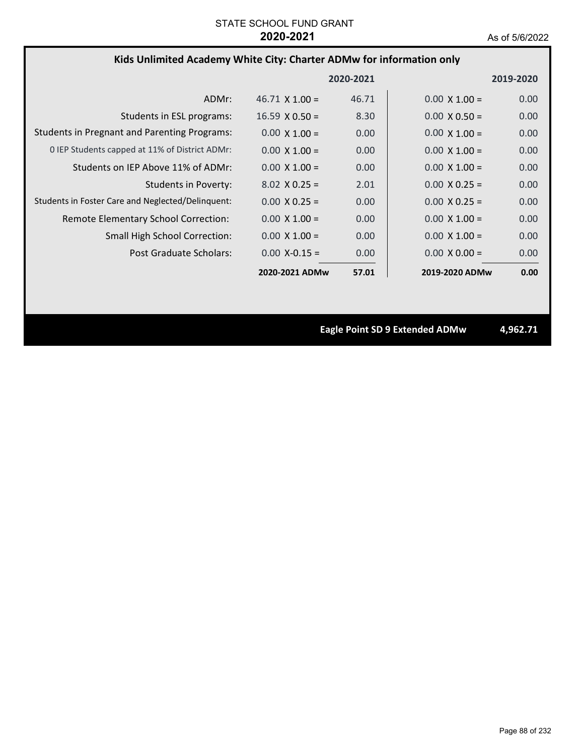STATE SCHOOL FUND GRANT

**2020-2021**

As of 5/6/2022

## Kids Unlimited Academy White City: Charter ADMw for information only

| | | 2020-2021 | | 2019-2020 |
|---|---|---|---|---|
| ADMr: | 46.71 X 1.00 = | 46.71 | 0.00 X 1.00 = | 0.00 |
| Students in ESL programs: | 16.59 X 0.50 = | 8.30 | 0.00 X 0.50 = | 0.00 |
| Students in Pregnant and Parenting Programs: | 0.00 X 1.00 = | 0.00 | 0.00 X 1.00 = | 0.00 |
| 0 IEP Students capped at 11% of District ADMr: | 0.00 X 1.00 = | 0.00 | 0.00 X 1.00 = | 0.00 |
| Students on IEP Above 11% of ADMr: | 0.00 X 1.00 = | 0.00 | 0.00 X 1.00 = | 0.00 |
| Students in Poverty: | 8.02 X 0.25 = | 2.01 | 0.00 X 0.25 = | 0.00 |
| Students in Foster Care and Neglected/Delinquent: | 0.00 X 0.25 = | 0.00 | 0.00 X 0.25 = | 0.00 |
| Remote Elementary School Correction: | 0.00 X 1.00 = | 0.00 | 0.00 X 1.00 = | 0.00 |
| Small High School Correction: | 0.00 X 1.00 = | 0.00 | 0.00 X 1.00 = | 0.00 |
| Post Graduate Scholars: | 0.00 X-0.15 = | 0.00 | 0.00 X 0.00 = | 0.00 |
| | **2020-2021 ADMw** | **57.01** | **2019-2020 ADMw** | **0.00** |

**Eagle Point SD 9 Extended ADMw** **4,962.71**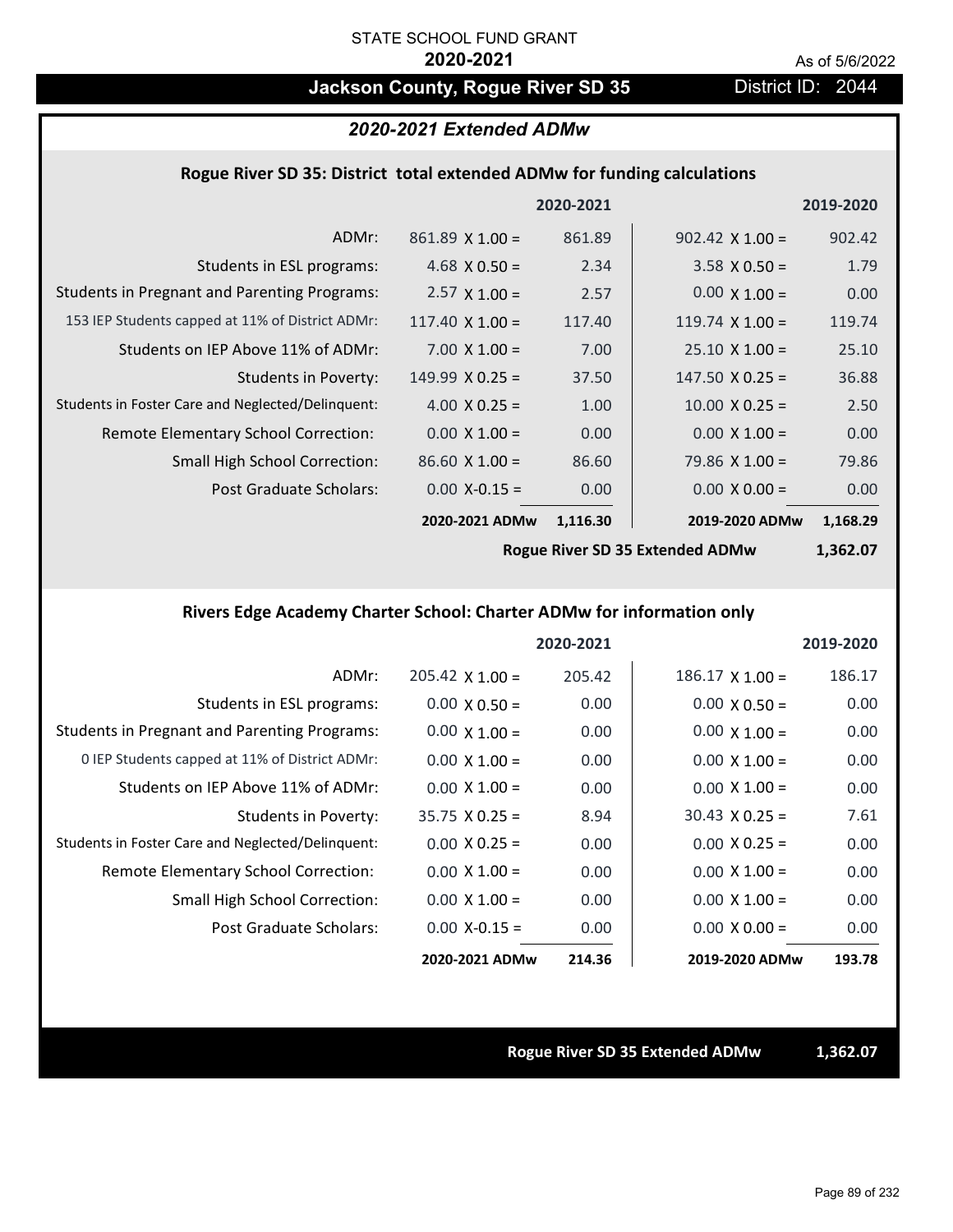STATE SCHOOL FUND GRANT

**2020-2021**

As of 5/6/2022

## Jackson County, Rogue River SD 35

District ID: 2044

### 2020-2021 Extended ADMw

#### Rogue River SD 35: District total extended ADMw for funding calculations

| | 2020-2021 | | 2019-2020 | |
|---|---|---|---|---|
| ADMr: | 861.89 X 1.00 = | 861.89 | 902.42 X 1.00 = | 902.42 |
| Students in ESL programs: | 4.68 X 0.50 = | 2.34 | 3.58 X 0.50 = | 1.79 |
| Students in Pregnant and Parenting Programs: | 2.57 X 1.00 = | 2.57 | 0.00 X 1.00 = | 0.00 |
| 153 IEP Students capped at 11% of District ADMr: | 117.40 X 1.00 = | 117.40 | 119.74 X 1.00 = | 119.74 |
| Students on IEP Above 11% of ADMr: | 7.00 X 1.00 = | 7.00 | 25.10 X 1.00 = | 25.10 |
| Students in Poverty: | 149.99 X 0.25 = | 37.50 | 147.50 X 0.25 = | 36.88 |
| Students in Foster Care and Neglected/Delinquent: | 4.00 X 0.25 = | 1.00 | 10.00 X 0.25 = | 2.50 |
| Remote Elementary School Correction: | 0.00 X 1.00 = | 0.00 | 0.00 X 1.00 = | 0.00 |
| Small High School Correction: | 86.60 X 1.00 = | 86.60 | 79.86 X 1.00 = | 79.86 |
| Post Graduate Scholars: | 0.00 X-0.15 = | 0.00 | 0.00 X 0.00 = | 0.00 |
| | **2020-2021 ADMw** | **1,116.30** | **2019-2020 ADMw** | **1,168.29** |
| | | | **Rogue River SD 35 Extended ADMw** | **1,362.07** |

#### Rivers Edge Academy Charter School: Charter ADMw for information only

| | 2020-2021 | | 2019-2020 | |
|---|---|---|---|---|
| ADMr: | 205.42 X 1.00 = | 205.42 | 186.17 X 1.00 = | 186.17 |
| Students in ESL programs: | 0.00 X 0.50 = | 0.00 | 0.00 X 0.50 = | 0.00 |
| Students in Pregnant and Parenting Programs: | 0.00 X 1.00 = | 0.00 | 0.00 X 1.00 = | 0.00 |
| 0 IEP Students capped at 11% of District ADMr: | 0.00 X 1.00 = | 0.00 | 0.00 X 1.00 = | 0.00 |
| Students on IEP Above 11% of ADMr: | 0.00 X 1.00 = | 0.00 | 0.00 X 1.00 = | 0.00 |
| Students in Poverty: | 35.75 X 0.25 = | 8.94 | 30.43 X 0.25 = | 7.61 |
| Students in Foster Care and Neglected/Delinquent: | 0.00 X 0.25 = | 0.00 | 0.00 X 0.25 = | 0.00 |
| Remote Elementary School Correction: | 0.00 X 1.00 = | 0.00 | 0.00 X 1.00 = | 0.00 |
| Small High School Correction: | 0.00 X 1.00 = | 0.00 | 0.00 X 1.00 = | 0.00 |
| Post Graduate Scholars: | 0.00 X-0.15 = | 0.00 | 0.00 X 0.00 = | 0.00 |
| | **2020-2021 ADMw** | **214.36** | **2019-2020 ADMw** | **193.78** |

**Rogue River SD 35 Extended ADMw** **1,362.07**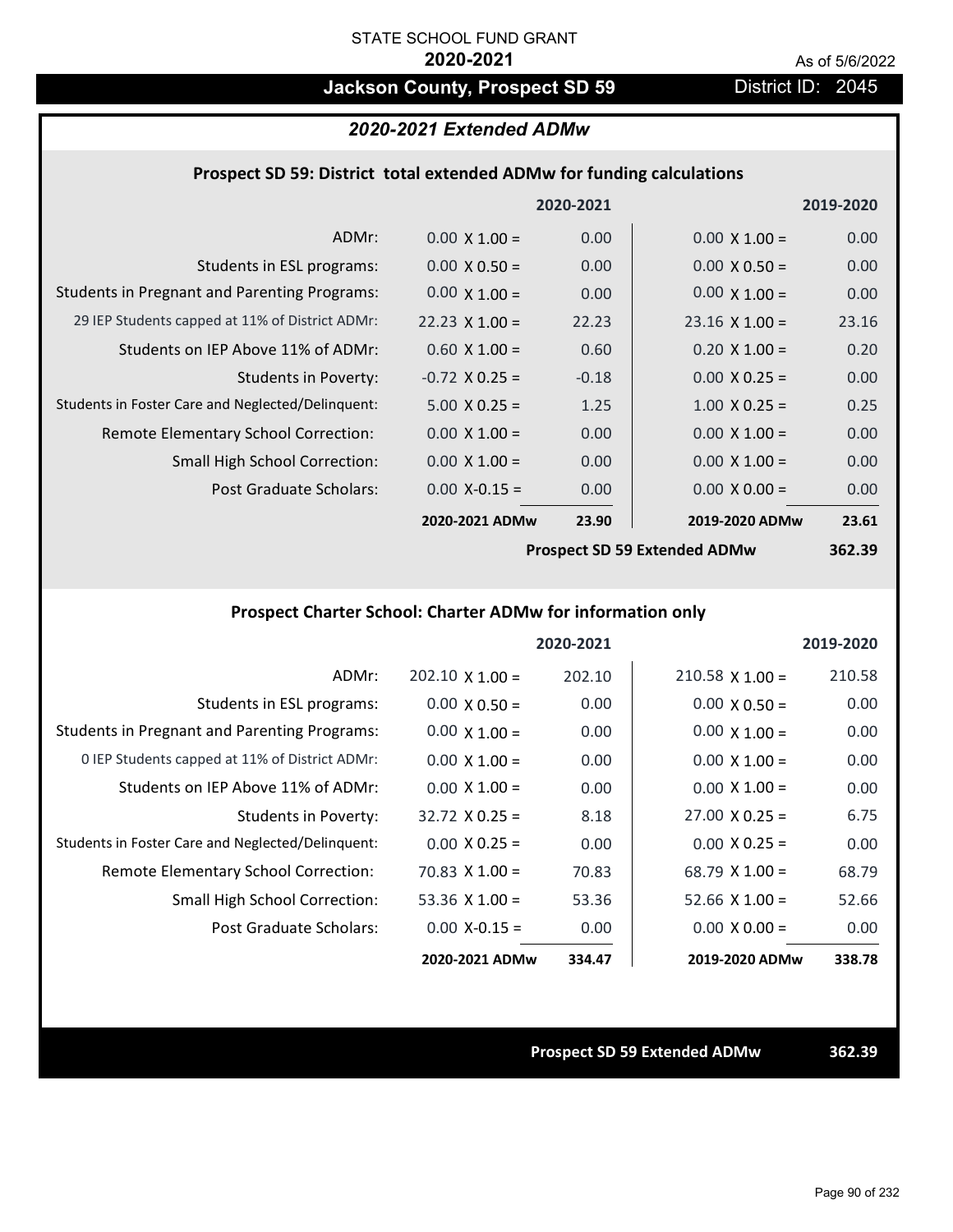STATE SCHOOL FUND GRANT

**2020-2021**

As of 5/6/2022

# Jackson County, Prospect SD 59

District ID: 2045

## *2020-2021 Extended ADMw*

### Prospect SD 59: District total extended ADMw for funding calculations

| | | 2020-2021 | | 2019-2020 |
|---|---|---|---|---|
| ADMr: | 0.00 X 1.00 = | 0.00 | 0.00 X 1.00 = | 0.00 |
| Students in ESL programs: | 0.00 X 0.50 = | 0.00 | 0.00 X 0.50 = | 0.00 |
| Students in Pregnant and Parenting Programs: | 0.00 X 1.00 = | 0.00 | 0.00 X 1.00 = | 0.00 |
| 29 IEP Students capped at 11% of District ADMr: | 22.23 X 1.00 = | 22.23 | 23.16 X 1.00 = | 23.16 |
| Students on IEP Above 11% of ADMr: | 0.60 X 1.00 = | 0.60 | 0.20 X 1.00 = | 0.20 |
| Students in Poverty: | -0.72 X 0.25 = | -0.18 | 0.00 X 0.25 = | 0.00 |
| Students in Foster Care and Neglected/Delinquent: | 5.00 X 0.25 = | 1.25 | 1.00 X 0.25 = | 0.25 |
| Remote Elementary School Correction: | 0.00 X 1.00 = | 0.00 | 0.00 X 1.00 = | 0.00 |
| Small High School Correction: | 0.00 X 1.00 = | 0.00 | 0.00 X 1.00 = | 0.00 |
| Post Graduate Scholars: | 0.00 X-0.15 = | 0.00 | 0.00 X 0.00 = | 0.00 |
| | **2020-2021 ADMw** | **23.90** | **2019-2020 ADMw** | **23.61** |
| | | | **Prospect SD 59 Extended ADMw** | **362.39** |

### Prospect Charter School: Charter ADMw for information only

| | | 2020-2021 | | 2019-2020 |
|---|---|---|---|---|
| ADMr: | 202.10 X 1.00 = | 202.10 | 210.58 X 1.00 = | 210.58 |
| Students in ESL programs: | 0.00 X 0.50 = | 0.00 | 0.00 X 0.50 = | 0.00 |
| Students in Pregnant and Parenting Programs: | 0.00 X 1.00 = | 0.00 | 0.00 X 1.00 = | 0.00 |
| 0 IEP Students capped at 11% of District ADMr: | 0.00 X 1.00 = | 0.00 | 0.00 X 1.00 = | 0.00 |
| Students on IEP Above 11% of ADMr: | 0.00 X 1.00 = | 0.00 | 0.00 X 1.00 = | 0.00 |
| Students in Poverty: | 32.72 X 0.25 = | 8.18 | 27.00 X 0.25 = | 6.75 |
| Students in Foster Care and Neglected/Delinquent: | 0.00 X 0.25 = | 0.00 | 0.00 X 0.25 = | 0.00 |
| Remote Elementary School Correction: | 70.83 X 1.00 = | 70.83 | 68.79 X 1.00 = | 68.79 |
| Small High School Correction: | 53.36 X 1.00 = | 53.36 | 52.66 X 1.00 = | 52.66 |
| Post Graduate Scholars: | 0.00 X-0.15 = | 0.00 | 0.00 X 0.00 = | 0.00 |
| | **2020-2021 ADMw** | **334.47** | **2019-2020 ADMw** | **338.78** |

**Prospect SD 59 Extended ADMw** **362.39**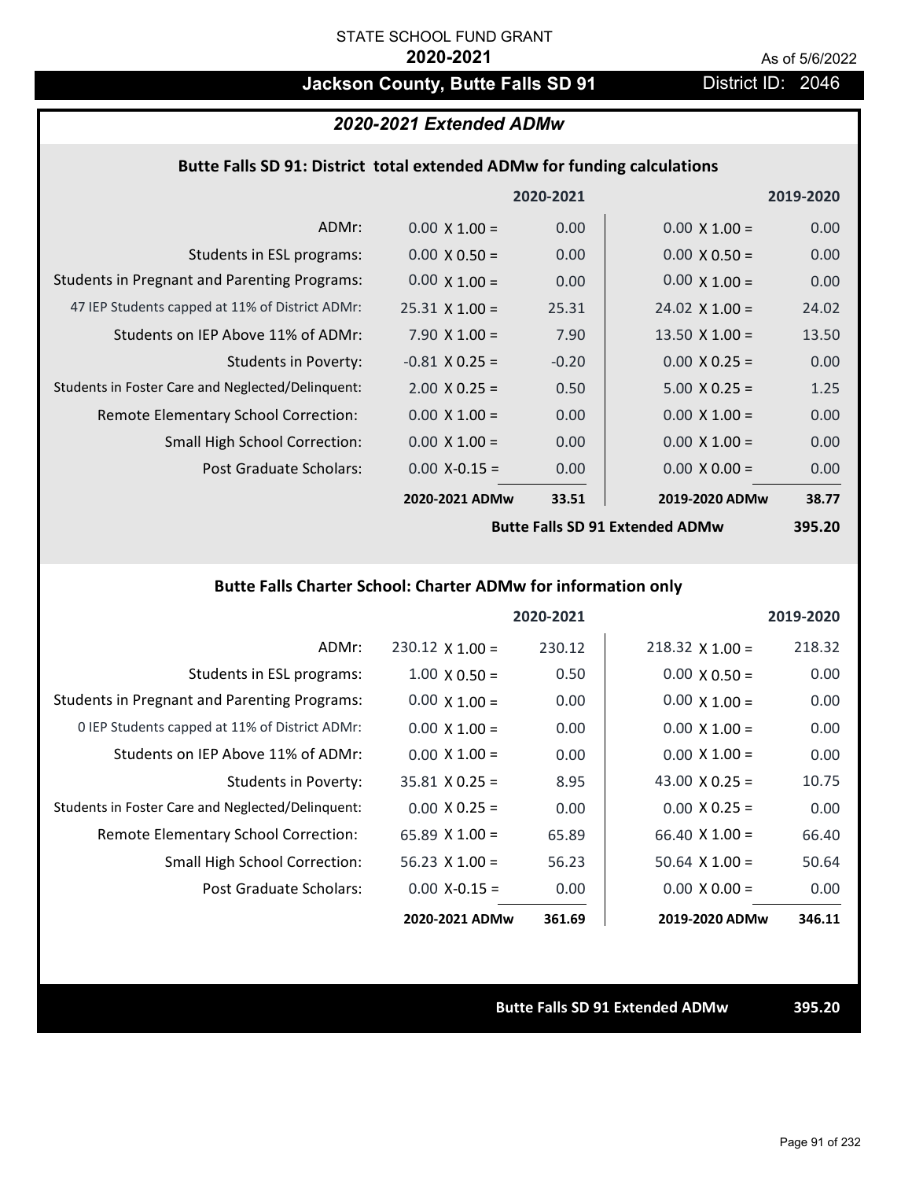STATE SCHOOL FUND GRANT

**2020-2021**

As of 5/6/2022

## Jackson County, Butte Falls SD 91

District ID: 2046

### *2020-2021 Extended ADMw*

#### Butte Falls SD 91: District total extended ADMw for funding calculations

| | | 2020-2021 | | 2019-2020 |
|---|---|---|---|---|
| ADMr: | 0.00 X 1.00 = | 0.00 | 0.00 X 1.00 = | 0.00 |
| Students in ESL programs: | 0.00 X 0.50 = | 0.00 | 0.00 X 0.50 = | 0.00 |
| Students in Pregnant and Parenting Programs: | 0.00 X 1.00 = | 0.00 | 0.00 X 1.00 = | 0.00 |
| 47 IEP Students capped at 11% of District ADMr: | 25.31 X 1.00 = | 25.31 | 24.02 X 1.00 = | 24.02 |
| Students on IEP Above 11% of ADMr: | 7.90 X 1.00 = | 7.90 | 13.50 X 1.00 = | 13.50 |
| Students in Poverty: | -0.81 X 0.25 = | -0.20 | 0.00 X 0.25 = | 0.00 |
| Students in Foster Care and Neglected/Delinquent: | 2.00 X 0.25 = | 0.50 | 5.00 X 0.25 = | 1.25 |
| Remote Elementary School Correction: | 0.00 X 1.00 = | 0.00 | 0.00 X 1.00 = | 0.00 |
| Small High School Correction: | 0.00 X 1.00 = | 0.00 | 0.00 X 1.00 = | 0.00 |
| Post Graduate Scholars: | 0.00 X-0.15 = | 0.00 | 0.00 X 0.00 = | 0.00 |
| | **2020-2021 ADMw** | **33.51** | **2019-2020 ADMw** | **38.77** |
| | | | **Butte Falls SD 91 Extended ADMw** | **395.20** |

#### Butte Falls Charter School: Charter ADMw for information only

| | | 2020-2021 | | 2019-2020 |
|---|---|---|---|---|
| ADMr: | 230.12 X 1.00 = | 230.12 | 218.32 X 1.00 = | 218.32 |
| Students in ESL programs: | 1.00 X 0.50 = | 0.50 | 0.00 X 0.50 = | 0.00 |
| Students in Pregnant and Parenting Programs: | 0.00 X 1.00 = | 0.00 | 0.00 X 1.00 = | 0.00 |
| 0 IEP Students capped at 11% of District ADMr: | 0.00 X 1.00 = | 0.00 | 0.00 X 1.00 = | 0.00 |
| Students on IEP Above 11% of ADMr: | 0.00 X 1.00 = | 0.00 | 0.00 X 1.00 = | 0.00 |
| Students in Poverty: | 35.81 X 0.25 = | 8.95 | 43.00 X 0.25 = | 10.75 |
| Students in Foster Care and Neglected/Delinquent: | 0.00 X 0.25 = | 0.00 | 0.00 X 0.25 = | 0.00 |
| Remote Elementary School Correction: | 65.89 X 1.00 = | 65.89 | 66.40 X 1.00 = | 66.40 |
| Small High School Correction: | 56.23 X 1.00 = | 56.23 | 50.64 X 1.00 = | 50.64 |
| Post Graduate Scholars: | 0.00 X-0.15 = | 0.00 | 0.00 X 0.00 = | 0.00 |
| | **2020-2021 ADMw** | **361.69** | **2019-2020 ADMw** | **346.11** |

**Butte Falls SD 91 Extended ADMw** **395.20**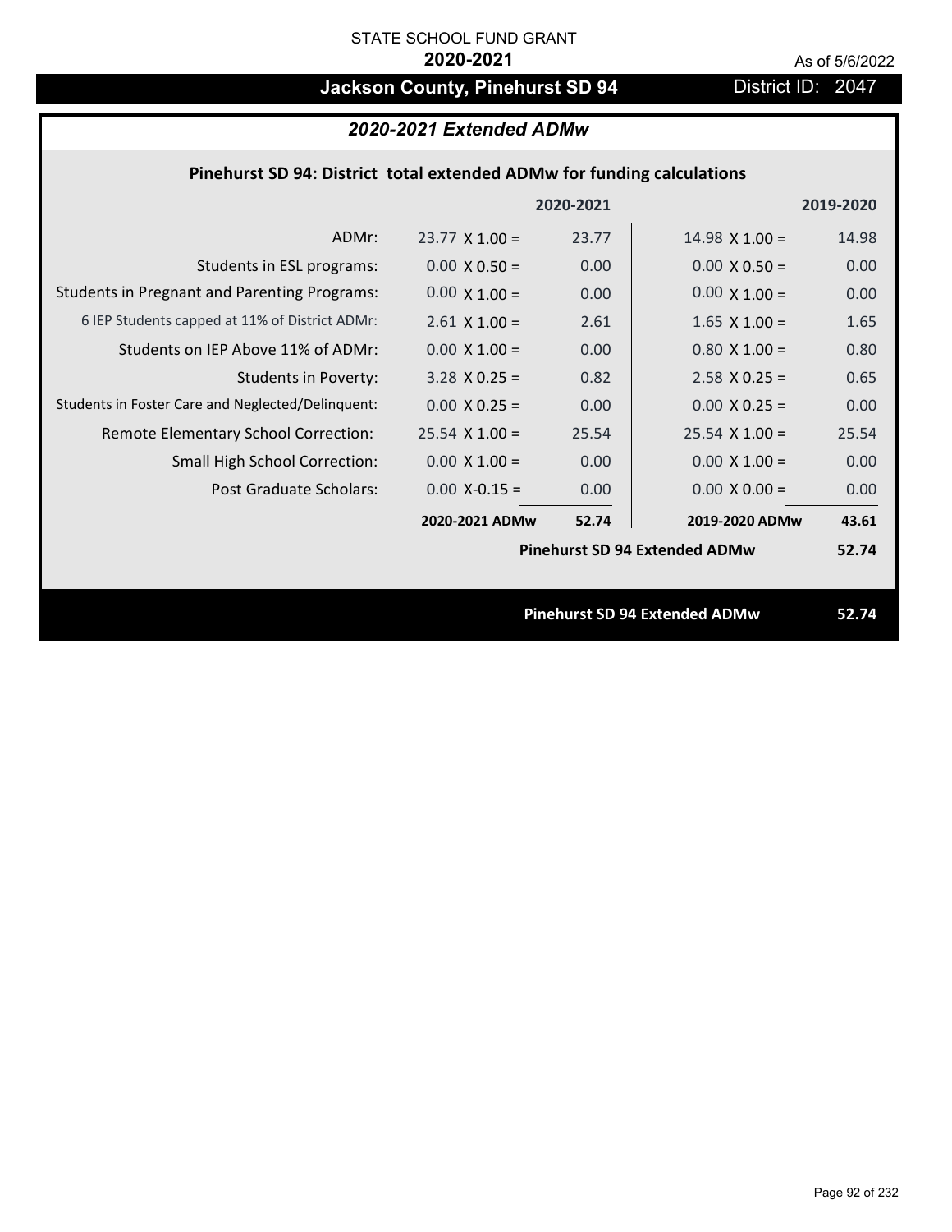STATE SCHOOL FUND GRANT

**2020-2021**

As of 5/6/2022

# Jackson County, Pinehurst SD 94

District ID: 2047

## *2020-2021 Extended ADMw*

### Pinehurst SD 94: District total extended ADMw for funding calculations

| | | 2020-2021 | | 2019-2020 |
|---|---|---|---|---|
| ADMr: | 23.77 X 1.00 = | 23.77 | 14.98 X 1.00 = | 14.98 |
| Students in ESL programs: | 0.00 X 0.50 = | 0.00 | 0.00 X 0.50 = | 0.00 |
| Students in Pregnant and Parenting Programs: | 0.00 X 1.00 = | 0.00 | 0.00 X 1.00 = | 0.00 |
| 6 IEP Students capped at 11% of District ADMr: | 2.61 X 1.00 = | 2.61 | 1.65 X 1.00 = | 1.65 |
| Students on IEP Above 11% of ADMr: | 0.00 X 1.00 = | 0.00 | 0.80 X 1.00 = | 0.80 |
| Students in Poverty: | 3.28 X 0.25 = | 0.82 | 2.58 X 0.25 = | 0.65 |
| Students in Foster Care and Neglected/Delinquent: | 0.00 X 0.25 = | 0.00 | 0.00 X 0.25 = | 0.00 |
| Remote Elementary School Correction: | 25.54 X 1.00 = | 25.54 | 25.54 X 1.00 = | 25.54 |
| Small High School Correction: | 0.00 X 1.00 = | 0.00 | 0.00 X 1.00 = | 0.00 |
| Post Graduate Scholars: | 0.00 X-0.15 = | 0.00 | 0.00 X 0.00 = | 0.00 |
| | **2020-2021 ADMw** | **52.74** | **2019-2020 ADMw** | **43.61** |
| | | | **Pinehurst SD 94 Extended ADMw** | **52.74** |

**Pinehurst SD 94 Extended ADMw** **52.74**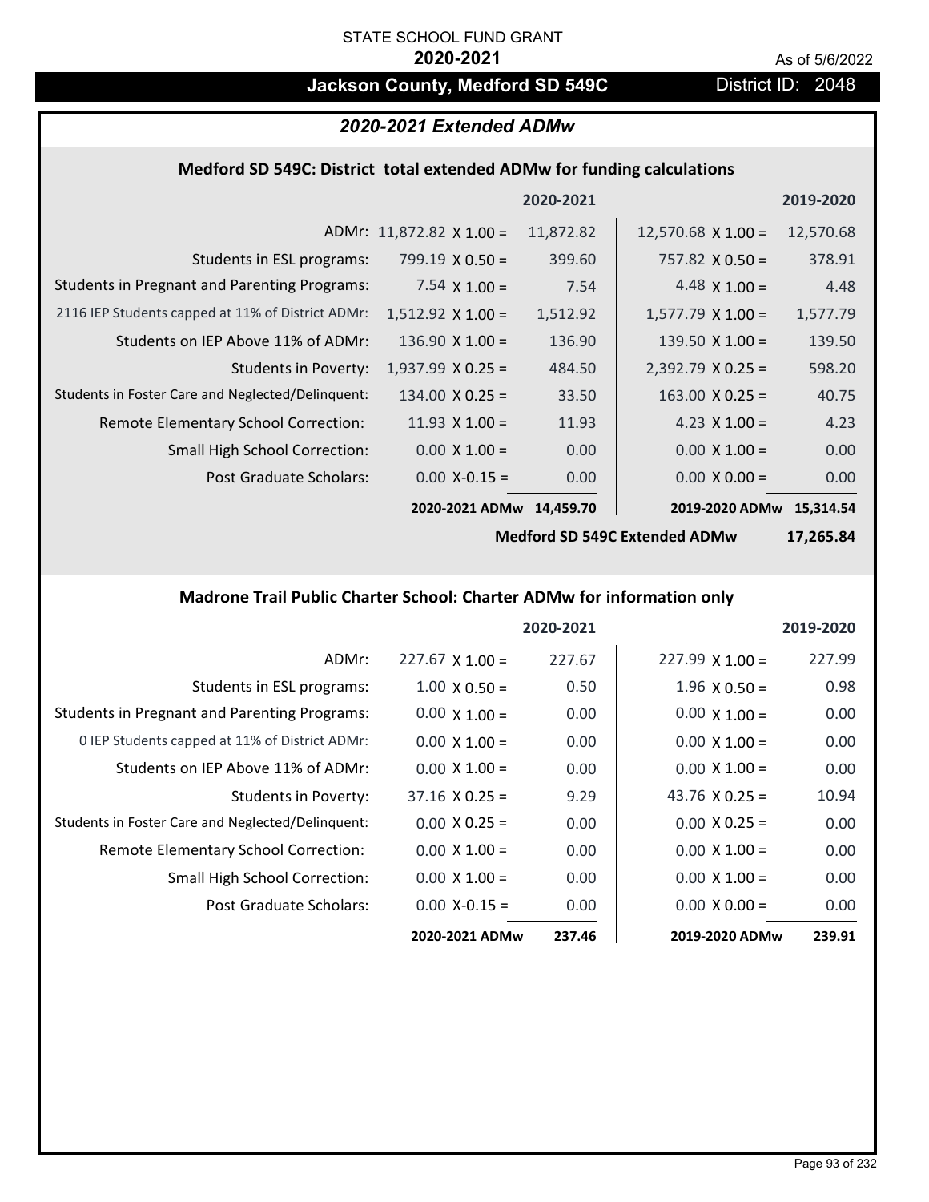STATE SCHOOL FUND GRANT

**2020-2021**

As of 5/6/2022

## Jackson County, Medford SD 549C

District ID: 2048

### *2020-2021 Extended ADMw*

#### Medford SD 549C: District total extended ADMw for funding calculations

| | 2020-2021 | | 2019-2020 | |
|---|---|---|---|---|
| ADMr: | 11,872.82 X 1.00 = | 11,872.82 | 12,570.68 X 1.00 = | 12,570.68 |
| Students in ESL programs: | 799.19 X 0.50 = | 399.60 | 757.82 X 0.50 = | 378.91 |
| Students in Pregnant and Parenting Programs: | 7.54 X 1.00 = | 7.54 | 4.48 X 1.00 = | 4.48 |
| 2116 IEP Students capped at 11% of District ADMr: | 1,512.92 X 1.00 = | 1,512.92 | 1,577.79 X 1.00 = | 1,577.79 |
| Students on IEP Above 11% of ADMr: | 136.90 X 1.00 = | 136.90 | 139.50 X 1.00 = | 139.50 |
| Students in Poverty: | 1,937.99 X 0.25 = | 484.50 | 2,392.79 X 0.25 = | 598.20 |
| Students in Foster Care and Neglected/Delinquent: | 134.00 X 0.25 = | 33.50 | 163.00 X 0.25 = | 40.75 |
| Remote Elementary School Correction: | 11.93 X 1.00 = | 11.93 | 4.23 X 1.00 = | 4.23 |
| Small High School Correction: | 0.00 X 1.00 = | 0.00 | 0.00 X 1.00 = | 0.00 |
| Post Graduate Scholars: | 0.00 X-0.15 = | 0.00 | 0.00 X 0.00 = | 0.00 |
| | **2020-2021 ADMw** | **14,459.70** | **2019-2020 ADMw** | **15,314.54** |
| | | | **Medford SD 549C Extended ADMw** | **17,265.84** |

#### Madrone Trail Public Charter School: Charter ADMw for information only

| | 2020-2021 | | 2019-2020 | |
|---|---|---|---|---|
| ADMr: | 227.67 X 1.00 = | 227.67 | 227.99 X 1.00 = | 227.99 |
| Students in ESL programs: | 1.00 X 0.50 = | 0.50 | 1.96 X 0.50 = | 0.98 |
| Students in Pregnant and Parenting Programs: | 0.00 X 1.00 = | 0.00 | 0.00 X 1.00 = | 0.00 |
| 0 IEP Students capped at 11% of District ADMr: | 0.00 X 1.00 = | 0.00 | 0.00 X 1.00 = | 0.00 |
| Students on IEP Above 11% of ADMr: | 0.00 X 1.00 = | 0.00 | 0.00 X 1.00 = | 0.00 |
| Students in Poverty: | 37.16 X 0.25 = | 9.29 | 43.76 X 0.25 = | 10.94 |
| Students in Foster Care and Neglected/Delinquent: | 0.00 X 0.25 = | 0.00 | 0.00 X 0.25 = | 0.00 |
| Remote Elementary School Correction: | 0.00 X 1.00 = | 0.00 | 0.00 X 1.00 = | 0.00 |
| Small High School Correction: | 0.00 X 1.00 = | 0.00 | 0.00 X 1.00 = | 0.00 |
| Post Graduate Scholars: | 0.00 X-0.15 = | 0.00 | 0.00 X 0.00 = | 0.00 |
| | **2020-2021 ADMw** | **237.46** | **2019-2020 ADMw** | **239.91** |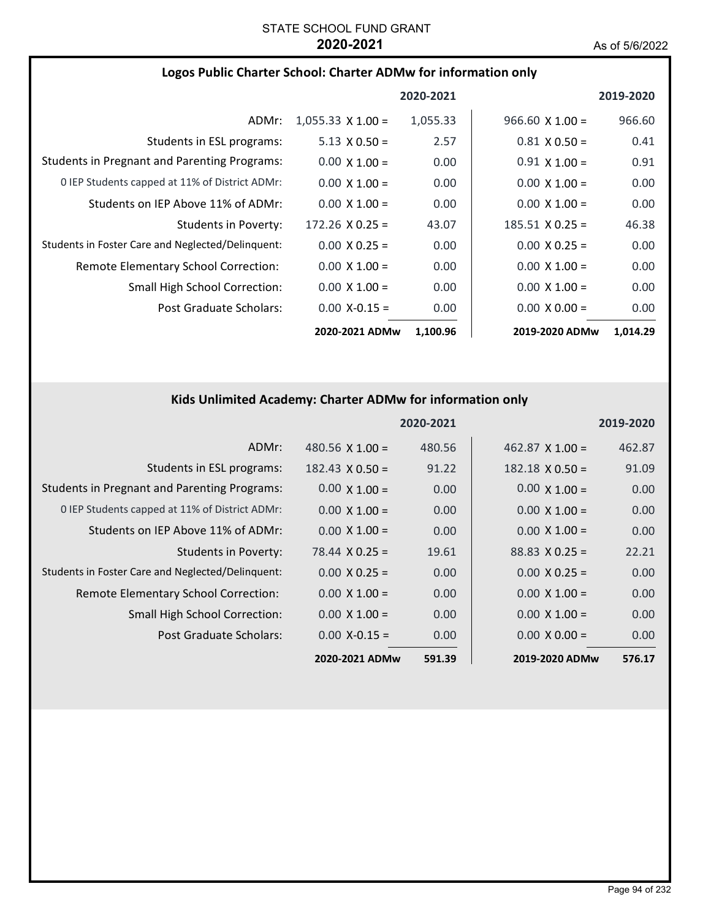STATE SCHOOL FUND GRANT

**2020-2021**

As of 5/6/2022

## Logos Public Charter School: Charter ADMw for information only

| | 2020-2021 | | 2019-2020 | |
|---|---|---|---|---|
| ADMr: | 1,055.33 X 1.00 = | 1,055.33 | 966.60 X 1.00 = | 966.60 |
| Students in ESL programs: | 5.13 X 0.50 = | 2.57 | 0.81 X 0.50 = | 0.41 |
| Students in Pregnant and Parenting Programs: | 0.00 X 1.00 = | 0.00 | 0.91 X 1.00 = | 0.91 |
| 0 IEP Students capped at 11% of District ADMr: | 0.00 X 1.00 = | 0.00 | 0.00 X 1.00 = | 0.00 |
| Students on IEP Above 11% of ADMr: | 0.00 X 1.00 = | 0.00 | 0.00 X 1.00 = | 0.00 |
| Students in Poverty: | 172.26 X 0.25 = | 43.07 | 185.51 X 0.25 = | 46.38 |
| Students in Foster Care and Neglected/Delinquent: | 0.00 X 0.25 = | 0.00 | 0.00 X 0.25 = | 0.00 |
| Remote Elementary School Correction: | 0.00 X 1.00 = | 0.00 | 0.00 X 1.00 = | 0.00 |
| Small High School Correction: | 0.00 X 1.00 = | 0.00 | 0.00 X 1.00 = | 0.00 |
| Post Graduate Scholars: | 0.00 X-0.15 = | 0.00 | 0.00 X 0.00 = | 0.00 |
| | **2020-2021 ADMw** | **1,100.96** | **2019-2020 ADMw** | **1,014.29** |

## Kids Unlimited Academy: Charter ADMw for information only

| | 2020-2021 | | 2019-2020 | |
|---|---|---|---|---|
| ADMr: | 480.56 X 1.00 = | 480.56 | 462.87 X 1.00 = | 462.87 |
| Students in ESL programs: | 182.43 X 0.50 = | 91.22 | 182.18 X 0.50 = | 91.09 |
| Students in Pregnant and Parenting Programs: | 0.00 X 1.00 = | 0.00 | 0.00 X 1.00 = | 0.00 |
| 0 IEP Students capped at 11% of District ADMr: | 0.00 X 1.00 = | 0.00 | 0.00 X 1.00 = | 0.00 |
| Students on IEP Above 11% of ADMr: | 0.00 X 1.00 = | 0.00 | 0.00 X 1.00 = | 0.00 |
| Students in Poverty: | 78.44 X 0.25 = | 19.61 | 88.83 X 0.25 = | 22.21 |
| Students in Foster Care and Neglected/Delinquent: | 0.00 X 0.25 = | 0.00 | 0.00 X 0.25 = | 0.00 |
| Remote Elementary School Correction: | 0.00 X 1.00 = | 0.00 | 0.00 X 1.00 = | 0.00 |
| Small High School Correction: | 0.00 X 1.00 = | 0.00 | 0.00 X 1.00 = | 0.00 |
| Post Graduate Scholars: | 0.00 X-0.15 = | 0.00 | 0.00 X 0.00 = | 0.00 |
| | **2020-2021 ADMw** | **591.39** | **2019-2020 ADMw** | **576.17** |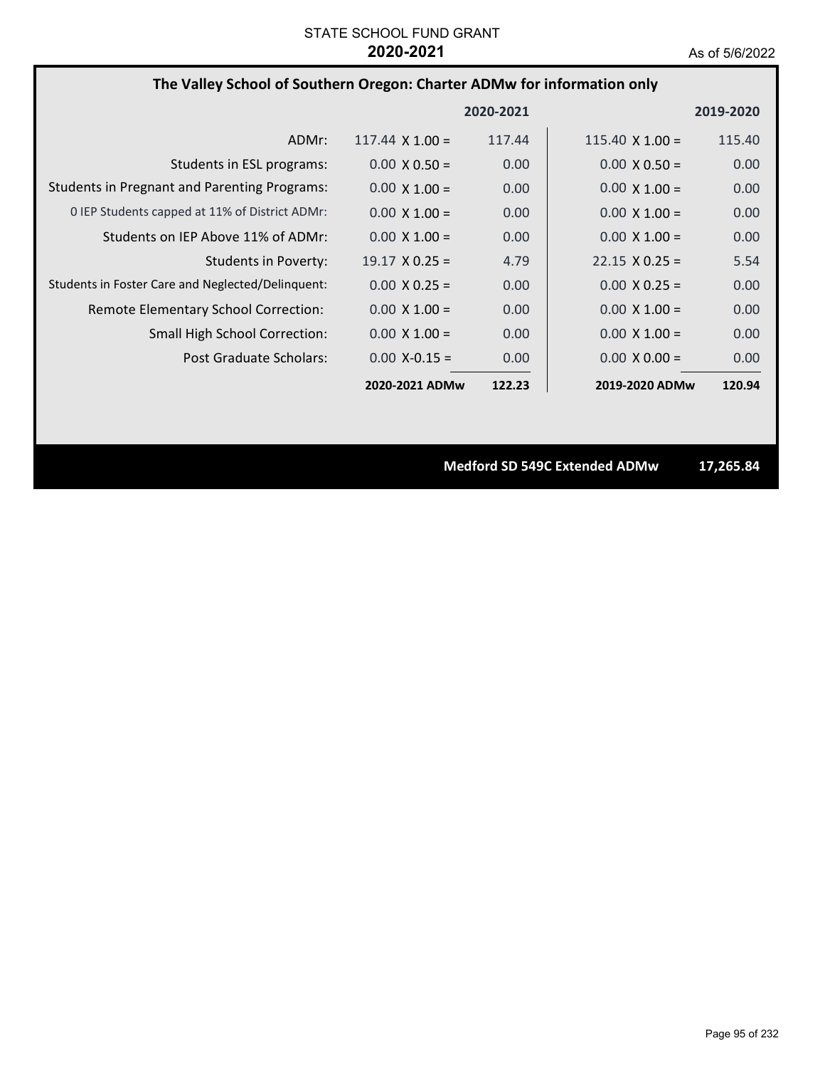STATE SCHOOL FUND GRANT

**2020-2021**

As of 5/6/2022

## The Valley School of Southern Oregon: Charter ADMw for information only

| | | 2020-2021 | | 2019-2020 |
|---|---|---|---|---|
| ADMr: | 117.44 X 1.00 = | 117.44 | 115.40 X 1.00 = | 115.40 |
| Students in ESL programs: | 0.00 X 0.50 = | 0.00 | 0.00 X 0.50 = | 0.00 |
| Students in Pregnant and Parenting Programs: | 0.00 X 1.00 = | 0.00 | 0.00 X 1.00 = | 0.00 |
| 0 IEP Students capped at 11% of District ADMr: | 0.00 X 1.00 = | 0.00 | 0.00 X 1.00 = | 0.00 |
| Students on IEP Above 11% of ADMr: | 0.00 X 1.00 = | 0.00 | 0.00 X 1.00 = | 0.00 |
| Students in Poverty: | 19.17 X 0.25 = | 4.79 | 22.15 X 0.25 = | 5.54 |
| Students in Foster Care and Neglected/Delinquent: | 0.00 X 0.25 = | 0.00 | 0.00 X 0.25 = | 0.00 |
| Remote Elementary School Correction: | 0.00 X 1.00 = | 0.00 | 0.00 X 1.00 = | 0.00 |
| Small High School Correction: | 0.00 X 1.00 = | 0.00 | 0.00 X 1.00 = | 0.00 |
| Post Graduate Scholars: | 0.00 X-0.15 = | 0.00 | 0.00 X 0.00 = | 0.00 |
| | **2020-2021 ADMw** | **122.23** | **2019-2020 ADMw** | **120.94** |

**Medford SD 549C Extended ADMw 17,265.84**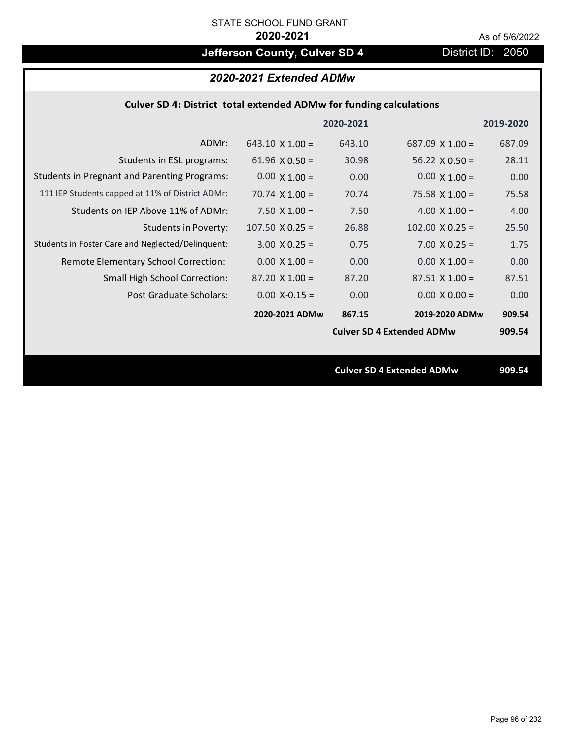STATE SCHOOL FUND GRANT

**2020-2021**

As of 5/6/2022

## Jefferson County, Culver SD 4

District ID: 2050

### *2020-2021 Extended ADMw*

#### Culver SD 4: District total extended ADMw for funding calculations

| | 2020-2021 | | 2019-2020 | |
|---|---|---|---|---|
| ADMr: | 643.10 X 1.00 = | 643.10 | 687.09 X 1.00 = | 687.09 |
| Students in ESL programs: | 61.96 X 0.50 = | 30.98 | 56.22 X 0.50 = | 28.11 |
| Students in Pregnant and Parenting Programs: | 0.00 X 1.00 = | 0.00 | 0.00 X 1.00 = | 0.00 |
| 111 IEP Students capped at 11% of District ADMr: | 70.74 X 1.00 = | 70.74 | 75.58 X 1.00 = | 75.58 |
| Students on IEP Above 11% of ADMr: | 7.50 X 1.00 = | 7.50 | 4.00 X 1.00 = | 4.00 |
| Students in Poverty: | 107.50 X 0.25 = | 26.88 | 102.00 X 0.25 = | 25.50 |
| Students in Foster Care and Neglected/Delinquent: | 3.00 X 0.25 = | 0.75 | 7.00 X 0.25 = | 1.75 |
| Remote Elementary School Correction: | 0.00 X 1.00 = | 0.00 | 0.00 X 1.00 = | 0.00 |
| Small High School Correction: | 87.20 X 1.00 = | 87.20 | 87.51 X 1.00 = | 87.51 |
| Post Graduate Scholars: | 0.00 X-0.15 = | 0.00 | 0.00 X 0.00 = | 0.00 |
| | **2020-2021 ADMw** | **867.15** | **2019-2020 ADMw** | **909.54** |
| | | | **Culver SD 4 Extended ADMw** | **909.54** |

**Culver SD 4 Extended ADMw** **909.54**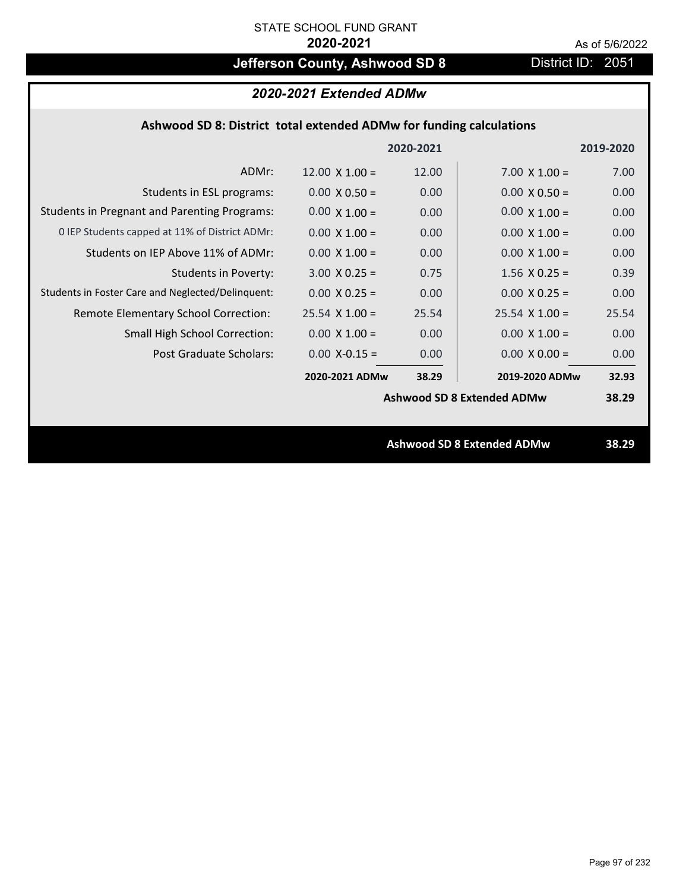STATE SCHOOL FUND GRANT

**2020-2021**

As of 5/6/2022

# Jefferson County, Ashwood SD 8

District ID: 2051

## *2020-2021 Extended ADMw*

### Ashwood SD 8: District total extended ADMw for funding calculations

| | | 2020-2021 | | 2019-2020 |
|---|---|---|---|---|
| ADMr: | 12.00 X 1.00 = | 12.00 | 7.00 X 1.00 = | 7.00 |
| Students in ESL programs: | 0.00 X 0.50 = | 0.00 | 0.00 X 0.50 = | 0.00 |
| Students in Pregnant and Parenting Programs: | 0.00 X 1.00 = | 0.00 | 0.00 X 1.00 = | 0.00 |
| 0 IEP Students capped at 11% of District ADMr: | 0.00 X 1.00 = | 0.00 | 0.00 X 1.00 = | 0.00 |
| Students on IEP Above 11% of ADMr: | 0.00 X 1.00 = | 0.00 | 0.00 X 1.00 = | 0.00 |
| Students in Poverty: | 3.00 X 0.25 = | 0.75 | 1.56 X 0.25 = | 0.39 |
| Students in Foster Care and Neglected/Delinquent: | 0.00 X 0.25 = | 0.00 | 0.00 X 0.25 = | 0.00 |
| Remote Elementary School Correction: | 25.54 X 1.00 = | 25.54 | 25.54 X 1.00 = | 25.54 |
| Small High School Correction: | 0.00 X 1.00 = | 0.00 | 0.00 X 1.00 = | 0.00 |
| Post Graduate Scholars: | 0.00 X-0.15 = | 0.00 | 0.00 X 0.00 = | 0.00 |
| | **2020-2021 ADMw** | **38.29** | **2019-2020 ADMw** | **32.93** |
| | | | **Ashwood SD 8 Extended ADMw** | **38.29** |

**Ashwood SD 8 Extended ADMw** **38.29**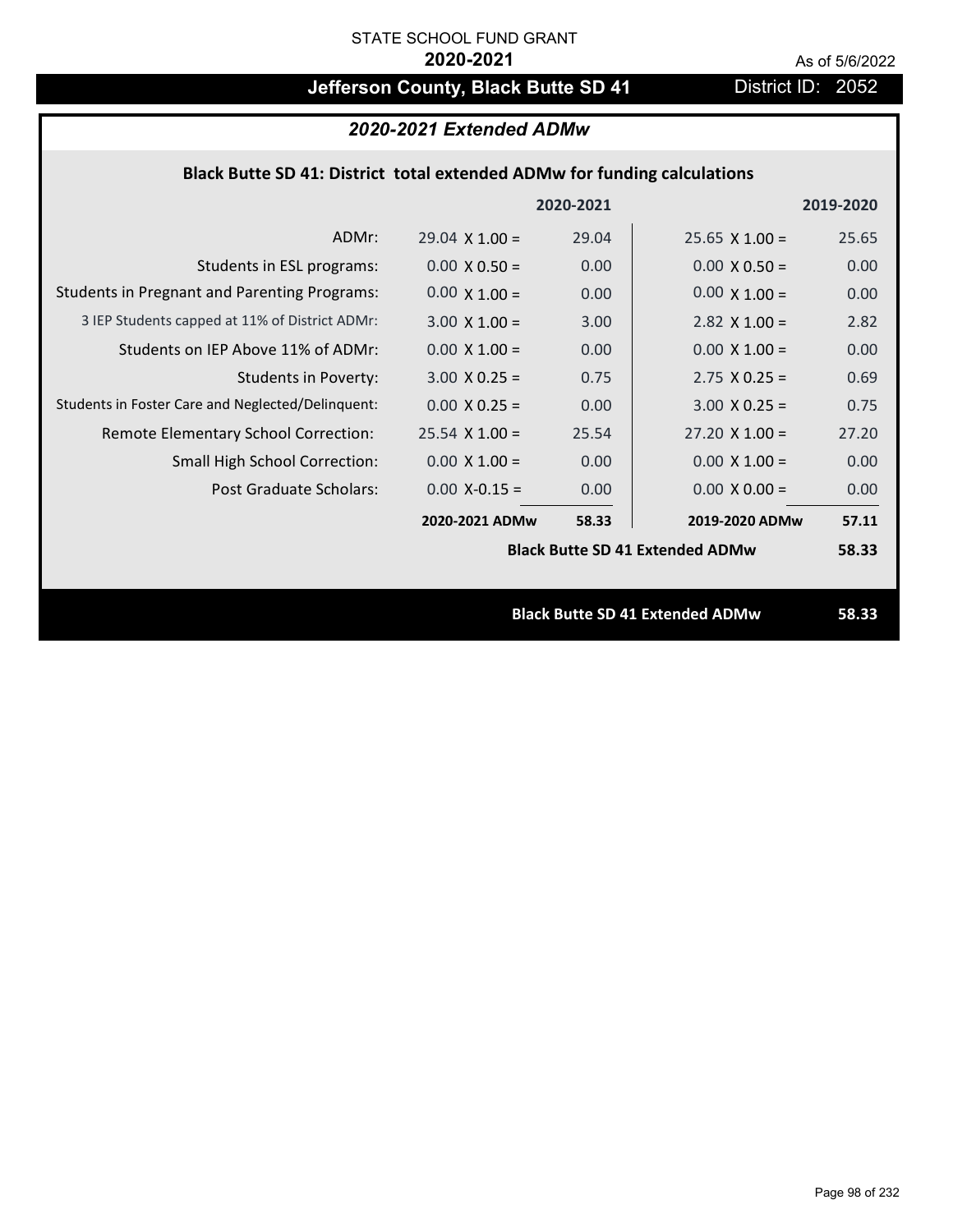STATE SCHOOL FUND GRANT

**2020-2021**

As of 5/6/2022

# Jefferson County, Black Butte SD 41

District ID: 2052

## *2020-2021 Extended ADMw*

### Black Butte SD 41: District total extended ADMw for funding calculations

| | | 2020-2021 | | 2019-2020 |
|---|---|---|---|---|
| ADMr: | 29.04 X 1.00 = | 29.04 | 25.65 X 1.00 = | 25.65 |
| Students in ESL programs: | 0.00 X 0.50 = | 0.00 | 0.00 X 0.50 = | 0.00 |
| Students in Pregnant and Parenting Programs: | 0.00 X 1.00 = | 0.00 | 0.00 X 1.00 = | 0.00 |
| 3 IEP Students capped at 11% of District ADMr: | 3.00 X 1.00 = | 3.00 | 2.82 X 1.00 = | 2.82 |
| Students on IEP Above 11% of ADMr: | 0.00 X 1.00 = | 0.00 | 0.00 X 1.00 = | 0.00 |
| Students in Poverty: | 3.00 X 0.25 = | 0.75 | 2.75 X 0.25 = | 0.69 |
| Students in Foster Care and Neglected/Delinquent: | 0.00 X 0.25 = | 0.00 | 3.00 X 0.25 = | 0.75 |
| Remote Elementary School Correction: | 25.54 X 1.00 = | 25.54 | 27.20 X 1.00 = | 27.20 |
| Small High School Correction: | 0.00 X 1.00 = | 0.00 | 0.00 X 1.00 = | 0.00 |
| Post Graduate Scholars: | 0.00 X-0.15 = | 0.00 | 0.00 X 0.00 = | 0.00 |
| | **2020-2021 ADMw** | **58.33** | **2019-2020 ADMw** | **57.11** |
| | | | **Black Butte SD 41 Extended ADMw** | **58.33** |

**Black Butte SD 41 Extended ADMw** **58.33**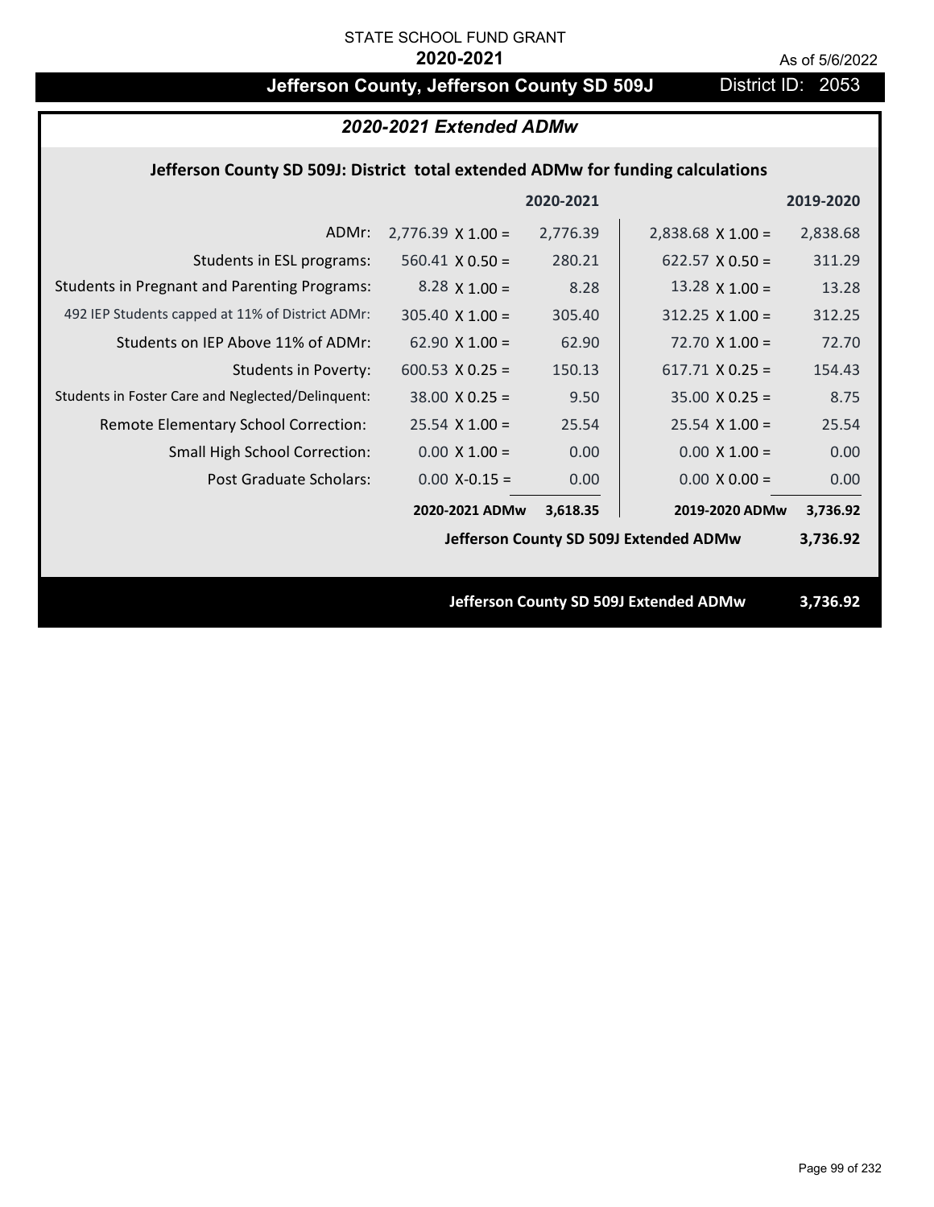STATE SCHOOL FUND GRANT

**2020-2021**

As of 5/6/2022

## Jefferson County, Jefferson County SD 509J — District ID: 2053

### *2020-2021 Extended ADMw*

**Jefferson County SD 509J: District total extended ADMw for funding calculations**

| | 2020-2021 | | 2019-2020 | |
|---|---|---|---|---|
| ADMr: | 2,776.39 X 1.00 = | 2,776.39 | 2,838.68 X 1.00 = | 2,838.68 |
| Students in ESL programs: | 560.41 X 0.50 = | 280.21 | 622.57 X 0.50 = | 311.29 |
| Students in Pregnant and Parenting Programs: | 8.28 X 1.00 = | 8.28 | 13.28 X 1.00 = | 13.28 |
| 492 IEP Students capped at 11% of District ADMr: | 305.40 X 1.00 = | 305.40 | 312.25 X 1.00 = | 312.25 |
| Students on IEP Above 11% of ADMr: | 62.90 X 1.00 = | 62.90 | 72.70 X 1.00 = | 72.70 |
| Students in Poverty: | 600.53 X 0.25 = | 150.13 | 617.71 X 0.25 = | 154.43 |
| Students in Foster Care and Neglected/Delinquent: | 38.00 X 0.25 = | 9.50 | 35.00 X 0.25 = | 8.75 |
| Remote Elementary School Correction: | 25.54 X 1.00 = | 25.54 | 25.54 X 1.00 = | 25.54 |
| Small High School Correction: | 0.00 X 1.00 = | 0.00 | 0.00 X 1.00 = | 0.00 |
| Post Graduate Scholars: | 0.00 X-0.15 = | 0.00 | 0.00 X 0.00 = | 0.00 |
| | **2020-2021 ADMw** | **3,618.35** | **2019-2020 ADMw** | **3,736.92** |
| | | | **Jefferson County SD 509J Extended ADMw** | **3,736.92** |

**Jefferson County SD 509J Extended ADMw 3,736.92**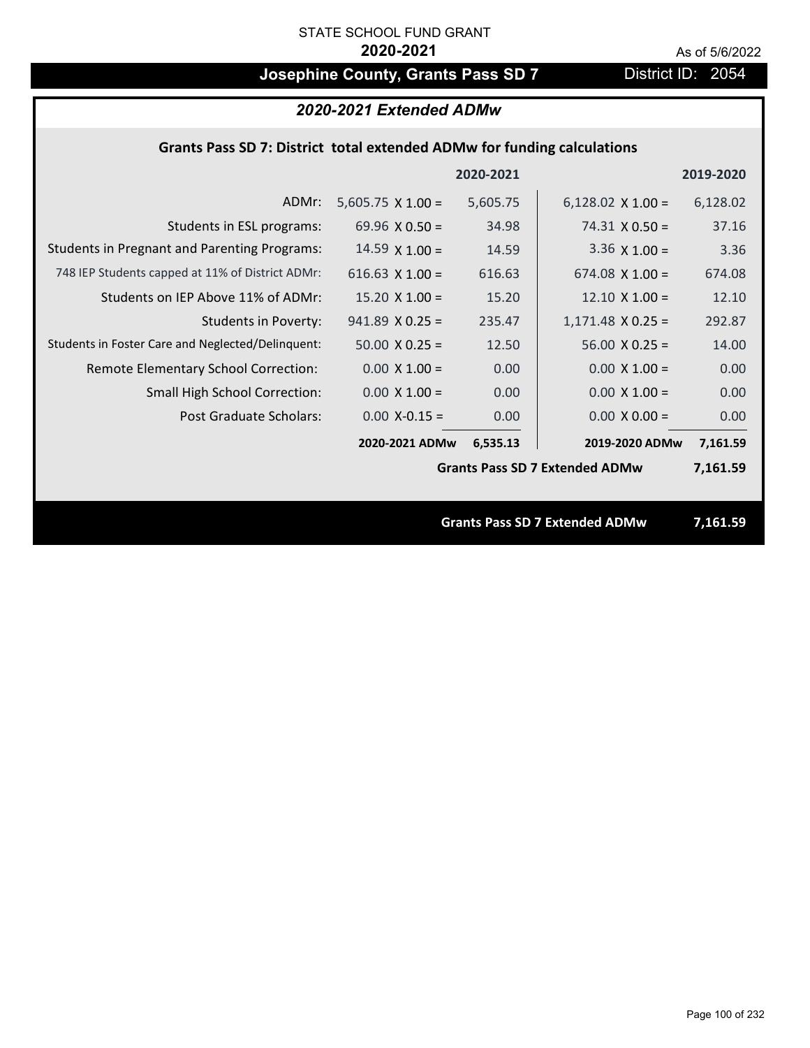STATE SCHOOL FUND GRANT

**2020-2021**

As of 5/6/2022

# Josephine County, Grants Pass SD 7 — District ID: 2054

## *2020-2021 Extended ADMw*

### Grants Pass SD 7: District total extended ADMw for funding calculations

| | | 2020-2021 | | 2019-2020 |
|---|---|---|---|---|
| ADMr: | 5,605.75 X 1.00 = | 5,605.75 | 6,128.02 X 1.00 = | 6,128.02 |
| Students in ESL programs: | 69.96 X 0.50 = | 34.98 | 74.31 X 0.50 = | 37.16 |
| Students in Pregnant and Parenting Programs: | 14.59 X 1.00 = | 14.59 | 3.36 X 1.00 = | 3.36 |
| 748 IEP Students capped at 11% of District ADMr: | 616.63 X 1.00 = | 616.63 | 674.08 X 1.00 = | 674.08 |
| Students on IEP Above 11% of ADMr: | 15.20 X 1.00 = | 15.20 | 12.10 X 1.00 = | 12.10 |
| Students in Poverty: | 941.89 X 0.25 = | 235.47 | 1,171.48 X 0.25 = | 292.87 |
| Students in Foster Care and Neglected/Delinquent: | 50.00 X 0.25 = | 12.50 | 56.00 X 0.25 = | 14.00 |
| Remote Elementary School Correction: | 0.00 X 1.00 = | 0.00 | 0.00 X 1.00 = | 0.00 |
| Small High School Correction: | 0.00 X 1.00 = | 0.00 | 0.00 X 1.00 = | 0.00 |
| Post Graduate Scholars: | 0.00 X-0.15 = | 0.00 | 0.00 X 0.00 = | 0.00 |
| | **2020-2021 ADMw** | **6,535.13** | **2019-2020 ADMw** | **7,161.59** |
| | | | **Grants Pass SD 7 Extended ADMw** | **7,161.59** |

**Grants Pass SD 7 Extended ADMw 7,161.59**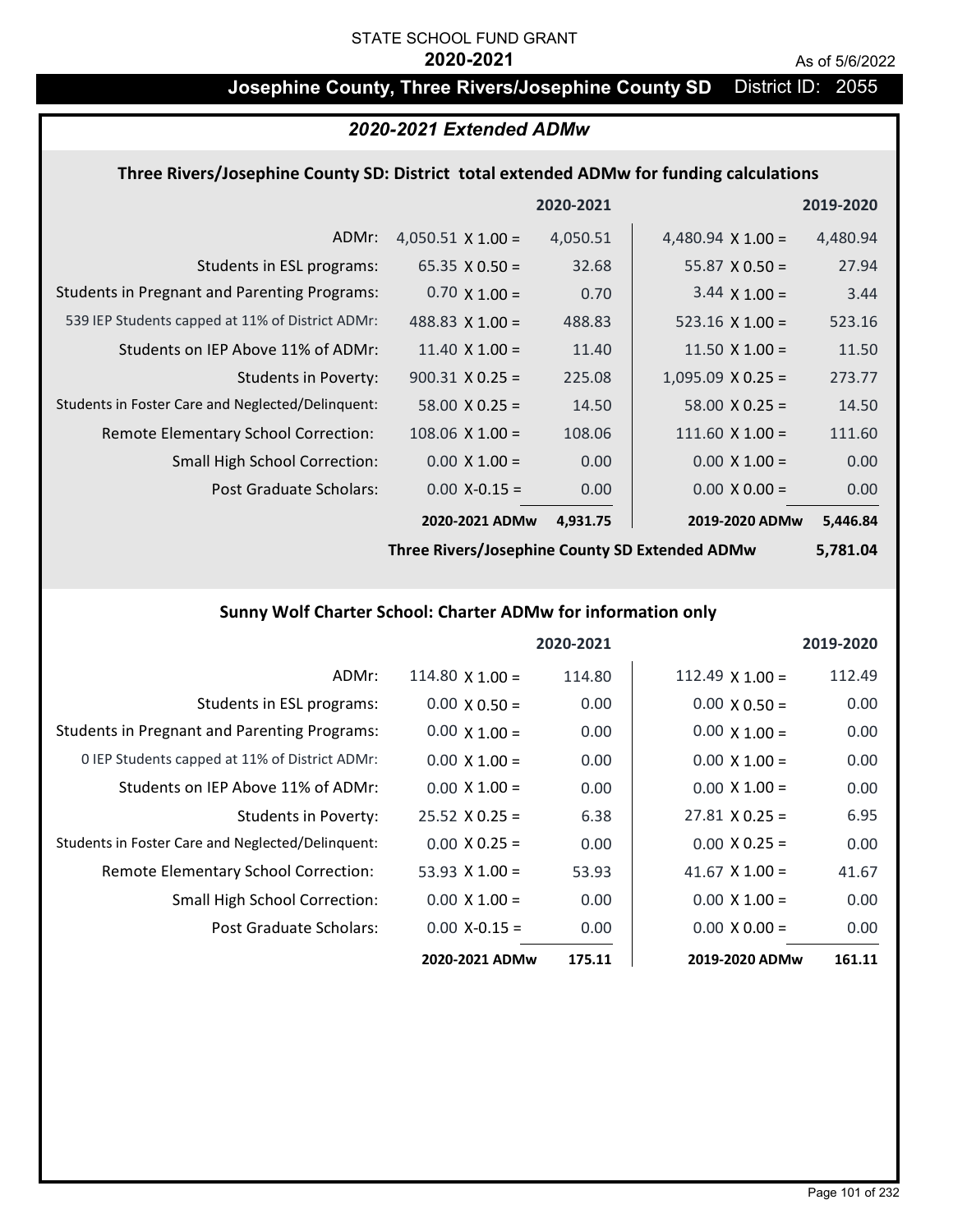STATE SCHOOL FUND GRANT

**2020-2021**

As of 5/6/2022

# Josephine County, Three Rivers/Josephine County SD District ID: 2055

## *2020-2021 Extended ADMw*

### Three Rivers/Josephine County SD: District total extended ADMw for funding calculations

| | | 2020-2021 | | 2019-2020 |
|---|---|---|---|---|
| ADMr: | 4,050.51 X 1.00 = | 4,050.51 | 4,480.94 X 1.00 = | 4,480.94 |
| Students in ESL programs: | 65.35 X 0.50 = | 32.68 | 55.87 X 0.50 = | 27.94 |
| Students in Pregnant and Parenting Programs: | 0.70 X 1.00 = | 0.70 | 3.44 X 1.00 = | 3.44 |
| 539 IEP Students capped at 11% of District ADMr: | 488.83 X 1.00 = | 488.83 | 523.16 X 1.00 = | 523.16 |
| Students on IEP Above 11% of ADMr: | 11.40 X 1.00 = | 11.40 | 11.50 X 1.00 = | 11.50 |
| Students in Poverty: | 900.31 X 0.25 = | 225.08 | 1,095.09 X 0.25 = | 273.77 |
| Students in Foster Care and Neglected/Delinquent: | 58.00 X 0.25 = | 14.50 | 58.00 X 0.25 = | 14.50 |
| Remote Elementary School Correction: | 108.06 X 1.00 = | 108.06 | 111.60 X 1.00 = | 111.60 |
| Small High School Correction: | 0.00 X 1.00 = | 0.00 | 0.00 X 1.00 = | 0.00 |
| Post Graduate Scholars: | 0.00 X-0.15 = | 0.00 | 0.00 X 0.00 = | 0.00 |
| | **2020-2021 ADMw** | **4,931.75** | **2019-2020 ADMw** | **5,446.84** |
| | **Three Rivers/Josephine County SD Extended ADMw** | | | **5,781.04** |

### Sunny Wolf Charter School: Charter ADMw for information only

| | | 2020-2021 | | 2019-2020 |
|---|---|---|---|---|
| ADMr: | 114.80 X 1.00 = | 114.80 | 112.49 X 1.00 = | 112.49 |
| Students in ESL programs: | 0.00 X 0.50 = | 0.00 | 0.00 X 0.50 = | 0.00 |
| Students in Pregnant and Parenting Programs: | 0.00 X 1.00 = | 0.00 | 0.00 X 1.00 = | 0.00 |
| 0 IEP Students capped at 11% of District ADMr: | 0.00 X 1.00 = | 0.00 | 0.00 X 1.00 = | 0.00 |
| Students on IEP Above 11% of ADMr: | 0.00 X 1.00 = | 0.00 | 0.00 X 1.00 = | 0.00 |
| Students in Poverty: | 25.52 X 0.25 = | 6.38 | 27.81 X 0.25 = | 6.95 |
| Students in Foster Care and Neglected/Delinquent: | 0.00 X 0.25 = | 0.00 | 0.00 X 0.25 = | 0.00 |
| Remote Elementary School Correction: | 53.93 X 1.00 = | 53.93 | 41.67 X 1.00 = | 41.67 |
| Small High School Correction: | 0.00 X 1.00 = | 0.00 | 0.00 X 1.00 = | 0.00 |
| Post Graduate Scholars: | 0.00 X-0.15 = | 0.00 | 0.00 X 0.00 = | 0.00 |
| | **2020-2021 ADMw** | **175.11** | **2019-2020 ADMw** | **161.11** |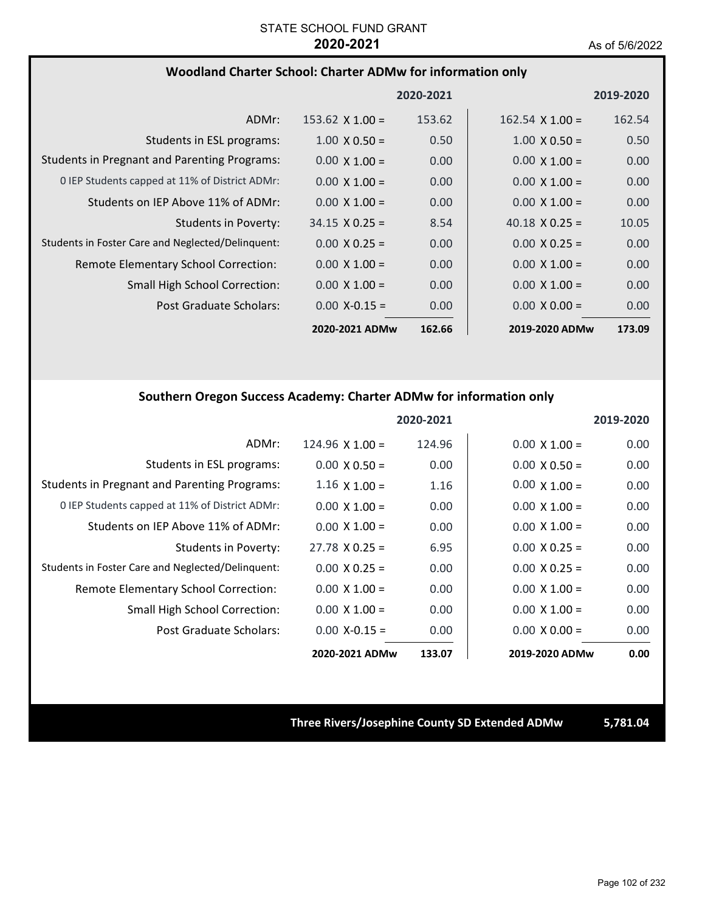STATE SCHOOL FUND GRANT
**2020-2021**
As of 5/6/2022

### Woodland Charter School: Charter ADMw for information only

| | | 2020-2021 | | 2019-2020 |
|---|---|---|---|---|
| ADMr: | 153.62 X 1.00 = | 153.62 | 162.54 X 1.00 = | 162.54 |
| Students in ESL programs: | 1.00 X 0.50 = | 0.50 | 1.00 X 0.50 = | 0.50 |
| Students in Pregnant and Parenting Programs: | 0.00 X 1.00 = | 0.00 | 0.00 X 1.00 = | 0.00 |
| 0 IEP Students capped at 11% of District ADMr: | 0.00 X 1.00 = | 0.00 | 0.00 X 1.00 = | 0.00 |
| Students on IEP Above 11% of ADMr: | 0.00 X 1.00 = | 0.00 | 0.00 X 1.00 = | 0.00 |
| Students in Poverty: | 34.15 X 0.25 = | 8.54 | 40.18 X 0.25 = | 10.05 |
| Students in Foster Care and Neglected/Delinquent: | 0.00 X 0.25 = | 0.00 | 0.00 X 0.25 = | 0.00 |
| Remote Elementary School Correction: | 0.00 X 1.00 = | 0.00 | 0.00 X 1.00 = | 0.00 |
| Small High School Correction: | 0.00 X 1.00 = | 0.00 | 0.00 X 1.00 = | 0.00 |
| Post Graduate Scholars: | 0.00 X-0.15 = | 0.00 | 0.00 X 0.00 = | 0.00 |
| | **2020-2021 ADMw** | **162.66** | **2019-2020 ADMw** | **173.09** |

### Southern Oregon Success Academy: Charter ADMw for information only

| | | 2020-2021 | | 2019-2020 |
|---|---|---|---|---|
| ADMr: | 124.96 X 1.00 = | 124.96 | 0.00 X 1.00 = | 0.00 |
| Students in ESL programs: | 0.00 X 0.50 = | 0.00 | 0.00 X 0.50 = | 0.00 |
| Students in Pregnant and Parenting Programs: | 1.16 X 1.00 = | 1.16 | 0.00 X 1.00 = | 0.00 |
| 0 IEP Students capped at 11% of District ADMr: | 0.00 X 1.00 = | 0.00 | 0.00 X 1.00 = | 0.00 |
| Students on IEP Above 11% of ADMr: | 0.00 X 1.00 = | 0.00 | 0.00 X 1.00 = | 0.00 |
| Students in Poverty: | 27.78 X 0.25 = | 6.95 | 0.00 X 0.25 = | 0.00 |
| Students in Foster Care and Neglected/Delinquent: | 0.00 X 0.25 = | 0.00 | 0.00 X 0.25 = | 0.00 |
| Remote Elementary School Correction: | 0.00 X 1.00 = | 0.00 | 0.00 X 1.00 = | 0.00 |
| Small High School Correction: | 0.00 X 1.00 = | 0.00 | 0.00 X 1.00 = | 0.00 |
| Post Graduate Scholars: | 0.00 X-0.15 = | 0.00 | 0.00 X 0.00 = | 0.00 |
| | **2020-2021 ADMw** | **133.07** | **2019-2020 ADMw** | **0.00** |

**Three Rivers/Josephine County SD Extended ADMw** **5,781.04**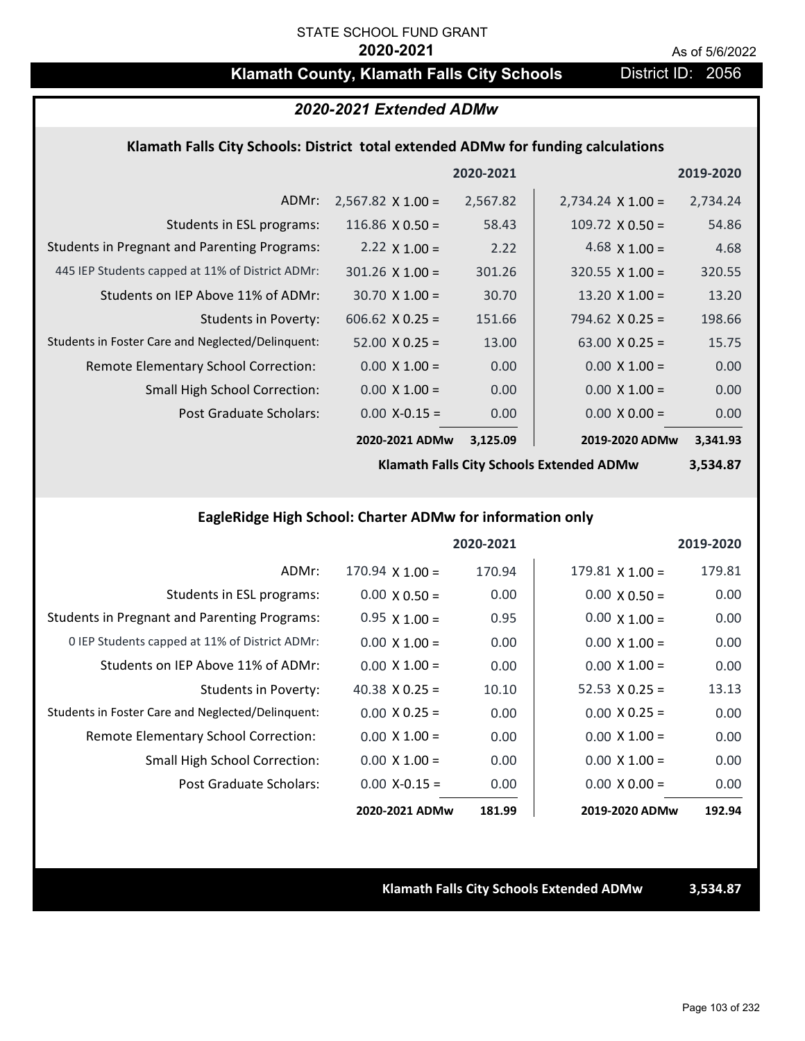STATE SCHOOL FUND GRANT

**2020-2021**

As of 5/6/2022

# Klamath County, Klamath Falls City Schools

District ID: 2056

## *2020-2021 Extended ADMw*

### Klamath Falls City Schools: District total extended ADMw for funding calculations

| | | 2020-2021 | | 2019-2020 |
|---|---|---|---|---|
| ADMr: | 2,567.82 X 1.00 = | 2,567.82 | 2,734.24 X 1.00 = | 2,734.24 |
| Students in ESL programs: | 116.86 X 0.50 = | 58.43 | 109.72 X 0.50 = | 54.86 |
| Students in Pregnant and Parenting Programs: | 2.22 X 1.00 = | 2.22 | 4.68 X 1.00 = | 4.68 |
| 445 IEP Students capped at 11% of District ADMr: | 301.26 X 1.00 = | 301.26 | 320.55 X 1.00 = | 320.55 |
| Students on IEP Above 11% of ADMr: | 30.70 X 1.00 = | 30.70 | 13.20 X 1.00 = | 13.20 |
| Students in Poverty: | 606.62 X 0.25 = | 151.66 | 794.62 X 0.25 = | 198.66 |
| Students in Foster Care and Neglected/Delinquent: | 52.00 X 0.25 = | 13.00 | 63.00 X 0.25 = | 15.75 |
| Remote Elementary School Correction: | 0.00 X 1.00 = | 0.00 | 0.00 X 1.00 = | 0.00 |
| Small High School Correction: | 0.00 X 1.00 = | 0.00 | 0.00 X 1.00 = | 0.00 |
| Post Graduate Scholars: | 0.00 X-0.15 = | 0.00 | 0.00 X 0.00 = | 0.00 |
| | **2020-2021 ADMw** | **3,125.09** | **2019-2020 ADMw** | **3,341.93** |

**Klamath Falls City Schools Extended ADMw** **3,534.87**

### EagleRidge High School: Charter ADMw for information only

| | | 2020-2021 | | 2019-2020 |
|---|---|---|---|---|
| ADMr: | 170.94 X 1.00 = | 170.94 | 179.81 X 1.00 = | 179.81 |
| Students in ESL programs: | 0.00 X 0.50 = | 0.00 | 0.00 X 0.50 = | 0.00 |
| Students in Pregnant and Parenting Programs: | 0.95 X 1.00 = | 0.95 | 0.00 X 1.00 = | 0.00 |
| 0 IEP Students capped at 11% of District ADMr: | 0.00 X 1.00 = | 0.00 | 0.00 X 1.00 = | 0.00 |
| Students on IEP Above 11% of ADMr: | 0.00 X 1.00 = | 0.00 | 0.00 X 1.00 = | 0.00 |
| Students in Poverty: | 40.38 X 0.25 = | 10.10 | 52.53 X 0.25 = | 13.13 |
| Students in Foster Care and Neglected/Delinquent: | 0.00 X 0.25 = | 0.00 | 0.00 X 0.25 = | 0.00 |
| Remote Elementary School Correction: | 0.00 X 1.00 = | 0.00 | 0.00 X 1.00 = | 0.00 |
| Small High School Correction: | 0.00 X 1.00 = | 0.00 | 0.00 X 1.00 = | 0.00 |
| Post Graduate Scholars: | 0.00 X-0.15 = | 0.00 | 0.00 X 0.00 = | 0.00 |
| | **2020-2021 ADMw** | **181.99** | **2019-2020 ADMw** | **192.94** |

**Klamath Falls City Schools Extended ADMw** **3,534.87**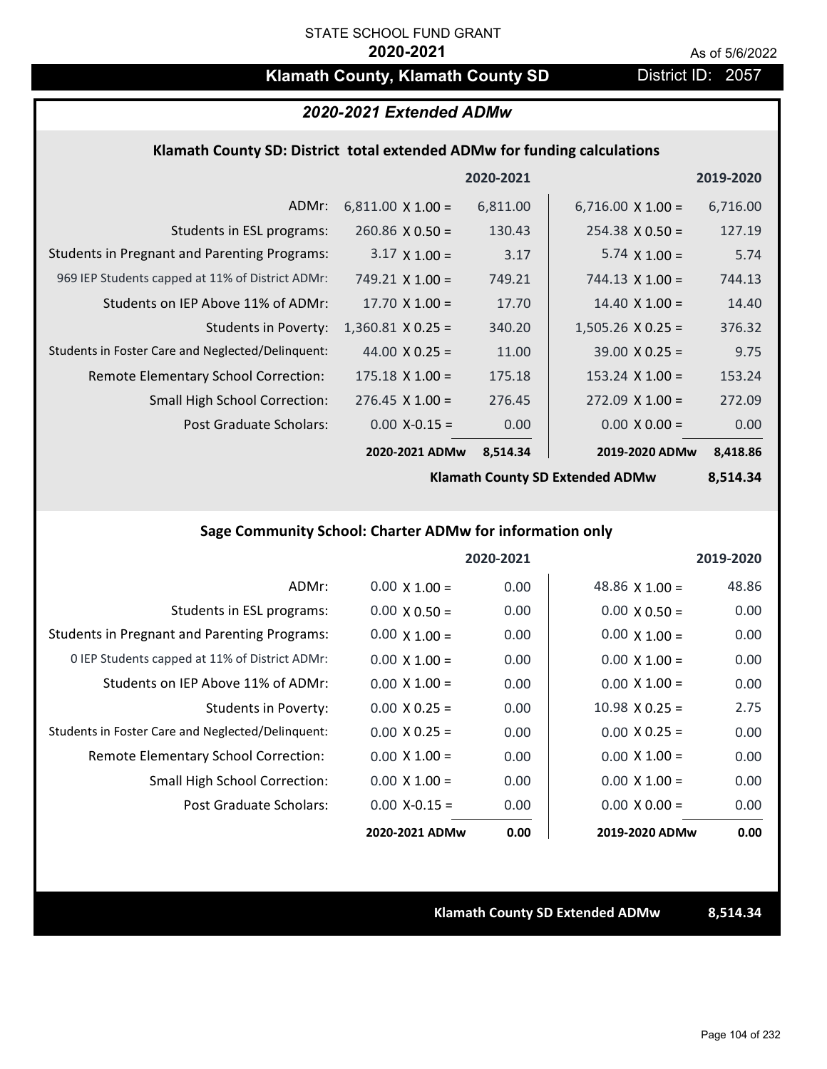STATE SCHOOL FUND GRANT

**2020-2021**

As of 5/6/2022

# Klamath County, Klamath County SD

District ID: 2057

## *2020-2021 Extended ADMw*

### Klamath County SD: District total extended ADMw for funding calculations

| | | 2020-2021 | | 2019-2020 |
|---|---|---|---|---|
| ADMr: | 6,811.00 X 1.00 = | 6,811.00 | 6,716.00 X 1.00 = | 6,716.00 |
| Students in ESL programs: | 260.86 X 0.50 = | 130.43 | 254.38 X 0.50 = | 127.19 |
| Students in Pregnant and Parenting Programs: | 3.17 X 1.00 = | 3.17 | 5.74 X 1.00 = | 5.74 |
| 969 IEP Students capped at 11% of District ADMr: | 749.21 X 1.00 = | 749.21 | 744.13 X 1.00 = | 744.13 |
| Students on IEP Above 11% of ADMr: | 17.70 X 1.00 = | 17.70 | 14.40 X 1.00 = | 14.40 |
| Students in Poverty: | 1,360.81 X 0.25 = | 340.20 | 1,505.26 X 0.25 = | 376.32 |
| Students in Foster Care and Neglected/Delinquent: | 44.00 X 0.25 = | 11.00 | 39.00 X 0.25 = | 9.75 |
| Remote Elementary School Correction: | 175.18 X 1.00 = | 175.18 | 153.24 X 1.00 = | 153.24 |
| Small High School Correction: | 276.45 X 1.00 = | 276.45 | 272.09 X 1.00 = | 272.09 |
| Post Graduate Scholars: | 0.00 X-0.15 = | 0.00 | 0.00 X 0.00 = | 0.00 |
| | **2020-2021 ADMw** | **8,514.34** | **2019-2020 ADMw** | **8,418.86** |

**Klamath County SD Extended ADMw** **8,514.34**

### Sage Community School: Charter ADMw for information only

| | | 2020-2021 | | 2019-2020 |
|---|---|---|---|---|
| ADMr: | 0.00 X 1.00 = | 0.00 | 48.86 X 1.00 = | 48.86 |
| Students in ESL programs: | 0.00 X 0.50 = | 0.00 | 0.00 X 0.50 = | 0.00 |
| Students in Pregnant and Parenting Programs: | 0.00 X 1.00 = | 0.00 | 0.00 X 1.00 = | 0.00 |
| 0 IEP Students capped at 11% of District ADMr: | 0.00 X 1.00 = | 0.00 | 0.00 X 1.00 = | 0.00 |
| Students on IEP Above 11% of ADMr: | 0.00 X 1.00 = | 0.00 | 0.00 X 1.00 = | 0.00 |
| Students in Poverty: | 0.00 X 0.25 = | 0.00 | 10.98 X 0.25 = | 2.75 |
| Students in Foster Care and Neglected/Delinquent: | 0.00 X 0.25 = | 0.00 | 0.00 X 0.25 = | 0.00 |
| Remote Elementary School Correction: | 0.00 X 1.00 = | 0.00 | 0.00 X 1.00 = | 0.00 |
| Small High School Correction: | 0.00 X 1.00 = | 0.00 | 0.00 X 1.00 = | 0.00 |
| Post Graduate Scholars: | 0.00 X-0.15 = | 0.00 | 0.00 X 0.00 = | 0.00 |
| | **2020-2021 ADMw** | **0.00** | **2019-2020 ADMw** | **0.00** |

**Klamath County SD Extended ADMw** **8,514.34**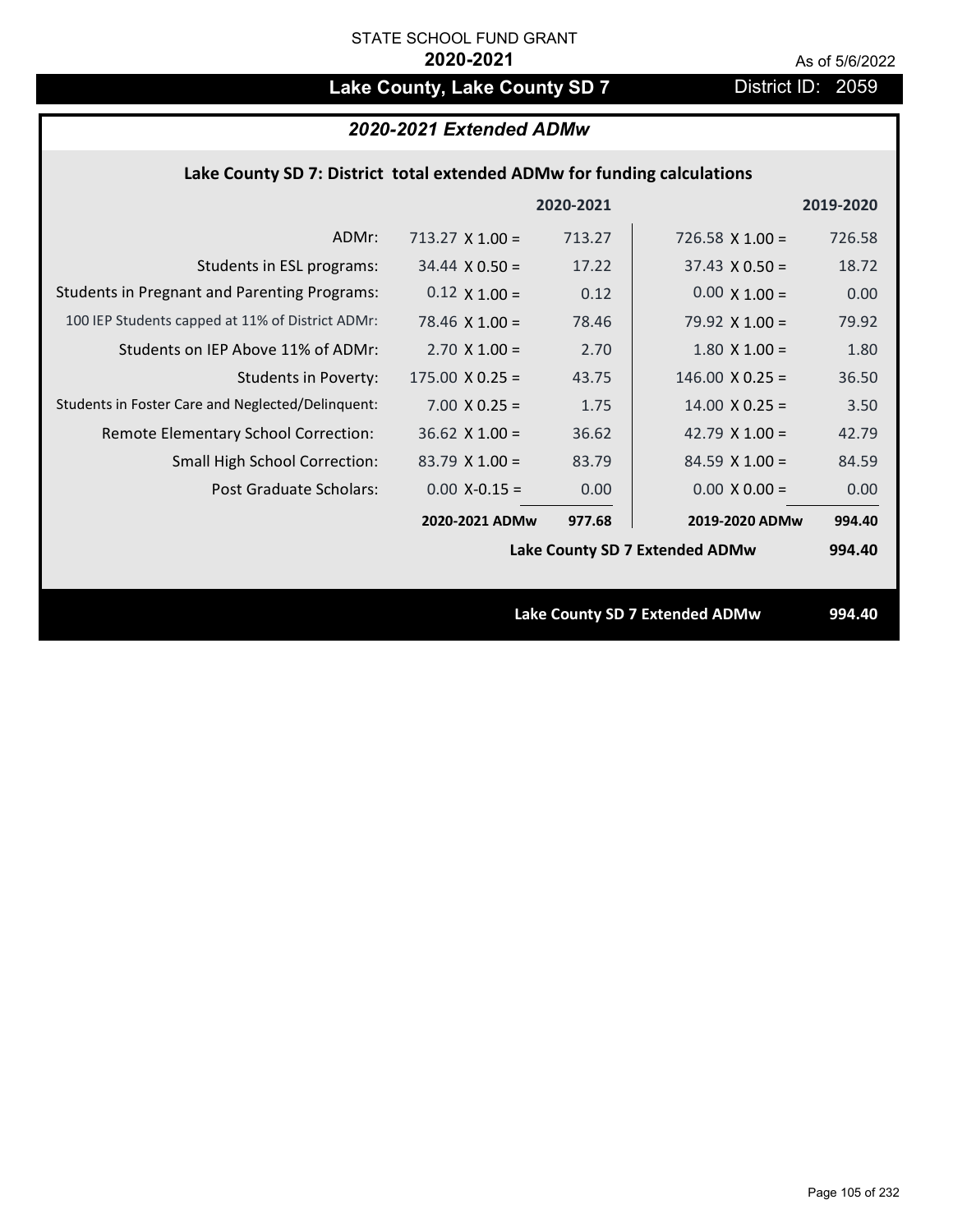STATE SCHOOL FUND GRANT

**2020-2021**

As of 5/6/2022

# Lake County, Lake County SD 7

District ID: 2059

## *2020-2021 Extended ADMw*

### Lake County SD 7: District total extended ADMw for funding calculations

| | | 2020-2021 | | 2019-2020 |
|---|---|---|---|---|
| ADMr: | 713.27 X 1.00 = | 713.27 | 726.58 X 1.00 = | 726.58 |
| Students in ESL programs: | 34.44 X 0.50 = | 17.22 | 37.43 X 0.50 = | 18.72 |
| Students in Pregnant and Parenting Programs: | 0.12 X 1.00 = | 0.12 | 0.00 X 1.00 = | 0.00 |
| 100 IEP Students capped at 11% of District ADMr: | 78.46 X 1.00 = | 78.46 | 79.92 X 1.00 = | 79.92 |
| Students on IEP Above 11% of ADMr: | 2.70 X 1.00 = | 2.70 | 1.80 X 1.00 = | 1.80 |
| Students in Poverty: | 175.00 X 0.25 = | 43.75 | 146.00 X 0.25 = | 36.50 |
| Students in Foster Care and Neglected/Delinquent: | 7.00 X 0.25 = | 1.75 | 14.00 X 0.25 = | 3.50 |
| Remote Elementary School Correction: | 36.62 X 1.00 = | 36.62 | 42.79 X 1.00 = | 42.79 |
| Small High School Correction: | 83.79 X 1.00 = | 83.79 | 84.59 X 1.00 = | 84.59 |
| Post Graduate Scholars: | 0.00 X-0.15 = | 0.00 | 0.00 X 0.00 = | 0.00 |
| | **2020-2021 ADMw** | **977.68** | **2019-2020 ADMw** | **994.40** |
| | | | **Lake County SD 7 Extended ADMw** | **994.40** |

**Lake County SD 7 Extended ADMw** **994.40**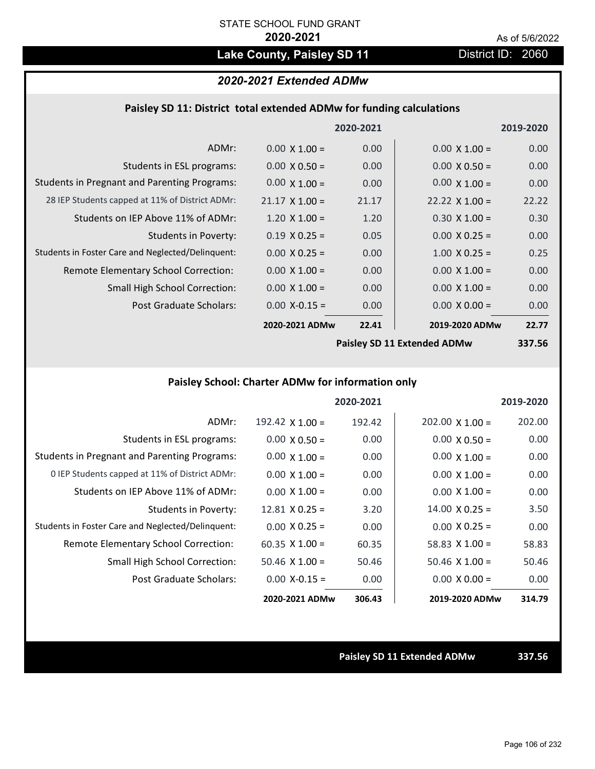STATE SCHOOL FUND GRANT

**2020-2021**

As of 5/6/2022

## Lake County, Paisley SD 11

District ID: 2060

### *2020-2021 Extended ADMw*

#### Paisley SD 11: District total extended ADMw for funding calculations

| | | 2020-2021 | | 2019-2020 |
|---|---|---|---|---|
| ADMr: | 0.00 X 1.00 = | 0.00 | 0.00 X 1.00 = | 0.00 |
| Students in ESL programs: | 0.00 X 0.50 = | 0.00 | 0.00 X 0.50 = | 0.00 |
| Students in Pregnant and Parenting Programs: | 0.00 X 1.00 = | 0.00 | 0.00 X 1.00 = | 0.00 |
| 28 IEP Students capped at 11% of District ADMr: | 21.17 X 1.00 = | 21.17 | 22.22 X 1.00 = | 22.22 |
| Students on IEP Above 11% of ADMr: | 1.20 X 1.00 = | 1.20 | 0.30 X 1.00 = | 0.30 |
| Students in Poverty: | 0.19 X 0.25 = | 0.05 | 0.00 X 0.25 = | 0.00 |
| Students in Foster Care and Neglected/Delinquent: | 0.00 X 0.25 = | 0.00 | 1.00 X 0.25 = | 0.25 |
| Remote Elementary School Correction: | 0.00 X 1.00 = | 0.00 | 0.00 X 1.00 = | 0.00 |
| Small High School Correction: | 0.00 X 1.00 = | 0.00 | 0.00 X 1.00 = | 0.00 |
| Post Graduate Scholars: | 0.00 X-0.15 = | 0.00 | 0.00 X 0.00 = | 0.00 |
| | **2020-2021 ADMw** | **22.41** | **2019-2020 ADMw** | **22.77** |
| | | | **Paisley SD 11 Extended ADMw** | **337.56** |

#### Paisley School: Charter ADMw for information only

| | | 2020-2021 | | 2019-2020 |
|---|---|---|---|---|
| ADMr: | 192.42 X 1.00 = | 192.42 | 202.00 X 1.00 = | 202.00 |
| Students in ESL programs: | 0.00 X 0.50 = | 0.00 | 0.00 X 0.50 = | 0.00 |
| Students in Pregnant and Parenting Programs: | 0.00 X 1.00 = | 0.00 | 0.00 X 1.00 = | 0.00 |
| 0 IEP Students capped at 11% of District ADMr: | 0.00 X 1.00 = | 0.00 | 0.00 X 1.00 = | 0.00 |
| Students on IEP Above 11% of ADMr: | 0.00 X 1.00 = | 0.00 | 0.00 X 1.00 = | 0.00 |
| Students in Poverty: | 12.81 X 0.25 = | 3.20 | 14.00 X 0.25 = | 3.50 |
| Students in Foster Care and Neglected/Delinquent: | 0.00 X 0.25 = | 0.00 | 0.00 X 0.25 = | 0.00 |
| Remote Elementary School Correction: | 60.35 X 1.00 = | 60.35 | 58.83 X 1.00 = | 58.83 |
| Small High School Correction: | 50.46 X 1.00 = | 50.46 | 50.46 X 1.00 = | 50.46 |
| Post Graduate Scholars: | 0.00 X-0.15 = | 0.00 | 0.00 X 0.00 = | 0.00 |
| | **2020-2021 ADMw** | **306.43** | **2019-2020 ADMw** | **314.79** |

**Paisley SD 11 Extended ADMw** **337.56**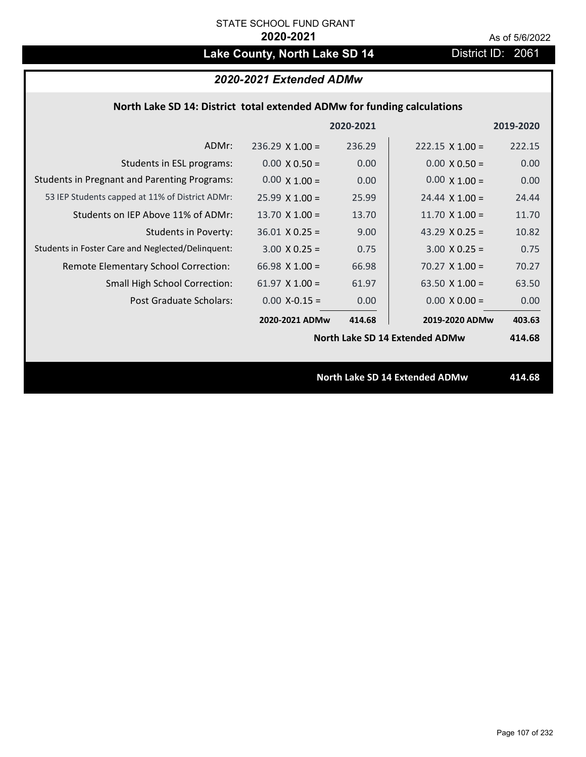STATE SCHOOL FUND GRANT

**2020-2021**

As of 5/6/2022

# Lake County, North Lake SD 14

District ID: 2061

## *2020-2021 Extended ADMw*

### North Lake SD 14: District total extended ADMw for funding calculations

| | | 2020-2021 | | 2019-2020 |
|---|---|---|---|---|
| ADMr: | 236.29 X 1.00 = | 236.29 | 222.15 X 1.00 = | 222.15 |
| Students in ESL programs: | 0.00 X 0.50 = | 0.00 | 0.00 X 0.50 = | 0.00 |
| Students in Pregnant and Parenting Programs: | 0.00 X 1.00 = | 0.00 | 0.00 X 1.00 = | 0.00 |
| 53 IEP Students capped at 11% of District ADMr: | 25.99 X 1.00 = | 25.99 | 24.44 X 1.00 = | 24.44 |
| Students on IEP Above 11% of ADMr: | 13.70 X 1.00 = | 13.70 | 11.70 X 1.00 = | 11.70 |
| Students in Poverty: | 36.01 X 0.25 = | 9.00 | 43.29 X 0.25 = | 10.82 |
| Students in Foster Care and Neglected/Delinquent: | 3.00 X 0.25 = | 0.75 | 3.00 X 0.25 = | 0.75 |
| Remote Elementary School Correction: | 66.98 X 1.00 = | 66.98 | 70.27 X 1.00 = | 70.27 |
| Small High School Correction: | 61.97 X 1.00 = | 61.97 | 63.50 X 1.00 = | 63.50 |
| Post Graduate Scholars: | 0.00 X-0.15 = | 0.00 | 0.00 X 0.00 = | 0.00 |
| | **2020-2021 ADMw** | **414.68** | **2019-2020 ADMw** | **403.63** |
| | | | **North Lake SD 14 Extended ADMw** | **414.68** |

**North Lake SD 14 Extended ADMw** **414.68**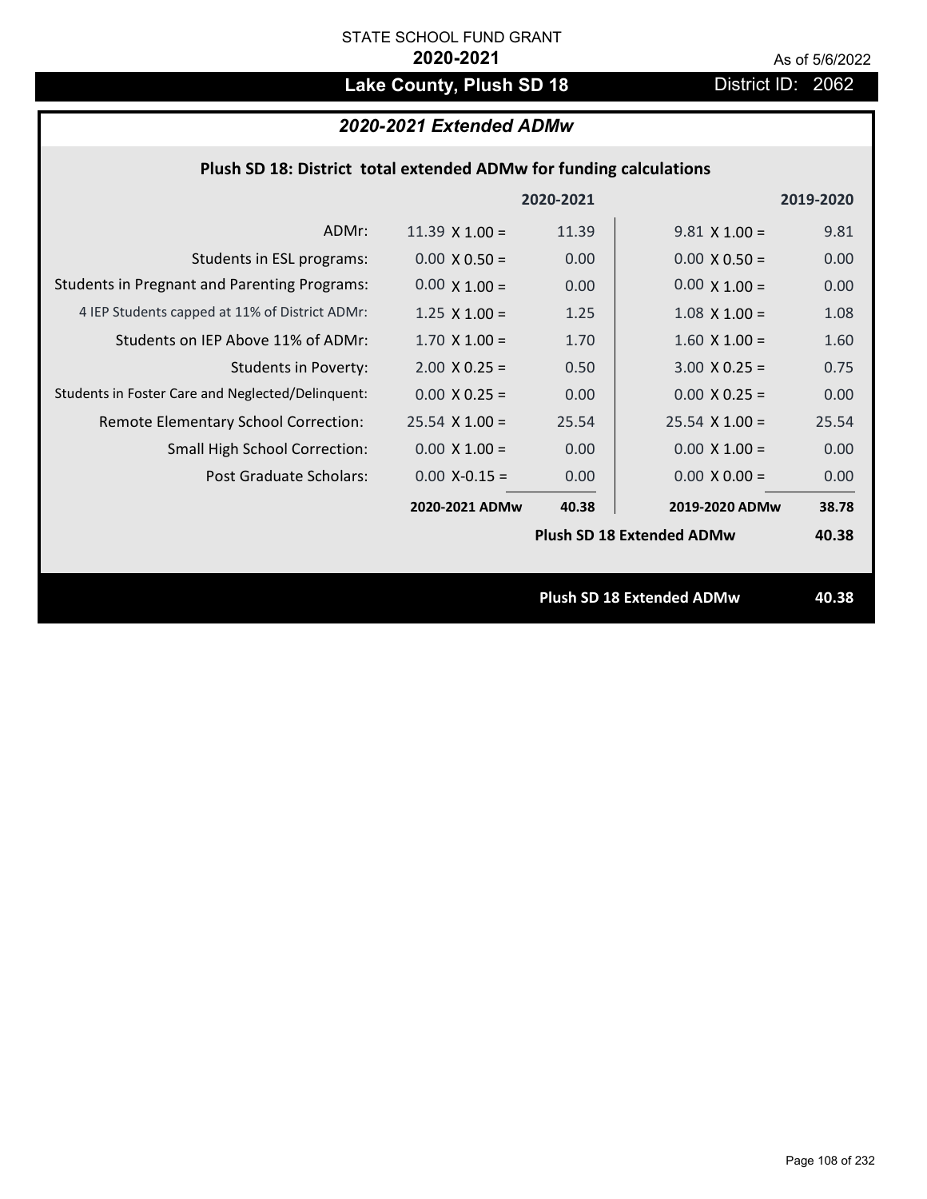STATE SCHOOL FUND GRANT

**2020-2021**

As of 5/6/2022

# Lake County, Plush SD 18

District ID: 2062

## *2020-2021 Extended ADMw*

### Plush SD 18: District total extended ADMw for funding calculations

| | | 2020-2021 | | 2019-2020 |
|---|---|---|---|---|
| ADMr: | 11.39 X 1.00 = | 11.39 | 9.81 X 1.00 = | 9.81 |
| Students in ESL programs: | 0.00 X 0.50 = | 0.00 | 0.00 X 0.50 = | 0.00 |
| Students in Pregnant and Parenting Programs: | 0.00 X 1.00 = | 0.00 | 0.00 X 1.00 = | 0.00 |
| 4 IEP Students capped at 11% of District ADMr: | 1.25 X 1.00 = | 1.25 | 1.08 X 1.00 = | 1.08 |
| Students on IEP Above 11% of ADMr: | 1.70 X 1.00 = | 1.70 | 1.60 X 1.00 = | 1.60 |
| Students in Poverty: | 2.00 X 0.25 = | 0.50 | 3.00 X 0.25 = | 0.75 |
| Students in Foster Care and Neglected/Delinquent: | 0.00 X 0.25 = | 0.00 | 0.00 X 0.25 = | 0.00 |
| Remote Elementary School Correction: | 25.54 X 1.00 = | 25.54 | 25.54 X 1.00 = | 25.54 |
| Small High School Correction: | 0.00 X 1.00 = | 0.00 | 0.00 X 1.00 = | 0.00 |
| Post Graduate Scholars: | 0.00 X-0.15 = | 0.00 | 0.00 X 0.00 = | 0.00 |
| | **2020-2021 ADMw** | **40.38** | **2019-2020 ADMw** | **38.78** |
| | | | **Plush SD 18 Extended ADMw** | **40.38** |

**Plush SD 18 Extended ADMw** **40.38**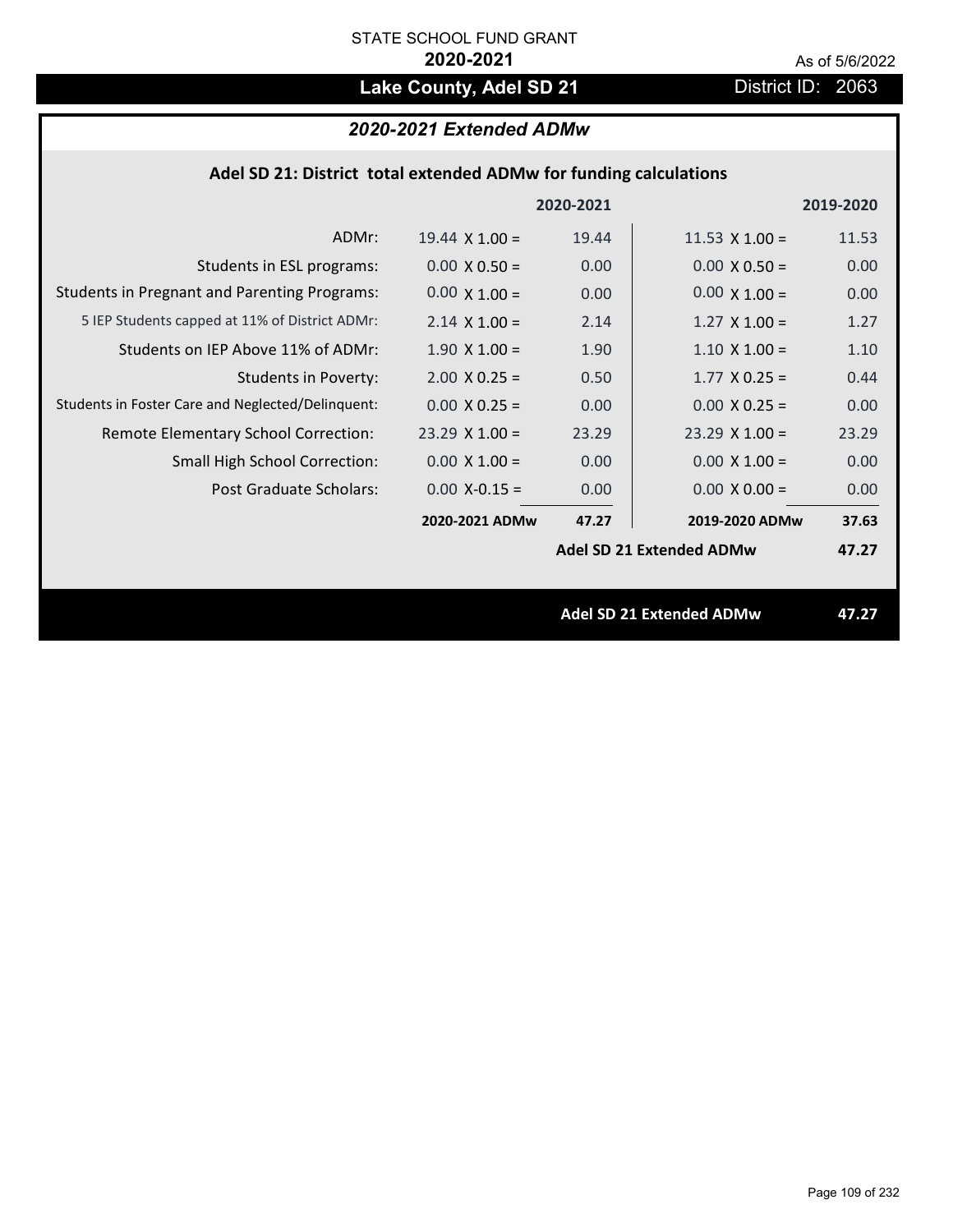STATE SCHOOL FUND GRANT

**2020-2021**

As of 5/6/2022

## Lake County, Adel SD 21

District ID: 2063

### *2020-2021 Extended ADMw*

#### Adel SD 21: District total extended ADMw for funding calculations

| | | 2020-2021 | | 2019-2020 |
|---|---|---|---|---|
| ADMr: | 19.44 X 1.00 = | 19.44 | 11.53 X 1.00 = | 11.53 |
| Students in ESL programs: | 0.00 X 0.50 = | 0.00 | 0.00 X 0.50 = | 0.00 |
| Students in Pregnant and Parenting Programs: | 0.00 X 1.00 = | 0.00 | 0.00 X 1.00 = | 0.00 |
| 5 IEP Students capped at 11% of District ADMr: | 2.14 X 1.00 = | 2.14 | 1.27 X 1.00 = | 1.27 |
| Students on IEP Above 11% of ADMr: | 1.90 X 1.00 = | 1.90 | 1.10 X 1.00 = | 1.10 |
| Students in Poverty: | 2.00 X 0.25 = | 0.50 | 1.77 X 0.25 = | 0.44 |
| Students in Foster Care and Neglected/Delinquent: | 0.00 X 0.25 = | 0.00 | 0.00 X 0.25 = | 0.00 |
| Remote Elementary School Correction: | 23.29 X 1.00 = | 23.29 | 23.29 X 1.00 = | 23.29 |
| Small High School Correction: | 0.00 X 1.00 = | 0.00 | 0.00 X 1.00 = | 0.00 |
| Post Graduate Scholars: | 0.00 X-0.15 = | 0.00 | 0.00 X 0.00 = | 0.00 |
| | **2020-2021 ADMw** | **47.27** | **2019-2020 ADMw** | **37.63** |
| | | | **Adel SD 21 Extended ADMw** | **47.27** |

**Adel SD 21 Extended ADMw 47.27**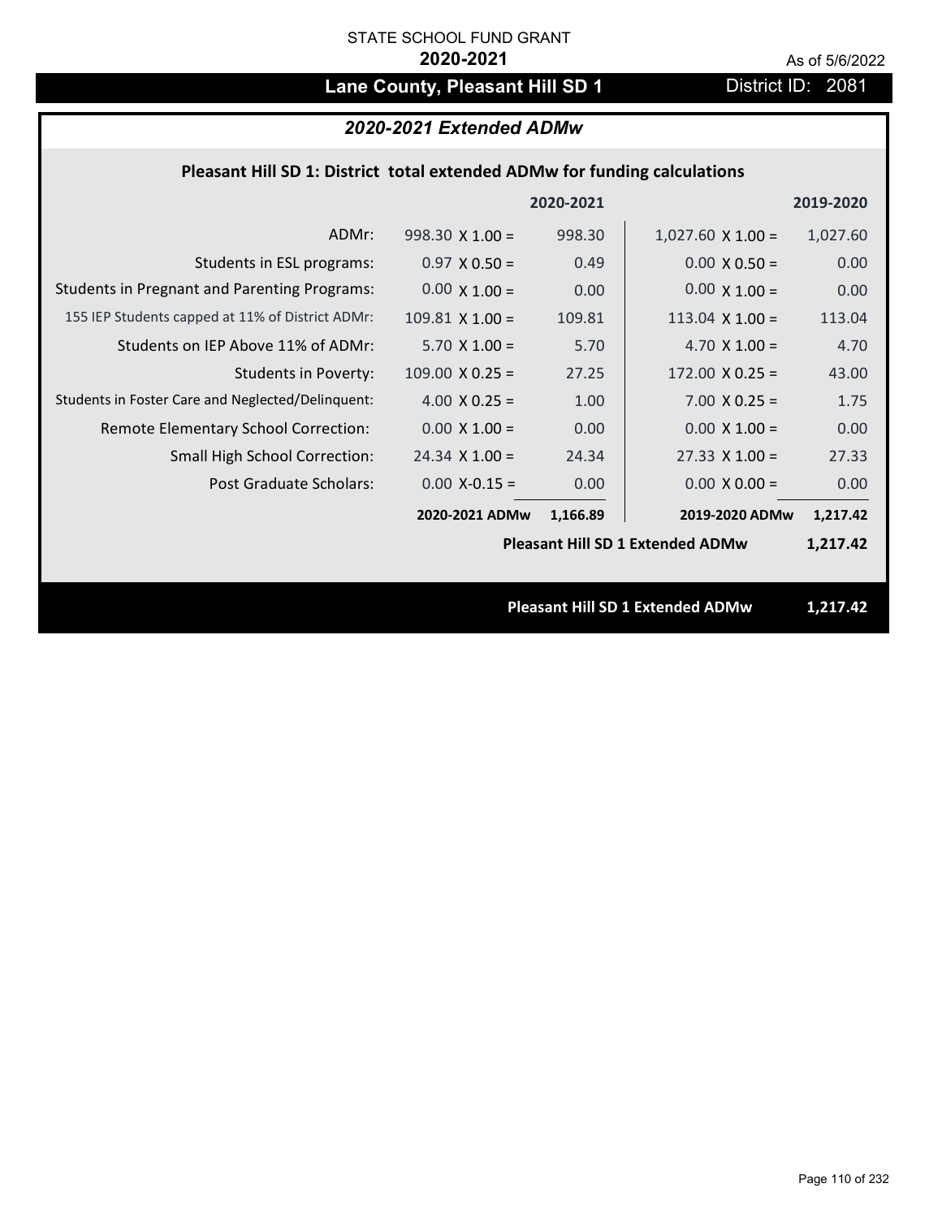STATE SCHOOL FUND GRANT

**2020-2021**

As of 5/6/2022

# Lane County, Pleasant Hill SD 1

District ID: 2081

## *2020-2021 Extended ADMw*

### Pleasant Hill SD 1: District total extended ADMw for funding calculations

| | 2020-2021 | | 2019-2020 | |
|---|---|---|---|---|
| ADMr: | 998.30 X 1.00 = | 998.30 | 1,027.60 X 1.00 = | 1,027.60 |
| Students in ESL programs: | 0.97 X 0.50 = | 0.49 | 0.00 X 0.50 = | 0.00 |
| Students in Pregnant and Parenting Programs: | 0.00 X 1.00 = | 0.00 | 0.00 X 1.00 = | 0.00 |
| 155 IEP Students capped at 11% of District ADMr: | 109.81 X 1.00 = | 109.81 | 113.04 X 1.00 = | 113.04 |
| Students on IEP Above 11% of ADMr: | 5.70 X 1.00 = | 5.70 | 4.70 X 1.00 = | 4.70 |
| Students in Poverty: | 109.00 X 0.25 = | 27.25 | 172.00 X 0.25 = | 43.00 |
| Students in Foster Care and Neglected/Delinquent: | 4.00 X 0.25 = | 1.00 | 7.00 X 0.25 = | 1.75 |
| Remote Elementary School Correction: | 0.00 X 1.00 = | 0.00 | 0.00 X 1.00 = | 0.00 |
| Small High School Correction: | 24.34 X 1.00 = | 24.34 | 27.33 X 1.00 = | 27.33 |
| Post Graduate Scholars: | 0.00 X-0.15 = | 0.00 | 0.00 X 0.00 = | 0.00 |
| | **2020-2021 ADMw** | **1,166.89** | **2019-2020 ADMw** | **1,217.42** |
| | | | **Pleasant Hill SD 1 Extended ADMw** | **1,217.42** |

**Pleasant Hill SD 1 Extended ADMw** **1,217.42**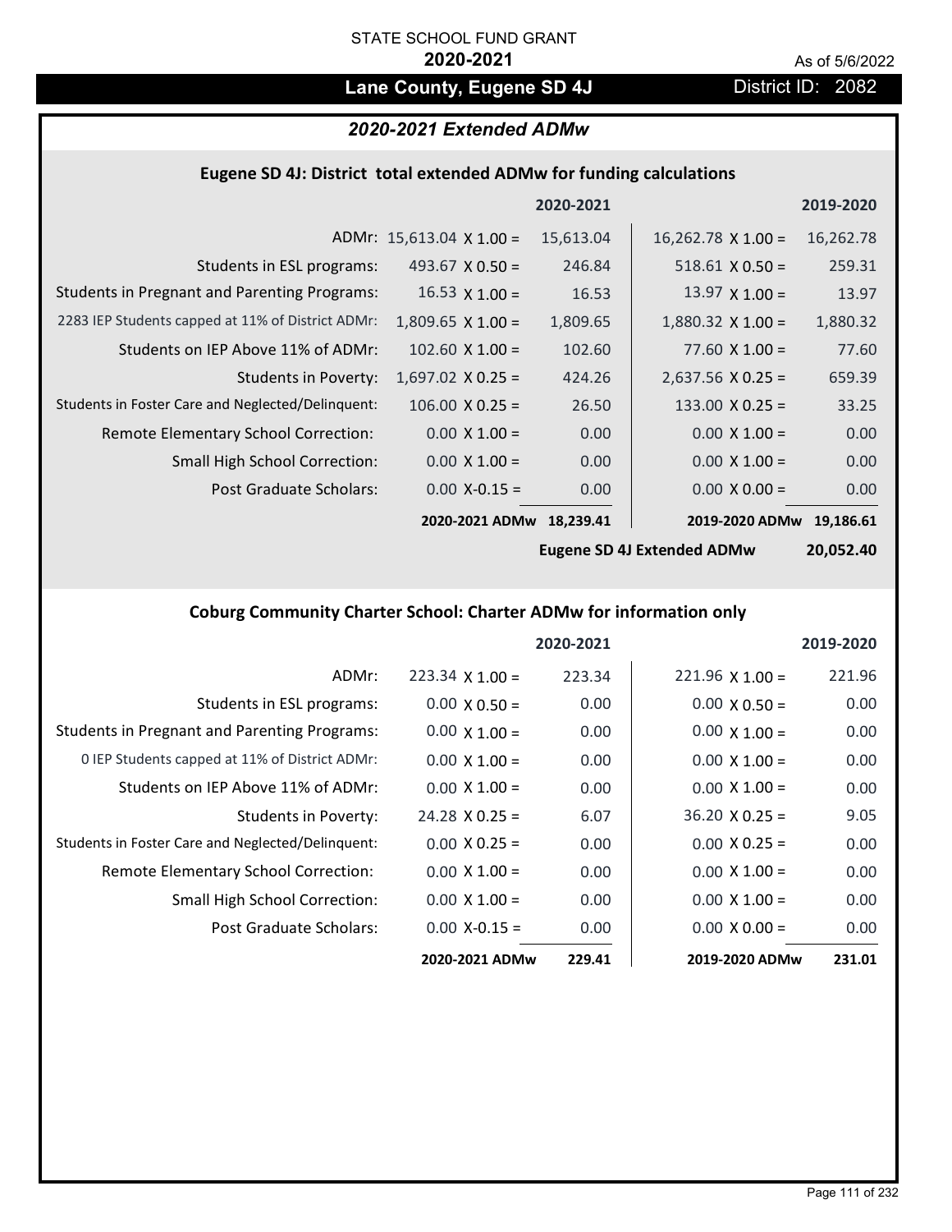STATE SCHOOL FUND GRANT

**2020-2021**

As of 5/6/2022

# Lane County, Eugene SD 4J

District ID: 2082

## *2020-2021 Extended ADMw*

### Eugene SD 4J: District total extended ADMw for funding calculations

| | | 2020-2021 | | 2019-2020 |
|---|---|---|---|---|
| ADMr: | 15,613.04 X 1.00 = | 15,613.04 | 16,262.78 X 1.00 = | 16,262.78 |
| Students in ESL programs: | 493.67 X 0.50 = | 246.84 | 518.61 X 0.50 = | 259.31 |
| Students in Pregnant and Parenting Programs: | 16.53 X 1.00 = | 16.53 | 13.97 X 1.00 = | 13.97 |
| 2283 IEP Students capped at 11% of District ADMr: | 1,809.65 X 1.00 = | 1,809.65 | 1,880.32 X 1.00 = | 1,880.32 |
| Students on IEP Above 11% of ADMr: | 102.60 X 1.00 = | 102.60 | 77.60 X 1.00 = | 77.60 |
| Students in Poverty: | 1,697.02 X 0.25 = | 424.26 | 2,637.56 X 0.25 = | 659.39 |
| Students in Foster Care and Neglected/Delinquent: | 106.00 X 0.25 = | 26.50 | 133.00 X 0.25 = | 33.25 |
| Remote Elementary School Correction: | 0.00 X 1.00 = | 0.00 | 0.00 X 1.00 = | 0.00 |
| Small High School Correction: | 0.00 X 1.00 = | 0.00 | 0.00 X 1.00 = | 0.00 |
| Post Graduate Scholars: | 0.00 X-0.15 = | 0.00 | 0.00 X 0.00 = | 0.00 |
| | **2020-2021 ADMw** | **18,239.41** | **2019-2020 ADMw** | **19,186.61** |
| | | | **Eugene SD 4J Extended ADMw** | **20,052.40** |

### Coburg Community Charter School: Charter ADMw for information only

| | | 2020-2021 | | 2019-2020 |
|---|---|---|---|---|
| ADMr: | 223.34 X 1.00 = | 223.34 | 221.96 X 1.00 = | 221.96 |
| Students in ESL programs: | 0.00 X 0.50 = | 0.00 | 0.00 X 0.50 = | 0.00 |
| Students in Pregnant and Parenting Programs: | 0.00 X 1.00 = | 0.00 | 0.00 X 1.00 = | 0.00 |
| 0 IEP Students capped at 11% of District ADMr: | 0.00 X 1.00 = | 0.00 | 0.00 X 1.00 = | 0.00 |
| Students on IEP Above 11% of ADMr: | 0.00 X 1.00 = | 0.00 | 0.00 X 1.00 = | 0.00 |
| Students in Poverty: | 24.28 X 0.25 = | 6.07 | 36.20 X 0.25 = | 9.05 |
| Students in Foster Care and Neglected/Delinquent: | 0.00 X 0.25 = | 0.00 | 0.00 X 0.25 = | 0.00 |
| Remote Elementary School Correction: | 0.00 X 1.00 = | 0.00 | 0.00 X 1.00 = | 0.00 |
| Small High School Correction: | 0.00 X 1.00 = | 0.00 | 0.00 X 1.00 = | 0.00 |
| Post Graduate Scholars: | 0.00 X-0.15 = | 0.00 | 0.00 X 0.00 = | 0.00 |
| | **2020-2021 ADMw** | **229.41** | **2019-2020 ADMw** | **231.01** |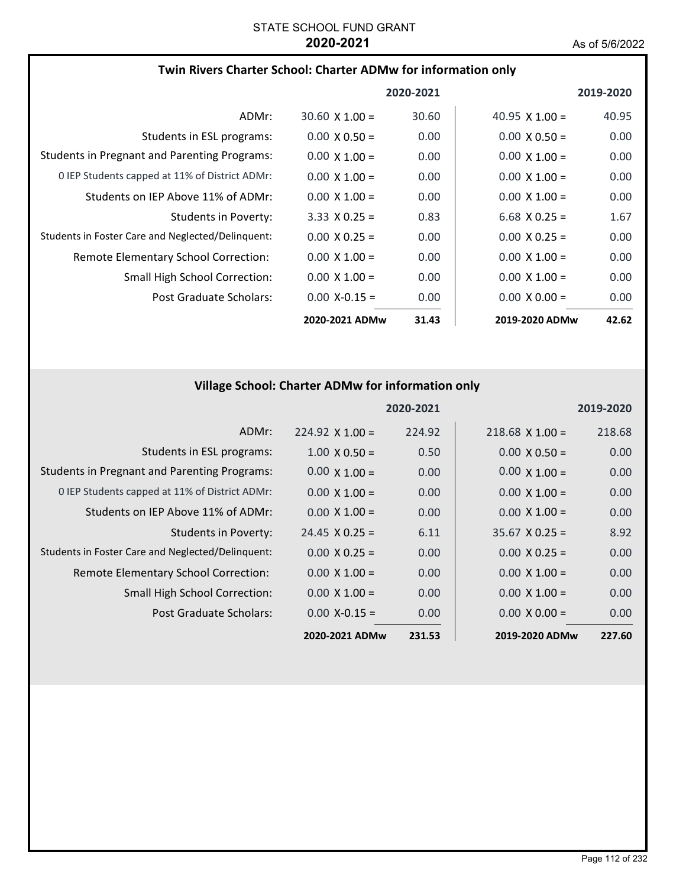STATE SCHOOL FUND GRANT
**2020-2021**

As of 5/6/2022

## Twin Rivers Charter School: Charter ADMw for information only

| | 2020-2021 | | 2019-2020 | |
|---|---|---|---|---|
| ADMr: | 30.60 X 1.00 = | 30.60 | 40.95 X 1.00 = | 40.95 |
| Students in ESL programs: | 0.00 X 0.50 = | 0.00 | 0.00 X 0.50 = | 0.00 |
| Students in Pregnant and Parenting Programs: | 0.00 X 1.00 = | 0.00 | 0.00 X 1.00 = | 0.00 |
| 0 IEP Students capped at 11% of District ADMr: | 0.00 X 1.00 = | 0.00 | 0.00 X 1.00 = | 0.00 |
| Students on IEP Above 11% of ADMr: | 0.00 X 1.00 = | 0.00 | 0.00 X 1.00 = | 0.00 |
| Students in Poverty: | 3.33 X 0.25 = | 0.83 | 6.68 X 0.25 = | 1.67 |
| Students in Foster Care and Neglected/Delinquent: | 0.00 X 0.25 = | 0.00 | 0.00 X 0.25 = | 0.00 |
| Remote Elementary School Correction: | 0.00 X 1.00 = | 0.00 | 0.00 X 1.00 = | 0.00 |
| Small High School Correction: | 0.00 X 1.00 = | 0.00 | 0.00 X 1.00 = | 0.00 |
| Post Graduate Scholars: | 0.00 X-0.15 = | 0.00 | 0.00 X 0.00 = | 0.00 |
| | **2020-2021 ADMw** | **31.43** | **2019-2020 ADMw** | **42.62** |

## Village School: Charter ADMw for information only

| | 2020-2021 | | 2019-2020 | |
|---|---|---|---|---|
| ADMr: | 224.92 X 1.00 = | 224.92 | 218.68 X 1.00 = | 218.68 |
| Students in ESL programs: | 1.00 X 0.50 = | 0.50 | 0.00 X 0.50 = | 0.00 |
| Students in Pregnant and Parenting Programs: | 0.00 X 1.00 = | 0.00 | 0.00 X 1.00 = | 0.00 |
| 0 IEP Students capped at 11% of District ADMr: | 0.00 X 1.00 = | 0.00 | 0.00 X 1.00 = | 0.00 |
| Students on IEP Above 11% of ADMr: | 0.00 X 1.00 = | 0.00 | 0.00 X 1.00 = | 0.00 |
| Students in Poverty: | 24.45 X 0.25 = | 6.11 | 35.67 X 0.25 = | 8.92 |
| Students in Foster Care and Neglected/Delinquent: | 0.00 X 0.25 = | 0.00 | 0.00 X 0.25 = | 0.00 |
| Remote Elementary School Correction: | 0.00 X 1.00 = | 0.00 | 0.00 X 1.00 = | 0.00 |
| Small High School Correction: | 0.00 X 1.00 = | 0.00 | 0.00 X 1.00 = | 0.00 |
| Post Graduate Scholars: | 0.00 X-0.15 = | 0.00 | 0.00 X 0.00 = | 0.00 |
| | **2020-2021 ADMw** | **231.53** | **2019-2020 ADMw** | **227.60** |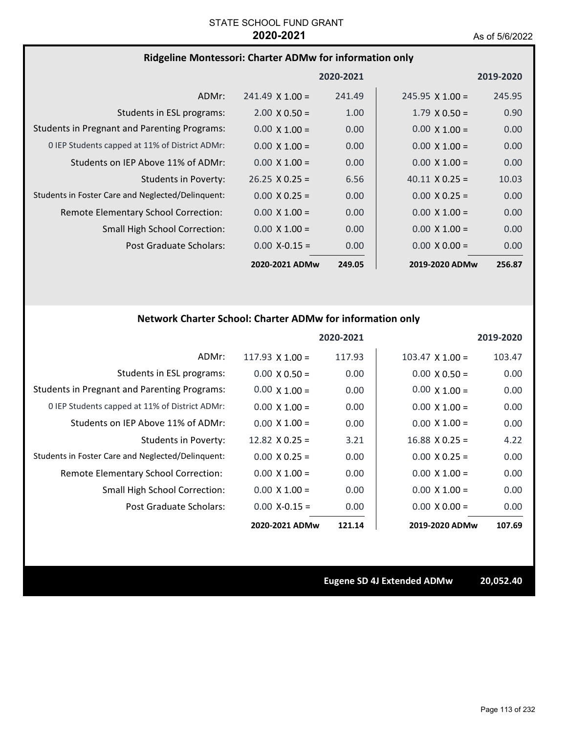STATE SCHOOL FUND GRANT
**2020-2021**
As of 5/6/2022

## Ridgeline Montessori: Charter ADMw for information only

| | | 2020-2021 | | 2019-2020 |
|---|---|---|---|---|
| ADMr: | 241.49 X 1.00 = | 241.49 | 245.95 X 1.00 = | 245.95 |
| Students in ESL programs: | 2.00 X 0.50 = | 1.00 | 1.79 X 0.50 = | 0.90 |
| Students in Pregnant and Parenting Programs: | 0.00 X 1.00 = | 0.00 | 0.00 X 1.00 = | 0.00 |
| 0 IEP Students capped at 11% of District ADMr: | 0.00 X 1.00 = | 0.00 | 0.00 X 1.00 = | 0.00 |
| Students on IEP Above 11% of ADMr: | 0.00 X 1.00 = | 0.00 | 0.00 X 1.00 = | 0.00 |
| Students in Poverty: | 26.25 X 0.25 = | 6.56 | 40.11 X 0.25 = | 10.03 |
| Students in Foster Care and Neglected/Delinquent: | 0.00 X 0.25 = | 0.00 | 0.00 X 0.25 = | 0.00 |
| Remote Elementary School Correction: | 0.00 X 1.00 = | 0.00 | 0.00 X 1.00 = | 0.00 |
| Small High School Correction: | 0.00 X 1.00 = | 0.00 | 0.00 X 1.00 = | 0.00 |
| Post Graduate Scholars: | 0.00 X-0.15 = | 0.00 | 0.00 X 0.00 = | 0.00 |
| | **2020-2021 ADMw** | **249.05** | **2019-2020 ADMw** | **256.87** |

## Network Charter School: Charter ADMw for information only

| | | 2020-2021 | | 2019-2020 |
|---|---|---|---|---|
| ADMr: | 117.93 X 1.00 = | 117.93 | 103.47 X 1.00 = | 103.47 |
| Students in ESL programs: | 0.00 X 0.50 = | 0.00 | 0.00 X 0.50 = | 0.00 |
| Students in Pregnant and Parenting Programs: | 0.00 X 1.00 = | 0.00 | 0.00 X 1.00 = | 0.00 |
| 0 IEP Students capped at 11% of District ADMr: | 0.00 X 1.00 = | 0.00 | 0.00 X 1.00 = | 0.00 |
| Students on IEP Above 11% of ADMr: | 0.00 X 1.00 = | 0.00 | 0.00 X 1.00 = | 0.00 |
| Students in Poverty: | 12.82 X 0.25 = | 3.21 | 16.88 X 0.25 = | 4.22 |
| Students in Foster Care and Neglected/Delinquent: | 0.00 X 0.25 = | 0.00 | 0.00 X 0.25 = | 0.00 |
| Remote Elementary School Correction: | 0.00 X 1.00 = | 0.00 | 0.00 X 1.00 = | 0.00 |
| Small High School Correction: | 0.00 X 1.00 = | 0.00 | 0.00 X 1.00 = | 0.00 |
| Post Graduate Scholars: | 0.00 X-0.15 = | 0.00 | 0.00 X 0.00 = | 0.00 |
| | **2020-2021 ADMw** | **121.14** | **2019-2020 ADMw** | **107.69** |

**Eugene SD 4J Extended ADMw** **20,052.40**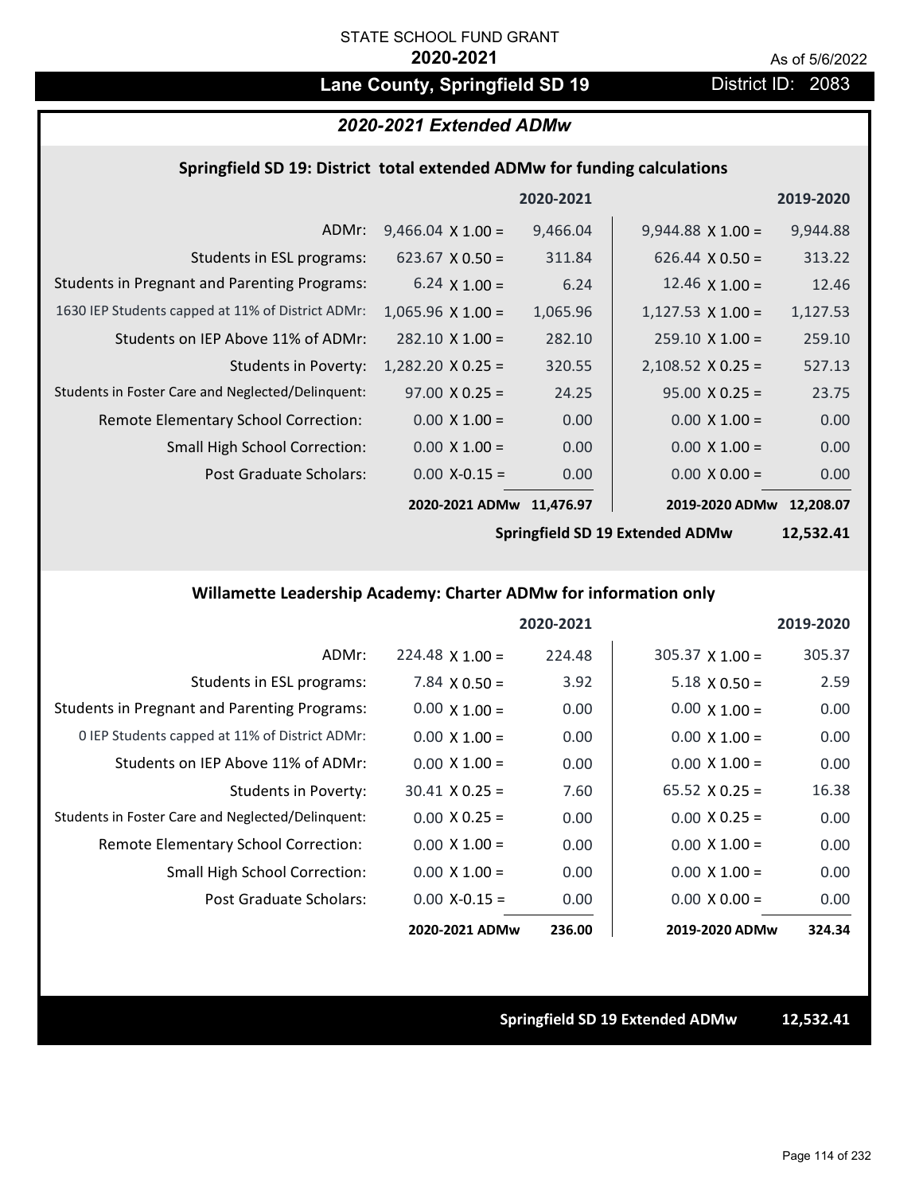STATE SCHOOL FUND GRANT

**2020-2021**

As of 5/6/2022

# Lane County, Springfield SD 19

District ID: 2083

## *2020-2021 Extended ADMw*

### Springfield SD 19: District total extended ADMw for funding calculations

| | | 2020-2021 | | 2019-2020 |
|---|---|---|---|---|
| ADMr: | 9,466.04 X 1.00 = | 9,466.04 | 9,944.88 X 1.00 = | 9,944.88 |
| Students in ESL programs: | 623.67 X 0.50 = | 311.84 | 626.44 X 0.50 = | 313.22 |
| Students in Pregnant and Parenting Programs: | 6.24 X 1.00 = | 6.24 | 12.46 X 1.00 = | 12.46 |
| 1630 IEP Students capped at 11% of District ADMr: | 1,065.96 X 1.00 = | 1,065.96 | 1,127.53 X 1.00 = | 1,127.53 |
| Students on IEP Above 11% of ADMr: | 282.10 X 1.00 = | 282.10 | 259.10 X 1.00 = | 259.10 |
| Students in Poverty: | 1,282.20 X 0.25 = | 320.55 | 2,108.52 X 0.25 = | 527.13 |
| Students in Foster Care and Neglected/Delinquent: | 97.00 X 0.25 = | 24.25 | 95.00 X 0.25 = | 23.75 |
| Remote Elementary School Correction: | 0.00 X 1.00 = | 0.00 | 0.00 X 1.00 = | 0.00 |
| Small High School Correction: | 0.00 X 1.00 = | 0.00 | 0.00 X 1.00 = | 0.00 |
| Post Graduate Scholars: | 0.00 X-0.15 = | 0.00 | 0.00 X 0.00 = | 0.00 |
| | **2020-2021 ADMw** | **11,476.97** | **2019-2020 ADMw** | **12,208.07** |
| | | | **Springfield SD 19 Extended ADMw** | **12,532.41** |

### Willamette Leadership Academy: Charter ADMw for information only

| | | 2020-2021 | | 2019-2020 |
|---|---|---|---|---|
| ADMr: | 224.48 X 1.00 = | 224.48 | 305.37 X 1.00 = | 305.37 |
| Students in ESL programs: | 7.84 X 0.50 = | 3.92 | 5.18 X 0.50 = | 2.59 |
| Students in Pregnant and Parenting Programs: | 0.00 X 1.00 = | 0.00 | 0.00 X 1.00 = | 0.00 |
| 0 IEP Students capped at 11% of District ADMr: | 0.00 X 1.00 = | 0.00 | 0.00 X 1.00 = | 0.00 |
| Students on IEP Above 11% of ADMr: | 0.00 X 1.00 = | 0.00 | 0.00 X 1.00 = | 0.00 |
| Students in Poverty: | 30.41 X 0.25 = | 7.60 | 65.52 X 0.25 = | 16.38 |
| Students in Foster Care and Neglected/Delinquent: | 0.00 X 0.25 = | 0.00 | 0.00 X 0.25 = | 0.00 |
| Remote Elementary School Correction: | 0.00 X 1.00 = | 0.00 | 0.00 X 1.00 = | 0.00 |
| Small High School Correction: | 0.00 X 1.00 = | 0.00 | 0.00 X 1.00 = | 0.00 |
| Post Graduate Scholars: | 0.00 X-0.15 = | 0.00 | 0.00 X 0.00 = | 0.00 |
| | **2020-2021 ADMw** | **236.00** | **2019-2020 ADMw** | **324.34** |

**Springfield SD 19 Extended ADMw** **12,532.41**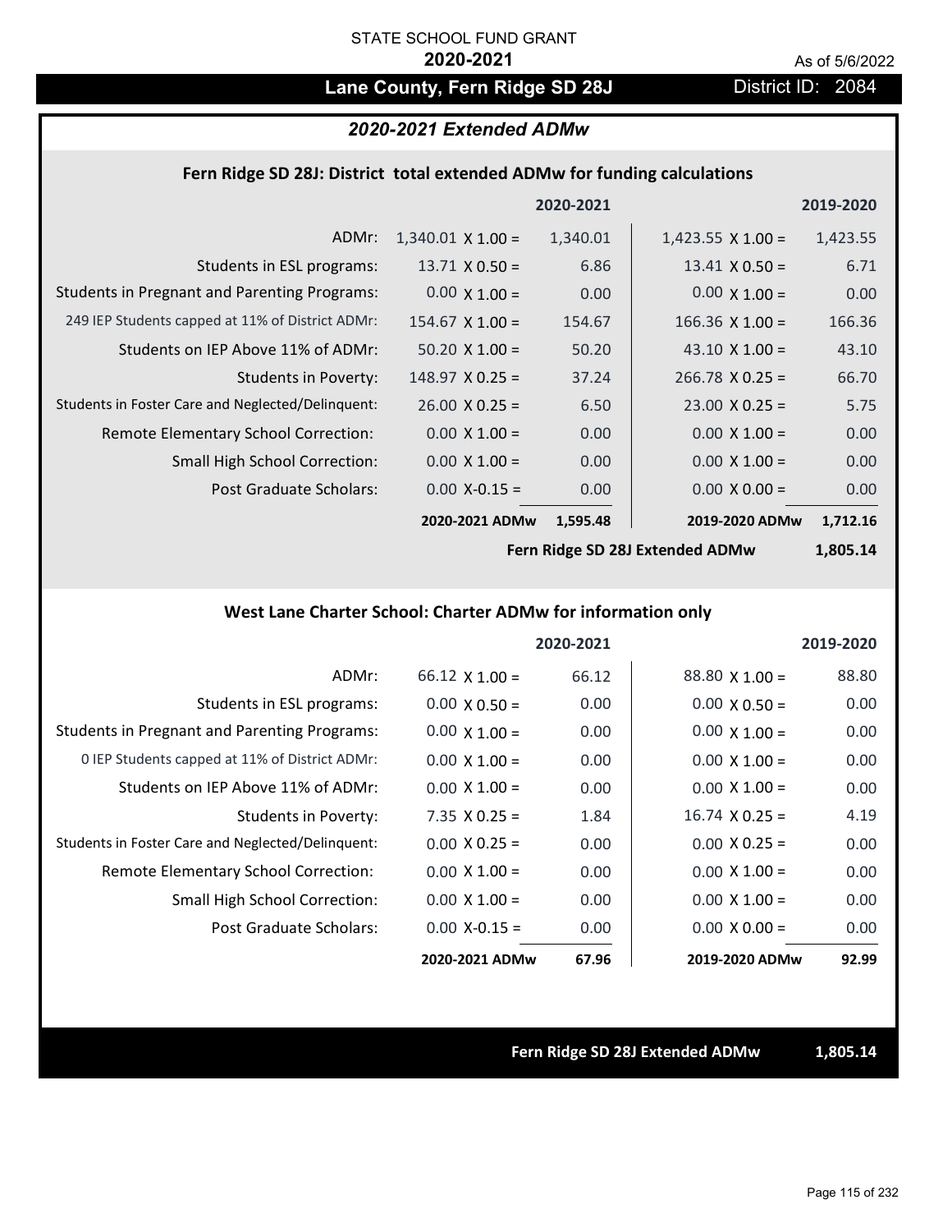STATE SCHOOL FUND GRANT

**2020-2021**

As of 5/6/2022

# Lane County, Fern Ridge SD 28J

District ID: 2084

## *2020-2021 Extended ADMw*

### Fern Ridge SD 28J: District total extended ADMw for funding calculations

| | | 2020-2021 | | 2019-2020 |
|---|---|---|---|---|
| ADMr: | 1,340.01 X 1.00 = | 1,340.01 | 1,423.55 X 1.00 = | 1,423.55 |
| Students in ESL programs: | 13.71 X 0.50 = | 6.86 | 13.41 X 0.50 = | 6.71 |
| Students in Pregnant and Parenting Programs: | 0.00 X 1.00 = | 0.00 | 0.00 X 1.00 = | 0.00 |
| 249 IEP Students capped at 11% of District ADMr: | 154.67 X 1.00 = | 154.67 | 166.36 X 1.00 = | 166.36 |
| Students on IEP Above 11% of ADMr: | 50.20 X 1.00 = | 50.20 | 43.10 X 1.00 = | 43.10 |
| Students in Poverty: | 148.97 X 0.25 = | 37.24 | 266.78 X 0.25 = | 66.70 |
| Students in Foster Care and Neglected/Delinquent: | 26.00 X 0.25 = | 6.50 | 23.00 X 0.25 = | 5.75 |
| Remote Elementary School Correction: | 0.00 X 1.00 = | 0.00 | 0.00 X 1.00 = | 0.00 |
| Small High School Correction: | 0.00 X 1.00 = | 0.00 | 0.00 X 1.00 = | 0.00 |
| Post Graduate Scholars: | 0.00 X-0.15 = | 0.00 | 0.00 X 0.00 = | 0.00 |
| | **2020-2021 ADMw** | **1,595.48** | **2019-2020 ADMw** | **1,712.16** |
| | | | **Fern Ridge SD 28J Extended ADMw** | **1,805.14** |

### West Lane Charter School: Charter ADMw for information only

| | | 2020-2021 | | 2019-2020 |
|---|---|---|---|---|
| ADMr: | 66.12 X 1.00 = | 66.12 | 88.80 X 1.00 = | 88.80 |
| Students in ESL programs: | 0.00 X 0.50 = | 0.00 | 0.00 X 0.50 = | 0.00 |
| Students in Pregnant and Parenting Programs: | 0.00 X 1.00 = | 0.00 | 0.00 X 1.00 = | 0.00 |
| 0 IEP Students capped at 11% of District ADMr: | 0.00 X 1.00 = | 0.00 | 0.00 X 1.00 = | 0.00 |
| Students on IEP Above 11% of ADMr: | 0.00 X 1.00 = | 0.00 | 0.00 X 1.00 = | 0.00 |
| Students in Poverty: | 7.35 X 0.25 = | 1.84 | 16.74 X 0.25 = | 4.19 |
| Students in Foster Care and Neglected/Delinquent: | 0.00 X 0.25 = | 0.00 | 0.00 X 0.25 = | 0.00 |
| Remote Elementary School Correction: | 0.00 X 1.00 = | 0.00 | 0.00 X 1.00 = | 0.00 |
| Small High School Correction: | 0.00 X 1.00 = | 0.00 | 0.00 X 1.00 = | 0.00 |
| Post Graduate Scholars: | 0.00 X-0.15 = | 0.00 | 0.00 X 0.00 = | 0.00 |
| | **2020-2021 ADMw** | **67.96** | **2019-2020 ADMw** | **92.99** |

**Fern Ridge SD 28J Extended ADMw** **1,805.14**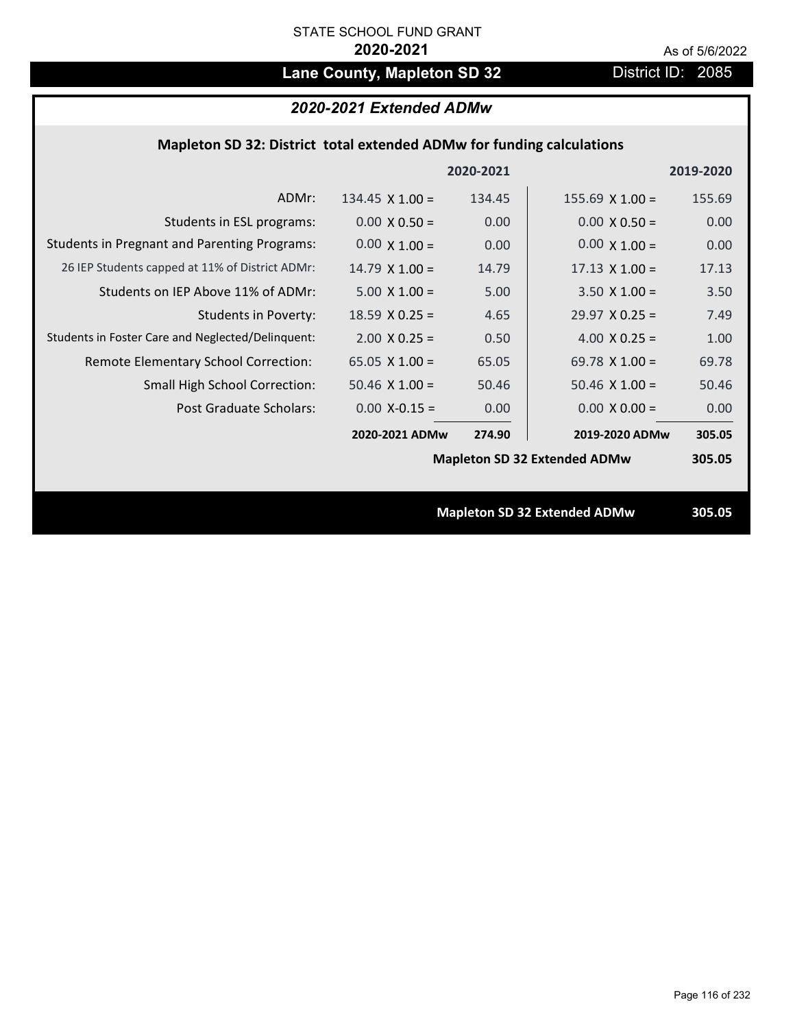STATE SCHOOL FUND GRANT

**2020-2021**

As of 5/6/2022

# Lane County, Mapleton SD 32

District ID: 2085

## *2020-2021 Extended ADMw*

### Mapleton SD 32: District total extended ADMw for funding calculations

| | 2020-2021 | | 2019-2020 | |
|---|---|---|---|---|
| ADMr: | 134.45 X 1.00 = | 134.45 | 155.69 X 1.00 = | 155.69 |
| Students in ESL programs: | 0.00 X 0.50 = | 0.00 | 0.00 X 0.50 = | 0.00 |
| Students in Pregnant and Parenting Programs: | 0.00 X 1.00 = | 0.00 | 0.00 X 1.00 = | 0.00 |
| 26 IEP Students capped at 11% of District ADMr: | 14.79 X 1.00 = | 14.79 | 17.13 X 1.00 = | 17.13 |
| Students on IEP Above 11% of ADMr: | 5.00 X 1.00 = | 5.00 | 3.50 X 1.00 = | 3.50 |
| Students in Poverty: | 18.59 X 0.25 = | 4.65 | 29.97 X 0.25 = | 7.49 |
| Students in Foster Care and Neglected/Delinquent: | 2.00 X 0.25 = | 0.50 | 4.00 X 0.25 = | 1.00 |
| Remote Elementary School Correction: | 65.05 X 1.00 = | 65.05 | 69.78 X 1.00 = | 69.78 |
| Small High School Correction: | 50.46 X 1.00 = | 50.46 | 50.46 X 1.00 = | 50.46 |
| Post Graduate Scholars: | 0.00 X-0.15 = | 0.00 | 0.00 X 0.00 = | 0.00 |
| | **2020-2021 ADMw** | **274.90** | **2019-2020 ADMw** | **305.05** |
| | | | **Mapleton SD 32 Extended ADMw** | **305.05** |

**Mapleton SD 32 Extended ADMw** **305.05**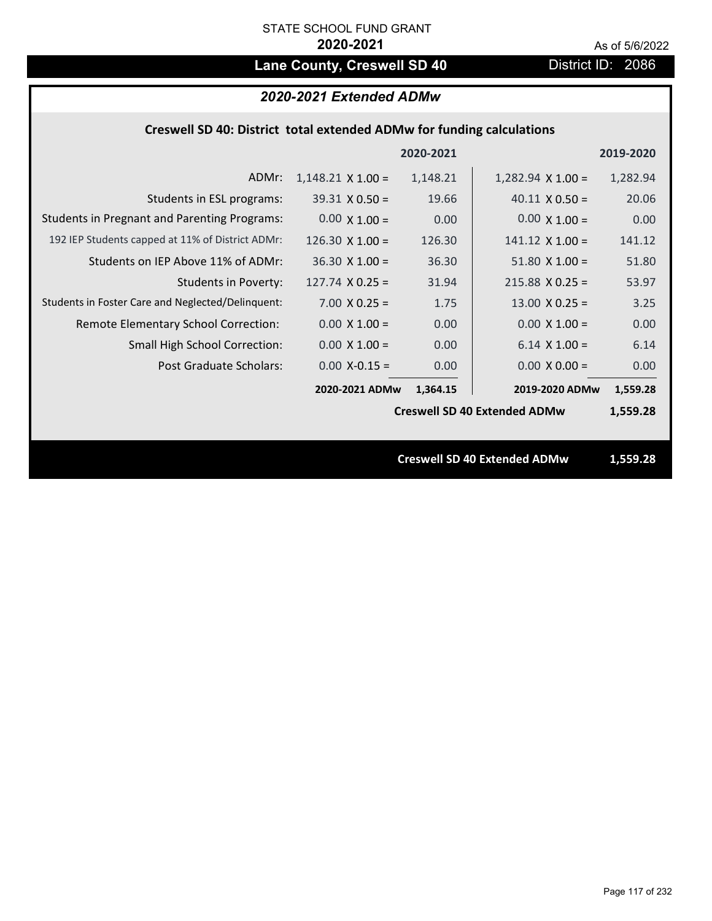STATE SCHOOL FUND GRANT

**2020-2021**

As of 5/6/2022

# Lane County, Creswell SD 40

District ID: 2086

## *2020-2021 Extended ADMw*

### Creswell SD 40: District total extended ADMw for funding calculations

| | | 2020-2021 | | 2019-2020 |
|---|---|---|---|---|
| ADMr: | 1,148.21 X 1.00 = | 1,148.21 | 1,282.94 X 1.00 = | 1,282.94 |
| Students in ESL programs: | 39.31 X 0.50 = | 19.66 | 40.11 X 0.50 = | 20.06 |
| Students in Pregnant and Parenting Programs: | 0.00 X 1.00 = | 0.00 | 0.00 X 1.00 = | 0.00 |
| 192 IEP Students capped at 11% of District ADMr: | 126.30 X 1.00 = | 126.30 | 141.12 X 1.00 = | 141.12 |
| Students on IEP Above 11% of ADMr: | 36.30 X 1.00 = | 36.30 | 51.80 X 1.00 = | 51.80 |
| Students in Poverty: | 127.74 X 0.25 = | 31.94 | 215.88 X 0.25 = | 53.97 |
| Students in Foster Care and Neglected/Delinquent: | 7.00 X 0.25 = | 1.75 | 13.00 X 0.25 = | 3.25 |
| Remote Elementary School Correction: | 0.00 X 1.00 = | 0.00 | 0.00 X 1.00 = | 0.00 |
| Small High School Correction: | 0.00 X 1.00 = | 0.00 | 6.14 X 1.00 = | 6.14 |
| Post Graduate Scholars: | 0.00 X-0.15 = | 0.00 | 0.00 X 0.00 = | 0.00 |
| | **2020-2021 ADMw** | **1,364.15** | **2019-2020 ADMw** | **1,559.28** |
| | | | **Creswell SD 40 Extended ADMw** | **1,559.28** |

**Creswell SD 40 Extended ADMw** **1,559.28**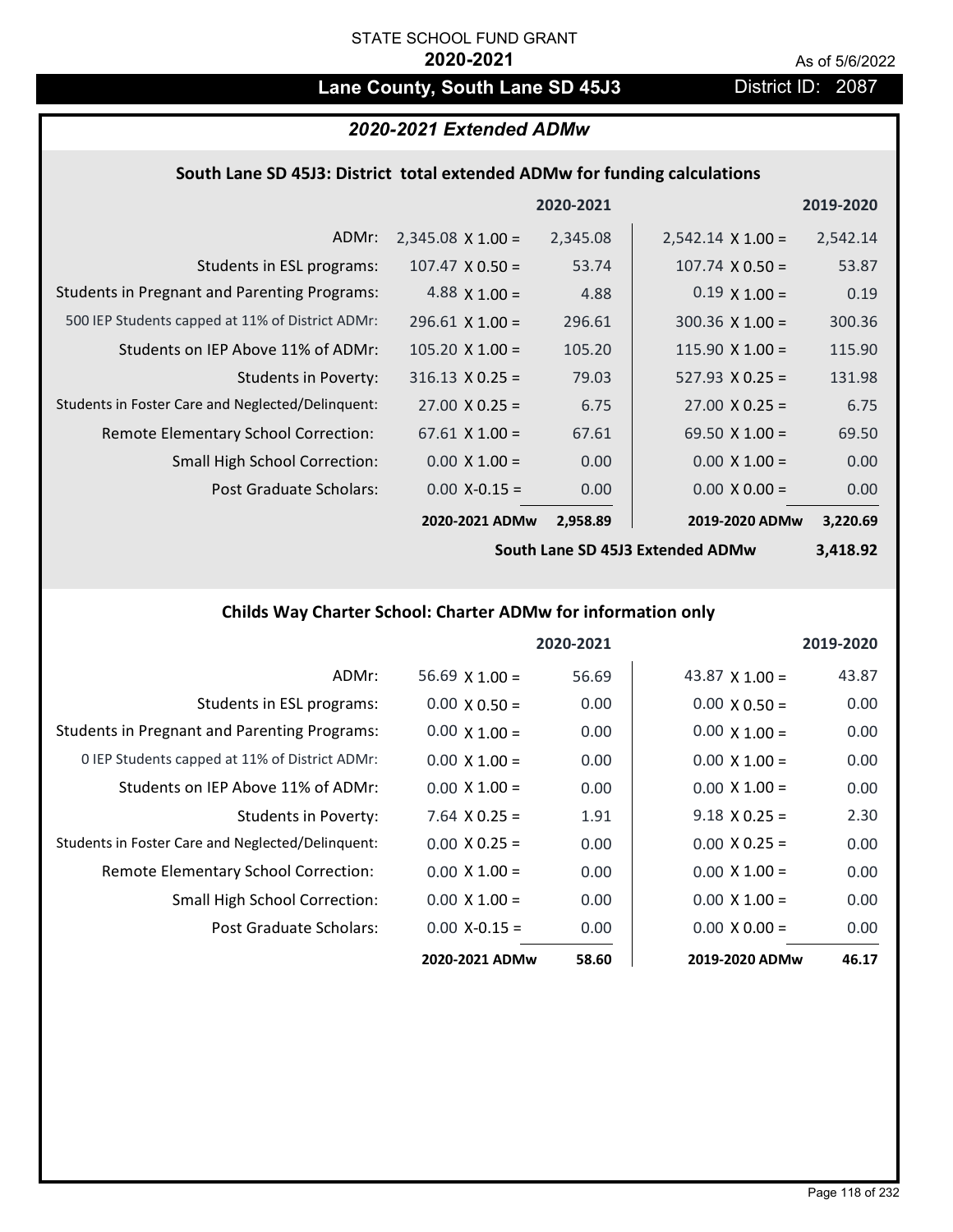STATE SCHOOL FUND GRANT

**2020-2021**

As of 5/6/2022

# Lane County, South Lane SD 45J3

District ID: 2087

## *2020-2021 Extended ADMw*

### South Lane SD 45J3: District total extended ADMw for funding calculations

| | | 2020-2021 | | 2019-2020 |
|---|---|---|---|---|
| ADMr: | 2,345.08 X 1.00 = | 2,345.08 | 2,542.14 X 1.00 = | 2,542.14 |
| Students in ESL programs: | 107.47 X 0.50 = | 53.74 | 107.74 X 0.50 = | 53.87 |
| Students in Pregnant and Parenting Programs: | 4.88 X 1.00 = | 4.88 | 0.19 X 1.00 = | 0.19 |
| 500 IEP Students capped at 11% of District ADMr: | 296.61 X 1.00 = | 296.61 | 300.36 X 1.00 = | 300.36 |
| Students on IEP Above 11% of ADMr: | 105.20 X 1.00 = | 105.20 | 115.90 X 1.00 = | 115.90 |
| Students in Poverty: | 316.13 X 0.25 = | 79.03 | 527.93 X 0.25 = | 131.98 |
| Students in Foster Care and Neglected/Delinquent: | 27.00 X 0.25 = | 6.75 | 27.00 X 0.25 = | 6.75 |
| Remote Elementary School Correction: | 67.61 X 1.00 = | 67.61 | 69.50 X 1.00 = | 69.50 |
| Small High School Correction: | 0.00 X 1.00 = | 0.00 | 0.00 X 1.00 = | 0.00 |
| Post Graduate Scholars: | 0.00 X-0.15 = | 0.00 | 0.00 X 0.00 = | 0.00 |
| | **2020-2021 ADMw** | **2,958.89** | **2019-2020 ADMw** | **3,220.69** |
| | | | **South Lane SD 45J3 Extended ADMw** | **3,418.92** |

### Childs Way Charter School: Charter ADMw for information only

| | | 2020-2021 | | 2019-2020 |
|---|---|---|---|---|
| ADMr: | 56.69 X 1.00 = | 56.69 | 43.87 X 1.00 = | 43.87 |
| Students in ESL programs: | 0.00 X 0.50 = | 0.00 | 0.00 X 0.50 = | 0.00 |
| Students in Pregnant and Parenting Programs: | 0.00 X 1.00 = | 0.00 | 0.00 X 1.00 = | 0.00 |
| 0 IEP Students capped at 11% of District ADMr: | 0.00 X 1.00 = | 0.00 | 0.00 X 1.00 = | 0.00 |
| Students on IEP Above 11% of ADMr: | 0.00 X 1.00 = | 0.00 | 0.00 X 1.00 = | 0.00 |
| Students in Poverty: | 7.64 X 0.25 = | 1.91 | 9.18 X 0.25 = | 2.30 |
| Students in Foster Care and Neglected/Delinquent: | 0.00 X 0.25 = | 0.00 | 0.00 X 0.25 = | 0.00 |
| Remote Elementary School Correction: | 0.00 X 1.00 = | 0.00 | 0.00 X 1.00 = | 0.00 |
| Small High School Correction: | 0.00 X 1.00 = | 0.00 | 0.00 X 1.00 = | 0.00 |
| Post Graduate Scholars: | 0.00 X-0.15 = | 0.00 | 0.00 X 0.00 = | 0.00 |
| | **2020-2021 ADMw** | **58.60** | **2019-2020 ADMw** | **46.17** |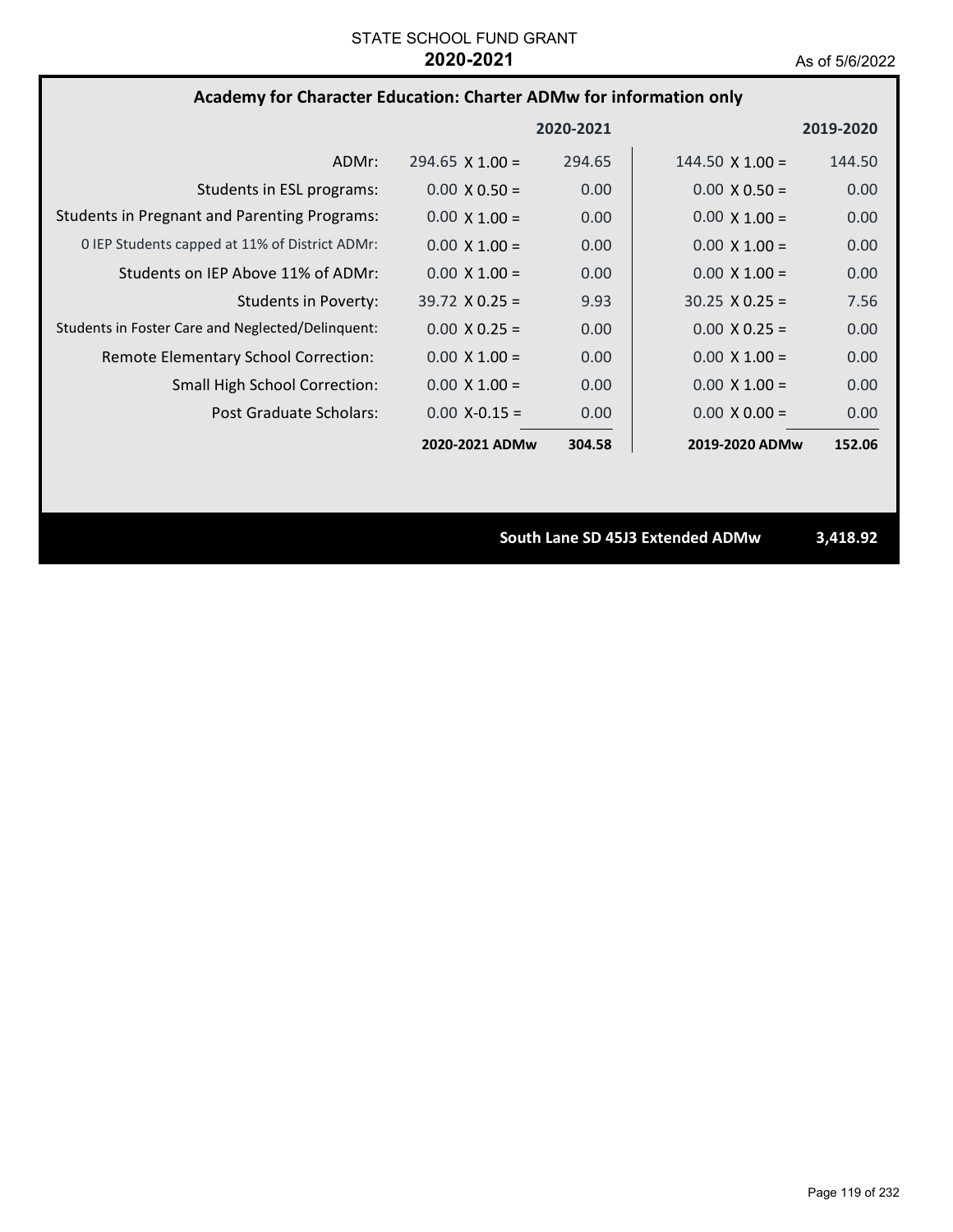STATE SCHOOL FUND GRANT

**2020-2021**

As of 5/6/2022

## Academy for Character Education: Charter ADMw for information only

| | 2020-2021 | | 2019-2020 | |
|---|---|---|---|---|
| ADMr: | 294.65 X 1.00 = | 294.65 | 144.50 X 1.00 = | 144.50 |
| Students in ESL programs: | 0.00 X 0.50 = | 0.00 | 0.00 X 0.50 = | 0.00 |
| Students in Pregnant and Parenting Programs: | 0.00 X 1.00 = | 0.00 | 0.00 X 1.00 = | 0.00 |
| 0 IEP Students capped at 11% of District ADMr: | 0.00 X 1.00 = | 0.00 | 0.00 X 1.00 = | 0.00 |
| Students on IEP Above 11% of ADMr: | 0.00 X 1.00 = | 0.00 | 0.00 X 1.00 = | 0.00 |
| Students in Poverty: | 39.72 X 0.25 = | 9.93 | 30.25 X 0.25 = | 7.56 |
| Students in Foster Care and Neglected/Delinquent: | 0.00 X 0.25 = | 0.00 | 0.00 X 0.25 = | 0.00 |
| Remote Elementary School Correction: | 0.00 X 1.00 = | 0.00 | 0.00 X 1.00 = | 0.00 |
| Small High School Correction: | 0.00 X 1.00 = | 0.00 | 0.00 X 1.00 = | 0.00 |
| Post Graduate Scholars: | 0.00 X-0.15 = | 0.00 | 0.00 X 0.00 = | 0.00 |
| | **2020-2021 ADMw** | **304.58** | **2019-2020 ADMw** | **152.06** |

**South Lane SD 45J3 Extended ADMw** **3,418.92**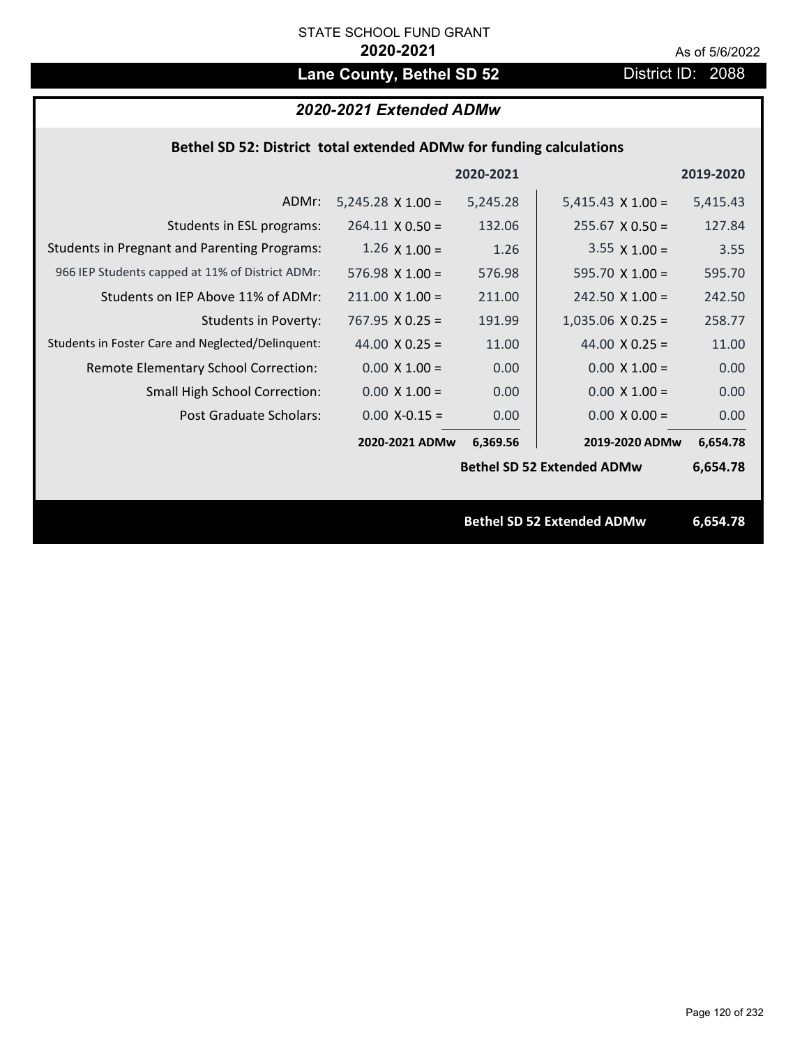STATE SCHOOL FUND GRANT

**2020-2021**

As of 5/6/2022

# Lane County, Bethel SD 52

District ID: 2088

## *2020-2021 Extended ADMw*

### Bethel SD 52: District total extended ADMw for funding calculations

| | | 2020-2021 | | 2019-2020 |
|---|---|---|---|---|
| ADMr: | 5,245.28 X 1.00 = | 5,245.28 | 5,415.43 X 1.00 = | 5,415.43 |
| Students in ESL programs: | 264.11 X 0.50 = | 132.06 | 255.67 X 0.50 = | 127.84 |
| Students in Pregnant and Parenting Programs: | 1.26 X 1.00 = | 1.26 | 3.55 X 1.00 = | 3.55 |
| 966 IEP Students capped at 11% of District ADMr: | 576.98 X 1.00 = | 576.98 | 595.70 X 1.00 = | 595.70 |
| Students on IEP Above 11% of ADMr: | 211.00 X 1.00 = | 211.00 | 242.50 X 1.00 = | 242.50 |
| Students in Poverty: | 767.95 X 0.25 = | 191.99 | 1,035.06 X 0.25 = | 258.77 |
| Students in Foster Care and Neglected/Delinquent: | 44.00 X 0.25 = | 11.00 | 44.00 X 0.25 = | 11.00 |
| Remote Elementary School Correction: | 0.00 X 1.00 = | 0.00 | 0.00 X 1.00 = | 0.00 |
| Small High School Correction: | 0.00 X 1.00 = | 0.00 | 0.00 X 1.00 = | 0.00 |
| Post Graduate Scholars: | 0.00 X-0.15 = | 0.00 | 0.00 X 0.00 = | 0.00 |
| | **2020-2021 ADMw** | **6,369.56** | **2019-2020 ADMw** | **6,654.78** |
| | | | **Bethel SD 52 Extended ADMw** | **6,654.78** |

**Bethel SD 52 Extended ADMw 6,654.78**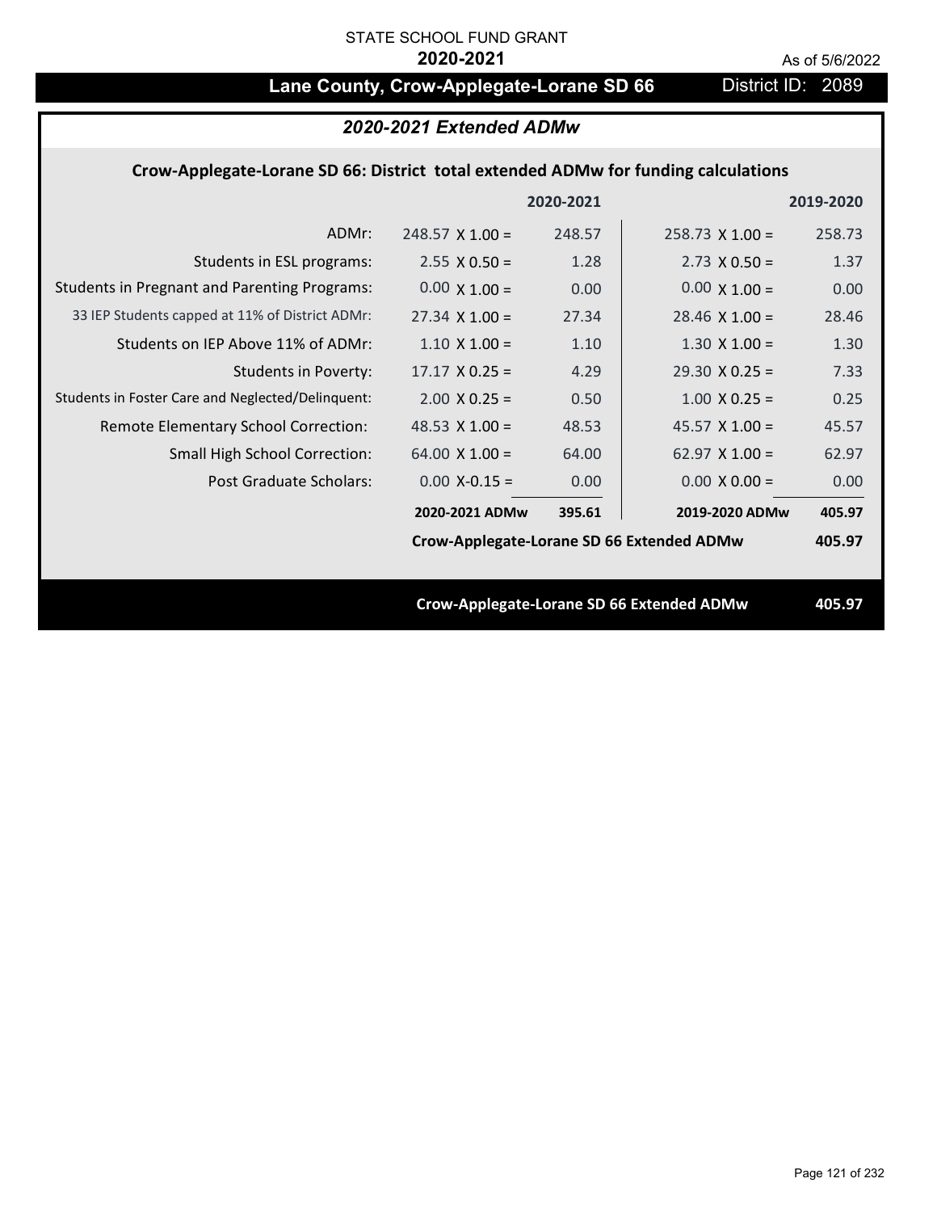STATE SCHOOL FUND GRANT

**2020-2021**

As of 5/6/2022

# Lane County, Crow-Applegate-Lorane SD 66

District ID: 2089

## *2020-2021 Extended ADMw*

### Crow-Applegate-Lorane SD 66: District total extended ADMw for funding calculations

| | | 2020-2021 | | 2019-2020 |
|---|---|---|---|---|
| ADMr: | 248.57 X 1.00 = | 248.57 | 258.73 X 1.00 = | 258.73 |
| Students in ESL programs: | 2.55 X 0.50 = | 1.28 | 2.73 X 0.50 = | 1.37 |
| Students in Pregnant and Parenting Programs: | 0.00 X 1.00 = | 0.00 | 0.00 X 1.00 = | 0.00 |
| 33 IEP Students capped at 11% of District ADMr: | 27.34 X 1.00 = | 27.34 | 28.46 X 1.00 = | 28.46 |
| Students on IEP Above 11% of ADMr: | 1.10 X 1.00 = | 1.10 | 1.30 X 1.00 = | 1.30 |
| Students in Poverty: | 17.17 X 0.25 = | 4.29 | 29.30 X 0.25 = | 7.33 |
| Students in Foster Care and Neglected/Delinquent: | 2.00 X 0.25 = | 0.50 | 1.00 X 0.25 = | 0.25 |
| Remote Elementary School Correction: | 48.53 X 1.00 = | 48.53 | 45.57 X 1.00 = | 45.57 |
| Small High School Correction: | 64.00 X 1.00 = | 64.00 | 62.97 X 1.00 = | 62.97 |
| Post Graduate Scholars: | 0.00 X-0.15 = | 0.00 | 0.00 X 0.00 = | 0.00 |
| | **2020-2021 ADMw** | **395.61** | **2019-2020 ADMw** | **405.97** |
| | **Crow-Applegate-Lorane SD 66 Extended ADMw** | | | **405.97** |

**Crow-Applegate-Lorane SD 66 Extended ADMw** **405.97**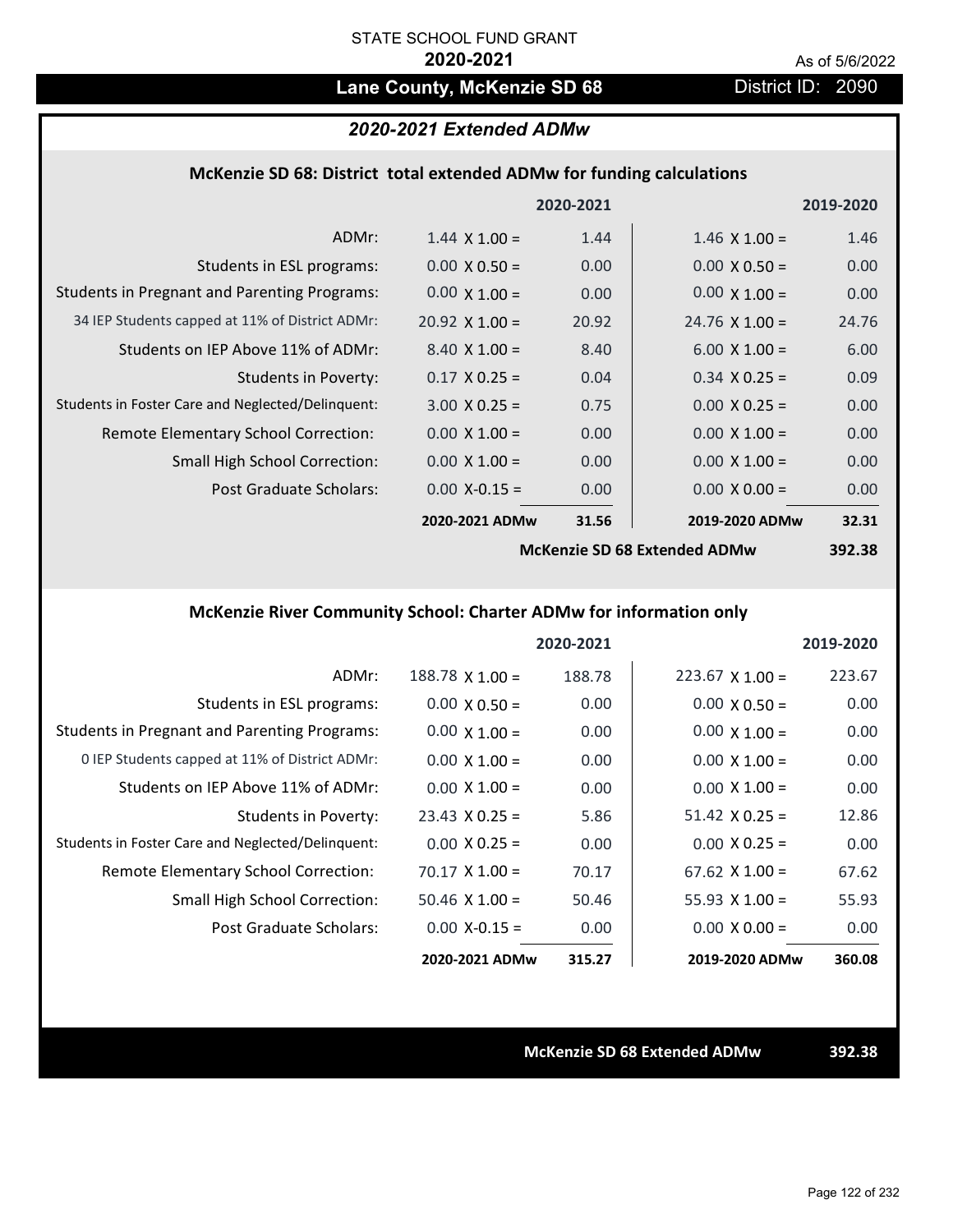STATE SCHOOL FUND GRANT

**2020-2021**

As of 5/6/2022

# Lane County, McKenzie SD 68

District ID: 2090

## *2020-2021 Extended ADMw*

### McKenzie SD 68: District total extended ADMw for funding calculations

| | | 2020-2021 | | 2019-2020 |
|---|---|---|---|---|
| ADMr: | 1.44 X 1.00 = | 1.44 | 1.46 X 1.00 = | 1.46 |
| Students in ESL programs: | 0.00 X 0.50 = | 0.00 | 0.00 X 0.50 = | 0.00 |
| Students in Pregnant and Parenting Programs: | 0.00 X 1.00 = | 0.00 | 0.00 X 1.00 = | 0.00 |
| 34 IEP Students capped at 11% of District ADMr: | 20.92 X 1.00 = | 20.92 | 24.76 X 1.00 = | 24.76 |
| Students on IEP Above 11% of ADMr: | 8.40 X 1.00 = | 8.40 | 6.00 X 1.00 = | 6.00 |
| Students in Poverty: | 0.17 X 0.25 = | 0.04 | 0.34 X 0.25 = | 0.09 |
| Students in Foster Care and Neglected/Delinquent: | 3.00 X 0.25 = | 0.75 | 0.00 X 0.25 = | 0.00 |
| Remote Elementary School Correction: | 0.00 X 1.00 = | 0.00 | 0.00 X 1.00 = | 0.00 |
| Small High School Correction: | 0.00 X 1.00 = | 0.00 | 0.00 X 1.00 = | 0.00 |
| Post Graduate Scholars: | 0.00 X-0.15 = | 0.00 | 0.00 X 0.00 = | 0.00 |
| | **2020-2021 ADMw** | **31.56** | **2019-2020 ADMw** | **32.31** |
| | | | **McKenzie SD 68 Extended ADMw** | **392.38** |

### McKenzie River Community School: Charter ADMw for information only

| | | 2020-2021 | | 2019-2020 |
|---|---|---|---|---|
| ADMr: | 188.78 X 1.00 = | 188.78 | 223.67 X 1.00 = | 223.67 |
| Students in ESL programs: | 0.00 X 0.50 = | 0.00 | 0.00 X 0.50 = | 0.00 |
| Students in Pregnant and Parenting Programs: | 0.00 X 1.00 = | 0.00 | 0.00 X 1.00 = | 0.00 |
| 0 IEP Students capped at 11% of District ADMr: | 0.00 X 1.00 = | 0.00 | 0.00 X 1.00 = | 0.00 |
| Students on IEP Above 11% of ADMr: | 0.00 X 1.00 = | 0.00 | 0.00 X 1.00 = | 0.00 |
| Students in Poverty: | 23.43 X 0.25 = | 5.86 | 51.42 X 0.25 = | 12.86 |
| Students in Foster Care and Neglected/Delinquent: | 0.00 X 0.25 = | 0.00 | 0.00 X 0.25 = | 0.00 |
| Remote Elementary School Correction: | 70.17 X 1.00 = | 70.17 | 67.62 X 1.00 = | 67.62 |
| Small High School Correction: | 50.46 X 1.00 = | 50.46 | 55.93 X 1.00 = | 55.93 |
| Post Graduate Scholars: | 0.00 X-0.15 = | 0.00 | 0.00 X 0.00 = | 0.00 |
| | **2020-2021 ADMw** | **315.27** | **2019-2020 ADMw** | **360.08** |

**McKenzie SD 68 Extended ADMw** **392.38**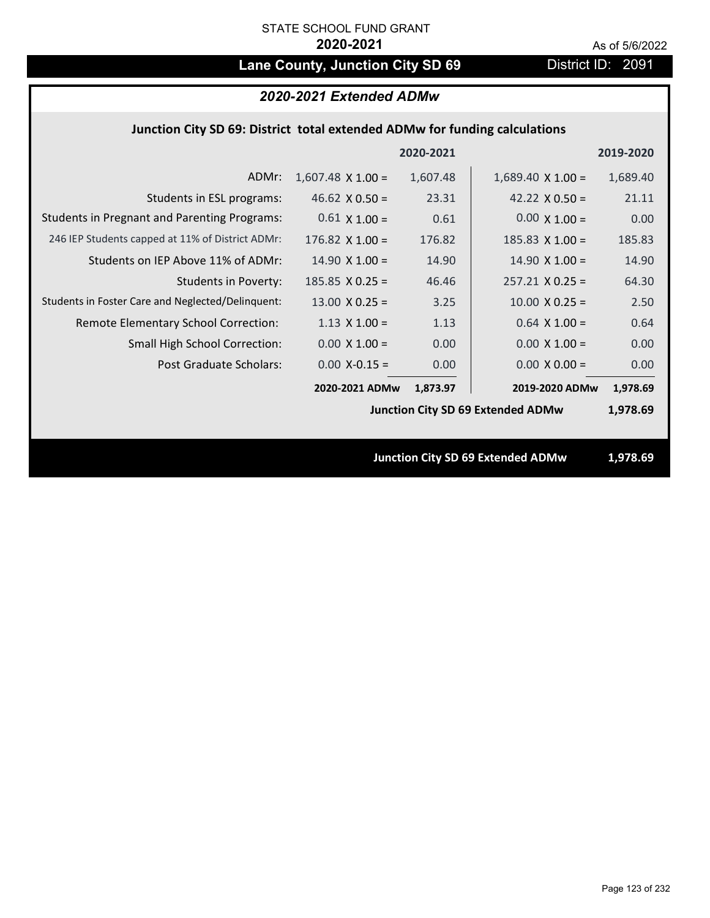STATE SCHOOL FUND GRANT

**2020-2021**

As of 5/6/2022

## Lane County, Junction City SD 69

District ID: 2091

### *2020-2021 Extended ADMw*

**Junction City SD 69: District total extended ADMw for funding calculations**

| | | 2020-2021 | | 2019-2020 |
|---|---|---|---|---|
| ADMr: | 1,607.48 X 1.00 = | 1,607.48 | 1,689.40 X 1.00 = | 1,689.40 |
| Students in ESL programs: | 46.62 X 0.50 = | 23.31 | 42.22 X 0.50 = | 21.11 |
| Students in Pregnant and Parenting Programs: | 0.61 X 1.00 = | 0.61 | 0.00 X 1.00 = | 0.00 |
| 246 IEP Students capped at 11% of District ADMr: | 176.82 X 1.00 = | 176.82 | 185.83 X 1.00 = | 185.83 |
| Students on IEP Above 11% of ADMr: | 14.90 X 1.00 = | 14.90 | 14.90 X 1.00 = | 14.90 |
| Students in Poverty: | 185.85 X 0.25 = | 46.46 | 257.21 X 0.25 = | 64.30 |
| Students in Foster Care and Neglected/Delinquent: | 13.00 X 0.25 = | 3.25 | 10.00 X 0.25 = | 2.50 |
| Remote Elementary School Correction: | 1.13 X 1.00 = | 1.13 | 0.64 X 1.00 = | 0.64 |
| Small High School Correction: | 0.00 X 1.00 = | 0.00 | 0.00 X 1.00 = | 0.00 |
| Post Graduate Scholars: | 0.00 X-0.15 = | 0.00 | 0.00 X 0.00 = | 0.00 |
| | **2020-2021 ADMw** | **1,873.97** | **2019-2020 ADMw** | **1,978.69** |
| | | | **Junction City SD 69 Extended ADMw** | **1,978.69** |

**Junction City SD 69 Extended ADMw 1,978.69**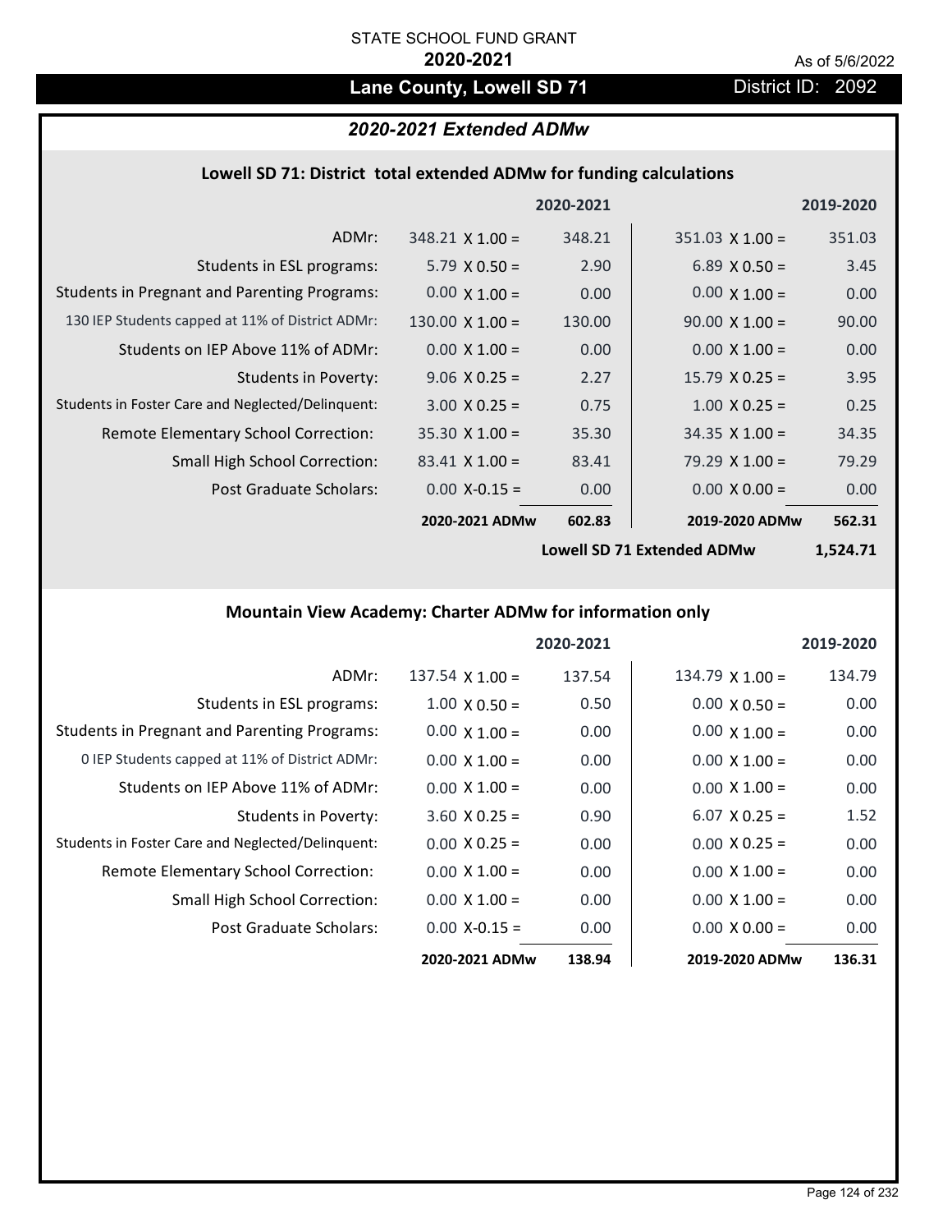STATE SCHOOL FUND GRANT

**2020-2021**

As of 5/6/2022

## Lane County, Lowell SD 71

District ID: 2092

### *2020-2021 Extended ADMw*

#### Lowell SD 71: District total extended ADMw for funding calculations

| | | 2020-2021 | | 2019-2020 |
|---|---|---|---|---|
| ADMr: | 348.21 X 1.00 = | 348.21 | 351.03 X 1.00 = | 351.03 |
| Students in ESL programs: | 5.79 X 0.50 = | 2.90 | 6.89 X 0.50 = | 3.45 |
| Students in Pregnant and Parenting Programs: | 0.00 X 1.00 = | 0.00 | 0.00 X 1.00 = | 0.00 |
| 130 IEP Students capped at 11% of District ADMr: | 130.00 X 1.00 = | 130.00 | 90.00 X 1.00 = | 90.00 |
| Students on IEP Above 11% of ADMr: | 0.00 X 1.00 = | 0.00 | 0.00 X 1.00 = | 0.00 |
| Students in Poverty: | 9.06 X 0.25 = | 2.27 | 15.79 X 0.25 = | 3.95 |
| Students in Foster Care and Neglected/Delinquent: | 3.00 X 0.25 = | 0.75 | 1.00 X 0.25 = | 0.25 |
| Remote Elementary School Correction: | 35.30 X 1.00 = | 35.30 | 34.35 X 1.00 = | 34.35 |
| Small High School Correction: | 83.41 X 1.00 = | 83.41 | 79.29 X 1.00 = | 79.29 |
| Post Graduate Scholars: | 0.00 X-0.15 = | 0.00 | 0.00 X 0.00 = | 0.00 |
| | **2020-2021 ADMw** | **602.83** | **2019-2020 ADMw** | **562.31** |
| | | | **Lowell SD 71 Extended ADMw** | **1,524.71** |

#### Mountain View Academy: Charter ADMw for information only

| | | 2020-2021 | | 2019-2020 |
|---|---|---|---|---|
| ADMr: | 137.54 X 1.00 = | 137.54 | 134.79 X 1.00 = | 134.79 |
| Students in ESL programs: | 1.00 X 0.50 = | 0.50 | 0.00 X 0.50 = | 0.00 |
| Students in Pregnant and Parenting Programs: | 0.00 X 1.00 = | 0.00 | 0.00 X 1.00 = | 0.00 |
| 0 IEP Students capped at 11% of District ADMr: | 0.00 X 1.00 = | 0.00 | 0.00 X 1.00 = | 0.00 |
| Students on IEP Above 11% of ADMr: | 0.00 X 1.00 = | 0.00 | 0.00 X 1.00 = | 0.00 |
| Students in Poverty: | 3.60 X 0.25 = | 0.90 | 6.07 X 0.25 = | 1.52 |
| Students in Foster Care and Neglected/Delinquent: | 0.00 X 0.25 = | 0.00 | 0.00 X 0.25 = | 0.00 |
| Remote Elementary School Correction: | 0.00 X 1.00 = | 0.00 | 0.00 X 1.00 = | 0.00 |
| Small High School Correction: | 0.00 X 1.00 = | 0.00 | 0.00 X 1.00 = | 0.00 |
| Post Graduate Scholars: | 0.00 X-0.15 = | 0.00 | 0.00 X 0.00 = | 0.00 |
| | **2020-2021 ADMw** | **138.94** | **2019-2020 ADMw** | **136.31** |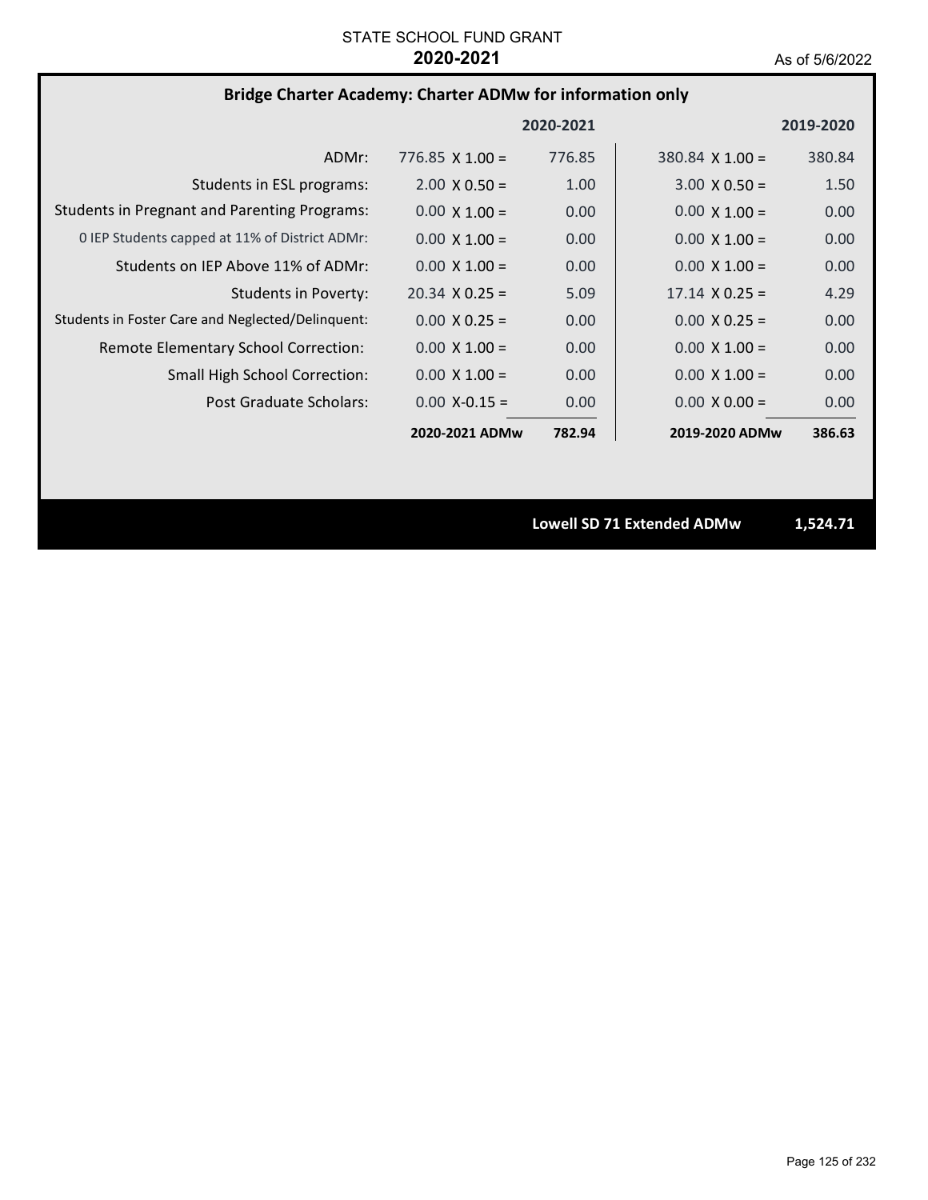STATE SCHOOL FUND GRANT

**2020-2021**

As of 5/6/2022

## Bridge Charter Academy: Charter ADMw for information only

| | 2020-2021 | | 2019-2020 | |
|---|---|---|---|---|
| ADMr: | 776.85 X 1.00 = | 776.85 | 380.84 X 1.00 = | 380.84 |
| Students in ESL programs: | 2.00 X 0.50 = | 1.00 | 3.00 X 0.50 = | 1.50 |
| Students in Pregnant and Parenting Programs: | 0.00 X 1.00 = | 0.00 | 0.00 X 1.00 = | 0.00 |
| 0 IEP Students capped at 11% of District ADMr: | 0.00 X 1.00 = | 0.00 | 0.00 X 1.00 = | 0.00 |
| Students on IEP Above 11% of ADMr: | 0.00 X 1.00 = | 0.00 | 0.00 X 1.00 = | 0.00 |
| Students in Poverty: | 20.34 X 0.25 = | 5.09 | 17.14 X 0.25 = | 4.29 |
| Students in Foster Care and Neglected/Delinquent: | 0.00 X 0.25 = | 0.00 | 0.00 X 0.25 = | 0.00 |
| Remote Elementary School Correction: | 0.00 X 1.00 = | 0.00 | 0.00 X 1.00 = | 0.00 |
| Small High School Correction: | 0.00 X 1.00 = | 0.00 | 0.00 X 1.00 = | 0.00 |
| Post Graduate Scholars: | 0.00 X-0.15 = | 0.00 | 0.00 X 0.00 = | 0.00 |
| | **2020-2021 ADMw** | **782.94** | **2019-2020 ADMw** | **386.63** |

**Lowell SD 71 Extended ADMw 1,524.71**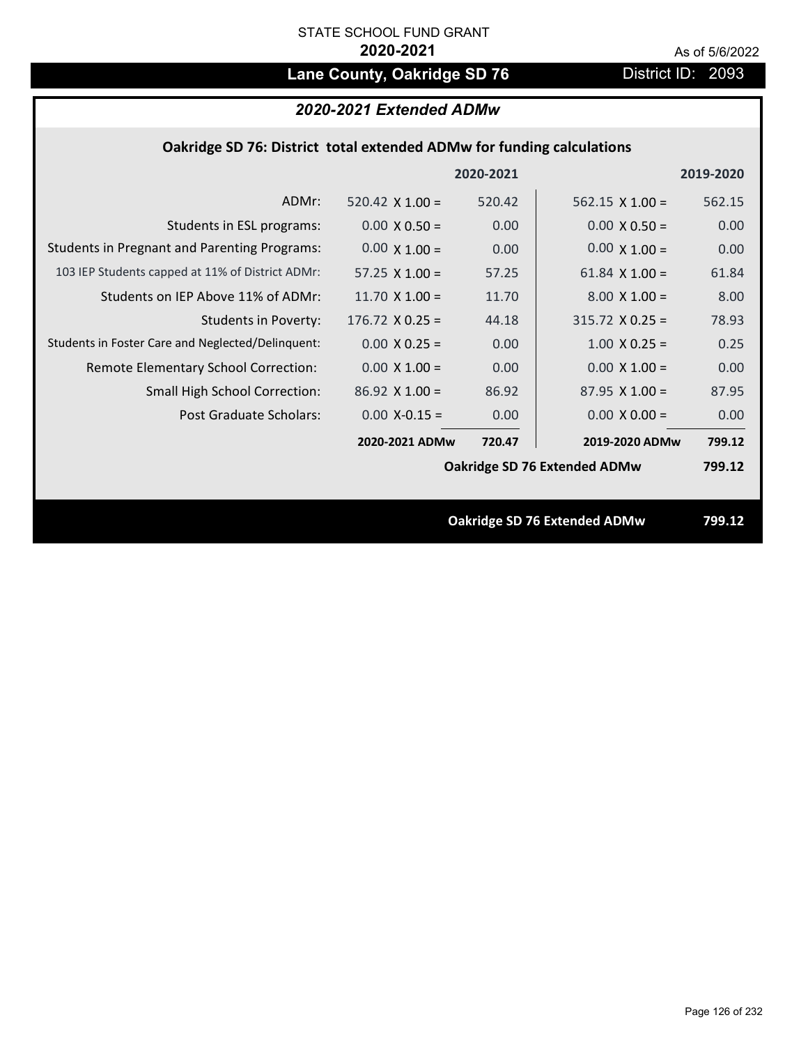STATE SCHOOL FUND GRANT

**2020-2021**

As of 5/6/2022

## Lane County, Oakridge SD 76

District ID: 2093

### *2020-2021 Extended ADMw*

**Oakridge SD 76: District total extended ADMw for funding calculations**

| | | 2020-2021 | | 2019-2020 |
|---|---|---|---|---|
| ADMr: | 520.42 X 1.00 = | 520.42 | 562.15 X 1.00 = | 562.15 |
| Students in ESL programs: | 0.00 X 0.50 = | 0.00 | 0.00 X 0.50 = | 0.00 |
| Students in Pregnant and Parenting Programs: | 0.00 X 1.00 = | 0.00 | 0.00 X 1.00 = | 0.00 |
| 103 IEP Students capped at 11% of District ADMr: | 57.25 X 1.00 = | 57.25 | 61.84 X 1.00 = | 61.84 |
| Students on IEP Above 11% of ADMr: | 11.70 X 1.00 = | 11.70 | 8.00 X 1.00 = | 8.00 |
| Students in Poverty: | 176.72 X 0.25 = | 44.18 | 315.72 X 0.25 = | 78.93 |
| Students in Foster Care and Neglected/Delinquent: | 0.00 X 0.25 = | 0.00 | 1.00 X 0.25 = | 0.25 |
| Remote Elementary School Correction: | 0.00 X 1.00 = | 0.00 | 0.00 X 1.00 = | 0.00 |
| Small High School Correction: | 86.92 X 1.00 = | 86.92 | 87.95 X 1.00 = | 87.95 |
| Post Graduate Scholars: | 0.00 X-0.15 = | 0.00 | 0.00 X 0.00 = | 0.00 |
| | **2020-2021 ADMw** | **720.47** | **2019-2020 ADMw** | **799.12** |
| | | | **Oakridge SD 76 Extended ADMw** | **799.12** |

**Oakridge SD 76 Extended ADMw 799.12**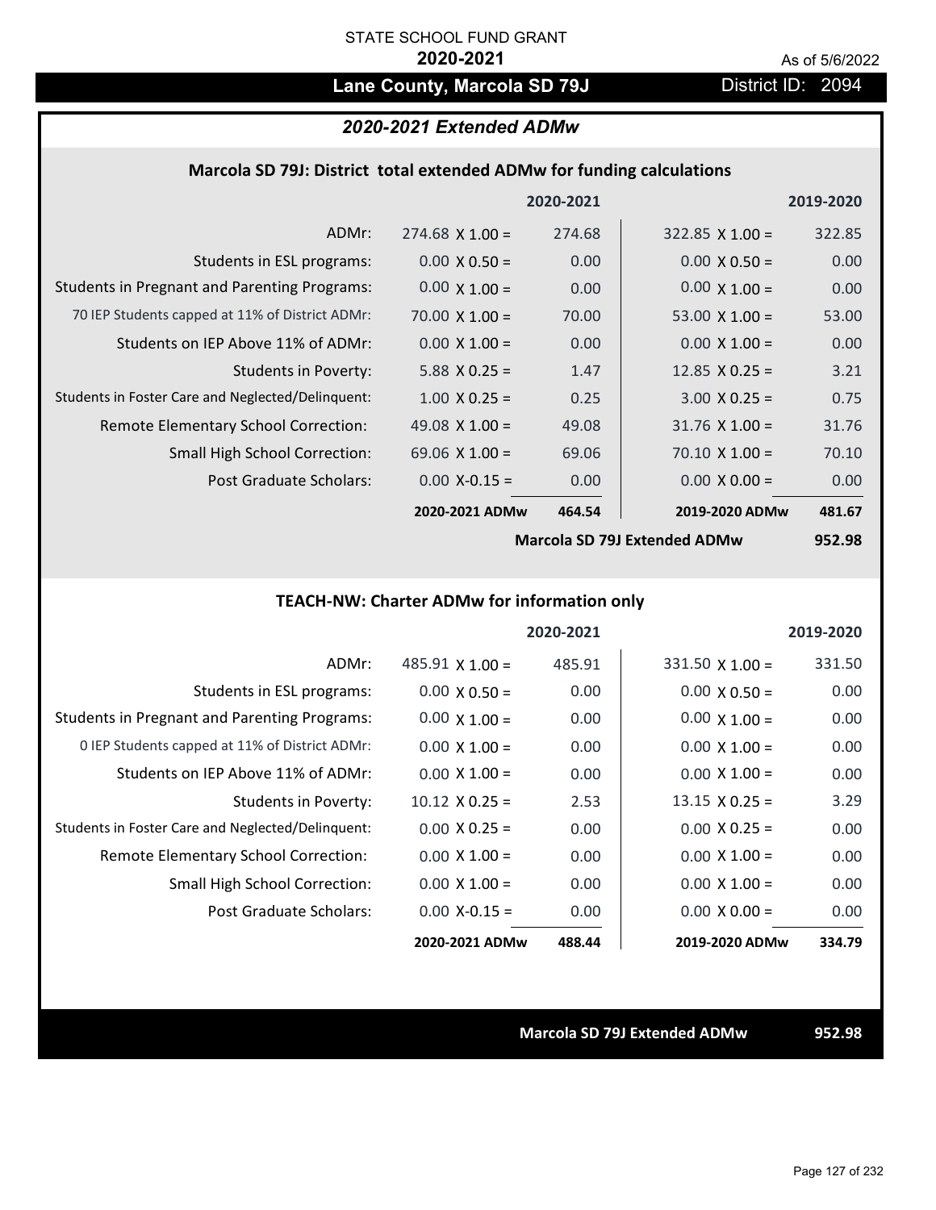STATE SCHOOL FUND GRANT

**2020-2021**

As of 5/6/2022

## Lane County, Marcola SD 79J

District ID: 2094

### *2020-2021 Extended ADMw*

#### Marcola SD 79J: District total extended ADMw for funding calculations

| | | 2020-2021 | | 2019-2020 |
|---|---|---|---|---|
| ADMr: | 274.68 X 1.00 = | 274.68 | 322.85 X 1.00 = | 322.85 |
| Students in ESL programs: | 0.00 X 0.50 = | 0.00 | 0.00 X 0.50 = | 0.00 |
| Students in Pregnant and Parenting Programs: | 0.00 X 1.00 = | 0.00 | 0.00 X 1.00 = | 0.00 |
| 70 IEP Students capped at 11% of District ADMr: | 70.00 X 1.00 = | 70.00 | 53.00 X 1.00 = | 53.00 |
| Students on IEP Above 11% of ADMr: | 0.00 X 1.00 = | 0.00 | 0.00 X 1.00 = | 0.00 |
| Students in Poverty: | 5.88 X 0.25 = | 1.47 | 12.85 X 0.25 = | 3.21 |
| Students in Foster Care and Neglected/Delinquent: | 1.00 X 0.25 = | 0.25 | 3.00 X 0.25 = | 0.75 |
| Remote Elementary School Correction: | 49.08 X 1.00 = | 49.08 | 31.76 X 1.00 = | 31.76 |
| Small High School Correction: | 69.06 X 1.00 = | 69.06 | 70.10 X 1.00 = | 70.10 |
| Post Graduate Scholars: | 0.00 X-0.15 = | 0.00 | 0.00 X 0.00 = | 0.00 |
| | **2020-2021 ADMw** | **464.54** | **2019-2020 ADMw** | **481.67** |
| | | | **Marcola SD 79J Extended ADMw** | **952.98** |

#### TEACH-NW: Charter ADMw for information only

| | | 2020-2021 | | 2019-2020 |
|---|---|---|---|---|
| ADMr: | 485.91 X 1.00 = | 485.91 | 331.50 X 1.00 = | 331.50 |
| Students in ESL programs: | 0.00 X 0.50 = | 0.00 | 0.00 X 0.50 = | 0.00 |
| Students in Pregnant and Parenting Programs: | 0.00 X 1.00 = | 0.00 | 0.00 X 1.00 = | 0.00 |
| 0 IEP Students capped at 11% of District ADMr: | 0.00 X 1.00 = | 0.00 | 0.00 X 1.00 = | 0.00 |
| Students on IEP Above 11% of ADMr: | 0.00 X 1.00 = | 0.00 | 0.00 X 1.00 = | 0.00 |
| Students in Poverty: | 10.12 X 0.25 = | 2.53 | 13.15 X 0.25 = | 3.29 |
| Students in Foster Care and Neglected/Delinquent: | 0.00 X 0.25 = | 0.00 | 0.00 X 0.25 = | 0.00 |
| Remote Elementary School Correction: | 0.00 X 1.00 = | 0.00 | 0.00 X 1.00 = | 0.00 |
| Small High School Correction: | 0.00 X 1.00 = | 0.00 | 0.00 X 1.00 = | 0.00 |
| Post Graduate Scholars: | 0.00 X-0.15 = | 0.00 | 0.00 X 0.00 = | 0.00 |
| | **2020-2021 ADMw** | **488.44** | **2019-2020 ADMw** | **334.79** |

**Marcola SD 79J Extended ADMw** **952.98**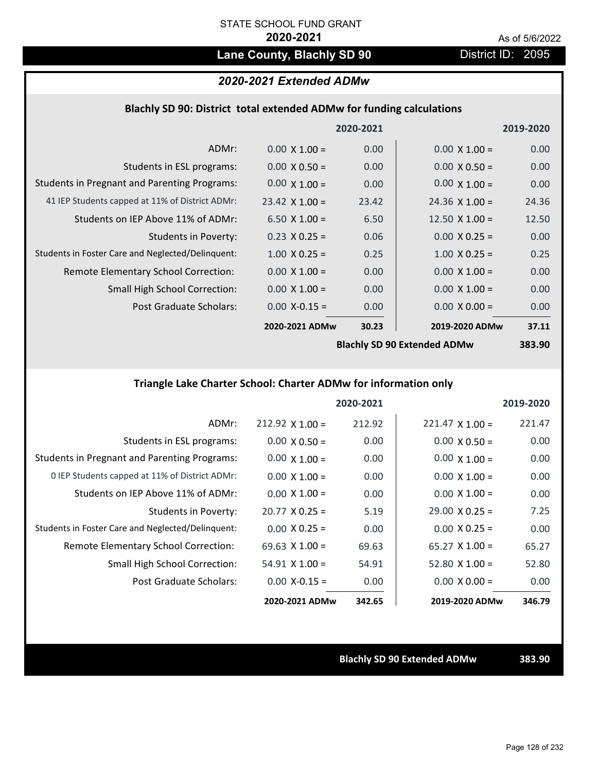STATE SCHOOL FUND GRANT

**2020-2021**

As of 5/6/2022

# Lane County, Blachly SD 90

District ID: 2095

## *2020-2021 Extended ADMw*

### Blachly SD 90: District total extended ADMw for funding calculations

| | | 2020-2021 | | 2019-2020 |
|---|---|---|---|---|
| ADMr: | 0.00 X 1.00 = | 0.00 | 0.00 X 1.00 = | 0.00 |
| Students in ESL programs: | 0.00 X 0.50 = | 0.00 | 0.00 X 0.50 = | 0.00 |
| Students in Pregnant and Parenting Programs: | 0.00 X 1.00 = | 0.00 | 0.00 X 1.00 = | 0.00 |
| 41 IEP Students capped at 11% of District ADMr: | 23.42 X 1.00 = | 23.42 | 24.36 X 1.00 = | 24.36 |
| Students on IEP Above 11% of ADMr: | 6.50 X 1.00 = | 6.50 | 12.50 X 1.00 = | 12.50 |
| Students in Poverty: | 0.23 X 0.25 = | 0.06 | 0.00 X 0.25 = | 0.00 |
| Students in Foster Care and Neglected/Delinquent: | 1.00 X 0.25 = | 0.25 | 1.00 X 0.25 = | 0.25 |
| Remote Elementary School Correction: | 0.00 X 1.00 = | 0.00 | 0.00 X 1.00 = | 0.00 |
| Small High School Correction: | 0.00 X 1.00 = | 0.00 | 0.00 X 1.00 = | 0.00 |
| Post Graduate Scholars: | 0.00 X-0.15 = | 0.00 | 0.00 X 0.00 = | 0.00 |
| | **2020-2021 ADMw** | **30.23** | **2019-2020 ADMw** | **37.11** |
| | | | **Blachly SD 90 Extended ADMw** | **383.90** |

### Triangle Lake Charter School: Charter ADMw for information only

| | | 2020-2021 | | 2019-2020 |
|---|---|---|---|---|
| ADMr: | 212.92 X 1.00 = | 212.92 | 221.47 X 1.00 = | 221.47 |
| Students in ESL programs: | 0.00 X 0.50 = | 0.00 | 0.00 X 0.50 = | 0.00 |
| Students in Pregnant and Parenting Programs: | 0.00 X 1.00 = | 0.00 | 0.00 X 1.00 = | 0.00 |
| 0 IEP Students capped at 11% of District ADMr: | 0.00 X 1.00 = | 0.00 | 0.00 X 1.00 = | 0.00 |
| Students on IEP Above 11% of ADMr: | 0.00 X 1.00 = | 0.00 | 0.00 X 1.00 = | 0.00 |
| Students in Poverty: | 20.77 X 0.25 = | 5.19 | 29.00 X 0.25 = | 7.25 |
| Students in Foster Care and Neglected/Delinquent: | 0.00 X 0.25 = | 0.00 | 0.00 X 0.25 = | 0.00 |
| Remote Elementary School Correction: | 69.63 X 1.00 = | 69.63 | 65.27 X 1.00 = | 65.27 |
| Small High School Correction: | 54.91 X 1.00 = | 54.91 | 52.80 X 1.00 = | 52.80 |
| Post Graduate Scholars: | 0.00 X-0.15 = | 0.00 | 0.00 X 0.00 = | 0.00 |
| | **2020-2021 ADMw** | **342.65** | **2019-2020 ADMw** | **346.79** |

**Blachly SD 90 Extended ADMw** **383.90**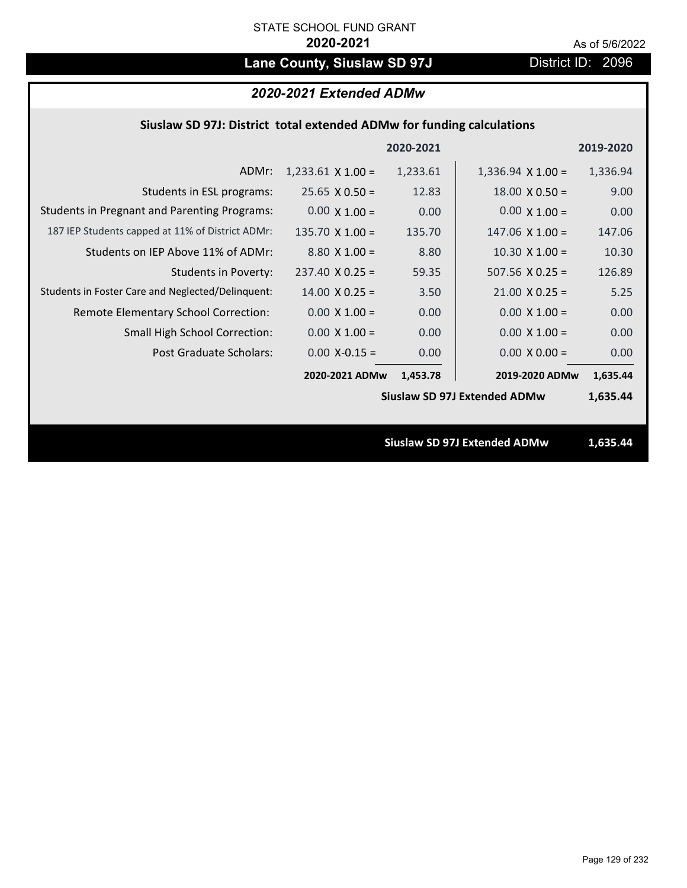STATE SCHOOL FUND GRANT

**2020-2021**

As of 5/6/2022

## Lane County, Siuslaw SD 97J

District ID: 2096

### *2020-2021 Extended ADMw*

**Siuslaw SD 97J: District total extended ADMw for funding calculations**

| | 2020-2021 | | 2019-2020 | |
|---|---|---|---|---|
| ADMr: | 1,233.61 X 1.00 = | 1,233.61 | 1,336.94 X 1.00 = | 1,336.94 |
| Students in ESL programs: | 25.65 X 0.50 = | 12.83 | 18.00 X 0.50 = | 9.00 |
| Students in Pregnant and Parenting Programs: | 0.00 X 1.00 = | 0.00 | 0.00 X 1.00 = | 0.00 |
| 187 IEP Students capped at 11% of District ADMr: | 135.70 X 1.00 = | 135.70 | 147.06 X 1.00 = | 147.06 |
| Students on IEP Above 11% of ADMr: | 8.80 X 1.00 = | 8.80 | 10.30 X 1.00 = | 10.30 |
| Students in Poverty: | 237.40 X 0.25 = | 59.35 | 507.56 X 0.25 = | 126.89 |
| Students in Foster Care and Neglected/Delinquent: | 14.00 X 0.25 = | 3.50 | 21.00 X 0.25 = | 5.25 |
| Remote Elementary School Correction: | 0.00 X 1.00 = | 0.00 | 0.00 X 1.00 = | 0.00 |
| Small High School Correction: | 0.00 X 1.00 = | 0.00 | 0.00 X 1.00 = | 0.00 |
| Post Graduate Scholars: | 0.00 X-0.15 = | 0.00 | 0.00 X 0.00 = | 0.00 |
| | **2020-2021 ADMw** | **1,453.78** | **2019-2020 ADMw** | **1,635.44** |
| | | | **Siuslaw SD 97J Extended ADMw** | **1,635.44** |

**Siuslaw SD 97J Extended ADMw 1,635.44**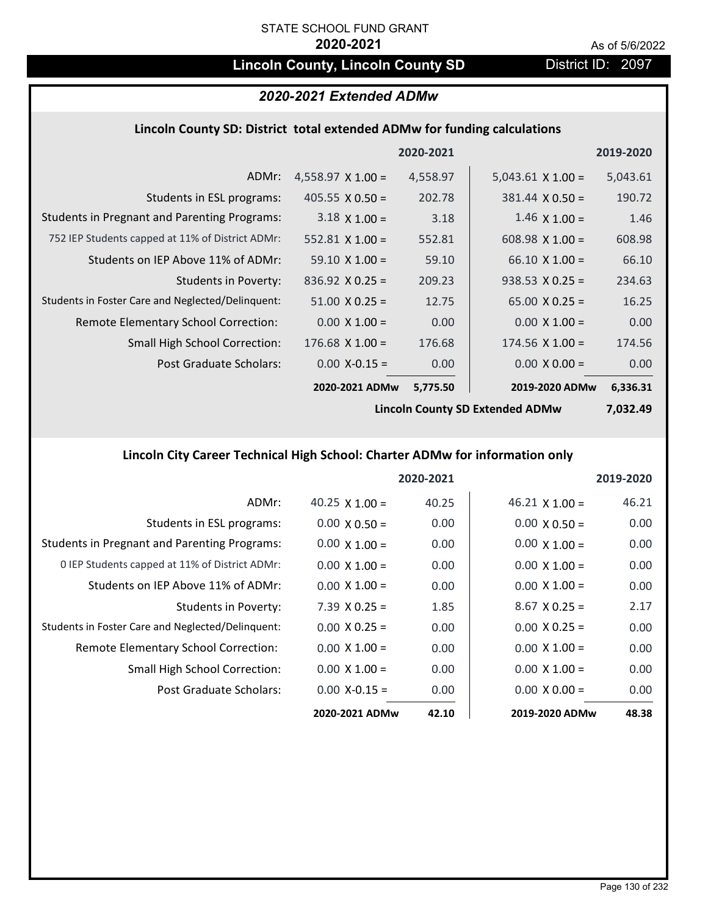STATE SCHOOL FUND GRANT

**2020-2021**

As of 5/6/2022

# Lincoln County, Lincoln County SD

District ID: 2097

## *2020-2021 Extended ADMw*

### Lincoln County SD: District total extended ADMw for funding calculations

| | 2020-2021 | | 2019-2020 | |
|---|---|---|---|---|
| ADMr: | 4,558.97 X 1.00 = | 4,558.97 | 5,043.61 X 1.00 = | 5,043.61 |
| Students in ESL programs: | 405.55 X 0.50 = | 202.78 | 381.44 X 0.50 = | 190.72 |
| Students in Pregnant and Parenting Programs: | 3.18 X 1.00 = | 3.18 | 1.46 X 1.00 = | 1.46 |
| 752 IEP Students capped at 11% of District ADMr: | 552.81 X 1.00 = | 552.81 | 608.98 X 1.00 = | 608.98 |
| Students on IEP Above 11% of ADMr: | 59.10 X 1.00 = | 59.10 | 66.10 X 1.00 = | 66.10 |
| Students in Poverty: | 836.92 X 0.25 = | 209.23 | 938.53 X 0.25 = | 234.63 |
| Students in Foster Care and Neglected/Delinquent: | 51.00 X 0.25 = | 12.75 | 65.00 X 0.25 = | 16.25 |
| Remote Elementary School Correction: | 0.00 X 1.00 = | 0.00 | 0.00 X 1.00 = | 0.00 |
| Small High School Correction: | 176.68 X 1.00 = | 176.68 | 174.56 X 1.00 = | 174.56 |
| Post Graduate Scholars: | 0.00 X-0.15 = | 0.00 | 0.00 X 0.00 = | 0.00 |
| | **2020-2021 ADMw** | **5,775.50** | **2019-2020 ADMw** | **6,336.31** |
| | | | **Lincoln County SD Extended ADMw** | **7,032.49** |

### Lincoln City Career Technical High School: Charter ADMw for information only

| | 2020-2021 | | 2019-2020 | |
|---|---|---|---|---|
| ADMr: | 40.25 X 1.00 = | 40.25 | 46.21 X 1.00 = | 46.21 |
| Students in ESL programs: | 0.00 X 0.50 = | 0.00 | 0.00 X 0.50 = | 0.00 |
| Students in Pregnant and Parenting Programs: | 0.00 X 1.00 = | 0.00 | 0.00 X 1.00 = | 0.00 |
| 0 IEP Students capped at 11% of District ADMr: | 0.00 X 1.00 = | 0.00 | 0.00 X 1.00 = | 0.00 |
| Students on IEP Above 11% of ADMr: | 0.00 X 1.00 = | 0.00 | 0.00 X 1.00 = | 0.00 |
| Students in Poverty: | 7.39 X 0.25 = | 1.85 | 8.67 X 0.25 = | 2.17 |
| Students in Foster Care and Neglected/Delinquent: | 0.00 X 0.25 = | 0.00 | 0.00 X 0.25 = | 0.00 |
| Remote Elementary School Correction: | 0.00 X 1.00 = | 0.00 | 0.00 X 1.00 = | 0.00 |
| Small High School Correction: | 0.00 X 1.00 = | 0.00 | 0.00 X 1.00 = | 0.00 |
| Post Graduate Scholars: | 0.00 X-0.15 = | 0.00 | 0.00 X 0.00 = | 0.00 |
| | **2020-2021 ADMw** | **42.10** | **2019-2020 ADMw** | **48.38** |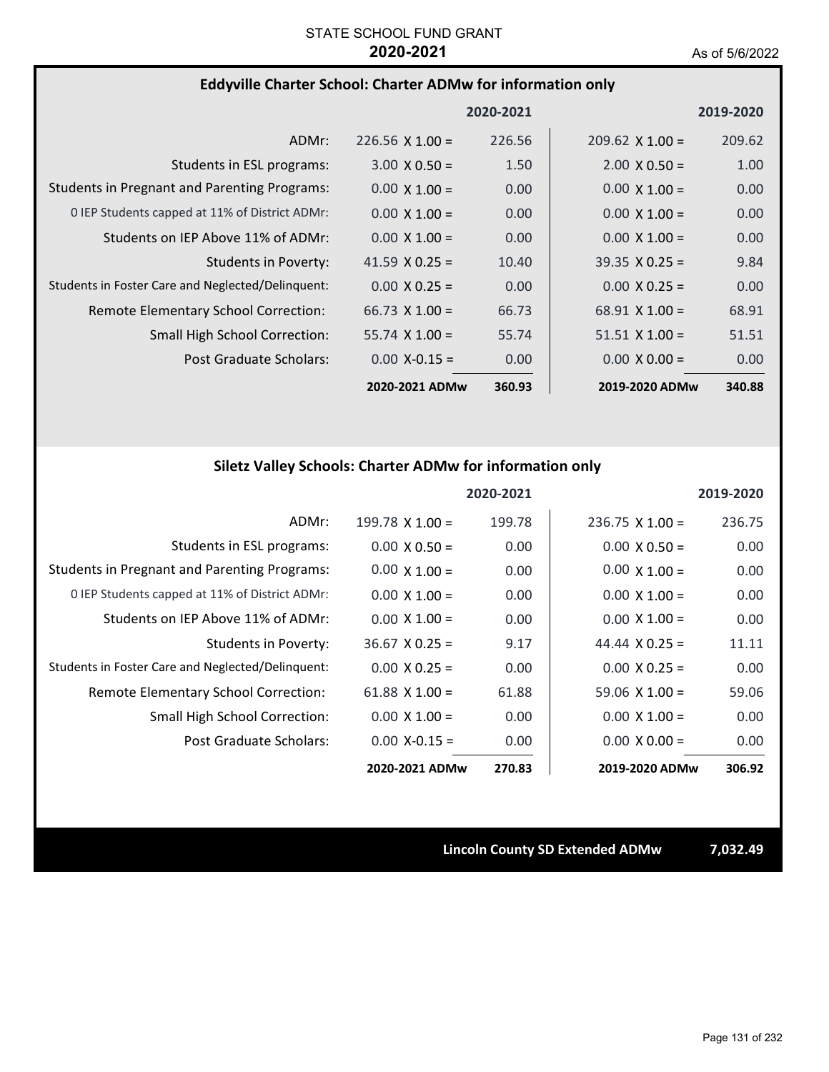STATE SCHOOL FUND GRANT
**2020-2021**

As of 5/6/2022

## Eddyville Charter School: Charter ADMw for information only

| | | 2020-2021 | | 2019-2020 |
|---|---|---|---|---|
| ADMr: | 226.56 X 1.00 = | 226.56 | 209.62 X 1.00 = | 209.62 |
| Students in ESL programs: | 3.00 X 0.50 = | 1.50 | 2.00 X 0.50 = | 1.00 |
| Students in Pregnant and Parenting Programs: | 0.00 X 1.00 = | 0.00 | 0.00 X 1.00 = | 0.00 |
| 0 IEP Students capped at 11% of District ADMr: | 0.00 X 1.00 = | 0.00 | 0.00 X 1.00 = | 0.00 |
| Students on IEP Above 11% of ADMr: | 0.00 X 1.00 = | 0.00 | 0.00 X 1.00 = | 0.00 |
| Students in Poverty: | 41.59 X 0.25 = | 10.40 | 39.35 X 0.25 = | 9.84 |
| Students in Foster Care and Neglected/Delinquent: | 0.00 X 0.25 = | 0.00 | 0.00 X 0.25 = | 0.00 |
| Remote Elementary School Correction: | 66.73 X 1.00 = | 66.73 | 68.91 X 1.00 = | 68.91 |
| Small High School Correction: | 55.74 X 1.00 = | 55.74 | 51.51 X 1.00 = | 51.51 |
| Post Graduate Scholars: | 0.00 X-0.15 = | 0.00 | 0.00 X 0.00 = | 0.00 |
| | **2020-2021 ADMw** | **360.93** | **2019-2020 ADMw** | **340.88** |

## Siletz Valley Schools: Charter ADMw for information only

| | | 2020-2021 | | 2019-2020 |
|---|---|---|---|---|
| ADMr: | 199.78 X 1.00 = | 199.78 | 236.75 X 1.00 = | 236.75 |
| Students in ESL programs: | 0.00 X 0.50 = | 0.00 | 0.00 X 0.50 = | 0.00 |
| Students in Pregnant and Parenting Programs: | 0.00 X 1.00 = | 0.00 | 0.00 X 1.00 = | 0.00 |
| 0 IEP Students capped at 11% of District ADMr: | 0.00 X 1.00 = | 0.00 | 0.00 X 1.00 = | 0.00 |
| Students on IEP Above 11% of ADMr: | 0.00 X 1.00 = | 0.00 | 0.00 X 1.00 = | 0.00 |
| Students in Poverty: | 36.67 X 0.25 = | 9.17 | 44.44 X 0.25 = | 11.11 |
| Students in Foster Care and Neglected/Delinquent: | 0.00 X 0.25 = | 0.00 | 0.00 X 0.25 = | 0.00 |
| Remote Elementary School Correction: | 61.88 X 1.00 = | 61.88 | 59.06 X 1.00 = | 59.06 |
| Small High School Correction: | 0.00 X 1.00 = | 0.00 | 0.00 X 1.00 = | 0.00 |
| Post Graduate Scholars: | 0.00 X-0.15 = | 0.00 | 0.00 X 0.00 = | 0.00 |
| | **2020-2021 ADMw** | **270.83** | **2019-2020 ADMw** | **306.92** |

**Lincoln County SD Extended ADMw** **7,032.49**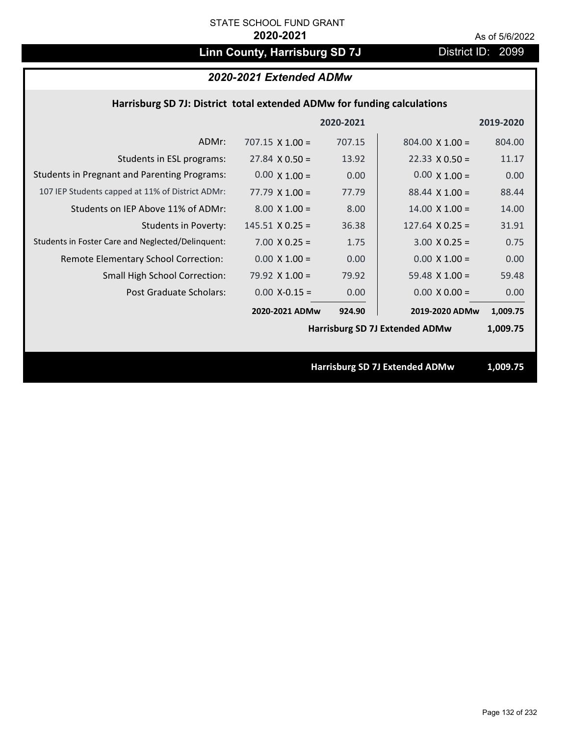STATE SCHOOL FUND GRANT

**2020-2021**

As of 5/6/2022

# Linn County, Harrisburg SD 7J

District ID: 2099

## *2020-2021 Extended ADMw*

### Harrisburg SD 7J: District total extended ADMw for funding calculations

| | | 2020-2021 | | 2019-2020 |
|---|---|---|---|---|
| ADMr: | 707.15 X 1.00 = | 707.15 | 804.00 X 1.00 = | 804.00 |
| Students in ESL programs: | 27.84 X 0.50 = | 13.92 | 22.33 X 0.50 = | 11.17 |
| Students in Pregnant and Parenting Programs: | 0.00 X 1.00 = | 0.00 | 0.00 X 1.00 = | 0.00 |
| 107 IEP Students capped at 11% of District ADMr: | 77.79 X 1.00 = | 77.79 | 88.44 X 1.00 = | 88.44 |
| Students on IEP Above 11% of ADMr: | 8.00 X 1.00 = | 8.00 | 14.00 X 1.00 = | 14.00 |
| Students in Poverty: | 145.51 X 0.25 = | 36.38 | 127.64 X 0.25 = | 31.91 |
| Students in Foster Care and Neglected/Delinquent: | 7.00 X 0.25 = | 1.75 | 3.00 X 0.25 = | 0.75 |
| Remote Elementary School Correction: | 0.00 X 1.00 = | 0.00 | 0.00 X 1.00 = | 0.00 |
| Small High School Correction: | 79.92 X 1.00 = | 79.92 | 59.48 X 1.00 = | 59.48 |
| Post Graduate Scholars: | 0.00 X-0.15 = | 0.00 | 0.00 X 0.00 = | 0.00 |
| | **2020-2021 ADMw** | **924.90** | **2019-2020 ADMw** | **1,009.75** |
| | | | **Harrisburg SD 7J Extended ADMw** | **1,009.75** |

**Harrisburg SD 7J Extended ADMw 1,009.75**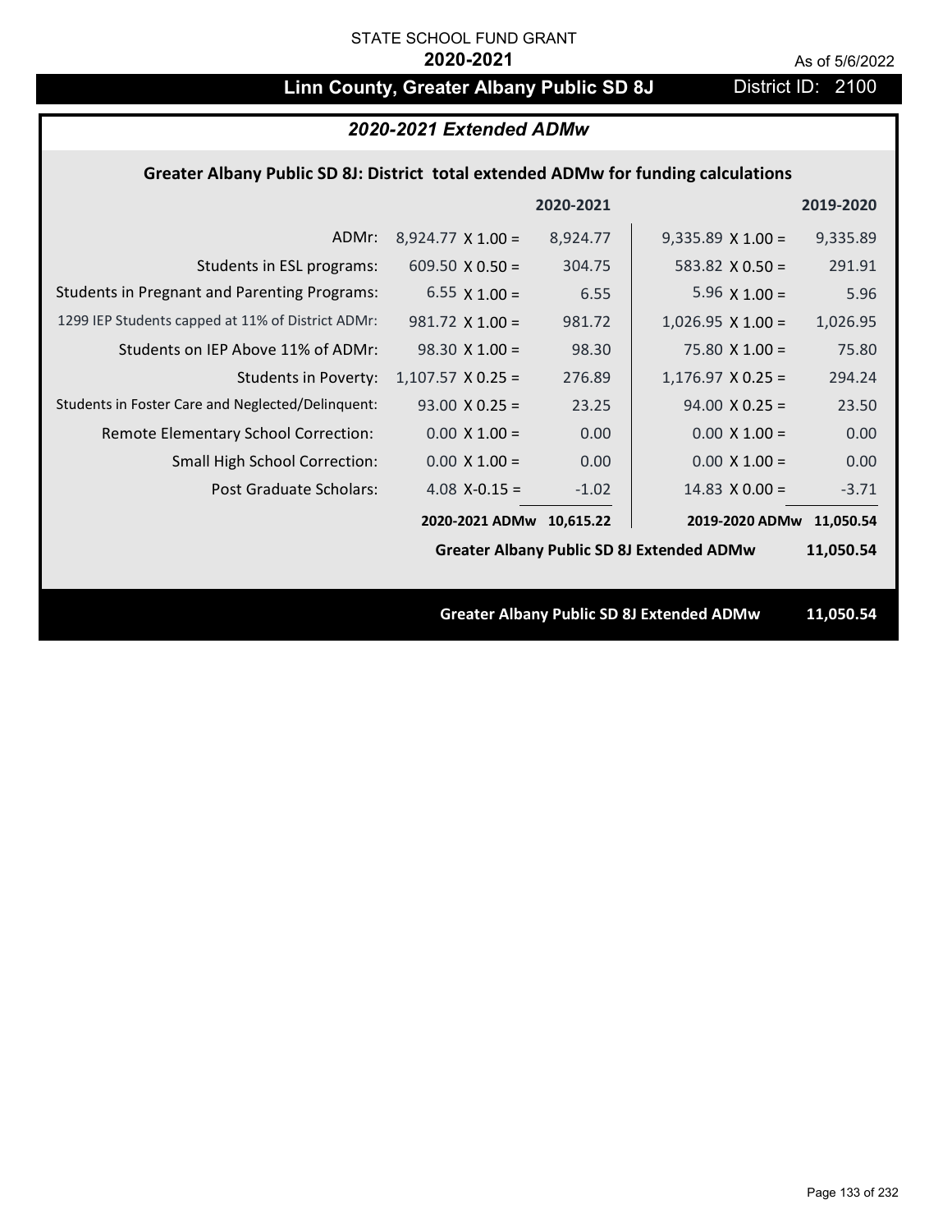STATE SCHOOL FUND GRANT

**2020-2021**

As of 5/6/2022

# Linn County, Greater Albany Public SD 8J

District ID: 2100

## *2020-2021 Extended ADMw*

### Greater Albany Public SD 8J: District total extended ADMw for funding calculations

| | 2020-2021 | | 2019-2020 | |
|---|---|---|---|---|
| ADMr: | 8,924.77 X 1.00 = | 8,924.77 | 9,335.89 X 1.00 = | 9,335.89 |
| Students in ESL programs: | 609.50 X 0.50 = | 304.75 | 583.82 X 0.50 = | 291.91 |
| Students in Pregnant and Parenting Programs: | 6.55 X 1.00 = | 6.55 | 5.96 X 1.00 = | 5.96 |
| 1299 IEP Students capped at 11% of District ADMr: | 981.72 X 1.00 = | 981.72 | 1,026.95 X 1.00 = | 1,026.95 |
| Students on IEP Above 11% of ADMr: | 98.30 X 1.00 = | 98.30 | 75.80 X 1.00 = | 75.80 |
| Students in Poverty: | 1,107.57 X 0.25 = | 276.89 | 1,176.97 X 0.25 = | 294.24 |
| Students in Foster Care and Neglected/Delinquent: | 93.00 X 0.25 = | 23.25 | 94.00 X 0.25 = | 23.50 |
| Remote Elementary School Correction: | 0.00 X 1.00 = | 0.00 | 0.00 X 1.00 = | 0.00 |
| Small High School Correction: | 0.00 X 1.00 = | 0.00 | 0.00 X 1.00 = | 0.00 |
| Post Graduate Scholars: | 4.08 X-0.15 = | -1.02 | 14.83 X 0.00 = | -3.71 |
| | 2020-2021 ADMw | 10,615.22 | 2019-2020 ADMw | 11,050.54 |

**Greater Albany Public SD 8J Extended ADMw 11,050.54**

**Greater Albany Public SD 8J Extended ADMw 11,050.54**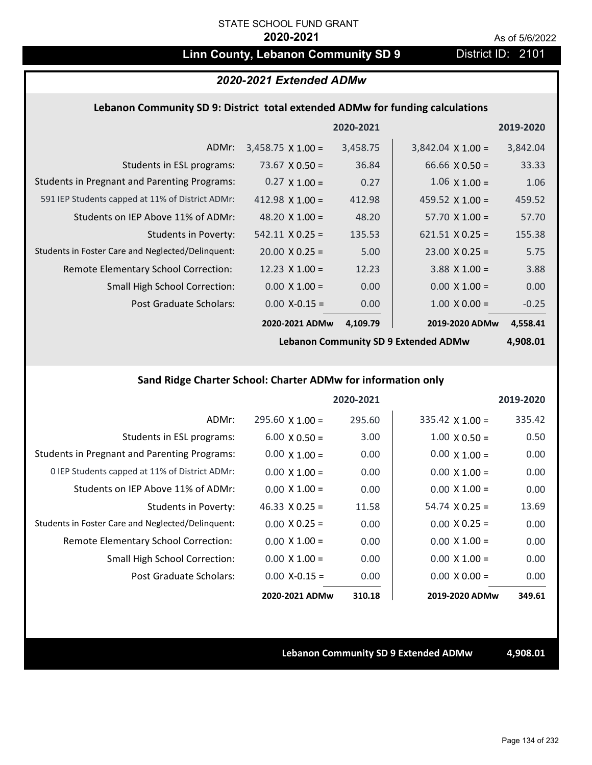STATE SCHOOL FUND GRANT

**2020-2021**

As of 5/6/2022

## Linn County, Lebanon Community SD 9 — District ID: 2101

### *2020-2021 Extended ADMw*

**Lebanon Community SD 9: District total extended ADMw for funding calculations**

| | | 2020-2021 | | 2019-2020 |
|---|---|---|---|---|
| ADMr: | 3,458.75 X 1.00 = | 3,458.75 | 3,842.04 X 1.00 = | 3,842.04 |
| Students in ESL programs: | 73.67 X 0.50 = | 36.84 | 66.66 X 0.50 = | 33.33 |
| Students in Pregnant and Parenting Programs: | 0.27 X 1.00 = | 0.27 | 1.06 X 1.00 = | 1.06 |
| 591 IEP Students capped at 11% of District ADMr: | 412.98 X 1.00 = | 412.98 | 459.52 X 1.00 = | 459.52 |
| Students on IEP Above 11% of ADMr: | 48.20 X 1.00 = | 48.20 | 57.70 X 1.00 = | 57.70 |
| Students in Poverty: | 542.11 X 0.25 = | 135.53 | 621.51 X 0.25 = | 155.38 |
| Students in Foster Care and Neglected/Delinquent: | 20.00 X 0.25 = | 5.00 | 23.00 X 0.25 = | 5.75 |
| Remote Elementary School Correction: | 12.23 X 1.00 = | 12.23 | 3.88 X 1.00 = | 3.88 |
| Small High School Correction: | 0.00 X 1.00 = | 0.00 | 0.00 X 1.00 = | 0.00 |
| Post Graduate Scholars: | 0.00 X-0.15 = | 0.00 | 1.00 X 0.00 = | -0.25 |
| | **2020-2021 ADMw** | **4,109.79** | **2019-2020 ADMw** | **4,558.41** |
| | | | **Lebanon Community SD 9 Extended ADMw** | **4,908.01** |

**Sand Ridge Charter School: Charter ADMw for information only**

| | | 2020-2021 | | 2019-2020 |
|---|---|---|---|---|
| ADMr: | 295.60 X 1.00 = | 295.60 | 335.42 X 1.00 = | 335.42 |
| Students in ESL programs: | 6.00 X 0.50 = | 3.00 | 1.00 X 0.50 = | 0.50 |
| Students in Pregnant and Parenting Programs: | 0.00 X 1.00 = | 0.00 | 0.00 X 1.00 = | 0.00 |
| 0 IEP Students capped at 11% of District ADMr: | 0.00 X 1.00 = | 0.00 | 0.00 X 1.00 = | 0.00 |
| Students on IEP Above 11% of ADMr: | 0.00 X 1.00 = | 0.00 | 0.00 X 1.00 = | 0.00 |
| Students in Poverty: | 46.33 X 0.25 = | 11.58 | 54.74 X 0.25 = | 13.69 |
| Students in Foster Care and Neglected/Delinquent: | 0.00 X 0.25 = | 0.00 | 0.00 X 0.25 = | 0.00 |
| Remote Elementary School Correction: | 0.00 X 1.00 = | 0.00 | 0.00 X 1.00 = | 0.00 |
| Small High School Correction: | 0.00 X 1.00 = | 0.00 | 0.00 X 1.00 = | 0.00 |
| Post Graduate Scholars: | 0.00 X-0.15 = | 0.00 | 0.00 X 0.00 = | 0.00 |
| | **2020-2021 ADMw** | **310.18** | **2019-2020 ADMw** | **349.61** |

**Lebanon Community SD 9 Extended ADMw** **4,908.01**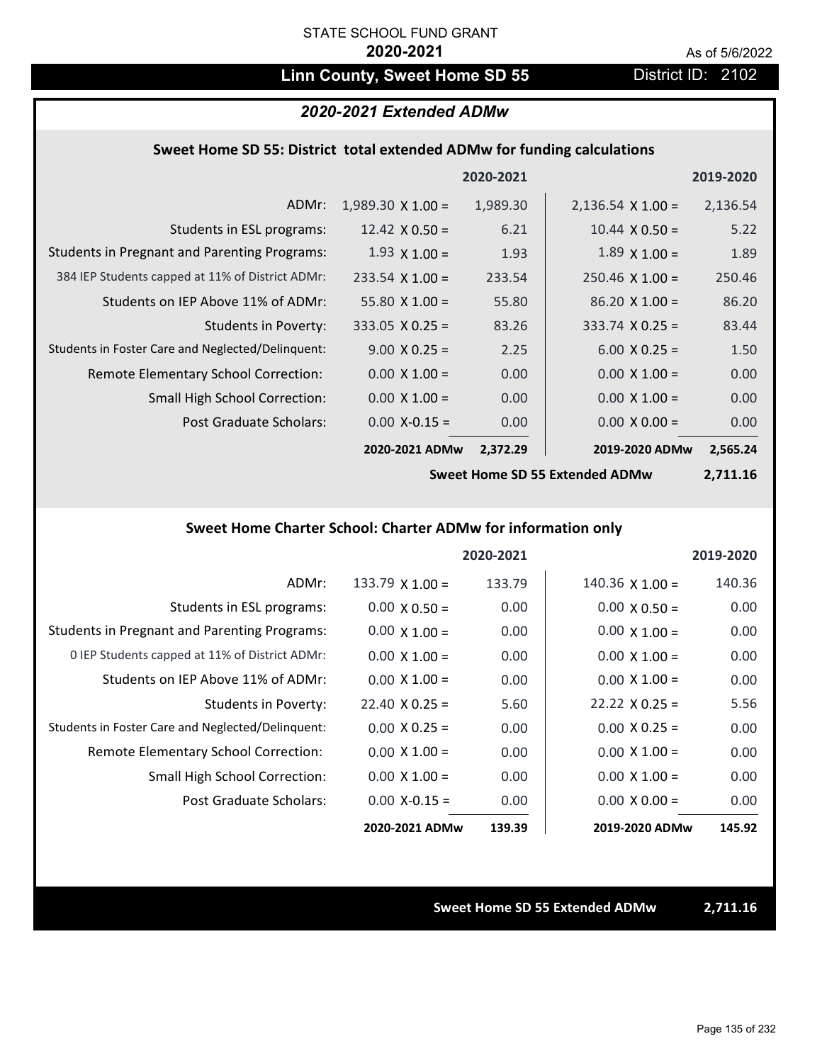STATE SCHOOL FUND GRANT

**2020-2021**

As of 5/6/2022

# Linn County, Sweet Home SD 55

District ID: 2102

## *2020-2021 Extended ADMw*

### Sweet Home SD 55: District total extended ADMw for funding calculations

| | | 2020-2021 | | 2019-2020 |
|---|---|---|---|---|
| ADMr: | 1,989.30 X 1.00 = | 1,989.30 | 2,136.54 X 1.00 = | 2,136.54 |
| Students in ESL programs: | 12.42 X 0.50 = | 6.21 | 10.44 X 0.50 = | 5.22 |
| Students in Pregnant and Parenting Programs: | 1.93 X 1.00 = | 1.93 | 1.89 X 1.00 = | 1.89 |
| 384 IEP Students capped at 11% of District ADMr: | 233.54 X 1.00 = | 233.54 | 250.46 X 1.00 = | 250.46 |
| Students on IEP Above 11% of ADMr: | 55.80 X 1.00 = | 55.80 | 86.20 X 1.00 = | 86.20 |
| Students in Poverty: | 333.05 X 0.25 = | 83.26 | 333.74 X 0.25 = | 83.44 |
| Students in Foster Care and Neglected/Delinquent: | 9.00 X 0.25 = | 2.25 | 6.00 X 0.25 = | 1.50 |
| Remote Elementary School Correction: | 0.00 X 1.00 = | 0.00 | 0.00 X 1.00 = | 0.00 |
| Small High School Correction: | 0.00 X 1.00 = | 0.00 | 0.00 X 1.00 = | 0.00 |
| Post Graduate Scholars: | 0.00 X-0.15 = | 0.00 | 0.00 X 0.00 = | 0.00 |
| | **2020-2021 ADMw** | **2,372.29** | **2019-2020 ADMw** | **2,565.24** |
| | | | **Sweet Home SD 55 Extended ADMw** | **2,711.16** |

### Sweet Home Charter School: Charter ADMw for information only

| | | 2020-2021 | | 2019-2020 |
|---|---|---|---|---|
| ADMr: | 133.79 X 1.00 = | 133.79 | 140.36 X 1.00 = | 140.36 |
| Students in ESL programs: | 0.00 X 0.50 = | 0.00 | 0.00 X 0.50 = | 0.00 |
| Students in Pregnant and Parenting Programs: | 0.00 X 1.00 = | 0.00 | 0.00 X 1.00 = | 0.00 |
| 0 IEP Students capped at 11% of District ADMr: | 0.00 X 1.00 = | 0.00 | 0.00 X 1.00 = | 0.00 |
| Students on IEP Above 11% of ADMr: | 0.00 X 1.00 = | 0.00 | 0.00 X 1.00 = | 0.00 |
| Students in Poverty: | 22.40 X 0.25 = | 5.60 | 22.22 X 0.25 = | 5.56 |
| Students in Foster Care and Neglected/Delinquent: | 0.00 X 0.25 = | 0.00 | 0.00 X 0.25 = | 0.00 |
| Remote Elementary School Correction: | 0.00 X 1.00 = | 0.00 | 0.00 X 1.00 = | 0.00 |
| Small High School Correction: | 0.00 X 1.00 = | 0.00 | 0.00 X 1.00 = | 0.00 |
| Post Graduate Scholars: | 0.00 X-0.15 = | 0.00 | 0.00 X 0.00 = | 0.00 |
| | **2020-2021 ADMw** | **139.39** | **2019-2020 ADMw** | **145.92** |

**Sweet Home SD 55 Extended ADMw** **2,711.16**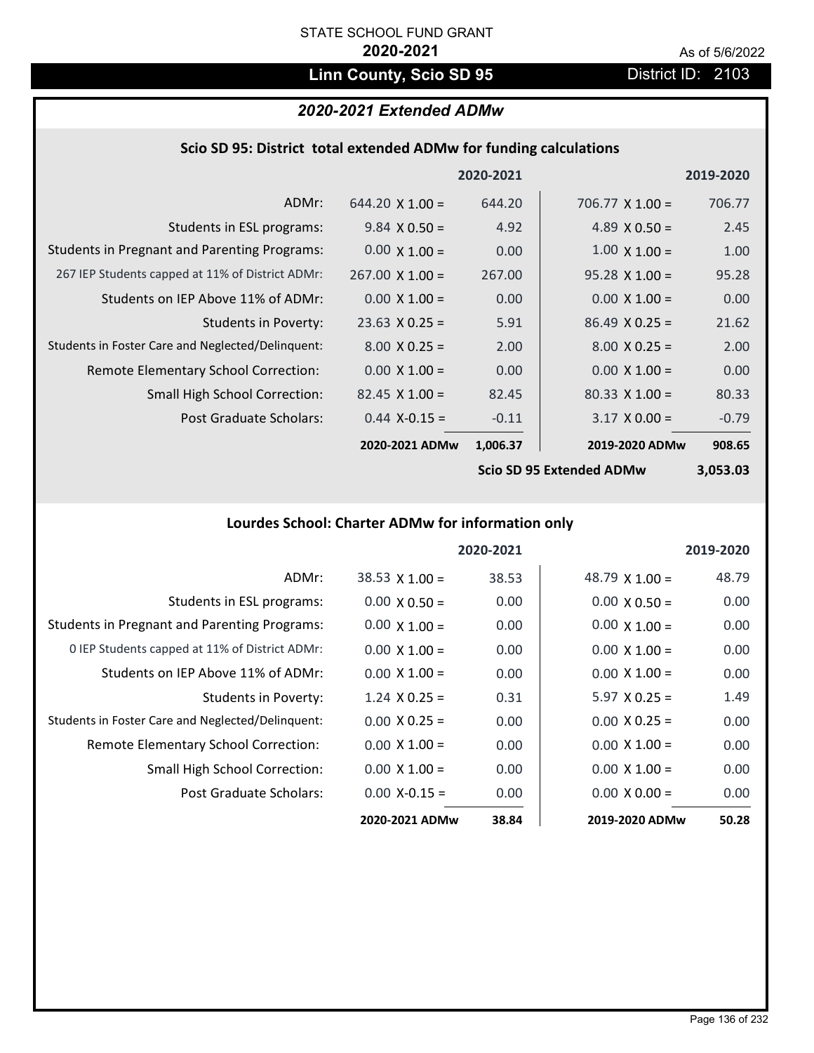STATE SCHOOL FUND GRANT

**2020-2021**

As of 5/6/2022

# Linn County, Scio SD 95

District ID: 2103

## *2020-2021 Extended ADMw*

### Scio SD 95: District total extended ADMw for funding calculations

| | | 2020-2021 | | 2019-2020 |
|---|---|---|---|---|
| ADMr: | 644.20 X 1.00 = | 644.20 | 706.77 X 1.00 = | 706.77 |
| Students in ESL programs: | 9.84 X 0.50 = | 4.92 | 4.89 X 0.50 = | 2.45 |
| Students in Pregnant and Parenting Programs: | 0.00 X 1.00 = | 0.00 | 1.00 X 1.00 = | 1.00 |
| 267 IEP Students capped at 11% of District ADMr: | 267.00 X 1.00 = | 267.00 | 95.28 X 1.00 = | 95.28 |
| Students on IEP Above 11% of ADMr: | 0.00 X 1.00 = | 0.00 | 0.00 X 1.00 = | 0.00 |
| Students in Poverty: | 23.63 X 0.25 = | 5.91 | 86.49 X 0.25 = | 21.62 |
| Students in Foster Care and Neglected/Delinquent: | 8.00 X 0.25 = | 2.00 | 8.00 X 0.25 = | 2.00 |
| Remote Elementary School Correction: | 0.00 X 1.00 = | 0.00 | 0.00 X 1.00 = | 0.00 |
| Small High School Correction: | 82.45 X 1.00 = | 82.45 | 80.33 X 1.00 = | 80.33 |
| Post Graduate Scholars: | 0.44 X-0.15 = | -0.11 | 3.17 X 0.00 = | -0.79 |
| | **2020-2021 ADMw** | **1,006.37** | **2019-2020 ADMw** | **908.65** |
| | | | **Scio SD 95 Extended ADMw** | **3,053.03** |

### Lourdes School: Charter ADMw for information only

| | | 2020-2021 | | 2019-2020 |
|---|---|---|---|---|
| ADMr: | 38.53 X 1.00 = | 38.53 | 48.79 X 1.00 = | 48.79 |
| Students in ESL programs: | 0.00 X 0.50 = | 0.00 | 0.00 X 0.50 = | 0.00 |
| Students in Pregnant and Parenting Programs: | 0.00 X 1.00 = | 0.00 | 0.00 X 1.00 = | 0.00 |
| 0 IEP Students capped at 11% of District ADMr: | 0.00 X 1.00 = | 0.00 | 0.00 X 1.00 = | 0.00 |
| Students on IEP Above 11% of ADMr: | 0.00 X 1.00 = | 0.00 | 0.00 X 1.00 = | 0.00 |
| Students in Poverty: | 1.24 X 0.25 = | 0.31 | 5.97 X 0.25 = | 1.49 |
| Students in Foster Care and Neglected/Delinquent: | 0.00 X 0.25 = | 0.00 | 0.00 X 0.25 = | 0.00 |
| Remote Elementary School Correction: | 0.00 X 1.00 = | 0.00 | 0.00 X 1.00 = | 0.00 |
| Small High School Correction: | 0.00 X 1.00 = | 0.00 | 0.00 X 1.00 = | 0.00 |
| Post Graduate Scholars: | 0.00 X-0.15 = | 0.00 | 0.00 X 0.00 = | 0.00 |
| | **2020-2021 ADMw** | **38.84** | **2019-2020 ADMw** | **50.28** |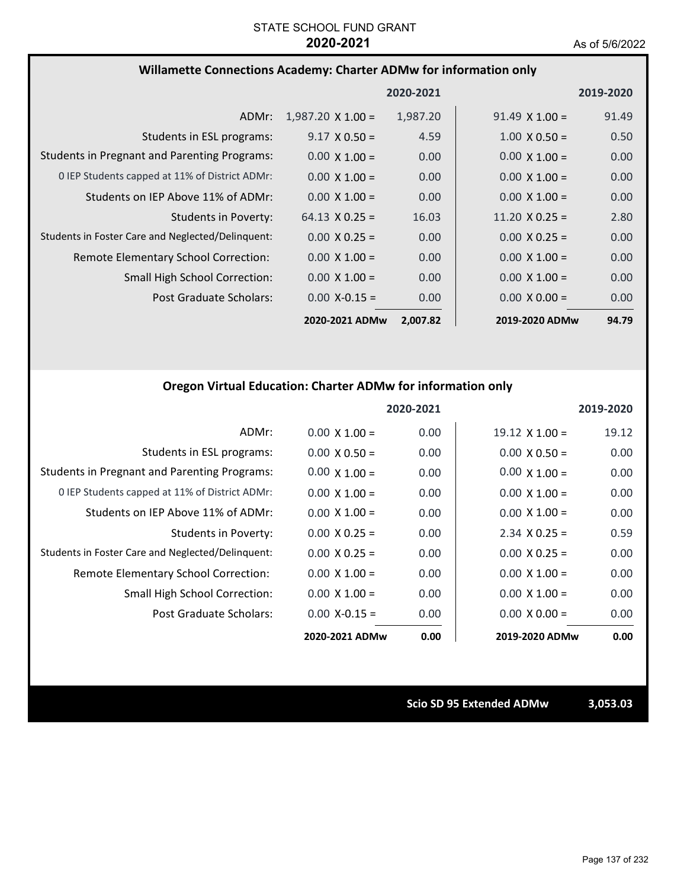STATE SCHOOL FUND GRANT

**2020-2021**

As of 5/6/2022

## Willamette Connections Academy: Charter ADMw for information only

| | 2020-2021 | | 2019-2020 | |
|---|---|---|---|---|
| ADMr: | 1,987.20 X 1.00 = | 1,987.20 | 91.49 X 1.00 = | 91.49 |
| Students in ESL programs: | 9.17 X 0.50 = | 4.59 | 1.00 X 0.50 = | 0.50 |
| Students in Pregnant and Parenting Programs: | 0.00 X 1.00 = | 0.00 | 0.00 X 1.00 = | 0.00 |
| 0 IEP Students capped at 11% of District ADMr: | 0.00 X 1.00 = | 0.00 | 0.00 X 1.00 = | 0.00 |
| Students on IEP Above 11% of ADMr: | 0.00 X 1.00 = | 0.00 | 0.00 X 1.00 = | 0.00 |
| Students in Poverty: | 64.13 X 0.25 = | 16.03 | 11.20 X 0.25 = | 2.80 |
| Students in Foster Care and Neglected/Delinquent: | 0.00 X 0.25 = | 0.00 | 0.00 X 0.25 = | 0.00 |
| Remote Elementary School Correction: | 0.00 X 1.00 = | 0.00 | 0.00 X 1.00 = | 0.00 |
| Small High School Correction: | 0.00 X 1.00 = | 0.00 | 0.00 X 1.00 = | 0.00 |
| Post Graduate Scholars: | 0.00 X-0.15 = | 0.00 | 0.00 X 0.00 = | 0.00 |
| | **2020-2021 ADMw** | **2,007.82** | **2019-2020 ADMw** | **94.79** |

## Oregon Virtual Education: Charter ADMw for information only

| | 2020-2021 | | 2019-2020 | |
|---|---|---|---|---|
| ADMr: | 0.00 X 1.00 = | 0.00 | 19.12 X 1.00 = | 19.12 |
| Students in ESL programs: | 0.00 X 0.50 = | 0.00 | 0.00 X 0.50 = | 0.00 |
| Students in Pregnant and Parenting Programs: | 0.00 X 1.00 = | 0.00 | 0.00 X 1.00 = | 0.00 |
| 0 IEP Students capped at 11% of District ADMr: | 0.00 X 1.00 = | 0.00 | 0.00 X 1.00 = | 0.00 |
| Students on IEP Above 11% of ADMr: | 0.00 X 1.00 = | 0.00 | 0.00 X 1.00 = | 0.00 |
| Students in Poverty: | 0.00 X 0.25 = | 0.00 | 2.34 X 0.25 = | 0.59 |
| Students in Foster Care and Neglected/Delinquent: | 0.00 X 0.25 = | 0.00 | 0.00 X 0.25 = | 0.00 |
| Remote Elementary School Correction: | 0.00 X 1.00 = | 0.00 | 0.00 X 1.00 = | 0.00 |
| Small High School Correction: | 0.00 X 1.00 = | 0.00 | 0.00 X 1.00 = | 0.00 |
| Post Graduate Scholars: | 0.00 X-0.15 = | 0.00 | 0.00 X 0.00 = | 0.00 |
| | **2020-2021 ADMw** | **0.00** | **2019-2020 ADMw** | **0.00** |

**Scio SD 95 Extended ADMw** **3,053.03**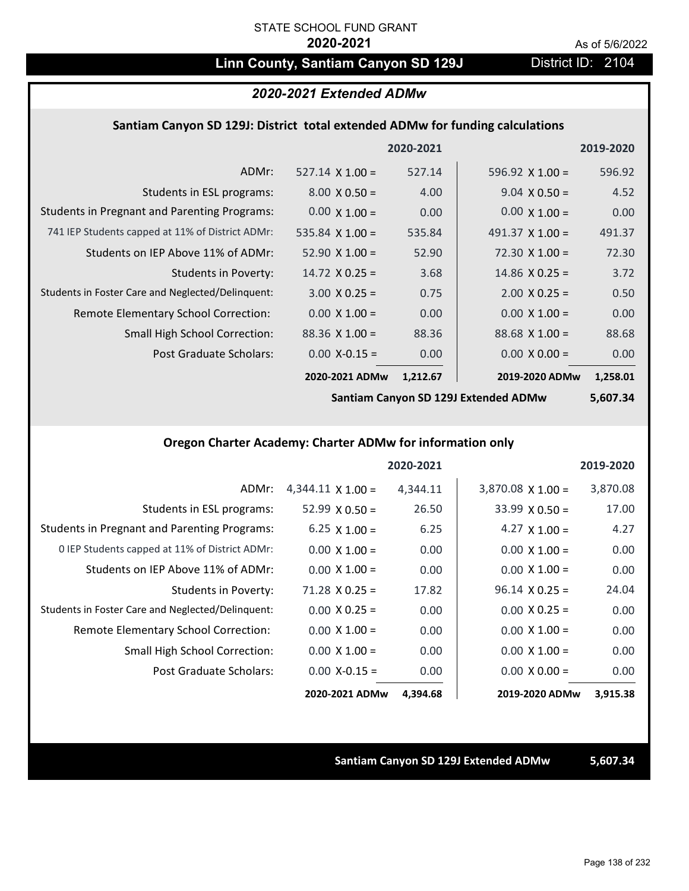STATE SCHOOL FUND GRANT

**2020-2021**

As of 5/6/2022

# Linn County, Santiam Canyon SD 129J

District ID: 2104

## *2020-2021 Extended ADMw*

### Santiam Canyon SD 129J: District total extended ADMw for funding calculations

| | | 2020-2021 | | 2019-2020 |
|---|---|---|---|---|
| ADMr: | 527.14 X 1.00 = | 527.14 | 596.92 X 1.00 = | 596.92 |
| Students in ESL programs: | 8.00 X 0.50 = | 4.00 | 9.04 X 0.50 = | 4.52 |
| Students in Pregnant and Parenting Programs: | 0.00 X 1.00 = | 0.00 | 0.00 X 1.00 = | 0.00 |
| 741 IEP Students capped at 11% of District ADMr: | 535.84 X 1.00 = | 535.84 | 491.37 X 1.00 = | 491.37 |
| Students on IEP Above 11% of ADMr: | 52.90 X 1.00 = | 52.90 | 72.30 X 1.00 = | 72.30 |
| Students in Poverty: | 14.72 X 0.25 = | 3.68 | 14.86 X 0.25 = | 3.72 |
| Students in Foster Care and Neglected/Delinquent: | 3.00 X 0.25 = | 0.75 | 2.00 X 0.25 = | 0.50 |
| Remote Elementary School Correction: | 0.00 X 1.00 = | 0.00 | 0.00 X 1.00 = | 0.00 |
| Small High School Correction: | 88.36 X 1.00 = | 88.36 | 88.68 X 1.00 = | 88.68 |
| Post Graduate Scholars: | 0.00 X-0.15 = | 0.00 | 0.00 X 0.00 = | 0.00 |
| | **2020-2021 ADMw** | **1,212.67** | **2019-2020 ADMw** | **1,258.01** |

**Santiam Canyon SD 129J Extended ADMw** **5,607.34**

### Oregon Charter Academy: Charter ADMw for information only

| | | 2020-2021 | | 2019-2020 |
|---|---|---|---|---|
| ADMr: | 4,344.11 X 1.00 = | 4,344.11 | 3,870.08 X 1.00 = | 3,870.08 |
| Students in ESL programs: | 52.99 X 0.50 = | 26.50 | 33.99 X 0.50 = | 17.00 |
| Students in Pregnant and Parenting Programs: | 6.25 X 1.00 = | 6.25 | 4.27 X 1.00 = | 4.27 |
| 0 IEP Students capped at 11% of District ADMr: | 0.00 X 1.00 = | 0.00 | 0.00 X 1.00 = | 0.00 |
| Students on IEP Above 11% of ADMr: | 0.00 X 1.00 = | 0.00 | 0.00 X 1.00 = | 0.00 |
| Students in Poverty: | 71.28 X 0.25 = | 17.82 | 96.14 X 0.25 = | 24.04 |
| Students in Foster Care and Neglected/Delinquent: | 0.00 X 0.25 = | 0.00 | 0.00 X 0.25 = | 0.00 |
| Remote Elementary School Correction: | 0.00 X 1.00 = | 0.00 | 0.00 X 1.00 = | 0.00 |
| Small High School Correction: | 0.00 X 1.00 = | 0.00 | 0.00 X 1.00 = | 0.00 |
| Post Graduate Scholars: | 0.00 X-0.15 = | 0.00 | 0.00 X 0.00 = | 0.00 |
| | **2020-2021 ADMw** | **4,394.68** | **2019-2020 ADMw** | **3,915.38** |

**Santiam Canyon SD 129J Extended ADMw** **5,607.34**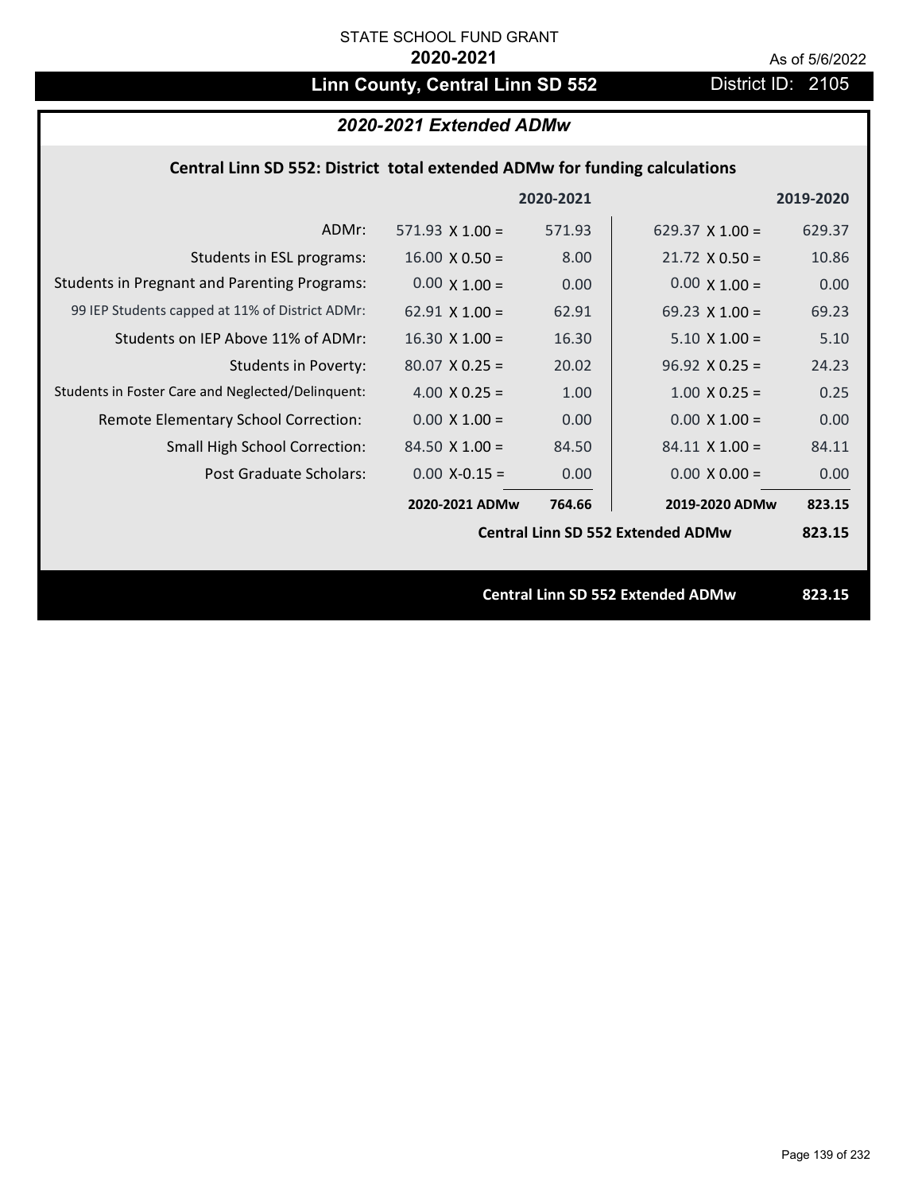STATE SCHOOL FUND GRANT

**2020-2021**

As of 5/6/2022

# Linn County, Central Linn SD 552

District ID: 2105

## *2020-2021 Extended ADMw*

### Central Linn SD 552: District total extended ADMw for funding calculations

| | | 2020-2021 | | 2019-2020 |
|---|---|---|---|---|
| ADMr: | 571.93 X 1.00 = | 571.93 | 629.37 X 1.00 = | 629.37 |
| Students in ESL programs: | 16.00 X 0.50 = | 8.00 | 21.72 X 0.50 = | 10.86 |
| Students in Pregnant and Parenting Programs: | 0.00 X 1.00 = | 0.00 | 0.00 X 1.00 = | 0.00 |
| 99 IEP Students capped at 11% of District ADMr: | 62.91 X 1.00 = | 62.91 | 69.23 X 1.00 = | 69.23 |
| Students on IEP Above 11% of ADMr: | 16.30 X 1.00 = | 16.30 | 5.10 X 1.00 = | 5.10 |
| Students in Poverty: | 80.07 X 0.25 = | 20.02 | 96.92 X 0.25 = | 24.23 |
| Students in Foster Care and Neglected/Delinquent: | 4.00 X 0.25 = | 1.00 | 1.00 X 0.25 = | 0.25 |
| Remote Elementary School Correction: | 0.00 X 1.00 = | 0.00 | 0.00 X 1.00 = | 0.00 |
| Small High School Correction: | 84.50 X 1.00 = | 84.50 | 84.11 X 1.00 = | 84.11 |
| Post Graduate Scholars: | 0.00 X-0.15 = | 0.00 | 0.00 X 0.00 = | 0.00 |
| | **2020-2021 ADMw** | **764.66** | **2019-2020 ADMw** | **823.15** |
| | | | **Central Linn SD 552 Extended ADMw** | **823.15** |

**Central Linn SD 552 Extended ADMw** **823.15**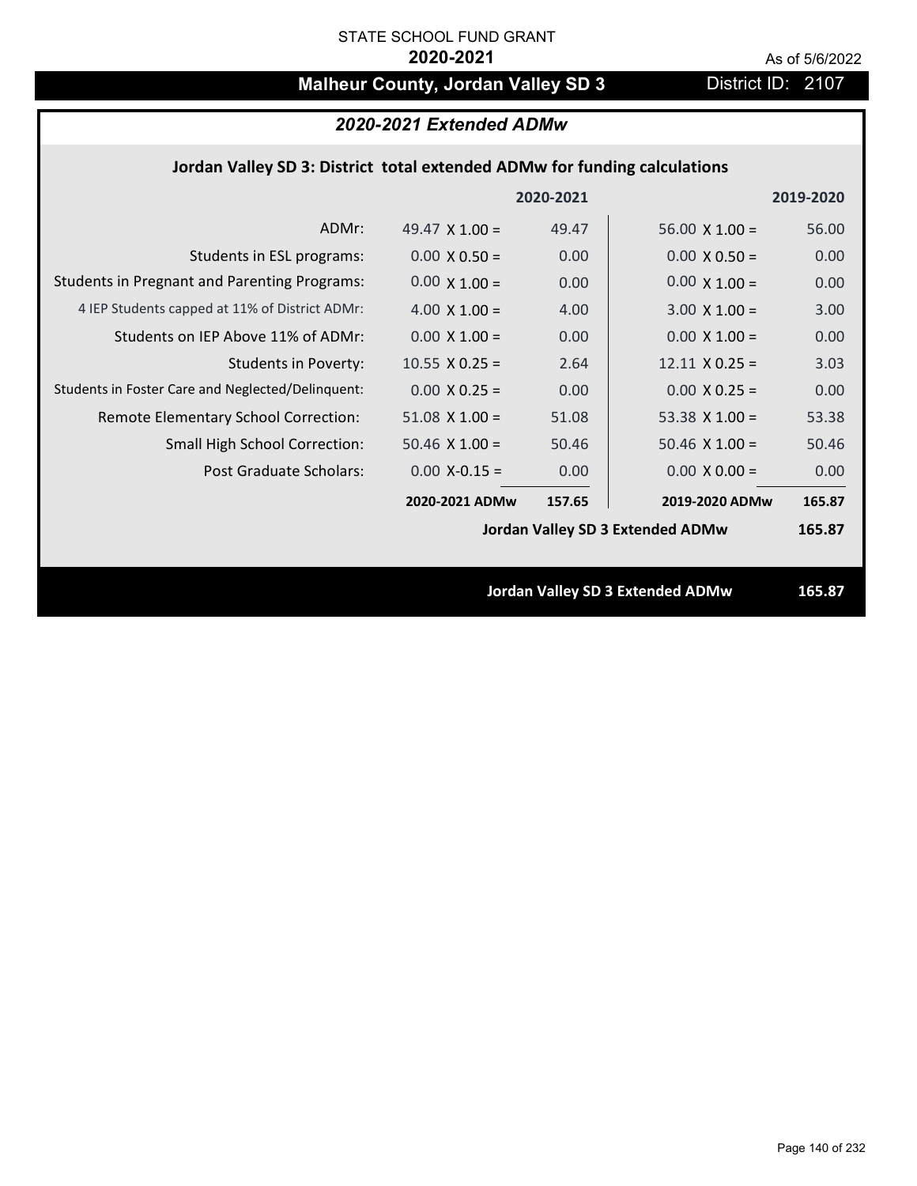STATE SCHOOL FUND GRANT

**2020-2021**

As of 5/6/2022

# Malheur County, Jordan Valley SD 3

District ID: 2107

## *2020-2021 Extended ADMw*

### Jordan Valley SD 3: District total extended ADMw for funding calculations

| | | 2020-2021 | | 2019-2020 |
|---|---|---|---|---|
| ADMr: | 49.47 X 1.00 = | 49.47 | 56.00 X 1.00 = | 56.00 |
| Students in ESL programs: | 0.00 X 0.50 = | 0.00 | 0.00 X 0.50 = | 0.00 |
| Students in Pregnant and Parenting Programs: | 0.00 X 1.00 = | 0.00 | 0.00 X 1.00 = | 0.00 |
| 4 IEP Students capped at 11% of District ADMr: | 4.00 X 1.00 = | 4.00 | 3.00 X 1.00 = | 3.00 |
| Students on IEP Above 11% of ADMr: | 0.00 X 1.00 = | 0.00 | 0.00 X 1.00 = | 0.00 |
| Students in Poverty: | 10.55 X 0.25 = | 2.64 | 12.11 X 0.25 = | 3.03 |
| Students in Foster Care and Neglected/Delinquent: | 0.00 X 0.25 = | 0.00 | 0.00 X 0.25 = | 0.00 |
| Remote Elementary School Correction: | 51.08 X 1.00 = | 51.08 | 53.38 X 1.00 = | 53.38 |
| Small High School Correction: | 50.46 X 1.00 = | 50.46 | 50.46 X 1.00 = | 50.46 |
| Post Graduate Scholars: | 0.00 X-0.15 = | 0.00 | 0.00 X 0.00 = | 0.00 |
| | **2020-2021 ADMw** | **157.65** | **2019-2020 ADMw** | **165.87** |
| | | | **Jordan Valley SD 3 Extended ADMw** | **165.87** |

**Jordan Valley SD 3 Extended ADMw** **165.87**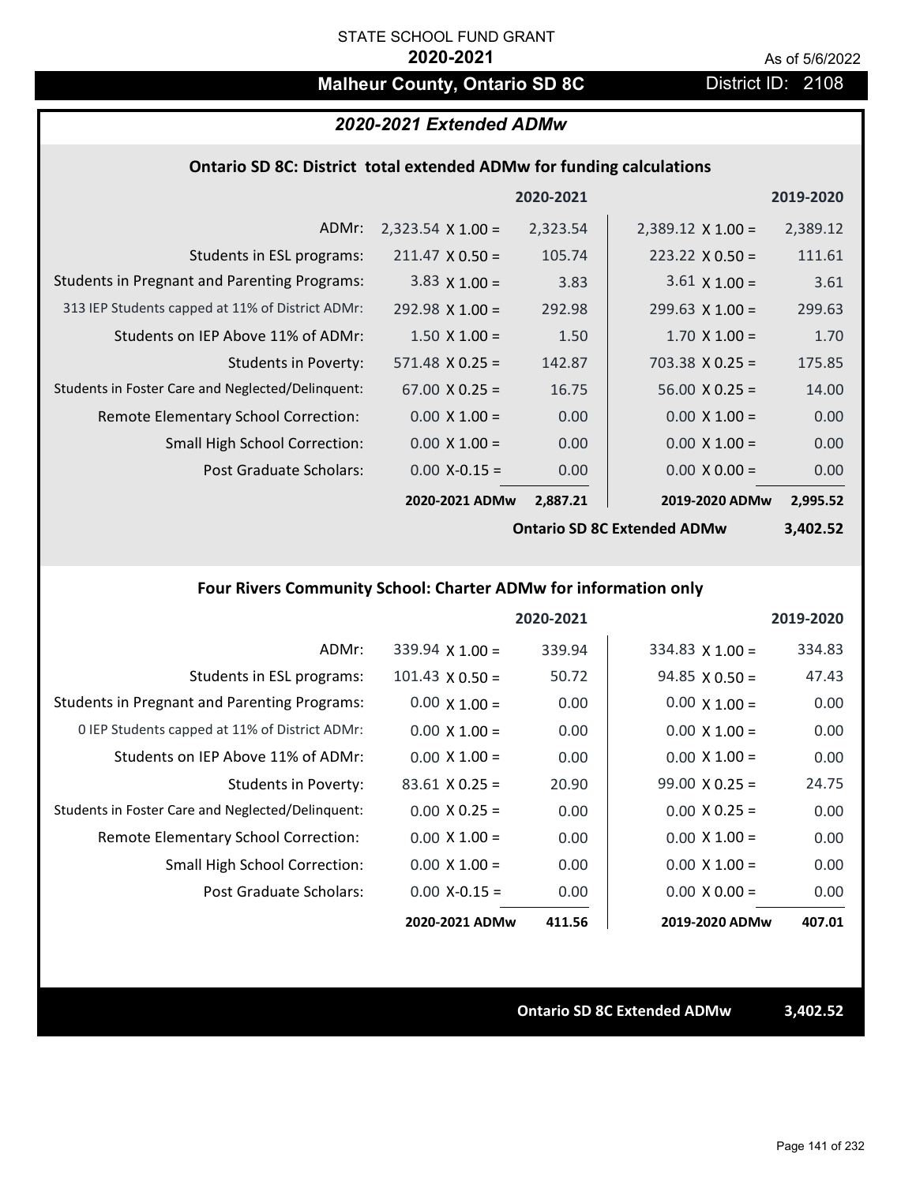STATE SCHOOL FUND GRANT

**2020-2021**

As of 5/6/2022

# Malheur County, Ontario SD 8C

District ID: 2108

## *2020-2021 Extended ADMw*

### Ontario SD 8C: District total extended ADMw for funding calculations

| | | 2020-2021 | | 2019-2020 |
|---|---|---|---|---|
| ADMr: | 2,323.54 X 1.00 = | 2,323.54 | 2,389.12 X 1.00 = | 2,389.12 |
| Students in ESL programs: | 211.47 X 0.50 = | 105.74 | 223.22 X 0.50 = | 111.61 |
| Students in Pregnant and Parenting Programs: | 3.83 X 1.00 = | 3.83 | 3.61 X 1.00 = | 3.61 |
| 313 IEP Students capped at 11% of District ADMr: | 292.98 X 1.00 = | 292.98 | 299.63 X 1.00 = | 299.63 |
| Students on IEP Above 11% of ADMr: | 1.50 X 1.00 = | 1.50 | 1.70 X 1.00 = | 1.70 |
| Students in Poverty: | 571.48 X 0.25 = | 142.87 | 703.38 X 0.25 = | 175.85 |
| Students in Foster Care and Neglected/Delinquent: | 67.00 X 0.25 = | 16.75 | 56.00 X 0.25 = | 14.00 |
| Remote Elementary School Correction: | 0.00 X 1.00 = | 0.00 | 0.00 X 1.00 = | 0.00 |
| Small High School Correction: | 0.00 X 1.00 = | 0.00 | 0.00 X 1.00 = | 0.00 |
| Post Graduate Scholars: | 0.00 X-0.15 = | 0.00 | 0.00 X 0.00 = | 0.00 |
| | **2020-2021 ADMw** | **2,887.21** | **2019-2020 ADMw** | **2,995.52** |
| | | | **Ontario SD 8C Extended ADMw** | **3,402.52** |

### Four Rivers Community School: Charter ADMw for information only

| | | 2020-2021 | | 2019-2020 |
|---|---|---|---|---|
| ADMr: | 339.94 X 1.00 = | 339.94 | 334.83 X 1.00 = | 334.83 |
| Students in ESL programs: | 101.43 X 0.50 = | 50.72 | 94.85 X 0.50 = | 47.43 |
| Students in Pregnant and Parenting Programs: | 0.00 X 1.00 = | 0.00 | 0.00 X 1.00 = | 0.00 |
| 0 IEP Students capped at 11% of District ADMr: | 0.00 X 1.00 = | 0.00 | 0.00 X 1.00 = | 0.00 |
| Students on IEP Above 11% of ADMr: | 0.00 X 1.00 = | 0.00 | 0.00 X 1.00 = | 0.00 |
| Students in Poverty: | 83.61 X 0.25 = | 20.90 | 99.00 X 0.25 = | 24.75 |
| Students in Foster Care and Neglected/Delinquent: | 0.00 X 0.25 = | 0.00 | 0.00 X 0.25 = | 0.00 |
| Remote Elementary School Correction: | 0.00 X 1.00 = | 0.00 | 0.00 X 1.00 = | 0.00 |
| Small High School Correction: | 0.00 X 1.00 = | 0.00 | 0.00 X 1.00 = | 0.00 |
| Post Graduate Scholars: | 0.00 X-0.15 = | 0.00 | 0.00 X 0.00 = | 0.00 |
| | **2020-2021 ADMw** | **411.56** | **2019-2020 ADMw** | **407.01** |

**Ontario SD 8C Extended ADMw 3,402.52**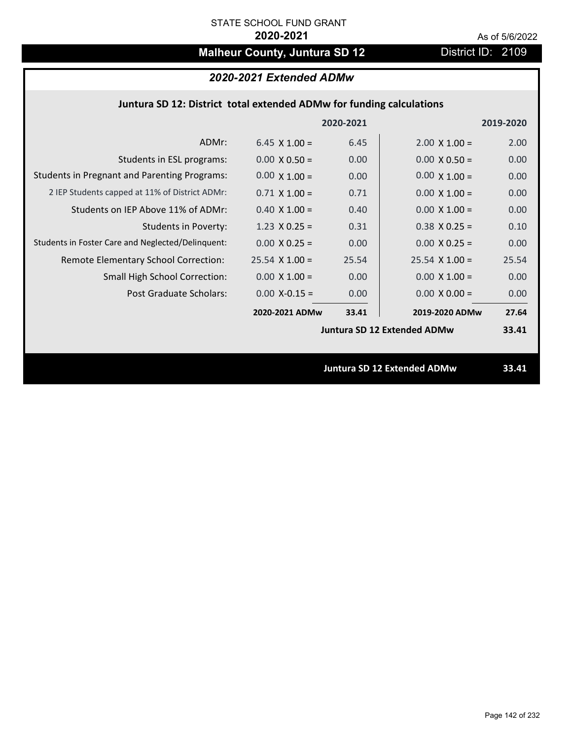STATE SCHOOL FUND GRANT

**2020-2021**

As of 5/6/2022

# Malheur County, Juntura SD 12

District ID: 2109

## *2020-2021 Extended ADMw*

### Juntura SD 12: District total extended ADMw for funding calculations

| | | 2020-2021 | | 2019-2020 |
|---|---|---|---|---|
| ADMr: | 6.45 X 1.00 = | 6.45 | 2.00 X 1.00 = | 2.00 |
| Students in ESL programs: | 0.00 X 0.50 = | 0.00 | 0.00 X 0.50 = | 0.00 |
| Students in Pregnant and Parenting Programs: | 0.00 X 1.00 = | 0.00 | 0.00 X 1.00 = | 0.00 |
| 2 IEP Students capped at 11% of District ADMr: | 0.71 X 1.00 = | 0.71 | 0.00 X 1.00 = | 0.00 |
| Students on IEP Above 11% of ADMr: | 0.40 X 1.00 = | 0.40 | 0.00 X 1.00 = | 0.00 |
| Students in Poverty: | 1.23 X 0.25 = | 0.31 | 0.38 X 0.25 = | 0.10 |
| Students in Foster Care and Neglected/Delinquent: | 0.00 X 0.25 = | 0.00 | 0.00 X 0.25 = | 0.00 |
| Remote Elementary School Correction: | 25.54 X 1.00 = | 25.54 | 25.54 X 1.00 = | 25.54 |
| Small High School Correction: | 0.00 X 1.00 = | 0.00 | 0.00 X 1.00 = | 0.00 |
| Post Graduate Scholars: | 0.00 X-0.15 = | 0.00 | 0.00 X 0.00 = | 0.00 |
| | **2020-2021 ADMw** | **33.41** | **2019-2020 ADMw** | **27.64** |
| | | | **Juntura SD 12 Extended ADMw** | **33.41** |

**Juntura SD 12 Extended ADMw** **33.41**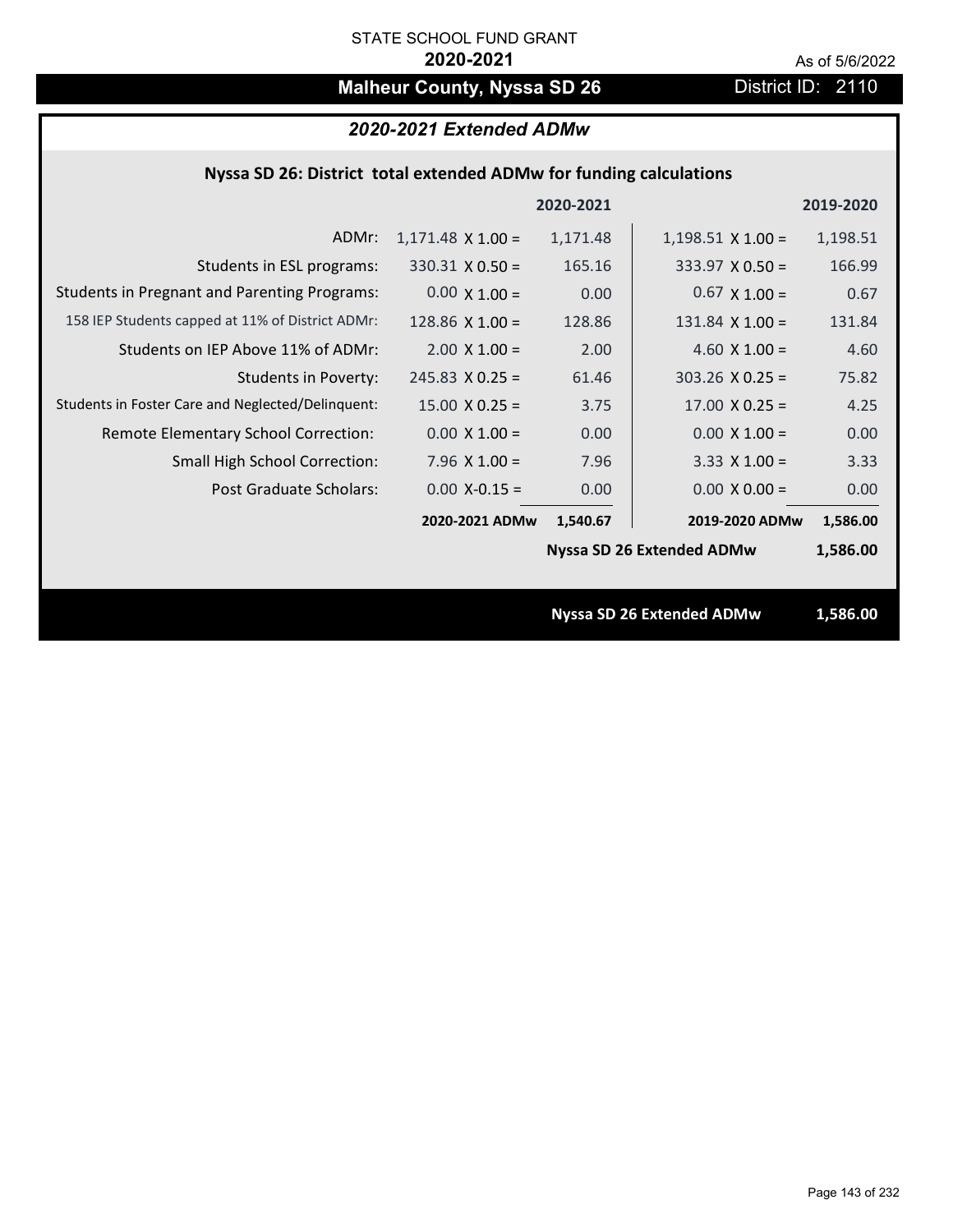STATE SCHOOL FUND GRANT

**2020-2021**

As of 5/6/2022

# Malheur County, Nyssa SD 26

District ID: 2110

## *2020-2021 Extended ADMw*

### Nyssa SD 26: District total extended ADMw for funding calculations

| | | 2020-2021 | | 2019-2020 |
|---|---|---|---|---|
| ADMr: | 1,171.48 X 1.00 = | 1,171.48 | 1,198.51 X 1.00 = | 1,198.51 |
| Students in ESL programs: | 330.31 X 0.50 = | 165.16 | 333.97 X 0.50 = | 166.99 |
| Students in Pregnant and Parenting Programs: | 0.00 X 1.00 = | 0.00 | 0.67 X 1.00 = | 0.67 |
| 158 IEP Students capped at 11% of District ADMr: | 128.86 X 1.00 = | 128.86 | 131.84 X 1.00 = | 131.84 |
| Students on IEP Above 11% of ADMr: | 2.00 X 1.00 = | 2.00 | 4.60 X 1.00 = | 4.60 |
| Students in Poverty: | 245.83 X 0.25 = | 61.46 | 303.26 X 0.25 = | 75.82 |
| Students in Foster Care and Neglected/Delinquent: | 15.00 X 0.25 = | 3.75 | 17.00 X 0.25 = | 4.25 |
| Remote Elementary School Correction: | 0.00 X 1.00 = | 0.00 | 0.00 X 1.00 = | 0.00 |
| Small High School Correction: | 7.96 X 1.00 = | 7.96 | 3.33 X 1.00 = | 3.33 |
| Post Graduate Scholars: | 0.00 X-0.15 = | 0.00 | 0.00 X 0.00 = | 0.00 |
| | **2020-2021 ADMw** | **1,540.67** | **2019-2020 ADMw** | **1,586.00** |
| | | | **Nyssa SD 26 Extended ADMw** | **1,586.00** |

**Nyssa SD 26 Extended ADMw** **1,586.00**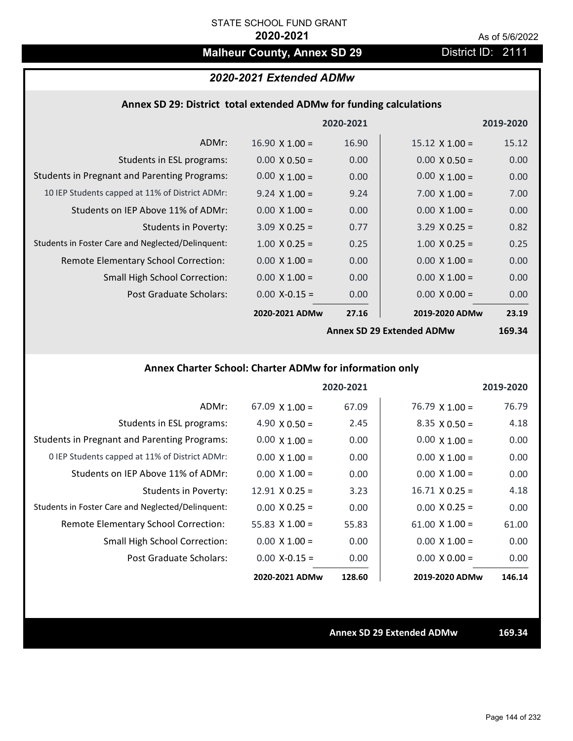STATE SCHOOL FUND GRANT

**2020-2021**

As of 5/6/2022

# Malheur County, Annex SD 29

District ID: 2111

## *2020-2021 Extended ADMw*

### Annex SD 29: District total extended ADMw for funding calculations

| | 2020-2021 | | 2019-2020 | |
|---|---|---|---|---|
| ADMr: | 16.90 X 1.00 = | 16.90 | 15.12 X 1.00 = | 15.12 |
| Students in ESL programs: | 0.00 X 0.50 = | 0.00 | 0.00 X 0.50 = | 0.00 |
| Students in Pregnant and Parenting Programs: | 0.00 X 1.00 = | 0.00 | 0.00 X 1.00 = | 0.00 |
| 10 IEP Students capped at 11% of District ADMr: | 9.24 X 1.00 = | 9.24 | 7.00 X 1.00 = | 7.00 |
| Students on IEP Above 11% of ADMr: | 0.00 X 1.00 = | 0.00 | 0.00 X 1.00 = | 0.00 |
| Students in Poverty: | 3.09 X 0.25 = | 0.77 | 3.29 X 0.25 = | 0.82 |
| Students in Foster Care and Neglected/Delinquent: | 1.00 X 0.25 = | 0.25 | 1.00 X 0.25 = | 0.25 |
| Remote Elementary School Correction: | 0.00 X 1.00 = | 0.00 | 0.00 X 1.00 = | 0.00 |
| Small High School Correction: | 0.00 X 1.00 = | 0.00 | 0.00 X 1.00 = | 0.00 |
| Post Graduate Scholars: | 0.00 X-0.15 = | 0.00 | 0.00 X 0.00 = | 0.00 |
| | **2020-2021 ADMw** | **27.16** | **2019-2020 ADMw** | **23.19** |
| | | | **Annex SD 29 Extended ADMw** | **169.34** |

### Annex Charter School: Charter ADMw for information only

| | 2020-2021 | | 2019-2020 | |
|---|---|---|---|---|
| ADMr: | 67.09 X 1.00 = | 67.09 | 76.79 X 1.00 = | 76.79 |
| Students in ESL programs: | 4.90 X 0.50 = | 2.45 | 8.35 X 0.50 = | 4.18 |
| Students in Pregnant and Parenting Programs: | 0.00 X 1.00 = | 0.00 | 0.00 X 1.00 = | 0.00 |
| 0 IEP Students capped at 11% of District ADMr: | 0.00 X 1.00 = | 0.00 | 0.00 X 1.00 = | 0.00 |
| Students on IEP Above 11% of ADMr: | 0.00 X 1.00 = | 0.00 | 0.00 X 1.00 = | 0.00 |
| Students in Poverty: | 12.91 X 0.25 = | 3.23 | 16.71 X 0.25 = | 4.18 |
| Students in Foster Care and Neglected/Delinquent: | 0.00 X 0.25 = | 0.00 | 0.00 X 0.25 = | 0.00 |
| Remote Elementary School Correction: | 55.83 X 1.00 = | 55.83 | 61.00 X 1.00 = | 61.00 |
| Small High School Correction: | 0.00 X 1.00 = | 0.00 | 0.00 X 1.00 = | 0.00 |
| Post Graduate Scholars: | 0.00 X-0.15 = | 0.00 | 0.00 X 0.00 = | 0.00 |
| | **2020-2021 ADMw** | **128.60** | **2019-2020 ADMw** | **146.14** |

**Annex SD 29 Extended ADMw** **169.34**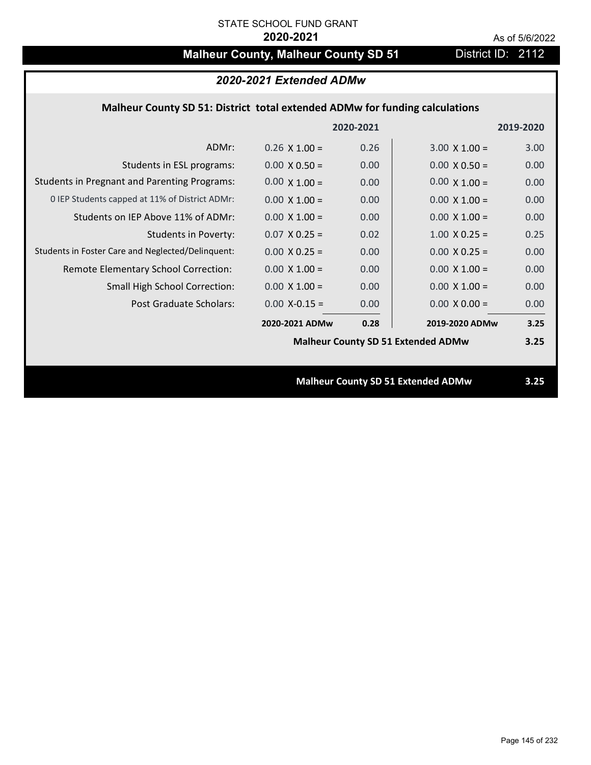STATE SCHOOL FUND GRANT

**2020-2021**

As of 5/6/2022

# Malheur County, Malheur County SD 51

District ID: 2112

## *2020-2021 Extended ADMw*

### Malheur County SD 51: District total extended ADMw for funding calculations

| | 2020-2021 | | 2019-2020 | |
|---|---|---|---|---|
| ADMr: | 0.26 X 1.00 = | 0.26 | 3.00 X 1.00 = | 3.00 |
| Students in ESL programs: | 0.00 X 0.50 = | 0.00 | 0.00 X 0.50 = | 0.00 |
| Students in Pregnant and Parenting Programs: | 0.00 X 1.00 = | 0.00 | 0.00 X 1.00 = | 0.00 |
| 0 IEP Students capped at 11% of District ADMr: | 0.00 X 1.00 = | 0.00 | 0.00 X 1.00 = | 0.00 |
| Students on IEP Above 11% of ADMr: | 0.00 X 1.00 = | 0.00 | 0.00 X 1.00 = | 0.00 |
| Students in Poverty: | 0.07 X 0.25 = | 0.02 | 1.00 X 0.25 = | 0.25 |
| Students in Foster Care and Neglected/Delinquent: | 0.00 X 0.25 = | 0.00 | 0.00 X 0.25 = | 0.00 |
| Remote Elementary School Correction: | 0.00 X 1.00 = | 0.00 | 0.00 X 1.00 = | 0.00 |
| Small High School Correction: | 0.00 X 1.00 = | 0.00 | 0.00 X 1.00 = | 0.00 |
| Post Graduate Scholars: | 0.00 X-0.15 = | 0.00 | 0.00 X 0.00 = | 0.00 |
| | **2020-2021 ADMw** | **0.28** | **2019-2020 ADMw** | **3.25** |
| | | | **Malheur County SD 51 Extended ADMw** | **3.25** |

**Malheur County SD 51 Extended ADMw 3.25**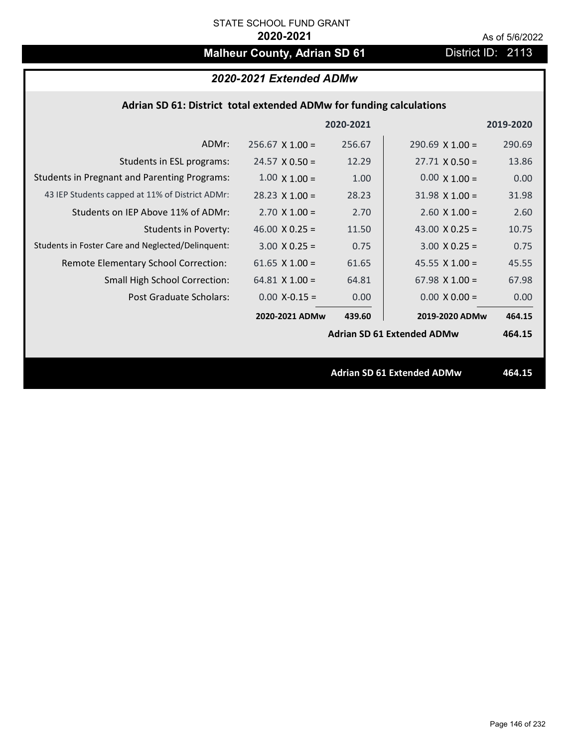STATE SCHOOL FUND GRANT

**2020-2021**

As of 5/6/2022

# Malheur County, Adrian SD 61

District ID: 2113

## *2020-2021 Extended ADMw*

### Adrian SD 61: District total extended ADMw for funding calculations

| | | 2020-2021 | | 2019-2020 |
|---|---|---|---|---|
| ADMr: | 256.67 X 1.00 = | 256.67 | 290.69 X 1.00 = | 290.69 |
| Students in ESL programs: | 24.57 X 0.50 = | 12.29 | 27.71 X 0.50 = | 13.86 |
| Students in Pregnant and Parenting Programs: | 1.00 X 1.00 = | 1.00 | 0.00 X 1.00 = | 0.00 |
| 43 IEP Students capped at 11% of District ADMr: | 28.23 X 1.00 = | 28.23 | 31.98 X 1.00 = | 31.98 |
| Students on IEP Above 11% of ADMr: | 2.70 X 1.00 = | 2.70 | 2.60 X 1.00 = | 2.60 |
| Students in Poverty: | 46.00 X 0.25 = | 11.50 | 43.00 X 0.25 = | 10.75 |
| Students in Foster Care and Neglected/Delinquent: | 3.00 X 0.25 = | 0.75 | 3.00 X 0.25 = | 0.75 |
| Remote Elementary School Correction: | 61.65 X 1.00 = | 61.65 | 45.55 X 1.00 = | 45.55 |
| Small High School Correction: | 64.81 X 1.00 = | 64.81 | 67.98 X 1.00 = | 67.98 |
| Post Graduate Scholars: | 0.00 X-0.15 = | 0.00 | 0.00 X 0.00 = | 0.00 |
| | **2020-2021 ADMw** | **439.60** | **2019-2020 ADMw** | **464.15** |
| | | | **Adrian SD 61 Extended ADMw** | **464.15** |

**Adrian SD 61 Extended ADMw 464.15**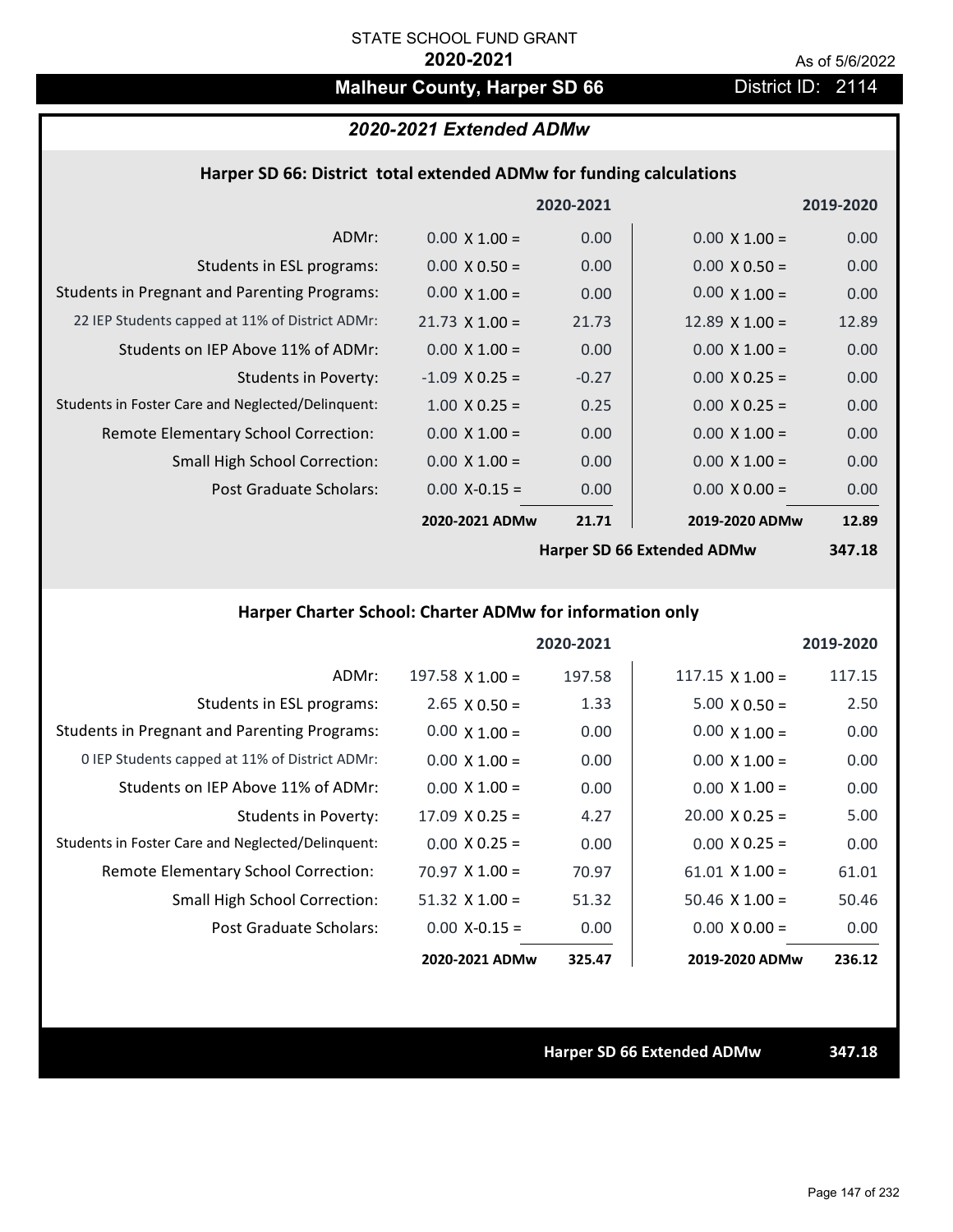STATE SCHOOL FUND GRANT

**2020-2021**

As of 5/6/2022

# Malheur County, Harper SD 66

District ID: 2114

## *2020-2021 Extended ADMw*

### Harper SD 66: District total extended ADMw for funding calculations

| | 2020-2021 | | 2019-2020 | |
|---|---|---|---|---|
| ADMr: | 0.00 X 1.00 = | 0.00 | 0.00 X 1.00 = | 0.00 |
| Students in ESL programs: | 0.00 X 0.50 = | 0.00 | 0.00 X 0.50 = | 0.00 |
| Students in Pregnant and Parenting Programs: | 0.00 X 1.00 = | 0.00 | 0.00 X 1.00 = | 0.00 |
| 22 IEP Students capped at 11% of District ADMr: | 21.73 X 1.00 = | 21.73 | 12.89 X 1.00 = | 12.89 |
| Students on IEP Above 11% of ADMr: | 0.00 X 1.00 = | 0.00 | 0.00 X 1.00 = | 0.00 |
| Students in Poverty: | -1.09 X 0.25 = | -0.27 | 0.00 X 0.25 = | 0.00 |
| Students in Foster Care and Neglected/Delinquent: | 1.00 X 0.25 = | 0.25 | 0.00 X 0.25 = | 0.00 |
| Remote Elementary School Correction: | 0.00 X 1.00 = | 0.00 | 0.00 X 1.00 = | 0.00 |
| Small High School Correction: | 0.00 X 1.00 = | 0.00 | 0.00 X 1.00 = | 0.00 |
| Post Graduate Scholars: | 0.00 X-0.15 = | 0.00 | 0.00 X 0.00 = | 0.00 |
| | **2020-2021 ADMw** | **21.71** | **2019-2020 ADMw** | **12.89** |
| | | | **Harper SD 66 Extended ADMw** | **347.18** |

### Harper Charter School: Charter ADMw for information only

| | 2020-2021 | | 2019-2020 | |
|---|---|---|---|---|
| ADMr: | 197.58 X 1.00 = | 197.58 | 117.15 X 1.00 = | 117.15 |
| Students in ESL programs: | 2.65 X 0.50 = | 1.33 | 5.00 X 0.50 = | 2.50 |
| Students in Pregnant and Parenting Programs: | 0.00 X 1.00 = | 0.00 | 0.00 X 1.00 = | 0.00 |
| 0 IEP Students capped at 11% of District ADMr: | 0.00 X 1.00 = | 0.00 | 0.00 X 1.00 = | 0.00 |
| Students on IEP Above 11% of ADMr: | 0.00 X 1.00 = | 0.00 | 0.00 X 1.00 = | 0.00 |
| Students in Poverty: | 17.09 X 0.25 = | 4.27 | 20.00 X 0.25 = | 5.00 |
| Students in Foster Care and Neglected/Delinquent: | 0.00 X 0.25 = | 0.00 | 0.00 X 0.25 = | 0.00 |
| Remote Elementary School Correction: | 70.97 X 1.00 = | 70.97 | 61.01 X 1.00 = | 61.01 |
| Small High School Correction: | 51.32 X 1.00 = | 51.32 | 50.46 X 1.00 = | 50.46 |
| Post Graduate Scholars: | 0.00 X-0.15 = | 0.00 | 0.00 X 0.00 = | 0.00 |
| | **2020-2021 ADMw** | **325.47** | **2019-2020 ADMw** | **236.12** |

**Harper SD 66 Extended ADMw** **347.18**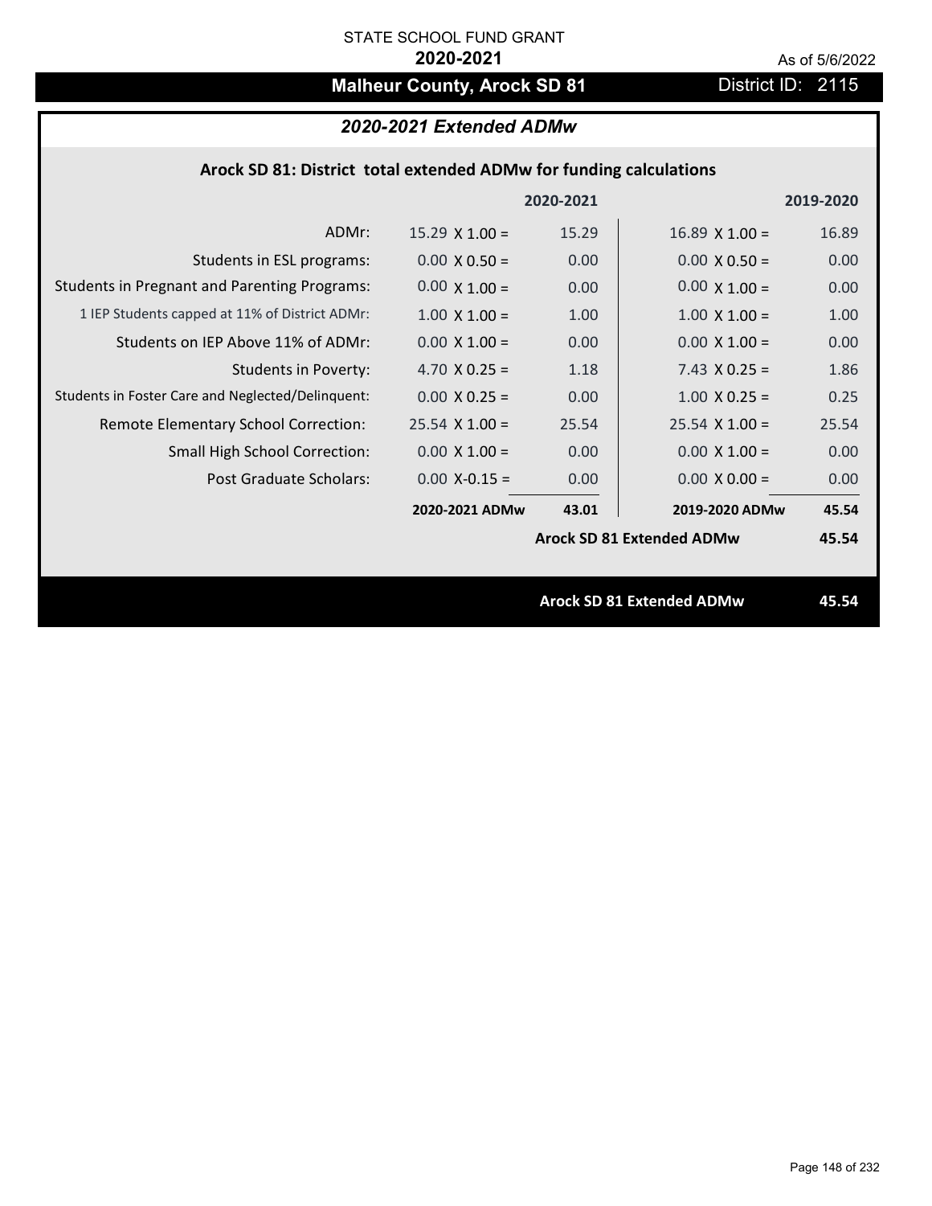STATE SCHOOL FUND GRANT

**2020-2021**

As of 5/6/2022

# Malheur County, Arock SD 81

District ID: 2115

## *2020-2021 Extended ADMw*

### Arock SD 81: District total extended ADMw for funding calculations

| | | 2020-2021 | | 2019-2020 |
|---|---|---|---|---|
| ADMr: | 15.29 X 1.00 = | 15.29 | 16.89 X 1.00 = | 16.89 |
| Students in ESL programs: | 0.00 X 0.50 = | 0.00 | 0.00 X 0.50 = | 0.00 |
| Students in Pregnant and Parenting Programs: | 0.00 X 1.00 = | 0.00 | 0.00 X 1.00 = | 0.00 |
| 1 IEP Students capped at 11% of District ADMr: | 1.00 X 1.00 = | 1.00 | 1.00 X 1.00 = | 1.00 |
| Students on IEP Above 11% of ADMr: | 0.00 X 1.00 = | 0.00 | 0.00 X 1.00 = | 0.00 |
| Students in Poverty: | 4.70 X 0.25 = | 1.18 | 7.43 X 0.25 = | 1.86 |
| Students in Foster Care and Neglected/Delinquent: | 0.00 X 0.25 = | 0.00 | 1.00 X 0.25 = | 0.25 |
| Remote Elementary School Correction: | 25.54 X 1.00 = | 25.54 | 25.54 X 1.00 = | 25.54 |
| Small High School Correction: | 0.00 X 1.00 = | 0.00 | 0.00 X 1.00 = | 0.00 |
| Post Graduate Scholars: | 0.00 X-0.15 = | 0.00 | 0.00 X 0.00 = | 0.00 |
| | **2020-2021 ADMw** | **43.01** | **2019-2020 ADMw** | **45.54** |
| | | | **Arock SD 81 Extended ADMw** | **45.54** |

**Arock SD 81 Extended ADMw** **45.54**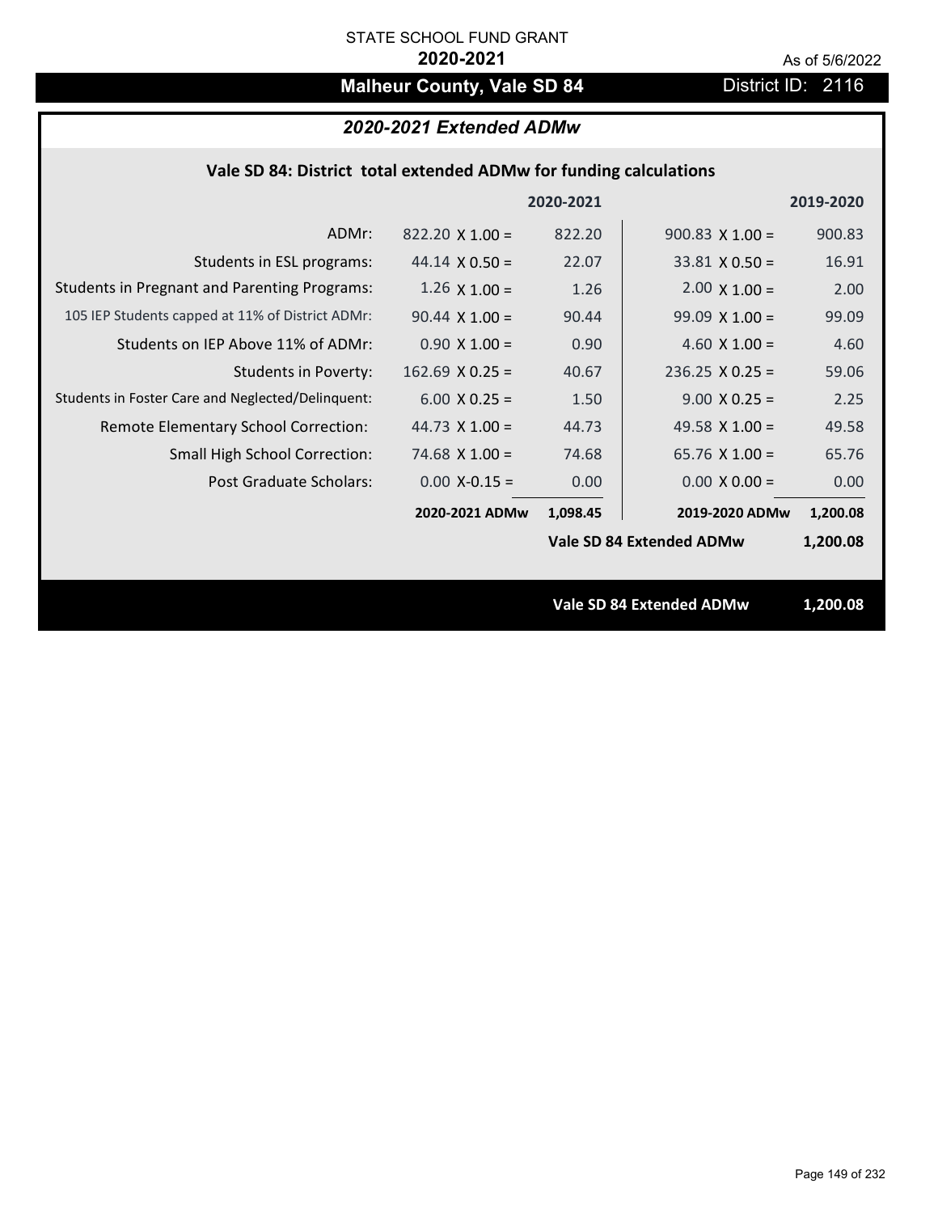STATE SCHOOL FUND GRANT

**2020-2021**

As of 5/6/2022

# Malheur County, Vale SD 84

District ID: 2116

## *2020-2021 Extended ADMw*

### Vale SD 84: District total extended ADMw for funding calculations

| | 2020-2021 | | 2019-2020 | |
|---|---|---|---|---|
| ADMr: | 822.20 X 1.00 = | 822.20 | 900.83 X 1.00 = | 900.83 |
| Students in ESL programs: | 44.14 X 0.50 = | 22.07 | 33.81 X 0.50 = | 16.91 |
| Students in Pregnant and Parenting Programs: | 1.26 X 1.00 = | 1.26 | 2.00 X 1.00 = | 2.00 |
| 105 IEP Students capped at 11% of District ADMr: | 90.44 X 1.00 = | 90.44 | 99.09 X 1.00 = | 99.09 |
| Students on IEP Above 11% of ADMr: | 0.90 X 1.00 = | 0.90 | 4.60 X 1.00 = | 4.60 |
| Students in Poverty: | 162.69 X 0.25 = | 40.67 | 236.25 X 0.25 = | 59.06 |
| Students in Foster Care and Neglected/Delinquent: | 6.00 X 0.25 = | 1.50 | 9.00 X 0.25 = | 2.25 |
| Remote Elementary School Correction: | 44.73 X 1.00 = | 44.73 | 49.58 X 1.00 = | 49.58 |
| Small High School Correction: | 74.68 X 1.00 = | 74.68 | 65.76 X 1.00 = | 65.76 |
| Post Graduate Scholars: | 0.00 X-0.15 = | 0.00 | 0.00 X 0.00 = | 0.00 |
| | **2020-2021 ADMw** | **1,098.45** | **2019-2020 ADMw** | **1,200.08** |
| | | | **Vale SD 84 Extended ADMw** | **1,200.08** |

**Vale SD 84 Extended ADMw** **1,200.08**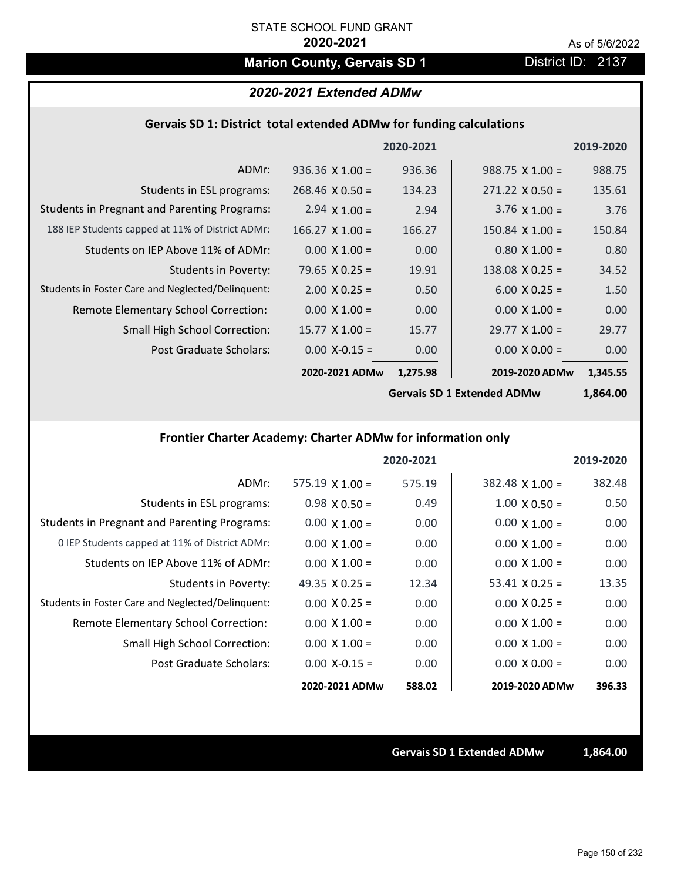STATE SCHOOL FUND GRANT

**2020-2021**

As of 5/6/2022

## Marion County, Gervais SD 1

District ID: 2137

### *2020-2021 Extended ADMw*

#### Gervais SD 1: District total extended ADMw for funding calculations

| | | 2020-2021 | | 2019-2020 |
|---|---|---|---|---|
| ADMr: | 936.36 X 1.00 = | 936.36 | 988.75 X 1.00 = | 988.75 |
| Students in ESL programs: | 268.46 X 0.50 = | 134.23 | 271.22 X 0.50 = | 135.61 |
| Students in Pregnant and Parenting Programs: | 2.94 X 1.00 = | 2.94 | 3.76 X 1.00 = | 3.76 |
| 188 IEP Students capped at 11% of District ADMr: | 166.27 X 1.00 = | 166.27 | 150.84 X 1.00 = | 150.84 |
| Students on IEP Above 11% of ADMr: | 0.00 X 1.00 = | 0.00 | 0.80 X 1.00 = | 0.80 |
| Students in Poverty: | 79.65 X 0.25 = | 19.91 | 138.08 X 0.25 = | 34.52 |
| Students in Foster Care and Neglected/Delinquent: | 2.00 X 0.25 = | 0.50 | 6.00 X 0.25 = | 1.50 |
| Remote Elementary School Correction: | 0.00 X 1.00 = | 0.00 | 0.00 X 1.00 = | 0.00 |
| Small High School Correction: | 15.77 X 1.00 = | 15.77 | 29.77 X 1.00 = | 29.77 |
| Post Graduate Scholars: | 0.00 X-0.15 = | 0.00 | 0.00 X 0.00 = | 0.00 |
| | **2020-2021 ADMw** | **1,275.98** | **2019-2020 ADMw** | **1,345.55** |
| | | | **Gervais SD 1 Extended ADMw** | **1,864.00** |

#### Frontier Charter Academy: Charter ADMw for information only

| | | 2020-2021 | | 2019-2020 |
|---|---|---|---|---|
| ADMr: | 575.19 X 1.00 = | 575.19 | 382.48 X 1.00 = | 382.48 |
| Students in ESL programs: | 0.98 X 0.50 = | 0.49 | 1.00 X 0.50 = | 0.50 |
| Students in Pregnant and Parenting Programs: | 0.00 X 1.00 = | 0.00 | 0.00 X 1.00 = | 0.00 |
| 0 IEP Students capped at 11% of District ADMr: | 0.00 X 1.00 = | 0.00 | 0.00 X 1.00 = | 0.00 |
| Students on IEP Above 11% of ADMr: | 0.00 X 1.00 = | 0.00 | 0.00 X 1.00 = | 0.00 |
| Students in Poverty: | 49.35 X 0.25 = | 12.34 | 53.41 X 0.25 = | 13.35 |
| Students in Foster Care and Neglected/Delinquent: | 0.00 X 0.25 = | 0.00 | 0.00 X 0.25 = | 0.00 |
| Remote Elementary School Correction: | 0.00 X 1.00 = | 0.00 | 0.00 X 1.00 = | 0.00 |
| Small High School Correction: | 0.00 X 1.00 = | 0.00 | 0.00 X 1.00 = | 0.00 |
| Post Graduate Scholars: | 0.00 X-0.15 = | 0.00 | 0.00 X 0.00 = | 0.00 |
| | **2020-2021 ADMw** | **588.02** | **2019-2020 ADMw** | **396.33** |

**Gervais SD 1 Extended ADMw** **1,864.00**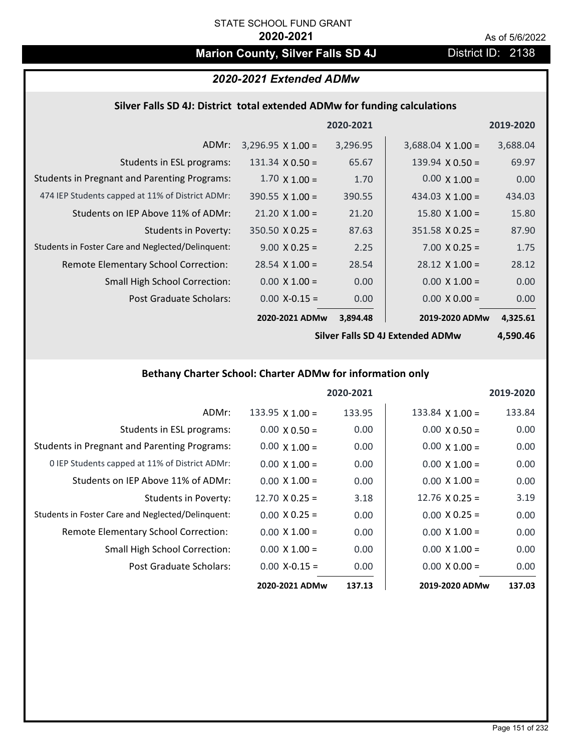STATE SCHOOL FUND GRANT

**2020-2021**

As of 5/6/2022

## Marion County, Silver Falls SD 4J

District ID: 2138

### *2020-2021 Extended ADMw*

#### Silver Falls SD 4J: District total extended ADMw for funding calculations

| | | 2020-2021 | | 2019-2020 |
|---|---|---|---|---|
| ADMr: | 3,296.95 X 1.00 = | 3,296.95 | 3,688.04 X 1.00 = | 3,688.04 |
| Students in ESL programs: | 131.34 X 0.50 = | 65.67 | 139.94 X 0.50 = | 69.97 |
| Students in Pregnant and Parenting Programs: | 1.70 X 1.00 = | 1.70 | 0.00 X 1.00 = | 0.00 |
| 474 IEP Students capped at 11% of District ADMr: | 390.55 X 1.00 = | 390.55 | 434.03 X 1.00 = | 434.03 |
| Students on IEP Above 11% of ADMr: | 21.20 X 1.00 = | 21.20 | 15.80 X 1.00 = | 15.80 |
| Students in Poverty: | 350.50 X 0.25 = | 87.63 | 351.58 X 0.25 = | 87.90 |
| Students in Foster Care and Neglected/Delinquent: | 9.00 X 0.25 = | 2.25 | 7.00 X 0.25 = | 1.75 |
| Remote Elementary School Correction: | 28.54 X 1.00 = | 28.54 | 28.12 X 1.00 = | 28.12 |
| Small High School Correction: | 0.00 X 1.00 = | 0.00 | 0.00 X 1.00 = | 0.00 |
| Post Graduate Scholars: | 0.00 X-0.15 = | 0.00 | 0.00 X 0.00 = | 0.00 |
| | **2020-2021 ADMw** | **3,894.48** | **2019-2020 ADMw** | **4,325.61** |
| | | | **Silver Falls SD 4J Extended ADMw** | **4,590.46** |

#### Bethany Charter School: Charter ADMw for information only

| | | 2020-2021 | | 2019-2020 |
|---|---|---|---|---|
| ADMr: | 133.95 X 1.00 = | 133.95 | 133.84 X 1.00 = | 133.84 |
| Students in ESL programs: | 0.00 X 0.50 = | 0.00 | 0.00 X 0.50 = | 0.00 |
| Students in Pregnant and Parenting Programs: | 0.00 X 1.00 = | 0.00 | 0.00 X 1.00 = | 0.00 |
| 0 IEP Students capped at 11% of District ADMr: | 0.00 X 1.00 = | 0.00 | 0.00 X 1.00 = | 0.00 |
| Students on IEP Above 11% of ADMr: | 0.00 X 1.00 = | 0.00 | 0.00 X 1.00 = | 0.00 |
| Students in Poverty: | 12.70 X 0.25 = | 3.18 | 12.76 X 0.25 = | 3.19 |
| Students in Foster Care and Neglected/Delinquent: | 0.00 X 0.25 = | 0.00 | 0.00 X 0.25 = | 0.00 |
| Remote Elementary School Correction: | 0.00 X 1.00 = | 0.00 | 0.00 X 1.00 = | 0.00 |
| Small High School Correction: | 0.00 X 1.00 = | 0.00 | 0.00 X 1.00 = | 0.00 |
| Post Graduate Scholars: | 0.00 X-0.15 = | 0.00 | 0.00 X 0.00 = | 0.00 |
| | **2020-2021 ADMw** | **137.13** | **2019-2020 ADMw** | **137.03** |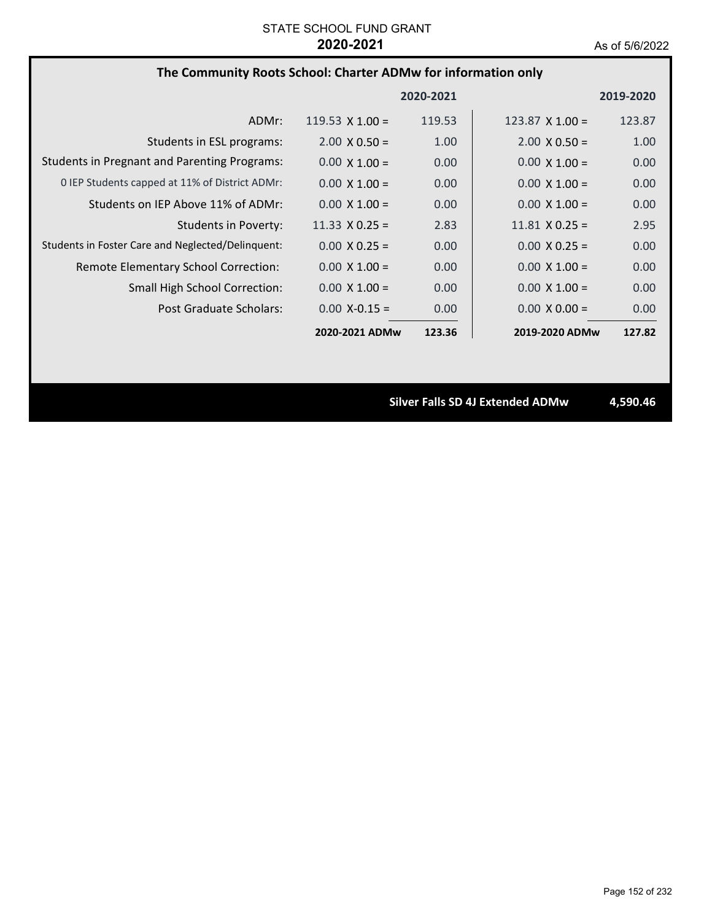STATE SCHOOL FUND GRANT

**2020-2021**

As of 5/6/2022

## The Community Roots School: Charter ADMw for information only

| | | 2020-2021 | | 2019-2020 |
|---|---|---|---|---|
| ADMr: | 119.53 X 1.00 = | 119.53 | 123.87 X 1.00 = | 123.87 |
| Students in ESL programs: | 2.00 X 0.50 = | 1.00 | 2.00 X 0.50 = | 1.00 |
| Students in Pregnant and Parenting Programs: | 0.00 X 1.00 = | 0.00 | 0.00 X 1.00 = | 0.00 |
| 0 IEP Students capped at 11% of District ADMr: | 0.00 X 1.00 = | 0.00 | 0.00 X 1.00 = | 0.00 |
| Students on IEP Above 11% of ADMr: | 0.00 X 1.00 = | 0.00 | 0.00 X 1.00 = | 0.00 |
| Students in Poverty: | 11.33 X 0.25 = | 2.83 | 11.81 X 0.25 = | 2.95 |
| Students in Foster Care and Neglected/Delinquent: | 0.00 X 0.25 = | 0.00 | 0.00 X 0.25 = | 0.00 |
| Remote Elementary School Correction: | 0.00 X 1.00 = | 0.00 | 0.00 X 1.00 = | 0.00 |
| Small High School Correction: | 0.00 X 1.00 = | 0.00 | 0.00 X 1.00 = | 0.00 |
| Post Graduate Scholars: | 0.00 X-0.15 = | 0.00 | 0.00 X 0.00 = | 0.00 |
| | **2020-2021 ADMw** | **123.36** | **2019-2020 ADMw** | **127.82** |

**Silver Falls SD 4J Extended ADMw** **4,590.46**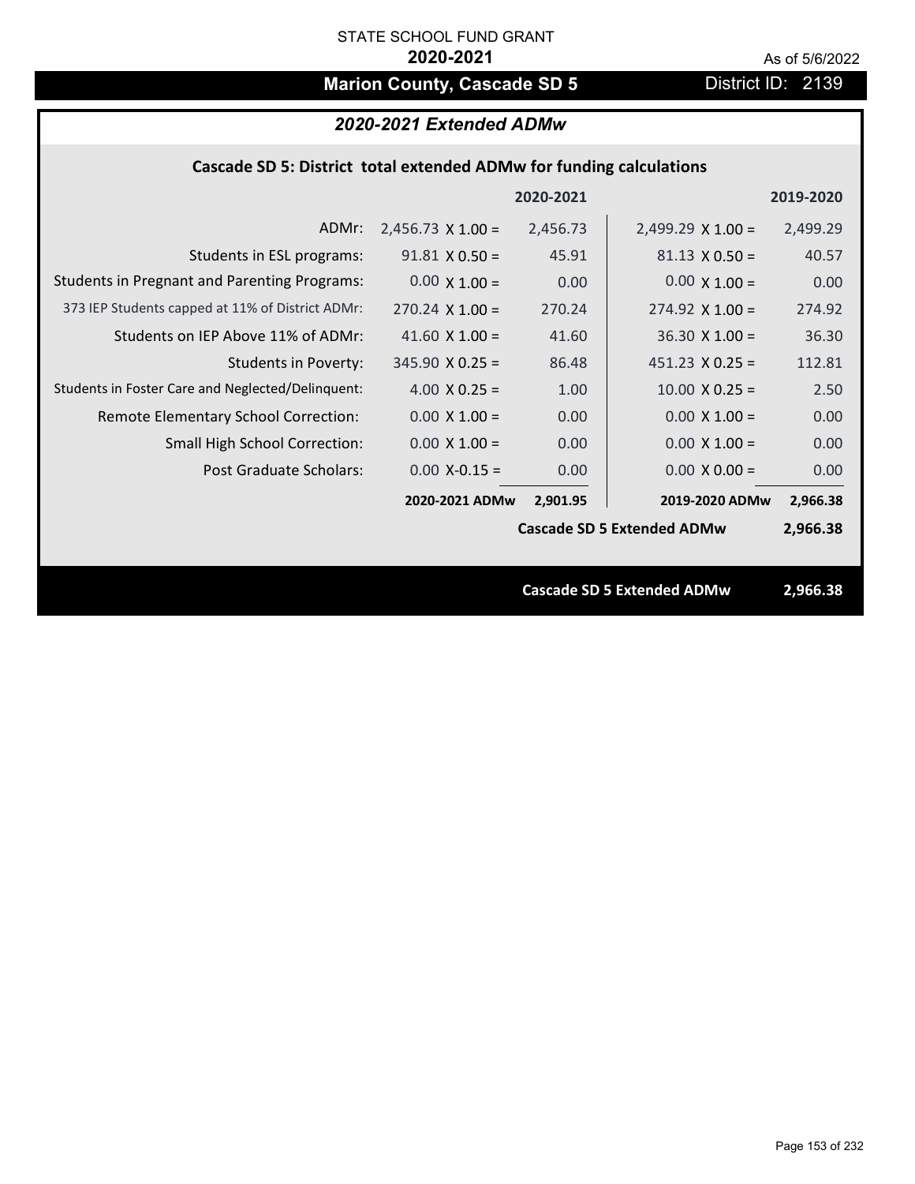STATE SCHOOL FUND GRANT

**2020-2021**

As of 5/6/2022

# Marion County, Cascade SD 5

District ID: 2139

## *2020-2021 Extended ADMw*

### Cascade SD 5: District total extended ADMw for funding calculations

| | | 2020-2021 | | 2019-2020 |
|---|---|---|---|---|
| ADMr: | 2,456.73 X 1.00 = | 2,456.73 | 2,499.29 X 1.00 = | 2,499.29 |
| Students in ESL programs: | 91.81 X 0.50 = | 45.91 | 81.13 X 0.50 = | 40.57 |
| Students in Pregnant and Parenting Programs: | 0.00 X 1.00 = | 0.00 | 0.00 X 1.00 = | 0.00 |
| 373 IEP Students capped at 11% of District ADMr: | 270.24 X 1.00 = | 270.24 | 274.92 X 1.00 = | 274.92 |
| Students on IEP Above 11% of ADMr: | 41.60 X 1.00 = | 41.60 | 36.30 X 1.00 = | 36.30 |
| Students in Poverty: | 345.90 X 0.25 = | 86.48 | 451.23 X 0.25 = | 112.81 |
| Students in Foster Care and Neglected/Delinquent: | 4.00 X 0.25 = | 1.00 | 10.00 X 0.25 = | 2.50 |
| Remote Elementary School Correction: | 0.00 X 1.00 = | 0.00 | 0.00 X 1.00 = | 0.00 |
| Small High School Correction: | 0.00 X 1.00 = | 0.00 | 0.00 X 1.00 = | 0.00 |
| Post Graduate Scholars: | 0.00 X-0.15 = | 0.00 | 0.00 X 0.00 = | 0.00 |
| | **2020-2021 ADMw** | **2,901.95** | **2019-2020 ADMw** | **2,966.38** |
| | | | **Cascade SD 5 Extended ADMw** | **2,966.38** |

**Cascade SD 5 Extended ADMw 2,966.38**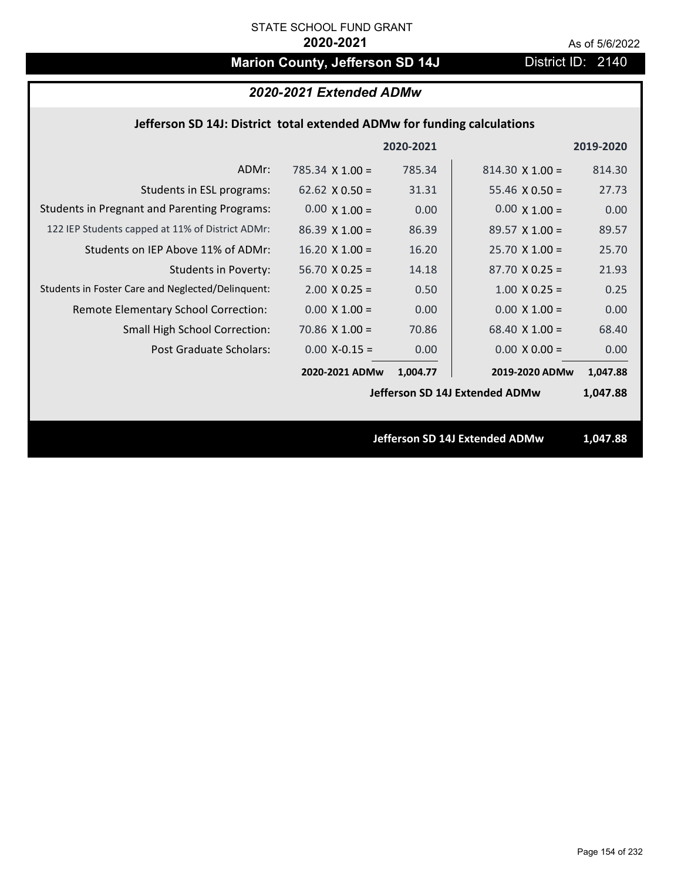STATE SCHOOL FUND GRANT

**2020-2021**

As of 5/6/2022

# Marion County, Jefferson SD 14J

District ID: 2140

## *2020-2021 Extended ADMw*

### Jefferson SD 14J: District total extended ADMw for funding calculations

| | | 2020-2021 | | 2019-2020 |
|---|---|---|---|---|
| ADMr: | 785.34 X 1.00 = | 785.34 | 814.30 X 1.00 = | 814.30 |
| Students in ESL programs: | 62.62 X 0.50 = | 31.31 | 55.46 X 0.50 = | 27.73 |
| Students in Pregnant and Parenting Programs: | 0.00 X 1.00 = | 0.00 | 0.00 X 1.00 = | 0.00 |
| 122 IEP Students capped at 11% of District ADMr: | 86.39 X 1.00 = | 86.39 | 89.57 X 1.00 = | 89.57 |
| Students on IEP Above 11% of ADMr: | 16.20 X 1.00 = | 16.20 | 25.70 X 1.00 = | 25.70 |
| Students in Poverty: | 56.70 X 0.25 = | 14.18 | 87.70 X 0.25 = | 21.93 |
| Students in Foster Care and Neglected/Delinquent: | 2.00 X 0.25 = | 0.50 | 1.00 X 0.25 = | 0.25 |
| Remote Elementary School Correction: | 0.00 X 1.00 = | 0.00 | 0.00 X 1.00 = | 0.00 |
| Small High School Correction: | 70.86 X 1.00 = | 70.86 | 68.40 X 1.00 = | 68.40 |
| Post Graduate Scholars: | 0.00 X-0.15 = | 0.00 | 0.00 X 0.00 = | 0.00 |
| | **2020-2021 ADMw** | **1,004.77** | **2019-2020 ADMw** | **1,047.88** |
| | | | **Jefferson SD 14J Extended ADMw** | **1,047.88** |

**Jefferson SD 14J Extended ADMw 1,047.88**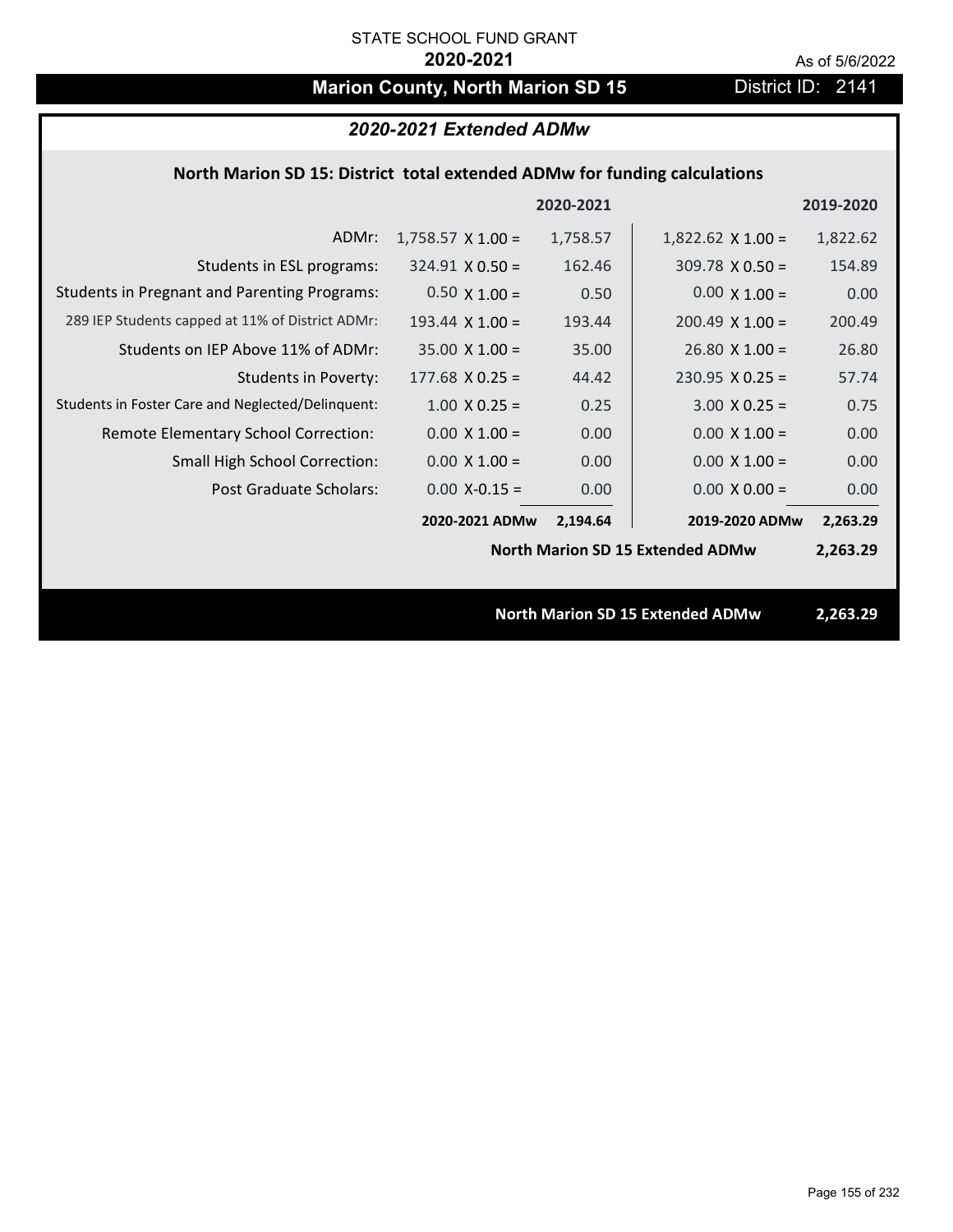STATE SCHOOL FUND GRANT

**2020-2021**

As of 5/6/2022

# Marion County, North Marion SD 15

District ID: 2141

## *2020-2021 Extended ADMw*

### North Marion SD 15: District total extended ADMw for funding calculations

| | | 2020-2021 | | 2019-2020 |
|---|---|---|---|---|
| ADMr: | 1,758.57 X 1.00 = | 1,758.57 | 1,822.62 X 1.00 = | 1,822.62 |
| Students in ESL programs: | 324.91 X 0.50 = | 162.46 | 309.78 X 0.50 = | 154.89 |
| Students in Pregnant and Parenting Programs: | 0.50 X 1.00 = | 0.50 | 0.00 X 1.00 = | 0.00 |
| 289 IEP Students capped at 11% of District ADMr: | 193.44 X 1.00 = | 193.44 | 200.49 X 1.00 = | 200.49 |
| Students on IEP Above 11% of ADMr: | 35.00 X 1.00 = | 35.00 | 26.80 X 1.00 = | 26.80 |
| Students in Poverty: | 177.68 X 0.25 = | 44.42 | 230.95 X 0.25 = | 57.74 |
| Students in Foster Care and Neglected/Delinquent: | 1.00 X 0.25 = | 0.25 | 3.00 X 0.25 = | 0.75 |
| Remote Elementary School Correction: | 0.00 X 1.00 = | 0.00 | 0.00 X 1.00 = | 0.00 |
| Small High School Correction: | 0.00 X 1.00 = | 0.00 | 0.00 X 1.00 = | 0.00 |
| Post Graduate Scholars: | 0.00 X-0.15 = | 0.00 | 0.00 X 0.00 = | 0.00 |
| | **2020-2021 ADMw** | **2,194.64** | **2019-2020 ADMw** | **2,263.29** |
| | | | **North Marion SD 15 Extended ADMw** | **2,263.29** |

**North Marion SD 15 Extended ADMw** **2,263.29**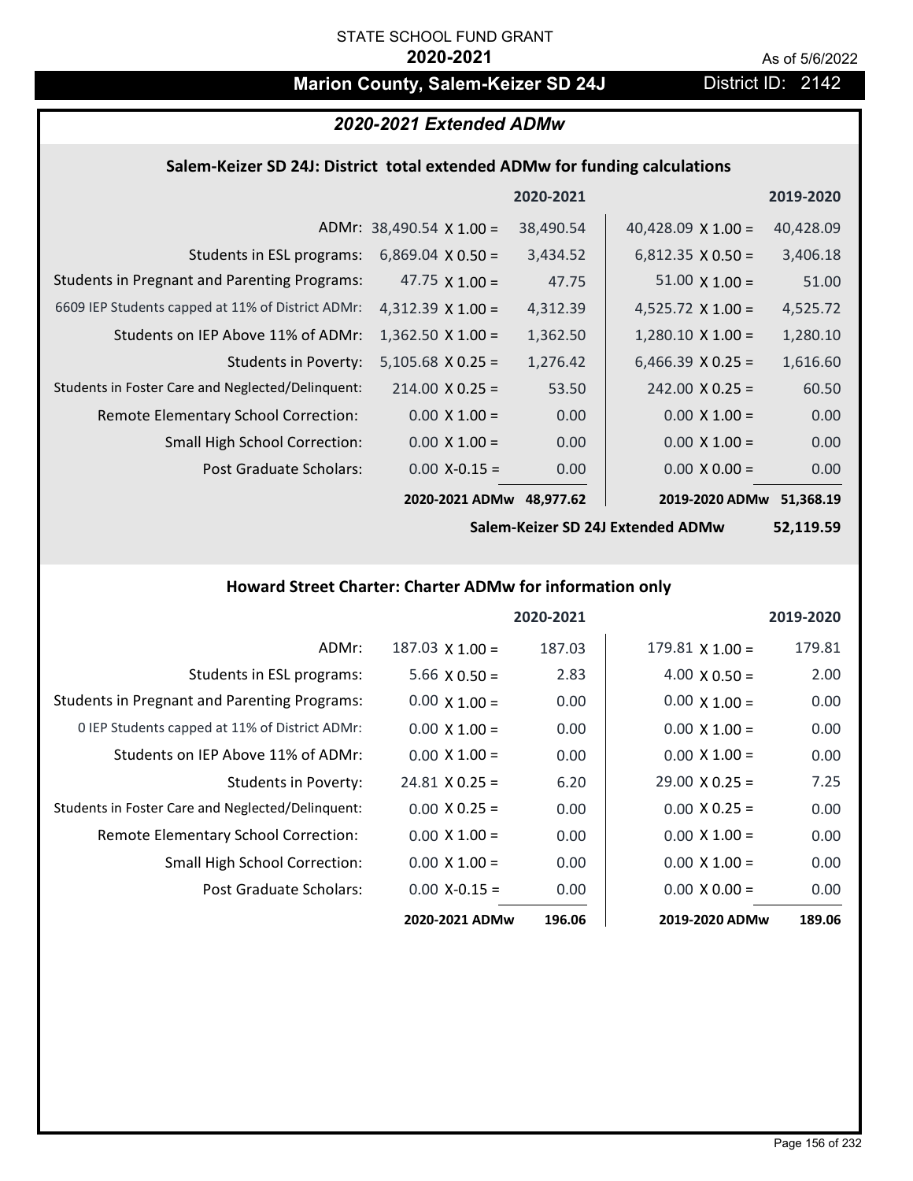STATE SCHOOL FUND GRANT

**2020-2021**

As of 5/6/2022

# Marion County, Salem-Keizer SD 24J

District ID: 2142

## *2020-2021 Extended ADMw*

### Salem-Keizer SD 24J: District total extended ADMw for funding calculations

| | 2020-2021 | | 2019-2020 | |
|---|---|---|---|---|
| ADMr: | 38,490.54 X 1.00 = | 38,490.54 | 40,428.09 X 1.00 = | 40,428.09 |
| Students in ESL programs: | 6,869.04 X 0.50 = | 3,434.52 | 6,812.35 X 0.50 = | 3,406.18 |
| Students in Pregnant and Parenting Programs: | 47.75 X 1.00 = | 47.75 | 51.00 X 1.00 = | 51.00 |
| 6609 IEP Students capped at 11% of District ADMr: | 4,312.39 X 1.00 = | 4,312.39 | 4,525.72 X 1.00 = | 4,525.72 |
| Students on IEP Above 11% of ADMr: | 1,362.50 X 1.00 = | 1,362.50 | 1,280.10 X 1.00 = | 1,280.10 |
| Students in Poverty: | 5,105.68 X 0.25 = | 1,276.42 | 6,466.39 X 0.25 = | 1,616.60 |
| Students in Foster Care and Neglected/Delinquent: | 214.00 X 0.25 = | 53.50 | 242.00 X 0.25 = | 60.50 |
| Remote Elementary School Correction: | 0.00 X 1.00 = | 0.00 | 0.00 X 1.00 = | 0.00 |
| Small High School Correction: | 0.00 X 1.00 = | 0.00 | 0.00 X 1.00 = | 0.00 |
| Post Graduate Scholars: | 0.00 X-0.15 = | 0.00 | 0.00 X 0.00 = | 0.00 |
| | **2020-2021 ADMw** | **48,977.62** | **2019-2020 ADMw** | **51,368.19** |
| | | | **Salem-Keizer SD 24J Extended ADMw** | **52,119.59** |

### Howard Street Charter: Charter ADMw for information only

| | 2020-2021 | | 2019-2020 | |
|---|---|---|---|---|
| ADMr: | 187.03 X 1.00 = | 187.03 | 179.81 X 1.00 = | 179.81 |
| Students in ESL programs: | 5.66 X 0.50 = | 2.83 | 4.00 X 0.50 = | 2.00 |
| Students in Pregnant and Parenting Programs: | 0.00 X 1.00 = | 0.00 | 0.00 X 1.00 = | 0.00 |
| 0 IEP Students capped at 11% of District ADMr: | 0.00 X 1.00 = | 0.00 | 0.00 X 1.00 = | 0.00 |
| Students on IEP Above 11% of ADMr: | 0.00 X 1.00 = | 0.00 | 0.00 X 1.00 = | 0.00 |
| Students in Poverty: | 24.81 X 0.25 = | 6.20 | 29.00 X 0.25 = | 7.25 |
| Students in Foster Care and Neglected/Delinquent: | 0.00 X 0.25 = | 0.00 | 0.00 X 0.25 = | 0.00 |
| Remote Elementary School Correction: | 0.00 X 1.00 = | 0.00 | 0.00 X 1.00 = | 0.00 |
| Small High School Correction: | 0.00 X 1.00 = | 0.00 | 0.00 X 1.00 = | 0.00 |
| Post Graduate Scholars: | 0.00 X-0.15 = | 0.00 | 0.00 X 0.00 = | 0.00 |
| | **2020-2021 ADMw** | **196.06** | **2019-2020 ADMw** | **189.06** |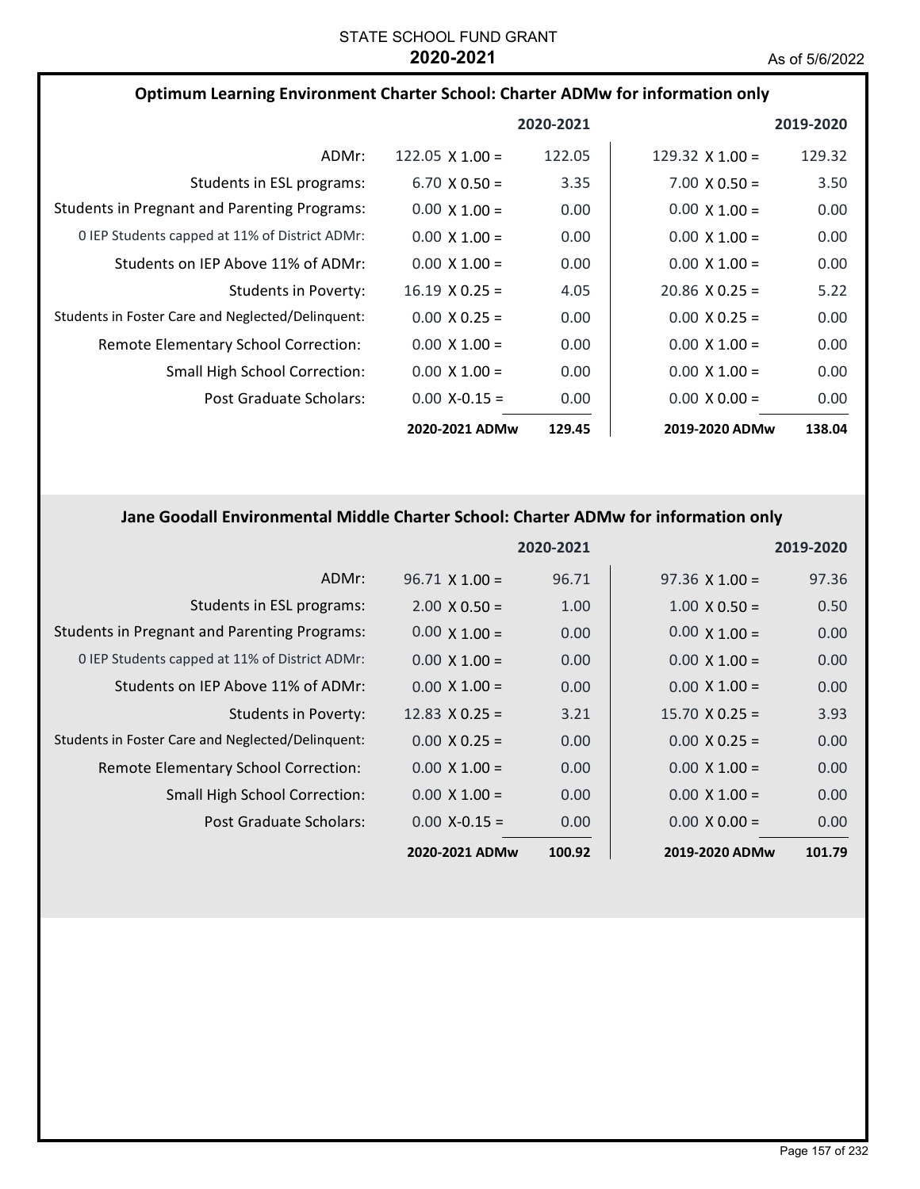STATE SCHOOL FUND GRANT
**2020-2021**

As of 5/6/2022

## Optimum Learning Environment Charter School: Charter ADMw for information only

| | 2020-2021 | | 2019-2020 | |
|---|---|---|---|---|
| ADMr: | 122.05 X 1.00 = | 122.05 | 129.32 X 1.00 = | 129.32 |
| Students in ESL programs: | 6.70 X 0.50 = | 3.35 | 7.00 X 0.50 = | 3.50 |
| Students in Pregnant and Parenting Programs: | 0.00 X 1.00 = | 0.00 | 0.00 X 1.00 = | 0.00 |
| 0 IEP Students capped at 11% of District ADMr: | 0.00 X 1.00 = | 0.00 | 0.00 X 1.00 = | 0.00 |
| Students on IEP Above 11% of ADMr: | 0.00 X 1.00 = | 0.00 | 0.00 X 1.00 = | 0.00 |
| Students in Poverty: | 16.19 X 0.25 = | 4.05 | 20.86 X 0.25 = | 5.22 |
| Students in Foster Care and Neglected/Delinquent: | 0.00 X 0.25 = | 0.00 | 0.00 X 0.25 = | 0.00 |
| Remote Elementary School Correction: | 0.00 X 1.00 = | 0.00 | 0.00 X 1.00 = | 0.00 |
| Small High School Correction: | 0.00 X 1.00 = | 0.00 | 0.00 X 1.00 = | 0.00 |
| Post Graduate Scholars: | 0.00 X-0.15 = | 0.00 | 0.00 X 0.00 = | 0.00 |
| | **2020-2021 ADMw** | **129.45** | **2019-2020 ADMw** | **138.04** |

## Jane Goodall Environmental Middle Charter School: Charter ADMw for information only

| | 2020-2021 | | 2019-2020 | |
|---|---|---|---|---|
| ADMr: | 96.71 X 1.00 = | 96.71 | 97.36 X 1.00 = | 97.36 |
| Students in ESL programs: | 2.00 X 0.50 = | 1.00 | 1.00 X 0.50 = | 0.50 |
| Students in Pregnant and Parenting Programs: | 0.00 X 1.00 = | 0.00 | 0.00 X 1.00 = | 0.00 |
| 0 IEP Students capped at 11% of District ADMr: | 0.00 X 1.00 = | 0.00 | 0.00 X 1.00 = | 0.00 |
| Students on IEP Above 11% of ADMr: | 0.00 X 1.00 = | 0.00 | 0.00 X 1.00 = | 0.00 |
| Students in Poverty: | 12.83 X 0.25 = | 3.21 | 15.70 X 0.25 = | 3.93 |
| Students in Foster Care and Neglected/Delinquent: | 0.00 X 0.25 = | 0.00 | 0.00 X 0.25 = | 0.00 |
| Remote Elementary School Correction: | 0.00 X 1.00 = | 0.00 | 0.00 X 1.00 = | 0.00 |
| Small High School Correction: | 0.00 X 1.00 = | 0.00 | 0.00 X 1.00 = | 0.00 |
| Post Graduate Scholars: | 0.00 X-0.15 = | 0.00 | 0.00 X 0.00 = | 0.00 |
| | **2020-2021 ADMw** | **100.92** | **2019-2020 ADMw** | **101.79** |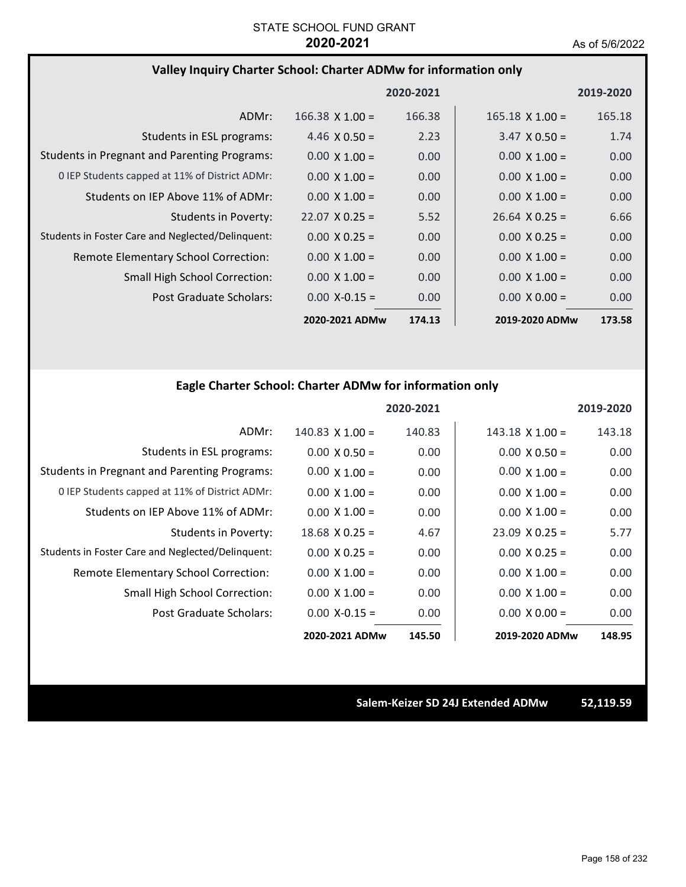STATE SCHOOL FUND GRANT
**2020-2021**

As of 5/6/2022

### Valley Inquiry Charter School: Charter ADMw for information only

| | | 2020-2021 | | 2019-2020 |
|---|---|---|---|---|
| ADMr: | 166.38 X 1.00 = | 166.38 | 165.18 X 1.00 = | 165.18 |
| Students in ESL programs: | 4.46 X 0.50 = | 2.23 | 3.47 X 0.50 = | 1.74 |
| Students in Pregnant and Parenting Programs: | 0.00 X 1.00 = | 0.00 | 0.00 X 1.00 = | 0.00 |
| 0 IEP Students capped at 11% of District ADMr: | 0.00 X 1.00 = | 0.00 | 0.00 X 1.00 = | 0.00 |
| Students on IEP Above 11% of ADMr: | 0.00 X 1.00 = | 0.00 | 0.00 X 1.00 = | 0.00 |
| Students in Poverty: | 22.07 X 0.25 = | 5.52 | 26.64 X 0.25 = | 6.66 |
| Students in Foster Care and Neglected/Delinquent: | 0.00 X 0.25 = | 0.00 | 0.00 X 0.25 = | 0.00 |
| Remote Elementary School Correction: | 0.00 X 1.00 = | 0.00 | 0.00 X 1.00 = | 0.00 |
| Small High School Correction: | 0.00 X 1.00 = | 0.00 | 0.00 X 1.00 = | 0.00 |
| Post Graduate Scholars: | 0.00 X-0.15 = | 0.00 | 0.00 X 0.00 = | 0.00 |
| | **2020-2021 ADMw** | **174.13** | **2019-2020 ADMw** | **173.58** |

### Eagle Charter School: Charter ADMw for information only

| | | 2020-2021 | | 2019-2020 |
|---|---|---|---|---|
| ADMr: | 140.83 X 1.00 = | 140.83 | 143.18 X 1.00 = | 143.18 |
| Students in ESL programs: | 0.00 X 0.50 = | 0.00 | 0.00 X 0.50 = | 0.00 |
| Students in Pregnant and Parenting Programs: | 0.00 X 1.00 = | 0.00 | 0.00 X 1.00 = | 0.00 |
| 0 IEP Students capped at 11% of District ADMr: | 0.00 X 1.00 = | 0.00 | 0.00 X 1.00 = | 0.00 |
| Students on IEP Above 11% of ADMr: | 0.00 X 1.00 = | 0.00 | 0.00 X 1.00 = | 0.00 |
| Students in Poverty: | 18.68 X 0.25 = | 4.67 | 23.09 X 0.25 = | 5.77 |
| Students in Foster Care and Neglected/Delinquent: | 0.00 X 0.25 = | 0.00 | 0.00 X 0.25 = | 0.00 |
| Remote Elementary School Correction: | 0.00 X 1.00 = | 0.00 | 0.00 X 1.00 = | 0.00 |
| Small High School Correction: | 0.00 X 1.00 = | 0.00 | 0.00 X 1.00 = | 0.00 |
| Post Graduate Scholars: | 0.00 X-0.15 = | 0.00 | 0.00 X 0.00 = | 0.00 |
| | **2020-2021 ADMw** | **145.50** | **2019-2020 ADMw** | **148.95** |

**Salem-Keizer SD 24J Extended ADMw 52,119.59**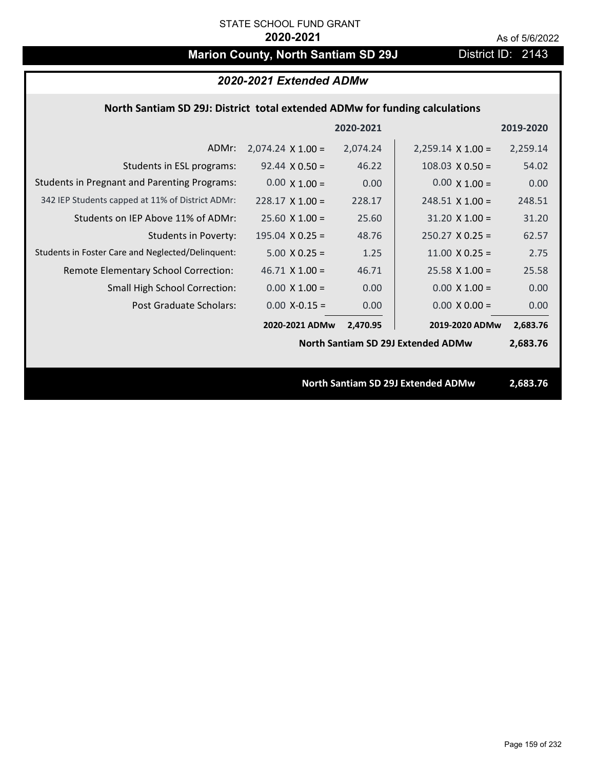STATE SCHOOL FUND GRANT

**2020-2021**

As of 5/6/2022

# Marion County, North Santiam SD 29J

District ID: 2143

## *2020-2021 Extended ADMw*

### North Santiam SD 29J: District total extended ADMw for funding calculations

| | | 2020-2021 | | 2019-2020 |
|---|---|---|---|---|
| ADMr: | 2,074.24 X 1.00 = | 2,074.24 | 2,259.14 X 1.00 = | 2,259.14 |
| Students in ESL programs: | 92.44 X 0.50 = | 46.22 | 108.03 X 0.50 = | 54.02 |
| Students in Pregnant and Parenting Programs: | 0.00 X 1.00 = | 0.00 | 0.00 X 1.00 = | 0.00 |
| 342 IEP Students capped at 11% of District ADMr: | 228.17 X 1.00 = | 228.17 | 248.51 X 1.00 = | 248.51 |
| Students on IEP Above 11% of ADMr: | 25.60 X 1.00 = | 25.60 | 31.20 X 1.00 = | 31.20 |
| Students in Poverty: | 195.04 X 0.25 = | 48.76 | 250.27 X 0.25 = | 62.57 |
| Students in Foster Care and Neglected/Delinquent: | 5.00 X 0.25 = | 1.25 | 11.00 X 0.25 = | 2.75 |
| Remote Elementary School Correction: | 46.71 X 1.00 = | 46.71 | 25.58 X 1.00 = | 25.58 |
| Small High School Correction: | 0.00 X 1.00 = | 0.00 | 0.00 X 1.00 = | 0.00 |
| Post Graduate Scholars: | 0.00 X-0.15 = | 0.00 | 0.00 X 0.00 = | 0.00 |
| | **2020-2021 ADMw** | **2,470.95** | **2019-2020 ADMw** | **2,683.76** |
| | | | **North Santiam SD 29J Extended ADMw** | **2,683.76** |

**North Santiam SD 29J Extended ADMw 2,683.76**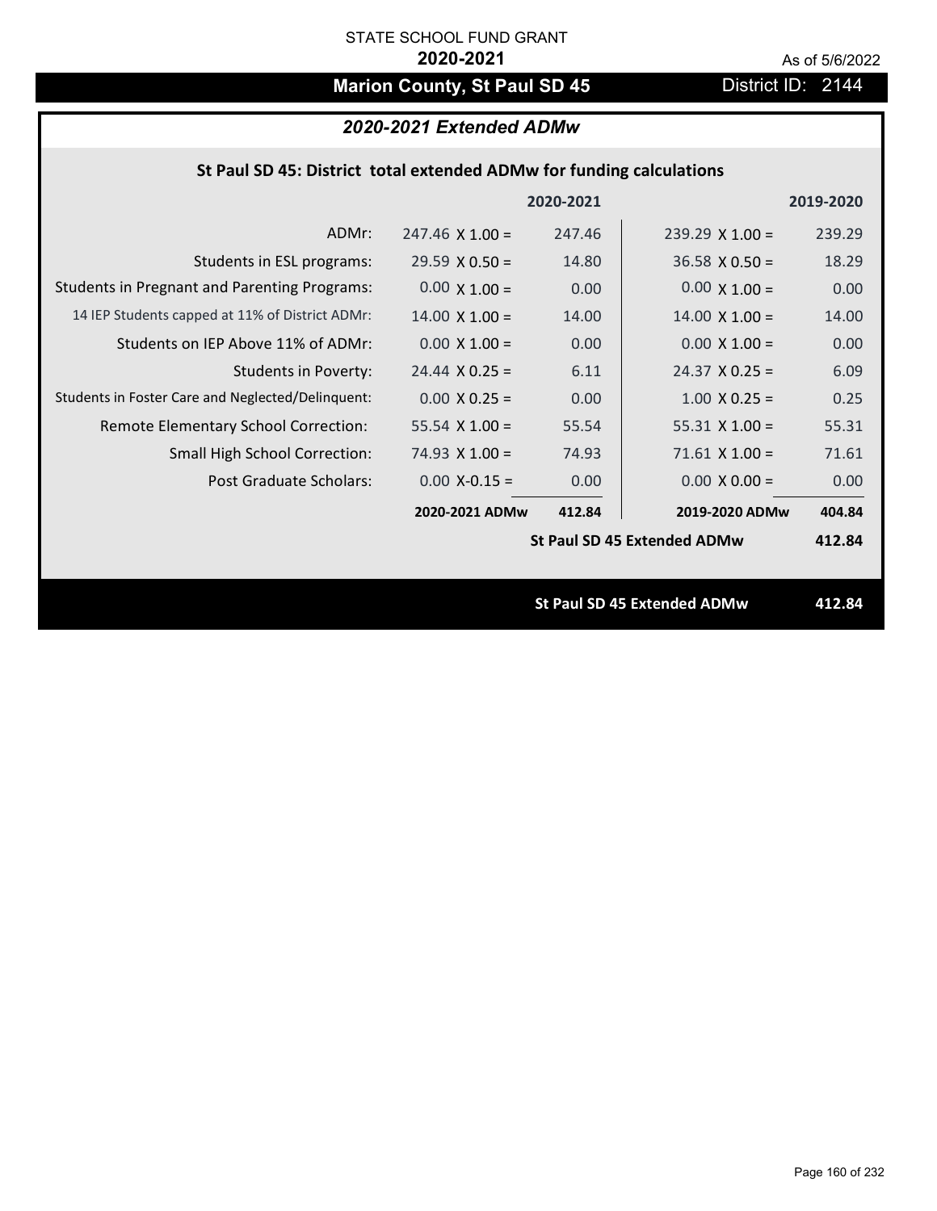STATE SCHOOL FUND GRANT

**2020-2021**

As of 5/6/2022

# Marion County, St Paul SD 45

District ID: 2144

## *2020-2021 Extended ADMw*

### St Paul SD 45: District total extended ADMw for funding calculations

| | | 2020-2021 | | 2019-2020 |
|---|---|---|---|---|
| ADMr: | 247.46 X 1.00 = | 247.46 | 239.29 X 1.00 = | 239.29 |
| Students in ESL programs: | 29.59 X 0.50 = | 14.80 | 36.58 X 0.50 = | 18.29 |
| Students in Pregnant and Parenting Programs: | 0.00 X 1.00 = | 0.00 | 0.00 X 1.00 = | 0.00 |
| 14 IEP Students capped at 11% of District ADMr: | 14.00 X 1.00 = | 14.00 | 14.00 X 1.00 = | 14.00 |
| Students on IEP Above 11% of ADMr: | 0.00 X 1.00 = | 0.00 | 0.00 X 1.00 = | 0.00 |
| Students in Poverty: | 24.44 X 0.25 = | 6.11 | 24.37 X 0.25 = | 6.09 |
| Students in Foster Care and Neglected/Delinquent: | 0.00 X 0.25 = | 0.00 | 1.00 X 0.25 = | 0.25 |
| Remote Elementary School Correction: | 55.54 X 1.00 = | 55.54 | 55.31 X 1.00 = | 55.31 |
| Small High School Correction: | 74.93 X 1.00 = | 74.93 | 71.61 X 1.00 = | 71.61 |
| Post Graduate Scholars: | 0.00 X-0.15 = | 0.00 | 0.00 X 0.00 = | 0.00 |
| | **2020-2021 ADMw** | **412.84** | **2019-2020 ADMw** | **404.84** |
| | | | **St Paul SD 45 Extended ADMw** | **412.84** |

**St Paul SD 45 Extended ADMw** **412.84**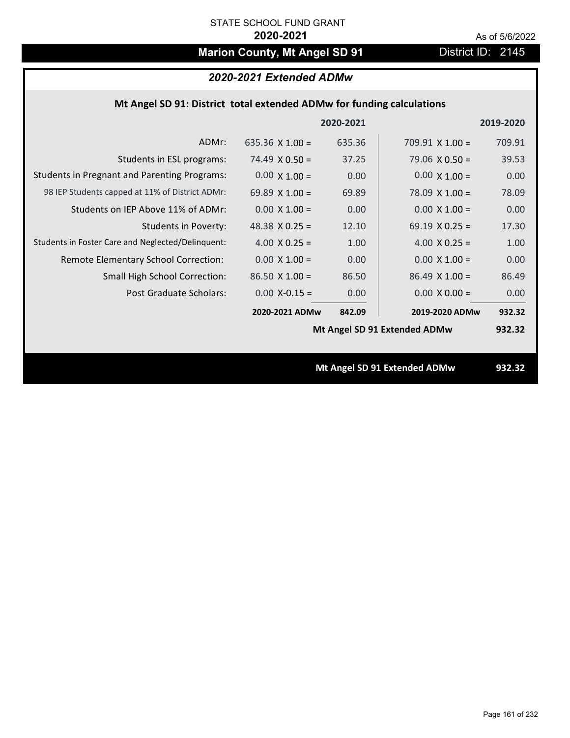STATE SCHOOL FUND GRANT

**2020-2021**

As of 5/6/2022

# Marion County, Mt Angel SD 91

District ID: 2145

## *2020-2021 Extended ADMw*

### Mt Angel SD 91: District total extended ADMw for funding calculations

| | 2020-2021 | | 2019-2020 | |
|---|---|---|---|---|
| ADMr: | 635.36 X 1.00 = | 635.36 | 709.91 X 1.00 = | 709.91 |
| Students in ESL programs: | 74.49 X 0.50 = | 37.25 | 79.06 X 0.50 = | 39.53 |
| Students in Pregnant and Parenting Programs: | 0.00 X 1.00 = | 0.00 | 0.00 X 1.00 = | 0.00 |
| 98 IEP Students capped at 11% of District ADMr: | 69.89 X 1.00 = | 69.89 | 78.09 X 1.00 = | 78.09 |
| Students on IEP Above 11% of ADMr: | 0.00 X 1.00 = | 0.00 | 0.00 X 1.00 = | 0.00 |
| Students in Poverty: | 48.38 X 0.25 = | 12.10 | 69.19 X 0.25 = | 17.30 |
| Students in Foster Care and Neglected/Delinquent: | 4.00 X 0.25 = | 1.00 | 4.00 X 0.25 = | 1.00 |
| Remote Elementary School Correction: | 0.00 X 1.00 = | 0.00 | 0.00 X 1.00 = | 0.00 |
| Small High School Correction: | 86.50 X 1.00 = | 86.50 | 86.49 X 1.00 = | 86.49 |
| Post Graduate Scholars: | 0.00 X-0.15 = | 0.00 | 0.00 X 0.00 = | 0.00 |
| | **2020-2021 ADMw** | **842.09** | **2019-2020 ADMw** | **932.32** |
| | | | **Mt Angel SD 91 Extended ADMw** | **932.32** |

**Mt Angel SD 91 Extended ADMw 932.32**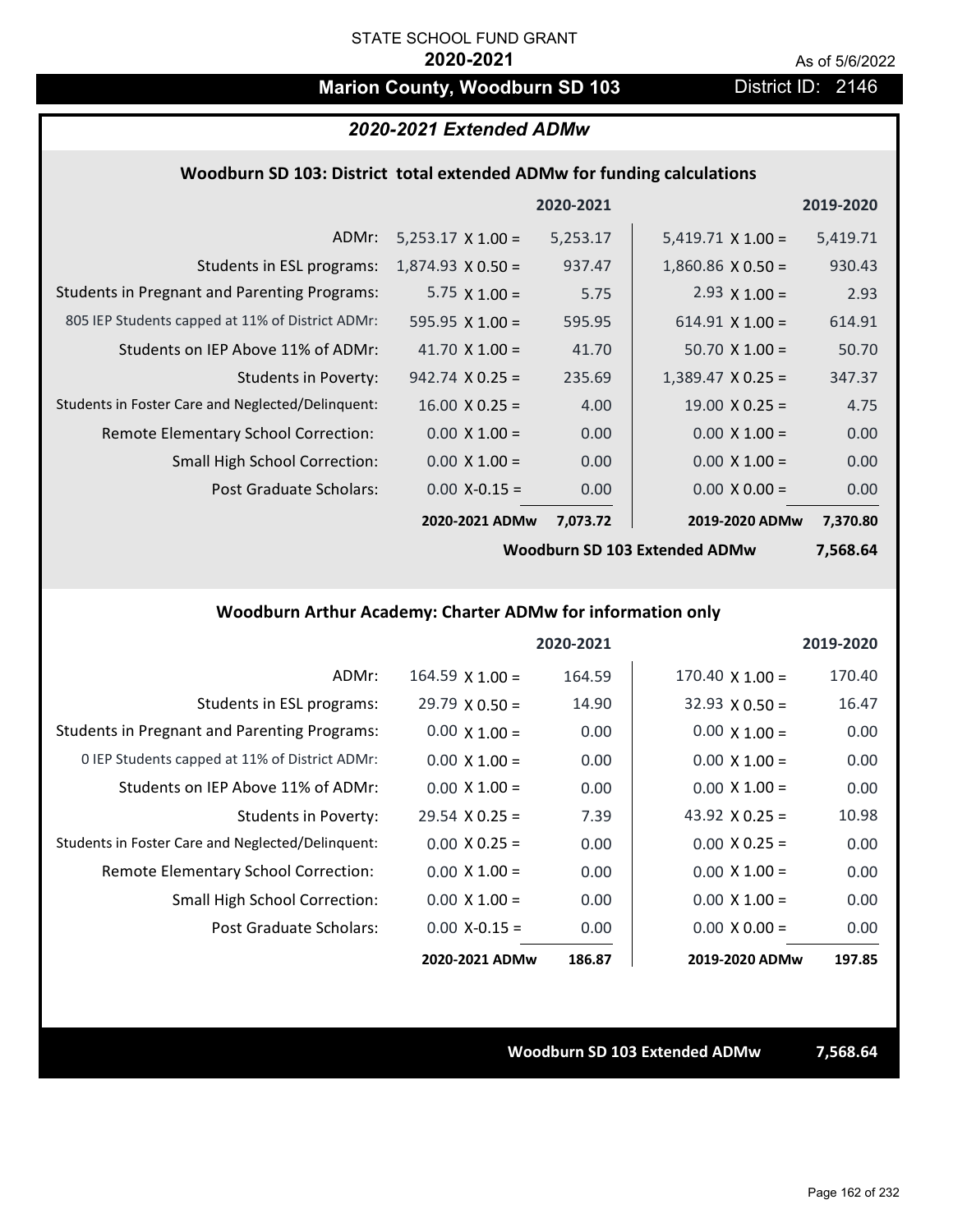STATE SCHOOL FUND GRANT

**2020-2021**

As of 5/6/2022

## Marion County, Woodburn SD 103

District ID: 2146

### *2020-2021 Extended ADMw*

#### Woodburn SD 103: District total extended ADMw for funding calculations

| | | 2020-2021 | | 2019-2020 |
|---|---|---|---|---|
| ADMr: | 5,253.17 X 1.00 = | 5,253.17 | 5,419.71 X 1.00 = | 5,419.71 |
| Students in ESL programs: | 1,874.93 X 0.50 = | 937.47 | 1,860.86 X 0.50 = | 930.43 |
| Students in Pregnant and Parenting Programs: | 5.75 X 1.00 = | 5.75 | 2.93 X 1.00 = | 2.93 |
| 805 IEP Students capped at 11% of District ADMr: | 595.95 X 1.00 = | 595.95 | 614.91 X 1.00 = | 614.91 |
| Students on IEP Above 11% of ADMr: | 41.70 X 1.00 = | 41.70 | 50.70 X 1.00 = | 50.70 |
| Students in Poverty: | 942.74 X 0.25 = | 235.69 | 1,389.47 X 0.25 = | 347.37 |
| Students in Foster Care and Neglected/Delinquent: | 16.00 X 0.25 = | 4.00 | 19.00 X 0.25 = | 4.75 |
| Remote Elementary School Correction: | 0.00 X 1.00 = | 0.00 | 0.00 X 1.00 = | 0.00 |
| Small High School Correction: | 0.00 X 1.00 = | 0.00 | 0.00 X 1.00 = | 0.00 |
| Post Graduate Scholars: | 0.00 X-0.15 = | 0.00 | 0.00 X 0.00 = | 0.00 |
| | **2020-2021 ADMw** | **7,073.72** | **2019-2020 ADMw** | **7,370.80** |
| | | | **Woodburn SD 103 Extended ADMw** | **7,568.64** |

#### Woodburn Arthur Academy: Charter ADMw for information only

| | | 2020-2021 | | 2019-2020 |
|---|---|---|---|---|
| ADMr: | 164.59 X 1.00 = | 164.59 | 170.40 X 1.00 = | 170.40 |
| Students in ESL programs: | 29.79 X 0.50 = | 14.90 | 32.93 X 0.50 = | 16.47 |
| Students in Pregnant and Parenting Programs: | 0.00 X 1.00 = | 0.00 | 0.00 X 1.00 = | 0.00 |
| 0 IEP Students capped at 11% of District ADMr: | 0.00 X 1.00 = | 0.00 | 0.00 X 1.00 = | 0.00 |
| Students on IEP Above 11% of ADMr: | 0.00 X 1.00 = | 0.00 | 0.00 X 1.00 = | 0.00 |
| Students in Poverty: | 29.54 X 0.25 = | 7.39 | 43.92 X 0.25 = | 10.98 |
| Students in Foster Care and Neglected/Delinquent: | 0.00 X 0.25 = | 0.00 | 0.00 X 0.25 = | 0.00 |
| Remote Elementary School Correction: | 0.00 X 1.00 = | 0.00 | 0.00 X 1.00 = | 0.00 |
| Small High School Correction: | 0.00 X 1.00 = | 0.00 | 0.00 X 1.00 = | 0.00 |
| Post Graduate Scholars: | 0.00 X-0.15 = | 0.00 | 0.00 X 0.00 = | 0.00 |
| | **2020-2021 ADMw** | **186.87** | **2019-2020 ADMw** | **197.85** |

**Woodburn SD 103 Extended ADMw** **7,568.64**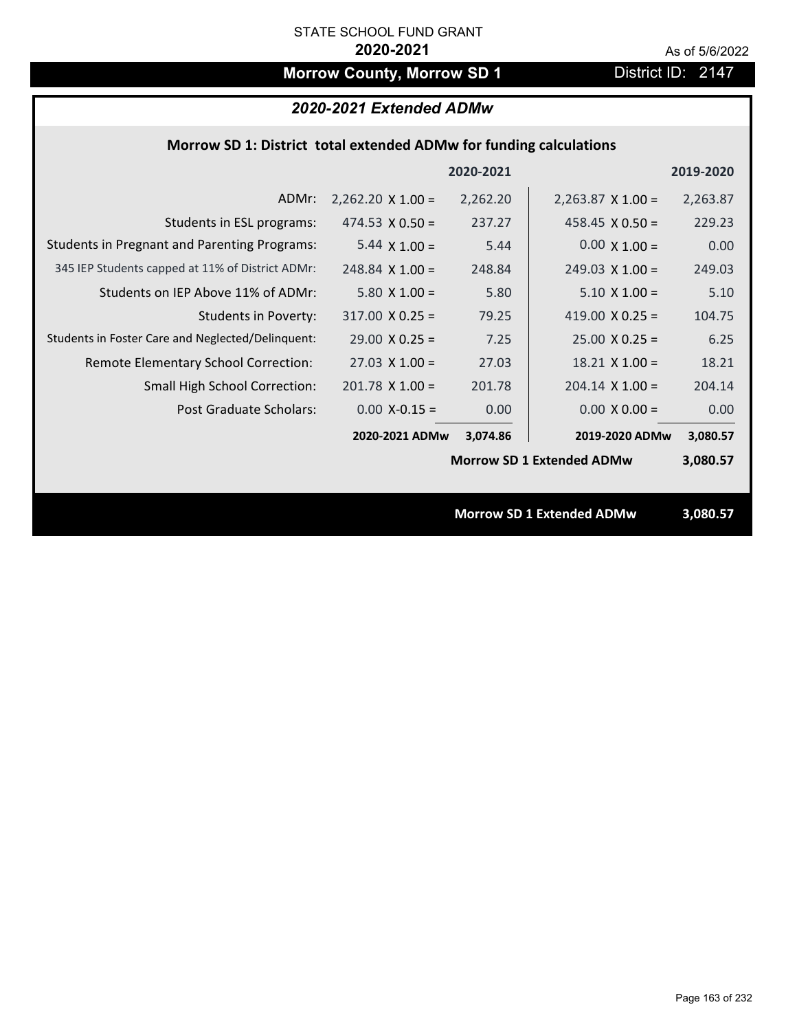STATE SCHOOL FUND GRANT

**2020-2021**

As of 5/6/2022

# Morrow County, Morrow SD 1

District ID: 2147

## *2020-2021 Extended ADMw*

### Morrow SD 1: District total extended ADMw for funding calculations

| | 2020-2021 | | 2019-2020 | |
|---|---|---|---|---|
| ADMr: | 2,262.20 X 1.00 = | 2,262.20 | 2,263.87 X 1.00 = | 2,263.87 |
| Students in ESL programs: | 474.53 X 0.50 = | 237.27 | 458.45 X 0.50 = | 229.23 |
| Students in Pregnant and Parenting Programs: | 5.44 X 1.00 = | 5.44 | 0.00 X 1.00 = | 0.00 |
| 345 IEP Students capped at 11% of District ADMr: | 248.84 X 1.00 = | 248.84 | 249.03 X 1.00 = | 249.03 |
| Students on IEP Above 11% of ADMr: | 5.80 X 1.00 = | 5.80 | 5.10 X 1.00 = | 5.10 |
| Students in Poverty: | 317.00 X 0.25 = | 79.25 | 419.00 X 0.25 = | 104.75 |
| Students in Foster Care and Neglected/Delinquent: | 29.00 X 0.25 = | 7.25 | 25.00 X 0.25 = | 6.25 |
| Remote Elementary School Correction: | 27.03 X 1.00 = | 27.03 | 18.21 X 1.00 = | 18.21 |
| Small High School Correction: | 201.78 X 1.00 = | 201.78 | 204.14 X 1.00 = | 204.14 |
| Post Graduate Scholars: | 0.00 X-0.15 = | 0.00 | 0.00 X 0.00 = | 0.00 |
| | **2020-2021 ADMw** | **3,074.86** | **2019-2020 ADMw** | **3,080.57** |
| | | | **Morrow SD 1 Extended ADMw** | **3,080.57** |

**Morrow SD 1 Extended ADMw 3,080.57**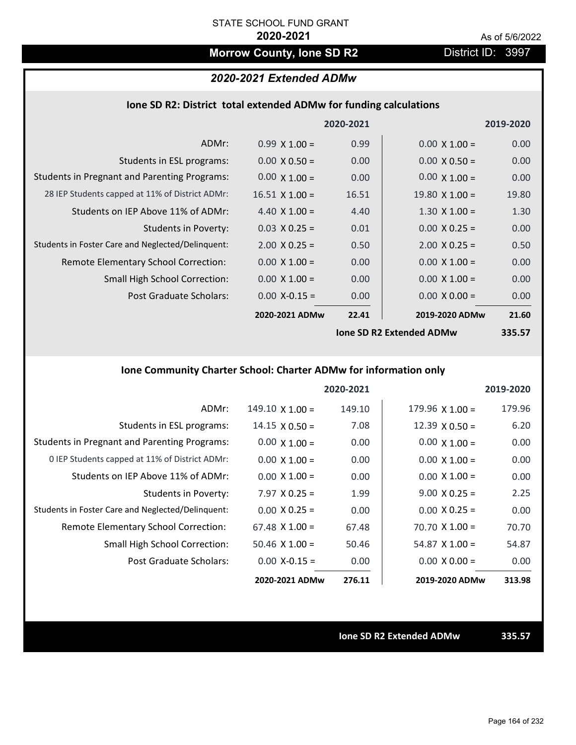STATE SCHOOL FUND GRANT

**2020-2021**

As of 5/6/2022

## Morrow County, Ione SD R2

District ID: 3997

### *2020-2021 Extended ADMw*

#### Ione SD R2: District total extended ADMw for funding calculations

| | | 2020-2021 | | 2019-2020 |
|---|---|---|---|---|
| ADMr: | 0.99 X 1.00 = | 0.99 | 0.00 X 1.00 = | 0.00 |
| Students in ESL programs: | 0.00 X 0.50 = | 0.00 | 0.00 X 0.50 = | 0.00 |
| Students in Pregnant and Parenting Programs: | 0.00 X 1.00 = | 0.00 | 0.00 X 1.00 = | 0.00 |
| 28 IEP Students capped at 11% of District ADMr: | 16.51 X 1.00 = | 16.51 | 19.80 X 1.00 = | 19.80 |
| Students on IEP Above 11% of ADMr: | 4.40 X 1.00 = | 4.40 | 1.30 X 1.00 = | 1.30 |
| Students in Poverty: | 0.03 X 0.25 = | 0.01 | 0.00 X 0.25 = | 0.00 |
| Students in Foster Care and Neglected/Delinquent: | 2.00 X 0.25 = | 0.50 | 2.00 X 0.25 = | 0.50 |
| Remote Elementary School Correction: | 0.00 X 1.00 = | 0.00 | 0.00 X 1.00 = | 0.00 |
| Small High School Correction: | 0.00 X 1.00 = | 0.00 | 0.00 X 1.00 = | 0.00 |
| Post Graduate Scholars: | 0.00 X-0.15 = | 0.00 | 0.00 X 0.00 = | 0.00 |
| | **2020-2021 ADMw** | **22.41** | **2019-2020 ADMw** | **21.60** |
| | | | **Ione SD R2 Extended ADMw** | **335.57** |

#### Ione Community Charter School: Charter ADMw for information only

| | | 2020-2021 | | 2019-2020 |
|---|---|---|---|---|
| ADMr: | 149.10 X 1.00 = | 149.10 | 179.96 X 1.00 = | 179.96 |
| Students in ESL programs: | 14.15 X 0.50 = | 7.08 | 12.39 X 0.50 = | 6.20 |
| Students in Pregnant and Parenting Programs: | 0.00 X 1.00 = | 0.00 | 0.00 X 1.00 = | 0.00 |
| 0 IEP Students capped at 11% of District ADMr: | 0.00 X 1.00 = | 0.00 | 0.00 X 1.00 = | 0.00 |
| Students on IEP Above 11% of ADMr: | 0.00 X 1.00 = | 0.00 | 0.00 X 1.00 = | 0.00 |
| Students in Poverty: | 7.97 X 0.25 = | 1.99 | 9.00 X 0.25 = | 2.25 |
| Students in Foster Care and Neglected/Delinquent: | 0.00 X 0.25 = | 0.00 | 0.00 X 0.25 = | 0.00 |
| Remote Elementary School Correction: | 67.48 X 1.00 = | 67.48 | 70.70 X 1.00 = | 70.70 |
| Small High School Correction: | 50.46 X 1.00 = | 50.46 | 54.87 X 1.00 = | 54.87 |
| Post Graduate Scholars: | 0.00 X-0.15 = | 0.00 | 0.00 X 0.00 = | 0.00 |
| | **2020-2021 ADMw** | **276.11** | **2019-2020 ADMw** | **313.98** |

**Ione SD R2 Extended ADMw** **335.57**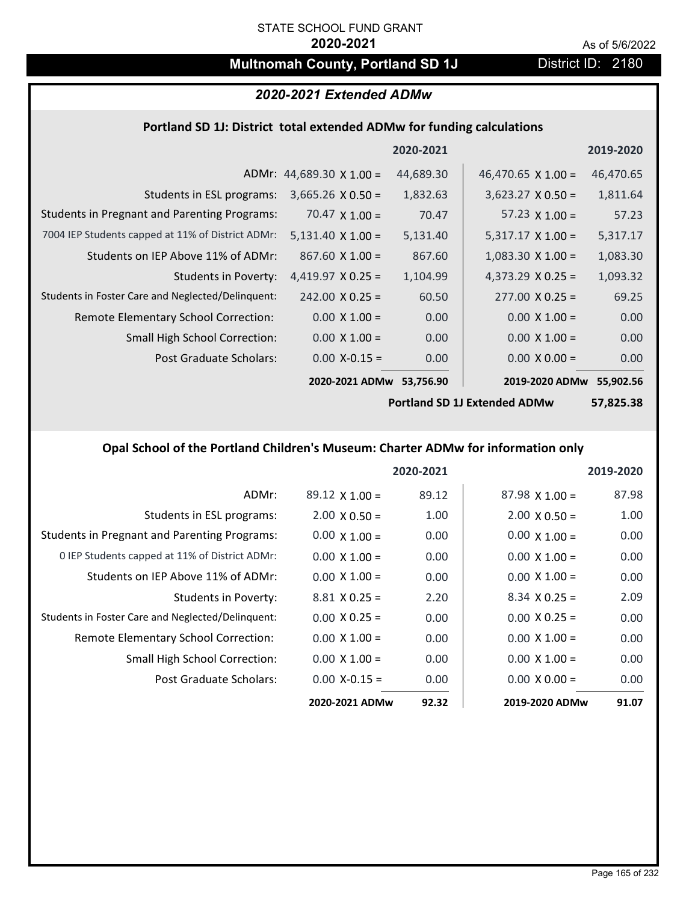STATE SCHOOL FUND GRANT

**2020-2021**

As of 5/6/2022

# Multnomah County, Portland SD 1J

District ID: 2180

## *2020-2021 Extended ADMw*

### Portland SD 1J: District total extended ADMw for funding calculations

| | 2020-2021 | | 2019-2020 | |
|---|---|---|---|---|
| ADMr: | 44,689.30 X 1.00 = | 44,689.30 | 46,470.65 X 1.00 = | 46,470.65 |
| Students in ESL programs: | 3,665.26 X 0.50 = | 1,832.63 | 3,623.27 X 0.50 = | 1,811.64 |
| Students in Pregnant and Parenting Programs: | 70.47 X 1.00 = | 70.47 | 57.23 X 1.00 = | 57.23 |
| 7004 IEP Students capped at 11% of District ADMr: | 5,131.40 X 1.00 = | 5,131.40 | 5,317.17 X 1.00 = | 5,317.17 |
| Students on IEP Above 11% of ADMr: | 867.60 X 1.00 = | 867.60 | 1,083.30 X 1.00 = | 1,083.30 |
| Students in Poverty: | 4,419.97 X 0.25 = | 1,104.99 | 4,373.29 X 0.25 = | 1,093.32 |
| Students in Foster Care and Neglected/Delinquent: | 242.00 X 0.25 = | 60.50 | 277.00 X 0.25 = | 69.25 |
| Remote Elementary School Correction: | 0.00 X 1.00 = | 0.00 | 0.00 X 1.00 = | 0.00 |
| Small High School Correction: | 0.00 X 1.00 = | 0.00 | 0.00 X 1.00 = | 0.00 |
| Post Graduate Scholars: | 0.00 X-0.15 = | 0.00 | 0.00 X 0.00 = | 0.00 |
| | **2020-2021 ADMw** | **53,756.90** | **2019-2020 ADMw** | **55,902.56** |
| | | | **Portland SD 1J Extended ADMw** | **57,825.38** |

### Opal School of the Portland Children's Museum: Charter ADMw for information only

| | 2020-2021 | | 2019-2020 | |
|---|---|---|---|---|
| ADMr: | 89.12 X 1.00 = | 89.12 | 87.98 X 1.00 = | 87.98 |
| Students in ESL programs: | 2.00 X 0.50 = | 1.00 | 2.00 X 0.50 = | 1.00 |
| Students in Pregnant and Parenting Programs: | 0.00 X 1.00 = | 0.00 | 0.00 X 1.00 = | 0.00 |
| 0 IEP Students capped at 11% of District ADMr: | 0.00 X 1.00 = | 0.00 | 0.00 X 1.00 = | 0.00 |
| Students on IEP Above 11% of ADMr: | 0.00 X 1.00 = | 0.00 | 0.00 X 1.00 = | 0.00 |
| Students in Poverty: | 8.81 X 0.25 = | 2.20 | 8.34 X 0.25 = | 2.09 |
| Students in Foster Care and Neglected/Delinquent: | 0.00 X 0.25 = | 0.00 | 0.00 X 0.25 = | 0.00 |
| Remote Elementary School Correction: | 0.00 X 1.00 = | 0.00 | 0.00 X 1.00 = | 0.00 |
| Small High School Correction: | 0.00 X 1.00 = | 0.00 | 0.00 X 1.00 = | 0.00 |
| Post Graduate Scholars: | 0.00 X-0.15 = | 0.00 | 0.00 X 0.00 = | 0.00 |
| | **2020-2021 ADMw** | **92.32** | **2019-2020 ADMw** | **91.07** |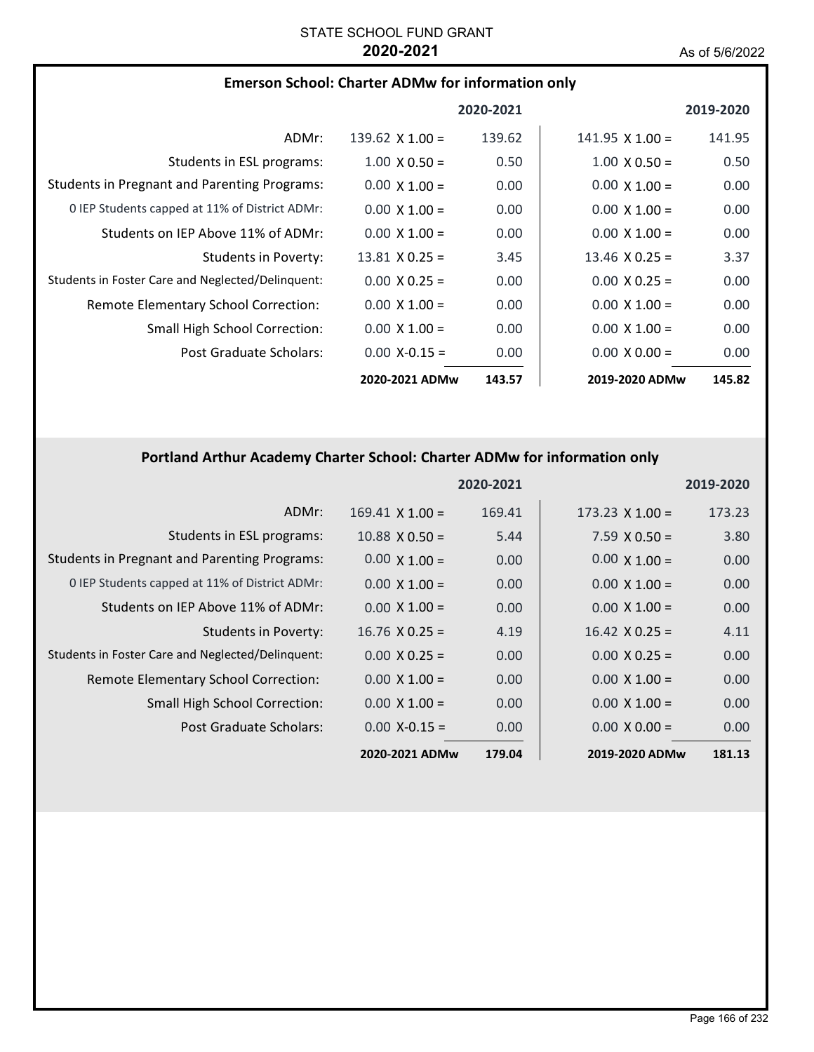STATE SCHOOL FUND GRANT

**2020-2021**

As of 5/6/2022

### Emerson School: Charter ADMw for information only

| | 2020-2021 | | 2019-2020 | |
|---|---|---|---|---|
| ADMr: | 139.62 X 1.00 = | 139.62 | 141.95 X 1.00 = | 141.95 |
| Students in ESL programs: | 1.00 X 0.50 = | 0.50 | 1.00 X 0.50 = | 0.50 |
| Students in Pregnant and Parenting Programs: | 0.00 X 1.00 = | 0.00 | 0.00 X 1.00 = | 0.00 |
| 0 IEP Students capped at 11% of District ADMr: | 0.00 X 1.00 = | 0.00 | 0.00 X 1.00 = | 0.00 |
| Students on IEP Above 11% of ADMr: | 0.00 X 1.00 = | 0.00 | 0.00 X 1.00 = | 0.00 |
| Students in Poverty: | 13.81 X 0.25 = | 3.45 | 13.46 X 0.25 = | 3.37 |
| Students in Foster Care and Neglected/Delinquent: | 0.00 X 0.25 = | 0.00 | 0.00 X 0.25 = | 0.00 |
| Remote Elementary School Correction: | 0.00 X 1.00 = | 0.00 | 0.00 X 1.00 = | 0.00 |
| Small High School Correction: | 0.00 X 1.00 = | 0.00 | 0.00 X 1.00 = | 0.00 |
| Post Graduate Scholars: | 0.00 X-0.15 = | 0.00 | 0.00 X 0.00 = | 0.00 |
| | **2020-2021 ADMw** | **143.57** | **2019-2020 ADMw** | **145.82** |

### Portland Arthur Academy Charter School: Charter ADMw for information only

| | 2020-2021 | | 2019-2020 | |
|---|---|---|---|---|
| ADMr: | 169.41 X 1.00 = | 169.41 | 173.23 X 1.00 = | 173.23 |
| Students in ESL programs: | 10.88 X 0.50 = | 5.44 | 7.59 X 0.50 = | 3.80 |
| Students in Pregnant and Parenting Programs: | 0.00 X 1.00 = | 0.00 | 0.00 X 1.00 = | 0.00 |
| 0 IEP Students capped at 11% of District ADMr: | 0.00 X 1.00 = | 0.00 | 0.00 X 1.00 = | 0.00 |
| Students on IEP Above 11% of ADMr: | 0.00 X 1.00 = | 0.00 | 0.00 X 1.00 = | 0.00 |
| Students in Poverty: | 16.76 X 0.25 = | 4.19 | 16.42 X 0.25 = | 4.11 |
| Students in Foster Care and Neglected/Delinquent: | 0.00 X 0.25 = | 0.00 | 0.00 X 0.25 = | 0.00 |
| Remote Elementary School Correction: | 0.00 X 1.00 = | 0.00 | 0.00 X 1.00 = | 0.00 |
| Small High School Correction: | 0.00 X 1.00 = | 0.00 | 0.00 X 1.00 = | 0.00 |
| Post Graduate Scholars: | 0.00 X-0.15 = | 0.00 | 0.00 X 0.00 = | 0.00 |
| | **2020-2021 ADMw** | **179.04** | **2019-2020 ADMw** | **181.13** |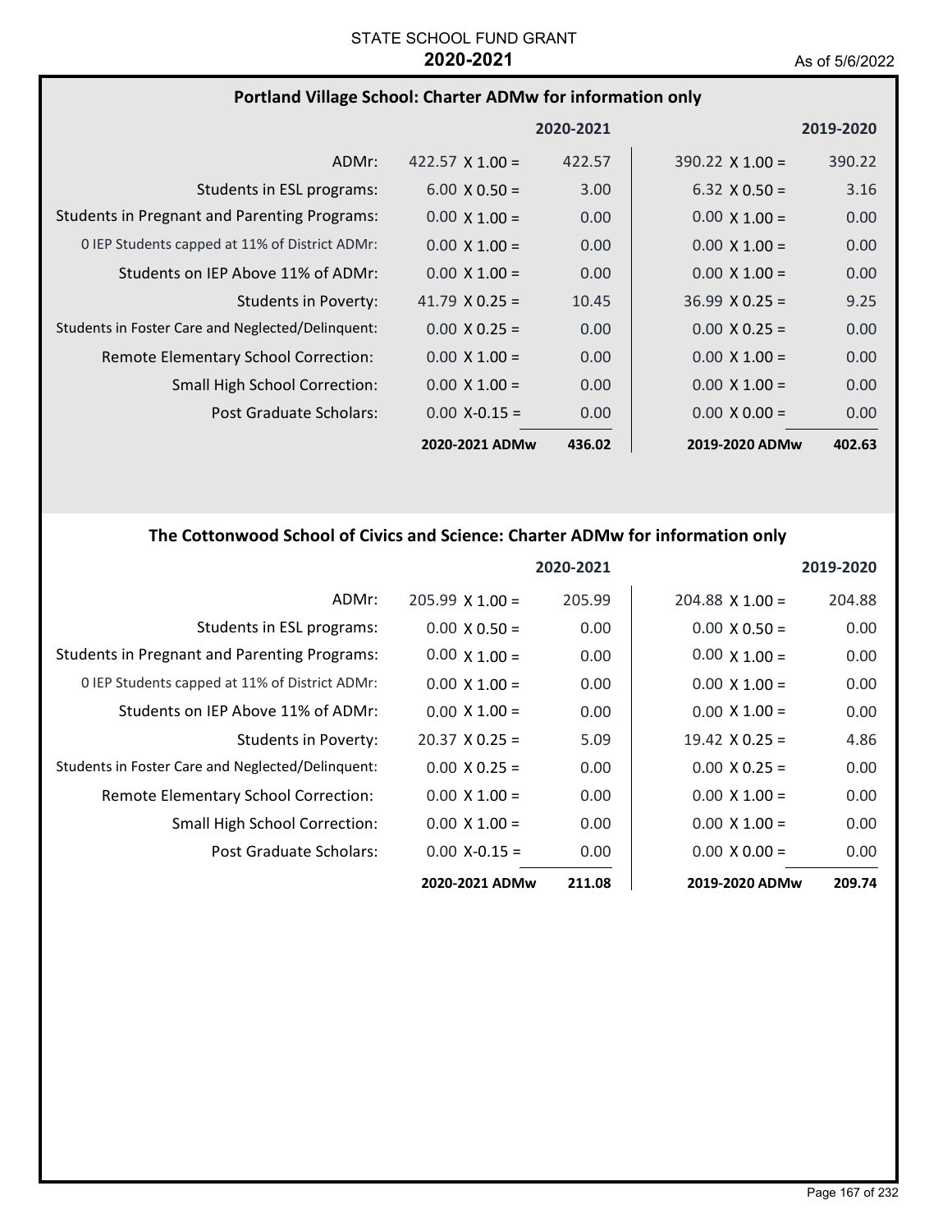STATE SCHOOL FUND GRANT
**2020-2021**

As of 5/6/2022

## Portland Village School: Charter ADMw for information only

| | 2020-2021 | | 2019-2020 | |
|---|---|---|---|---|
| ADMr: | 422.57 X 1.00 = | 422.57 | 390.22 X 1.00 = | 390.22 |
| Students in ESL programs: | 6.00 X 0.50 = | 3.00 | 6.32 X 0.50 = | 3.16 |
| Students in Pregnant and Parenting Programs: | 0.00 X 1.00 = | 0.00 | 0.00 X 1.00 = | 0.00 |
| 0 IEP Students capped at 11% of District ADMr: | 0.00 X 1.00 = | 0.00 | 0.00 X 1.00 = | 0.00 |
| Students on IEP Above 11% of ADMr: | 0.00 X 1.00 = | 0.00 | 0.00 X 1.00 = | 0.00 |
| Students in Poverty: | 41.79 X 0.25 = | 10.45 | 36.99 X 0.25 = | 9.25 |
| Students in Foster Care and Neglected/Delinquent: | 0.00 X 0.25 = | 0.00 | 0.00 X 0.25 = | 0.00 |
| Remote Elementary School Correction: | 0.00 X 1.00 = | 0.00 | 0.00 X 1.00 = | 0.00 |
| Small High School Correction: | 0.00 X 1.00 = | 0.00 | 0.00 X 1.00 = | 0.00 |
| Post Graduate Scholars: | 0.00 X-0.15 = | 0.00 | 0.00 X 0.00 = | 0.00 |
| | **2020-2021 ADMw** | **436.02** | **2019-2020 ADMw** | **402.63** |

## The Cottonwood School of Civics and Science: Charter ADMw for information only

| | 2020-2021 | | 2019-2020 | |
|---|---|---|---|---|
| ADMr: | 205.99 X 1.00 = | 205.99 | 204.88 X 1.00 = | 204.88 |
| Students in ESL programs: | 0.00 X 0.50 = | 0.00 | 0.00 X 0.50 = | 0.00 |
| Students in Pregnant and Parenting Programs: | 0.00 X 1.00 = | 0.00 | 0.00 X 1.00 = | 0.00 |
| 0 IEP Students capped at 11% of District ADMr: | 0.00 X 1.00 = | 0.00 | 0.00 X 1.00 = | 0.00 |
| Students on IEP Above 11% of ADMr: | 0.00 X 1.00 = | 0.00 | 0.00 X 1.00 = | 0.00 |
| Students in Poverty: | 20.37 X 0.25 = | 5.09 | 19.42 X 0.25 = | 4.86 |
| Students in Foster Care and Neglected/Delinquent: | 0.00 X 0.25 = | 0.00 | 0.00 X 0.25 = | 0.00 |
| Remote Elementary School Correction: | 0.00 X 1.00 = | 0.00 | 0.00 X 1.00 = | 0.00 |
| Small High School Correction: | 0.00 X 1.00 = | 0.00 | 0.00 X 1.00 = | 0.00 |
| Post Graduate Scholars: | 0.00 X-0.15 = | 0.00 | 0.00 X 0.00 = | 0.00 |
| | **2020-2021 ADMw** | **211.08** | **2019-2020 ADMw** | **209.74** |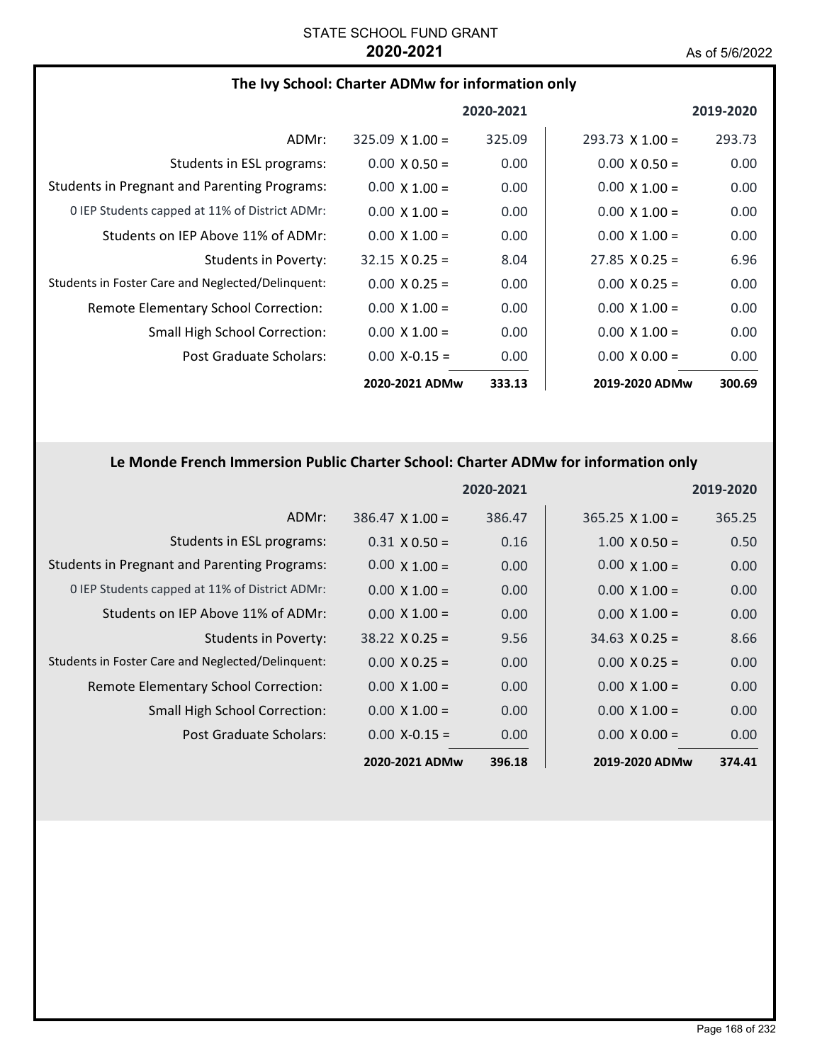STATE SCHOOL FUND GRANT

**2020-2021**

As of 5/6/2022

## The Ivy School: Charter ADMw for information only

| | 2020-2021 | | 2019-2020 | |
|---|---|---|---|---|
| ADMr: | 325.09 X 1.00 = | 325.09 | 293.73 X 1.00 = | 293.73 |
| Students in ESL programs: | 0.00 X 0.50 = | 0.00 | 0.00 X 0.50 = | 0.00 |
| Students in Pregnant and Parenting Programs: | 0.00 X 1.00 = | 0.00 | 0.00 X 1.00 = | 0.00 |
| 0 IEP Students capped at 11% of District ADMr: | 0.00 X 1.00 = | 0.00 | 0.00 X 1.00 = | 0.00 |
| Students on IEP Above 11% of ADMr: | 0.00 X 1.00 = | 0.00 | 0.00 X 1.00 = | 0.00 |
| Students in Poverty: | 32.15 X 0.25 = | 8.04 | 27.85 X 0.25 = | 6.96 |
| Students in Foster Care and Neglected/Delinquent: | 0.00 X 0.25 = | 0.00 | 0.00 X 0.25 = | 0.00 |
| Remote Elementary School Correction: | 0.00 X 1.00 = | 0.00 | 0.00 X 1.00 = | 0.00 |
| Small High School Correction: | 0.00 X 1.00 = | 0.00 | 0.00 X 1.00 = | 0.00 |
| Post Graduate Scholars: | 0.00 X-0.15 = | 0.00 | 0.00 X 0.00 = | 0.00 |
| | **2020-2021 ADMw** | **333.13** | **2019-2020 ADMw** | **300.69** |

## Le Monde French Immersion Public Charter School: Charter ADMw for information only

| | 2020-2021 | | 2019-2020 | |
|---|---|---|---|---|
| ADMr: | 386.47 X 1.00 = | 386.47 | 365.25 X 1.00 = | 365.25 |
| Students in ESL programs: | 0.31 X 0.50 = | 0.16 | 1.00 X 0.50 = | 0.50 |
| Students in Pregnant and Parenting Programs: | 0.00 X 1.00 = | 0.00 | 0.00 X 1.00 = | 0.00 |
| 0 IEP Students capped at 11% of District ADMr: | 0.00 X 1.00 = | 0.00 | 0.00 X 1.00 = | 0.00 |
| Students on IEP Above 11% of ADMr: | 0.00 X 1.00 = | 0.00 | 0.00 X 1.00 = | 0.00 |
| Students in Poverty: | 38.22 X 0.25 = | 9.56 | 34.63 X 0.25 = | 8.66 |
| Students in Foster Care and Neglected/Delinquent: | 0.00 X 0.25 = | 0.00 | 0.00 X 0.25 = | 0.00 |
| Remote Elementary School Correction: | 0.00 X 1.00 = | 0.00 | 0.00 X 1.00 = | 0.00 |
| Small High School Correction: | 0.00 X 1.00 = | 0.00 | 0.00 X 1.00 = | 0.00 |
| Post Graduate Scholars: | 0.00 X-0.15 = | 0.00 | 0.00 X 0.00 = | 0.00 |
| | **2020-2021 ADMw** | **396.18** | **2019-2020 ADMw** | **374.41** |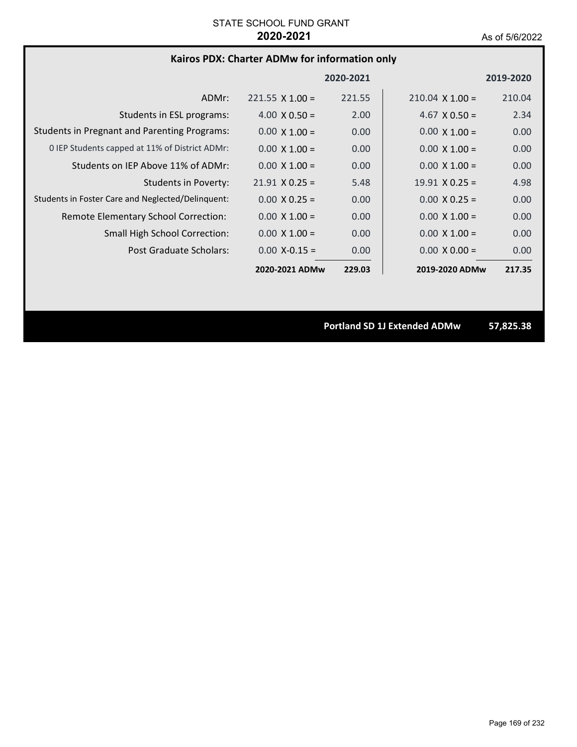STATE SCHOOL FUND GRANT
**2020-2021**
As of 5/6/2022

## Kairos PDX: Charter ADMw for information only

| | 2020-2021 | | 2019-2020 | |
|---|---|---|---|---|
| ADMr: | 221.55 X 1.00 = | 221.55 | 210.04 X 1.00 = | 210.04 |
| Students in ESL programs: | 4.00 X 0.50 = | 2.00 | 4.67 X 0.50 = | 2.34 |
| Students in Pregnant and Parenting Programs: | 0.00 X 1.00 = | 0.00 | 0.00 X 1.00 = | 0.00 |
| 0 IEP Students capped at 11% of District ADMr: | 0.00 X 1.00 = | 0.00 | 0.00 X 1.00 = | 0.00 |
| Students on IEP Above 11% of ADMr: | 0.00 X 1.00 = | 0.00 | 0.00 X 1.00 = | 0.00 |
| Students in Poverty: | 21.91 X 0.25 = | 5.48 | 19.91 X 0.25 = | 4.98 |
| Students in Foster Care and Neglected/Delinquent: | 0.00 X 0.25 = | 0.00 | 0.00 X 0.25 = | 0.00 |
| Remote Elementary School Correction: | 0.00 X 1.00 = | 0.00 | 0.00 X 1.00 = | 0.00 |
| Small High School Correction: | 0.00 X 1.00 = | 0.00 | 0.00 X 1.00 = | 0.00 |
| Post Graduate Scholars: | 0.00 X-0.15 = | 0.00 | 0.00 X 0.00 = | 0.00 |
| | **2020-2021 ADMw** | **229.03** | **2019-2020 ADMw** | **217.35** |

**Portland SD 1J Extended ADMw** **57,825.38**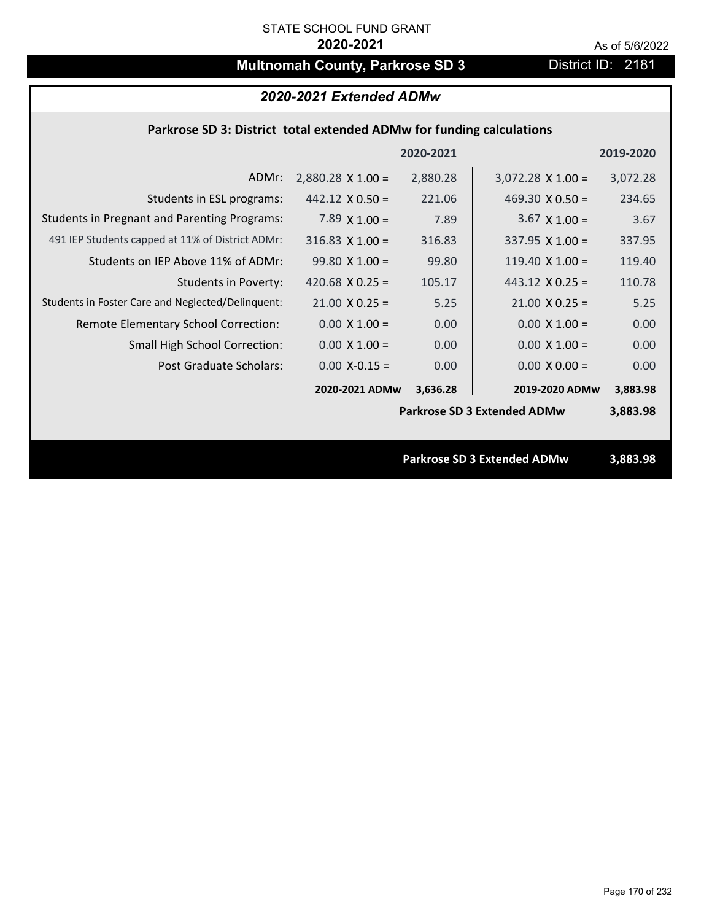STATE SCHOOL FUND GRANT

**2020-2021**

As of 5/6/2022

# Multnomah County, Parkrose SD 3

District ID: 2181

## *2020-2021 Extended ADMw*

### Parkrose SD 3: District total extended ADMw for funding calculations

| | | 2020-2021 | | 2019-2020 |
|---|---|---|---|---|
| ADMr: | 2,880.28 X 1.00 = | 2,880.28 | 3,072.28 X 1.00 = | 3,072.28 |
| Students in ESL programs: | 442.12 X 0.50 = | 221.06 | 469.30 X 0.50 = | 234.65 |
| Students in Pregnant and Parenting Programs: | 7.89 X 1.00 = | 7.89 | 3.67 X 1.00 = | 3.67 |
| 491 IEP Students capped at 11% of District ADMr: | 316.83 X 1.00 = | 316.83 | 337.95 X 1.00 = | 337.95 |
| Students on IEP Above 11% of ADMr: | 99.80 X 1.00 = | 99.80 | 119.40 X 1.00 = | 119.40 |
| Students in Poverty: | 420.68 X 0.25 = | 105.17 | 443.12 X 0.25 = | 110.78 |
| Students in Foster Care and Neglected/Delinquent: | 21.00 X 0.25 = | 5.25 | 21.00 X 0.25 = | 5.25 |
| Remote Elementary School Correction: | 0.00 X 1.00 = | 0.00 | 0.00 X 1.00 = | 0.00 |
| Small High School Correction: | 0.00 X 1.00 = | 0.00 | 0.00 X 1.00 = | 0.00 |
| Post Graduate Scholars: | 0.00 X-0.15 = | 0.00 | 0.00 X 0.00 = | 0.00 |
| | **2020-2021 ADMw** | **3,636.28** | **2019-2020 ADMw** | **3,883.98** |
| | | | **Parkrose SD 3 Extended ADMw** | **3,883.98** |

**Parkrose SD 3 Extended ADMw** **3,883.98**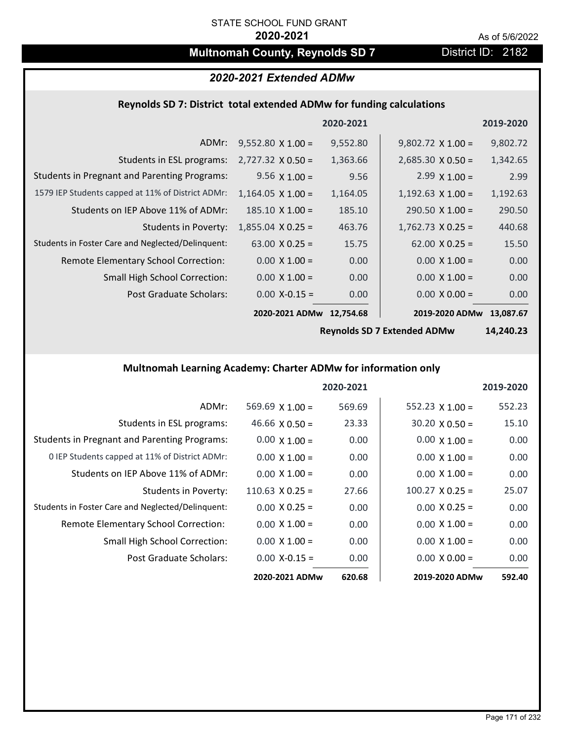STATE SCHOOL FUND GRANT

**2020-2021**

As of 5/6/2022

# Multnomah County, Reynolds SD 7

District ID: 2182

## *2020-2021 Extended ADMw*

### Reynolds SD 7: District total extended ADMw for funding calculations

| | | 2020-2021 | | 2019-2020 |
|---|---|---|---|---|
| ADMr: | 9,552.80 X 1.00 = | 9,552.80 | 9,802.72 X 1.00 = | 9,802.72 |
| Students in ESL programs: | 2,727.32 X 0.50 = | 1,363.66 | 2,685.30 X 0.50 = | 1,342.65 |
| Students in Pregnant and Parenting Programs: | 9.56 X 1.00 = | 9.56 | 2.99 X 1.00 = | 2.99 |
| 1579 IEP Students capped at 11% of District ADMr: | 1,164.05 X 1.00 = | 1,164.05 | 1,192.63 X 1.00 = | 1,192.63 |
| Students on IEP Above 11% of ADMr: | 185.10 X 1.00 = | 185.10 | 290.50 X 1.00 = | 290.50 |
| Students in Poverty: | 1,855.04 X 0.25 = | 463.76 | 1,762.73 X 0.25 = | 440.68 |
| Students in Foster Care and Neglected/Delinquent: | 63.00 X 0.25 = | 15.75 | 62.00 X 0.25 = | 15.50 |
| Remote Elementary School Correction: | 0.00 X 1.00 = | 0.00 | 0.00 X 1.00 = | 0.00 |
| Small High School Correction: | 0.00 X 1.00 = | 0.00 | 0.00 X 1.00 = | 0.00 |
| Post Graduate Scholars: | 0.00 X-0.15 = | 0.00 | 0.00 X 0.00 = | 0.00 |
| | **2020-2021 ADMw** | **12,754.68** | **2019-2020 ADMw** | **13,087.67** |
| | | | **Reynolds SD 7 Extended ADMw** | **14,240.23** |

### Multnomah Learning Academy: Charter ADMw for information only

| | | 2020-2021 | | 2019-2020 |
|---|---|---|---|---|
| ADMr: | 569.69 X 1.00 = | 569.69 | 552.23 X 1.00 = | 552.23 |
| Students in ESL programs: | 46.66 X 0.50 = | 23.33 | 30.20 X 0.50 = | 15.10 |
| Students in Pregnant and Parenting Programs: | 0.00 X 1.00 = | 0.00 | 0.00 X 1.00 = | 0.00 |
| 0 IEP Students capped at 11% of District ADMr: | 0.00 X 1.00 = | 0.00 | 0.00 X 1.00 = | 0.00 |
| Students on IEP Above 11% of ADMr: | 0.00 X 1.00 = | 0.00 | 0.00 X 1.00 = | 0.00 |
| Students in Poverty: | 110.63 X 0.25 = | 27.66 | 100.27 X 0.25 = | 25.07 |
| Students in Foster Care and Neglected/Delinquent: | 0.00 X 0.25 = | 0.00 | 0.00 X 0.25 = | 0.00 |
| Remote Elementary School Correction: | 0.00 X 1.00 = | 0.00 | 0.00 X 1.00 = | 0.00 |
| Small High School Correction: | 0.00 X 1.00 = | 0.00 | 0.00 X 1.00 = | 0.00 |
| Post Graduate Scholars: | 0.00 X-0.15 = | 0.00 | 0.00 X 0.00 = | 0.00 |
| | **2020-2021 ADMw** | **620.68** | **2019-2020 ADMw** | **592.40** |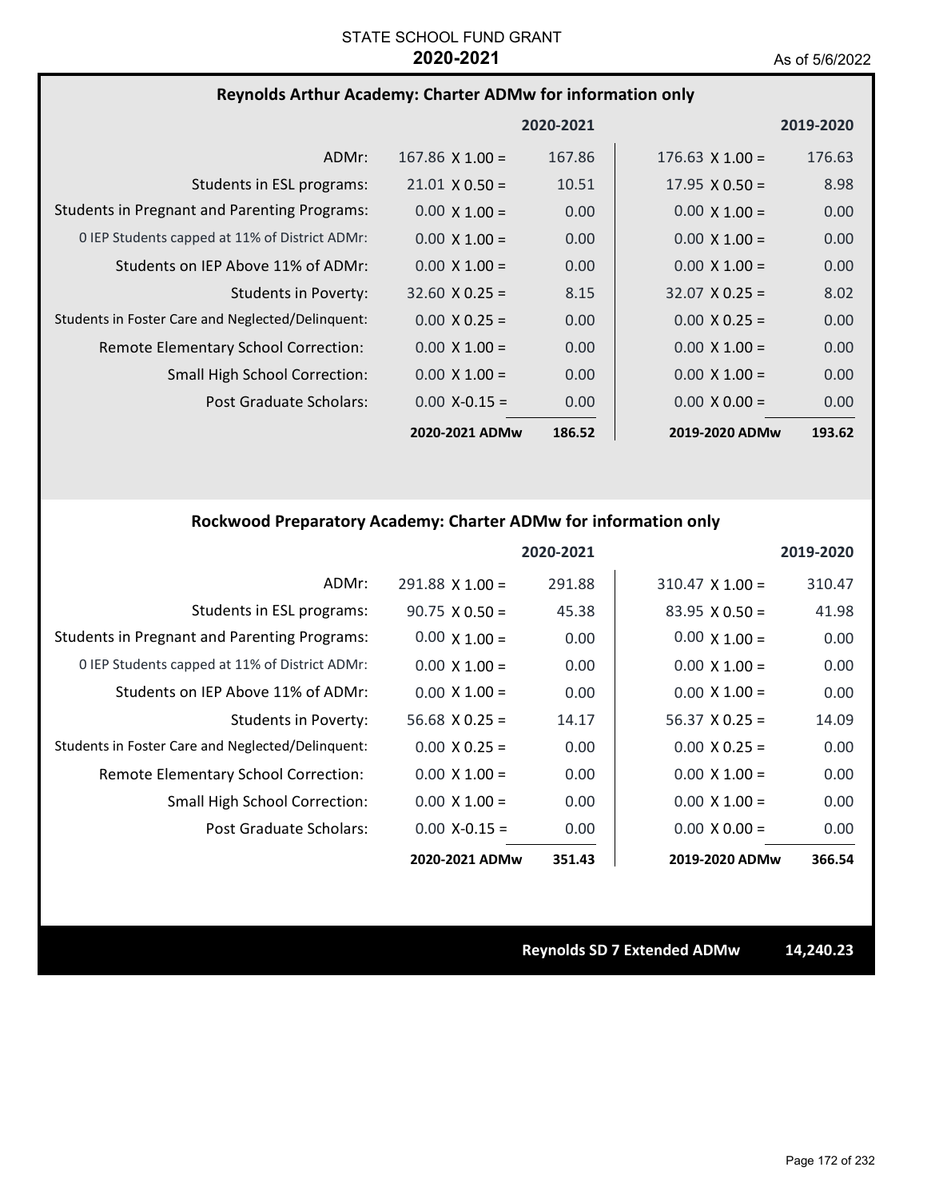STATE SCHOOL FUND GRANT

**2020-2021**

As of 5/6/2022

## Reynolds Arthur Academy: Charter ADMw for information only

| | 2020-2021 | | 2019-2020 | |
|---|---|---|---|---|
| ADMr: | 167.86 X 1.00 = | 167.86 | 176.63 X 1.00 = | 176.63 |
| Students in ESL programs: | 21.01 X 0.50 = | 10.51 | 17.95 X 0.50 = | 8.98 |
| Students in Pregnant and Parenting Programs: | 0.00 X 1.00 = | 0.00 | 0.00 X 1.00 = | 0.00 |
| 0 IEP Students capped at 11% of District ADMr: | 0.00 X 1.00 = | 0.00 | 0.00 X 1.00 = | 0.00 |
| Students on IEP Above 11% of ADMr: | 0.00 X 1.00 = | 0.00 | 0.00 X 1.00 = | 0.00 |
| Students in Poverty: | 32.60 X 0.25 = | 8.15 | 32.07 X 0.25 = | 8.02 |
| Students in Foster Care and Neglected/Delinquent: | 0.00 X 0.25 = | 0.00 | 0.00 X 0.25 = | 0.00 |
| Remote Elementary School Correction: | 0.00 X 1.00 = | 0.00 | 0.00 X 1.00 = | 0.00 |
| Small High School Correction: | 0.00 X 1.00 = | 0.00 | 0.00 X 1.00 = | 0.00 |
| Post Graduate Scholars: | 0.00 X-0.15 = | 0.00 | 0.00 X 0.00 = | 0.00 |
| | **2020-2021 ADMw** | **186.52** | **2019-2020 ADMw** | **193.62** |

## Rockwood Preparatory Academy: Charter ADMw for information only

| | 2020-2021 | | 2019-2020 | |
|---|---|---|---|---|
| ADMr: | 291.88 X 1.00 = | 291.88 | 310.47 X 1.00 = | 310.47 |
| Students in ESL programs: | 90.75 X 0.50 = | 45.38 | 83.95 X 0.50 = | 41.98 |
| Students in Pregnant and Parenting Programs: | 0.00 X 1.00 = | 0.00 | 0.00 X 1.00 = | 0.00 |
| 0 IEP Students capped at 11% of District ADMr: | 0.00 X 1.00 = | 0.00 | 0.00 X 1.00 = | 0.00 |
| Students on IEP Above 11% of ADMr: | 0.00 X 1.00 = | 0.00 | 0.00 X 1.00 = | 0.00 |
| Students in Poverty: | 56.68 X 0.25 = | 14.17 | 56.37 X 0.25 = | 14.09 |
| Students in Foster Care and Neglected/Delinquent: | 0.00 X 0.25 = | 0.00 | 0.00 X 0.25 = | 0.00 |
| Remote Elementary School Correction: | 0.00 X 1.00 = | 0.00 | 0.00 X 1.00 = | 0.00 |
| Small High School Correction: | 0.00 X 1.00 = | 0.00 | 0.00 X 1.00 = | 0.00 |
| Post Graduate Scholars: | 0.00 X-0.15 = | 0.00 | 0.00 X 0.00 = | 0.00 |
| | **2020-2021 ADMw** | **351.43** | **2019-2020 ADMw** | **366.54** |

**Reynolds SD 7 Extended ADMw** **14,240.23**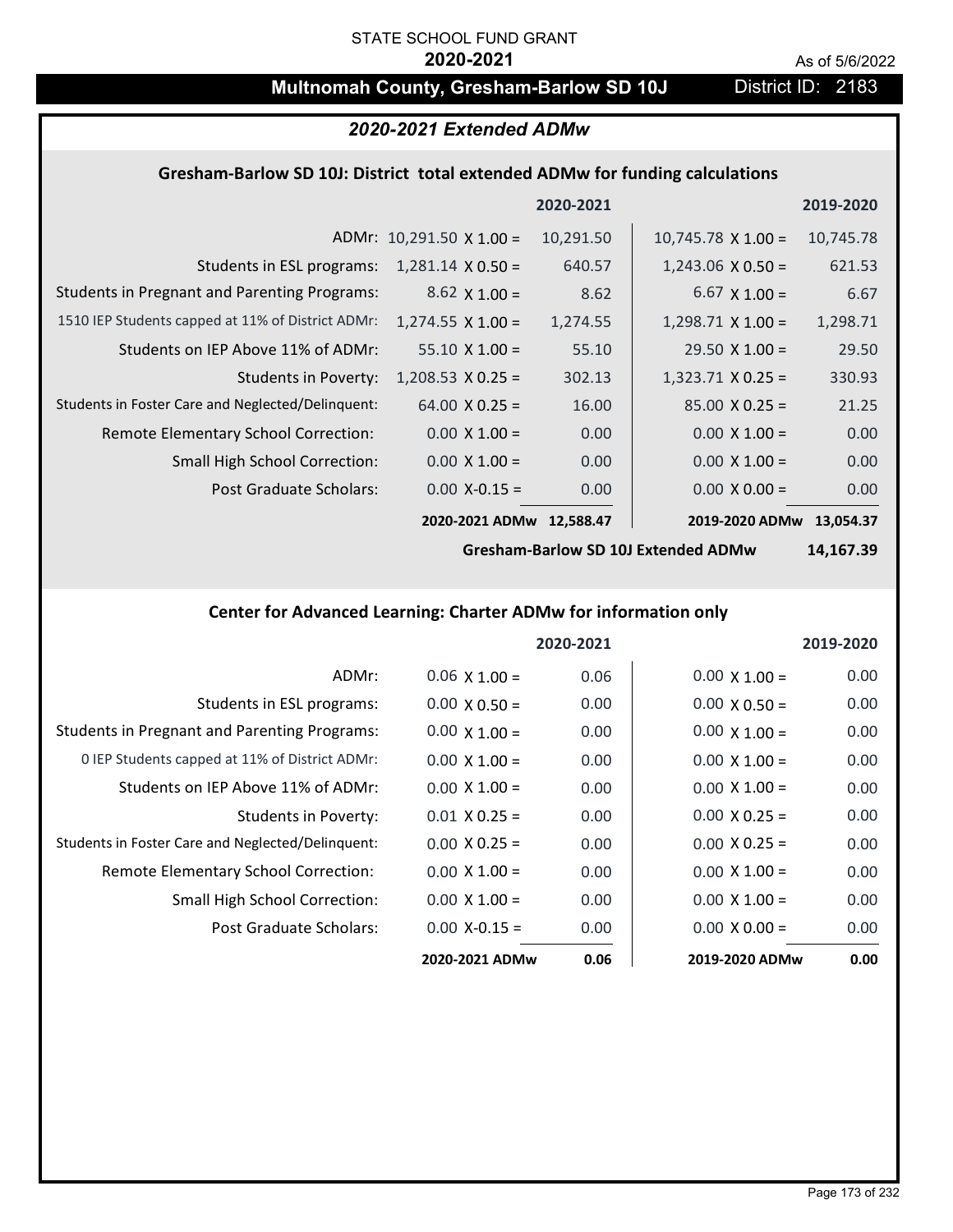STATE SCHOOL FUND GRANT

**2020-2021**

As of 5/6/2022

# Multnomah County, Gresham-Barlow SD 10J

District ID: 2183

## 2020-2021 Extended ADMw

### Gresham-Barlow SD 10J: District total extended ADMw for funding calculations

| | 2020-2021 | | 2019-2020 | |
|---|---|---|---|---|
| ADMr: | 10,291.50 X 1.00 = | 10,291.50 | 10,745.78 X 1.00 = | 10,745.78 |
| Students in ESL programs: | 1,281.14 X 0.50 = | 640.57 | 1,243.06 X 0.50 = | 621.53 |
| Students in Pregnant and Parenting Programs: | 8.62 X 1.00 = | 8.62 | 6.67 X 1.00 = | 6.67 |
| 1510 IEP Students capped at 11% of District ADMr: | 1,274.55 X 1.00 = | 1,274.55 | 1,298.71 X 1.00 = | 1,298.71 |
| Students on IEP Above 11% of ADMr: | 55.10 X 1.00 = | 55.10 | 29.50 X 1.00 = | 29.50 |
| Students in Poverty: | 1,208.53 X 0.25 = | 302.13 | 1,323.71 X 0.25 = | 330.93 |
| Students in Foster Care and Neglected/Delinquent: | 64.00 X 0.25 = | 16.00 | 85.00 X 0.25 = | 21.25 |
| Remote Elementary School Correction: | 0.00 X 1.00 = | 0.00 | 0.00 X 1.00 = | 0.00 |
| Small High School Correction: | 0.00 X 1.00 = | 0.00 | 0.00 X 1.00 = | 0.00 |
| Post Graduate Scholars: | 0.00 X-0.15 = | 0.00 | 0.00 X 0.00 = | 0.00 |
| | **2020-2021 ADMw** | **12,588.47** | **2019-2020 ADMw** | **13,054.37** |
| | | | **Gresham-Barlow SD 10J Extended ADMw** | **14,167.39** |

### Center for Advanced Learning: Charter ADMw for information only

| | 2020-2021 | | 2019-2020 | |
|---|---|---|---|---|
| ADMr: | 0.06 X 1.00 = | 0.06 | 0.00 X 1.00 = | 0.00 |
| Students in ESL programs: | 0.00 X 0.50 = | 0.00 | 0.00 X 0.50 = | 0.00 |
| Students in Pregnant and Parenting Programs: | 0.00 X 1.00 = | 0.00 | 0.00 X 1.00 = | 0.00 |
| 0 IEP Students capped at 11% of District ADMr: | 0.00 X 1.00 = | 0.00 | 0.00 X 1.00 = | 0.00 |
| Students on IEP Above 11% of ADMr: | 0.00 X 1.00 = | 0.00 | 0.00 X 1.00 = | 0.00 |
| Students in Poverty: | 0.01 X 0.25 = | 0.00 | 0.00 X 0.25 = | 0.00 |
| Students in Foster Care and Neglected/Delinquent: | 0.00 X 0.25 = | 0.00 | 0.00 X 0.25 = | 0.00 |
| Remote Elementary School Correction: | 0.00 X 1.00 = | 0.00 | 0.00 X 1.00 = | 0.00 |
| Small High School Correction: | 0.00 X 1.00 = | 0.00 | 0.00 X 1.00 = | 0.00 |
| Post Graduate Scholars: | 0.00 X-0.15 = | 0.00 | 0.00 X 0.00 = | 0.00 |
| | **2020-2021 ADMw** | **0.06** | **2019-2020 ADMw** | **0.00** |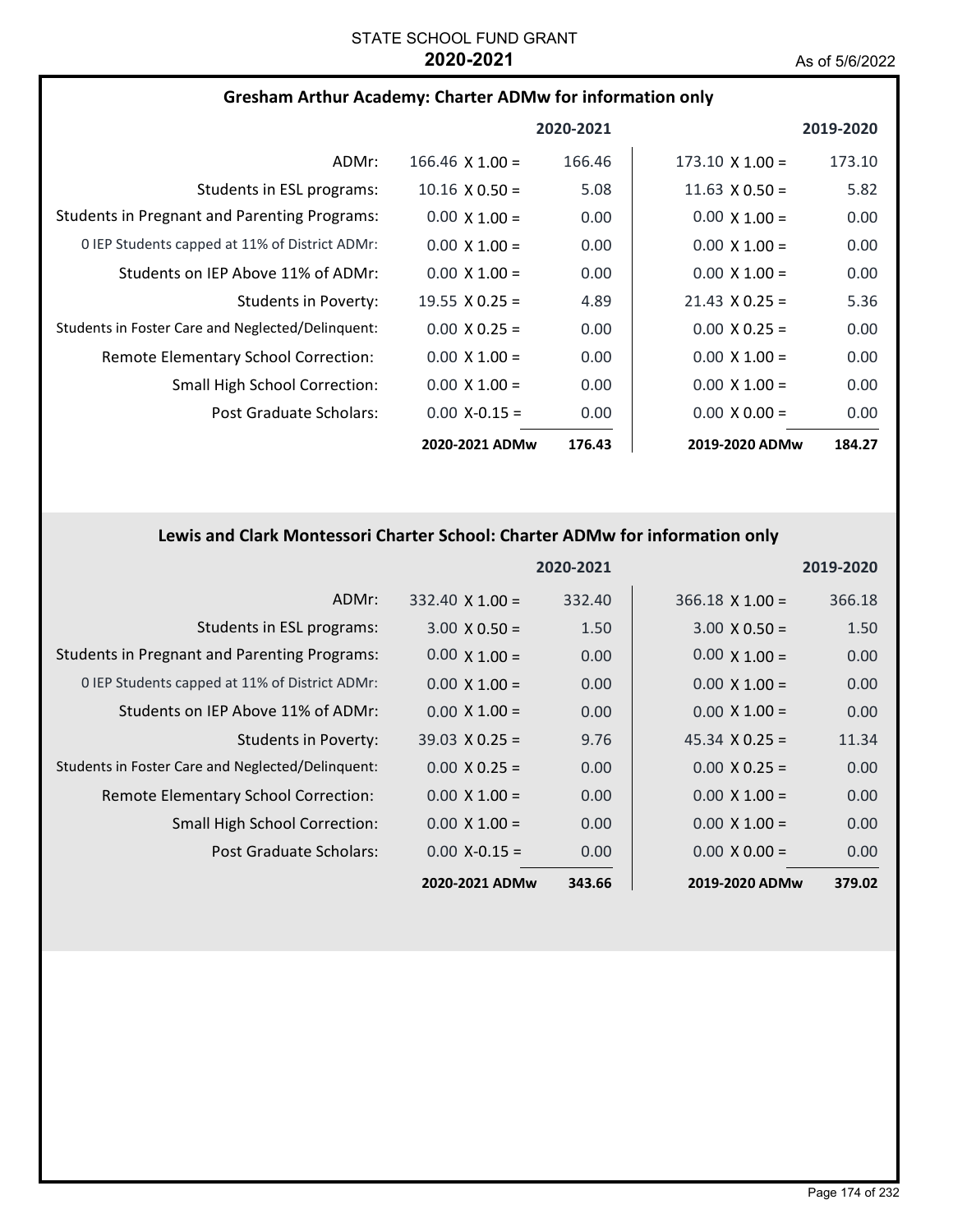STATE SCHOOL FUND GRANT

**2020-2021**

As of 5/6/2022

## Gresham Arthur Academy: Charter ADMw for information only

| | 2020-2021 | | 2019-2020 | |
|---|---|---|---|---|
| ADMr: | 166.46 X 1.00 = | 166.46 | 173.10 X 1.00 = | 173.10 |
| Students in ESL programs: | 10.16 X 0.50 = | 5.08 | 11.63 X 0.50 = | 5.82 |
| Students in Pregnant and Parenting Programs: | 0.00 X 1.00 = | 0.00 | 0.00 X 1.00 = | 0.00 |
| 0 IEP Students capped at 11% of District ADMr: | 0.00 X 1.00 = | 0.00 | 0.00 X 1.00 = | 0.00 |
| Students on IEP Above 11% of ADMr: | 0.00 X 1.00 = | 0.00 | 0.00 X 1.00 = | 0.00 |
| Students in Poverty: | 19.55 X 0.25 = | 4.89 | 21.43 X 0.25 = | 5.36 |
| Students in Foster Care and Neglected/Delinquent: | 0.00 X 0.25 = | 0.00 | 0.00 X 0.25 = | 0.00 |
| Remote Elementary School Correction: | 0.00 X 1.00 = | 0.00 | 0.00 X 1.00 = | 0.00 |
| Small High School Correction: | 0.00 X 1.00 = | 0.00 | 0.00 X 1.00 = | 0.00 |
| Post Graduate Scholars: | 0.00 X-0.15 = | 0.00 | 0.00 X 0.00 = | 0.00 |
| | **2020-2021 ADMw** | **176.43** | **2019-2020 ADMw** | **184.27** |

## Lewis and Clark Montessori Charter School: Charter ADMw for information only

| | 2020-2021 | | 2019-2020 | |
|---|---|---|---|---|
| ADMr: | 332.40 X 1.00 = | 332.40 | 366.18 X 1.00 = | 366.18 |
| Students in ESL programs: | 3.00 X 0.50 = | 1.50 | 3.00 X 0.50 = | 1.50 |
| Students in Pregnant and Parenting Programs: | 0.00 X 1.00 = | 0.00 | 0.00 X 1.00 = | 0.00 |
| 0 IEP Students capped at 11% of District ADMr: | 0.00 X 1.00 = | 0.00 | 0.00 X 1.00 = | 0.00 |
| Students on IEP Above 11% of ADMr: | 0.00 X 1.00 = | 0.00 | 0.00 X 1.00 = | 0.00 |
| Students in Poverty: | 39.03 X 0.25 = | 9.76 | 45.34 X 0.25 = | 11.34 |
| Students in Foster Care and Neglected/Delinquent: | 0.00 X 0.25 = | 0.00 | 0.00 X 0.25 = | 0.00 |
| Remote Elementary School Correction: | 0.00 X 1.00 = | 0.00 | 0.00 X 1.00 = | 0.00 |
| Small High School Correction: | 0.00 X 1.00 = | 0.00 | 0.00 X 1.00 = | 0.00 |
| Post Graduate Scholars: | 0.00 X-0.15 = | 0.00 | 0.00 X 0.00 = | 0.00 |
| | **2020-2021 ADMw** | **343.66** | **2019-2020 ADMw** | **379.02** |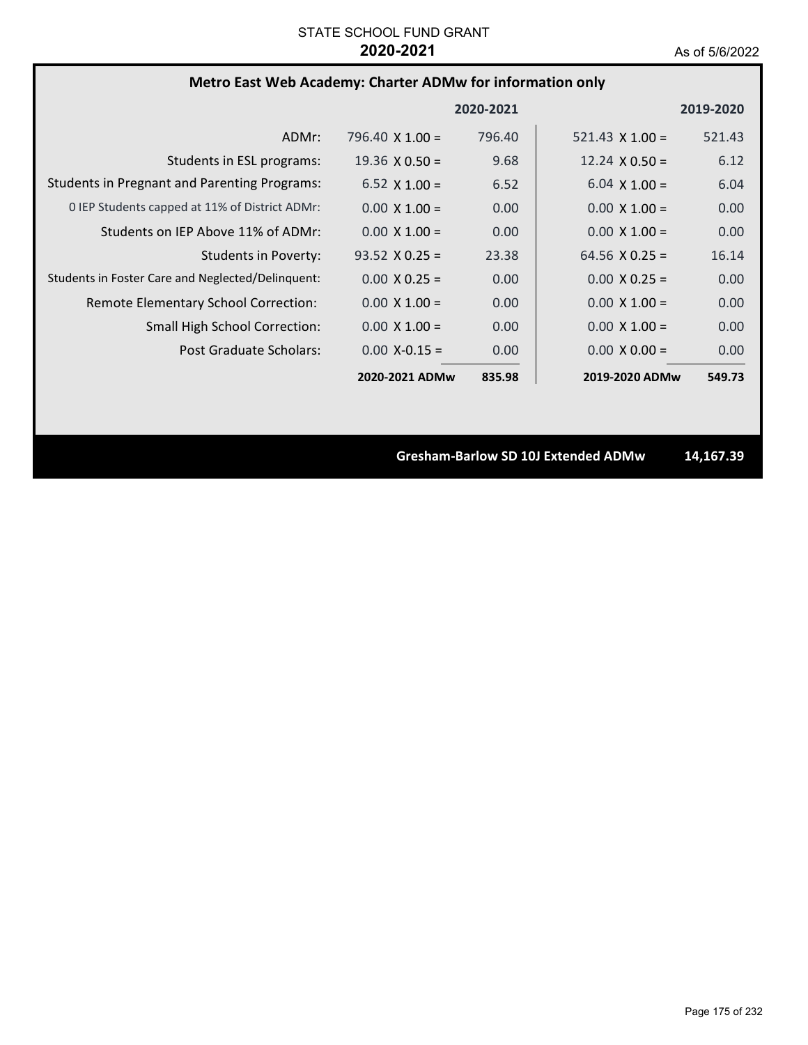STATE SCHOOL FUND GRANT
**2020-2021**
As of 5/6/2022

### Metro East Web Academy: Charter ADMw for information only

| | 2020-2021 | | 2019-2020 | |
|---|---|---|---|---|
| ADMr: | 796.40 X 1.00 = | 796.40 | 521.43 X 1.00 = | 521.43 |
| Students in ESL programs: | 19.36 X 0.50 = | 9.68 | 12.24 X 0.50 = | 6.12 |
| Students in Pregnant and Parenting Programs: | 6.52 X 1.00 = | 6.52 | 6.04 X 1.00 = | 6.04 |
| 0 IEP Students capped at 11% of District ADMr: | 0.00 X 1.00 = | 0.00 | 0.00 X 1.00 = | 0.00 |
| Students on IEP Above 11% of ADMr: | 0.00 X 1.00 = | 0.00 | 0.00 X 1.00 = | 0.00 |
| Students in Poverty: | 93.52 X 0.25 = | 23.38 | 64.56 X 0.25 = | 16.14 |
| Students in Foster Care and Neglected/Delinquent: | 0.00 X 0.25 = | 0.00 | 0.00 X 0.25 = | 0.00 |
| Remote Elementary School Correction: | 0.00 X 1.00 = | 0.00 | 0.00 X 1.00 = | 0.00 |
| Small High School Correction: | 0.00 X 1.00 = | 0.00 | 0.00 X 1.00 = | 0.00 |
| Post Graduate Scholars: | 0.00 X-0.15 = | 0.00 | 0.00 X 0.00 = | 0.00 |
| | **2020-2021 ADMw** | **835.98** | **2019-2020 ADMw** | **549.73** |

**Gresham-Barlow SD 10J Extended ADMw 14,167.39**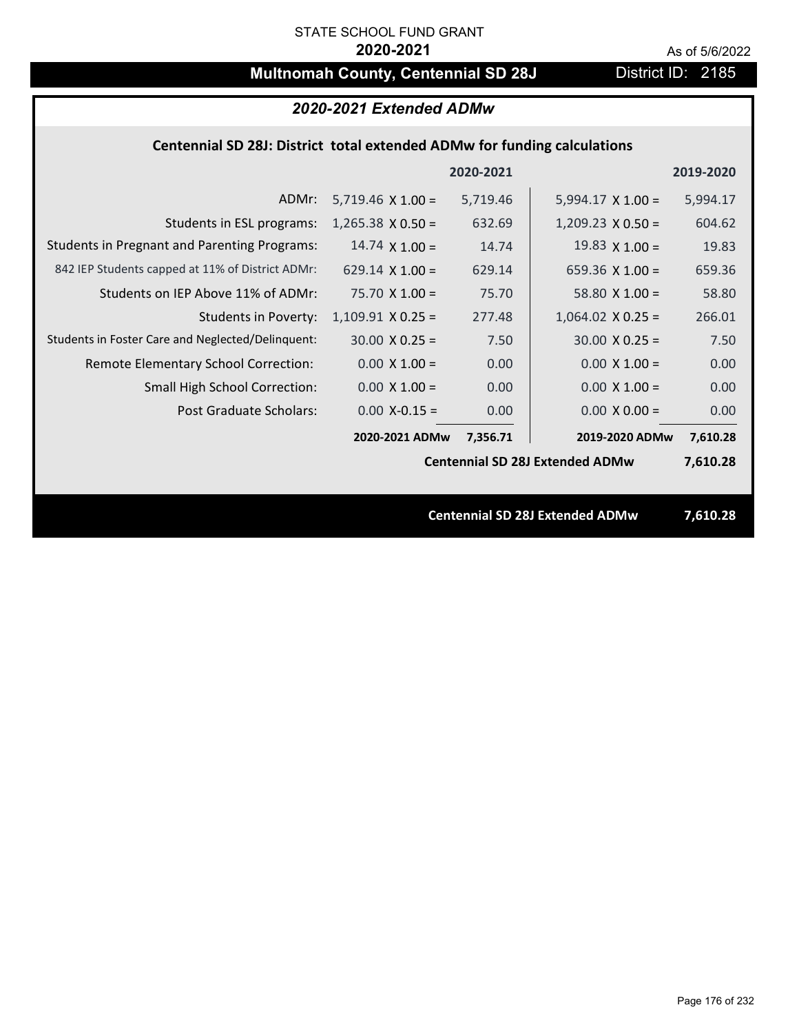STATE SCHOOL FUND GRANT

**2020-2021**

As of 5/6/2022

# Multnomah County, Centennial SD 28J

District ID: 2185

## *2020-2021 Extended ADMw*

### Centennial SD 28J: District total extended ADMw for funding calculations

| | 2020-2021 | | 2019-2020 | |
|---|---|---|---|---|
| ADMr: | 5,719.46 X 1.00 = | 5,719.46 | 5,994.17 X 1.00 = | 5,994.17 |
| Students in ESL programs: | 1,265.38 X 0.50 = | 632.69 | 1,209.23 X 0.50 = | 604.62 |
| Students in Pregnant and Parenting Programs: | 14.74 X 1.00 = | 14.74 | 19.83 X 1.00 = | 19.83 |
| 842 IEP Students capped at 11% of District ADMr: | 629.14 X 1.00 = | 629.14 | 659.36 X 1.00 = | 659.36 |
| Students on IEP Above 11% of ADMr: | 75.70 X 1.00 = | 75.70 | 58.80 X 1.00 = | 58.80 |
| Students in Poverty: | 1,109.91 X 0.25 = | 277.48 | 1,064.02 X 0.25 = | 266.01 |
| Students in Foster Care and Neglected/Delinquent: | 30.00 X 0.25 = | 7.50 | 30.00 X 0.25 = | 7.50 |
| Remote Elementary School Correction: | 0.00 X 1.00 = | 0.00 | 0.00 X 1.00 = | 0.00 |
| Small High School Correction: | 0.00 X 1.00 = | 0.00 | 0.00 X 1.00 = | 0.00 |
| Post Graduate Scholars: | 0.00 X-0.15 = | 0.00 | 0.00 X 0.00 = | 0.00 |
| | **2020-2021 ADMw** | **7,356.71** | **2019-2020 ADMw** | **7,610.28** |
| | | | **Centennial SD 28J Extended ADMw** | **7,610.28** |

**Centennial SD 28J Extended ADMw 7,610.28**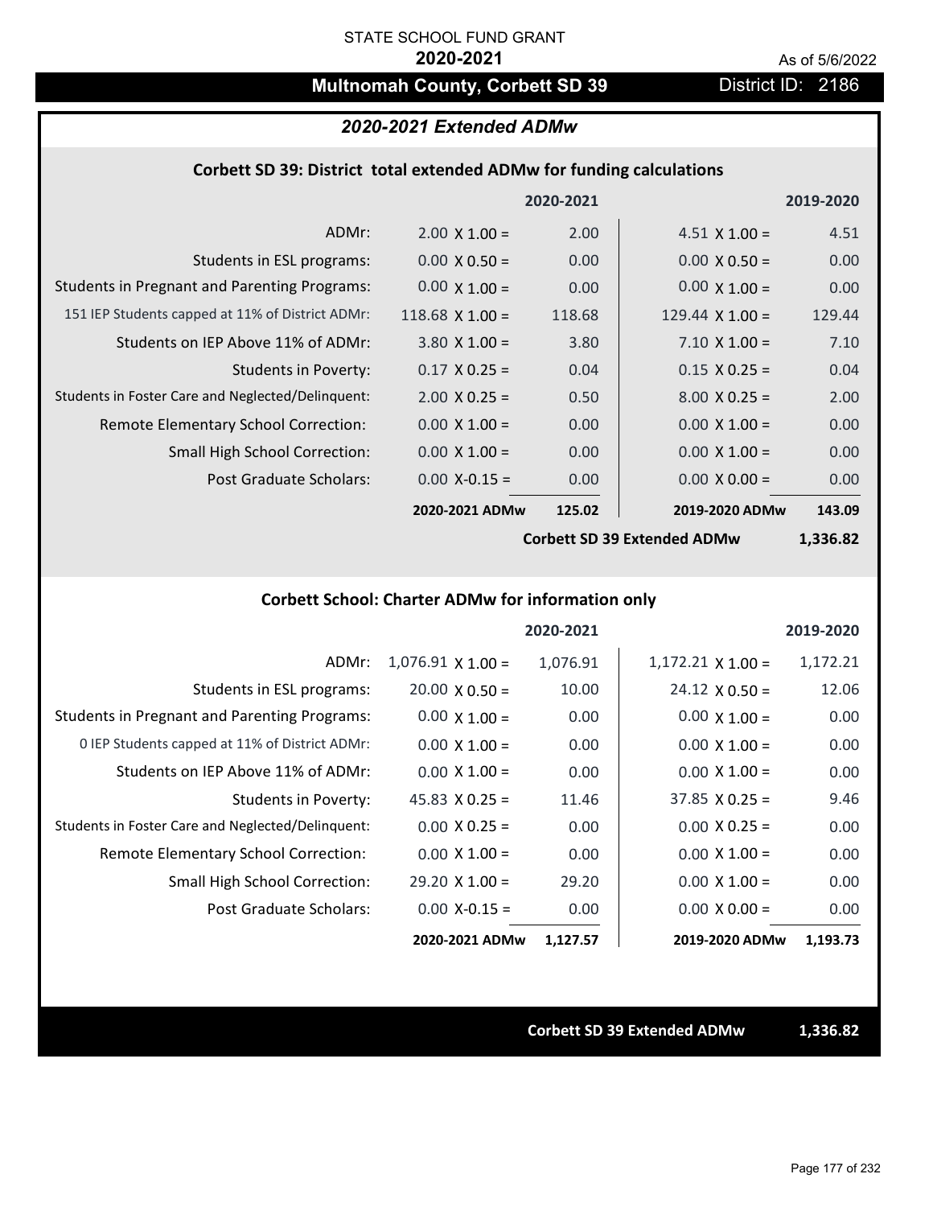STATE SCHOOL FUND GRANT

**2020-2021**

As of 5/6/2022

# Multnomah County, Corbett SD 39

District ID: 2186

## *2020-2021 Extended ADMw*

### Corbett SD 39: District total extended ADMw for funding calculations

| | | 2020-2021 | | 2019-2020 |
|---|---|---|---|---|
| ADMr: | 2.00 X 1.00 = | 2.00 | 4.51 X 1.00 = | 4.51 |
| Students in ESL programs: | 0.00 X 0.50 = | 0.00 | 0.00 X 0.50 = | 0.00 |
| Students in Pregnant and Parenting Programs: | 0.00 X 1.00 = | 0.00 | 0.00 X 1.00 = | 0.00 |
| 151 IEP Students capped at 11% of District ADMr: | 118.68 X 1.00 = | 118.68 | 129.44 X 1.00 = | 129.44 |
| Students on IEP Above 11% of ADMr: | 3.80 X 1.00 = | 3.80 | 7.10 X 1.00 = | 7.10 |
| Students in Poverty: | 0.17 X 0.25 = | 0.04 | 0.15 X 0.25 = | 0.04 |
| Students in Foster Care and Neglected/Delinquent: | 2.00 X 0.25 = | 0.50 | 8.00 X 0.25 = | 2.00 |
| Remote Elementary School Correction: | 0.00 X 1.00 = | 0.00 | 0.00 X 1.00 = | 0.00 |
| Small High School Correction: | 0.00 X 1.00 = | 0.00 | 0.00 X 1.00 = | 0.00 |
| Post Graduate Scholars: | 0.00 X-0.15 = | 0.00 | 0.00 X 0.00 = | 0.00 |
| | **2020-2021 ADMw** | **125.02** | **2019-2020 ADMw** | **143.09** |
| | | | **Corbett SD 39 Extended ADMw** | **1,336.82** |

### Corbett School: Charter ADMw for information only

| | | 2020-2021 | | 2019-2020 |
|---|---|---|---|---|
| ADMr: | 1,076.91 X 1.00 = | 1,076.91 | 1,172.21 X 1.00 = | 1,172.21 |
| Students in ESL programs: | 20.00 X 0.50 = | 10.00 | 24.12 X 0.50 = | 12.06 |
| Students in Pregnant and Parenting Programs: | 0.00 X 1.00 = | 0.00 | 0.00 X 1.00 = | 0.00 |
| 0 IEP Students capped at 11% of District ADMr: | 0.00 X 1.00 = | 0.00 | 0.00 X 1.00 = | 0.00 |
| Students on IEP Above 11% of ADMr: | 0.00 X 1.00 = | 0.00 | 0.00 X 1.00 = | 0.00 |
| Students in Poverty: | 45.83 X 0.25 = | 11.46 | 37.85 X 0.25 = | 9.46 |
| Students in Foster Care and Neglected/Delinquent: | 0.00 X 0.25 = | 0.00 | 0.00 X 0.25 = | 0.00 |
| Remote Elementary School Correction: | 0.00 X 1.00 = | 0.00 | 0.00 X 1.00 = | 0.00 |
| Small High School Correction: | 29.20 X 1.00 = | 29.20 | 0.00 X 1.00 = | 0.00 |
| Post Graduate Scholars: | 0.00 X-0.15 = | 0.00 | 0.00 X 0.00 = | 0.00 |
| | **2020-2021 ADMw** | **1,127.57** | **2019-2020 ADMw** | **1,193.73** |

**Corbett SD 39 Extended ADMw** **1,336.82**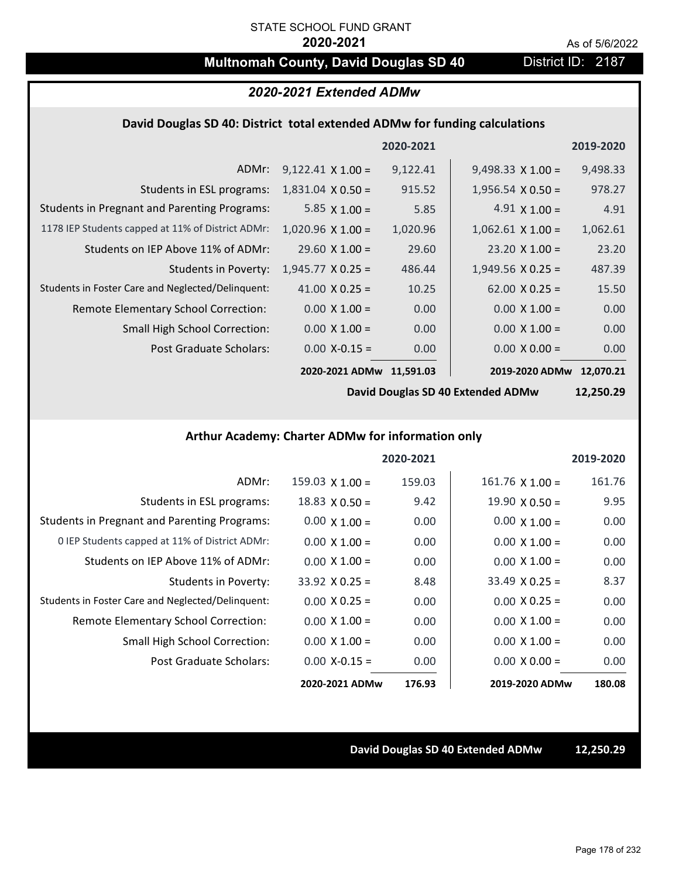STATE SCHOOL FUND GRANT

**2020-2021**

As of 5/6/2022

## Multnomah County, David Douglas SD 40 — District ID: 2187

### *2020-2021 Extended ADMw*

#### David Douglas SD 40: District total extended ADMw for funding calculations

| | | 2020-2021 | | 2019-2020 |
|---|---|---|---|---|
| ADMr: | 9,122.41 X 1.00 = | 9,122.41 | 9,498.33 X 1.00 = | 9,498.33 |
| Students in ESL programs: | 1,831.04 X 0.50 = | 915.52 | 1,956.54 X 0.50 = | 978.27 |
| Students in Pregnant and Parenting Programs: | 5.85 X 1.00 = | 5.85 | 4.91 X 1.00 = | 4.91 |
| 1178 IEP Students capped at 11% of District ADMr: | 1,020.96 X 1.00 = | 1,020.96 | 1,062.61 X 1.00 = | 1,062.61 |
| Students on IEP Above 11% of ADMr: | 29.60 X 1.00 = | 29.60 | 23.20 X 1.00 = | 23.20 |
| Students in Poverty: | 1,945.77 X 0.25 = | 486.44 | 1,949.56 X 0.25 = | 487.39 |
| Students in Foster Care and Neglected/Delinquent: | 41.00 X 0.25 = | 10.25 | 62.00 X 0.25 = | 15.50 |
| Remote Elementary School Correction: | 0.00 X 1.00 = | 0.00 | 0.00 X 1.00 = | 0.00 |
| Small High School Correction: | 0.00 X 1.00 = | 0.00 | 0.00 X 1.00 = | 0.00 |
| Post Graduate Scholars: | 0.00 X-0.15 = | 0.00 | 0.00 X 0.00 = | 0.00 |
| | **2020-2021 ADMw** | **11,591.03** | **2019-2020 ADMw** | **12,070.21** |

**David Douglas SD 40 Extended ADMw 12,250.29**

#### Arthur Academy: Charter ADMw for information only

| | | 2020-2021 | | 2019-2020 |
|---|---|---|---|---|
| ADMr: | 159.03 X 1.00 = | 159.03 | 161.76 X 1.00 = | 161.76 |
| Students in ESL programs: | 18.83 X 0.50 = | 9.42 | 19.90 X 0.50 = | 9.95 |
| Students in Pregnant and Parenting Programs: | 0.00 X 1.00 = | 0.00 | 0.00 X 1.00 = | 0.00 |
| 0 IEP Students capped at 11% of District ADMr: | 0.00 X 1.00 = | 0.00 | 0.00 X 1.00 = | 0.00 |
| Students on IEP Above 11% of ADMr: | 0.00 X 1.00 = | 0.00 | 0.00 X 1.00 = | 0.00 |
| Students in Poverty: | 33.92 X 0.25 = | 8.48 | 33.49 X 0.25 = | 8.37 |
| Students in Foster Care and Neglected/Delinquent: | 0.00 X 0.25 = | 0.00 | 0.00 X 0.25 = | 0.00 |
| Remote Elementary School Correction: | 0.00 X 1.00 = | 0.00 | 0.00 X 1.00 = | 0.00 |
| Small High School Correction: | 0.00 X 1.00 = | 0.00 | 0.00 X 1.00 = | 0.00 |
| Post Graduate Scholars: | 0.00 X-0.15 = | 0.00 | 0.00 X 0.00 = | 0.00 |
| | **2020-2021 ADMw** | **176.93** | **2019-2020 ADMw** | **180.08** |

**David Douglas SD 40 Extended ADMw 12,250.29**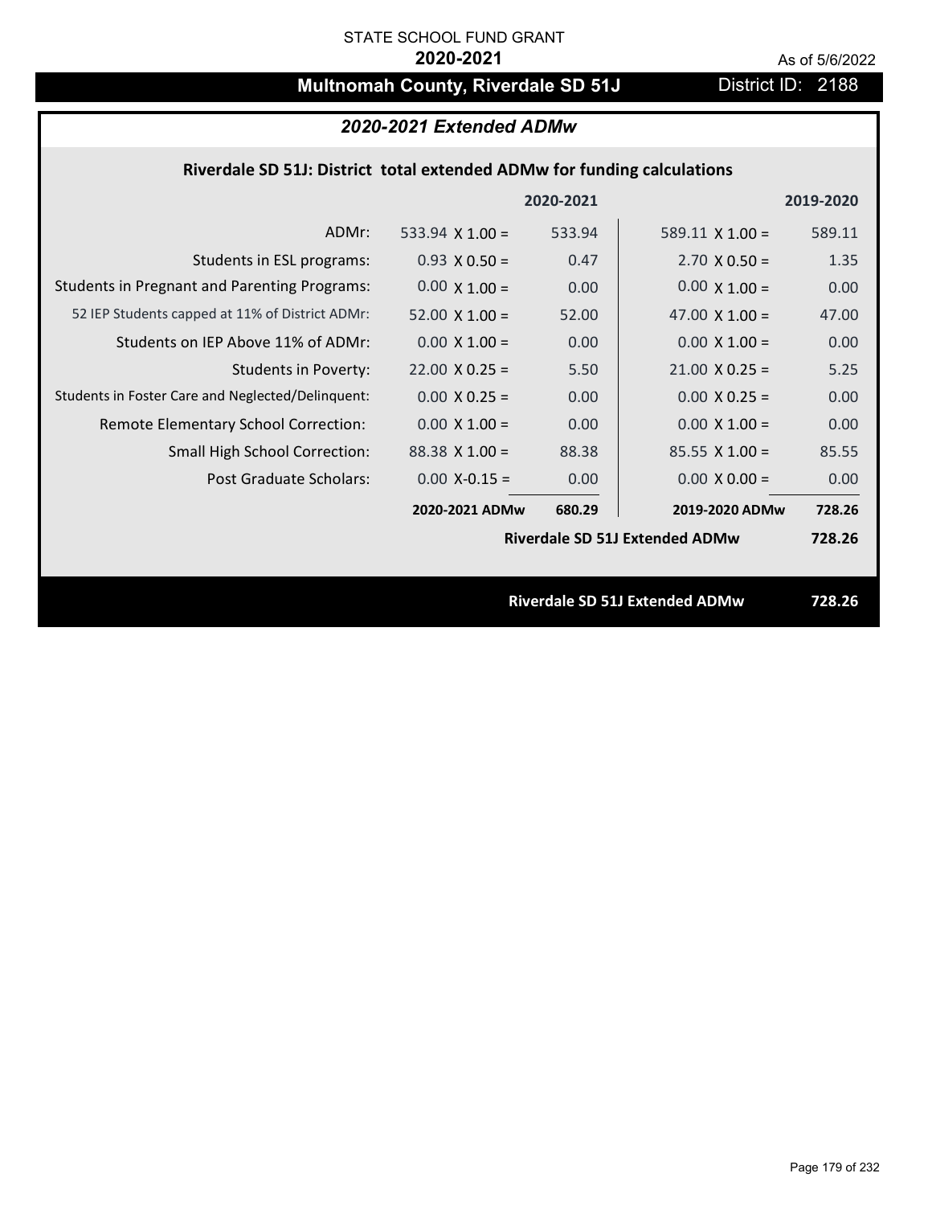STATE SCHOOL FUND GRANT

**2020-2021**

As of 5/6/2022

# Multnomah County, Riverdale SD 51J

District ID: 2188

## *2020-2021 Extended ADMw*

### Riverdale SD 51J: District total extended ADMw for funding calculations

| | | 2020-2021 | | 2019-2020 |
|---|---|---|---|---|
| ADMr: | 533.94 X 1.00 = | 533.94 | 589.11 X 1.00 = | 589.11 |
| Students in ESL programs: | 0.93 X 0.50 = | 0.47 | 2.70 X 0.50 = | 1.35 |
| Students in Pregnant and Parenting Programs: | 0.00 X 1.00 = | 0.00 | 0.00 X 1.00 = | 0.00 |
| 52 IEP Students capped at 11% of District ADMr: | 52.00 X 1.00 = | 52.00 | 47.00 X 1.00 = | 47.00 |
| Students on IEP Above 11% of ADMr: | 0.00 X 1.00 = | 0.00 | 0.00 X 1.00 = | 0.00 |
| Students in Poverty: | 22.00 X 0.25 = | 5.50 | 21.00 X 0.25 = | 5.25 |
| Students in Foster Care and Neglected/Delinquent: | 0.00 X 0.25 = | 0.00 | 0.00 X 0.25 = | 0.00 |
| Remote Elementary School Correction: | 0.00 X 1.00 = | 0.00 | 0.00 X 1.00 = | 0.00 |
| Small High School Correction: | 88.38 X 1.00 = | 88.38 | 85.55 X 1.00 = | 85.55 |
| Post Graduate Scholars: | 0.00 X-0.15 = | 0.00 | 0.00 X 0.00 = | 0.00 |
| | **2020-2021 ADMw** | **680.29** | **2019-2020 ADMw** | **728.26** |
| | | | **Riverdale SD 51J Extended ADMw** | **728.26** |

**Riverdale SD 51J Extended ADMw 728.26**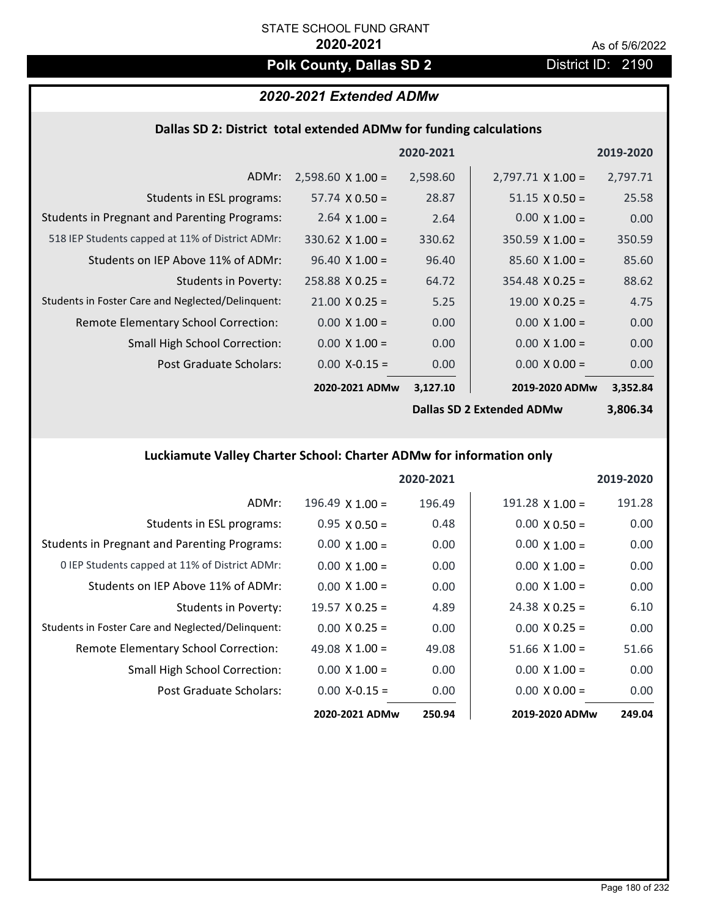STATE SCHOOL FUND GRANT

**2020-2021**

As of 5/6/2022

# Polk County, Dallas SD 2

District ID: 2190

## *2020-2021 Extended ADMw*

### Dallas SD 2: District total extended ADMw for funding calculations

| | | 2020-2021 | | 2019-2020 |
|---|---|---|---|---|
| ADMr: | 2,598.60 X 1.00 = | 2,598.60 | 2,797.71 X 1.00 = | 2,797.71 |
| Students in ESL programs: | 57.74 X 0.50 = | 28.87 | 51.15 X 0.50 = | 25.58 |
| Students in Pregnant and Parenting Programs: | 2.64 X 1.00 = | 2.64 | 0.00 X 1.00 = | 0.00 |
| 518 IEP Students capped at 11% of District ADMr: | 330.62 X 1.00 = | 330.62 | 350.59 X 1.00 = | 350.59 |
| Students on IEP Above 11% of ADMr: | 96.40 X 1.00 = | 96.40 | 85.60 X 1.00 = | 85.60 |
| Students in Poverty: | 258.88 X 0.25 = | 64.72 | 354.48 X 0.25 = | 88.62 |
| Students in Foster Care and Neglected/Delinquent: | 21.00 X 0.25 = | 5.25 | 19.00 X 0.25 = | 4.75 |
| Remote Elementary School Correction: | 0.00 X 1.00 = | 0.00 | 0.00 X 1.00 = | 0.00 |
| Small High School Correction: | 0.00 X 1.00 = | 0.00 | 0.00 X 1.00 = | 0.00 |
| Post Graduate Scholars: | 0.00 X-0.15 = | 0.00 | 0.00 X 0.00 = | 0.00 |
| | **2020-2021 ADMw** | **3,127.10** | **2019-2020 ADMw** | **3,352.84** |
| | | | **Dallas SD 2 Extended ADMw** | **3,806.34** |

### Luckiamute Valley Charter School: Charter ADMw for information only

| | | 2020-2021 | | 2019-2020 |
|---|---|---|---|---|
| ADMr: | 196.49 X 1.00 = | 196.49 | 191.28 X 1.00 = | 191.28 |
| Students in ESL programs: | 0.95 X 0.50 = | 0.48 | 0.00 X 0.50 = | 0.00 |
| Students in Pregnant and Parenting Programs: | 0.00 X 1.00 = | 0.00 | 0.00 X 1.00 = | 0.00 |
| 0 IEP Students capped at 11% of District ADMr: | 0.00 X 1.00 = | 0.00 | 0.00 X 1.00 = | 0.00 |
| Students on IEP Above 11% of ADMr: | 0.00 X 1.00 = | 0.00 | 0.00 X 1.00 = | 0.00 |
| Students in Poverty: | 19.57 X 0.25 = | 4.89 | 24.38 X 0.25 = | 6.10 |
| Students in Foster Care and Neglected/Delinquent: | 0.00 X 0.25 = | 0.00 | 0.00 X 0.25 = | 0.00 |
| Remote Elementary School Correction: | 49.08 X 1.00 = | 49.08 | 51.66 X 1.00 = | 51.66 |
| Small High School Correction: | 0.00 X 1.00 = | 0.00 | 0.00 X 1.00 = | 0.00 |
| Post Graduate Scholars: | 0.00 X-0.15 = | 0.00 | 0.00 X 0.00 = | 0.00 |
| | **2020-2021 ADMw** | **250.94** | **2019-2020 ADMw** | **249.04** |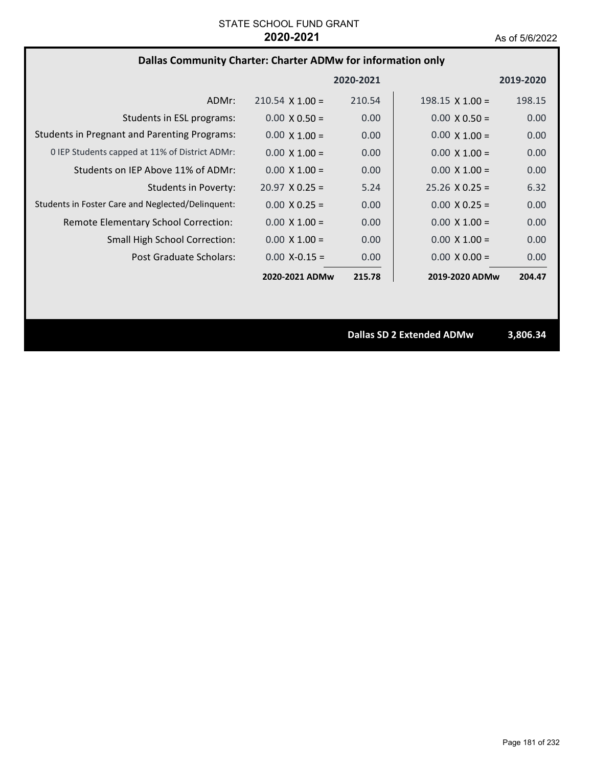STATE SCHOOL FUND GRANT

**2020-2021**

As of 5/6/2022

## Dallas Community Charter: Charter ADMw for information only

| | | 2020-2021 | | 2019-2020 |
|---|---|---|---|---|
| ADMr: | 210.54 X 1.00 = | 210.54 | 198.15 X 1.00 = | 198.15 |
| Students in ESL programs: | 0.00 X 0.50 = | 0.00 | 0.00 X 0.50 = | 0.00 |
| Students in Pregnant and Parenting Programs: | 0.00 X 1.00 = | 0.00 | 0.00 X 1.00 = | 0.00 |
| 0 IEP Students capped at 11% of District ADMr: | 0.00 X 1.00 = | 0.00 | 0.00 X 1.00 = | 0.00 |
| Students on IEP Above 11% of ADMr: | 0.00 X 1.00 = | 0.00 | 0.00 X 1.00 = | 0.00 |
| Students in Poverty: | 20.97 X 0.25 = | 5.24 | 25.26 X 0.25 = | 6.32 |
| Students in Foster Care and Neglected/Delinquent: | 0.00 X 0.25 = | 0.00 | 0.00 X 0.25 = | 0.00 |
| Remote Elementary School Correction: | 0.00 X 1.00 = | 0.00 | 0.00 X 1.00 = | 0.00 |
| Small High School Correction: | 0.00 X 1.00 = | 0.00 | 0.00 X 1.00 = | 0.00 |
| Post Graduate Scholars: | 0.00 X-0.15 = | 0.00 | 0.00 X 0.00 = | 0.00 |
| | **2020-2021 ADMw** | **215.78** | **2019-2020 ADMw** | **204.47** |

**Dallas SD 2 Extended ADMw** **3,806.34**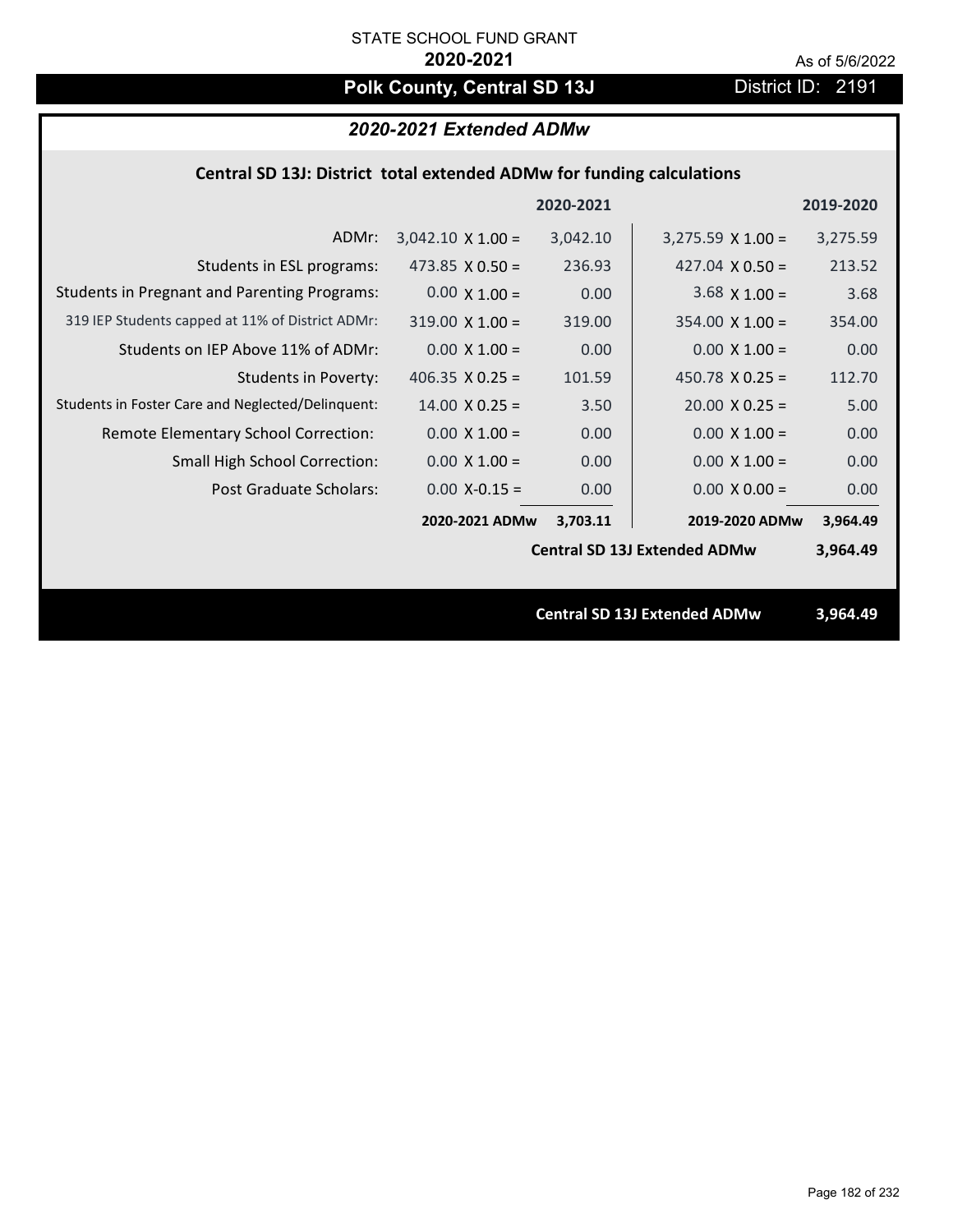STATE SCHOOL FUND GRANT

**2020-2021**

As of 5/6/2022

# Polk County, Central SD 13J

District ID: 2191

## *2020-2021 Extended ADMw*

### Central SD 13J: District total extended ADMw for funding calculations

| | | 2020-2021 | | 2019-2020 |
|---|---|---|---|---|
| ADMr: | 3,042.10 X 1.00 = | 3,042.10 | 3,275.59 X 1.00 = | 3,275.59 |
| Students in ESL programs: | 473.85 X 0.50 = | 236.93 | 427.04 X 0.50 = | 213.52 |
| Students in Pregnant and Parenting Programs: | 0.00 X 1.00 = | 0.00 | 3.68 X 1.00 = | 3.68 |
| 319 IEP Students capped at 11% of District ADMr: | 319.00 X 1.00 = | 319.00 | 354.00 X 1.00 = | 354.00 |
| Students on IEP Above 11% of ADMr: | 0.00 X 1.00 = | 0.00 | 0.00 X 1.00 = | 0.00 |
| Students in Poverty: | 406.35 X 0.25 = | 101.59 | 450.78 X 0.25 = | 112.70 |
| Students in Foster Care and Neglected/Delinquent: | 14.00 X 0.25 = | 3.50 | 20.00 X 0.25 = | 5.00 |
| Remote Elementary School Correction: | 0.00 X 1.00 = | 0.00 | 0.00 X 1.00 = | 0.00 |
| Small High School Correction: | 0.00 X 1.00 = | 0.00 | 0.00 X 1.00 = | 0.00 |
| Post Graduate Scholars: | 0.00 X-0.15 = | 0.00 | 0.00 X 0.00 = | 0.00 |
| | **2020-2021 ADMw** | **3,703.11** | **2019-2020 ADMw** | **3,964.49** |
| | | | **Central SD 13J Extended ADMw** | **3,964.49** |

**Central SD 13J Extended ADMw** **3,964.49**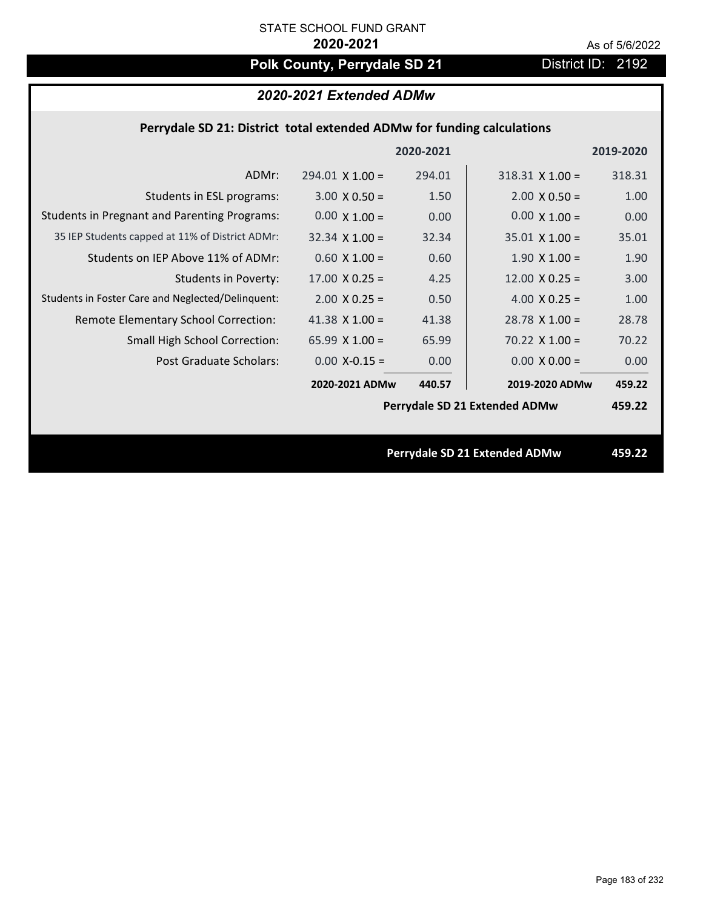STATE SCHOOL FUND GRANT

**2020-2021**

As of 5/6/2022

# Polk County, Perrydale SD 21

District ID: 2192

## *2020-2021 Extended ADMw*

### Perrydale SD 21: District total extended ADMw for funding calculations

| | | 2020-2021 | | 2019-2020 |
|---|---|---|---|---|
| ADMr: | 294.01 X 1.00 = | 294.01 | 318.31 X 1.00 = | 318.31 |
| Students in ESL programs: | 3.00 X 0.50 = | 1.50 | 2.00 X 0.50 = | 1.00 |
| Students in Pregnant and Parenting Programs: | 0.00 X 1.00 = | 0.00 | 0.00 X 1.00 = | 0.00 |
| 35 IEP Students capped at 11% of District ADMr: | 32.34 X 1.00 = | 32.34 | 35.01 X 1.00 = | 35.01 |
| Students on IEP Above 11% of ADMr: | 0.60 X 1.00 = | 0.60 | 1.90 X 1.00 = | 1.90 |
| Students in Poverty: | 17.00 X 0.25 = | 4.25 | 12.00 X 0.25 = | 3.00 |
| Students in Foster Care and Neglected/Delinquent: | 2.00 X 0.25 = | 0.50 | 4.00 X 0.25 = | 1.00 |
| Remote Elementary School Correction: | 41.38 X 1.00 = | 41.38 | 28.78 X 1.00 = | 28.78 |
| Small High School Correction: | 65.99 X 1.00 = | 65.99 | 70.22 X 1.00 = | 70.22 |
| Post Graduate Scholars: | 0.00 X-0.15 = | 0.00 | 0.00 X 0.00 = | 0.00 |
| | **2020-2021 ADMw** | **440.57** | **2019-2020 ADMw** | **459.22** |
| | | | **Perrydale SD 21 Extended ADMw** | **459.22** |

**Perrydale SD 21 Extended ADMw** **459.22**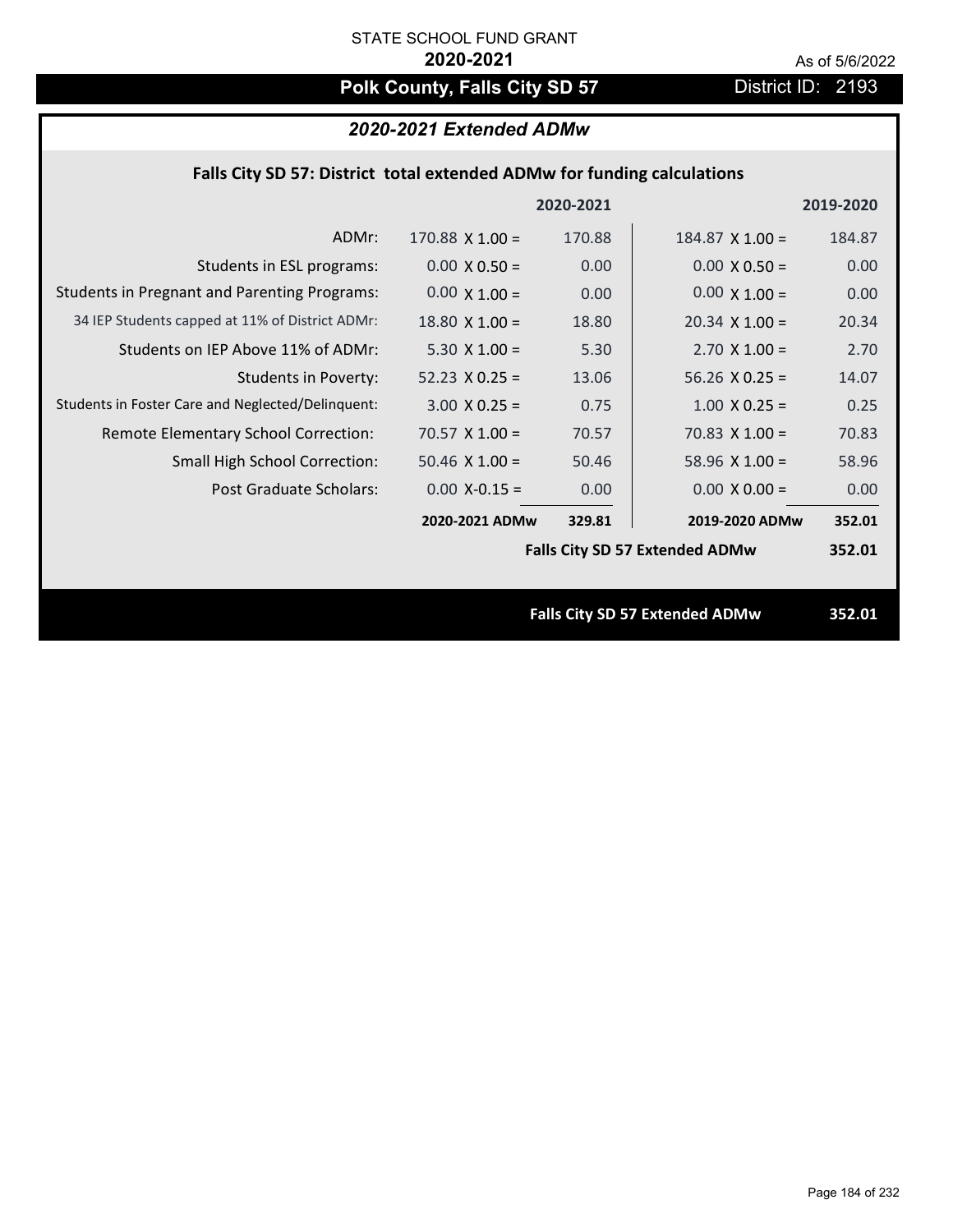STATE SCHOOL FUND GRANT

**2020-2021**

As of 5/6/2022

# Polk County, Falls City SD 57

District ID: 2193

## *2020-2021 Extended ADMw*

### Falls City SD 57: District total extended ADMw for funding calculations

| | | 2020-2021 | | 2019-2020 |
|---|---|---|---|---|
| ADMr: | 170.88 X 1.00 = | 170.88 | 184.87 X 1.00 = | 184.87 |
| Students in ESL programs: | 0.00 X 0.50 = | 0.00 | 0.00 X 0.50 = | 0.00 |
| Students in Pregnant and Parenting Programs: | 0.00 X 1.00 = | 0.00 | 0.00 X 1.00 = | 0.00 |
| 34 IEP Students capped at 11% of District ADMr: | 18.80 X 1.00 = | 18.80 | 20.34 X 1.00 = | 20.34 |
| Students on IEP Above 11% of ADMr: | 5.30 X 1.00 = | 5.30 | 2.70 X 1.00 = | 2.70 |
| Students in Poverty: | 52.23 X 0.25 = | 13.06 | 56.26 X 0.25 = | 14.07 |
| Students in Foster Care and Neglected/Delinquent: | 3.00 X 0.25 = | 0.75 | 1.00 X 0.25 = | 0.25 |
| Remote Elementary School Correction: | 70.57 X 1.00 = | 70.57 | 70.83 X 1.00 = | 70.83 |
| Small High School Correction: | 50.46 X 1.00 = | 50.46 | 58.96 X 1.00 = | 58.96 |
| Post Graduate Scholars: | 0.00 X-0.15 = | 0.00 | 0.00 X 0.00 = | 0.00 |
| | **2020-2021 ADMw** | **329.81** | **2019-2020 ADMw** | **352.01** |
| | | | **Falls City SD 57 Extended ADMw** | **352.01** |

**Falls City SD 57 Extended ADMw 352.01**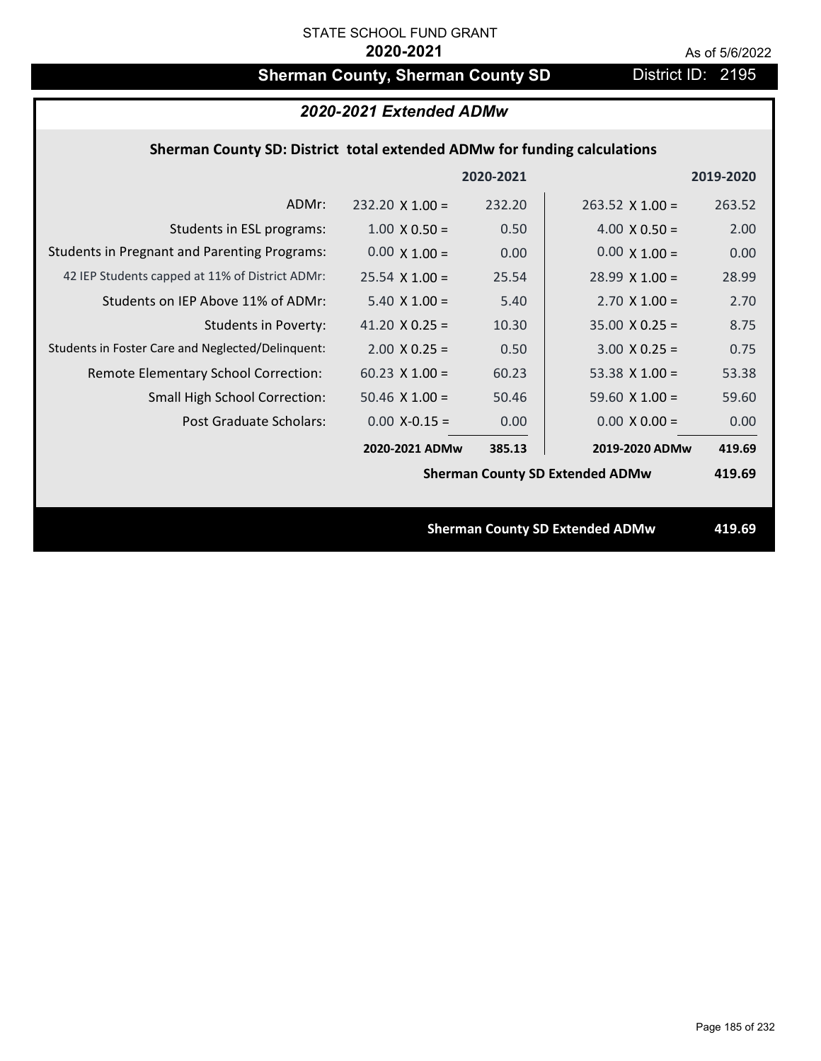STATE SCHOOL FUND GRANT

**2020-2021**

As of 5/6/2022

## Sherman County, Sherman County SD — District ID: 2195

### *2020-2021 Extended ADMw*

**Sherman County SD: District total extended ADMw for funding calculations**

| | | 2020-2021 | | 2019-2020 |
|---|---|---|---|---|
| ADMr: | 232.20 X 1.00 = | 232.20 | 263.52 X 1.00 = | 263.52 |
| Students in ESL programs: | 1.00 X 0.50 = | 0.50 | 4.00 X 0.50 = | 2.00 |
| Students in Pregnant and Parenting Programs: | 0.00 X 1.00 = | 0.00 | 0.00 X 1.00 = | 0.00 |
| 42 IEP Students capped at 11% of District ADMr: | 25.54 X 1.00 = | 25.54 | 28.99 X 1.00 = | 28.99 |
| Students on IEP Above 11% of ADMr: | 5.40 X 1.00 = | 5.40 | 2.70 X 1.00 = | 2.70 |
| Students in Poverty: | 41.20 X 0.25 = | 10.30 | 35.00 X 0.25 = | 8.75 |
| Students in Foster Care and Neglected/Delinquent: | 2.00 X 0.25 = | 0.50 | 3.00 X 0.25 = | 0.75 |
| Remote Elementary School Correction: | 60.23 X 1.00 = | 60.23 | 53.38 X 1.00 = | 53.38 |
| Small High School Correction: | 50.46 X 1.00 = | 50.46 | 59.60 X 1.00 = | 59.60 |
| Post Graduate Scholars: | 0.00 X-0.15 = | 0.00 | 0.00 X 0.00 = | 0.00 |
| | **2020-2021 ADMw** | **385.13** | **2019-2020 ADMw** | **419.69** |

**Sherman County SD Extended ADMw** **419.69**

**Sherman County SD Extended ADMw** **419.69**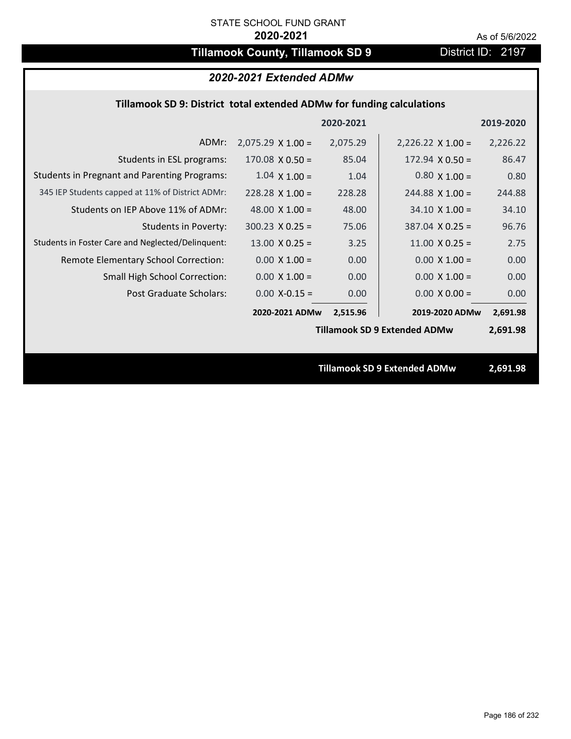STATE SCHOOL FUND GRANT

**2020-2021**

As of 5/6/2022

# Tillamook County, Tillamook SD 9

District ID: 2197

## *2020-2021 Extended ADMw*

### Tillamook SD 9: District total extended ADMw for funding calculations

| | | 2020-2021 | | 2019-2020 |
|---|---|---|---|---|
| ADMr: | 2,075.29 X 1.00 = | 2,075.29 | 2,226.22 X 1.00 = | 2,226.22 |
| Students in ESL programs: | 170.08 X 0.50 = | 85.04 | 172.94 X 0.50 = | 86.47 |
| Students in Pregnant and Parenting Programs: | 1.04 X 1.00 = | 1.04 | 0.80 X 1.00 = | 0.80 |
| 345 IEP Students capped at 11% of District ADMr: | 228.28 X 1.00 = | 228.28 | 244.88 X 1.00 = | 244.88 |
| Students on IEP Above 11% of ADMr: | 48.00 X 1.00 = | 48.00 | 34.10 X 1.00 = | 34.10 |
| Students in Poverty: | 300.23 X 0.25 = | 75.06 | 387.04 X 0.25 = | 96.76 |
| Students in Foster Care and Neglected/Delinquent: | 13.00 X 0.25 = | 3.25 | 11.00 X 0.25 = | 2.75 |
| Remote Elementary School Correction: | 0.00 X 1.00 = | 0.00 | 0.00 X 1.00 = | 0.00 |
| Small High School Correction: | 0.00 X 1.00 = | 0.00 | 0.00 X 1.00 = | 0.00 |
| Post Graduate Scholars: | 0.00 X-0.15 = | 0.00 | 0.00 X 0.00 = | 0.00 |
| | **2020-2021 ADMw** | **2,515.96** | **2019-2020 ADMw** | **2,691.98** |
| | | | **Tillamook SD 9 Extended ADMw** | **2,691.98** |

**Tillamook SD 9 Extended ADMw** **2,691.98**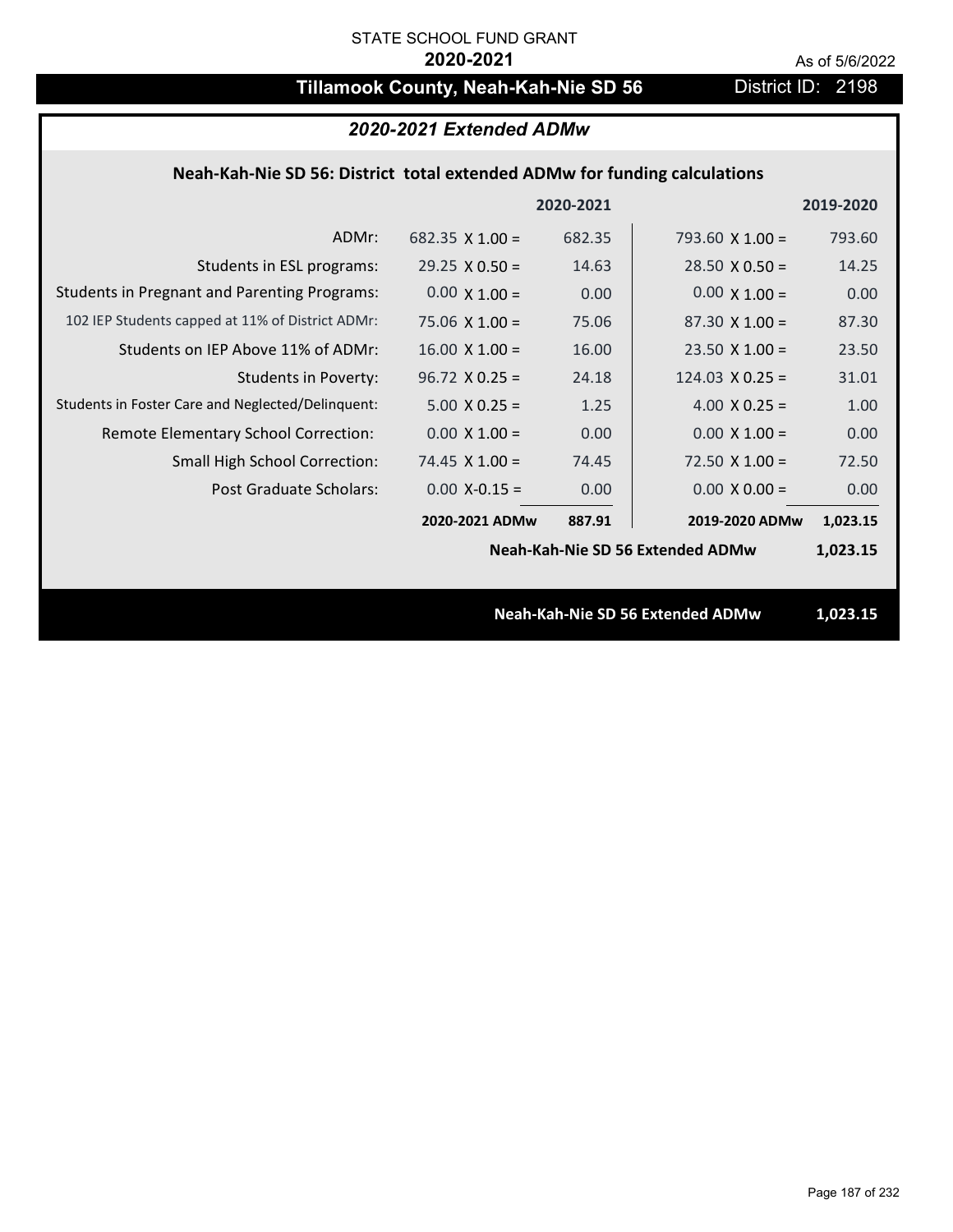STATE SCHOOL FUND GRANT

**2020-2021**

As of 5/6/2022

# Tillamook County, Neah-Kah-Nie SD 56

District ID: 2198

## *2020-2021 Extended ADMw*

### Neah-Kah-Nie SD 56: District total extended ADMw for funding calculations

| | | 2020-2021 | | 2019-2020 |
|---|---|---|---|---|
| ADMr: | 682.35 X 1.00 = | 682.35 | 793.60 X 1.00 = | 793.60 |
| Students in ESL programs: | 29.25 X 0.50 = | 14.63 | 28.50 X 0.50 = | 14.25 |
| Students in Pregnant and Parenting Programs: | 0.00 X 1.00 = | 0.00 | 0.00 X 1.00 = | 0.00 |
| 102 IEP Students capped at 11% of District ADMr: | 75.06 X 1.00 = | 75.06 | 87.30 X 1.00 = | 87.30 |
| Students on IEP Above 11% of ADMr: | 16.00 X 1.00 = | 16.00 | 23.50 X 1.00 = | 23.50 |
| Students in Poverty: | 96.72 X 0.25 = | 24.18 | 124.03 X 0.25 = | 31.01 |
| Students in Foster Care and Neglected/Delinquent: | 5.00 X 0.25 = | 1.25 | 4.00 X 0.25 = | 1.00 |
| Remote Elementary School Correction: | 0.00 X 1.00 = | 0.00 | 0.00 X 1.00 = | 0.00 |
| Small High School Correction: | 74.45 X 1.00 = | 74.45 | 72.50 X 1.00 = | 72.50 |
| Post Graduate Scholars: | 0.00 X-0.15 = | 0.00 | 0.00 X 0.00 = | 0.00 |
| | **2020-2021 ADMw** | **887.91** | **2019-2020 ADMw** | **1,023.15** |
| | | | **Neah-Kah-Nie SD 56 Extended ADMw** | **1,023.15** |

**Neah-Kah-Nie SD 56 Extended ADMw** **1,023.15**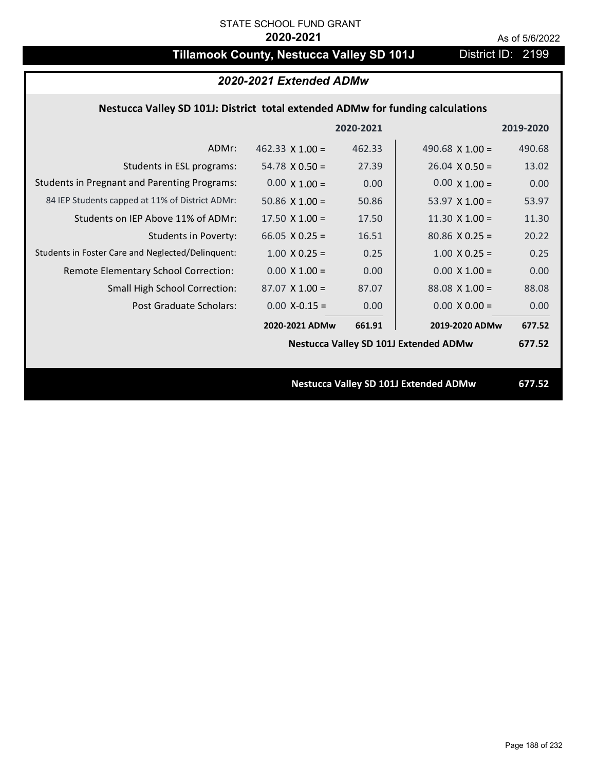STATE SCHOOL FUND GRANT

**2020-2021**

As of 5/6/2022

# Tillamook County, Nestucca Valley SD 101J

District ID: 2199

## *2020-2021 Extended ADMw*

### Nestucca Valley SD 101J: District total extended ADMw for funding calculations

| | | 2020-2021 | | 2019-2020 |
|---|---|---|---|---|
| ADMr: | 462.33 X 1.00 = | 462.33 | 490.68 X 1.00 = | 490.68 |
| Students in ESL programs: | 54.78 X 0.50 = | 27.39 | 26.04 X 0.50 = | 13.02 |
| Students in Pregnant and Parenting Programs: | 0.00 X 1.00 = | 0.00 | 0.00 X 1.00 = | 0.00 |
| 84 IEP Students capped at 11% of District ADMr: | 50.86 X 1.00 = | 50.86 | 53.97 X 1.00 = | 53.97 |
| Students on IEP Above 11% of ADMr: | 17.50 X 1.00 = | 17.50 | 11.30 X 1.00 = | 11.30 |
| Students in Poverty: | 66.05 X 0.25 = | 16.51 | 80.86 X 0.25 = | 20.22 |
| Students in Foster Care and Neglected/Delinquent: | 1.00 X 0.25 = | 0.25 | 1.00 X 0.25 = | 0.25 |
| Remote Elementary School Correction: | 0.00 X 1.00 = | 0.00 | 0.00 X 1.00 = | 0.00 |
| Small High School Correction: | 87.07 X 1.00 = | 87.07 | 88.08 X 1.00 = | 88.08 |
| Post Graduate Scholars: | 0.00 X-0.15 = | 0.00 | 0.00 X 0.00 = | 0.00 |
| | **2020-2021 ADMw** | **661.91** | **2019-2020 ADMw** | **677.52** |
| | | | **Nestucca Valley SD 101J Extended ADMw** | **677.52** |

**Nestucca Valley SD 101J Extended ADMw** **677.52**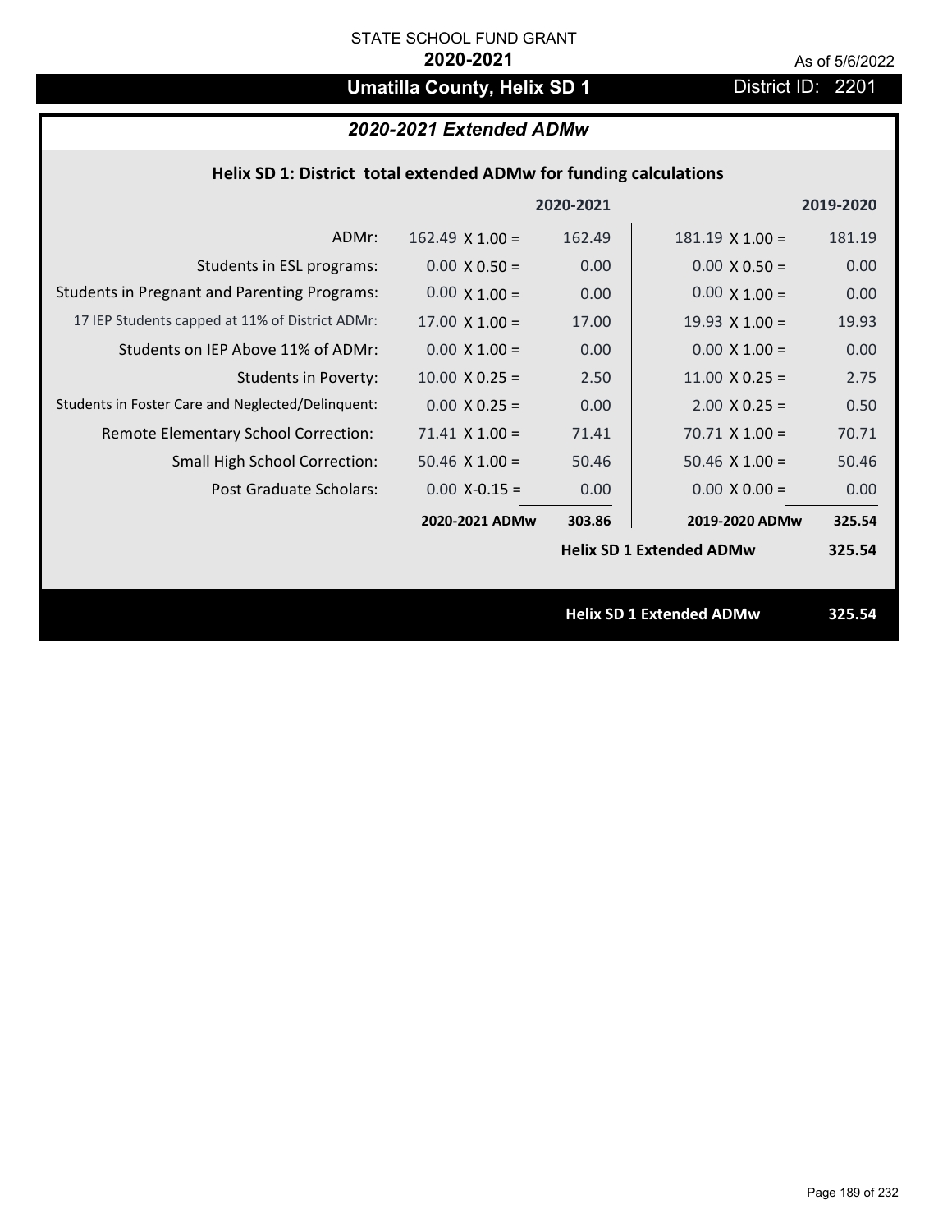STATE SCHOOL FUND GRANT

**2020-2021**

As of 5/6/2022

# Umatilla County, Helix SD 1

District ID: 2201

## *2020-2021 Extended ADMw*

### Helix SD 1: District total extended ADMw for funding calculations

| | 2020-2021 | | 2019-2020 | |
|---|---|---|---|---|
| ADMr: | 162.49 X 1.00 = | 162.49 | 181.19 X 1.00 = | 181.19 |
| Students in ESL programs: | 0.00 X 0.50 = | 0.00 | 0.00 X 0.50 = | 0.00 |
| Students in Pregnant and Parenting Programs: | 0.00 X 1.00 = | 0.00 | 0.00 X 1.00 = | 0.00 |
| 17 IEP Students capped at 11% of District ADMr: | 17.00 X 1.00 = | 17.00 | 19.93 X 1.00 = | 19.93 |
| Students on IEP Above 11% of ADMr: | 0.00 X 1.00 = | 0.00 | 0.00 X 1.00 = | 0.00 |
| Students in Poverty: | 10.00 X 0.25 = | 2.50 | 11.00 X 0.25 = | 2.75 |
| Students in Foster Care and Neglected/Delinquent: | 0.00 X 0.25 = | 0.00 | 2.00 X 0.25 = | 0.50 |
| Remote Elementary School Correction: | 71.41 X 1.00 = | 71.41 | 70.71 X 1.00 = | 70.71 |
| Small High School Correction: | 50.46 X 1.00 = | 50.46 | 50.46 X 1.00 = | 50.46 |
| Post Graduate Scholars: | 0.00 X-0.15 = | 0.00 | 0.00 X 0.00 = | 0.00 |
| | **2020-2021 ADMw** | **303.86** | **2019-2020 ADMw** | **325.54** |
| | | | **Helix SD 1 Extended ADMw** | **325.54** |

**Helix SD 1 Extended ADMw** **325.54**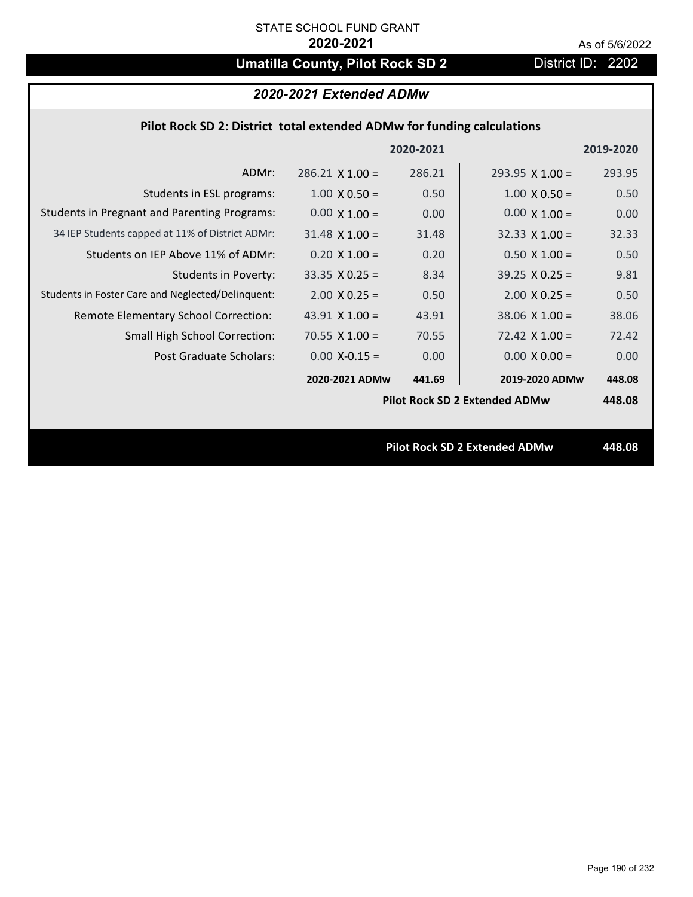STATE SCHOOL FUND GRANT

**2020-2021**

As of 5/6/2022

# Umatilla County, Pilot Rock SD 2

District ID: 2202

## *2020-2021 Extended ADMw*

### Pilot Rock SD 2: District total extended ADMw for funding calculations

| | | 2020-2021 | | 2019-2020 |
|---|---|---|---|---|
| ADMr: | 286.21 X 1.00 = | 286.21 | 293.95 X 1.00 = | 293.95 |
| Students in ESL programs: | 1.00 X 0.50 = | 0.50 | 1.00 X 0.50 = | 0.50 |
| Students in Pregnant and Parenting Programs: | 0.00 X 1.00 = | 0.00 | 0.00 X 1.00 = | 0.00 |
| 34 IEP Students capped at 11% of District ADMr: | 31.48 X 1.00 = | 31.48 | 32.33 X 1.00 = | 32.33 |
| Students on IEP Above 11% of ADMr: | 0.20 X 1.00 = | 0.20 | 0.50 X 1.00 = | 0.50 |
| Students in Poverty: | 33.35 X 0.25 = | 8.34 | 39.25 X 0.25 = | 9.81 |
| Students in Foster Care and Neglected/Delinquent: | 2.00 X 0.25 = | 0.50 | 2.00 X 0.25 = | 0.50 |
| Remote Elementary School Correction: | 43.91 X 1.00 = | 43.91 | 38.06 X 1.00 = | 38.06 |
| Small High School Correction: | 70.55 X 1.00 = | 70.55 | 72.42 X 1.00 = | 72.42 |
| Post Graduate Scholars: | 0.00 X-0.15 = | 0.00 | 0.00 X 0.00 = | 0.00 |
| | **2020-2021 ADMw** | **441.69** | **2019-2020 ADMw** | **448.08** |
| | | | **Pilot Rock SD 2 Extended ADMw** | **448.08** |

**Pilot Rock SD 2 Extended ADMw** **448.08**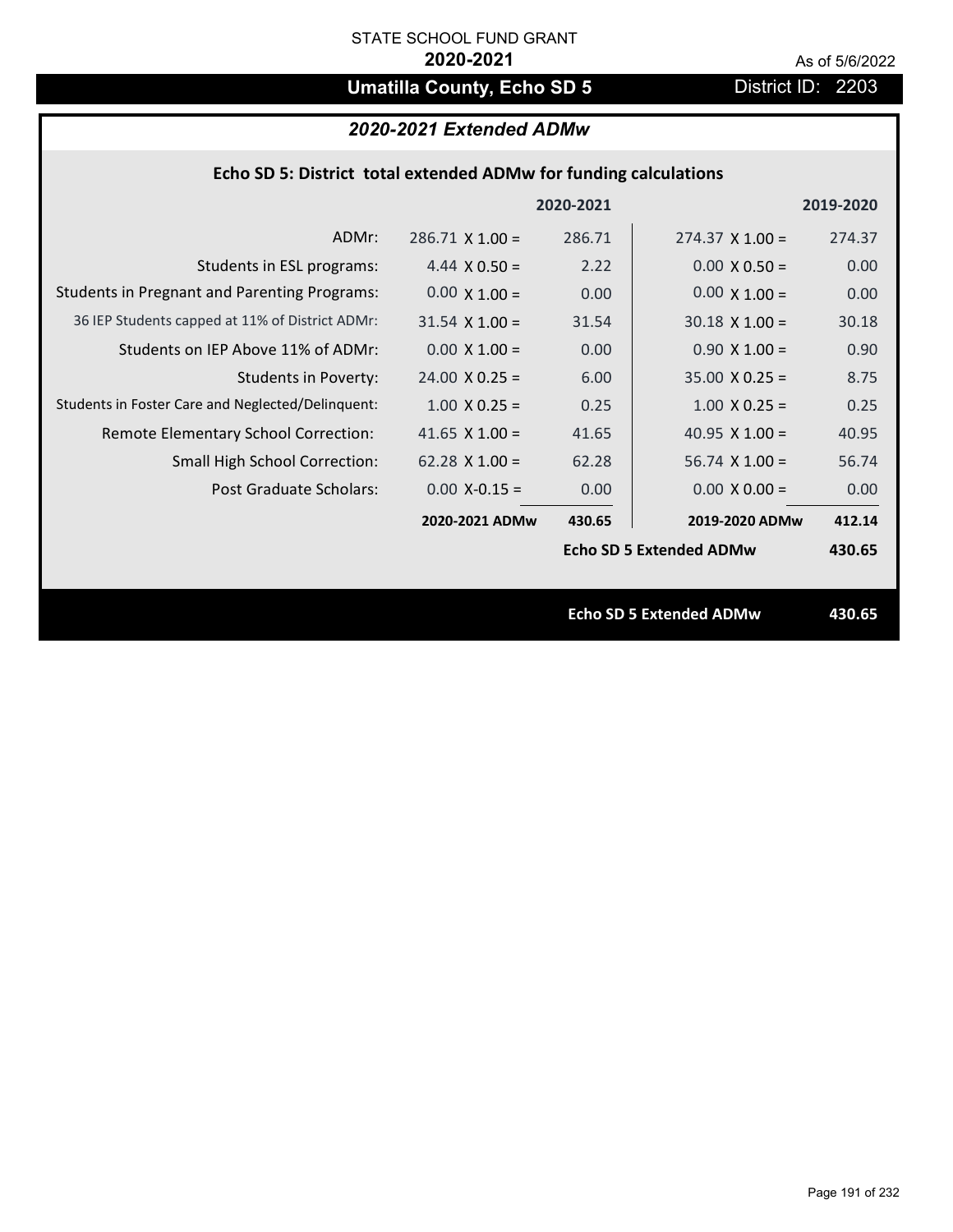STATE SCHOOL FUND GRANT

**2020-2021**

As of 5/6/2022

# Umatilla County, Echo SD 5

District ID: 2203

## *2020-2021 Extended ADMw*

### Echo SD 5: District total extended ADMw for funding calculations

| | | 2020-2021 | | 2019-2020 |
|---|---|---|---|---|
| ADMr: | 286.71 X 1.00 = | 286.71 | 274.37 X 1.00 = | 274.37 |
| Students in ESL programs: | 4.44 X 0.50 = | 2.22 | 0.00 X 0.50 = | 0.00 |
| Students in Pregnant and Parenting Programs: | 0.00 X 1.00 = | 0.00 | 0.00 X 1.00 = | 0.00 |
| 36 IEP Students capped at 11% of District ADMr: | 31.54 X 1.00 = | 31.54 | 30.18 X 1.00 = | 30.18 |
| Students on IEP Above 11% of ADMr: | 0.00 X 1.00 = | 0.00 | 0.90 X 1.00 = | 0.90 |
| Students in Poverty: | 24.00 X 0.25 = | 6.00 | 35.00 X 0.25 = | 8.75 |
| Students in Foster Care and Neglected/Delinquent: | 1.00 X 0.25 = | 0.25 | 1.00 X 0.25 = | 0.25 |
| Remote Elementary School Correction: | 41.65 X 1.00 = | 41.65 | 40.95 X 1.00 = | 40.95 |
| Small High School Correction: | 62.28 X 1.00 = | 62.28 | 56.74 X 1.00 = | 56.74 |
| Post Graduate Scholars: | 0.00 X-0.15 = | 0.00 | 0.00 X 0.00 = | 0.00 |
| | **2020-2021 ADMw** | **430.65** | **2019-2020 ADMw** | **412.14** |
| | | | **Echo SD 5 Extended ADMw** | **430.65** |

**Echo SD 5 Extended ADMw** **430.65**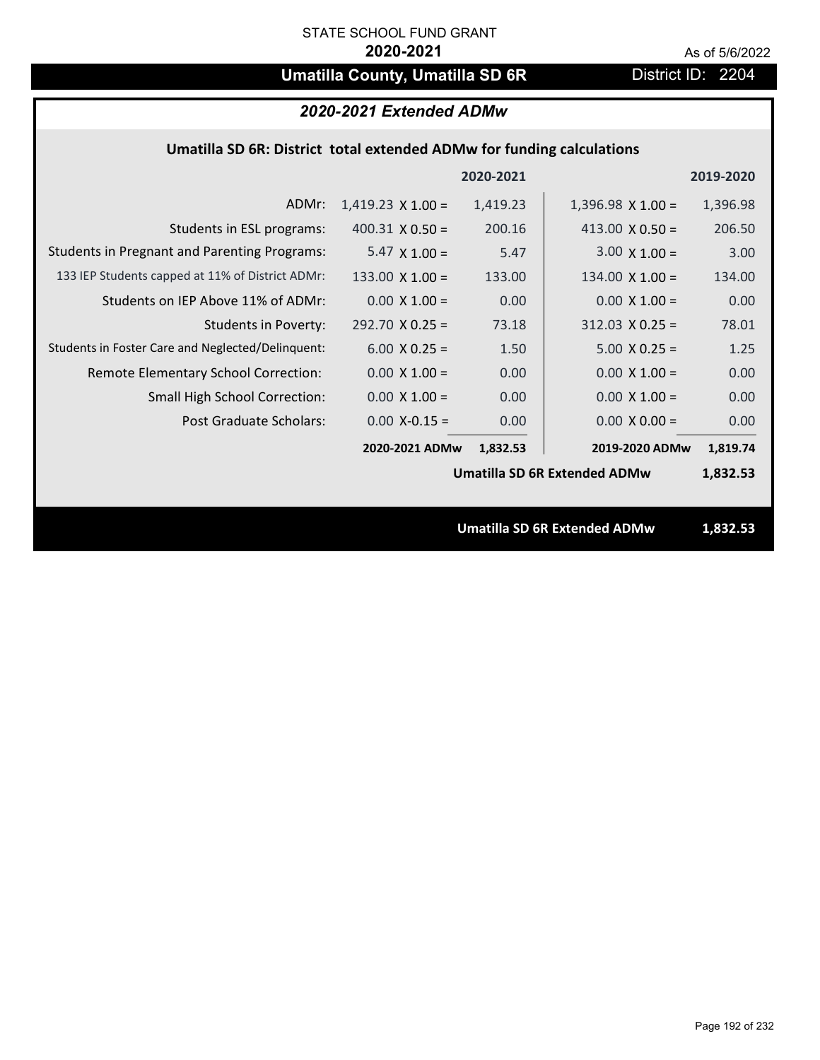STATE SCHOOL FUND GRANT

**2020-2021**

As of 5/6/2022

# Umatilla County, Umatilla SD 6R

District ID: 2204

## *2020-2021 Extended ADMw*

### Umatilla SD 6R: District total extended ADMw for funding calculations

| | 2020-2021 | | 2019-2020 | |
|---|---|---|---|---|
| ADMr: | 1,419.23 X 1.00 = | 1,419.23 | 1,396.98 X 1.00 = | 1,396.98 |
| Students in ESL programs: | 400.31 X 0.50 = | 200.16 | 413.00 X 0.50 = | 206.50 |
| Students in Pregnant and Parenting Programs: | 5.47 X 1.00 = | 5.47 | 3.00 X 1.00 = | 3.00 |
| 133 IEP Students capped at 11% of District ADMr: | 133.00 X 1.00 = | 133.00 | 134.00 X 1.00 = | 134.00 |
| Students on IEP Above 11% of ADMr: | 0.00 X 1.00 = | 0.00 | 0.00 X 1.00 = | 0.00 |
| Students in Poverty: | 292.70 X 0.25 = | 73.18 | 312.03 X 0.25 = | 78.01 |
| Students in Foster Care and Neglected/Delinquent: | 6.00 X 0.25 = | 1.50 | 5.00 X 0.25 = | 1.25 |
| Remote Elementary School Correction: | 0.00 X 1.00 = | 0.00 | 0.00 X 1.00 = | 0.00 |
| Small High School Correction: | 0.00 X 1.00 = | 0.00 | 0.00 X 1.00 = | 0.00 |
| Post Graduate Scholars: | 0.00 X-0.15 = | 0.00 | 0.00 X 0.00 = | 0.00 |
| | **2020-2021 ADMw** | **1,832.53** | **2019-2020 ADMw** | **1,819.74** |
| | | | **Umatilla SD 6R Extended ADMw** | **1,832.53** |

**Umatilla SD 6R Extended ADMw 1,832.53**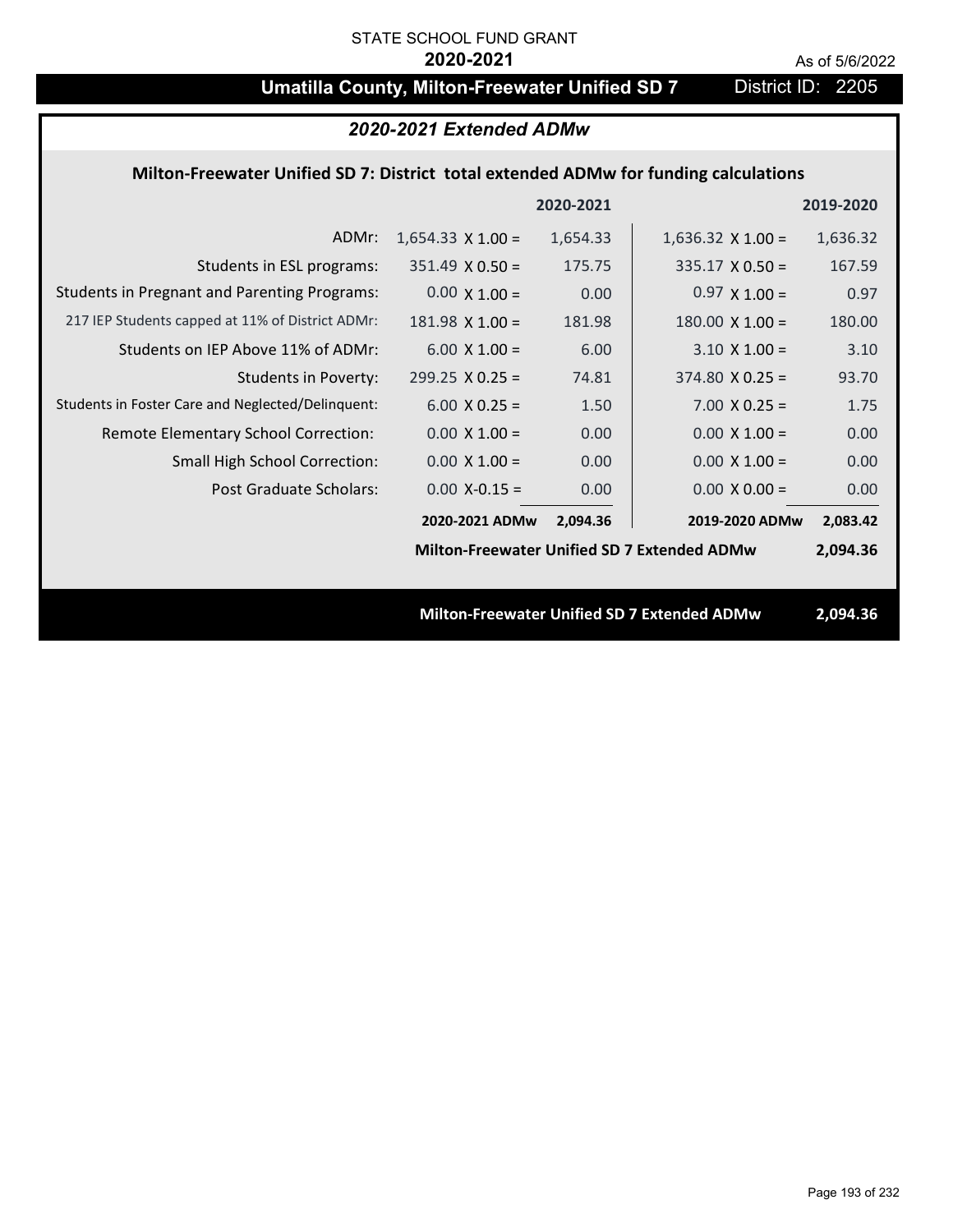STATE SCHOOL FUND GRANT

**2020-2021**

As of 5/6/2022

# Umatilla County, Milton-Freewater Unified SD 7 — District ID: 2205

## *2020-2021 Extended ADMw*

### Milton-Freewater Unified SD 7: District total extended ADMw for funding calculations

| | 2020-2021 | | 2019-2020 | |
|---|---|---|---|---|
| ADMr: | 1,654.33 X 1.00 = | 1,654.33 | 1,636.32 X 1.00 = | 1,636.32 |
| Students in ESL programs: | 351.49 X 0.50 = | 175.75 | 335.17 X 0.50 = | 167.59 |
| Students in Pregnant and Parenting Programs: | 0.00 X 1.00 = | 0.00 | 0.97 X 1.00 = | 0.97 |
| 217 IEP Students capped at 11% of District ADMr: | 181.98 X 1.00 = | 181.98 | 180.00 X 1.00 = | 180.00 |
| Students on IEP Above 11% of ADMr: | 6.00 X 1.00 = | 6.00 | 3.10 X 1.00 = | 3.10 |
| Students in Poverty: | 299.25 X 0.25 = | 74.81 | 374.80 X 0.25 = | 93.70 |
| Students in Foster Care and Neglected/Delinquent: | 6.00 X 0.25 = | 1.50 | 7.00 X 0.25 = | 1.75 |
| Remote Elementary School Correction: | 0.00 X 1.00 = | 0.00 | 0.00 X 1.00 = | 0.00 |
| Small High School Correction: | 0.00 X 1.00 = | 0.00 | 0.00 X 1.00 = | 0.00 |
| Post Graduate Scholars: | 0.00 X-0.15 = | 0.00 | 0.00 X 0.00 = | 0.00 |
| | **2020-2021 ADMw** | **2,094.36** | **2019-2020 ADMw** | **2,083.42** |

**Milton-Freewater Unified SD 7 Extended ADMw** **2,094.36**

**Milton-Freewater Unified SD 7 Extended ADMw** **2,094.36**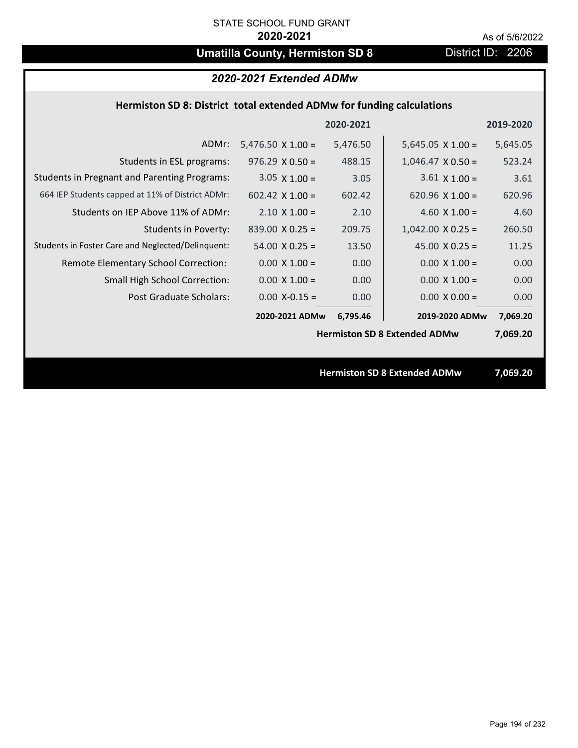STATE SCHOOL FUND GRANT

**2020-2021**

As of 5/6/2022

# Umatilla County, Hermiston SD 8

District ID: 2206

## *2020-2021 Extended ADMw*

### Hermiston SD 8: District total extended ADMw for funding calculations

| | | 2020-2021 | | 2019-2020 |
|---|---|---|---|---|
| ADMr: | 5,476.50 X 1.00 = | 5,476.50 | 5,645.05 X 1.00 = | 5,645.05 |
| Students in ESL programs: | 976.29 X 0.50 = | 488.15 | 1,046.47 X 0.50 = | 523.24 |
| Students in Pregnant and Parenting Programs: | 3.05 X 1.00 = | 3.05 | 3.61 X 1.00 = | 3.61 |
| 664 IEP Students capped at 11% of District ADMr: | 602.42 X 1.00 = | 602.42 | 620.96 X 1.00 = | 620.96 |
| Students on IEP Above 11% of ADMr: | 2.10 X 1.00 = | 2.10 | 4.60 X 1.00 = | 4.60 |
| Students in Poverty: | 839.00 X 0.25 = | 209.75 | 1,042.00 X 0.25 = | 260.50 |
| Students in Foster Care and Neglected/Delinquent: | 54.00 X 0.25 = | 13.50 | 45.00 X 0.25 = | 11.25 |
| Remote Elementary School Correction: | 0.00 X 1.00 = | 0.00 | 0.00 X 1.00 = | 0.00 |
| Small High School Correction: | 0.00 X 1.00 = | 0.00 | 0.00 X 1.00 = | 0.00 |
| Post Graduate Scholars: | 0.00 X-0.15 = | 0.00 | 0.00 X 0.00 = | 0.00 |
| | **2020-2021 ADMw** | **6,795.46** | **2019-2020 ADMw** | **7,069.20** |
| | | | **Hermiston SD 8 Extended ADMw** | **7,069.20** |

**Hermiston SD 8 Extended ADMw 7,069.20**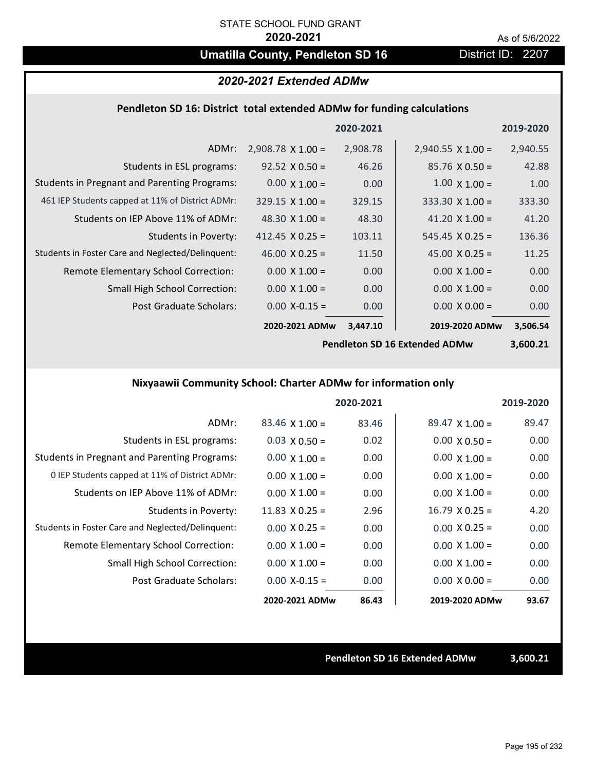STATE SCHOOL FUND GRANT

**2020-2021**

As of 5/6/2022

# Umatilla County, Pendleton SD 16

District ID: 2207

## *2020-2021 Extended ADMw*

### Pendleton SD 16: District total extended ADMw for funding calculations

| | | 2020-2021 | | 2019-2020 |
|---|---|---|---|---|
| ADMr: | 2,908.78 X 1.00 = | 2,908.78 | 2,940.55 X 1.00 = | 2,940.55 |
| Students in ESL programs: | 92.52 X 0.50 = | 46.26 | 85.76 X 0.50 = | 42.88 |
| Students in Pregnant and Parenting Programs: | 0.00 X 1.00 = | 0.00 | 1.00 X 1.00 = | 1.00 |
| 461 IEP Students capped at 11% of District ADMr: | 329.15 X 1.00 = | 329.15 | 333.30 X 1.00 = | 333.30 |
| Students on IEP Above 11% of ADMr: | 48.30 X 1.00 = | 48.30 | 41.20 X 1.00 = | 41.20 |
| Students in Poverty: | 412.45 X 0.25 = | 103.11 | 545.45 X 0.25 = | 136.36 |
| Students in Foster Care and Neglected/Delinquent: | 46.00 X 0.25 = | 11.50 | 45.00 X 0.25 = | 11.25 |
| Remote Elementary School Correction: | 0.00 X 1.00 = | 0.00 | 0.00 X 1.00 = | 0.00 |
| Small High School Correction: | 0.00 X 1.00 = | 0.00 | 0.00 X 1.00 = | 0.00 |
| Post Graduate Scholars: | 0.00 X-0.15 = | 0.00 | 0.00 X 0.00 = | 0.00 |
| | **2020-2021 ADMw** | **3,447.10** | **2019-2020 ADMw** | **3,506.54** |
| | | | **Pendleton SD 16 Extended ADMw** | **3,600.21** |

### Nixyaawii Community School: Charter ADMw for information only

| | | 2020-2021 | | 2019-2020 |
|---|---|---|---|---|
| ADMr: | 83.46 X 1.00 = | 83.46 | 89.47 X 1.00 = | 89.47 |
| Students in ESL programs: | 0.03 X 0.50 = | 0.02 | 0.00 X 0.50 = | 0.00 |
| Students in Pregnant and Parenting Programs: | 0.00 X 1.00 = | 0.00 | 0.00 X 1.00 = | 0.00 |
| 0 IEP Students capped at 11% of District ADMr: | 0.00 X 1.00 = | 0.00 | 0.00 X 1.00 = | 0.00 |
| Students on IEP Above 11% of ADMr: | 0.00 X 1.00 = | 0.00 | 0.00 X 1.00 = | 0.00 |
| Students in Poverty: | 11.83 X 0.25 = | 2.96 | 16.79 X 0.25 = | 4.20 |
| Students in Foster Care and Neglected/Delinquent: | 0.00 X 0.25 = | 0.00 | 0.00 X 0.25 = | 0.00 |
| Remote Elementary School Correction: | 0.00 X 1.00 = | 0.00 | 0.00 X 1.00 = | 0.00 |
| Small High School Correction: | 0.00 X 1.00 = | 0.00 | 0.00 X 1.00 = | 0.00 |
| Post Graduate Scholars: | 0.00 X-0.15 = | 0.00 | 0.00 X 0.00 = | 0.00 |
| | **2020-2021 ADMw** | **86.43** | **2019-2020 ADMw** | **93.67** |

**Pendleton SD 16 Extended ADMw** **3,600.21**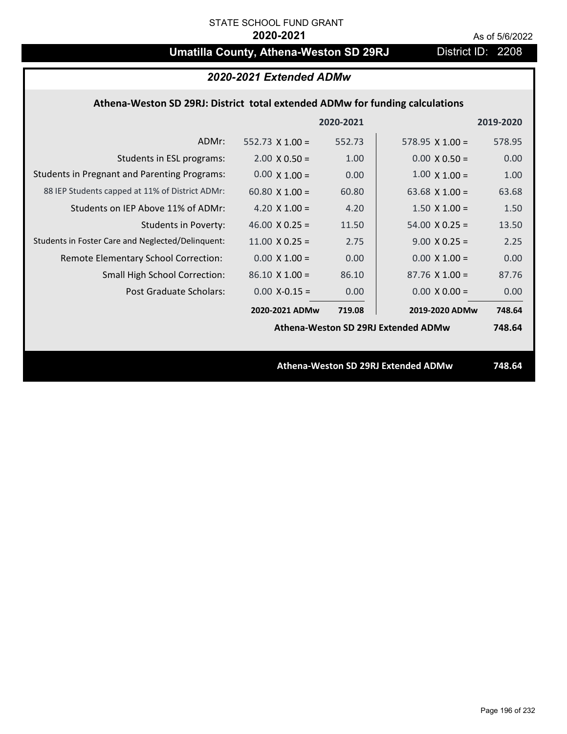STATE SCHOOL FUND GRANT

**2020-2021**

As of 5/6/2022

# Umatilla County, Athena-Weston SD 29RJ

District ID: 2208

## *2020-2021 Extended ADMw*

### Athena-Weston SD 29RJ: District total extended ADMw for funding calculations

| | | 2020-2021 | | 2019-2020 |
|---|---|---|---|---|
| ADMr: | 552.73 X 1.00 = | 552.73 | 578.95 X 1.00 = | 578.95 |
| Students in ESL programs: | 2.00 X 0.50 = | 1.00 | 0.00 X 0.50 = | 0.00 |
| Students in Pregnant and Parenting Programs: | 0.00 X 1.00 = | 0.00 | 1.00 X 1.00 = | 1.00 |
| 88 IEP Students capped at 11% of District ADMr: | 60.80 X 1.00 = | 60.80 | 63.68 X 1.00 = | 63.68 |
| Students on IEP Above 11% of ADMr: | 4.20 X 1.00 = | 4.20 | 1.50 X 1.00 = | 1.50 |
| Students in Poverty: | 46.00 X 0.25 = | 11.50 | 54.00 X 0.25 = | 13.50 |
| Students in Foster Care and Neglected/Delinquent: | 11.00 X 0.25 = | 2.75 | 9.00 X 0.25 = | 2.25 |
| Remote Elementary School Correction: | 0.00 X 1.00 = | 0.00 | 0.00 X 1.00 = | 0.00 |
| Small High School Correction: | 86.10 X 1.00 = | 86.10 | 87.76 X 1.00 = | 87.76 |
| Post Graduate Scholars: | 0.00 X-0.15 = | 0.00 | 0.00 X 0.00 = | 0.00 |
| | **2020-2021 ADMw** | **719.08** | **2019-2020 ADMw** | **748.64** |
| | | | **Athena-Weston SD 29RJ Extended ADMw** | **748.64** |

**Athena-Weston SD 29RJ Extended ADMw 748.64**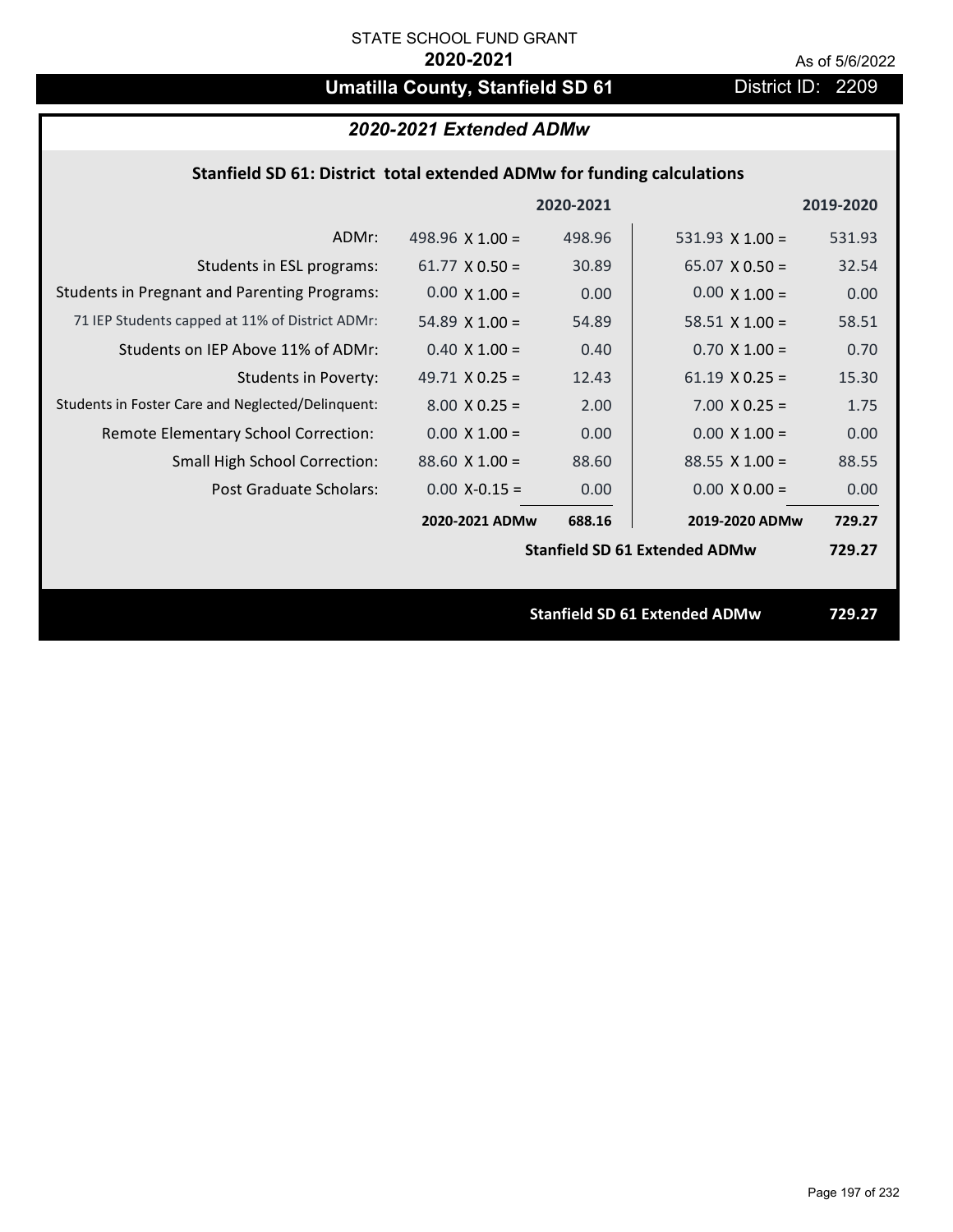STATE SCHOOL FUND GRANT

**2020-2021**

As of 5/6/2022

# Umatilla County, Stanfield SD 61

District ID: 2209

## *2020-2021 Extended ADMw*

### Stanfield SD 61: District total extended ADMw for funding calculations

| | 2020-2021 | | 2019-2020 | |
|---|---|---|---|---|
| ADMr: | 498.96 X 1.00 = | 498.96 | 531.93 X 1.00 = | 531.93 |
| Students in ESL programs: | 61.77 X 0.50 = | 30.89 | 65.07 X 0.50 = | 32.54 |
| Students in Pregnant and Parenting Programs: | 0.00 X 1.00 = | 0.00 | 0.00 X 1.00 = | 0.00 |
| 71 IEP Students capped at 11% of District ADMr: | 54.89 X 1.00 = | 54.89 | 58.51 X 1.00 = | 58.51 |
| Students on IEP Above 11% of ADMr: | 0.40 X 1.00 = | 0.40 | 0.70 X 1.00 = | 0.70 |
| Students in Poverty: | 49.71 X 0.25 = | 12.43 | 61.19 X 0.25 = | 15.30 |
| Students in Foster Care and Neglected/Delinquent: | 8.00 X 0.25 = | 2.00 | 7.00 X 0.25 = | 1.75 |
| Remote Elementary School Correction: | 0.00 X 1.00 = | 0.00 | 0.00 X 1.00 = | 0.00 |
| Small High School Correction: | 88.60 X 1.00 = | 88.60 | 88.55 X 1.00 = | 88.55 |
| Post Graduate Scholars: | 0.00 X-0.15 = | 0.00 | 0.00 X 0.00 = | 0.00 |
| | **2020-2021 ADMw** | **688.16** | **2019-2020 ADMw** | **729.27** |
| | | | **Stanfield SD 61 Extended ADMw** | **729.27** |

**Stanfield SD 61 Extended ADMw** **729.27**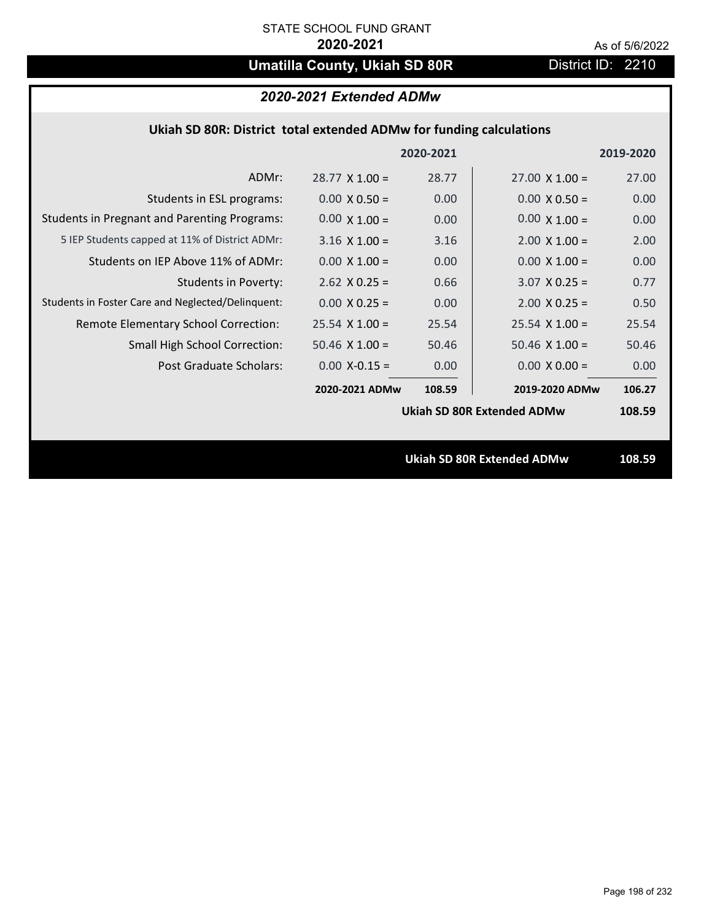STATE SCHOOL FUND GRANT

**2020-2021**

As of 5/6/2022

# Umatilla County, Ukiah SD 80R

District ID: 2210

## *2020-2021 Extended ADMw*

### Ukiah SD 80R: District total extended ADMw for funding calculations

| | 2020-2021 | | 2019-2020 | |
|---|---|---|---|---|
| ADMr: | 28.77 X 1.00 = | 28.77 | 27.00 X 1.00 = | 27.00 |
| Students in ESL programs: | 0.00 X 0.50 = | 0.00 | 0.00 X 0.50 = | 0.00 |
| Students in Pregnant and Parenting Programs: | 0.00 X 1.00 = | 0.00 | 0.00 X 1.00 = | 0.00 |
| 5 IEP Students capped at 11% of District ADMr: | 3.16 X 1.00 = | 3.16 | 2.00 X 1.00 = | 2.00 |
| Students on IEP Above 11% of ADMr: | 0.00 X 1.00 = | 0.00 | 0.00 X 1.00 = | 0.00 |
| Students in Poverty: | 2.62 X 0.25 = | 0.66 | 3.07 X 0.25 = | 0.77 |
| Students in Foster Care and Neglected/Delinquent: | 0.00 X 0.25 = | 0.00 | 2.00 X 0.25 = | 0.50 |
| Remote Elementary School Correction: | 25.54 X 1.00 = | 25.54 | 25.54 X 1.00 = | 25.54 |
| Small High School Correction: | 50.46 X 1.00 = | 50.46 | 50.46 X 1.00 = | 50.46 |
| Post Graduate Scholars: | 0.00 X-0.15 = | 0.00 | 0.00 X 0.00 = | 0.00 |
| | **2020-2021 ADMw** | **108.59** | **2019-2020 ADMw** | **106.27** |
| | | | **Ukiah SD 80R Extended ADMw** | **108.59** |

**Ukiah SD 80R Extended ADMw** **108.59**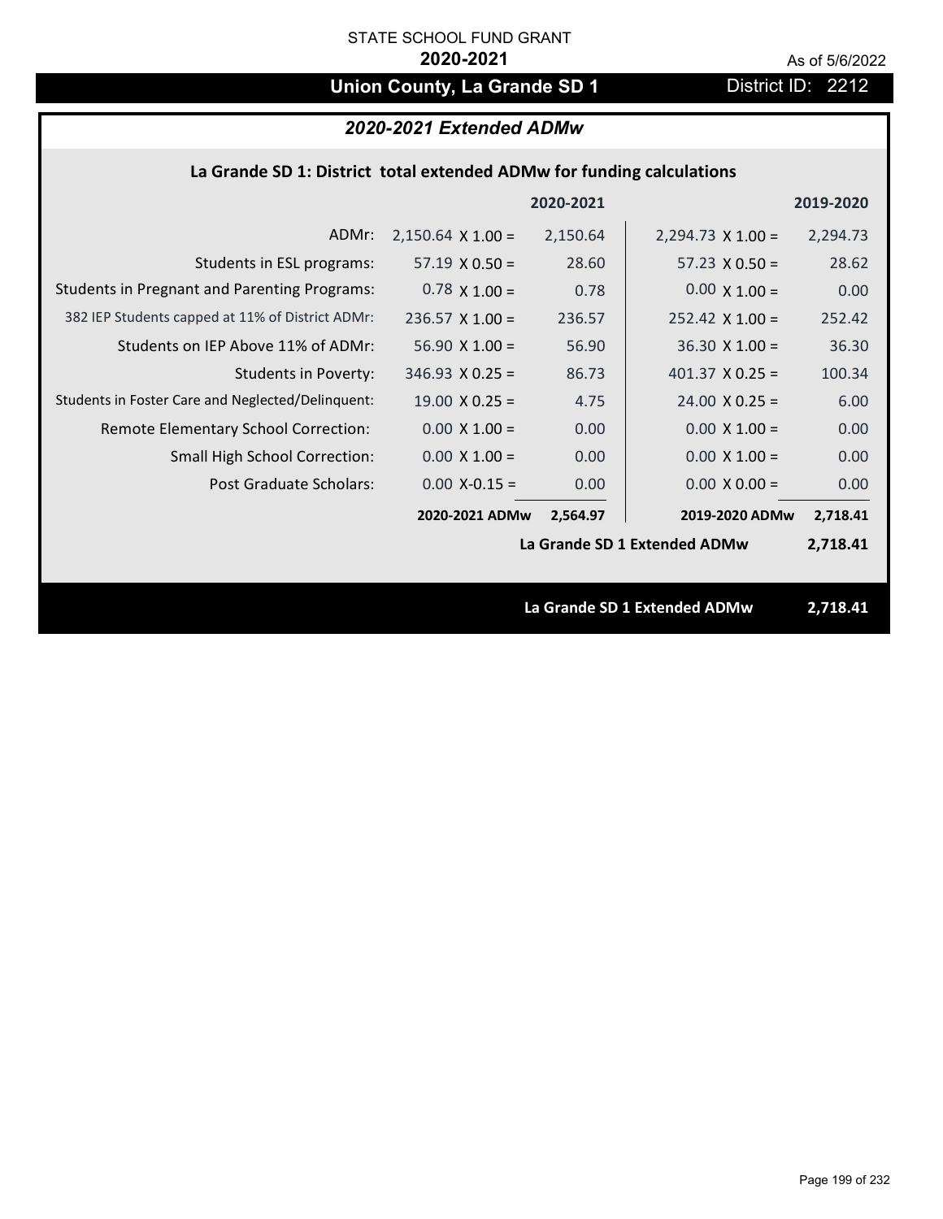STATE SCHOOL FUND GRANT

**2020-2021**

As of 5/6/2022

## Union County, La Grande SD 1 — District ID: 2212

### *2020-2021 Extended ADMw*

**La Grande SD 1: District total extended ADMw for funding calculations**

| | | 2020-2021 | | 2019-2020 |
|---|---|---|---|---|
| ADMr: | 2,150.64 X 1.00 = | 2,150.64 | 2,294.73 X 1.00 = | 2,294.73 |
| Students in ESL programs: | 57.19 X 0.50 = | 28.60 | 57.23 X 0.50 = | 28.62 |
| Students in Pregnant and Parenting Programs: | 0.78 X 1.00 = | 0.78 | 0.00 X 1.00 = | 0.00 |
| 382 IEP Students capped at 11% of District ADMr: | 236.57 X 1.00 = | 236.57 | 252.42 X 1.00 = | 252.42 |
| Students on IEP Above 11% of ADMr: | 56.90 X 1.00 = | 56.90 | 36.30 X 1.00 = | 36.30 |
| Students in Poverty: | 346.93 X 0.25 = | 86.73 | 401.37 X 0.25 = | 100.34 |
| Students in Foster Care and Neglected/Delinquent: | 19.00 X 0.25 = | 4.75 | 24.00 X 0.25 = | 6.00 |
| Remote Elementary School Correction: | 0.00 X 1.00 = | 0.00 | 0.00 X 1.00 = | 0.00 |
| Small High School Correction: | 0.00 X 1.00 = | 0.00 | 0.00 X 1.00 = | 0.00 |
| Post Graduate Scholars: | 0.00 X-0.15 = | 0.00 | 0.00 X 0.00 = | 0.00 |
| | **2020-2021 ADMw** | **2,564.97** | **2019-2020 ADMw** | **2,718.41** |
| | | | **La Grande SD 1 Extended ADMw** | **2,718.41** |

**La Grande SD 1 Extended ADMw 2,718.41**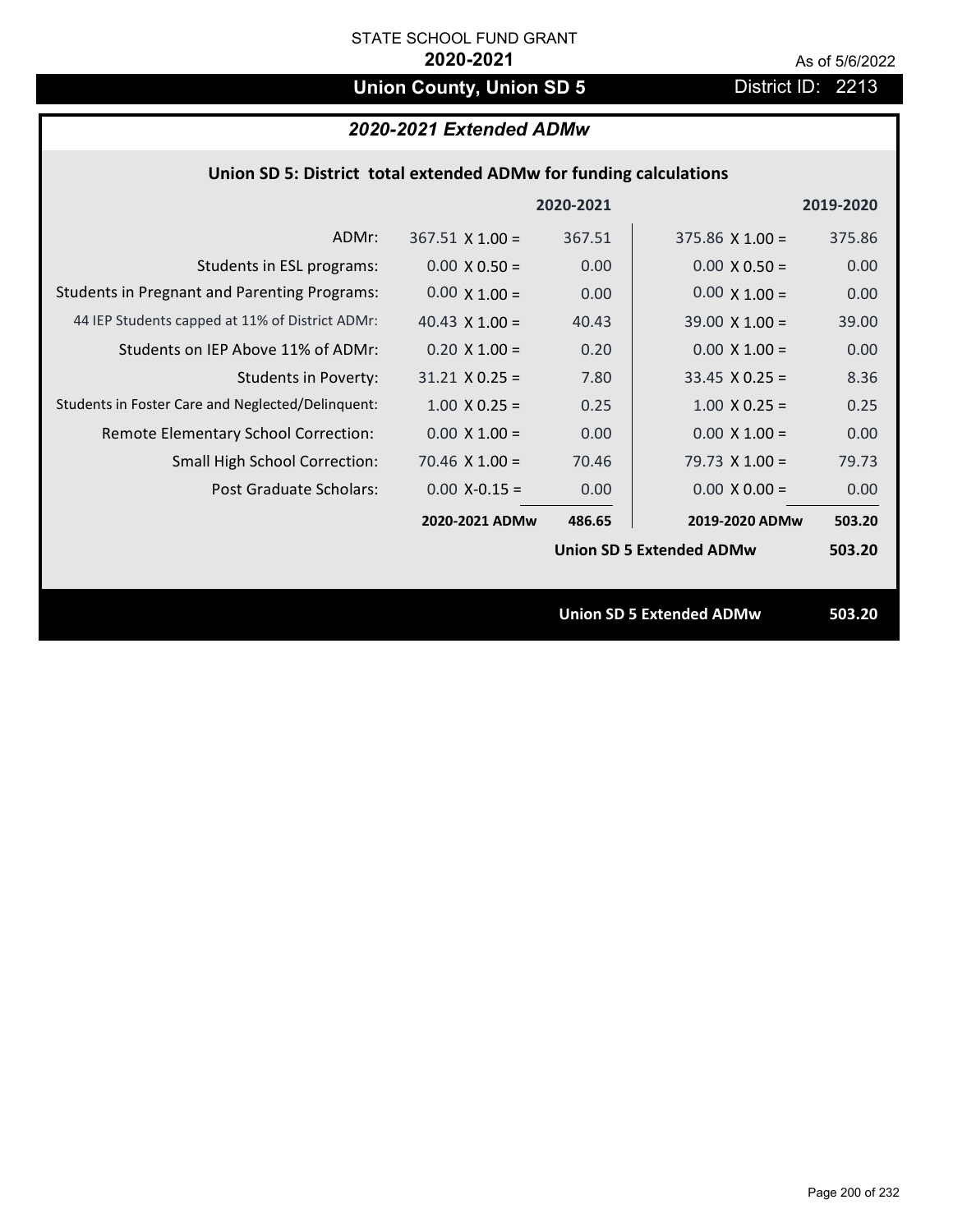STATE SCHOOL FUND GRANT

**2020-2021**

As of 5/6/2022

# Union County, Union SD 5

District ID: 2213

## *2020-2021 Extended ADMw*

### Union SD 5: District total extended ADMw for funding calculations

| | | 2020-2021 | | 2019-2020 |
|---|---|---|---|---|
| ADMr: | 367.51 X 1.00 = | 367.51 | 375.86 X 1.00 = | 375.86 |
| Students in ESL programs: | 0.00 X 0.50 = | 0.00 | 0.00 X 0.50 = | 0.00 |
| Students in Pregnant and Parenting Programs: | 0.00 X 1.00 = | 0.00 | 0.00 X 1.00 = | 0.00 |
| 44 IEP Students capped at 11% of District ADMr: | 40.43 X 1.00 = | 40.43 | 39.00 X 1.00 = | 39.00 |
| Students on IEP Above 11% of ADMr: | 0.20 X 1.00 = | 0.20 | 0.00 X 1.00 = | 0.00 |
| Students in Poverty: | 31.21 X 0.25 = | 7.80 | 33.45 X 0.25 = | 8.36 |
| Students in Foster Care and Neglected/Delinquent: | 1.00 X 0.25 = | 0.25 | 1.00 X 0.25 = | 0.25 |
| Remote Elementary School Correction: | 0.00 X 1.00 = | 0.00 | 0.00 X 1.00 = | 0.00 |
| Small High School Correction: | 70.46 X 1.00 = | 70.46 | 79.73 X 1.00 = | 79.73 |
| Post Graduate Scholars: | 0.00 X-0.15 = | 0.00 | 0.00 X 0.00 = | 0.00 |
| | **2020-2021 ADMw** | **486.65** | **2019-2020 ADMw** | **503.20** |
| | | | **Union SD 5 Extended ADMw** | **503.20** |

**Union SD 5 Extended ADMw** **503.20**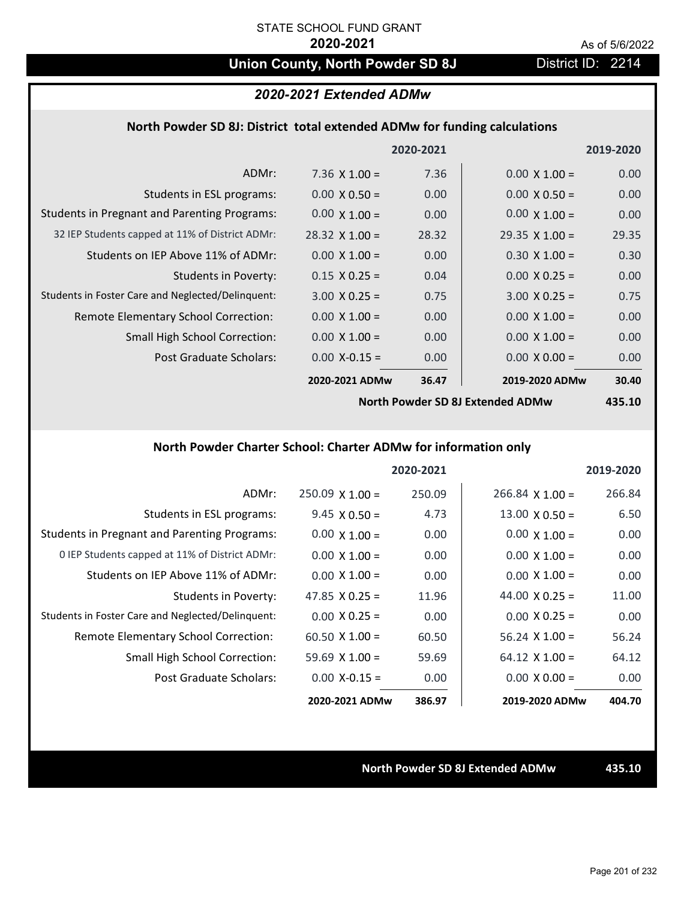STATE SCHOOL FUND GRANT

**2020-2021**

As of 5/6/2022

# Union County, North Powder SD 8J

District ID: 2214

## *2020-2021 Extended ADMw*

### North Powder SD 8J: District total extended ADMw for funding calculations

| | 2020-2021 | | 2019-2020 | |
|---|---|---|---|---|
| ADMr: | 7.36 X 1.00 = | 7.36 | 0.00 X 1.00 = | 0.00 |
| Students in ESL programs: | 0.00 X 0.50 = | 0.00 | 0.00 X 0.50 = | 0.00 |
| Students in Pregnant and Parenting Programs: | 0.00 X 1.00 = | 0.00 | 0.00 X 1.00 = | 0.00 |
| 32 IEP Students capped at 11% of District ADMr: | 28.32 X 1.00 = | 28.32 | 29.35 X 1.00 = | 29.35 |
| Students on IEP Above 11% of ADMr: | 0.00 X 1.00 = | 0.00 | 0.30 X 1.00 = | 0.30 |
| Students in Poverty: | 0.15 X 0.25 = | 0.04 | 0.00 X 0.25 = | 0.00 |
| Students in Foster Care and Neglected/Delinquent: | 3.00 X 0.25 = | 0.75 | 3.00 X 0.25 = | 0.75 |
| Remote Elementary School Correction: | 0.00 X 1.00 = | 0.00 | 0.00 X 1.00 = | 0.00 |
| Small High School Correction: | 0.00 X 1.00 = | 0.00 | 0.00 X 1.00 = | 0.00 |
| Post Graduate Scholars: | 0.00 X-0.15 = | 0.00 | 0.00 X 0.00 = | 0.00 |
| | **2020-2021 ADMw** | **36.47** | **2019-2020 ADMw** | **30.40** |
| | | | **North Powder SD 8J Extended ADMw** | **435.10** |

### North Powder Charter School: Charter ADMw for information only

| | 2020-2021 | | 2019-2020 | |
|---|---|---|---|---|
| ADMr: | 250.09 X 1.00 = | 250.09 | 266.84 X 1.00 = | 266.84 |
| Students in ESL programs: | 9.45 X 0.50 = | 4.73 | 13.00 X 0.50 = | 6.50 |
| Students in Pregnant and Parenting Programs: | 0.00 X 1.00 = | 0.00 | 0.00 X 1.00 = | 0.00 |
| 0 IEP Students capped at 11% of District ADMr: | 0.00 X 1.00 = | 0.00 | 0.00 X 1.00 = | 0.00 |
| Students on IEP Above 11% of ADMr: | 0.00 X 1.00 = | 0.00 | 0.00 X 1.00 = | 0.00 |
| Students in Poverty: | 47.85 X 0.25 = | 11.96 | 44.00 X 0.25 = | 11.00 |
| Students in Foster Care and Neglected/Delinquent: | 0.00 X 0.25 = | 0.00 | 0.00 X 0.25 = | 0.00 |
| Remote Elementary School Correction: | 60.50 X 1.00 = | 60.50 | 56.24 X 1.00 = | 56.24 |
| Small High School Correction: | 59.69 X 1.00 = | 59.69 | 64.12 X 1.00 = | 64.12 |
| Post Graduate Scholars: | 0.00 X-0.15 = | 0.00 | 0.00 X 0.00 = | 0.00 |
| | **2020-2021 ADMw** | **386.97** | **2019-2020 ADMw** | **404.70** |

**North Powder SD 8J Extended ADMw** **435.10**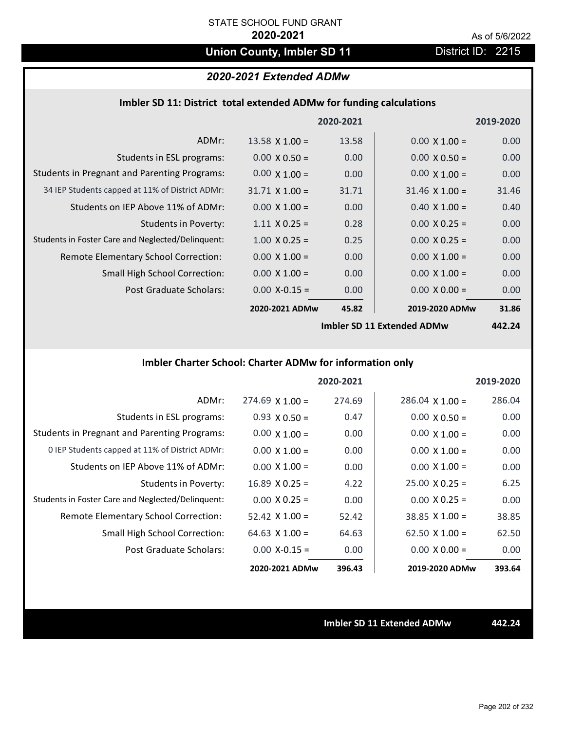STATE SCHOOL FUND GRANT

**2020-2021**

As of 5/6/2022

# Union County, Imbler SD 11

District ID: 2215

## *2020-2021 Extended ADMw*

### Imbler SD 11: District total extended ADMw for funding calculations

| | | 2020-2021 | | 2019-2020 |
|---|---|---|---|---|
| ADMr: | 13.58 X 1.00 = | 13.58 | 0.00 X 1.00 = | 0.00 |
| Students in ESL programs: | 0.00 X 0.50 = | 0.00 | 0.00 X 0.50 = | 0.00 |
| Students in Pregnant and Parenting Programs: | 0.00 X 1.00 = | 0.00 | 0.00 X 1.00 = | 0.00 |
| 34 IEP Students capped at 11% of District ADMr: | 31.71 X 1.00 = | 31.71 | 31.46 X 1.00 = | 31.46 |
| Students on IEP Above 11% of ADMr: | 0.00 X 1.00 = | 0.00 | 0.40 X 1.00 = | 0.40 |
| Students in Poverty: | 1.11 X 0.25 = | 0.28 | 0.00 X 0.25 = | 0.00 |
| Students in Foster Care and Neglected/Delinquent: | 1.00 X 0.25 = | 0.25 | 0.00 X 0.25 = | 0.00 |
| Remote Elementary School Correction: | 0.00 X 1.00 = | 0.00 | 0.00 X 1.00 = | 0.00 |
| Small High School Correction: | 0.00 X 1.00 = | 0.00 | 0.00 X 1.00 = | 0.00 |
| Post Graduate Scholars: | 0.00 X-0.15 = | 0.00 | 0.00 X 0.00 = | 0.00 |
| | **2020-2021 ADMw** | **45.82** | **2019-2020 ADMw** | **31.86** |
| | | | **Imbler SD 11 Extended ADMw** | **442.24** |

### Imbler Charter School: Charter ADMw for information only

| | | 2020-2021 | | 2019-2020 |
|---|---|---|---|---|
| ADMr: | 274.69 X 1.00 = | 274.69 | 286.04 X 1.00 = | 286.04 |
| Students in ESL programs: | 0.93 X 0.50 = | 0.47 | 0.00 X 0.50 = | 0.00 |
| Students in Pregnant and Parenting Programs: | 0.00 X 1.00 = | 0.00 | 0.00 X 1.00 = | 0.00 |
| 0 IEP Students capped at 11% of District ADMr: | 0.00 X 1.00 = | 0.00 | 0.00 X 1.00 = | 0.00 |
| Students on IEP Above 11% of ADMr: | 0.00 X 1.00 = | 0.00 | 0.00 X 1.00 = | 0.00 |
| Students in Poverty: | 16.89 X 0.25 = | 4.22 | 25.00 X 0.25 = | 6.25 |
| Students in Foster Care and Neglected/Delinquent: | 0.00 X 0.25 = | 0.00 | 0.00 X 0.25 = | 0.00 |
| Remote Elementary School Correction: | 52.42 X 1.00 = | 52.42 | 38.85 X 1.00 = | 38.85 |
| Small High School Correction: | 64.63 X 1.00 = | 64.63 | 62.50 X 1.00 = | 62.50 |
| Post Graduate Scholars: | 0.00 X-0.15 = | 0.00 | 0.00 X 0.00 = | 0.00 |
| | **2020-2021 ADMw** | **396.43** | **2019-2020 ADMw** | **393.64** |

**Imbler SD 11 Extended ADMw** **442.24**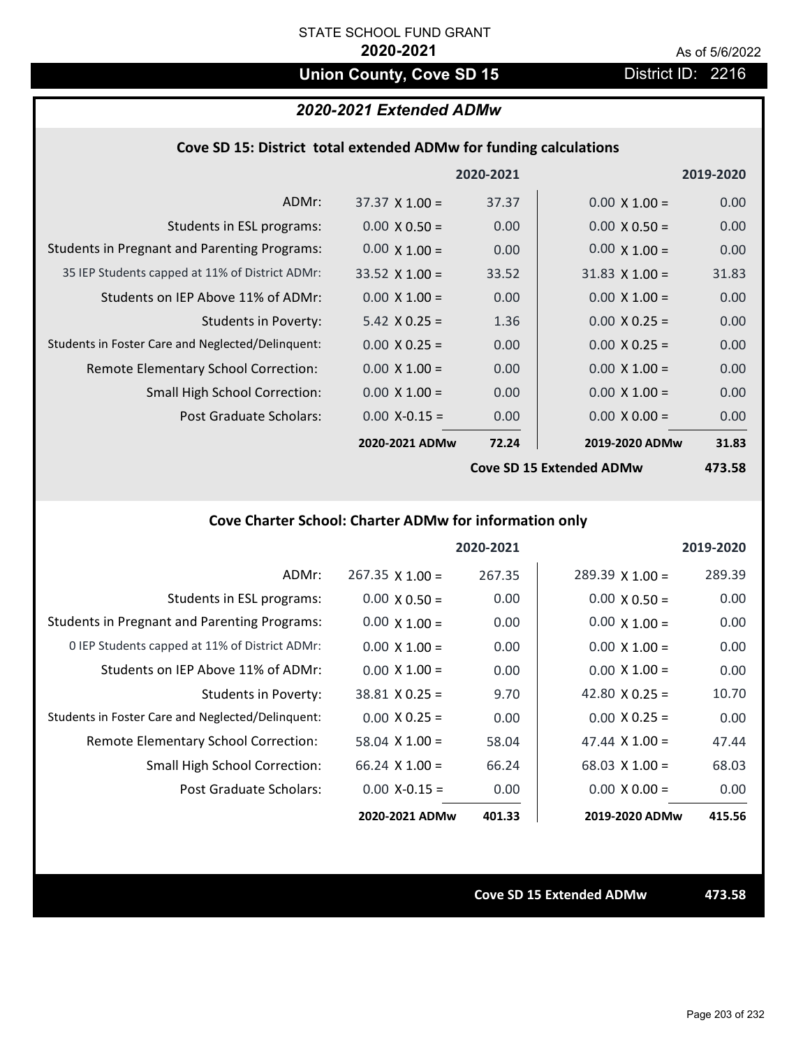STATE SCHOOL FUND GRANT

**2020-2021**

As of 5/6/2022

## Union County, Cove SD 15

District ID: 2216

### *2020-2021 Extended ADMw*

#### Cove SD 15: District total extended ADMw for funding calculations

| | | 2020-2021 | | 2019-2020 |
|---|---|---|---|---|
| ADMr: | 37.37 X 1.00 = | 37.37 | 0.00 X 1.00 = | 0.00 |
| Students in ESL programs: | 0.00 X 0.50 = | 0.00 | 0.00 X 0.50 = | 0.00 |
| Students in Pregnant and Parenting Programs: | 0.00 X 1.00 = | 0.00 | 0.00 X 1.00 = | 0.00 |
| 35 IEP Students capped at 11% of District ADMr: | 33.52 X 1.00 = | 33.52 | 31.83 X 1.00 = | 31.83 |
| Students on IEP Above 11% of ADMr: | 0.00 X 1.00 = | 0.00 | 0.00 X 1.00 = | 0.00 |
| Students in Poverty: | 5.42 X 0.25 = | 1.36 | 0.00 X 0.25 = | 0.00 |
| Students in Foster Care and Neglected/Delinquent: | 0.00 X 0.25 = | 0.00 | 0.00 X 0.25 = | 0.00 |
| Remote Elementary School Correction: | 0.00 X 1.00 = | 0.00 | 0.00 X 1.00 = | 0.00 |
| Small High School Correction: | 0.00 X 1.00 = | 0.00 | 0.00 X 1.00 = | 0.00 |
| Post Graduate Scholars: | 0.00 X-0.15 = | 0.00 | 0.00 X 0.00 = | 0.00 |
| | **2020-2021 ADMw** | **72.24** | **2019-2020 ADMw** | **31.83** |
| | | | **Cove SD 15 Extended ADMw** | **473.58** |

#### Cove Charter School: Charter ADMw for information only

| | | 2020-2021 | | 2019-2020 |
|---|---|---|---|---|
| ADMr: | 267.35 X 1.00 = | 267.35 | 289.39 X 1.00 = | 289.39 |
| Students in ESL programs: | 0.00 X 0.50 = | 0.00 | 0.00 X 0.50 = | 0.00 |
| Students in Pregnant and Parenting Programs: | 0.00 X 1.00 = | 0.00 | 0.00 X 1.00 = | 0.00 |
| 0 IEP Students capped at 11% of District ADMr: | 0.00 X 1.00 = | 0.00 | 0.00 X 1.00 = | 0.00 |
| Students on IEP Above 11% of ADMr: | 0.00 X 1.00 = | 0.00 | 0.00 X 1.00 = | 0.00 |
| Students in Poverty: | 38.81 X 0.25 = | 9.70 | 42.80 X 0.25 = | 10.70 |
| Students in Foster Care and Neglected/Delinquent: | 0.00 X 0.25 = | 0.00 | 0.00 X 0.25 = | 0.00 |
| Remote Elementary School Correction: | 58.04 X 1.00 = | 58.04 | 47.44 X 1.00 = | 47.44 |
| Small High School Correction: | 66.24 X 1.00 = | 66.24 | 68.03 X 1.00 = | 68.03 |
| Post Graduate Scholars: | 0.00 X-0.15 = | 0.00 | 0.00 X 0.00 = | 0.00 |
| | **2020-2021 ADMw** | **401.33** | **2019-2020 ADMw** | **415.56** |

**Cove SD 15 Extended ADMw** **473.58**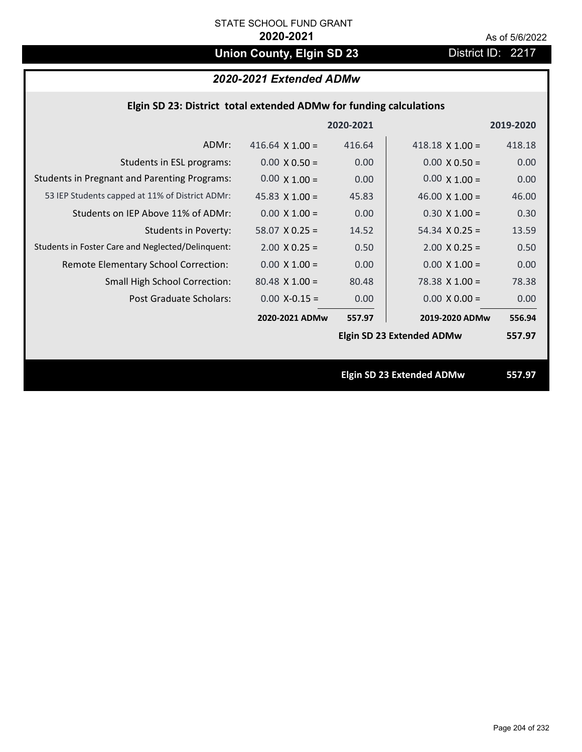STATE SCHOOL FUND GRANT

**2020-2021**

As of 5/6/2022

# Union County, Elgin SD 23

District ID: 2217

## *2020-2021 Extended ADMw*

### Elgin SD 23: District total extended ADMw for funding calculations

| | | 2020-2021 | | 2019-2020 |
|---|---|---|---|---|
| ADMr: | 416.64 X 1.00 = | 416.64 | 418.18 X 1.00 = | 418.18 |
| Students in ESL programs: | 0.00 X 0.50 = | 0.00 | 0.00 X 0.50 = | 0.00 |
| Students in Pregnant and Parenting Programs: | 0.00 X 1.00 = | 0.00 | 0.00 X 1.00 = | 0.00 |
| 53 IEP Students capped at 11% of District ADMr: | 45.83 X 1.00 = | 45.83 | 46.00 X 1.00 = | 46.00 |
| Students on IEP Above 11% of ADMr: | 0.00 X 1.00 = | 0.00 | 0.30 X 1.00 = | 0.30 |
| Students in Poverty: | 58.07 X 0.25 = | 14.52 | 54.34 X 0.25 = | 13.59 |
| Students in Foster Care and Neglected/Delinquent: | 2.00 X 0.25 = | 0.50 | 2.00 X 0.25 = | 0.50 |
| Remote Elementary School Correction: | 0.00 X 1.00 = | 0.00 | 0.00 X 1.00 = | 0.00 |
| Small High School Correction: | 80.48 X 1.00 = | 80.48 | 78.38 X 1.00 = | 78.38 |
| Post Graduate Scholars: | 0.00 X-0.15 = | 0.00 | 0.00 X 0.00 = | 0.00 |
| | **2020-2021 ADMw** | **557.97** | **2019-2020 ADMw** | **556.94** |
| | | | **Elgin SD 23 Extended ADMw** | **557.97** |

**Elgin SD 23 Extended ADMw** **557.97**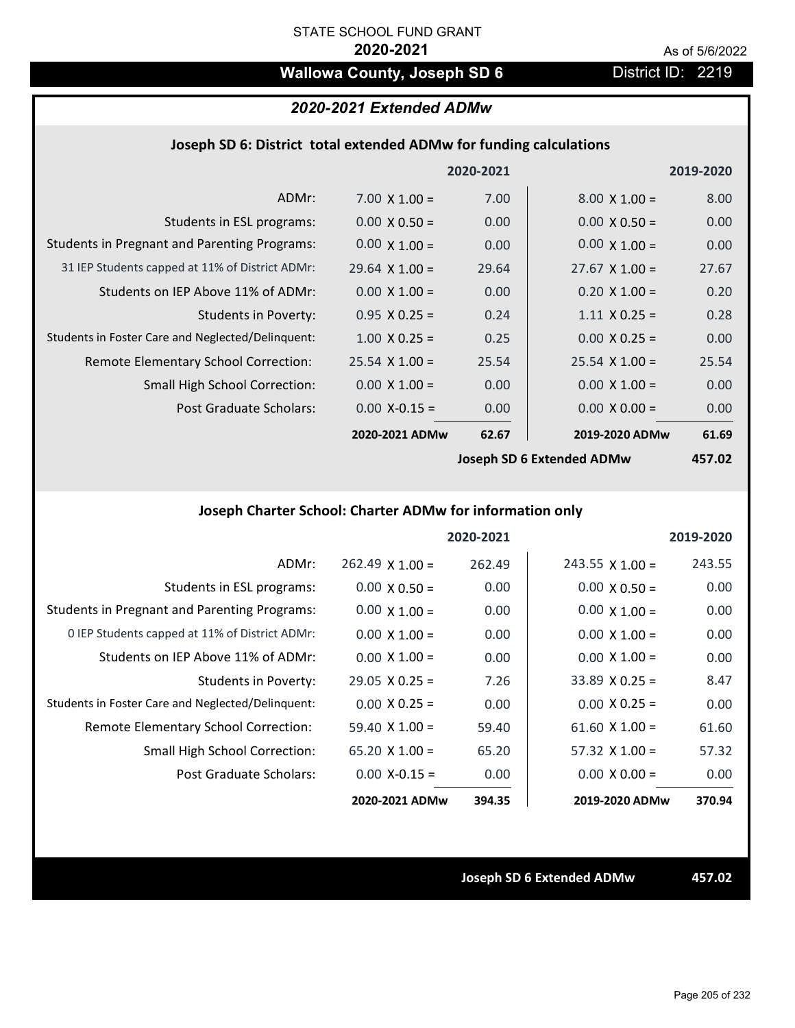STATE SCHOOL FUND GRANT

**2020-2021**

As of 5/6/2022

## Wallowa County, Joseph SD 6

District ID: 2219

### *2020-2021 Extended ADMw*

#### Joseph SD 6: District total extended ADMw for funding calculations

| | | 2020-2021 | | 2019-2020 |
|---|---|---|---|---|
| ADMr: | 7.00 X 1.00 = | 7.00 | 8.00 X 1.00 = | 8.00 |
| Students in ESL programs: | 0.00 X 0.50 = | 0.00 | 0.00 X 0.50 = | 0.00 |
| Students in Pregnant and Parenting Programs: | 0.00 X 1.00 = | 0.00 | 0.00 X 1.00 = | 0.00 |
| 31 IEP Students capped at 11% of District ADMr: | 29.64 X 1.00 = | 29.64 | 27.67 X 1.00 = | 27.67 |
| Students on IEP Above 11% of ADMr: | 0.00 X 1.00 = | 0.00 | 0.20 X 1.00 = | 0.20 |
| Students in Poverty: | 0.95 X 0.25 = | 0.24 | 1.11 X 0.25 = | 0.28 |
| Students in Foster Care and Neglected/Delinquent: | 1.00 X 0.25 = | 0.25 | 0.00 X 0.25 = | 0.00 |
| Remote Elementary School Correction: | 25.54 X 1.00 = | 25.54 | 25.54 X 1.00 = | 25.54 |
| Small High School Correction: | 0.00 X 1.00 = | 0.00 | 0.00 X 1.00 = | 0.00 |
| Post Graduate Scholars: | 0.00 X-0.15 = | 0.00 | 0.00 X 0.00 = | 0.00 |
| | **2020-2021 ADMw** | **62.67** | **2019-2020 ADMw** | **61.69** |
| | | | **Joseph SD 6 Extended ADMw** | **457.02** |

#### Joseph Charter School: Charter ADMw for information only

| | | 2020-2021 | | 2019-2020 |
|---|---|---|---|---|
| ADMr: | 262.49 X 1.00 = | 262.49 | 243.55 X 1.00 = | 243.55 |
| Students in ESL programs: | 0.00 X 0.50 = | 0.00 | 0.00 X 0.50 = | 0.00 |
| Students in Pregnant and Parenting Programs: | 0.00 X 1.00 = | 0.00 | 0.00 X 1.00 = | 0.00 |
| 0 IEP Students capped at 11% of District ADMr: | 0.00 X 1.00 = | 0.00 | 0.00 X 1.00 = | 0.00 |
| Students on IEP Above 11% of ADMr: | 0.00 X 1.00 = | 0.00 | 0.00 X 1.00 = | 0.00 |
| Students in Poverty: | 29.05 X 0.25 = | 7.26 | 33.89 X 0.25 = | 8.47 |
| Students in Foster Care and Neglected/Delinquent: | 0.00 X 0.25 = | 0.00 | 0.00 X 0.25 = | 0.00 |
| Remote Elementary School Correction: | 59.40 X 1.00 = | 59.40 | 61.60 X 1.00 = | 61.60 |
| Small High School Correction: | 65.20 X 1.00 = | 65.20 | 57.32 X 1.00 = | 57.32 |
| Post Graduate Scholars: | 0.00 X-0.15 = | 0.00 | 0.00 X 0.00 = | 0.00 |
| | **2020-2021 ADMw** | **394.35** | **2019-2020 ADMw** | **370.94** |

**Joseph SD 6 Extended ADMw** **457.02**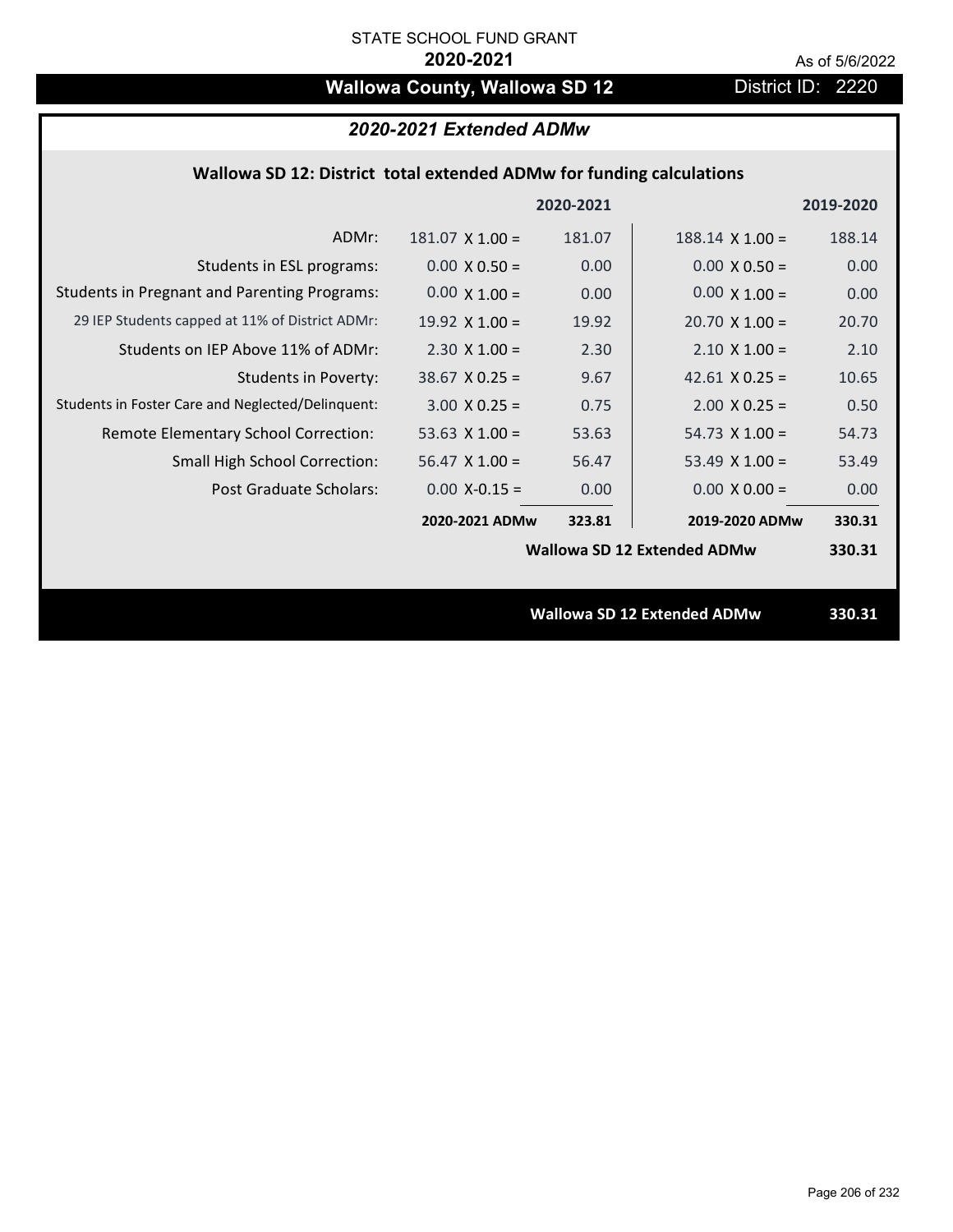STATE SCHOOL FUND GRANT

**2020-2021**

As of 5/6/2022

# Wallowa County, Wallowa SD 12

District ID: 2220

## *2020-2021 Extended ADMw*

### Wallowa SD 12: District total extended ADMw for funding calculations

| | | 2020-2021 | | 2019-2020 |
|---|---|---|---|---|
| ADMr: | 181.07 X 1.00 = | 181.07 | 188.14 X 1.00 = | 188.14 |
| Students in ESL programs: | 0.00 X 0.50 = | 0.00 | 0.00 X 0.50 = | 0.00 |
| Students in Pregnant and Parenting Programs: | 0.00 X 1.00 = | 0.00 | 0.00 X 1.00 = | 0.00 |
| 29 IEP Students capped at 11% of District ADMr: | 19.92 X 1.00 = | 19.92 | 20.70 X 1.00 = | 20.70 |
| Students on IEP Above 11% of ADMr: | 2.30 X 1.00 = | 2.30 | 2.10 X 1.00 = | 2.10 |
| Students in Poverty: | 38.67 X 0.25 = | 9.67 | 42.61 X 0.25 = | 10.65 |
| Students in Foster Care and Neglected/Delinquent: | 3.00 X 0.25 = | 0.75 | 2.00 X 0.25 = | 0.50 |
| Remote Elementary School Correction: | 53.63 X 1.00 = | 53.63 | 54.73 X 1.00 = | 54.73 |
| Small High School Correction: | 56.47 X 1.00 = | 56.47 | 53.49 X 1.00 = | 53.49 |
| Post Graduate Scholars: | 0.00 X-0.15 = | 0.00 | 0.00 X 0.00 = | 0.00 |
| | **2020-2021 ADMw** | **323.81** | **2019-2020 ADMw** | **330.31** |
| | | | **Wallowa SD 12 Extended ADMw** | **330.31** |

**Wallowa SD 12 Extended ADMw** **330.31**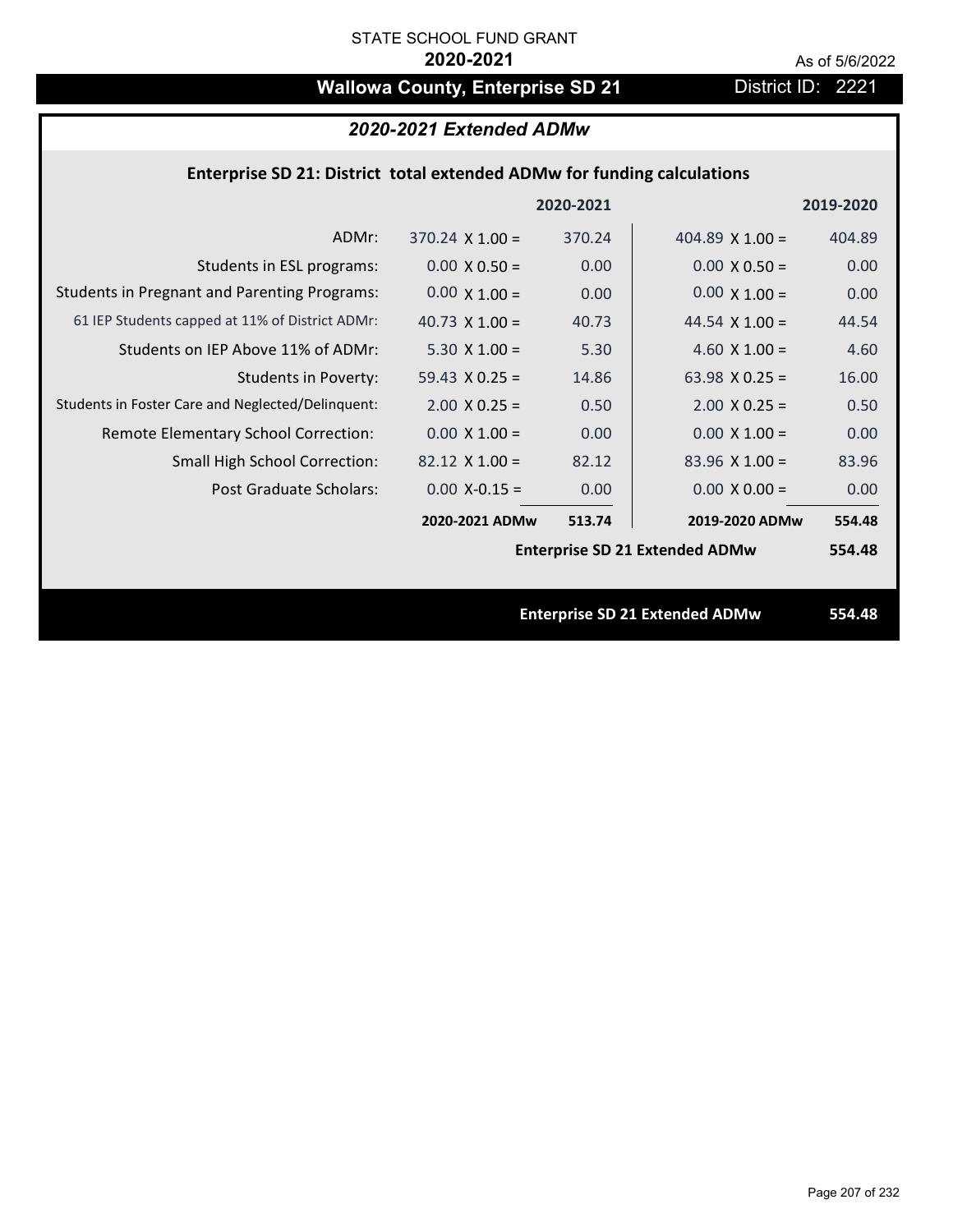STATE SCHOOL FUND GRANT

**2020-2021**

As of 5/6/2022

# Wallowa County, Enterprise SD 21

District ID: 2221

## *2020-2021 Extended ADMw*

### Enterprise SD 21: District total extended ADMw for funding calculations

| | 2020-2021 | | 2019-2020 | |
|---|---|---|---|---|
| ADMr: | 370.24 X 1.00 = | 370.24 | 404.89 X 1.00 = | 404.89 |
| Students in ESL programs: | 0.00 X 0.50 = | 0.00 | 0.00 X 0.50 = | 0.00 |
| Students in Pregnant and Parenting Programs: | 0.00 X 1.00 = | 0.00 | 0.00 X 1.00 = | 0.00 |
| 61 IEP Students capped at 11% of District ADMr: | 40.73 X 1.00 = | 40.73 | 44.54 X 1.00 = | 44.54 |
| Students on IEP Above 11% of ADMr: | 5.30 X 1.00 = | 5.30 | 4.60 X 1.00 = | 4.60 |
| Students in Poverty: | 59.43 X 0.25 = | 14.86 | 63.98 X 0.25 = | 16.00 |
| Students in Foster Care and Neglected/Delinquent: | 2.00 X 0.25 = | 0.50 | 2.00 X 0.25 = | 0.50 |
| Remote Elementary School Correction: | 0.00 X 1.00 = | 0.00 | 0.00 X 1.00 = | 0.00 |
| Small High School Correction: | 82.12 X 1.00 = | 82.12 | 83.96 X 1.00 = | 83.96 |
| Post Graduate Scholars: | 0.00 X-0.15 = | 0.00 | 0.00 X 0.00 = | 0.00 |
| | **2020-2021 ADMw** | **513.74** | **2019-2020 ADMw** | **554.48** |
| | | | **Enterprise SD 21 Extended ADMw** | **554.48** |

**Enterprise SD 21 Extended ADMw 554.48**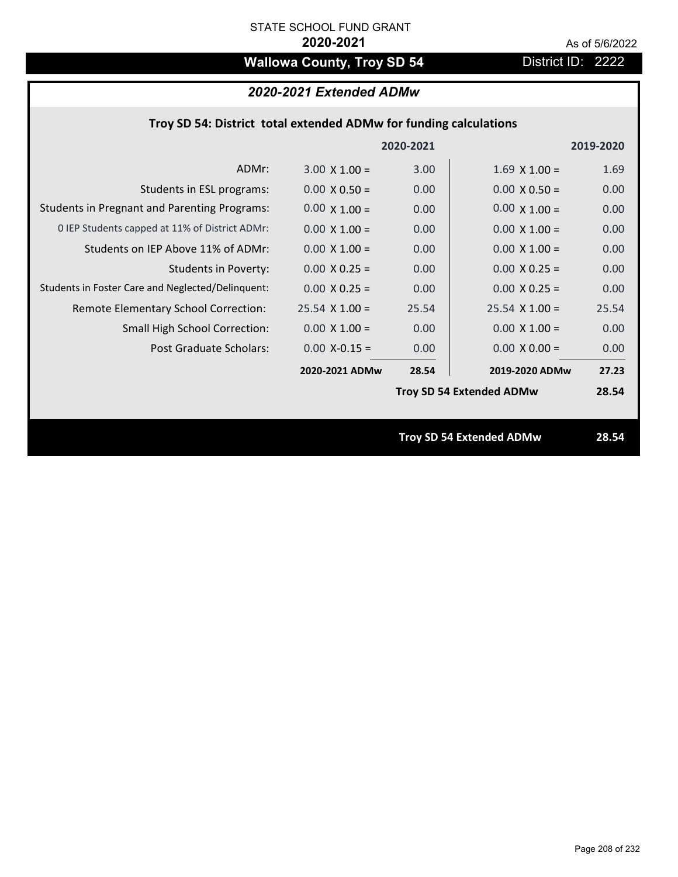STATE SCHOOL FUND GRANT

**2020-2021**

As of 5/6/2022

# Wallowa County, Troy SD 54

District ID: 2222

## *2020-2021 Extended ADMw*

### Troy SD 54: District total extended ADMw for funding calculations

| | | 2020-2021 | | 2019-2020 |
|---|---|---|---|---|
| ADMr: | 3.00 X 1.00 = | 3.00 | 1.69 X 1.00 = | 1.69 |
| Students in ESL programs: | 0.00 X 0.50 = | 0.00 | 0.00 X 0.50 = | 0.00 |
| Students in Pregnant and Parenting Programs: | 0.00 X 1.00 = | 0.00 | 0.00 X 1.00 = | 0.00 |
| 0 IEP Students capped at 11% of District ADMr: | 0.00 X 1.00 = | 0.00 | 0.00 X 1.00 = | 0.00 |
| Students on IEP Above 11% of ADMr: | 0.00 X 1.00 = | 0.00 | 0.00 X 1.00 = | 0.00 |
| Students in Poverty: | 0.00 X 0.25 = | 0.00 | 0.00 X 0.25 = | 0.00 |
| Students in Foster Care and Neglected/Delinquent: | 0.00 X 0.25 = | 0.00 | 0.00 X 0.25 = | 0.00 |
| Remote Elementary School Correction: | 25.54 X 1.00 = | 25.54 | 25.54 X 1.00 = | 25.54 |
| Small High School Correction: | 0.00 X 1.00 = | 0.00 | 0.00 X 1.00 = | 0.00 |
| Post Graduate Scholars: | 0.00 X-0.15 = | 0.00 | 0.00 X 0.00 = | 0.00 |
| | **2020-2021 ADMw** | **28.54** | **2019-2020 ADMw** | **27.23** |
| | | | **Troy SD 54 Extended ADMw** | **28.54** |

**Troy SD 54 Extended ADMw** **28.54**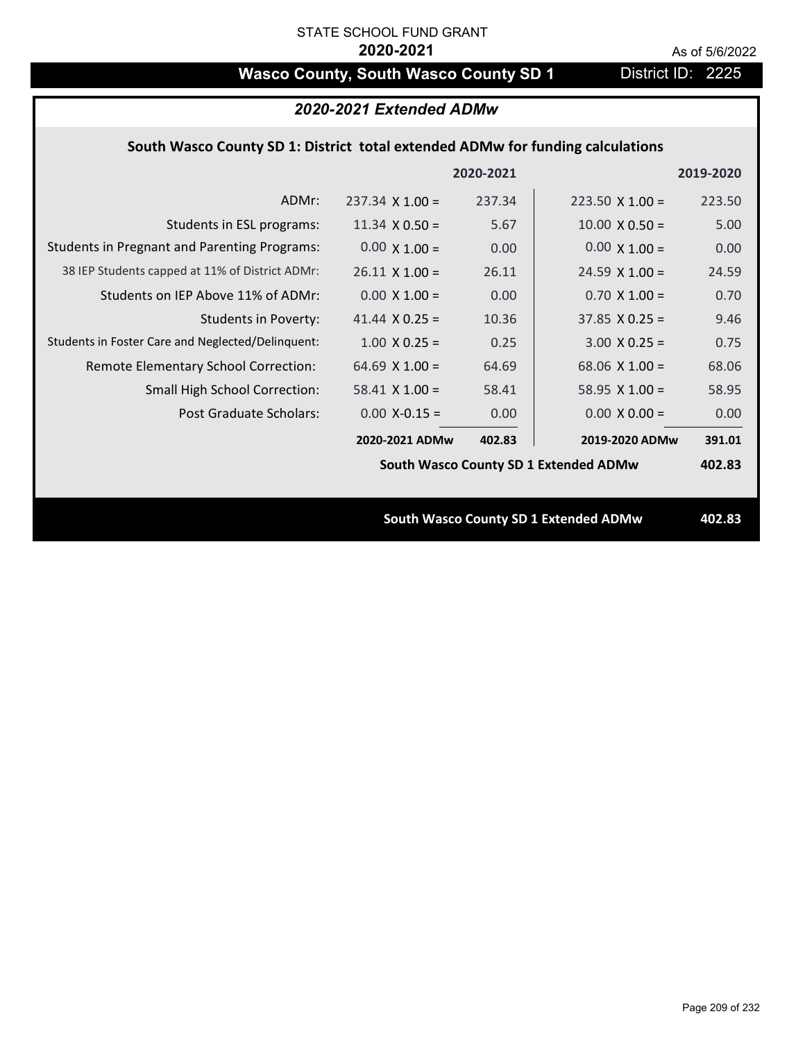STATE SCHOOL FUND GRANT

**2020-2021**

As of 5/6/2022

## Wasco County, South Wasco County SD 1 — District ID: 2225

### *2020-2021 Extended ADMw*

**South Wasco County SD 1: District total extended ADMw for funding calculations**

| | | 2020-2021 | | 2019-2020 |
|---|---|---|---|---|
| ADMr: | 237.34 X 1.00 = | 237.34 | 223.50 X 1.00 = | 223.50 |
| Students in ESL programs: | 11.34 X 0.50 = | 5.67 | 10.00 X 0.50 = | 5.00 |
| Students in Pregnant and Parenting Programs: | 0.00 X 1.00 = | 0.00 | 0.00 X 1.00 = | 0.00 |
| 38 IEP Students capped at 11% of District ADMr: | 26.11 X 1.00 = | 26.11 | 24.59 X 1.00 = | 24.59 |
| Students on IEP Above 11% of ADMr: | 0.00 X 1.00 = | 0.00 | 0.70 X 1.00 = | 0.70 |
| Students in Poverty: | 41.44 X 0.25 = | 10.36 | 37.85 X 0.25 = | 9.46 |
| Students in Foster Care and Neglected/Delinquent: | 1.00 X 0.25 = | 0.25 | 3.00 X 0.25 = | 0.75 |
| Remote Elementary School Correction: | 64.69 X 1.00 = | 64.69 | 68.06 X 1.00 = | 68.06 |
| Small High School Correction: | 58.41 X 1.00 = | 58.41 | 58.95 X 1.00 = | 58.95 |
| Post Graduate Scholars: | 0.00 X-0.15 = | 0.00 | 0.00 X 0.00 = | 0.00 |
| | **2020-2021 ADMw** | **402.83** | **2019-2020 ADMw** | **391.01** |
| | | | **South Wasco County SD 1 Extended ADMw** | **402.83** |

**South Wasco County SD 1 Extended ADMw** **402.83**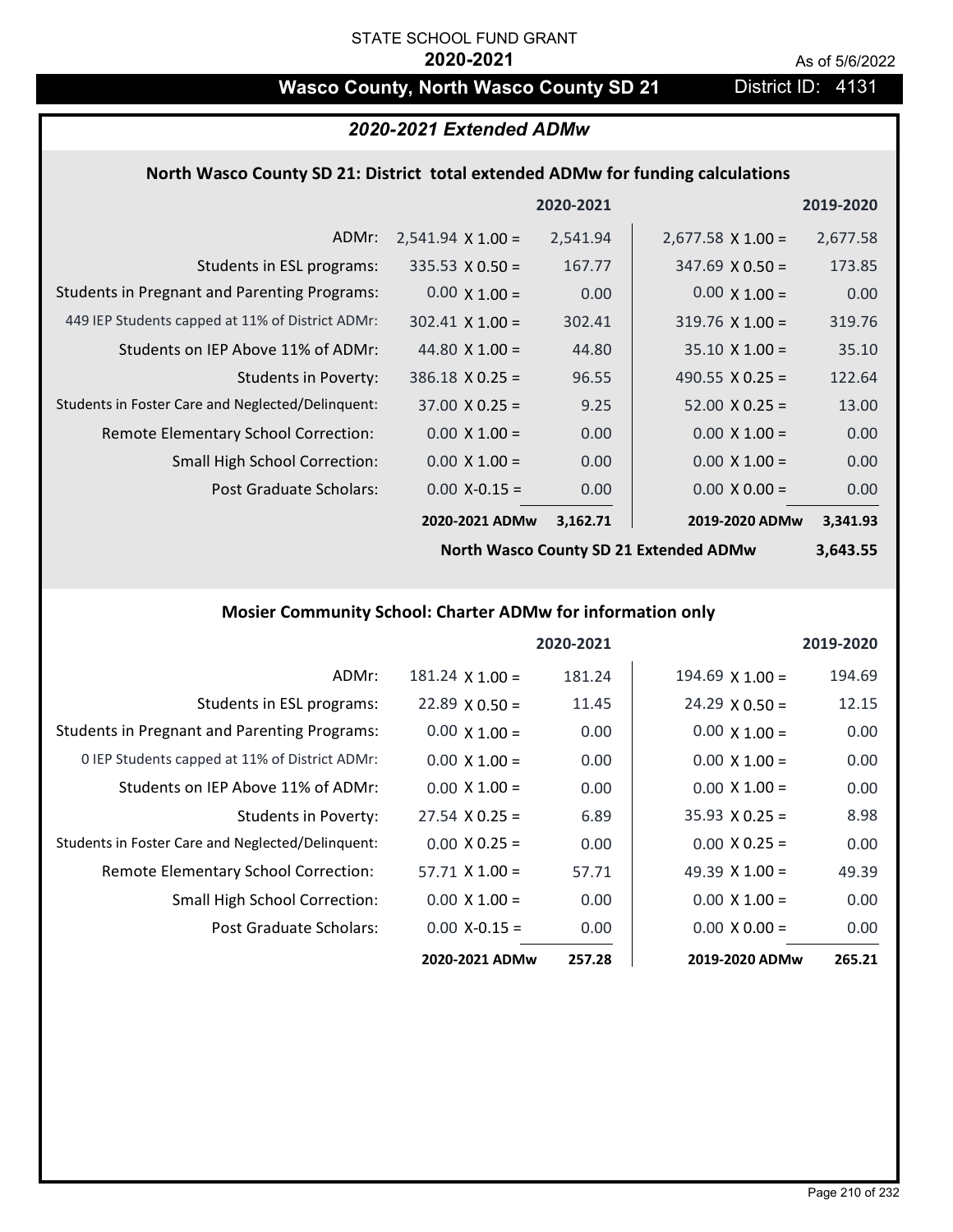STATE SCHOOL FUND GRANT

**2020-2021**

As of 5/6/2022

# Wasco County, North Wasco County SD 21

District ID: 4131

## *2020-2021 Extended ADMw*

### North Wasco County SD 21: District total extended ADMw for funding calculations

| | | 2020-2021 | | 2019-2020 |
|---|---|---|---|---|
| ADMr: | 2,541.94 X 1.00 = | 2,541.94 | 2,677.58 X 1.00 = | 2,677.58 |
| Students in ESL programs: | 335.53 X 0.50 = | 167.77 | 347.69 X 0.50 = | 173.85 |
| Students in Pregnant and Parenting Programs: | 0.00 X 1.00 = | 0.00 | 0.00 X 1.00 = | 0.00 |
| 449 IEP Students capped at 11% of District ADMr: | 302.41 X 1.00 = | 302.41 | 319.76 X 1.00 = | 319.76 |
| Students on IEP Above 11% of ADMr: | 44.80 X 1.00 = | 44.80 | 35.10 X 1.00 = | 35.10 |
| Students in Poverty: | 386.18 X 0.25 = | 96.55 | 490.55 X 0.25 = | 122.64 |
| Students in Foster Care and Neglected/Delinquent: | 37.00 X 0.25 = | 9.25 | 52.00 X 0.25 = | 13.00 |
| Remote Elementary School Correction: | 0.00 X 1.00 = | 0.00 | 0.00 X 1.00 = | 0.00 |
| Small High School Correction: | 0.00 X 1.00 = | 0.00 | 0.00 X 1.00 = | 0.00 |
| Post Graduate Scholars: | 0.00 X-0.15 = | 0.00 | 0.00 X 0.00 = | 0.00 |
| | **2020-2021 ADMw** | **3,162.71** | **2019-2020 ADMw** | **3,341.93** |
| | | | **North Wasco County SD 21 Extended ADMw** | **3,643.55** |

### Mosier Community School: Charter ADMw for information only

| | | 2020-2021 | | 2019-2020 |
|---|---|---|---|---|
| ADMr: | 181.24 X 1.00 = | 181.24 | 194.69 X 1.00 = | 194.69 |
| Students in ESL programs: | 22.89 X 0.50 = | 11.45 | 24.29 X 0.50 = | 12.15 |
| Students in Pregnant and Parenting Programs: | 0.00 X 1.00 = | 0.00 | 0.00 X 1.00 = | 0.00 |
| 0 IEP Students capped at 11% of District ADMr: | 0.00 X 1.00 = | 0.00 | 0.00 X 1.00 = | 0.00 |
| Students on IEP Above 11% of ADMr: | 0.00 X 1.00 = | 0.00 | 0.00 X 1.00 = | 0.00 |
| Students in Poverty: | 27.54 X 0.25 = | 6.89 | 35.93 X 0.25 = | 8.98 |
| Students in Foster Care and Neglected/Delinquent: | 0.00 X 0.25 = | 0.00 | 0.00 X 0.25 = | 0.00 |
| Remote Elementary School Correction: | 57.71 X 1.00 = | 57.71 | 49.39 X 1.00 = | 49.39 |
| Small High School Correction: | 0.00 X 1.00 = | 0.00 | 0.00 X 1.00 = | 0.00 |
| Post Graduate Scholars: | 0.00 X-0.15 = | 0.00 | 0.00 X 0.00 = | 0.00 |
| | **2020-2021 ADMw** | **257.28** | **2019-2020 ADMw** | **265.21** |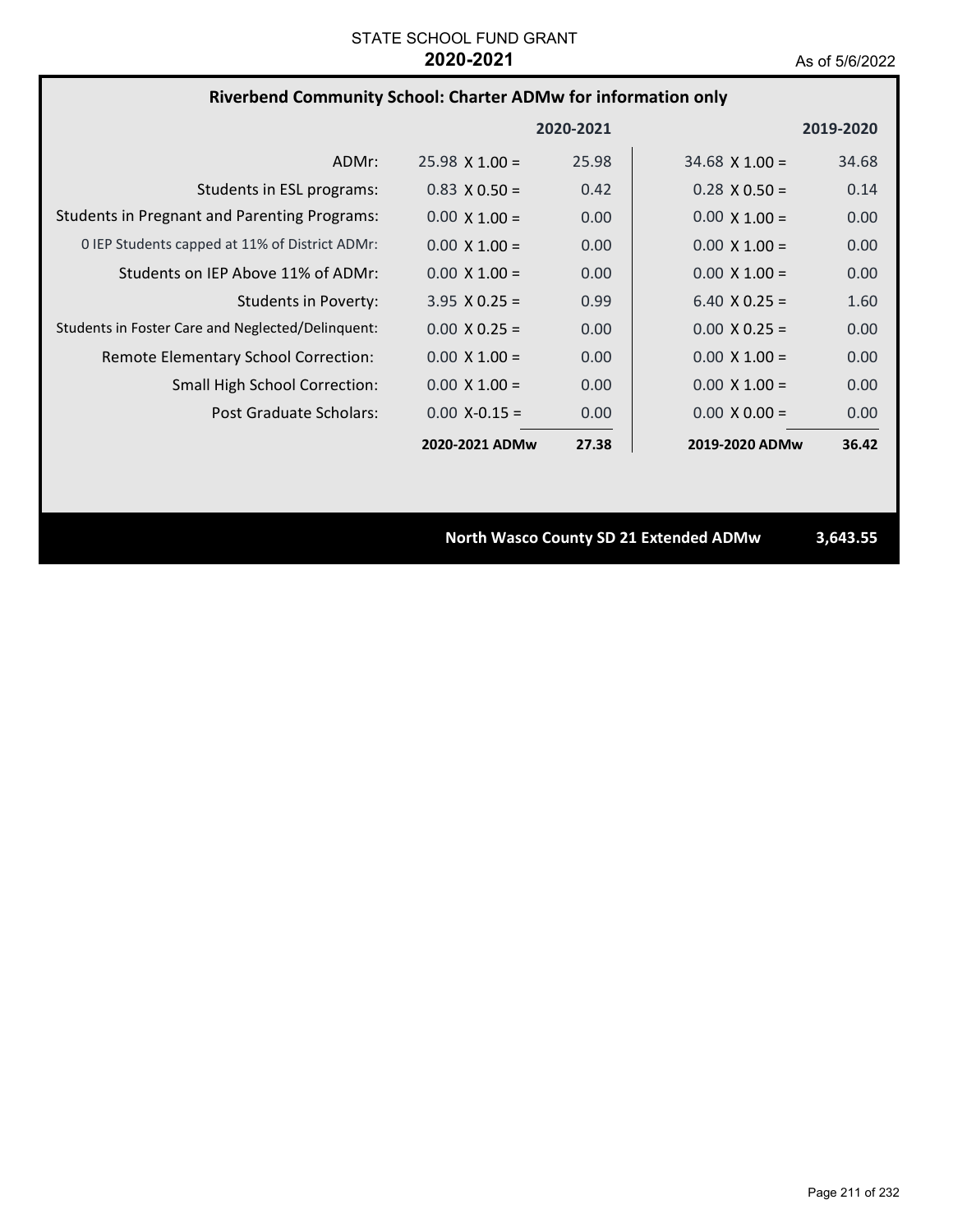STATE SCHOOL FUND GRANT
**2020-2021**
As of 5/6/2022

## Riverbend Community School: Charter ADMw for information only

| | | 2020-2021 | | 2019-2020 |
|---|---|---|---|---|
| ADMr: | 25.98 X 1.00 = | 25.98 | 34.68 X 1.00 = | 34.68 |
| Students in ESL programs: | 0.83 X 0.50 = | 0.42 | 0.28 X 0.50 = | 0.14 |
| Students in Pregnant and Parenting Programs: | 0.00 X 1.00 = | 0.00 | 0.00 X 1.00 = | 0.00 |
| 0 IEP Students capped at 11% of District ADMr: | 0.00 X 1.00 = | 0.00 | 0.00 X 1.00 = | 0.00 |
| Students on IEP Above 11% of ADMr: | 0.00 X 1.00 = | 0.00 | 0.00 X 1.00 = | 0.00 |
| Students in Poverty: | 3.95 X 0.25 = | 0.99 | 6.40 X 0.25 = | 1.60 |
| Students in Foster Care and Neglected/Delinquent: | 0.00 X 0.25 = | 0.00 | 0.00 X 0.25 = | 0.00 |
| Remote Elementary School Correction: | 0.00 X 1.00 = | 0.00 | 0.00 X 1.00 = | 0.00 |
| Small High School Correction: | 0.00 X 1.00 = | 0.00 | 0.00 X 1.00 = | 0.00 |
| Post Graduate Scholars: | 0.00 X-0.15 = | 0.00 | 0.00 X 0.00 = | 0.00 |
| | **2020-2021 ADMw** | **27.38** | **2019-2020 ADMw** | **36.42** |

**North Wasco County SD 21 Extended ADMw** **3,643.55**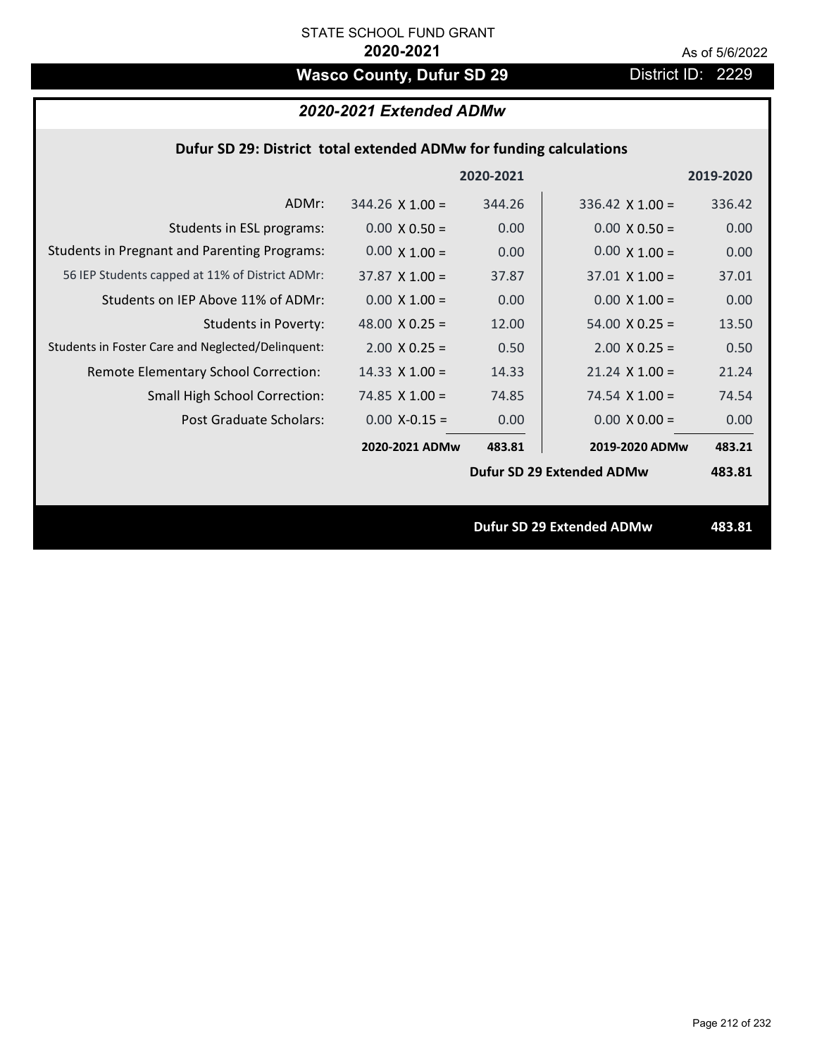STATE SCHOOL FUND GRANT

**2020-2021**

As of 5/6/2022

# Wasco County, Dufur SD 29

District ID: 2229

## *2020-2021 Extended ADMw*

### Dufur SD 29: District total extended ADMw for funding calculations

| | | 2020-2021 | | 2019-2020 |
|---|---|---|---|---|
| ADMr: | 344.26 X 1.00 = | 344.26 | 336.42 X 1.00 = | 336.42 |
| Students in ESL programs: | 0.00 X 0.50 = | 0.00 | 0.00 X 0.50 = | 0.00 |
| Students in Pregnant and Parenting Programs: | 0.00 X 1.00 = | 0.00 | 0.00 X 1.00 = | 0.00 |
| 56 IEP Students capped at 11% of District ADMr: | 37.87 X 1.00 = | 37.87 | 37.01 X 1.00 = | 37.01 |
| Students on IEP Above 11% of ADMr: | 0.00 X 1.00 = | 0.00 | 0.00 X 1.00 = | 0.00 |
| Students in Poverty: | 48.00 X 0.25 = | 12.00 | 54.00 X 0.25 = | 13.50 |
| Students in Foster Care and Neglected/Delinquent: | 2.00 X 0.25 = | 0.50 | 2.00 X 0.25 = | 0.50 |
| Remote Elementary School Correction: | 14.33 X 1.00 = | 14.33 | 21.24 X 1.00 = | 21.24 |
| Small High School Correction: | 74.85 X 1.00 = | 74.85 | 74.54 X 1.00 = | 74.54 |
| Post Graduate Scholars: | 0.00 X-0.15 = | 0.00 | 0.00 X 0.00 = | 0.00 |
| | **2020-2021 ADMw** | **483.81** | **2019-2020 ADMw** | **483.21** |
| | | | **Dufur SD 29 Extended ADMw** | **483.81** |

**Dufur SD 29 Extended ADMw** **483.81**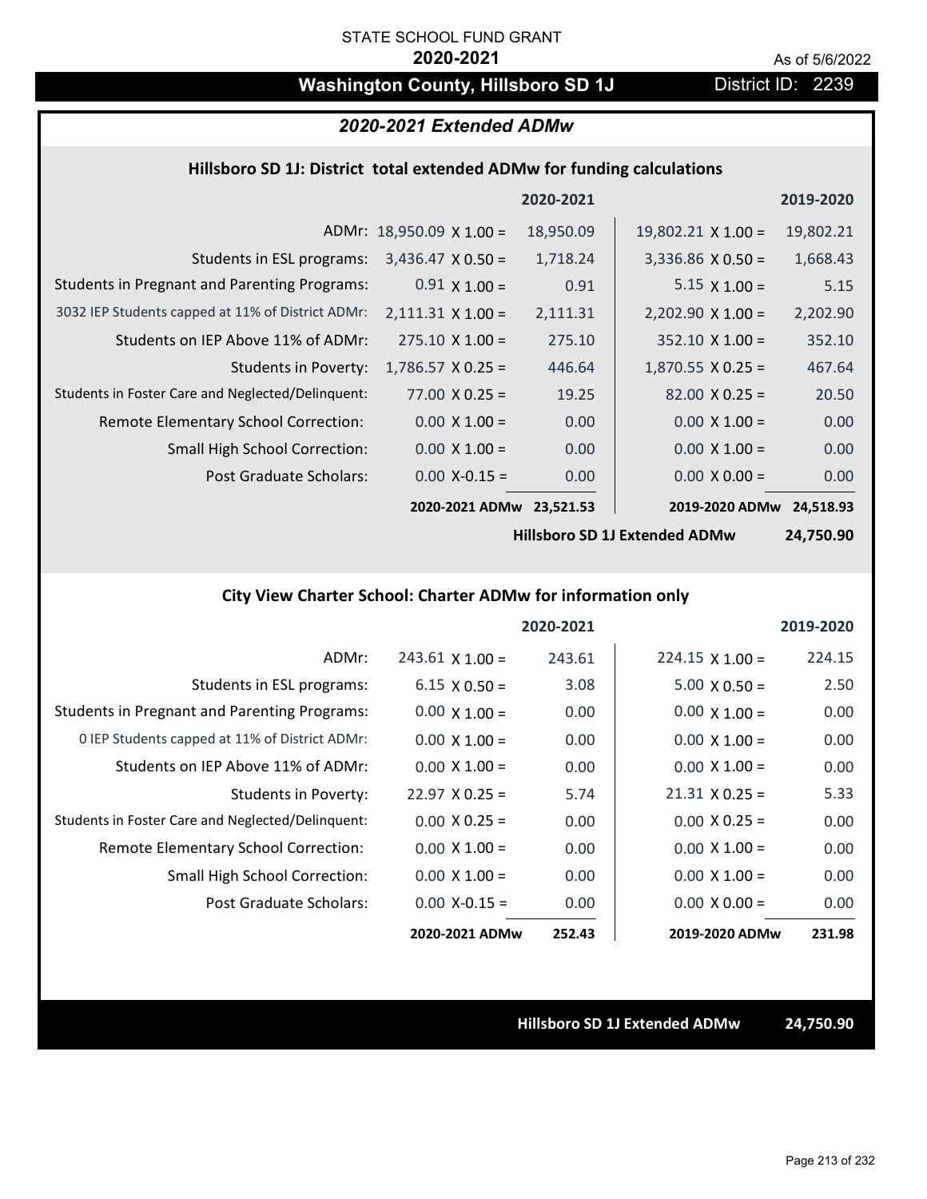STATE SCHOOL FUND GRANT

**2020-2021**

As of 5/6/2022

# Washington County, Hillsboro SD 1J

District ID: 2239

## *2020-2021 Extended ADMw*

### Hillsboro SD 1J: District total extended ADMw for funding calculations

| | | 2020-2021 | | 2019-2020 |
|---|---|---|---|---|
| ADMr: | 18,950.09 X 1.00 = | 18,950.09 | 19,802.21 X 1.00 = | 19,802.21 |
| Students in ESL programs: | 3,436.47 X 0.50 = | 1,718.24 | 3,336.86 X 0.50 = | 1,668.43 |
| Students in Pregnant and Parenting Programs: | 0.91 X 1.00 = | 0.91 | 5.15 X 1.00 = | 5.15 |
| 3032 IEP Students capped at 11% of District ADMr: | 2,111.31 X 1.00 = | 2,111.31 | 2,202.90 X 1.00 = | 2,202.90 |
| Students on IEP Above 11% of ADMr: | 275.10 X 1.00 = | 275.10 | 352.10 X 1.00 = | 352.10 |
| Students in Poverty: | 1,786.57 X 0.25 = | 446.64 | 1,870.55 X 0.25 = | 467.64 |
| Students in Foster Care and Neglected/Delinquent: | 77.00 X 0.25 = | 19.25 | 82.00 X 0.25 = | 20.50 |
| Remote Elementary School Correction: | 0.00 X 1.00 = | 0.00 | 0.00 X 1.00 = | 0.00 |
| Small High School Correction: | 0.00 X 1.00 = | 0.00 | 0.00 X 1.00 = | 0.00 |
| Post Graduate Scholars: | 0.00 X-0.15 = | 0.00 | 0.00 X 0.00 = | 0.00 |
| | **2020-2021 ADMw** | **23,521.53** | **2019-2020 ADMw** | **24,518.93** |
| | | | **Hillsboro SD 1J Extended ADMw** | **24,750.90** |

### City View Charter School: Charter ADMw for information only

| | | 2020-2021 | | 2019-2020 |
|---|---|---|---|---|
| ADMr: | 243.61 X 1.00 = | 243.61 | 224.15 X 1.00 = | 224.15 |
| Students in ESL programs: | 6.15 X 0.50 = | 3.08 | 5.00 X 0.50 = | 2.50 |
| Students in Pregnant and Parenting Programs: | 0.00 X 1.00 = | 0.00 | 0.00 X 1.00 = | 0.00 |
| 0 IEP Students capped at 11% of District ADMr: | 0.00 X 1.00 = | 0.00 | 0.00 X 1.00 = | 0.00 |
| Students on IEP Above 11% of ADMr: | 0.00 X 1.00 = | 0.00 | 0.00 X 1.00 = | 0.00 |
| Students in Poverty: | 22.97 X 0.25 = | 5.74 | 21.31 X 0.25 = | 5.33 |
| Students in Foster Care and Neglected/Delinquent: | 0.00 X 0.25 = | 0.00 | 0.00 X 0.25 = | 0.00 |
| Remote Elementary School Correction: | 0.00 X 1.00 = | 0.00 | 0.00 X 1.00 = | 0.00 |
| Small High School Correction: | 0.00 X 1.00 = | 0.00 | 0.00 X 1.00 = | 0.00 |
| Post Graduate Scholars: | 0.00 X-0.15 = | 0.00 | 0.00 X 0.00 = | 0.00 |
| | **2020-2021 ADMw** | **252.43** | **2019-2020 ADMw** | **231.98** |

**Hillsboro SD 1J Extended ADMw 24,750.90**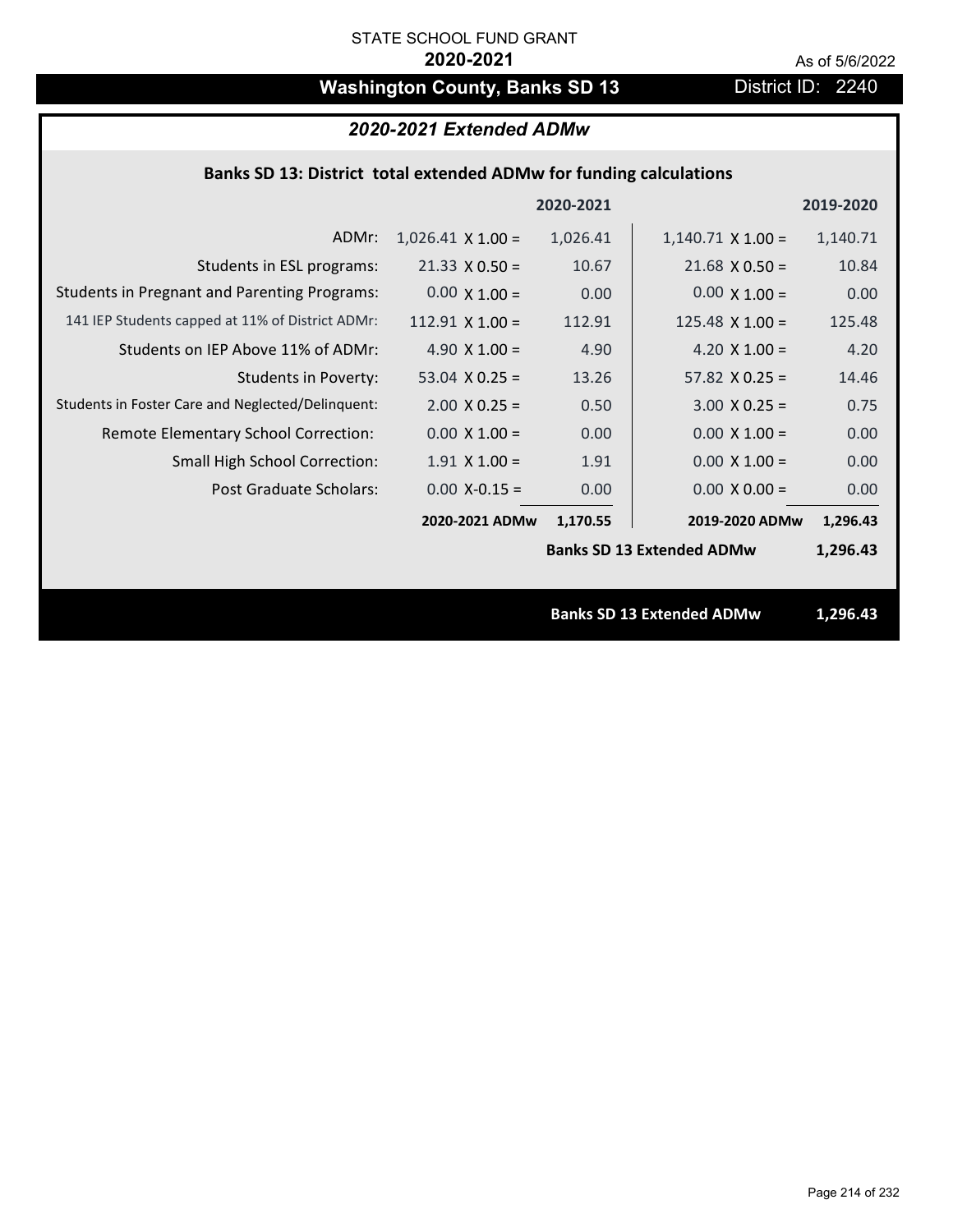STATE SCHOOL FUND GRANT

**2020-2021**

As of 5/6/2022

# Washington County, Banks SD 13

District ID: 2240

## *2020-2021 Extended ADMw*

### Banks SD 13: District total extended ADMw for funding calculations

| | | 2020-2021 | | 2019-2020 |
|---|---|---|---|---|
| ADMr: | 1,026.41 X 1.00 = | 1,026.41 | 1,140.71 X 1.00 = | 1,140.71 |
| Students in ESL programs: | 21.33 X 0.50 = | 10.67 | 21.68 X 0.50 = | 10.84 |
| Students in Pregnant and Parenting Programs: | 0.00 X 1.00 = | 0.00 | 0.00 X 1.00 = | 0.00 |
| 141 IEP Students capped at 11% of District ADMr: | 112.91 X 1.00 = | 112.91 | 125.48 X 1.00 = | 125.48 |
| Students on IEP Above 11% of ADMr: | 4.90 X 1.00 = | 4.90 | 4.20 X 1.00 = | 4.20 |
| Students in Poverty: | 53.04 X 0.25 = | 13.26 | 57.82 X 0.25 = | 14.46 |
| Students in Foster Care and Neglected/Delinquent: | 2.00 X 0.25 = | 0.50 | 3.00 X 0.25 = | 0.75 |
| Remote Elementary School Correction: | 0.00 X 1.00 = | 0.00 | 0.00 X 1.00 = | 0.00 |
| Small High School Correction: | 1.91 X 1.00 = | 1.91 | 0.00 X 1.00 = | 0.00 |
| Post Graduate Scholars: | 0.00 X-0.15 = | 0.00 | 0.00 X 0.00 = | 0.00 |
| | **2020-2021 ADMw** | **1,170.55** | **2019-2020 ADMw** | **1,296.43** |
| | | | **Banks SD 13 Extended ADMw** | **1,296.43** |

**Banks SD 13 Extended ADMw** **1,296.43**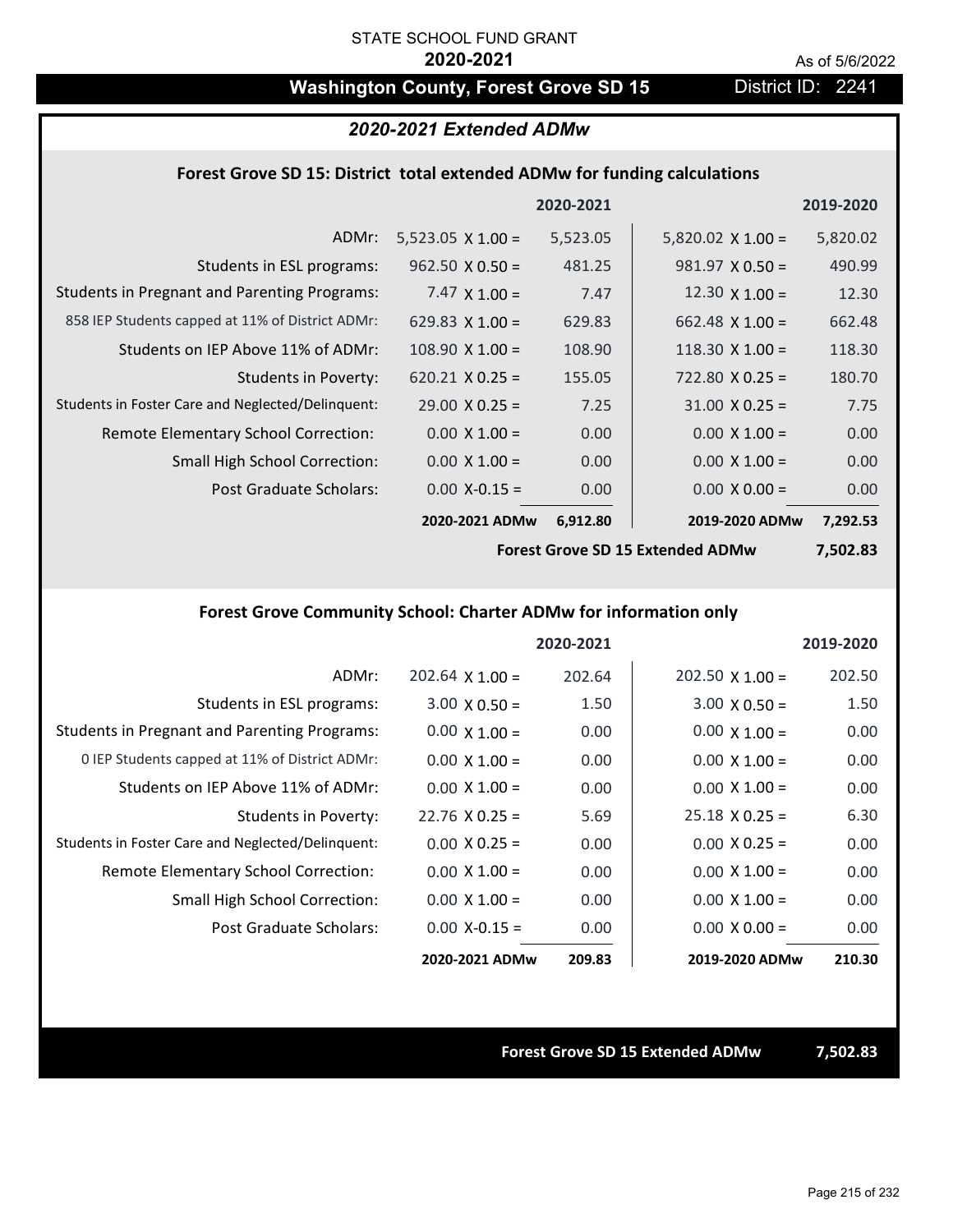STATE SCHOOL FUND GRANT

**2020-2021**

As of 5/6/2022

# Washington County, Forest Grove SD 15

District ID: 2241

## *2020-2021 Extended ADMw*

### Forest Grove SD 15: District total extended ADMw for funding calculations

| | 2020-2021 | | 2019-2020 | |
|---|---|---|---|---|
| ADMr: | 5,523.05 X 1.00 = | 5,523.05 | 5,820.02 X 1.00 = | 5,820.02 |
| Students in ESL programs: | 962.50 X 0.50 = | 481.25 | 981.97 X 0.50 = | 490.99 |
| Students in Pregnant and Parenting Programs: | 7.47 X 1.00 = | 7.47 | 12.30 X 1.00 = | 12.30 |
| 858 IEP Students capped at 11% of District ADMr: | 629.83 X 1.00 = | 629.83 | 662.48 X 1.00 = | 662.48 |
| Students on IEP Above 11% of ADMr: | 108.90 X 1.00 = | 108.90 | 118.30 X 1.00 = | 118.30 |
| Students in Poverty: | 620.21 X 0.25 = | 155.05 | 722.80 X 0.25 = | 180.70 |
| Students in Foster Care and Neglected/Delinquent: | 29.00 X 0.25 = | 7.25 | 31.00 X 0.25 = | 7.75 |
| Remote Elementary School Correction: | 0.00 X 1.00 = | 0.00 | 0.00 X 1.00 = | 0.00 |
| Small High School Correction: | 0.00 X 1.00 = | 0.00 | 0.00 X 1.00 = | 0.00 |
| Post Graduate Scholars: | 0.00 X-0.15 = | 0.00 | 0.00 X 0.00 = | 0.00 |
| | **2020-2021 ADMw** | **6,912.80** | **2019-2020 ADMw** | **7,292.53** |
| | | | **Forest Grove SD 15 Extended ADMw** | **7,502.83** |

### Forest Grove Community School: Charter ADMw for information only

| | 2020-2021 | | 2019-2020 | |
|---|---|---|---|---|
| ADMr: | 202.64 X 1.00 = | 202.64 | 202.50 X 1.00 = | 202.50 |
| Students in ESL programs: | 3.00 X 0.50 = | 1.50 | 3.00 X 0.50 = | 1.50 |
| Students in Pregnant and Parenting Programs: | 0.00 X 1.00 = | 0.00 | 0.00 X 1.00 = | 0.00 |
| 0 IEP Students capped at 11% of District ADMr: | 0.00 X 1.00 = | 0.00 | 0.00 X 1.00 = | 0.00 |
| Students on IEP Above 11% of ADMr: | 0.00 X 1.00 = | 0.00 | 0.00 X 1.00 = | 0.00 |
| Students in Poverty: | 22.76 X 0.25 = | 5.69 | 25.18 X 0.25 = | 6.30 |
| Students in Foster Care and Neglected/Delinquent: | 0.00 X 0.25 = | 0.00 | 0.00 X 0.25 = | 0.00 |
| Remote Elementary School Correction: | 0.00 X 1.00 = | 0.00 | 0.00 X 1.00 = | 0.00 |
| Small High School Correction: | 0.00 X 1.00 = | 0.00 | 0.00 X 1.00 = | 0.00 |
| Post Graduate Scholars: | 0.00 X-0.15 = | 0.00 | 0.00 X 0.00 = | 0.00 |
| | **2020-2021 ADMw** | **209.83** | **2019-2020 ADMw** | **210.30** |

**Forest Grove SD 15 Extended ADMw** **7,502.83**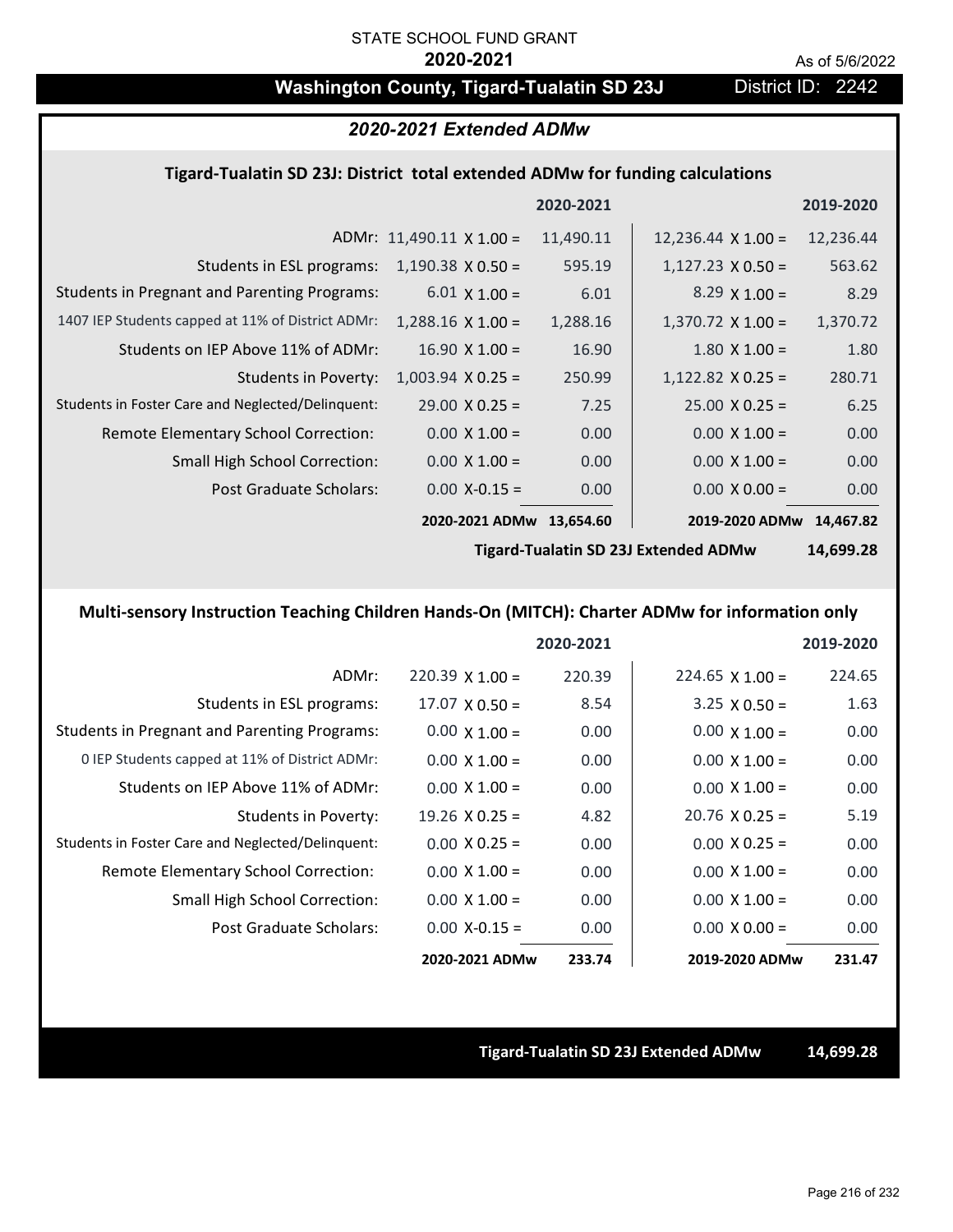STATE SCHOOL FUND GRANT

**2020-2021**

As of 5/6/2022

## Washington County, Tigard-Tualatin SD 23J

District ID: 2242

### *2020-2021 Extended ADMw*

#### Tigard-Tualatin SD 23J: District total extended ADMw for funding calculations

| | 2020-2021 | | 2019-2020 | |
|---|---|---|---|---|
| ADMr: | 11,490.11 X 1.00 = | 11,490.11 | 12,236.44 X 1.00 = | 12,236.44 |
| Students in ESL programs: | 1,190.38 X 0.50 = | 595.19 | 1,127.23 X 0.50 = | 563.62 |
| Students in Pregnant and Parenting Programs: | 6.01 X 1.00 = | 6.01 | 8.29 X 1.00 = | 8.29 |
| 1407 IEP Students capped at 11% of District ADMr: | 1,288.16 X 1.00 = | 1,288.16 | 1,370.72 X 1.00 = | 1,370.72 |
| Students on IEP Above 11% of ADMr: | 16.90 X 1.00 = | 16.90 | 1.80 X 1.00 = | 1.80 |
| Students in Poverty: | 1,003.94 X 0.25 = | 250.99 | 1,122.82 X 0.25 = | 280.71 |
| Students in Foster Care and Neglected/Delinquent: | 29.00 X 0.25 = | 7.25 | 25.00 X 0.25 = | 6.25 |
| Remote Elementary School Correction: | 0.00 X 1.00 = | 0.00 | 0.00 X 1.00 = | 0.00 |
| Small High School Correction: | 0.00 X 1.00 = | 0.00 | 0.00 X 1.00 = | 0.00 |
| Post Graduate Scholars: | 0.00 X-0.15 = | 0.00 | 0.00 X 0.00 = | 0.00 |
| | **2020-2021 ADMw** | **13,654.60** | **2019-2020 ADMw** | **14,467.82** |

**Tigard-Tualatin SD 23J Extended ADMw** **14,699.28**

#### Multi-sensory Instruction Teaching Children Hands-On (MITCH): Charter ADMw for information only

| | 2020-2021 | | 2019-2020 | |
|---|---|---|---|---|
| ADMr: | 220.39 X 1.00 = | 220.39 | 224.65 X 1.00 = | 224.65 |
| Students in ESL programs: | 17.07 X 0.50 = | 8.54 | 3.25 X 0.50 = | 1.63 |
| Students in Pregnant and Parenting Programs: | 0.00 X 1.00 = | 0.00 | 0.00 X 1.00 = | 0.00 |
| 0 IEP Students capped at 11% of District ADMr: | 0.00 X 1.00 = | 0.00 | 0.00 X 1.00 = | 0.00 |
| Students on IEP Above 11% of ADMr: | 0.00 X 1.00 = | 0.00 | 0.00 X 1.00 = | 0.00 |
| Students in Poverty: | 19.26 X 0.25 = | 4.82 | 20.76 X 0.25 = | 5.19 |
| Students in Foster Care and Neglected/Delinquent: | 0.00 X 0.25 = | 0.00 | 0.00 X 0.25 = | 0.00 |
| Remote Elementary School Correction: | 0.00 X 1.00 = | 0.00 | 0.00 X 1.00 = | 0.00 |
| Small High School Correction: | 0.00 X 1.00 = | 0.00 | 0.00 X 1.00 = | 0.00 |
| Post Graduate Scholars: | 0.00 X-0.15 = | 0.00 | 0.00 X 0.00 = | 0.00 |
| | **2020-2021 ADMw** | **233.74** | **2019-2020 ADMw** | **231.47** |

**Tigard-Tualatin SD 23J Extended ADMw** **14,699.28**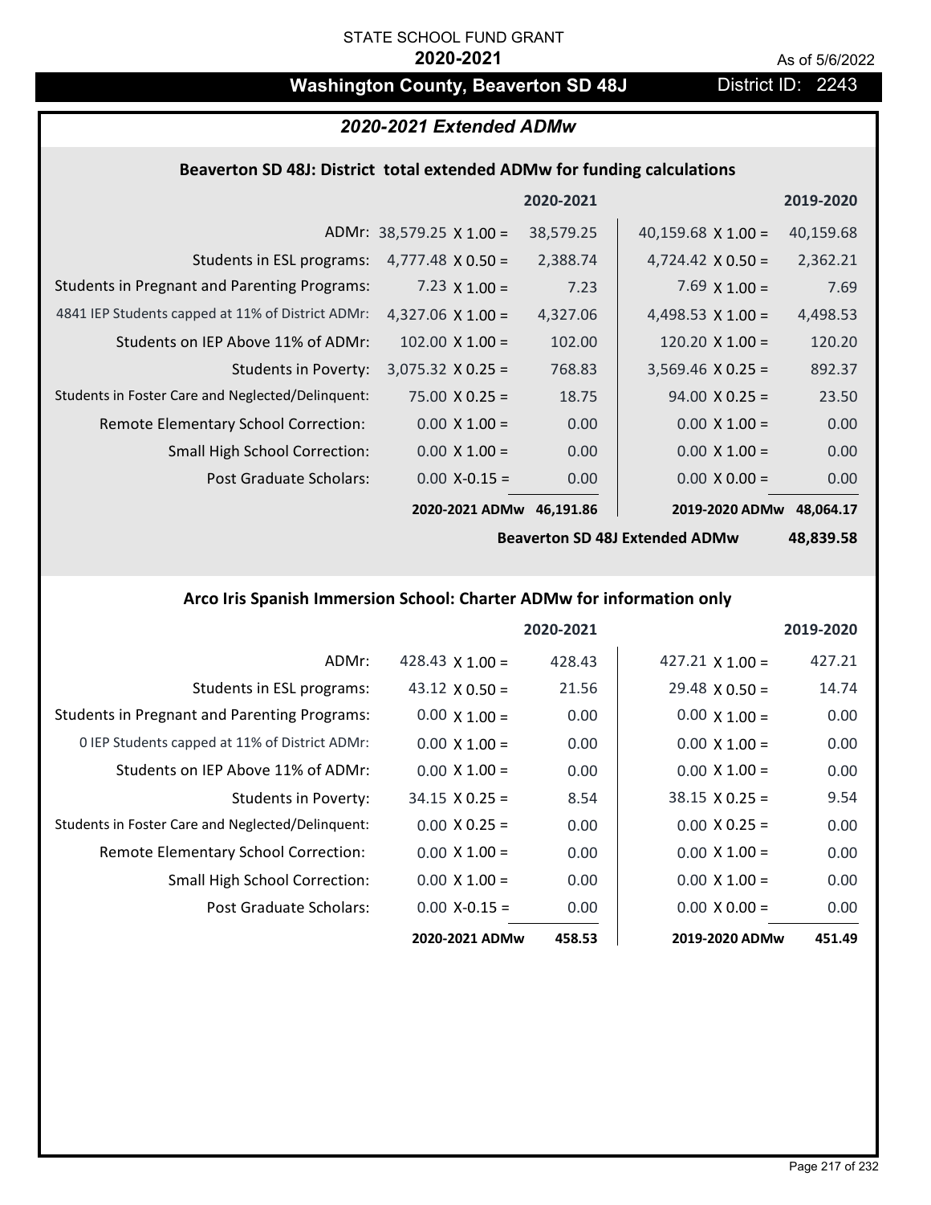STATE SCHOOL FUND GRANT

**2020-2021**

As of 5/6/2022

# Washington County, Beaverton SD 48J

District ID: 2243

## *2020-2021 Extended ADMw*

### Beaverton SD 48J: District total extended ADMw for funding calculations

| | 2020-2021 | | 2019-2020 | |
|---|---|---|---|---|
| ADMr: | 38,579.25 X 1.00 = | 38,579.25 | 40,159.68 X 1.00 = | 40,159.68 |
| Students in ESL programs: | 4,777.48 X 0.50 = | 2,388.74 | 4,724.42 X 0.50 = | 2,362.21 |
| Students in Pregnant and Parenting Programs: | 7.23 X 1.00 = | 7.23 | 7.69 X 1.00 = | 7.69 |
| 4841 IEP Students capped at 11% of District ADMr: | 4,327.06 X 1.00 = | 4,327.06 | 4,498.53 X 1.00 = | 4,498.53 |
| Students on IEP Above 11% of ADMr: | 102.00 X 1.00 = | 102.00 | 120.20 X 1.00 = | 120.20 |
| Students in Poverty: | 3,075.32 X 0.25 = | 768.83 | 3,569.46 X 0.25 = | 892.37 |
| Students in Foster Care and Neglected/Delinquent: | 75.00 X 0.25 = | 18.75 | 94.00 X 0.25 = | 23.50 |
| Remote Elementary School Correction: | 0.00 X 1.00 = | 0.00 | 0.00 X 1.00 = | 0.00 |
| Small High School Correction: | 0.00 X 1.00 = | 0.00 | 0.00 X 1.00 = | 0.00 |
| Post Graduate Scholars: | 0.00 X-0.15 = | 0.00 | 0.00 X 0.00 = | 0.00 |
| | **2020-2021 ADMw** | **46,191.86** | **2019-2020 ADMw** | **48,064.17** |
| | | | **Beaverton SD 48J Extended ADMw** | **48,839.58** |

### Arco Iris Spanish Immersion School: Charter ADMw for information only

| | 2020-2021 | | 2019-2020 | |
|---|---|---|---|---|
| ADMr: | 428.43 X 1.00 = | 428.43 | 427.21 X 1.00 = | 427.21 |
| Students in ESL programs: | 43.12 X 0.50 = | 21.56 | 29.48 X 0.50 = | 14.74 |
| Students in Pregnant and Parenting Programs: | 0.00 X 1.00 = | 0.00 | 0.00 X 1.00 = | 0.00 |
| 0 IEP Students capped at 11% of District ADMr: | 0.00 X 1.00 = | 0.00 | 0.00 X 1.00 = | 0.00 |
| Students on IEP Above 11% of ADMr: | 0.00 X 1.00 = | 0.00 | 0.00 X 1.00 = | 0.00 |
| Students in Poverty: | 34.15 X 0.25 = | 8.54 | 38.15 X 0.25 = | 9.54 |
| Students in Foster Care and Neglected/Delinquent: | 0.00 X 0.25 = | 0.00 | 0.00 X 0.25 = | 0.00 |
| Remote Elementary School Correction: | 0.00 X 1.00 = | 0.00 | 0.00 X 1.00 = | 0.00 |
| Small High School Correction: | 0.00 X 1.00 = | 0.00 | 0.00 X 1.00 = | 0.00 |
| Post Graduate Scholars: | 0.00 X-0.15 = | 0.00 | 0.00 X 0.00 = | 0.00 |
| | **2020-2021 ADMw** | **458.53** | **2019-2020 ADMw** | **451.49** |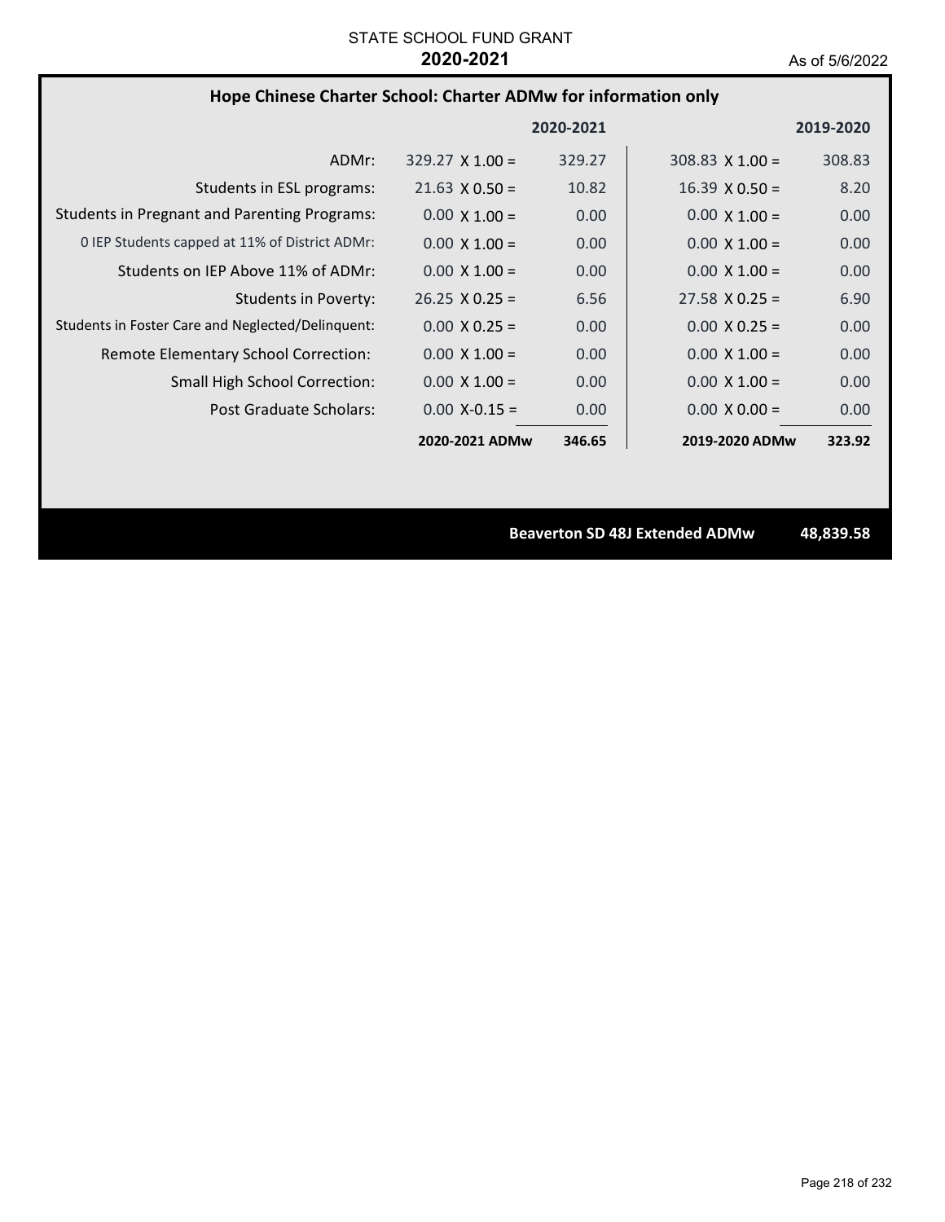STATE SCHOOL FUND GRANT

**2020-2021**

As of 5/6/2022

## Hope Chinese Charter School: Charter ADMw for information only

| | | 2020-2021 | | 2019-2020 |
|---|---|---|---|---|
| ADMr: | 329.27 X 1.00 = | 329.27 | 308.83 X 1.00 = | 308.83 |
| Students in ESL programs: | 21.63 X 0.50 = | 10.82 | 16.39 X 0.50 = | 8.20 |
| Students in Pregnant and Parenting Programs: | 0.00 X 1.00 = | 0.00 | 0.00 X 1.00 = | 0.00 |
| 0 IEP Students capped at 11% of District ADMr: | 0.00 X 1.00 = | 0.00 | 0.00 X 1.00 = | 0.00 |
| Students on IEP Above 11% of ADMr: | 0.00 X 1.00 = | 0.00 | 0.00 X 1.00 = | 0.00 |
| Students in Poverty: | 26.25 X 0.25 = | 6.56 | 27.58 X 0.25 = | 6.90 |
| Students in Foster Care and Neglected/Delinquent: | 0.00 X 0.25 = | 0.00 | 0.00 X 0.25 = | 0.00 |
| Remote Elementary School Correction: | 0.00 X 1.00 = | 0.00 | 0.00 X 1.00 = | 0.00 |
| Small High School Correction: | 0.00 X 1.00 = | 0.00 | 0.00 X 1.00 = | 0.00 |
| Post Graduate Scholars: | 0.00 X-0.15 = | 0.00 | 0.00 X 0.00 = | 0.00 |
| | **2020-2021 ADMw** | **346.65** | **2019-2020 ADMw** | **323.92** |

**Beaverton SD 48J Extended ADMw** **48,839.58**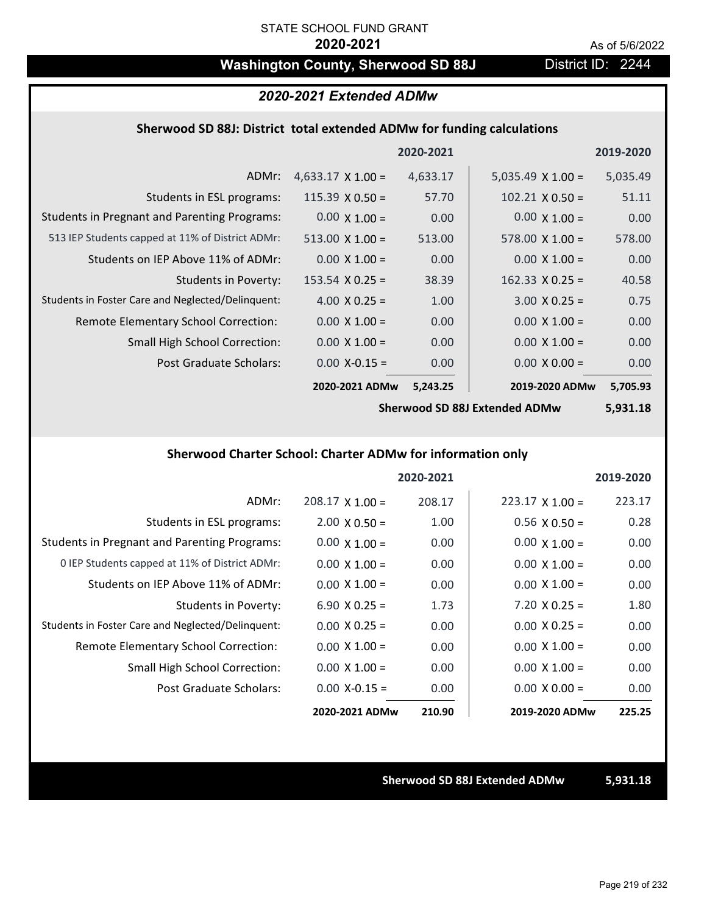STATE SCHOOL FUND GRANT

**2020-2021**

As of 5/6/2022

# Washington County, Sherwood SD 88J

District ID: 2244

## *2020-2021 Extended ADMw*

### Sherwood SD 88J: District total extended ADMw for funding calculations

| | | 2020-2021 | | 2019-2020 |
|---|---|---|---|---|
| ADMr: | 4,633.17 X 1.00 = | 4,633.17 | 5,035.49 X 1.00 = | 5,035.49 |
| Students in ESL programs: | 115.39 X 0.50 = | 57.70 | 102.21 X 0.50 = | 51.11 |
| Students in Pregnant and Parenting Programs: | 0.00 X 1.00 = | 0.00 | 0.00 X 1.00 = | 0.00 |
| 513 IEP Students capped at 11% of District ADMr: | 513.00 X 1.00 = | 513.00 | 578.00 X 1.00 = | 578.00 |
| Students on IEP Above 11% of ADMr: | 0.00 X 1.00 = | 0.00 | 0.00 X 1.00 = | 0.00 |
| Students in Poverty: | 153.54 X 0.25 = | 38.39 | 162.33 X 0.25 = | 40.58 |
| Students in Foster Care and Neglected/Delinquent: | 4.00 X 0.25 = | 1.00 | 3.00 X 0.25 = | 0.75 |
| Remote Elementary School Correction: | 0.00 X 1.00 = | 0.00 | 0.00 X 1.00 = | 0.00 |
| Small High School Correction: | 0.00 X 1.00 = | 0.00 | 0.00 X 1.00 = | 0.00 |
| Post Graduate Scholars: | 0.00 X-0.15 = | 0.00 | 0.00 X 0.00 = | 0.00 |
| | **2020-2021 ADMw** | **5,243.25** | **2019-2020 ADMw** | **5,705.93** |
| | | | **Sherwood SD 88J Extended ADMw** | **5,931.18** |

### Sherwood Charter School: Charter ADMw for information only

| | | 2020-2021 | | 2019-2020 |
|---|---|---|---|---|
| ADMr: | 208.17 X 1.00 = | 208.17 | 223.17 X 1.00 = | 223.17 |
| Students in ESL programs: | 2.00 X 0.50 = | 1.00 | 0.56 X 0.50 = | 0.28 |
| Students in Pregnant and Parenting Programs: | 0.00 X 1.00 = | 0.00 | 0.00 X 1.00 = | 0.00 |
| 0 IEP Students capped at 11% of District ADMr: | 0.00 X 1.00 = | 0.00 | 0.00 X 1.00 = | 0.00 |
| Students on IEP Above 11% of ADMr: | 0.00 X 1.00 = | 0.00 | 0.00 X 1.00 = | 0.00 |
| Students in Poverty: | 6.90 X 0.25 = | 1.73 | 7.20 X 0.25 = | 1.80 |
| Students in Foster Care and Neglected/Delinquent: | 0.00 X 0.25 = | 0.00 | 0.00 X 0.25 = | 0.00 |
| Remote Elementary School Correction: | 0.00 X 1.00 = | 0.00 | 0.00 X 1.00 = | 0.00 |
| Small High School Correction: | 0.00 X 1.00 = | 0.00 | 0.00 X 1.00 = | 0.00 |
| Post Graduate Scholars: | 0.00 X-0.15 = | 0.00 | 0.00 X 0.00 = | 0.00 |
| | **2020-2021 ADMw** | **210.90** | **2019-2020 ADMw** | **225.25** |

**Sherwood SD 88J Extended ADMw** **5,931.18**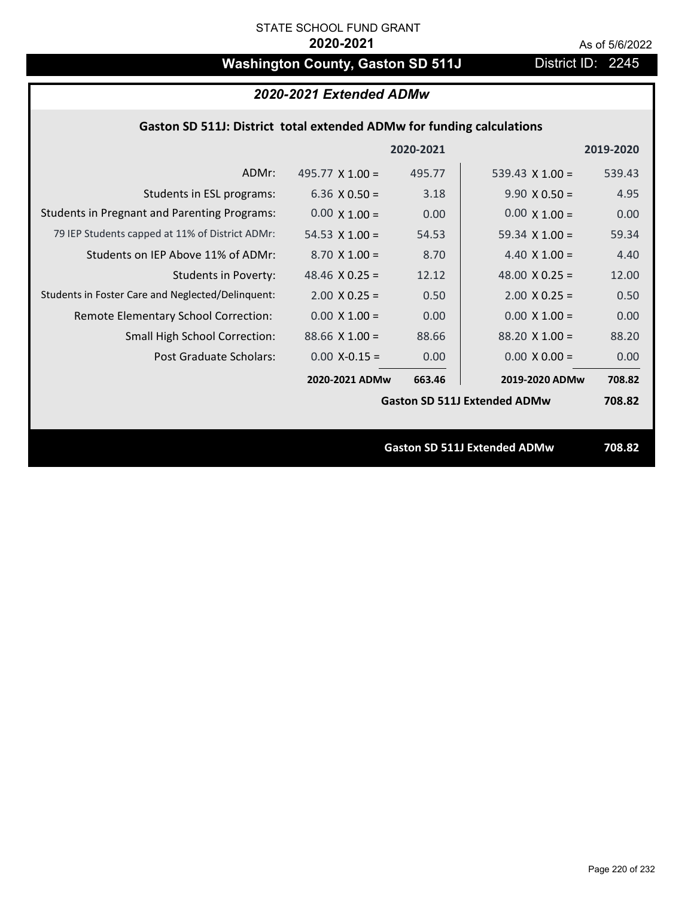STATE SCHOOL FUND GRANT

**2020-2021**

As of 5/6/2022

# Washington County, Gaston SD 511J

District ID: 2245

## *2020-2021 Extended ADMw*

### Gaston SD 511J: District total extended ADMw for funding calculations

| | | 2020-2021 | | 2019-2020 |
|---|---|---|---|---|
| ADMr: | 495.77 X 1.00 = | 495.77 | 539.43 X 1.00 = | 539.43 |
| Students in ESL programs: | 6.36 X 0.50 = | 3.18 | 9.90 X 0.50 = | 4.95 |
| Students in Pregnant and Parenting Programs: | 0.00 X 1.00 = | 0.00 | 0.00 X 1.00 = | 0.00 |
| 79 IEP Students capped at 11% of District ADMr: | 54.53 X 1.00 = | 54.53 | 59.34 X 1.00 = | 59.34 |
| Students on IEP Above 11% of ADMr: | 8.70 X 1.00 = | 8.70 | 4.40 X 1.00 = | 4.40 |
| Students in Poverty: | 48.46 X 0.25 = | 12.12 | 48.00 X 0.25 = | 12.00 |
| Students in Foster Care and Neglected/Delinquent: | 2.00 X 0.25 = | 0.50 | 2.00 X 0.25 = | 0.50 |
| Remote Elementary School Correction: | 0.00 X 1.00 = | 0.00 | 0.00 X 1.00 = | 0.00 |
| Small High School Correction: | 88.66 X 1.00 = | 88.66 | 88.20 X 1.00 = | 88.20 |
| Post Graduate Scholars: | 0.00 X-0.15 = | 0.00 | 0.00 X 0.00 = | 0.00 |
| | **2020-2021 ADMw** | **663.46** | **2019-2020 ADMw** | **708.82** |
| | | | **Gaston SD 511J Extended ADMw** | **708.82** |

**Gaston SD 511J Extended ADMw** **708.82**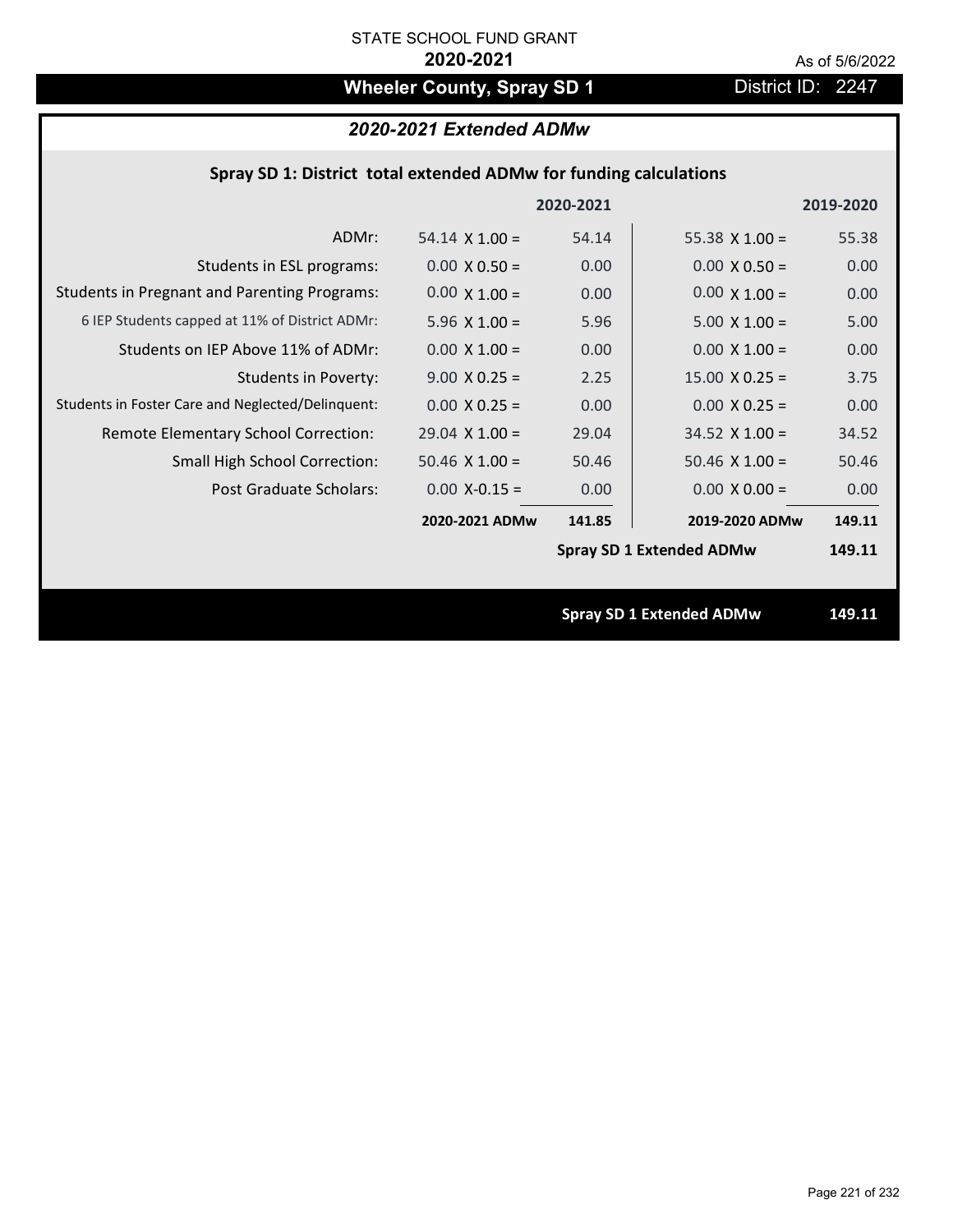STATE SCHOOL FUND GRANT

**2020-2021**

As of 5/6/2022

# Wheeler County, Spray SD 1

District ID: 2247

## *2020-2021 Extended ADMw*

### Spray SD 1: District total extended ADMw for funding calculations

| | | 2020-2021 | | 2019-2020 |
|---|---|---|---|---|
| ADMr: | 54.14 X 1.00 = | 54.14 | 55.38 X 1.00 = | 55.38 |
| Students in ESL programs: | 0.00 X 0.50 = | 0.00 | 0.00 X 0.50 = | 0.00 |
| Students in Pregnant and Parenting Programs: | 0.00 X 1.00 = | 0.00 | 0.00 X 1.00 = | 0.00 |
| 6 IEP Students capped at 11% of District ADMr: | 5.96 X 1.00 = | 5.96 | 5.00 X 1.00 = | 5.00 |
| Students on IEP Above 11% of ADMr: | 0.00 X 1.00 = | 0.00 | 0.00 X 1.00 = | 0.00 |
| Students in Poverty: | 9.00 X 0.25 = | 2.25 | 15.00 X 0.25 = | 3.75 |
| Students in Foster Care and Neglected/Delinquent: | 0.00 X 0.25 = | 0.00 | 0.00 X 0.25 = | 0.00 |
| Remote Elementary School Correction: | 29.04 X 1.00 = | 29.04 | 34.52 X 1.00 = | 34.52 |
| Small High School Correction: | 50.46 X 1.00 = | 50.46 | 50.46 X 1.00 = | 50.46 |
| Post Graduate Scholars: | 0.00 X-0.15 = | 0.00 | 0.00 X 0.00 = | 0.00 |
| | **2020-2021 ADMw** | **141.85** | **2019-2020 ADMw** | **149.11** |
| | | | **Spray SD 1 Extended ADMw** | **149.11** |

**Spray SD 1 Extended ADMw** **149.11**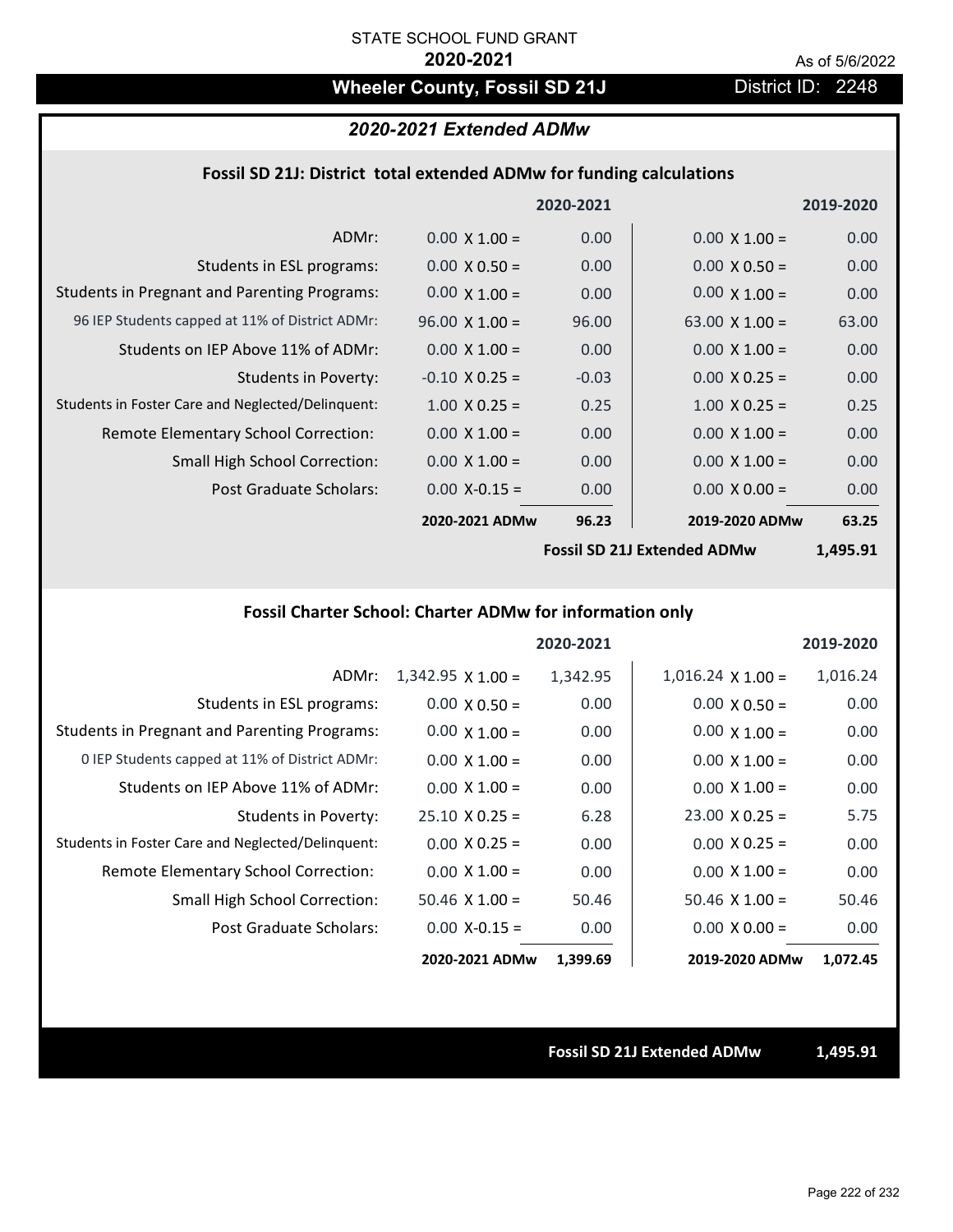STATE SCHOOL FUND GRANT

**2020-2021**

As of 5/6/2022

# Wheeler County, Fossil SD 21J

District ID: 2248

## *2020-2021 Extended ADMw*

### Fossil SD 21J: District total extended ADMw for funding calculations

| | | 2020-2021 | | 2019-2020 |
|---|---|---|---|---|
| ADMr: | 0.00 X 1.00 = | 0.00 | 0.00 X 1.00 = | 0.00 |
| Students in ESL programs: | 0.00 X 0.50 = | 0.00 | 0.00 X 0.50 = | 0.00 |
| Students in Pregnant and Parenting Programs: | 0.00 X 1.00 = | 0.00 | 0.00 X 1.00 = | 0.00 |
| 96 IEP Students capped at 11% of District ADMr: | 96.00 X 1.00 = | 96.00 | 63.00 X 1.00 = | 63.00 |
| Students on IEP Above 11% of ADMr: | 0.00 X 1.00 = | 0.00 | 0.00 X 1.00 = | 0.00 |
| Students in Poverty: | -0.10 X 0.25 = | -0.03 | 0.00 X 0.25 = | 0.00 |
| Students in Foster Care and Neglected/Delinquent: | 1.00 X 0.25 = | 0.25 | 1.00 X 0.25 = | 0.25 |
| Remote Elementary School Correction: | 0.00 X 1.00 = | 0.00 | 0.00 X 1.00 = | 0.00 |
| Small High School Correction: | 0.00 X 1.00 = | 0.00 | 0.00 X 1.00 = | 0.00 |
| Post Graduate Scholars: | 0.00 X-0.15 = | 0.00 | 0.00 X 0.00 = | 0.00 |
| | **2020-2021 ADMw** | **96.23** | **2019-2020 ADMw** | **63.25** |

**Fossil SD 21J Extended ADMw 1,495.91**

### Fossil Charter School: Charter ADMw for information only

| | | 2020-2021 | | 2019-2020 |
|---|---|---|---|---|
| ADMr: | 1,342.95 X 1.00 = | 1,342.95 | 1,016.24 X 1.00 = | 1,016.24 |
| Students in ESL programs: | 0.00 X 0.50 = | 0.00 | 0.00 X 0.50 = | 0.00 |
| Students in Pregnant and Parenting Programs: | 0.00 X 1.00 = | 0.00 | 0.00 X 1.00 = | 0.00 |
| 0 IEP Students capped at 11% of District ADMr: | 0.00 X 1.00 = | 0.00 | 0.00 X 1.00 = | 0.00 |
| Students on IEP Above 11% of ADMr: | 0.00 X 1.00 = | 0.00 | 0.00 X 1.00 = | 0.00 |
| Students in Poverty: | 25.10 X 0.25 = | 6.28 | 23.00 X 0.25 = | 5.75 |
| Students in Foster Care and Neglected/Delinquent: | 0.00 X 0.25 = | 0.00 | 0.00 X 0.25 = | 0.00 |
| Remote Elementary School Correction: | 0.00 X 1.00 = | 0.00 | 0.00 X 1.00 = | 0.00 |
| Small High School Correction: | 50.46 X 1.00 = | 50.46 | 50.46 X 1.00 = | 50.46 |
| Post Graduate Scholars: | 0.00 X-0.15 = | 0.00 | 0.00 X 0.00 = | 0.00 |
| | **2020-2021 ADMw** | **1,399.69** | **2019-2020 ADMw** | **1,072.45** |

**Fossil SD 21J Extended ADMw 1,495.91**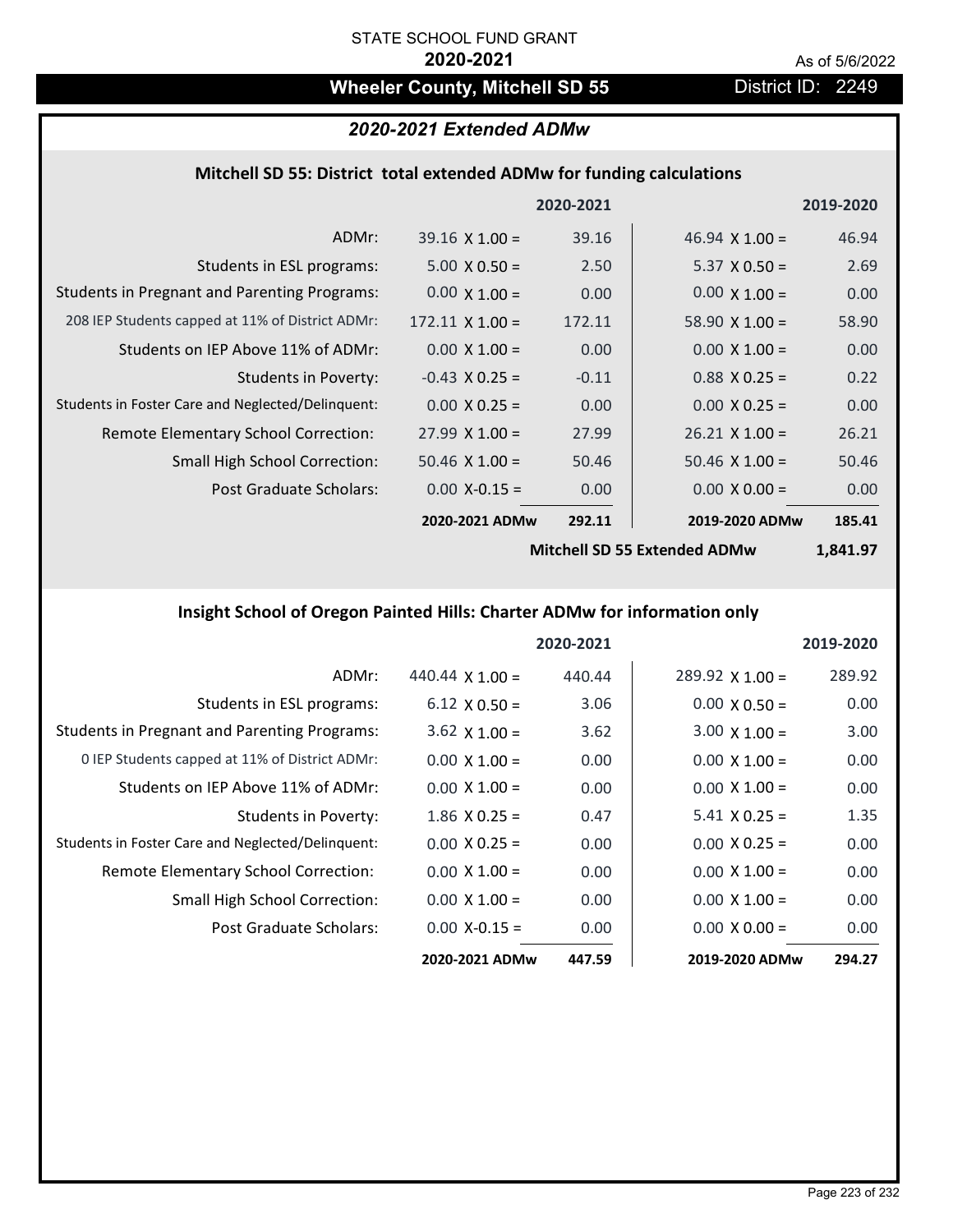STATE SCHOOL FUND GRANT

**2020-2021**

As of 5/6/2022

# Wheeler County, Mitchell SD 55

District ID: 2249

## *2020-2021 Extended ADMw*

### Mitchell SD 55: District total extended ADMw for funding calculations

| | 2020-2021 | | 2019-2020 | |
|---|---|---|---|---|
| ADMr: | 39.16 X 1.00 = | 39.16 | 46.94 X 1.00 = | 46.94 |
| Students in ESL programs: | 5.00 X 0.50 = | 2.50 | 5.37 X 0.50 = | 2.69 |
| Students in Pregnant and Parenting Programs: | 0.00 X 1.00 = | 0.00 | 0.00 X 1.00 = | 0.00 |
| 208 IEP Students capped at 11% of District ADMr: | 172.11 X 1.00 = | 172.11 | 58.90 X 1.00 = | 58.90 |
| Students on IEP Above 11% of ADMr: | 0.00 X 1.00 = | 0.00 | 0.00 X 1.00 = | 0.00 |
| Students in Poverty: | -0.43 X 0.25 = | -0.11 | 0.88 X 0.25 = | 0.22 |
| Students in Foster Care and Neglected/Delinquent: | 0.00 X 0.25 = | 0.00 | 0.00 X 0.25 = | 0.00 |
| Remote Elementary School Correction: | 27.99 X 1.00 = | 27.99 | 26.21 X 1.00 = | 26.21 |
| Small High School Correction: | 50.46 X 1.00 = | 50.46 | 50.46 X 1.00 = | 50.46 |
| Post Graduate Scholars: | 0.00 X-0.15 = | 0.00 | 0.00 X 0.00 = | 0.00 |
| | **2020-2021 ADMw** | **292.11** | **2019-2020 ADMw** | **185.41** |
| | | | **Mitchell SD 55 Extended ADMw** | **1,841.97** |

### Insight School of Oregon Painted Hills: Charter ADMw for information only

| | 2020-2021 | | 2019-2020 | |
|---|---|---|---|---|
| ADMr: | 440.44 X 1.00 = | 440.44 | 289.92 X 1.00 = | 289.92 |
| Students in ESL programs: | 6.12 X 0.50 = | 3.06 | 0.00 X 0.50 = | 0.00 |
| Students in Pregnant and Parenting Programs: | 3.62 X 1.00 = | 3.62 | 3.00 X 1.00 = | 3.00 |
| 0 IEP Students capped at 11% of District ADMr: | 0.00 X 1.00 = | 0.00 | 0.00 X 1.00 = | 0.00 |
| Students on IEP Above 11% of ADMr: | 0.00 X 1.00 = | 0.00 | 0.00 X 1.00 = | 0.00 |
| Students in Poverty: | 1.86 X 0.25 = | 0.47 | 5.41 X 0.25 = | 1.35 |
| Students in Foster Care and Neglected/Delinquent: | 0.00 X 0.25 = | 0.00 | 0.00 X 0.25 = | 0.00 |
| Remote Elementary School Correction: | 0.00 X 1.00 = | 0.00 | 0.00 X 1.00 = | 0.00 |
| Small High School Correction: | 0.00 X 1.00 = | 0.00 | 0.00 X 1.00 = | 0.00 |
| Post Graduate Scholars: | 0.00 X-0.15 = | 0.00 | 0.00 X 0.00 = | 0.00 |
| | **2020-2021 ADMw** | **447.59** | **2019-2020 ADMw** | **294.27** |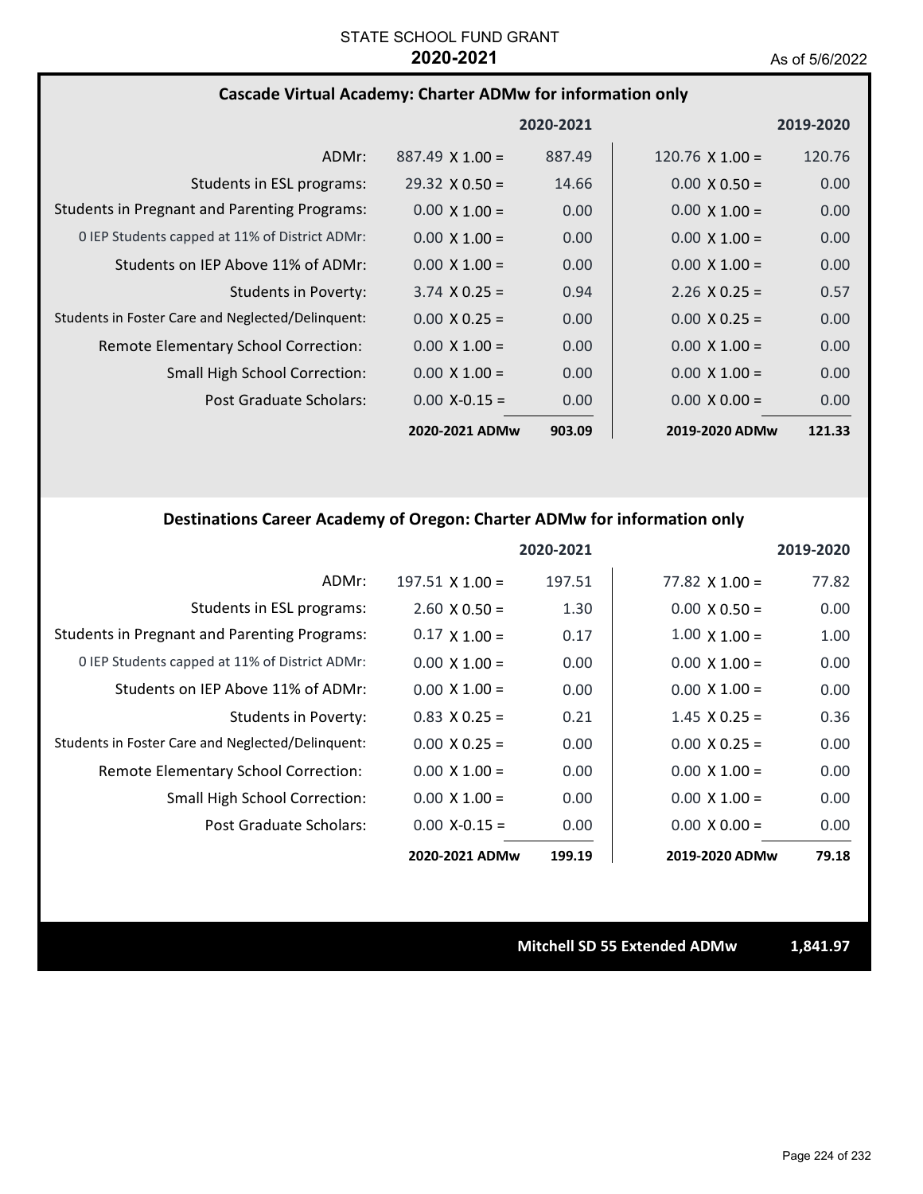STATE SCHOOL FUND GRANT

**2020-2021**

As of 5/6/2022

### Cascade Virtual Academy: Charter ADMw for information only

| | 2020-2021 | | 2019-2020 | |
|---|---|---|---|---|
| ADMr: | 887.49 X 1.00 = | 887.49 | 120.76 X 1.00 = | 120.76 |
| Students in ESL programs: | 29.32 X 0.50 = | 14.66 | 0.00 X 0.50 = | 0.00 |
| Students in Pregnant and Parenting Programs: | 0.00 X 1.00 = | 0.00 | 0.00 X 1.00 = | 0.00 |
| 0 IEP Students capped at 11% of District ADMr: | 0.00 X 1.00 = | 0.00 | 0.00 X 1.00 = | 0.00 |
| Students on IEP Above 11% of ADMr: | 0.00 X 1.00 = | 0.00 | 0.00 X 1.00 = | 0.00 |
| Students in Poverty: | 3.74 X 0.25 = | 0.94 | 2.26 X 0.25 = | 0.57 |
| Students in Foster Care and Neglected/Delinquent: | 0.00 X 0.25 = | 0.00 | 0.00 X 0.25 = | 0.00 |
| Remote Elementary School Correction: | 0.00 X 1.00 = | 0.00 | 0.00 X 1.00 = | 0.00 |
| Small High School Correction: | 0.00 X 1.00 = | 0.00 | 0.00 X 1.00 = | 0.00 |
| Post Graduate Scholars: | 0.00 X-0.15 = | 0.00 | 0.00 X 0.00 = | 0.00 |
| | **2020-2021 ADMw** | **903.09** | **2019-2020 ADMw** | **121.33** |

### Destinations Career Academy of Oregon: Charter ADMw for information only

| | 2020-2021 | | 2019-2020 | |
|---|---|---|---|---|
| ADMr: | 197.51 X 1.00 = | 197.51 | 77.82 X 1.00 = | 77.82 |
| Students in ESL programs: | 2.60 X 0.50 = | 1.30 | 0.00 X 0.50 = | 0.00 |
| Students in Pregnant and Parenting Programs: | 0.17 X 1.00 = | 0.17 | 1.00 X 1.00 = | 1.00 |
| 0 IEP Students capped at 11% of District ADMr: | 0.00 X 1.00 = | 0.00 | 0.00 X 1.00 = | 0.00 |
| Students on IEP Above 11% of ADMr: | 0.00 X 1.00 = | 0.00 | 0.00 X 1.00 = | 0.00 |
| Students in Poverty: | 0.83 X 0.25 = | 0.21 | 1.45 X 0.25 = | 0.36 |
| Students in Foster Care and Neglected/Delinquent: | 0.00 X 0.25 = | 0.00 | 0.00 X 0.25 = | 0.00 |
| Remote Elementary School Correction: | 0.00 X 1.00 = | 0.00 | 0.00 X 1.00 = | 0.00 |
| Small High School Correction: | 0.00 X 1.00 = | 0.00 | 0.00 X 1.00 = | 0.00 |
| Post Graduate Scholars: | 0.00 X-0.15 = | 0.00 | 0.00 X 0.00 = | 0.00 |
| | **2020-2021 ADMw** | **199.19** | **2019-2020 ADMw** | **79.18** |

**Mitchell SD 55 Extended ADMw** **1,841.97**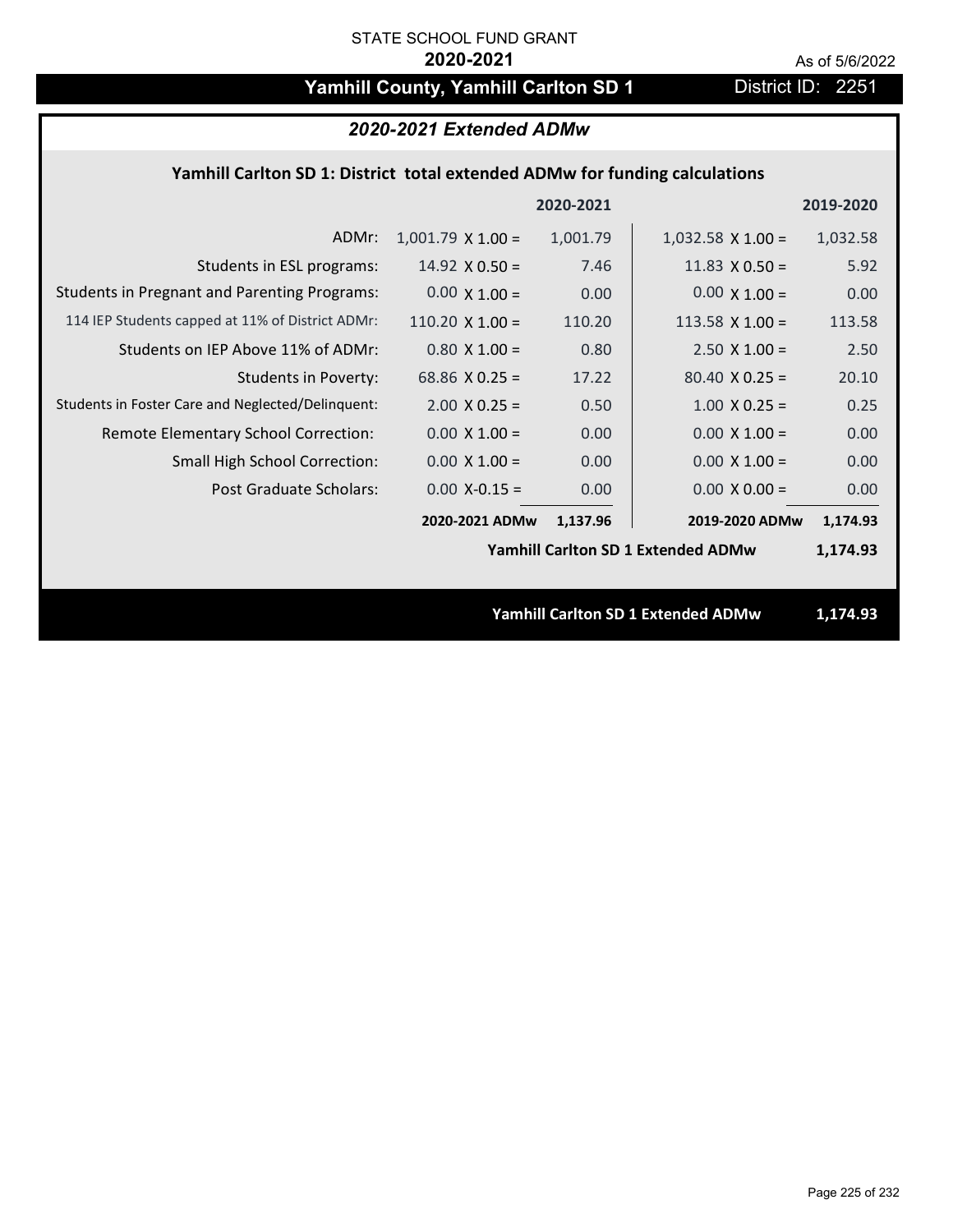STATE SCHOOL FUND GRANT

**2020-2021**

As of 5/6/2022

# Yamhill County, Yamhill Carlton SD 1

District ID: 2251

## *2020-2021 Extended ADMw*

### Yamhill Carlton SD 1: District total extended ADMw for funding calculations

| | 2020-2021 | | 2019-2020 | |
|---|---|---|---|---|
| ADMr: | 1,001.79 X 1.00 = | 1,001.79 | 1,032.58 X 1.00 = | 1,032.58 |
| Students in ESL programs: | 14.92 X 0.50 = | 7.46 | 11.83 X 0.50 = | 5.92 |
| Students in Pregnant and Parenting Programs: | 0.00 X 1.00 = | 0.00 | 0.00 X 1.00 = | 0.00 |
| 114 IEP Students capped at 11% of District ADMr: | 110.20 X 1.00 = | 110.20 | 113.58 X 1.00 = | 113.58 |
| Students on IEP Above 11% of ADMr: | 0.80 X 1.00 = | 0.80 | 2.50 X 1.00 = | 2.50 |
| Students in Poverty: | 68.86 X 0.25 = | 17.22 | 80.40 X 0.25 = | 20.10 |
| Students in Foster Care and Neglected/Delinquent: | 2.00 X 0.25 = | 0.50 | 1.00 X 0.25 = | 0.25 |
| Remote Elementary School Correction: | 0.00 X 1.00 = | 0.00 | 0.00 X 1.00 = | 0.00 |
| Small High School Correction: | 0.00 X 1.00 = | 0.00 | 0.00 X 1.00 = | 0.00 |
| Post Graduate Scholars: | 0.00 X-0.15 = | 0.00 | 0.00 X 0.00 = | 0.00 |
| | **2020-2021 ADMw** | **1,137.96** | **2019-2020 ADMw** | **1,174.93** |
| | | | **Yamhill Carlton SD 1 Extended ADMw** | **1,174.93** |

**Yamhill Carlton SD 1 Extended ADMw 1,174.93**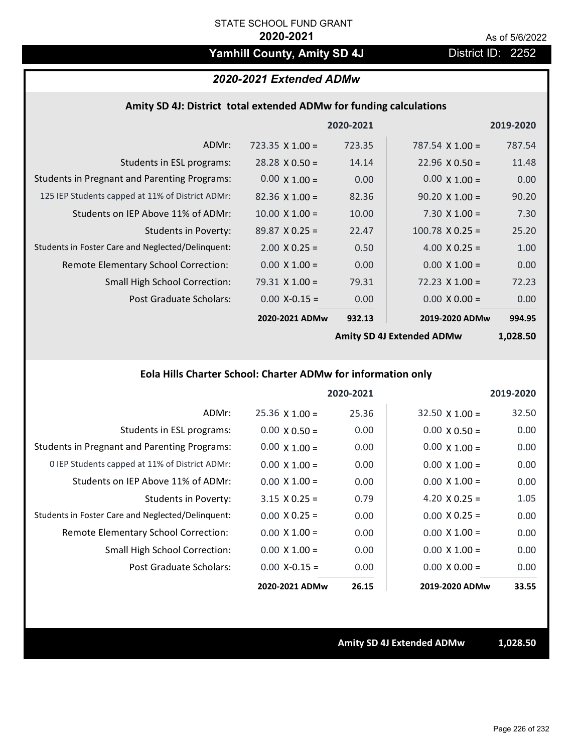STATE SCHOOL FUND GRANT

**2020-2021**

As of 5/6/2022

## Yamhill County, Amity SD 4J

District ID: 2252

### *2020-2021 Extended ADMw*

#### Amity SD 4J: District total extended ADMw for funding calculations

| | 2020-2021 | | 2019-2020 | |
|---|---|---|---|---|
| ADMr: | 723.35 X 1.00 = | 723.35 | 787.54 X 1.00 = | 787.54 |
| Students in ESL programs: | 28.28 X 0.50 = | 14.14 | 22.96 X 0.50 = | 11.48 |
| Students in Pregnant and Parenting Programs: | 0.00 X 1.00 = | 0.00 | 0.00 X 1.00 = | 0.00 |
| 125 IEP Students capped at 11% of District ADMr: | 82.36 X 1.00 = | 82.36 | 90.20 X 1.00 = | 90.20 |
| Students on IEP Above 11% of ADMr: | 10.00 X 1.00 = | 10.00 | 7.30 X 1.00 = | 7.30 |
| Students in Poverty: | 89.87 X 0.25 = | 22.47 | 100.78 X 0.25 = | 25.20 |
| Students in Foster Care and Neglected/Delinquent: | 2.00 X 0.25 = | 0.50 | 4.00 X 0.25 = | 1.00 |
| Remote Elementary School Correction: | 0.00 X 1.00 = | 0.00 | 0.00 X 1.00 = | 0.00 |
| Small High School Correction: | 79.31 X 1.00 = | 79.31 | 72.23 X 1.00 = | 72.23 |
| Post Graduate Scholars: | 0.00 X-0.15 = | 0.00 | 0.00 X 0.00 = | 0.00 |
| | **2020-2021 ADMw** | **932.13** | **2019-2020 ADMw** | **994.95** |
| | | | **Amity SD 4J Extended ADMw** | **1,028.50** |

#### Eola Hills Charter School: Charter ADMw for information only

| | 2020-2021 | | 2019-2020 | |
|---|---|---|---|---|
| ADMr: | 25.36 X 1.00 = | 25.36 | 32.50 X 1.00 = | 32.50 |
| Students in ESL programs: | 0.00 X 0.50 = | 0.00 | 0.00 X 0.50 = | 0.00 |
| Students in Pregnant and Parenting Programs: | 0.00 X 1.00 = | 0.00 | 0.00 X 1.00 = | 0.00 |
| 0 IEP Students capped at 11% of District ADMr: | 0.00 X 1.00 = | 0.00 | 0.00 X 1.00 = | 0.00 |
| Students on IEP Above 11% of ADMr: | 0.00 X 1.00 = | 0.00 | 0.00 X 1.00 = | 0.00 |
| Students in Poverty: | 3.15 X 0.25 = | 0.79 | 4.20 X 0.25 = | 1.05 |
| Students in Foster Care and Neglected/Delinquent: | 0.00 X 0.25 = | 0.00 | 0.00 X 0.25 = | 0.00 |
| Remote Elementary School Correction: | 0.00 X 1.00 = | 0.00 | 0.00 X 1.00 = | 0.00 |
| Small High School Correction: | 0.00 X 1.00 = | 0.00 | 0.00 X 1.00 = | 0.00 |
| Post Graduate Scholars: | 0.00 X-0.15 = | 0.00 | 0.00 X 0.00 = | 0.00 |
| | **2020-2021 ADMw** | **26.15** | **2019-2020 ADMw** | **33.55** |

**Amity SD 4J Extended ADMw** **1,028.50**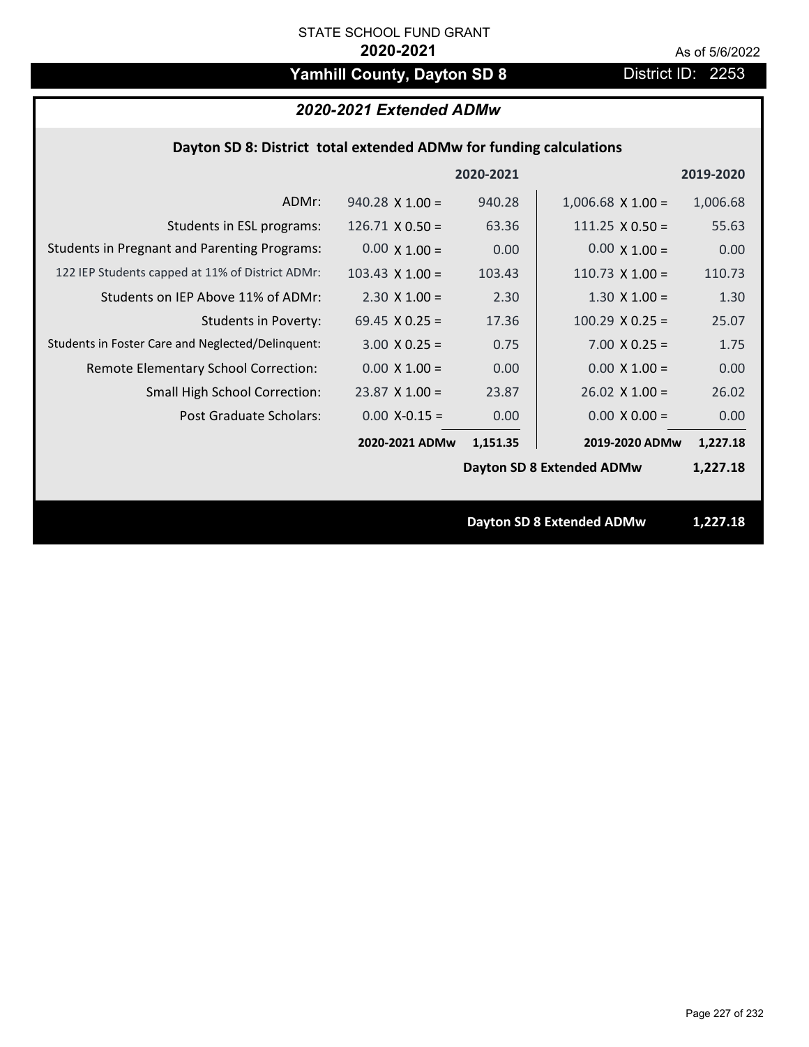STATE SCHOOL FUND GRANT

**2020-2021**

As of 5/6/2022

# Yamhill County, Dayton SD 8

District ID: 2253

## *2020-2021 Extended ADMw*

### Dayton SD 8: District total extended ADMw for funding calculations

| | 2020-2021 | | 2019-2020 | |
|---|---|---|---|---|
| ADMr: | 940.28 X 1.00 = | 940.28 | 1,006.68 X 1.00 = | 1,006.68 |
| Students in ESL programs: | 126.71 X 0.50 = | 63.36 | 111.25 X 0.50 = | 55.63 |
| Students in Pregnant and Parenting Programs: | 0.00 X 1.00 = | 0.00 | 0.00 X 1.00 = | 0.00 |
| 122 IEP Students capped at 11% of District ADMr: | 103.43 X 1.00 = | 103.43 | 110.73 X 1.00 = | 110.73 |
| Students on IEP Above 11% of ADMr: | 2.30 X 1.00 = | 2.30 | 1.30 X 1.00 = | 1.30 |
| Students in Poverty: | 69.45 X 0.25 = | 17.36 | 100.29 X 0.25 = | 25.07 |
| Students in Foster Care and Neglected/Delinquent: | 3.00 X 0.25 = | 0.75 | 7.00 X 0.25 = | 1.75 |
| Remote Elementary School Correction: | 0.00 X 1.00 = | 0.00 | 0.00 X 1.00 = | 0.00 |
| Small High School Correction: | 23.87 X 1.00 = | 23.87 | 26.02 X 1.00 = | 26.02 |
| Post Graduate Scholars: | 0.00 X-0.15 = | 0.00 | 0.00 X 0.00 = | 0.00 |
| | **2020-2021 ADMw** | **1,151.35** | **2019-2020 ADMw** | **1,227.18** |
| | | | **Dayton SD 8 Extended ADMw** | **1,227.18** |

**Dayton SD 8 Extended ADMw 1,227.18**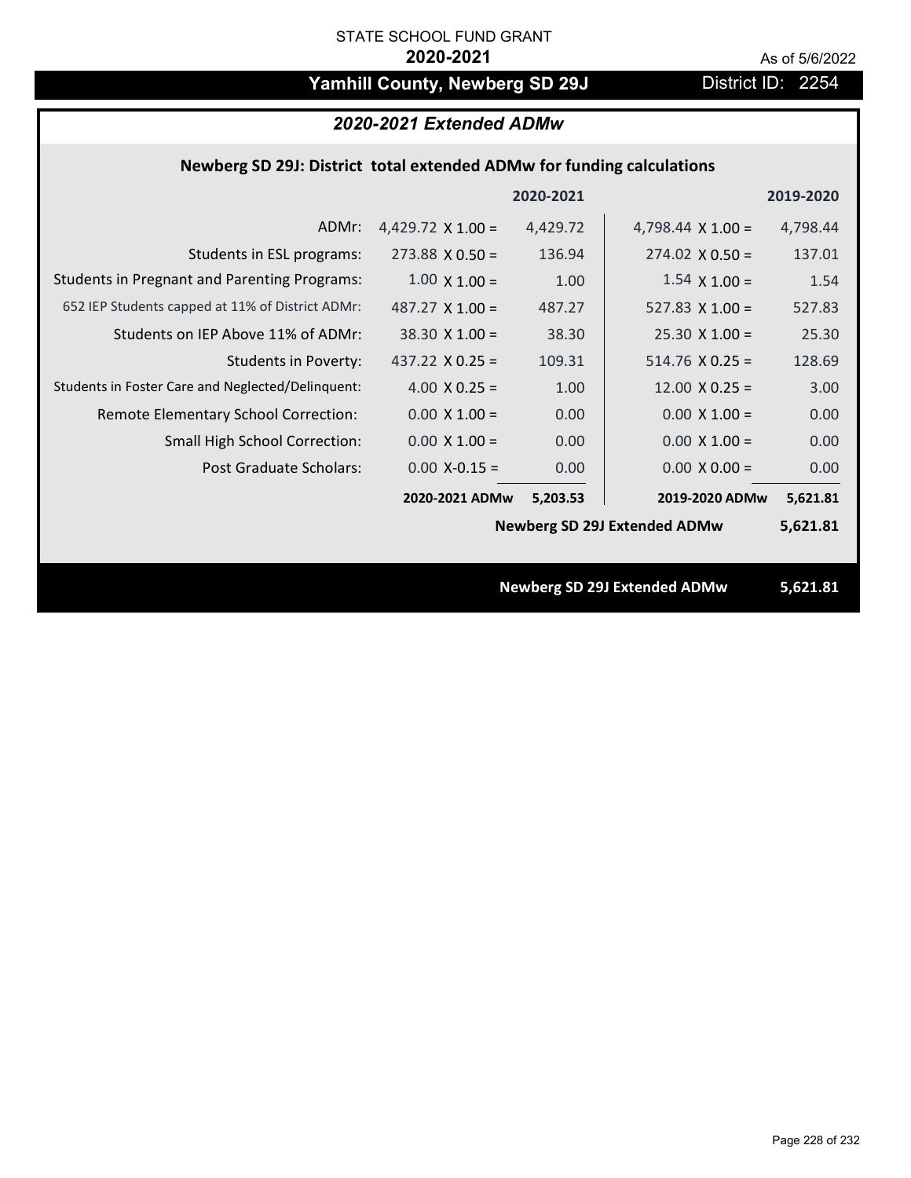STATE SCHOOL FUND GRANT

**2020-2021**

As of 5/6/2022

# Yamhill County, Newberg SD 29J

District ID: 2254

## *2020-2021 Extended ADMw*

### Newberg SD 29J: District total extended ADMw for funding calculations

| | 2020-2021 | | 2019-2020 | |
|---|---|---|---|---|
| ADMr: | 4,429.72 X 1.00 = | 4,429.72 | 4,798.44 X 1.00 = | 4,798.44 |
| Students in ESL programs: | 273.88 X 0.50 = | 136.94 | 274.02 X 0.50 = | 137.01 |
| Students in Pregnant and Parenting Programs: | 1.00 X 1.00 = | 1.00 | 1.54 X 1.00 = | 1.54 |
| 652 IEP Students capped at 11% of District ADMr: | 487.27 X 1.00 = | 487.27 | 527.83 X 1.00 = | 527.83 |
| Students on IEP Above 11% of ADMr: | 38.30 X 1.00 = | 38.30 | 25.30 X 1.00 = | 25.30 |
| Students in Poverty: | 437.22 X 0.25 = | 109.31 | 514.76 X 0.25 = | 128.69 |
| Students in Foster Care and Neglected/Delinquent: | 4.00 X 0.25 = | 1.00 | 12.00 X 0.25 = | 3.00 |
| Remote Elementary School Correction: | 0.00 X 1.00 = | 0.00 | 0.00 X 1.00 = | 0.00 |
| Small High School Correction: | 0.00 X 1.00 = | 0.00 | 0.00 X 1.00 = | 0.00 |
| Post Graduate Scholars: | 0.00 X-0.15 = | 0.00 | 0.00 X 0.00 = | 0.00 |
| | **2020-2021 ADMw** | **5,203.53** | **2019-2020 ADMw** | **5,621.81** |
| | | | **Newberg SD 29J Extended ADMw** | **5,621.81** |

**Newberg SD 29J Extended ADMw 5,621.81**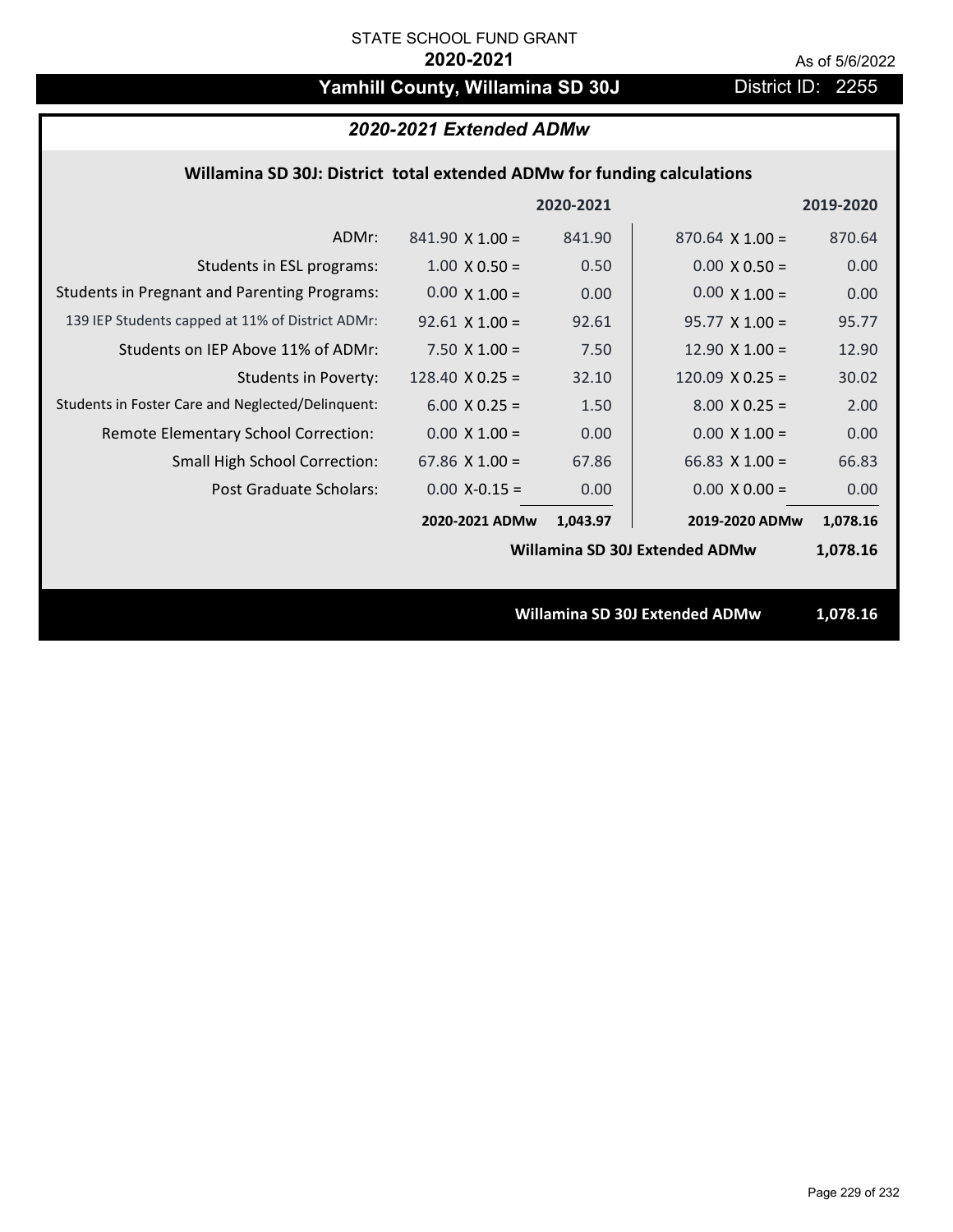STATE SCHOOL FUND GRANT

**2020-2021**

As of 5/6/2022

# Yamhill County, Willamina SD 30J

District ID: 2255

## *2020-2021 Extended ADMw*

### Willamina SD 30J: District total extended ADMw for funding calculations

| | | 2020-2021 | | 2019-2020 |
|---|---|---|---|---|
| ADMr: | 841.90 X 1.00 = | 841.90 | 870.64 X 1.00 = | 870.64 |
| Students in ESL programs: | 1.00 X 0.50 = | 0.50 | 0.00 X 0.50 = | 0.00 |
| Students in Pregnant and Parenting Programs: | 0.00 X 1.00 = | 0.00 | 0.00 X 1.00 = | 0.00 |
| 139 IEP Students capped at 11% of District ADMr: | 92.61 X 1.00 = | 92.61 | 95.77 X 1.00 = | 95.77 |
| Students on IEP Above 11% of ADMr: | 7.50 X 1.00 = | 7.50 | 12.90 X 1.00 = | 12.90 |
| Students in Poverty: | 128.40 X 0.25 = | 32.10 | 120.09 X 0.25 = | 30.02 |
| Students in Foster Care and Neglected/Delinquent: | 6.00 X 0.25 = | 1.50 | 8.00 X 0.25 = | 2.00 |
| Remote Elementary School Correction: | 0.00 X 1.00 = | 0.00 | 0.00 X 1.00 = | 0.00 |
| Small High School Correction: | 67.86 X 1.00 = | 67.86 | 66.83 X 1.00 = | 66.83 |
| Post Graduate Scholars: | 0.00 X-0.15 = | 0.00 | 0.00 X 0.00 = | 0.00 |
| | **2020-2021 ADMw** | **1,043.97** | **2019-2020 ADMw** | **1,078.16** |
| | | | **Willamina SD 30J Extended ADMw** | **1,078.16** |

**Willamina SD 30J Extended ADMw** **1,078.16**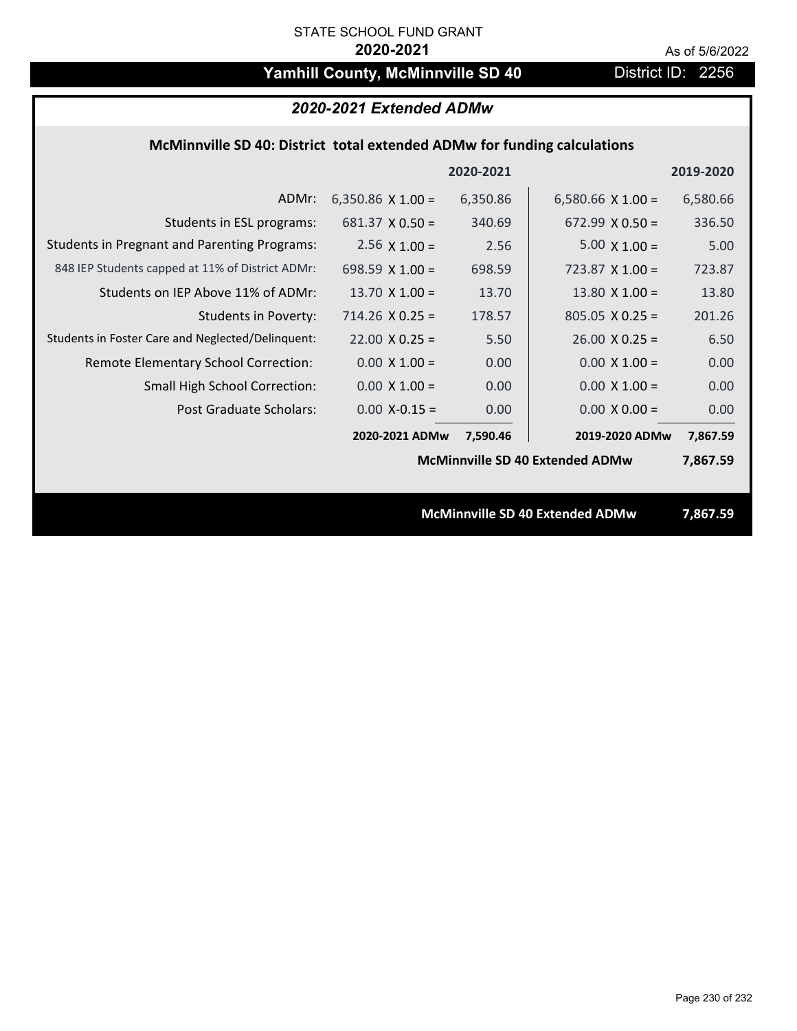STATE SCHOOL FUND GRANT

**2020-2021**

As of 5/6/2022

# Yamhill County, McMinnville SD 40

District ID: 2256

## *2020-2021 Extended ADMw*

### McMinnville SD 40: District total extended ADMw for funding calculations

| | | 2020-2021 | | 2019-2020 |
|---|---|---|---|---|
| ADMr: | 6,350.86 X 1.00 = | 6,350.86 | 6,580.66 X 1.00 = | 6,580.66 |
| Students in ESL programs: | 681.37 X 0.50 = | 340.69 | 672.99 X 0.50 = | 336.50 |
| Students in Pregnant and Parenting Programs: | 2.56 X 1.00 = | 2.56 | 5.00 X 1.00 = | 5.00 |
| 848 IEP Students capped at 11% of District ADMr: | 698.59 X 1.00 = | 698.59 | 723.87 X 1.00 = | 723.87 |
| Students on IEP Above 11% of ADMr: | 13.70 X 1.00 = | 13.70 | 13.80 X 1.00 = | 13.80 |
| Students in Poverty: | 714.26 X 0.25 = | 178.57 | 805.05 X 0.25 = | 201.26 |
| Students in Foster Care and Neglected/Delinquent: | 22.00 X 0.25 = | 5.50 | 26.00 X 0.25 = | 6.50 |
| Remote Elementary School Correction: | 0.00 X 1.00 = | 0.00 | 0.00 X 1.00 = | 0.00 |
| Small High School Correction: | 0.00 X 1.00 = | 0.00 | 0.00 X 1.00 = | 0.00 |
| Post Graduate Scholars: | 0.00 X-0.15 = | 0.00 | 0.00 X 0.00 = | 0.00 |
| | **2020-2021 ADMw** | **7,590.46** | **2019-2020 ADMw** | **7,867.59** |
| | | | **McMinnville SD 40 Extended ADMw** | **7,867.59** |

**McMinnville SD 40 Extended ADMw 7,867.59**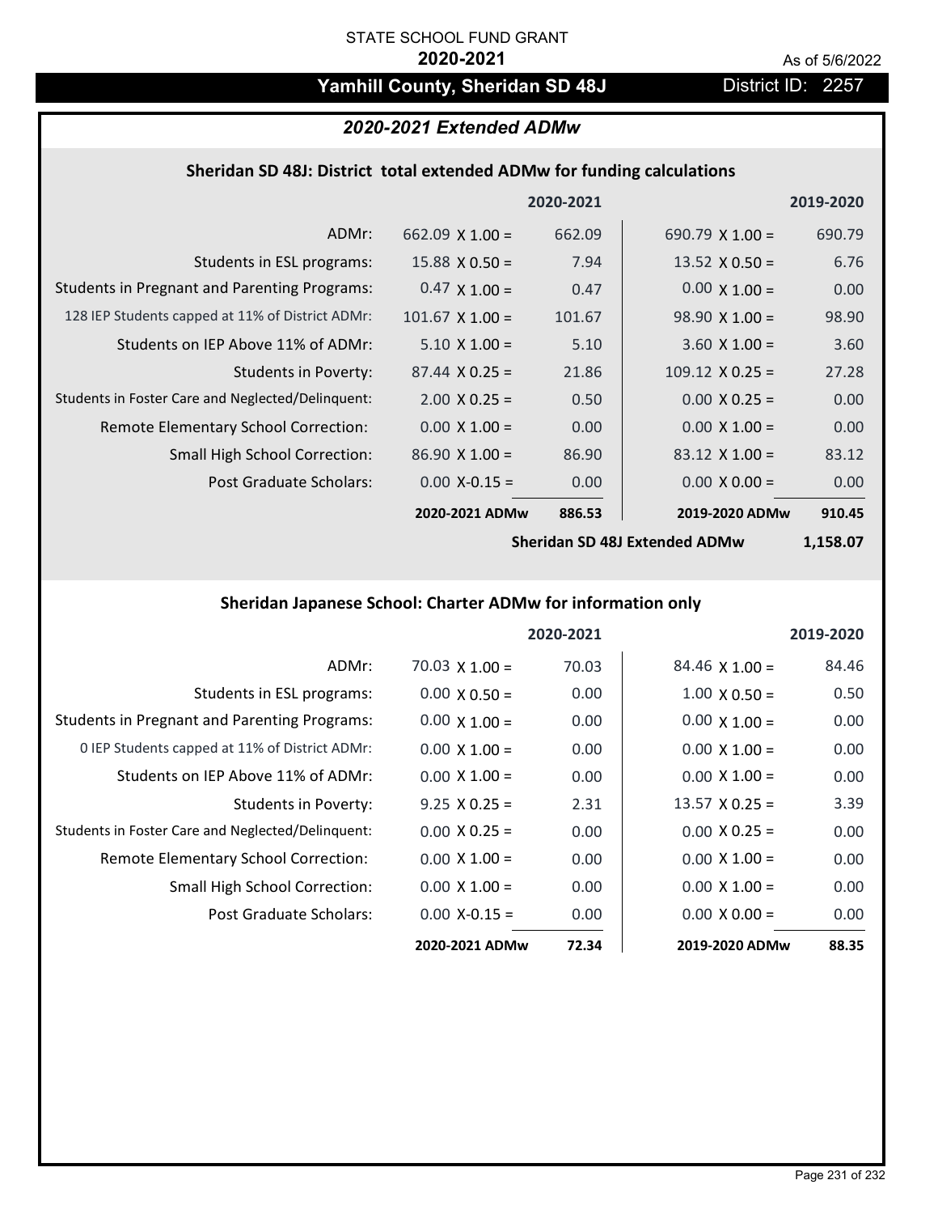STATE SCHOOL FUND GRANT

**2020-2021**

As of 5/6/2022

## Yamhill County, Sheridan SD 48J

District ID: 2257

### *2020-2021 Extended ADMw*

#### Sheridan SD 48J: District total extended ADMw for funding calculations

| | 2020-2021 | | 2019-2020 | |
|---|---|---|---|---|
| ADMr: | 662.09 X 1.00 = | 662.09 | 690.79 X 1.00 = | 690.79 |
| Students in ESL programs: | 15.88 X 0.50 = | 7.94 | 13.52 X 0.50 = | 6.76 |
| Students in Pregnant and Parenting Programs: | 0.47 X 1.00 = | 0.47 | 0.00 X 1.00 = | 0.00 |
| 128 IEP Students capped at 11% of District ADMr: | 101.67 X 1.00 = | 101.67 | 98.90 X 1.00 = | 98.90 |
| Students on IEP Above 11% of ADMr: | 5.10 X 1.00 = | 5.10 | 3.60 X 1.00 = | 3.60 |
| Students in Poverty: | 87.44 X 0.25 = | 21.86 | 109.12 X 0.25 = | 27.28 |
| Students in Foster Care and Neglected/Delinquent: | 2.00 X 0.25 = | 0.50 | 0.00 X 0.25 = | 0.00 |
| Remote Elementary School Correction: | 0.00 X 1.00 = | 0.00 | 0.00 X 1.00 = | 0.00 |
| Small High School Correction: | 86.90 X 1.00 = | 86.90 | 83.12 X 1.00 = | 83.12 |
| Post Graduate Scholars: | 0.00 X-0.15 = | 0.00 | 0.00 X 0.00 = | 0.00 |
| | **2020-2021 ADMw** | **886.53** | **2019-2020 ADMw** | **910.45** |
| | | | **Sheridan SD 48J Extended ADMw** | **1,158.07** |

#### Sheridan Japanese School: Charter ADMw for information only

| | 2020-2021 | | 2019-2020 | |
|---|---|---|---|---|
| ADMr: | 70.03 X 1.00 = | 70.03 | 84.46 X 1.00 = | 84.46 |
| Students in ESL programs: | 0.00 X 0.50 = | 0.00 | 1.00 X 0.50 = | 0.50 |
| Students in Pregnant and Parenting Programs: | 0.00 X 1.00 = | 0.00 | 0.00 X 1.00 = | 0.00 |
| 0 IEP Students capped at 11% of District ADMr: | 0.00 X 1.00 = | 0.00 | 0.00 X 1.00 = | 0.00 |
| Students on IEP Above 11% of ADMr: | 0.00 X 1.00 = | 0.00 | 0.00 X 1.00 = | 0.00 |
| Students in Poverty: | 9.25 X 0.25 = | 2.31 | 13.57 X 0.25 = | 3.39 |
| Students in Foster Care and Neglected/Delinquent: | 0.00 X 0.25 = | 0.00 | 0.00 X 0.25 = | 0.00 |
| Remote Elementary School Correction: | 0.00 X 1.00 = | 0.00 | 0.00 X 1.00 = | 0.00 |
| Small High School Correction: | 0.00 X 1.00 = | 0.00 | 0.00 X 1.00 = | 0.00 |
| Post Graduate Scholars: | 0.00 X-0.15 = | 0.00 | 0.00 X 0.00 = | 0.00 |
| | **2020-2021 ADMw** | **72.34** | **2019-2020 ADMw** | **88.35** |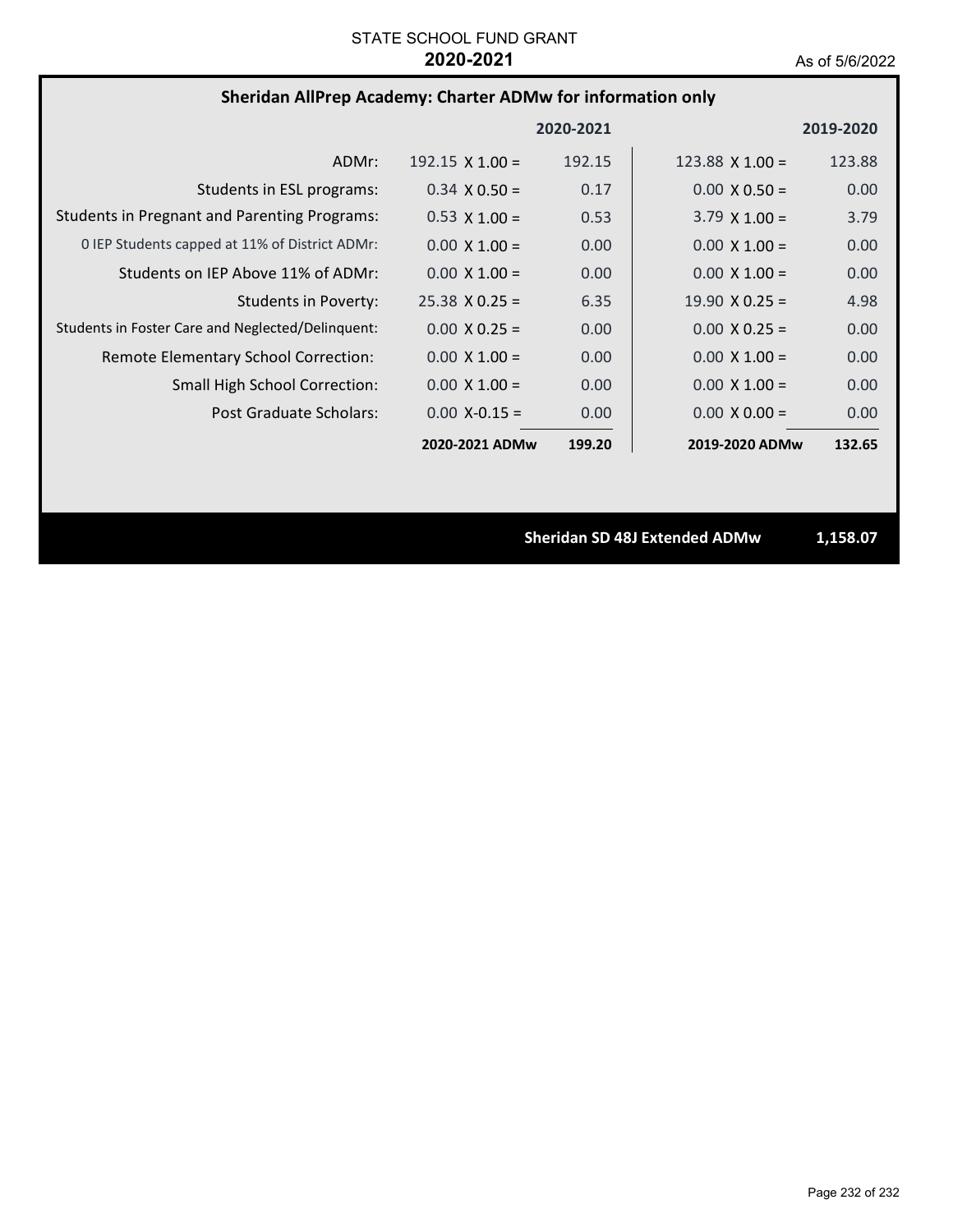STATE SCHOOL FUND GRANT

**2020-2021**

As of 5/6/2022

## Sheridan AllPrep Academy: Charter ADMw for information only

| | 2020-2021 | | 2019-2020 | |
|---|---|---|---|---|
| ADMr: | 192.15 X 1.00 = | 192.15 | 123.88 X 1.00 = | 123.88 |
| Students in ESL programs: | 0.34 X 0.50 = | 0.17 | 0.00 X 0.50 = | 0.00 |
| Students in Pregnant and Parenting Programs: | 0.53 X 1.00 = | 0.53 | 3.79 X 1.00 = | 3.79 |
| 0 IEP Students capped at 11% of District ADMr: | 0.00 X 1.00 = | 0.00 | 0.00 X 1.00 = | 0.00 |
| Students on IEP Above 11% of ADMr: | 0.00 X 1.00 = | 0.00 | 0.00 X 1.00 = | 0.00 |
| Students in Poverty: | 25.38 X 0.25 = | 6.35 | 19.90 X 0.25 = | 4.98 |
| Students in Foster Care and Neglected/Delinquent: | 0.00 X 0.25 = | 0.00 | 0.00 X 0.25 = | 0.00 |
| Remote Elementary School Correction: | 0.00 X 1.00 = | 0.00 | 0.00 X 1.00 = | 0.00 |
| Small High School Correction: | 0.00 X 1.00 = | 0.00 | 0.00 X 1.00 = | 0.00 |
| Post Graduate Scholars: | 0.00 X-0.15 = | 0.00 | 0.00 X 0.00 = | 0.00 |
| | **2020-2021 ADMw** | **199.20** | **2019-2020 ADMw** | **132.65** |

**Sheridan SD 48J Extended ADMw** **1,158.07**